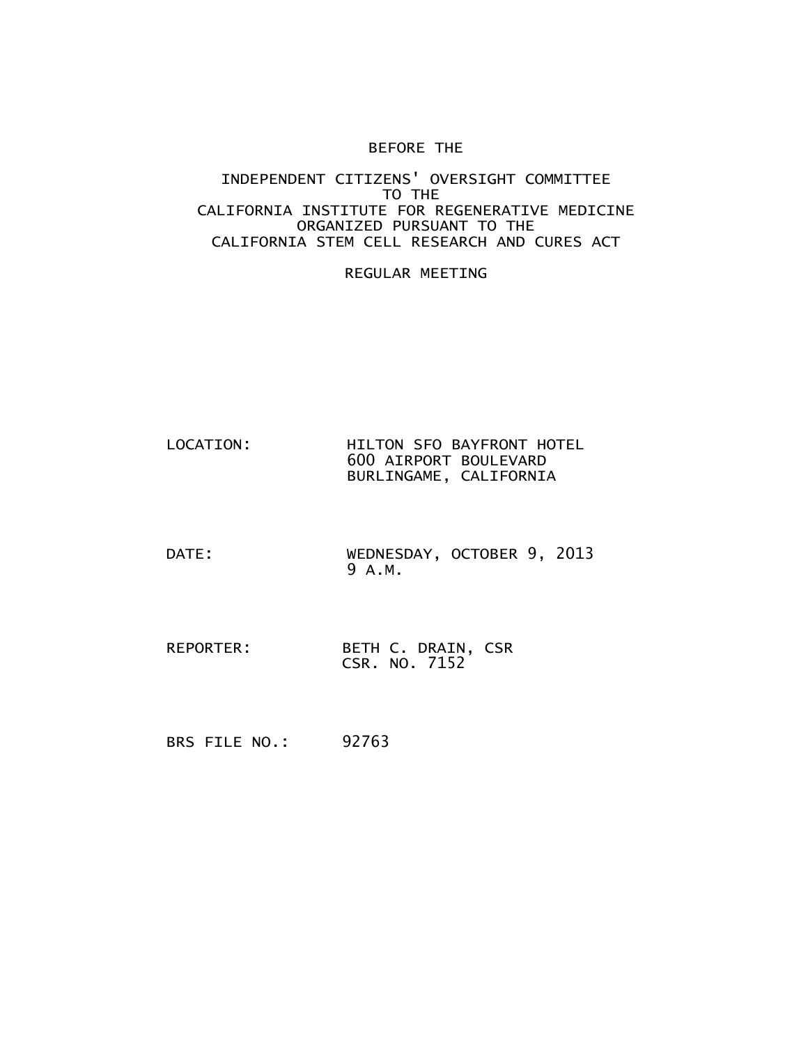BEFORE THE

INDEPENDENT CITIZENS' OVERSIGHT COMMITTEE
TO THE
CALIFORNIA INSTITUTE FOR REGENERATIVE MEDICINE
ORGANIZED PURSUANT TO THE
CALIFORNIA STEM CELL RESEARCH AND CURES ACT

REGULAR MEETING

LOCATION: HILTON SFO BAYFRONT HOTEL
600 AIRPORT BOULEVARD
BURLINGAME, CALIFORNIA

DATE: WEDNESDAY, OCTOBER 9, 2013
9 A.M.

REPORTER: BETH C. DRAIN, CSR
CSR. NO. 7152

BRS FILE NO.: 92763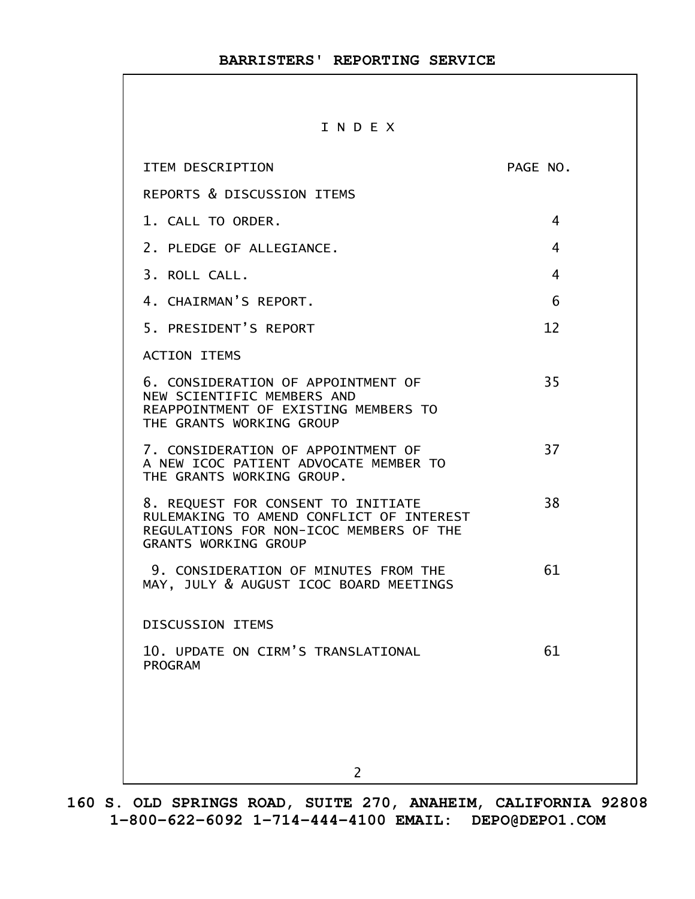# I N D E X

| ITEM DESCRIPTION | PAGE NO. |
|---|---|
| REPORTS & DISCUSSION ITEMS | |
| 1. CALL TO ORDER. | 4 |
| 2. PLEDGE OF ALLEGIANCE. | 4 |
| 3. ROLL CALL. | 4 |
| 4. CHAIRMAN'S REPORT. | 6 |
| 5. PRESIDENT'S REPORT | 12 |
| ACTION ITEMS | |
| 6. CONSIDERATION OF APPOINTMENT OF NEW SCIENTIFIC MEMBERS AND REAPPOINTMENT OF EXISTING MEMBERS TO THE GRANTS WORKING GROUP | 35 |
| 7. CONSIDERATION OF APPOINTMENT OF A NEW ICOC PATIENT ADVOCATE MEMBER TO THE GRANTS WORKING GROUP. | 37 |
| 8. REQUEST FOR CONSENT TO INITIATE RULEMAKING TO AMEND CONFLICT OF INTEREST REGULATIONS FOR NON-ICOC MEMBERS OF THE GRANTS WORKING GROUP | 38 |
| 9. CONSIDERATION OF MINUTES FROM THE MAY, JULY & AUGUST ICOC BOARD MEETINGS | 61 |
| DISCUSSION ITEMS | |
| 10. UPDATE ON CIRM'S TRANSLATIONAL PROGRAM | 61 |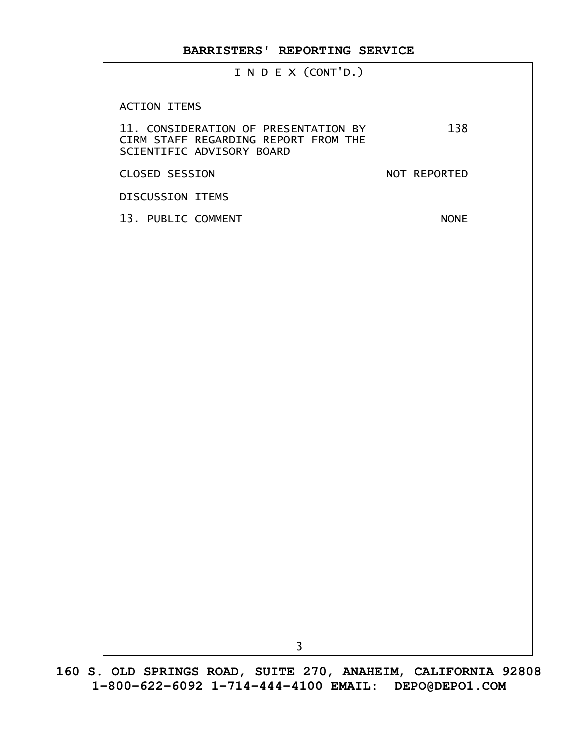I N D E X (CONT'D.)

ACTION ITEMS

| | |
|---|---|
| 11. CONSIDERATION OF PRESENTATION BY CIRM STAFF REGARDING REPORT FROM THE SCIENTIFIC ADVISORY BOARD | 138 |
| CLOSED SESSION | NOT REPORTED |

DISCUSSION ITEMS

| | |
|---|---|
| 13. PUBLIC COMMENT | NONE |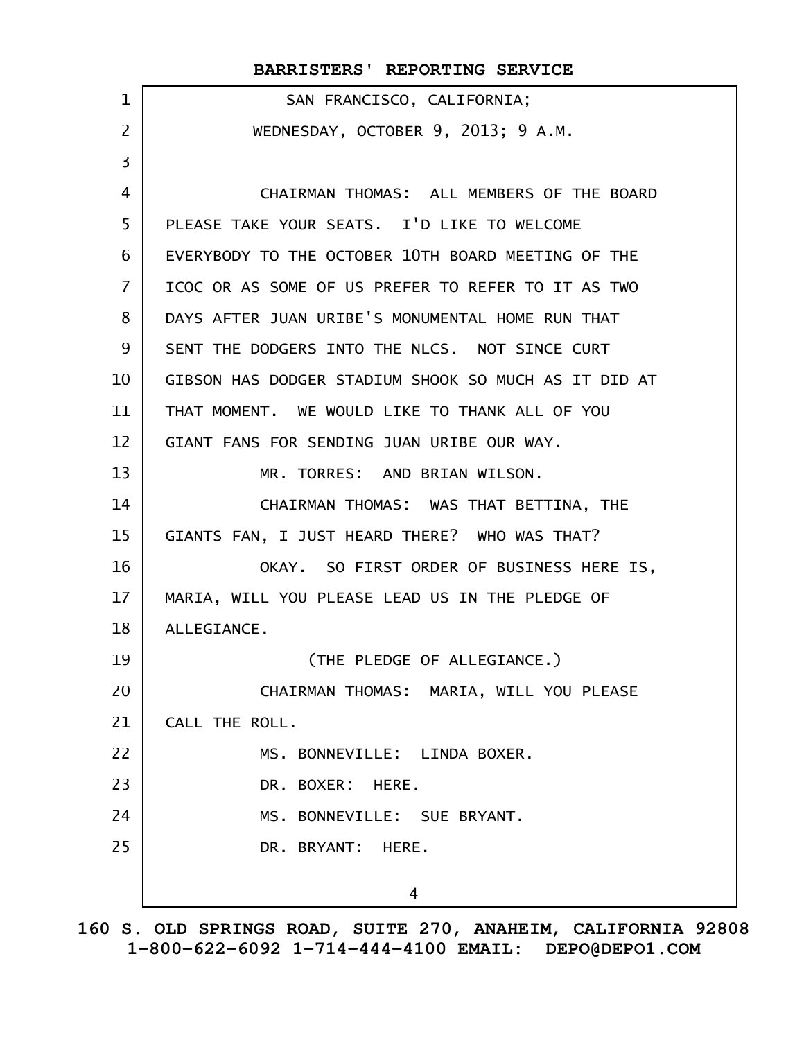SAN FRANCISCO, CALIFORNIA;

WEDNESDAY, OCTOBER 9, 2013; 9 A.M.

CHAIRMAN THOMAS: ALL MEMBERS OF THE BOARD PLEASE TAKE YOUR SEATS. I'D LIKE TO WELCOME EVERYBODY TO THE OCTOBER 10TH BOARD MEETING OF THE ICOC OR AS SOME OF US PREFER TO REFER TO IT AS TWO DAYS AFTER JUAN URIBE'S MONUMENTAL HOME RUN THAT SENT THE DODGERS INTO THE NLCS. NOT SINCE CURT GIBSON HAS DODGER STADIUM SHOOK SO MUCH AS IT DID AT THAT MOMENT. WE WOULD LIKE TO THANK ALL OF YOU GIANT FANS FOR SENDING JUAN URIBE OUR WAY.

MR. TORRES: AND BRIAN WILSON.

CHAIRMAN THOMAS: WAS THAT BETTINA, THE GIANTS FAN, I JUST HEARD THERE? WHO WAS THAT?

OKAY. SO FIRST ORDER OF BUSINESS HERE IS, MARIA, WILL YOU PLEASE LEAD US IN THE PLEDGE OF ALLEGIANCE.

(THE PLEDGE OF ALLEGIANCE.)

CHAIRMAN THOMAS: MARIA, WILL YOU PLEASE CALL THE ROLL.

MS. BONNEVILLE: LINDA BOXER.

DR. BOXER: HERE.

MS. BONNEVILLE: SUE BRYANT.

DR. BRYANT: HERE.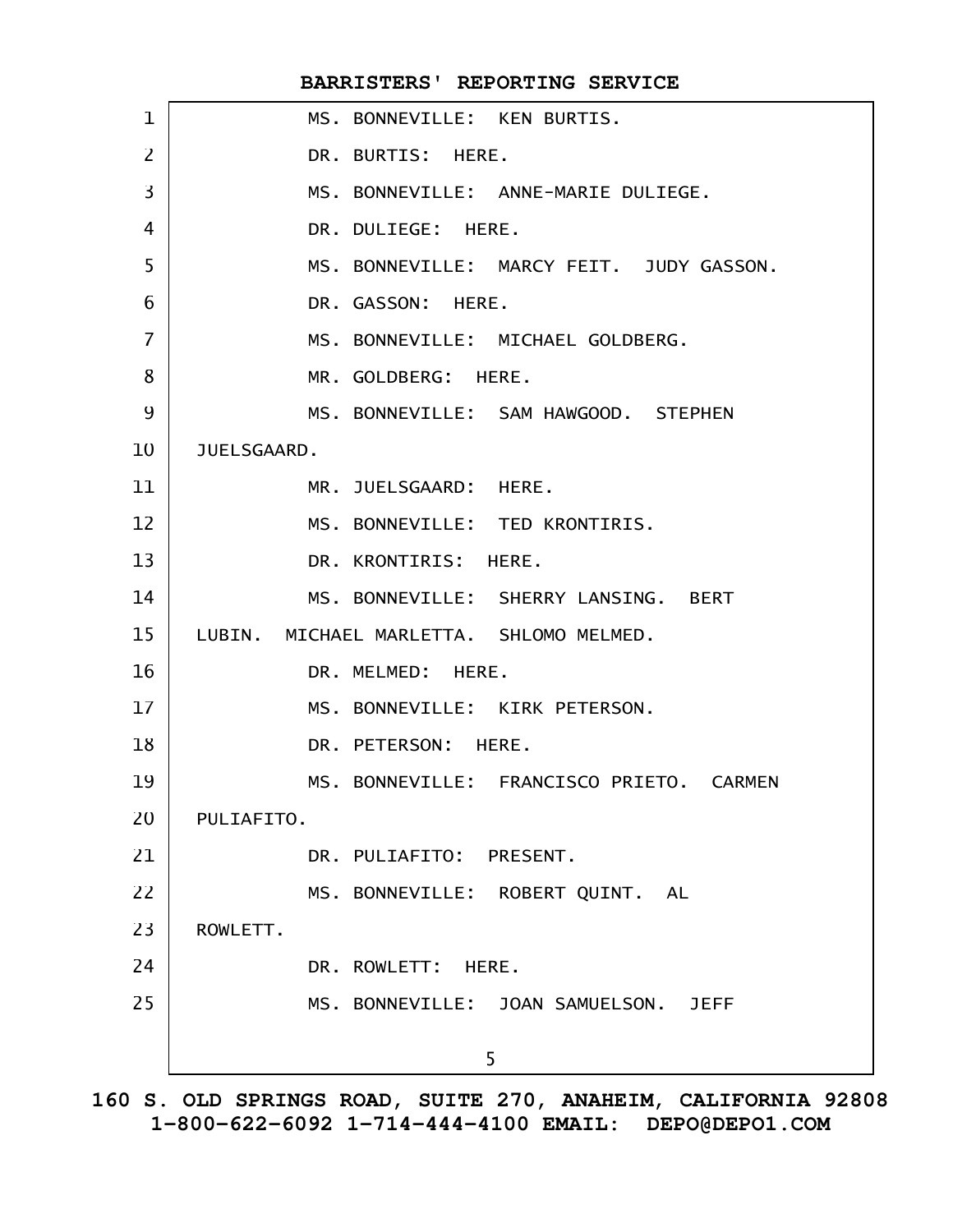MS. BONNEVILLE: KEN BURTIS.

DR. BURTIS: HERE.

MS. BONNEVILLE: ANNE-MARIE DULIEGE.

DR. DULIEGE: HERE.

MS. BONNEVILLE: MARCY FEIT. JUDY GASSON.

DR. GASSON: HERE.

MS. BONNEVILLE: MICHAEL GOLDBERG.

MR. GOLDBERG: HERE.

MS. BONNEVILLE: SAM HAWGOOD. STEPHEN JUELSGAARD.

MR. JUELSGAARD: HERE.

MS. BONNEVILLE: TED KRONTIRIS.

DR. KRONTIRIS: HERE.

MS. BONNEVILLE: SHERRY LANSING. BERT LUBIN. MICHAEL MARLETTA. SHLOMO MELMED.

DR. MELMED: HERE.

MS. BONNEVILLE: KIRK PETERSON.

DR. PETERSON: HERE.

MS. BONNEVILLE: FRANCISCO PRIETO. CARMEN PULIAFITO.

DR. PULIAFITO: PRESENT.

MS. BONNEVILLE: ROBERT QUINT. AL ROWLETT.

DR. ROWLETT: HERE.

MS. BONNEVILLE: JOAN SAMUELSON. JEFF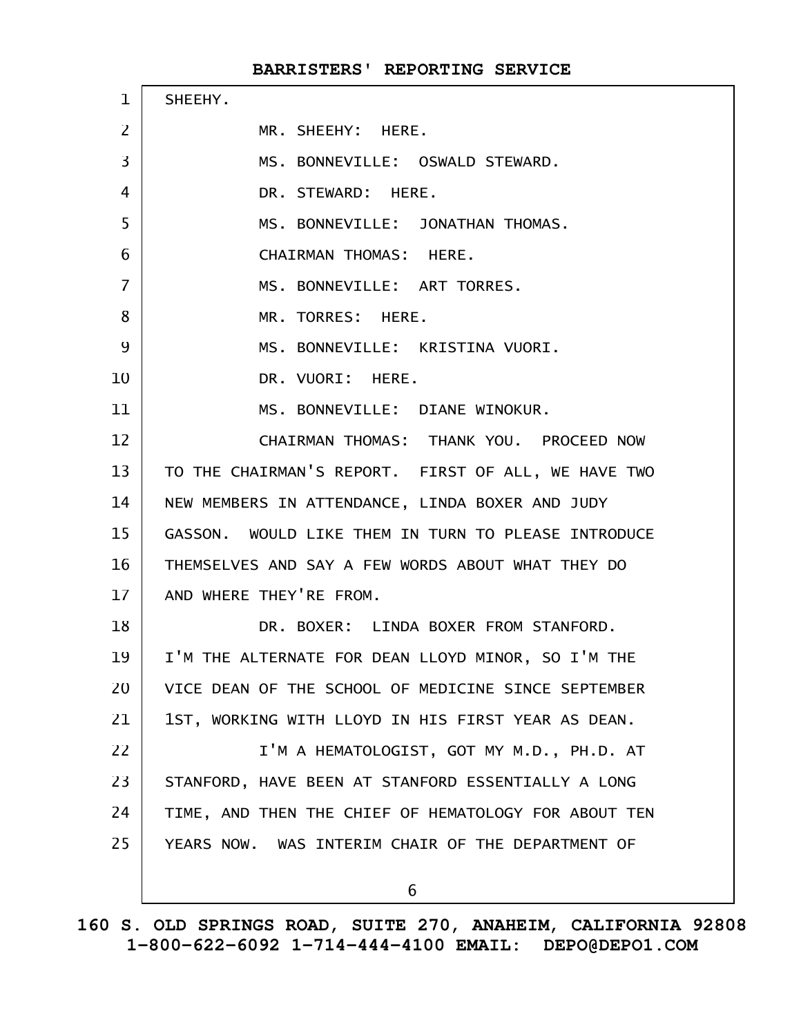SHEEHY.

MR. SHEEHY: HERE.

MS. BONNEVILLE: OSWALD STEWARD.

DR. STEWARD: HERE.

MS. BONNEVILLE: JONATHAN THOMAS.

CHAIRMAN THOMAS: HERE.

MS. BONNEVILLE: ART TORRES.

MR. TORRES: HERE.

MS. BONNEVILLE: KRISTINA VUORI.

DR. VUORI: HERE.

MS. BONNEVILLE: DIANE WINOKUR.

CHAIRMAN THOMAS: THANK YOU. PROCEED NOW TO THE CHAIRMAN'S REPORT. FIRST OF ALL, WE HAVE TWO NEW MEMBERS IN ATTENDANCE, LINDA BOXER AND JUDY GASSON. WOULD LIKE THEM IN TURN TO PLEASE INTRODUCE THEMSELVES AND SAY A FEW WORDS ABOUT WHAT THEY DO AND WHERE THEY'RE FROM.

DR. BOXER: LINDA BOXER FROM STANFORD. I'M THE ALTERNATE FOR DEAN LLOYD MINOR, SO I'M THE VICE DEAN OF THE SCHOOL OF MEDICINE SINCE SEPTEMBER 1ST, WORKING WITH LLOYD IN HIS FIRST YEAR AS DEAN.

I'M A HEMATOLOGIST, GOT MY M.D., PH.D. AT STANFORD, HAVE BEEN AT STANFORD ESSENTIALLY A LONG TIME, AND THEN THE CHIEF OF HEMATOLOGY FOR ABOUT TEN YEARS NOW. WAS INTERIM CHAIR OF THE DEPARTMENT OF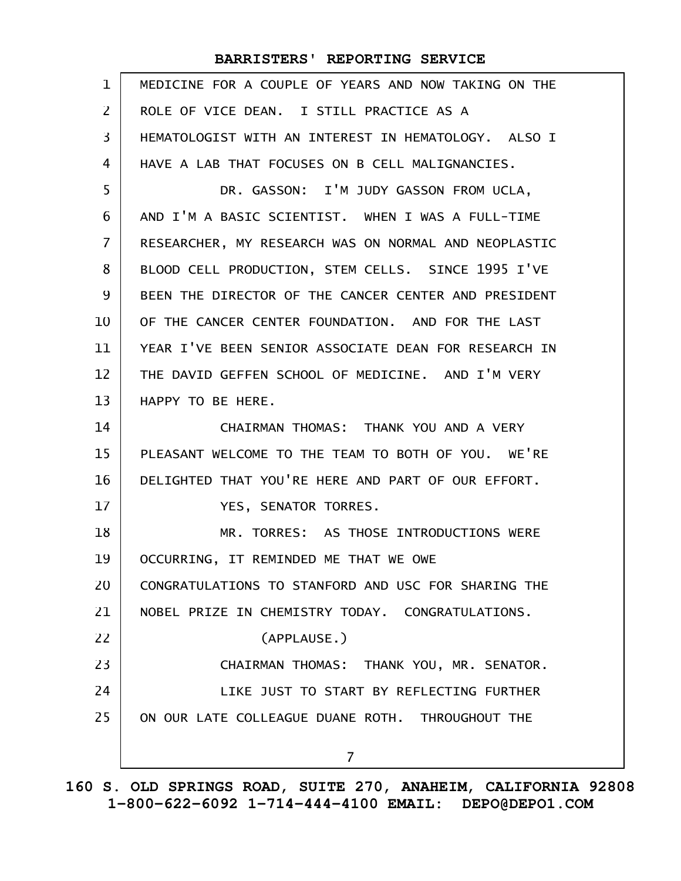MEDICINE FOR A COUPLE OF YEARS AND NOW TAKING ON THE ROLE OF VICE DEAN. I STILL PRACTICE AS A HEMATOLOGIST WITH AN INTEREST IN HEMATOLOGY. ALSO I HAVE A LAB THAT FOCUSES ON B CELL MALIGNANCIES.

DR. GASSON: I'M JUDY GASSON FROM UCLA, AND I'M A BASIC SCIENTIST. WHEN I WAS A FULL-TIME RESEARCHER, MY RESEARCH WAS ON NORMAL AND NEOPLASTIC BLOOD CELL PRODUCTION, STEM CELLS. SINCE 1995 I'VE BEEN THE DIRECTOR OF THE CANCER CENTER AND PRESIDENT OF THE CANCER CENTER FOUNDATION. AND FOR THE LAST YEAR I'VE BEEN SENIOR ASSOCIATE DEAN FOR RESEARCH IN THE DAVID GEFFEN SCHOOL OF MEDICINE. AND I'M VERY HAPPY TO BE HERE.

CHAIRMAN THOMAS: THANK YOU AND A VERY PLEASANT WELCOME TO THE TEAM TO BOTH OF YOU. WE'RE DELIGHTED THAT YOU'RE HERE AND PART OF OUR EFFORT.

YES, SENATOR TORRES.

MR. TORRES: AS THOSE INTRODUCTIONS WERE OCCURRING, IT REMINDED ME THAT WE OWE CONGRATULATIONS TO STANFORD AND USC FOR SHARING THE NOBEL PRIZE IN CHEMISTRY TODAY. CONGRATULATIONS.

(APPLAUSE.)

CHAIRMAN THOMAS: THANK YOU, MR. SENATOR.

LIKE JUST TO START BY REFLECTING FURTHER ON OUR LATE COLLEAGUE DUANE ROTH. THROUGHOUT THE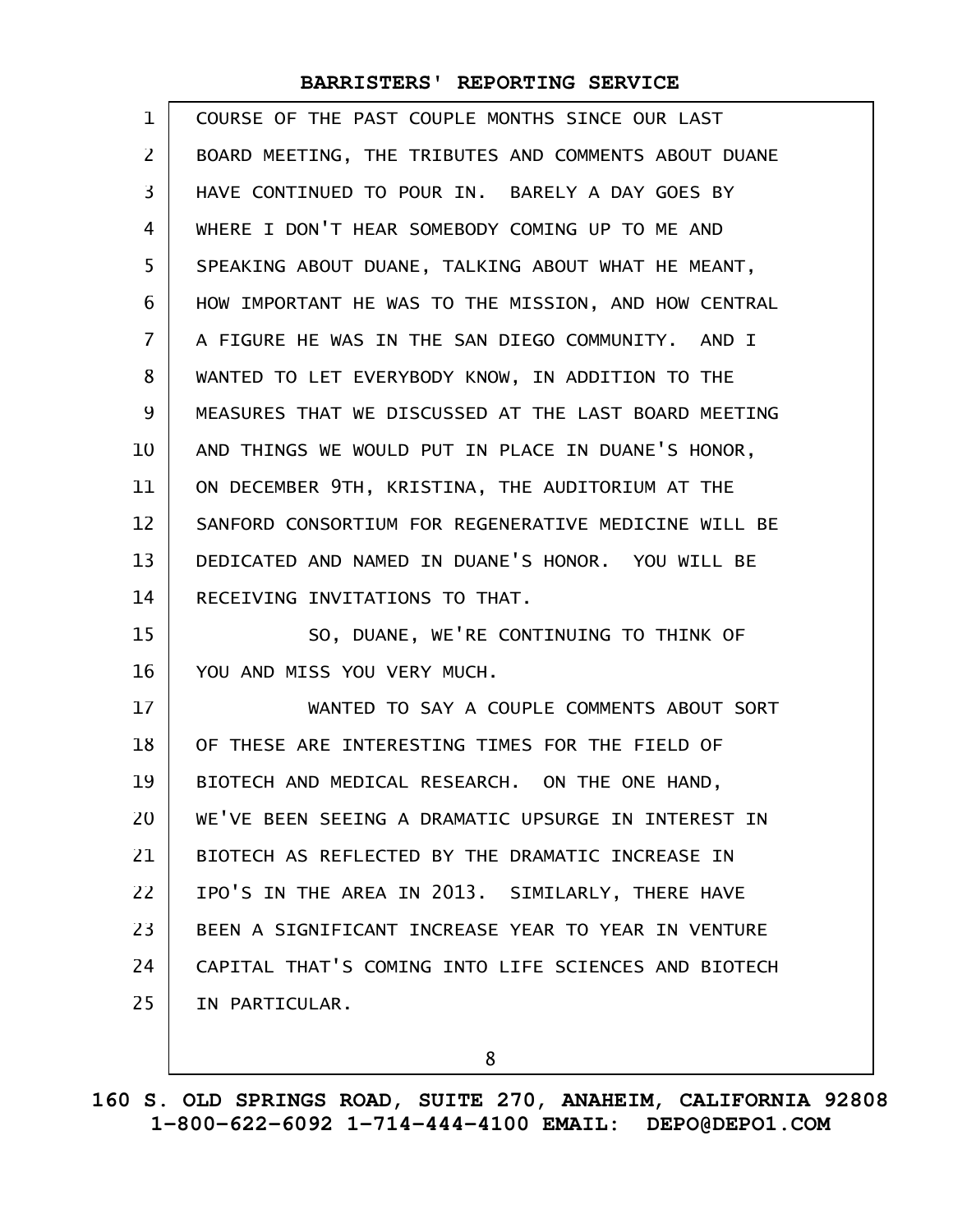COURSE OF THE PAST COUPLE MONTHS SINCE OUR LAST BOARD MEETING, THE TRIBUTES AND COMMENTS ABOUT DUANE HAVE CONTINUED TO POUR IN. BARELY A DAY GOES BY WHERE I DON'T HEAR SOMEBODY COMING UP TO ME AND SPEAKING ABOUT DUANE, TALKING ABOUT WHAT HE MEANT, HOW IMPORTANT HE WAS TO THE MISSION, AND HOW CENTRAL A FIGURE HE WAS IN THE SAN DIEGO COMMUNITY. AND I WANTED TO LET EVERYBODY KNOW, IN ADDITION TO THE MEASURES THAT WE DISCUSSED AT THE LAST BOARD MEETING AND THINGS WE WOULD PUT IN PLACE IN DUANE'S HONOR, ON DECEMBER 9TH, KRISTINA, THE AUDITORIUM AT THE SANFORD CONSORTIUM FOR REGENERATIVE MEDICINE WILL BE DEDICATED AND NAMED IN DUANE'S HONOR. YOU WILL BE RECEIVING INVITATIONS TO THAT.

SO, DUANE, WE'RE CONTINUING TO THINK OF YOU AND MISS YOU VERY MUCH.

WANTED TO SAY A COUPLE COMMENTS ABOUT SORT OF THESE ARE INTERESTING TIMES FOR THE FIELD OF BIOTECH AND MEDICAL RESEARCH. ON THE ONE HAND, WE'VE BEEN SEEING A DRAMATIC UPSURGE IN INTEREST IN BIOTECH AS REFLECTED BY THE DRAMATIC INCREASE IN IPO'S IN THE AREA IN 2013. SIMILARLY, THERE HAVE BEEN A SIGNIFICANT INCREASE YEAR TO YEAR IN VENTURE CAPITAL THAT'S COMING INTO LIFE SCIENCES AND BIOTECH IN PARTICULAR.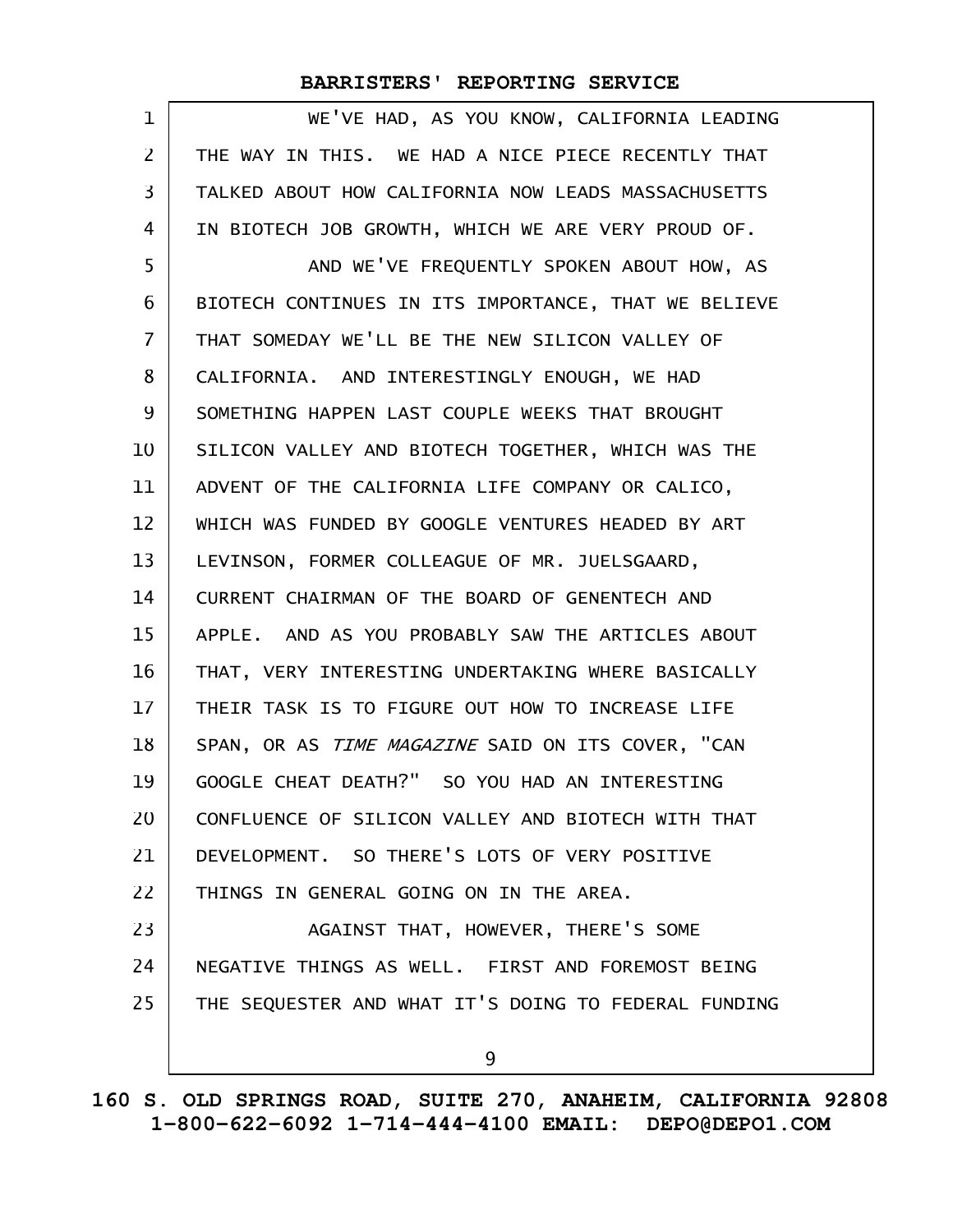WE'VE HAD, AS YOU KNOW, CALIFORNIA LEADING THE WAY IN THIS. WE HAD A NICE PIECE RECENTLY THAT TALKED ABOUT HOW CALIFORNIA NOW LEADS MASSACHUSETTS IN BIOTECH JOB GROWTH, WHICH WE ARE VERY PROUD OF.

AND WE'VE FREQUENTLY SPOKEN ABOUT HOW, AS BIOTECH CONTINUES IN ITS IMPORTANCE, THAT WE BELIEVE THAT SOMEDAY WE'LL BE THE NEW SILICON VALLEY OF CALIFORNIA. AND INTERESTINGLY ENOUGH, WE HAD SOMETHING HAPPEN LAST COUPLE WEEKS THAT BROUGHT SILICON VALLEY AND BIOTECH TOGETHER, WHICH WAS THE ADVENT OF THE CALIFORNIA LIFE COMPANY OR CALICO, WHICH WAS FUNDED BY GOOGLE VENTURES HEADED BY ART LEVINSON, FORMER COLLEAGUE OF MR. JUELSGAARD, CURRENT CHAIRMAN OF THE BOARD OF GENENTECH AND APPLE. AND AS YOU PROBABLY SAW THE ARTICLES ABOUT THAT, VERY INTERESTING UNDERTAKING WHERE BASICALLY THEIR TASK IS TO FIGURE OUT HOW TO INCREASE LIFE SPAN, OR AS *TIME MAGAZINE* SAID ON ITS COVER, "CAN GOOGLE CHEAT DEATH?" SO YOU HAD AN INTERESTING CONFLUENCE OF SILICON VALLEY AND BIOTECH WITH THAT DEVELOPMENT. SO THERE'S LOTS OF VERY POSITIVE THINGS IN GENERAL GOING ON IN THE AREA.

AGAINST THAT, HOWEVER, THERE'S SOME NEGATIVE THINGS AS WELL. FIRST AND FOREMOST BEING THE SEQUESTER AND WHAT IT'S DOING TO FEDERAL FUNDING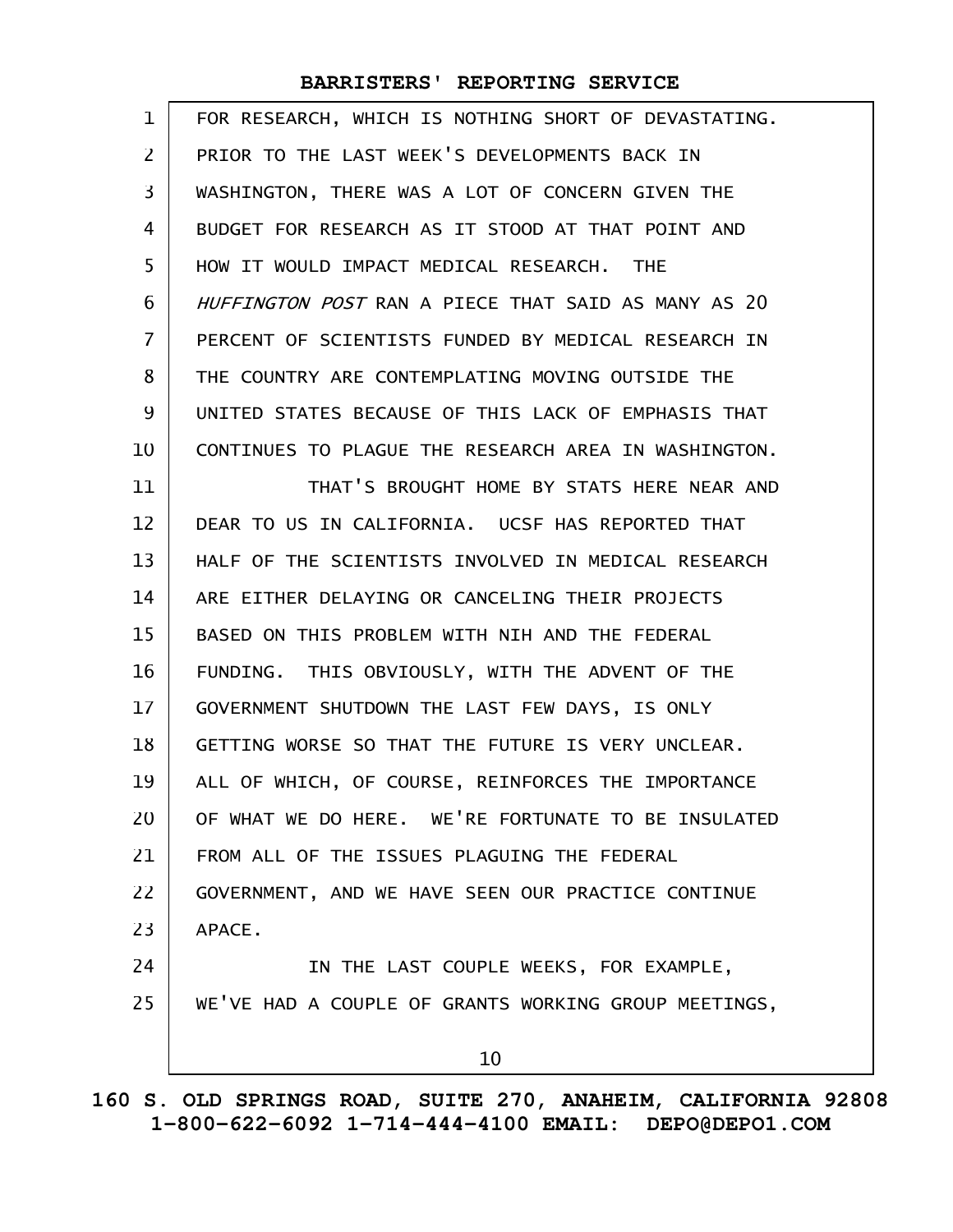FOR RESEARCH, WHICH IS NOTHING SHORT OF DEVASTATING. PRIOR TO THE LAST WEEK'S DEVELOPMENTS BACK IN WASHINGTON, THERE WAS A LOT OF CONCERN GIVEN THE BUDGET FOR RESEARCH AS IT STOOD AT THAT POINT AND HOW IT WOULD IMPACT MEDICAL RESEARCH. THE *HUFFINGTON POST* RAN A PIECE THAT SAID AS MANY AS 20 PERCENT OF SCIENTISTS FUNDED BY MEDICAL RESEARCH IN THE COUNTRY ARE CONTEMPLATING MOVING OUTSIDE THE UNITED STATES BECAUSE OF THIS LACK OF EMPHASIS THAT CONTINUES TO PLAGUE THE RESEARCH AREA IN WASHINGTON.

THAT'S BROUGHT HOME BY STATS HERE NEAR AND DEAR TO US IN CALIFORNIA. UCSF HAS REPORTED THAT HALF OF THE SCIENTISTS INVOLVED IN MEDICAL RESEARCH ARE EITHER DELAYING OR CANCELING THEIR PROJECTS BASED ON THIS PROBLEM WITH NIH AND THE FEDERAL FUNDING. THIS OBVIOUSLY, WITH THE ADVENT OF THE GOVERNMENT SHUTDOWN THE LAST FEW DAYS, IS ONLY GETTING WORSE SO THAT THE FUTURE IS VERY UNCLEAR. ALL OF WHICH, OF COURSE, REINFORCES THE IMPORTANCE OF WHAT WE DO HERE. WE'RE FORTUNATE TO BE INSULATED FROM ALL OF THE ISSUES PLAGUING THE FEDERAL GOVERNMENT, AND WE HAVE SEEN OUR PRACTICE CONTINUE APACE.

IN THE LAST COUPLE WEEKS, FOR EXAMPLE, WE'VE HAD A COUPLE OF GRANTS WORKING GROUP MEETINGS,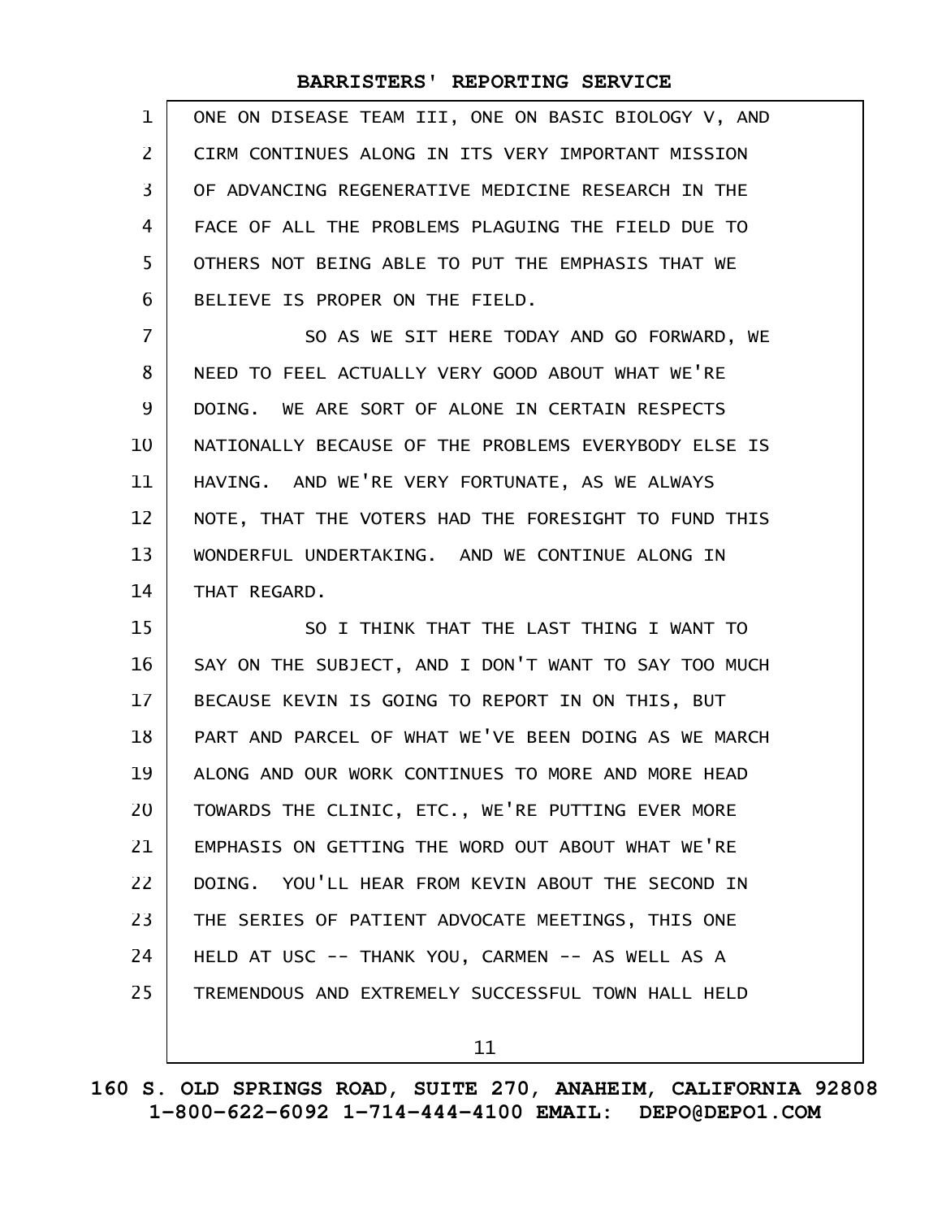ONE ON DISEASE TEAM III, ONE ON BASIC BIOLOGY V, AND CIRM CONTINUES ALONG IN ITS VERY IMPORTANT MISSION OF ADVANCING REGENERATIVE MEDICINE RESEARCH IN THE FACE OF ALL THE PROBLEMS PLAGUING THE FIELD DUE TO OTHERS NOT BEING ABLE TO PUT THE EMPHASIS THAT WE BELIEVE IS PROPER ON THE FIELD.

SO AS WE SIT HERE TODAY AND GO FORWARD, WE NEED TO FEEL ACTUALLY VERY GOOD ABOUT WHAT WE'RE DOING. WE ARE SORT OF ALONE IN CERTAIN RESPECTS NATIONALLY BECAUSE OF THE PROBLEMS EVERYBODY ELSE IS HAVING. AND WE'RE VERY FORTUNATE, AS WE ALWAYS NOTE, THAT THE VOTERS HAD THE FORESIGHT TO FUND THIS WONDERFUL UNDERTAKING. AND WE CONTINUE ALONG IN THAT REGARD.

SO I THINK THAT THE LAST THING I WANT TO SAY ON THE SUBJECT, AND I DON'T WANT TO SAY TOO MUCH BECAUSE KEVIN IS GOING TO REPORT IN ON THIS, BUT PART AND PARCEL OF WHAT WE'VE BEEN DOING AS WE MARCH ALONG AND OUR WORK CONTINUES TO MORE AND MORE HEAD TOWARDS THE CLINIC, ETC., WE'RE PUTTING EVER MORE EMPHASIS ON GETTING THE WORD OUT ABOUT WHAT WE'RE DOING. YOU'LL HEAR FROM KEVIN ABOUT THE SECOND IN THE SERIES OF PATIENT ADVOCATE MEETINGS, THIS ONE HELD AT USC -- THANK YOU, CARMEN -- AS WELL AS A TREMENDOUS AND EXTREMELY SUCCESSFUL TOWN HALL HELD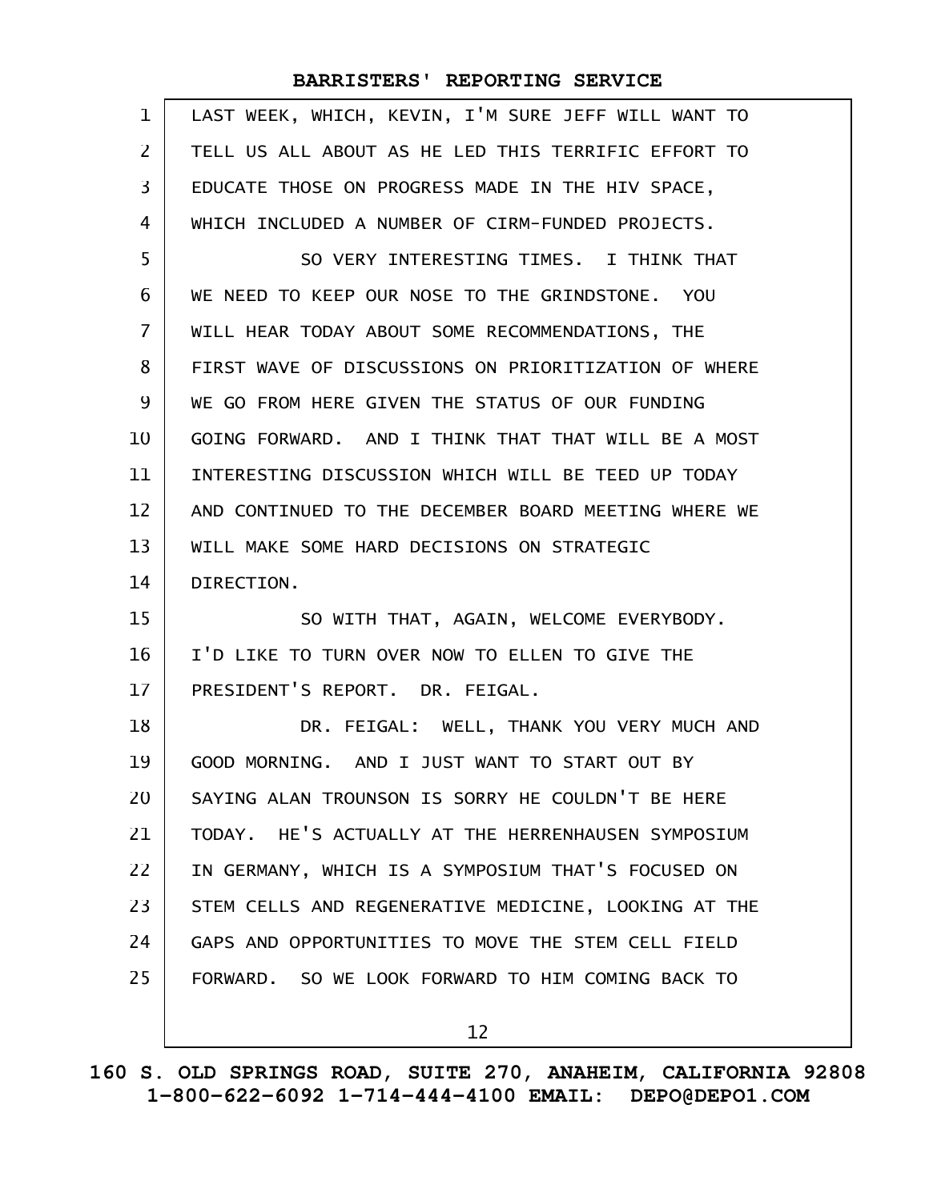LAST WEEK, WHICH, KEVIN, I'M SURE JEFF WILL WANT TO TELL US ALL ABOUT AS HE LED THIS TERRIFIC EFFORT TO EDUCATE THOSE ON PROGRESS MADE IN THE HIV SPACE, WHICH INCLUDED A NUMBER OF CIRM-FUNDED PROJECTS.

SO VERY INTERESTING TIMES. I THINK THAT WE NEED TO KEEP OUR NOSE TO THE GRINDSTONE. YOU WILL HEAR TODAY ABOUT SOME RECOMMENDATIONS, THE FIRST WAVE OF DISCUSSIONS ON PRIORITIZATION OF WHERE WE GO FROM HERE GIVEN THE STATUS OF OUR FUNDING GOING FORWARD. AND I THINK THAT THAT WILL BE A MOST INTERESTING DISCUSSION WHICH WILL BE TEED UP TODAY AND CONTINUED TO THE DECEMBER BOARD MEETING WHERE WE WILL MAKE SOME HARD DECISIONS ON STRATEGIC DIRECTION.

SO WITH THAT, AGAIN, WELCOME EVERYBODY. I'D LIKE TO TURN OVER NOW TO ELLEN TO GIVE THE PRESIDENT'S REPORT. DR. FEIGAL.

DR. FEIGAL: WELL, THANK YOU VERY MUCH AND GOOD MORNING. AND I JUST WANT TO START OUT BY SAYING ALAN TROUNSON IS SORRY HE COULDN'T BE HERE TODAY. HE'S ACTUALLY AT THE HERRENHAUSEN SYMPOSIUM IN GERMANY, WHICH IS A SYMPOSIUM THAT'S FOCUSED ON STEM CELLS AND REGENERATIVE MEDICINE, LOOKING AT THE GAPS AND OPPORTUNITIES TO MOVE THE STEM CELL FIELD FORWARD. SO WE LOOK FORWARD TO HIM COMING BACK TO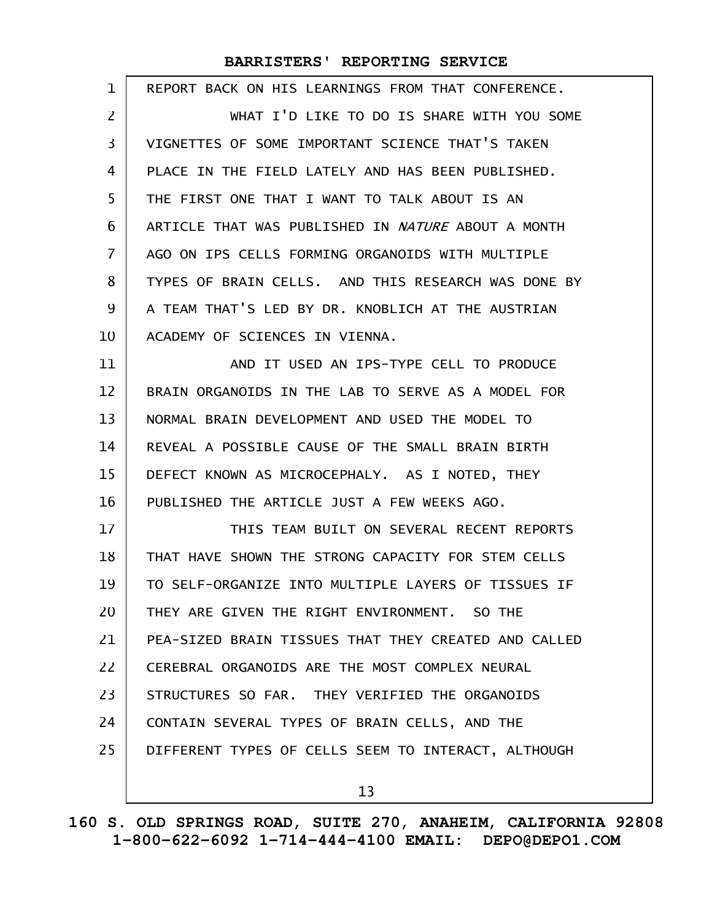REPORT BACK ON HIS LEARNINGS FROM THAT CONFERENCE.

WHAT I'D LIKE TO DO IS SHARE WITH YOU SOME VIGNETTES OF SOME IMPORTANT SCIENCE THAT'S TAKEN PLACE IN THE FIELD LATELY AND HAS BEEN PUBLISHED. THE FIRST ONE THAT I WANT TO TALK ABOUT IS AN ARTICLE THAT WAS PUBLISHED IN *NATURE* ABOUT A MONTH AGO ON IPS CELLS FORMING ORGANOIDS WITH MULTIPLE TYPES OF BRAIN CELLS. AND THIS RESEARCH WAS DONE BY A TEAM THAT'S LED BY DR. KNOBLICH AT THE AUSTRIAN ACADEMY OF SCIENCES IN VIENNA.

AND IT USED AN IPS-TYPE CELL TO PRODUCE BRAIN ORGANOIDS IN THE LAB TO SERVE AS A MODEL FOR NORMAL BRAIN DEVELOPMENT AND USED THE MODEL TO REVEAL A POSSIBLE CAUSE OF THE SMALL BRAIN BIRTH DEFECT KNOWN AS MICROCEPHALY. AS I NOTED, THEY PUBLISHED THE ARTICLE JUST A FEW WEEKS AGO.

THIS TEAM BUILT ON SEVERAL RECENT REPORTS THAT HAVE SHOWN THE STRONG CAPACITY FOR STEM CELLS TO SELF-ORGANIZE INTO MULTIPLE LAYERS OF TISSUES IF THEY ARE GIVEN THE RIGHT ENVIRONMENT. SO THE PEA-SIZED BRAIN TISSUES THAT THEY CREATED AND CALLED CEREBRAL ORGANOIDS ARE THE MOST COMPLEX NEURAL STRUCTURES SO FAR. THEY VERIFIED THE ORGANOIDS CONTAIN SEVERAL TYPES OF BRAIN CELLS, AND THE DIFFERENT TYPES OF CELLS SEEM TO INTERACT, ALTHOUGH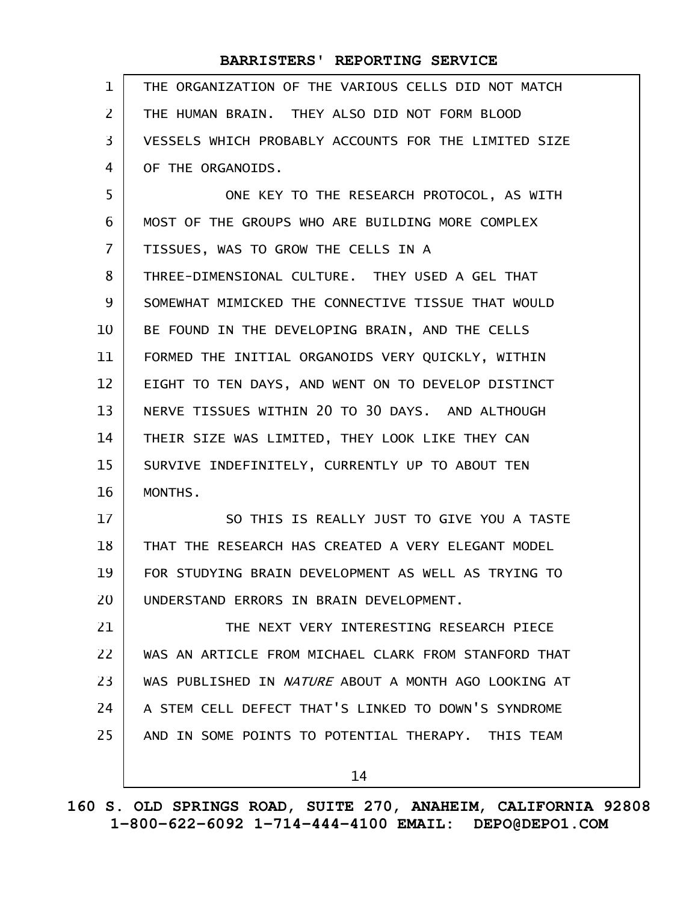THE ORGANIZATION OF THE VARIOUS CELLS DID NOT MATCH THE HUMAN BRAIN. THEY ALSO DID NOT FORM BLOOD VESSELS WHICH PROBABLY ACCOUNTS FOR THE LIMITED SIZE OF THE ORGANOIDS.

ONE KEY TO THE RESEARCH PROTOCOL, AS WITH MOST OF THE GROUPS WHO ARE BUILDING MORE COMPLEX TISSUES, WAS TO GROW THE CELLS IN A THREE-DIMENSIONAL CULTURE. THEY USED A GEL THAT SOMEWHAT MIMICKED THE CONNECTIVE TISSUE THAT WOULD BE FOUND IN THE DEVELOPING BRAIN, AND THE CELLS FORMED THE INITIAL ORGANOIDS VERY QUICKLY, WITHIN EIGHT TO TEN DAYS, AND WENT ON TO DEVELOP DISTINCT NERVE TISSUES WITHIN 20 TO 30 DAYS. AND ALTHOUGH THEIR SIZE WAS LIMITED, THEY LOOK LIKE THEY CAN SURVIVE INDEFINITELY, CURRENTLY UP TO ABOUT TEN MONTHS.

SO THIS IS REALLY JUST TO GIVE YOU A TASTE THAT THE RESEARCH HAS CREATED A VERY ELEGANT MODEL FOR STUDYING BRAIN DEVELOPMENT AS WELL AS TRYING TO UNDERSTAND ERRORS IN BRAIN DEVELOPMENT.

THE NEXT VERY INTERESTING RESEARCH PIECE WAS AN ARTICLE FROM MICHAEL CLARK FROM STANFORD THAT WAS PUBLISHED IN *NATURE* ABOUT A MONTH AGO LOOKING AT A STEM CELL DEFECT THAT'S LINKED TO DOWN'S SYNDROME AND IN SOME POINTS TO POTENTIAL THERAPY. THIS TEAM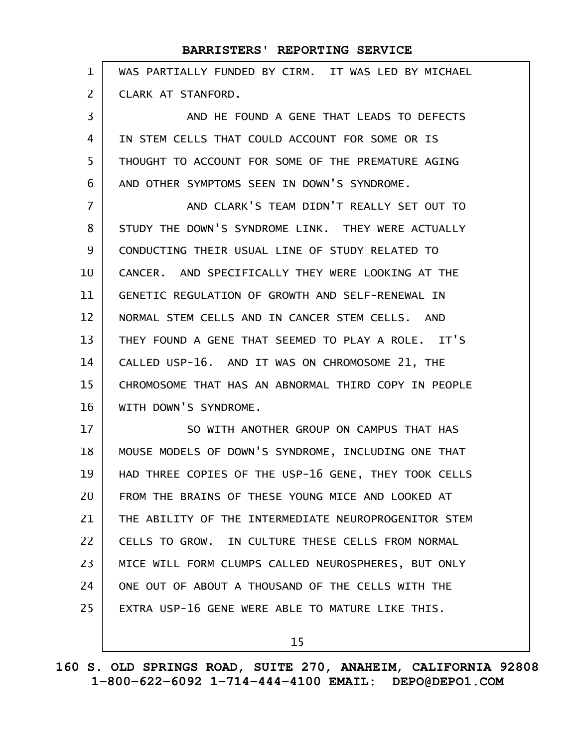WAS PARTIALLY FUNDED BY CIRM. IT WAS LED BY MICHAEL CLARK AT STANFORD.

AND HE FOUND A GENE THAT LEADS TO DEFECTS IN STEM CELLS THAT COULD ACCOUNT FOR SOME OR IS THOUGHT TO ACCOUNT FOR SOME OF THE PREMATURE AGING AND OTHER SYMPTOMS SEEN IN DOWN'S SYNDROME.

AND CLARK'S TEAM DIDN'T REALLY SET OUT TO STUDY THE DOWN'S SYNDROME LINK. THEY WERE ACTUALLY CONDUCTING THEIR USUAL LINE OF STUDY RELATED TO CANCER. AND SPECIFICALLY THEY WERE LOOKING AT THE GENETIC REGULATION OF GROWTH AND SELF-RENEWAL IN NORMAL STEM CELLS AND IN CANCER STEM CELLS. AND THEY FOUND A GENE THAT SEEMED TO PLAY A ROLE. IT'S CALLED USP-16. AND IT WAS ON CHROMOSOME 21, THE CHROMOSOME THAT HAS AN ABNORMAL THIRD COPY IN PEOPLE WITH DOWN'S SYNDROME.

SO WITH ANOTHER GROUP ON CAMPUS THAT HAS MOUSE MODELS OF DOWN'S SYNDROME, INCLUDING ONE THAT HAD THREE COPIES OF THE USP-16 GENE, THEY TOOK CELLS FROM THE BRAINS OF THESE YOUNG MICE AND LOOKED AT THE ABILITY OF THE INTERMEDIATE NEUROPROGENITOR STEM CELLS TO GROW. IN CULTURE THESE CELLS FROM NORMAL MICE WILL FORM CLUMPS CALLED NEUROSPHERES, BUT ONLY ONE OUT OF ABOUT A THOUSAND OF THE CELLS WITH THE EXTRA USP-16 GENE WERE ABLE TO MATURE LIKE THIS.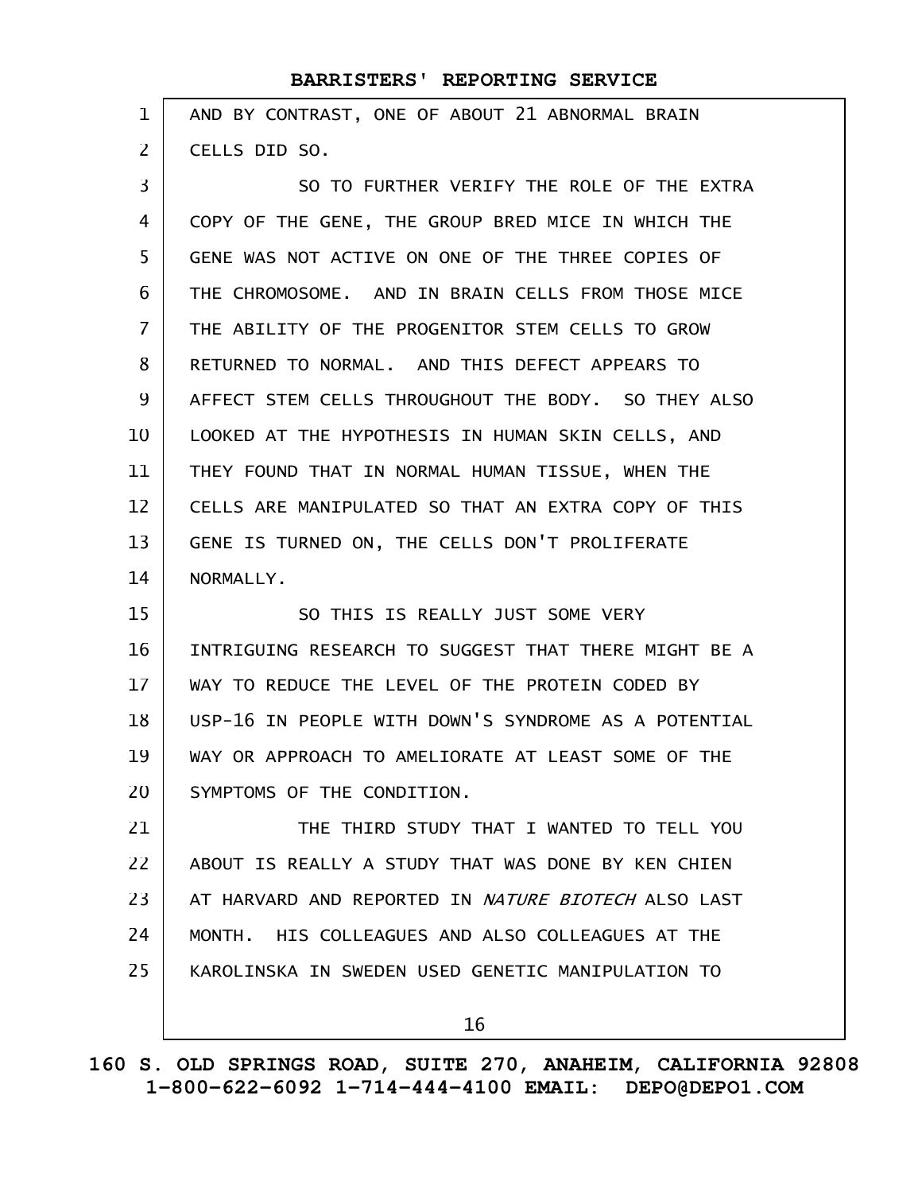AND BY CONTRAST, ONE OF ABOUT 21 ABNORMAL BRAIN CELLS DID SO.

SO TO FURTHER VERIFY THE ROLE OF THE EXTRA COPY OF THE GENE, THE GROUP BRED MICE IN WHICH THE GENE WAS NOT ACTIVE ON ONE OF THE THREE COPIES OF THE CHROMOSOME. AND IN BRAIN CELLS FROM THOSE MICE THE ABILITY OF THE PROGENITOR STEM CELLS TO GROW RETURNED TO NORMAL. AND THIS DEFECT APPEARS TO AFFECT STEM CELLS THROUGHOUT THE BODY. SO THEY ALSO LOOKED AT THE HYPOTHESIS IN HUMAN SKIN CELLS, AND THEY FOUND THAT IN NORMAL HUMAN TISSUE, WHEN THE CELLS ARE MANIPULATED SO THAT AN EXTRA COPY OF THIS GENE IS TURNED ON, THE CELLS DON'T PROLIFERATE NORMALLY.

SO THIS IS REALLY JUST SOME VERY INTRIGUING RESEARCH TO SUGGEST THAT THERE MIGHT BE A WAY TO REDUCE THE LEVEL OF THE PROTEIN CODED BY USP-16 IN PEOPLE WITH DOWN'S SYNDROME AS A POTENTIAL WAY OR APPROACH TO AMELIORATE AT LEAST SOME OF THE SYMPTOMS OF THE CONDITION.

THE THIRD STUDY THAT I WANTED TO TELL YOU ABOUT IS REALLY A STUDY THAT WAS DONE BY KEN CHIEN AT HARVARD AND REPORTED IN *NATURE BIOTECH* ALSO LAST MONTH. HIS COLLEAGUES AND ALSO COLLEAGUES AT THE KAROLINSKA IN SWEDEN USED GENETIC MANIPULATION TO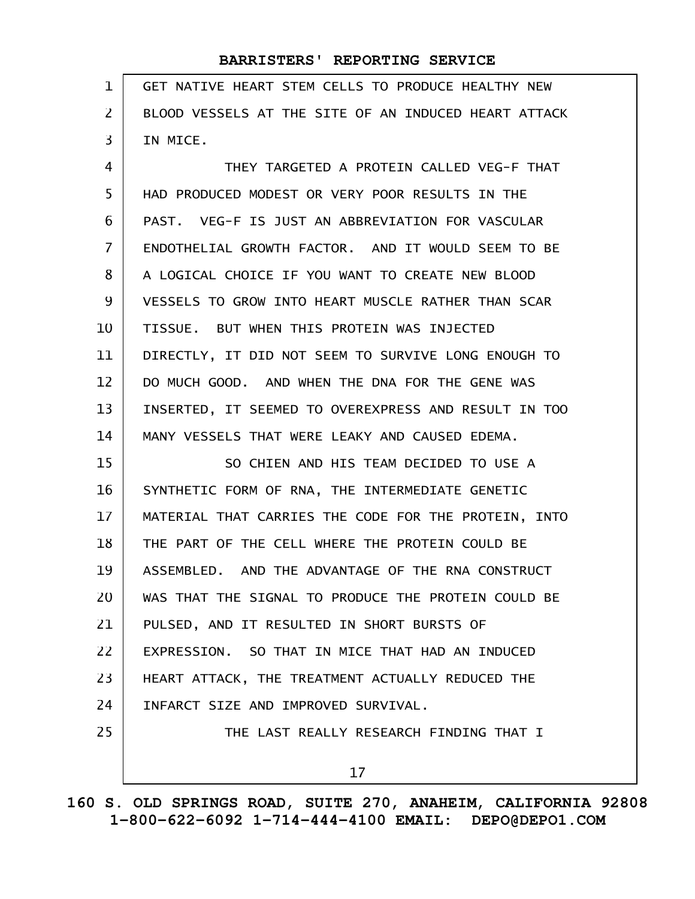GET NATIVE HEART STEM CELLS TO PRODUCE HEALTHY NEW BLOOD VESSELS AT THE SITE OF AN INDUCED HEART ATTACK IN MICE.

THEY TARGETED A PROTEIN CALLED VEG-F THAT HAD PRODUCED MODEST OR VERY POOR RESULTS IN THE PAST. VEG-F IS JUST AN ABBREVIATION FOR VASCULAR ENDOTHELIAL GROWTH FACTOR. AND IT WOULD SEEM TO BE A LOGICAL CHOICE IF YOU WANT TO CREATE NEW BLOOD VESSELS TO GROW INTO HEART MUSCLE RATHER THAN SCAR TISSUE. BUT WHEN THIS PROTEIN WAS INJECTED DIRECTLY, IT DID NOT SEEM TO SURVIVE LONG ENOUGH TO DO MUCH GOOD. AND WHEN THE DNA FOR THE GENE WAS INSERTED, IT SEEMED TO OVEREXPRESS AND RESULT IN TOO MANY VESSELS THAT WERE LEAKY AND CAUSED EDEMA.

SO CHIEN AND HIS TEAM DECIDED TO USE A SYNTHETIC FORM OF RNA, THE INTERMEDIATE GENETIC MATERIAL THAT CARRIES THE CODE FOR THE PROTEIN, INTO THE PART OF THE CELL WHERE THE PROTEIN COULD BE ASSEMBLED. AND THE ADVANTAGE OF THE RNA CONSTRUCT WAS THAT THE SIGNAL TO PRODUCE THE PROTEIN COULD BE PULSED, AND IT RESULTED IN SHORT BURSTS OF EXPRESSION. SO THAT IN MICE THAT HAD AN INDUCED HEART ATTACK, THE TREATMENT ACTUALLY REDUCED THE INFARCT SIZE AND IMPROVED SURVIVAL.

THE LAST REALLY RESEARCH FINDING THAT I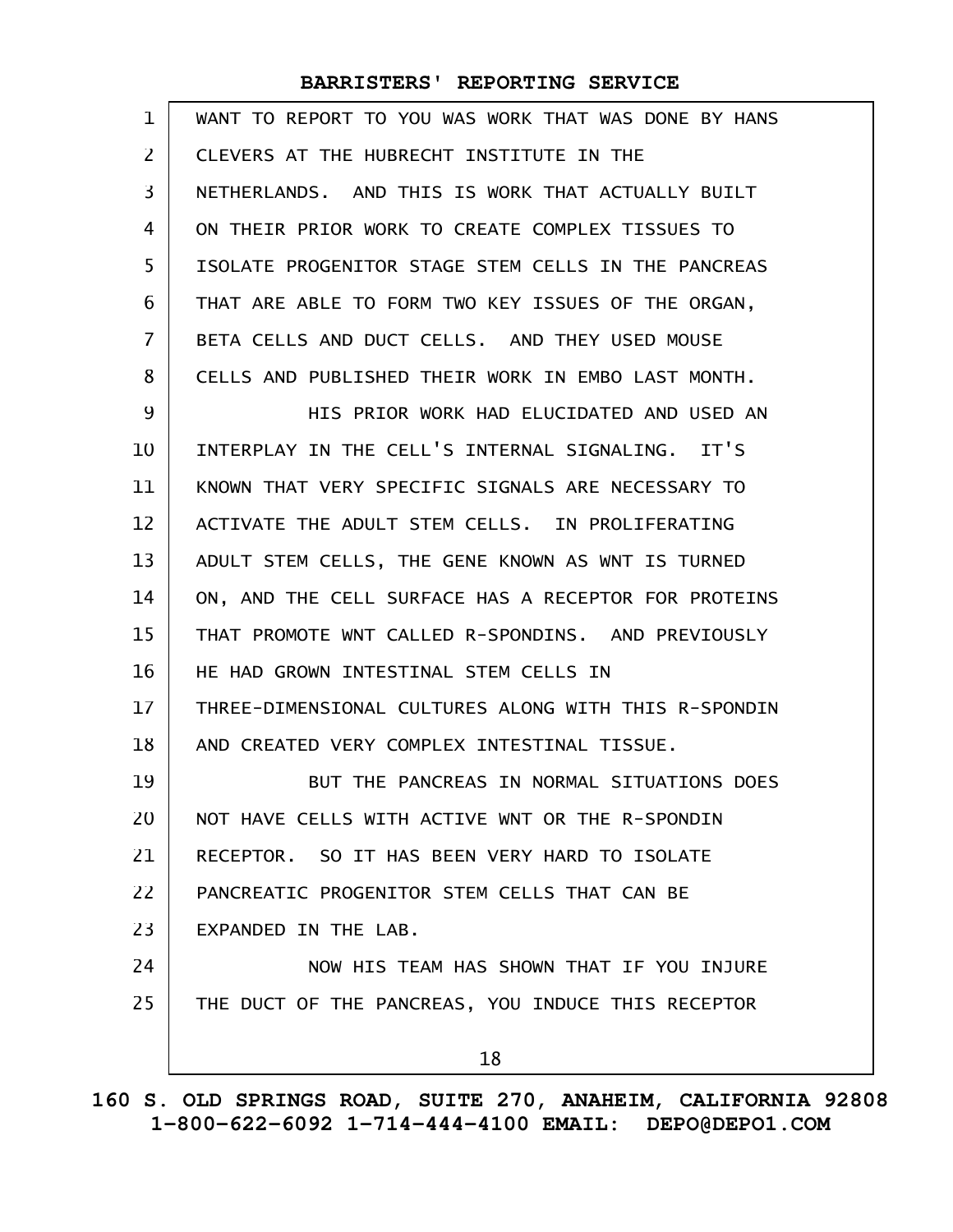WANT TO REPORT TO YOU WAS WORK THAT WAS DONE BY HANS CLEVERS AT THE HUBRECHT INSTITUTE IN THE NETHERLANDS. AND THIS IS WORK THAT ACTUALLY BUILT ON THEIR PRIOR WORK TO CREATE COMPLEX TISSUES TO ISOLATE PROGENITOR STAGE STEM CELLS IN THE PANCREAS THAT ARE ABLE TO FORM TWO KEY ISSUES OF THE ORGAN, BETA CELLS AND DUCT CELLS. AND THEY USED MOUSE CELLS AND PUBLISHED THEIR WORK IN EMBO LAST MONTH.

HIS PRIOR WORK HAD ELUCIDATED AND USED AN INTERPLAY IN THE CELL'S INTERNAL SIGNALING. IT'S KNOWN THAT VERY SPECIFIC SIGNALS ARE NECESSARY TO ACTIVATE THE ADULT STEM CELLS. IN PROLIFERATING ADULT STEM CELLS, THE GENE KNOWN AS WNT IS TURNED ON, AND THE CELL SURFACE HAS A RECEPTOR FOR PROTEINS THAT PROMOTE WNT CALLED R-SPONDINS. AND PREVIOUSLY HE HAD GROWN INTESTINAL STEM CELLS IN THREE-DIMENSIONAL CULTURES ALONG WITH THIS R-SPONDIN AND CREATED VERY COMPLEX INTESTINAL TISSUE.

BUT THE PANCREAS IN NORMAL SITUATIONS DOES NOT HAVE CELLS WITH ACTIVE WNT OR THE R-SPONDIN RECEPTOR. SO IT HAS BEEN VERY HARD TO ISOLATE PANCREATIC PROGENITOR STEM CELLS THAT CAN BE EXPANDED IN THE LAB.

NOW HIS TEAM HAS SHOWN THAT IF YOU INJURE THE DUCT OF THE PANCREAS, YOU INDUCE THIS RECEPTOR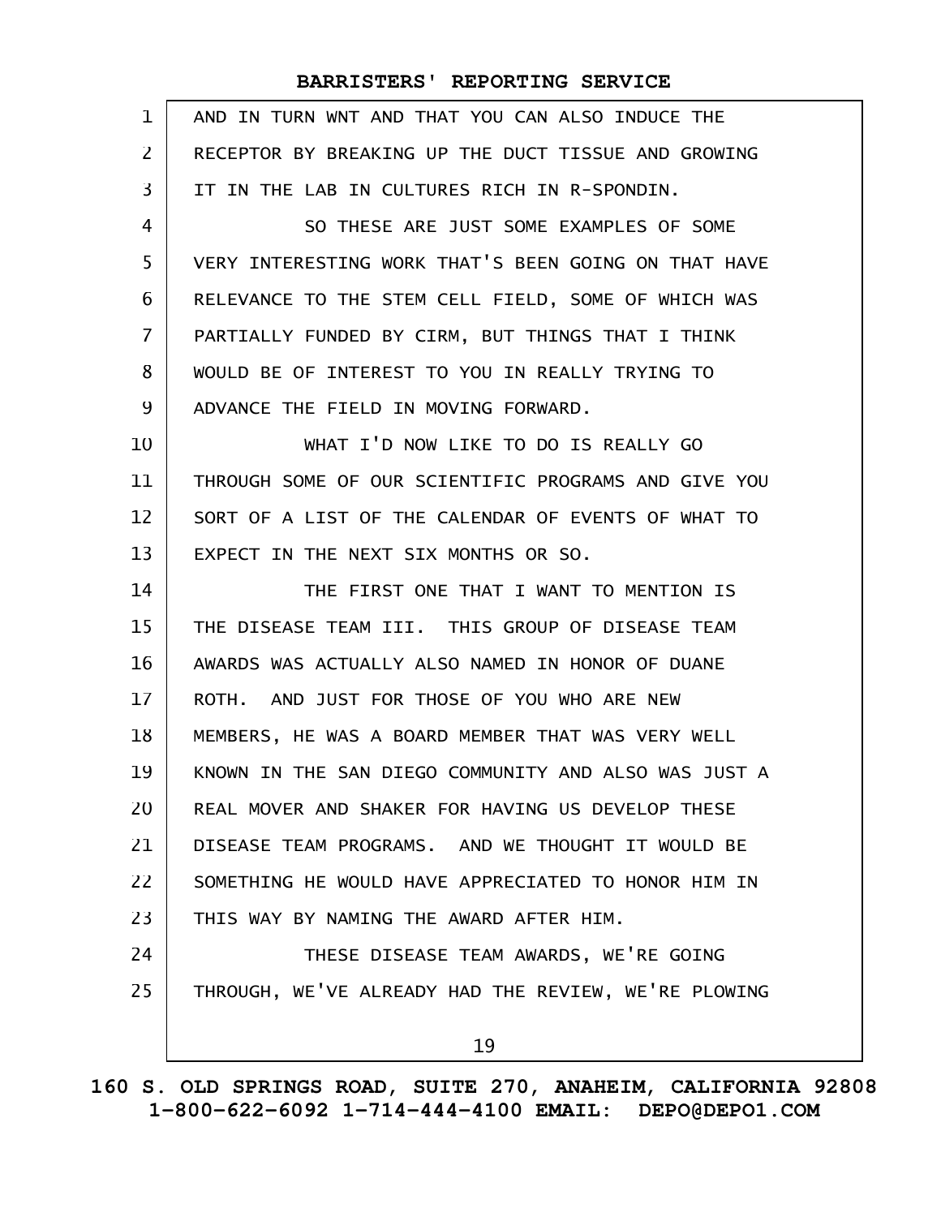AND IN TURN WNT AND THAT YOU CAN ALSO INDUCE THE RECEPTOR BY BREAKING UP THE DUCT TISSUE AND GROWING IT IN THE LAB IN CULTURES RICH IN R-SPONDIN.

SO THESE ARE JUST SOME EXAMPLES OF SOME VERY INTERESTING WORK THAT'S BEEN GOING ON THAT HAVE RELEVANCE TO THE STEM CELL FIELD, SOME OF WHICH WAS PARTIALLY FUNDED BY CIRM, BUT THINGS THAT I THINK WOULD BE OF INTEREST TO YOU IN REALLY TRYING TO ADVANCE THE FIELD IN MOVING FORWARD.

WHAT I'D NOW LIKE TO DO IS REALLY GO THROUGH SOME OF OUR SCIENTIFIC PROGRAMS AND GIVE YOU SORT OF A LIST OF THE CALENDAR OF EVENTS OF WHAT TO EXPECT IN THE NEXT SIX MONTHS OR SO.

THE FIRST ONE THAT I WANT TO MENTION IS THE DISEASE TEAM III. THIS GROUP OF DISEASE TEAM AWARDS WAS ACTUALLY ALSO NAMED IN HONOR OF DUANE ROTH. AND JUST FOR THOSE OF YOU WHO ARE NEW MEMBERS, HE WAS A BOARD MEMBER THAT WAS VERY WELL KNOWN IN THE SAN DIEGO COMMUNITY AND ALSO WAS JUST A REAL MOVER AND SHAKER FOR HAVING US DEVELOP THESE DISEASE TEAM PROGRAMS. AND WE THOUGHT IT WOULD BE SOMETHING HE WOULD HAVE APPRECIATED TO HONOR HIM IN THIS WAY BY NAMING THE AWARD AFTER HIM.

THESE DISEASE TEAM AWARDS, WE'RE GOING THROUGH, WE'VE ALREADY HAD THE REVIEW, WE'RE PLOWING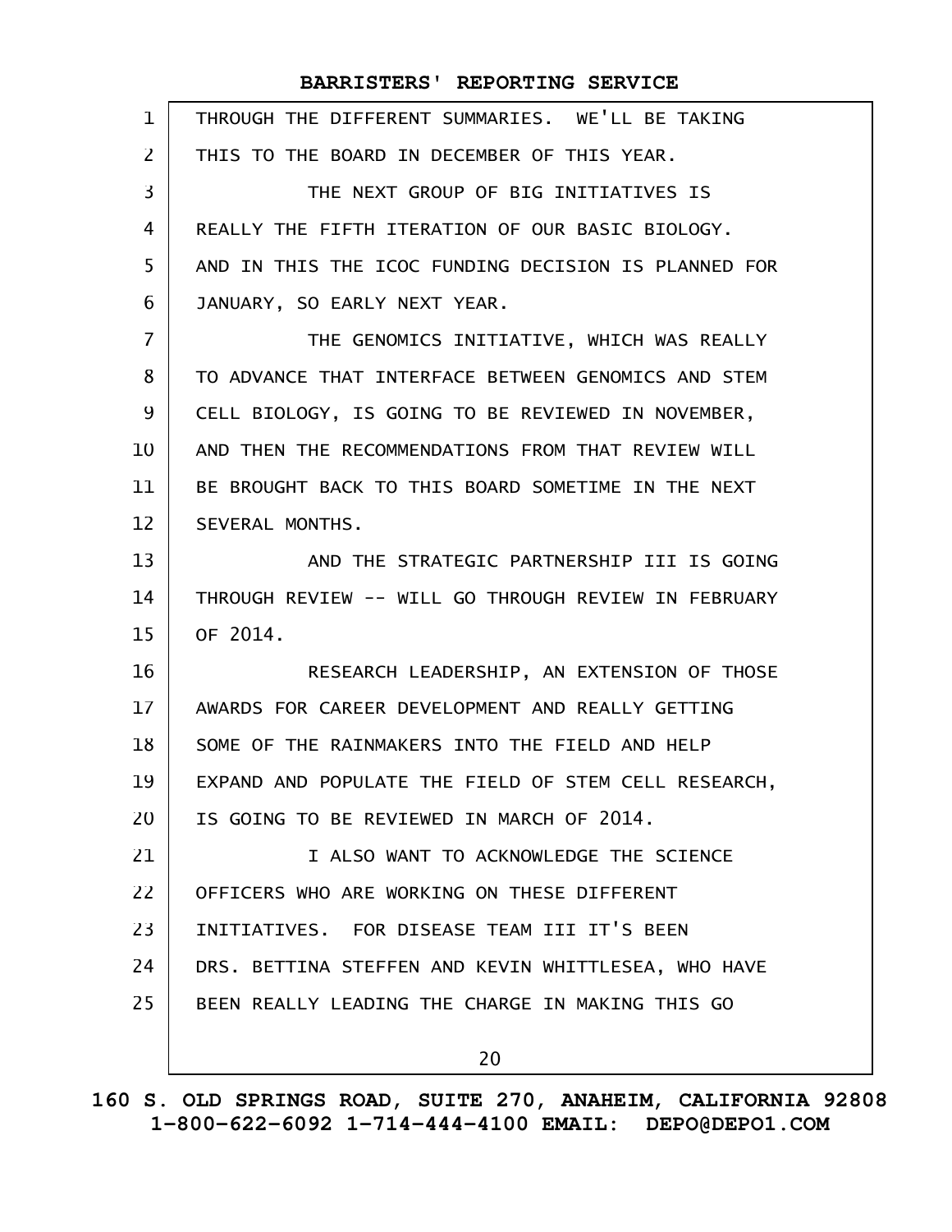THROUGH THE DIFFERENT SUMMARIES. WE'LL BE TAKING THIS TO THE BOARD IN DECEMBER OF THIS YEAR.

THE NEXT GROUP OF BIG INITIATIVES IS REALLY THE FIFTH ITERATION OF OUR BASIC BIOLOGY. AND IN THIS THE ICOC FUNDING DECISION IS PLANNED FOR JANUARY, SO EARLY NEXT YEAR.

THE GENOMICS INITIATIVE, WHICH WAS REALLY TO ADVANCE THAT INTERFACE BETWEEN GENOMICS AND STEM CELL BIOLOGY, IS GOING TO BE REVIEWED IN NOVEMBER, AND THEN THE RECOMMENDATIONS FROM THAT REVIEW WILL BE BROUGHT BACK TO THIS BOARD SOMETIME IN THE NEXT SEVERAL MONTHS.

AND THE STRATEGIC PARTNERSHIP III IS GOING THROUGH REVIEW -- WILL GO THROUGH REVIEW IN FEBRUARY OF 2014.

RESEARCH LEADERSHIP, AN EXTENSION OF THOSE AWARDS FOR CAREER DEVELOPMENT AND REALLY GETTING SOME OF THE RAINMAKERS INTO THE FIELD AND HELP EXPAND AND POPULATE THE FIELD OF STEM CELL RESEARCH, IS GOING TO BE REVIEWED IN MARCH OF 2014.

I ALSO WANT TO ACKNOWLEDGE THE SCIENCE OFFICERS WHO ARE WORKING ON THESE DIFFERENT INITIATIVES. FOR DISEASE TEAM III IT'S BEEN DRS. BETTINA STEFFEN AND KEVIN WHITTLESEA, WHO HAVE BEEN REALLY LEADING THE CHARGE IN MAKING THIS GO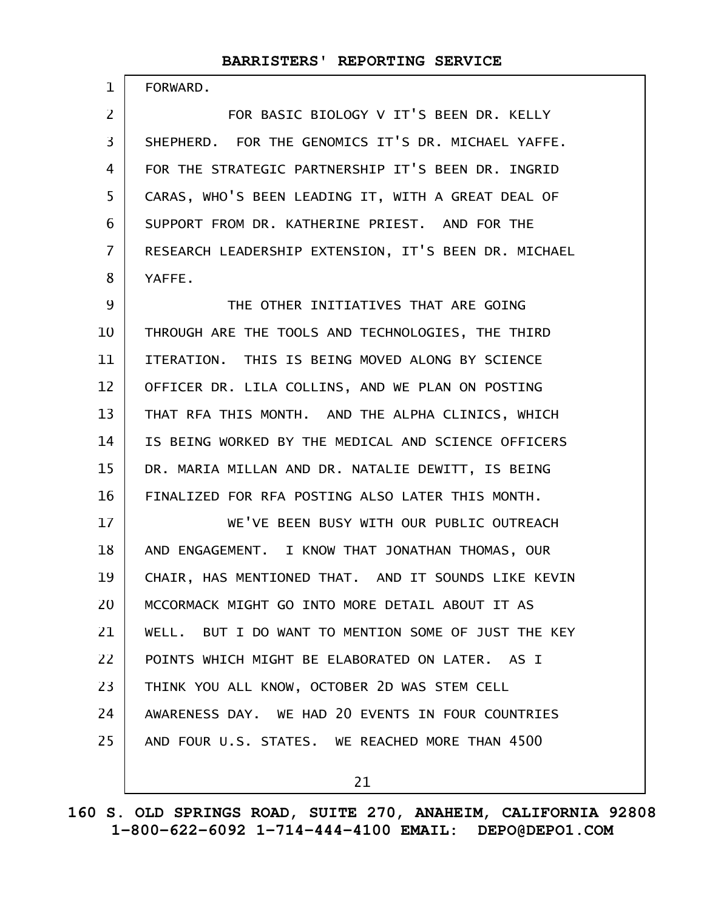FORWARD.

FOR BASIC BIOLOGY V IT'S BEEN DR. KELLY SHEPHERD. FOR THE GENOMICS IT'S DR. MICHAEL YAFFE. FOR THE STRATEGIC PARTNERSHIP IT'S BEEN DR. INGRID CARAS, WHO'S BEEN LEADING IT, WITH A GREAT DEAL OF SUPPORT FROM DR. KATHERINE PRIEST. AND FOR THE RESEARCH LEADERSHIP EXTENSION, IT'S BEEN DR. MICHAEL YAFFE.

THE OTHER INITIATIVES THAT ARE GOING THROUGH ARE THE TOOLS AND TECHNOLOGIES, THE THIRD ITERATION. THIS IS BEING MOVED ALONG BY SCIENCE OFFICER DR. LILA COLLINS, AND WE PLAN ON POSTING THAT RFA THIS MONTH. AND THE ALPHA CLINICS, WHICH IS BEING WORKED BY THE MEDICAL AND SCIENCE OFFICERS DR. MARIA MILLAN AND DR. NATALIE DEWITT, IS BEING FINALIZED FOR RFA POSTING ALSO LATER THIS MONTH.

WE'VE BEEN BUSY WITH OUR PUBLIC OUTREACH AND ENGAGEMENT. I KNOW THAT JONATHAN THOMAS, OUR CHAIR, HAS MENTIONED THAT. AND IT SOUNDS LIKE KEVIN MCCORMACK MIGHT GO INTO MORE DETAIL ABOUT IT AS WELL. BUT I DO WANT TO MENTION SOME OF JUST THE KEY POINTS WHICH MIGHT BE ELABORATED ON LATER. AS I THINK YOU ALL KNOW, OCTOBER 2D WAS STEM CELL AWARENESS DAY. WE HAD 20 EVENTS IN FOUR COUNTRIES AND FOUR U.S. STATES. WE REACHED MORE THAN 4500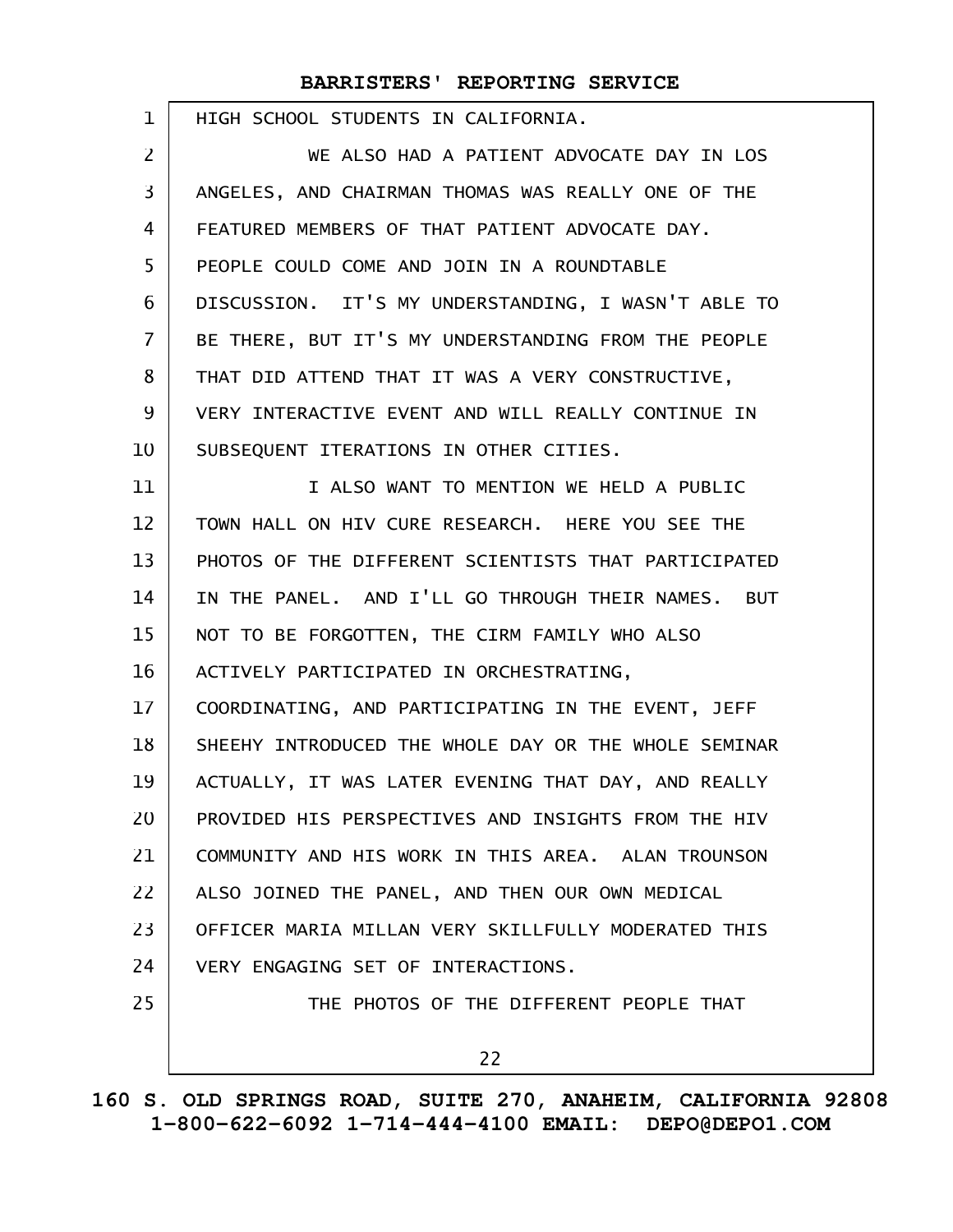HIGH SCHOOL STUDENTS IN CALIFORNIA.

WE ALSO HAD A PATIENT ADVOCATE DAY IN LOS ANGELES, AND CHAIRMAN THOMAS WAS REALLY ONE OF THE FEATURED MEMBERS OF THAT PATIENT ADVOCATE DAY. PEOPLE COULD COME AND JOIN IN A ROUNDTABLE DISCUSSION. IT'S MY UNDERSTANDING, I WASN'T ABLE TO BE THERE, BUT IT'S MY UNDERSTANDING FROM THE PEOPLE THAT DID ATTEND THAT IT WAS A VERY CONSTRUCTIVE, VERY INTERACTIVE EVENT AND WILL REALLY CONTINUE IN SUBSEQUENT ITERATIONS IN OTHER CITIES.

I ALSO WANT TO MENTION WE HELD A PUBLIC TOWN HALL ON HIV CURE RESEARCH. HERE YOU SEE THE PHOTOS OF THE DIFFERENT SCIENTISTS THAT PARTICIPATED IN THE PANEL. AND I'LL GO THROUGH THEIR NAMES. BUT NOT TO BE FORGOTTEN, THE CIRM FAMILY WHO ALSO ACTIVELY PARTICIPATED IN ORCHESTRATING, COORDINATING, AND PARTICIPATING IN THE EVENT, JEFF SHEEHY INTRODUCED THE WHOLE DAY OR THE WHOLE SEMINAR ACTUALLY, IT WAS LATER EVENING THAT DAY, AND REALLY PROVIDED HIS PERSPECTIVES AND INSIGHTS FROM THE HIV COMMUNITY AND HIS WORK IN THIS AREA. ALAN TROUNSON ALSO JOINED THE PANEL, AND THEN OUR OWN MEDICAL OFFICER MARIA MILLAN VERY SKILLFULLY MODERATED THIS VERY ENGAGING SET OF INTERACTIONS.

THE PHOTOS OF THE DIFFERENT PEOPLE THAT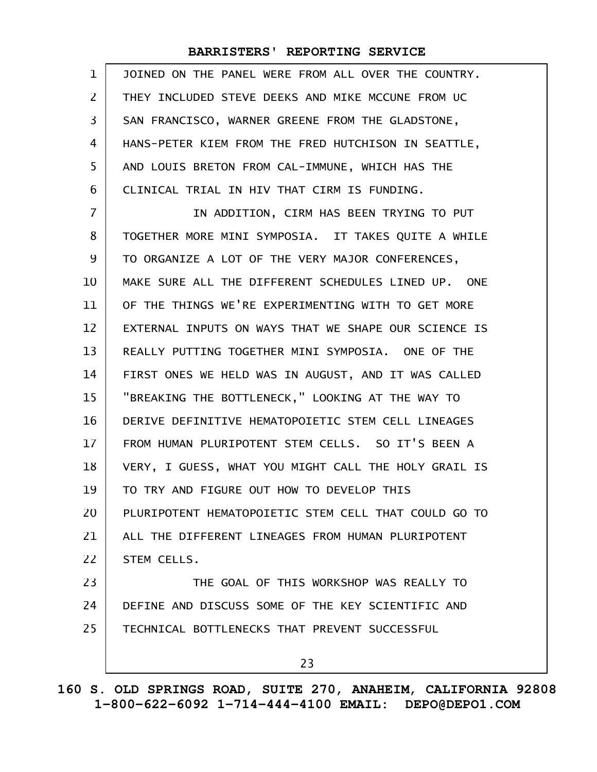JOINED ON THE PANEL WERE FROM ALL OVER THE COUNTRY. THEY INCLUDED STEVE DEEKS AND MIKE MCCUNE FROM UC SAN FRANCISCO, WARNER GREENE FROM THE GLADSTONE, HANS-PETER KIEM FROM THE FRED HUTCHISON IN SEATTLE, AND LOUIS BRETON FROM CAL-IMMUNE, WHICH HAS THE CLINICAL TRIAL IN HIV THAT CIRM IS FUNDING.

IN ADDITION, CIRM HAS BEEN TRYING TO PUT TOGETHER MORE MINI SYMPOSIA. IT TAKES QUITE A WHILE TO ORGANIZE A LOT OF THE VERY MAJOR CONFERENCES, MAKE SURE ALL THE DIFFERENT SCHEDULES LINED UP. ONE OF THE THINGS WE'RE EXPERIMENTING WITH TO GET MORE EXTERNAL INPUTS ON WAYS THAT WE SHAPE OUR SCIENCE IS REALLY PUTTING TOGETHER MINI SYMPOSIA. ONE OF THE FIRST ONES WE HELD WAS IN AUGUST, AND IT WAS CALLED "BREAKING THE BOTTLENECK," LOOKING AT THE WAY TO DERIVE DEFINITIVE HEMATOPOIETIC STEM CELL LINEAGES FROM HUMAN PLURIPOTENT STEM CELLS. SO IT'S BEEN A VERY, I GUESS, WHAT YOU MIGHT CALL THE HOLY GRAIL IS TO TRY AND FIGURE OUT HOW TO DEVELOP THIS PLURIPOTENT HEMATOPOIETIC STEM CELL THAT COULD GO TO ALL THE DIFFERENT LINEAGES FROM HUMAN PLURIPOTENT STEM CELLS.

THE GOAL OF THIS WORKSHOP WAS REALLY TO DEFINE AND DISCUSS SOME OF THE KEY SCIENTIFIC AND TECHNICAL BOTTLENECKS THAT PREVENT SUCCESSFUL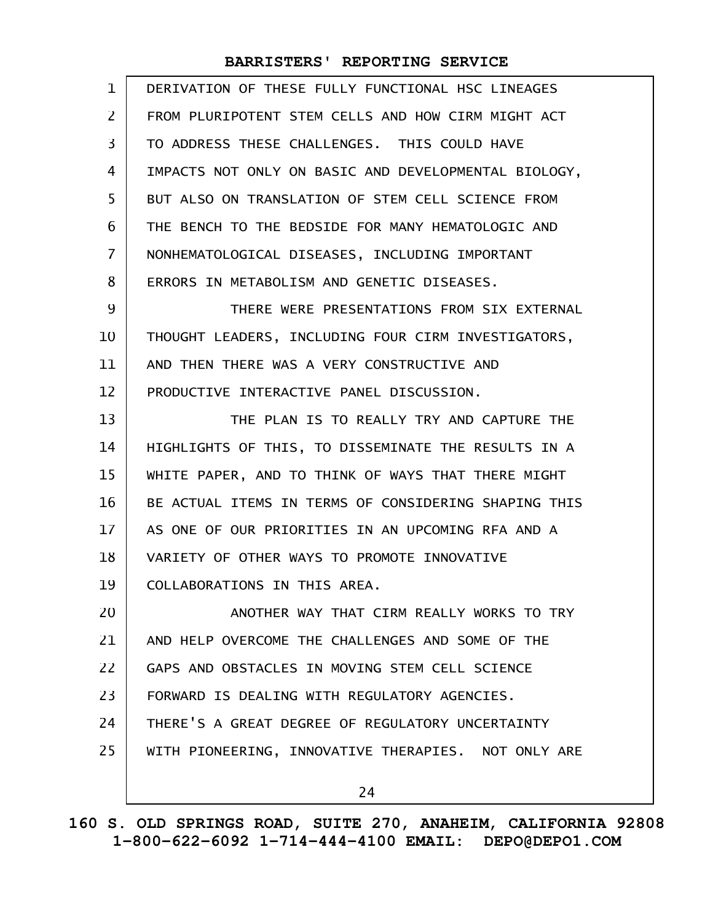DERIVATION OF THESE FULLY FUNCTIONAL HSC LINEAGES FROM PLURIPOTENT STEM CELLS AND HOW CIRM MIGHT ACT TO ADDRESS THESE CHALLENGES. THIS COULD HAVE IMPACTS NOT ONLY ON BASIC AND DEVELOPMENTAL BIOLOGY, BUT ALSO ON TRANSLATION OF STEM CELL SCIENCE FROM THE BENCH TO THE BEDSIDE FOR MANY HEMATOLOGIC AND NONHEMATOLOGICAL DISEASES, INCLUDING IMPORTANT ERRORS IN METABOLISM AND GENETIC DISEASES.

THERE WERE PRESENTATIONS FROM SIX EXTERNAL THOUGHT LEADERS, INCLUDING FOUR CIRM INVESTIGATORS, AND THEN THERE WAS A VERY CONSTRUCTIVE AND PRODUCTIVE INTERACTIVE PANEL DISCUSSION.

THE PLAN IS TO REALLY TRY AND CAPTURE THE HIGHLIGHTS OF THIS, TO DISSEMINATE THE RESULTS IN A WHITE PAPER, AND TO THINK OF WAYS THAT THERE MIGHT BE ACTUAL ITEMS IN TERMS OF CONSIDERING SHAPING THIS AS ONE OF OUR PRIORITIES IN AN UPCOMING RFA AND A VARIETY OF OTHER WAYS TO PROMOTE INNOVATIVE COLLABORATIONS IN THIS AREA.

ANOTHER WAY THAT CIRM REALLY WORKS TO TRY AND HELP OVERCOME THE CHALLENGES AND SOME OF THE GAPS AND OBSTACLES IN MOVING STEM CELL SCIENCE FORWARD IS DEALING WITH REGULATORY AGENCIES. THERE'S A GREAT DEGREE OF REGULATORY UNCERTAINTY WITH PIONEERING, INNOVATIVE THERAPIES. NOT ONLY ARE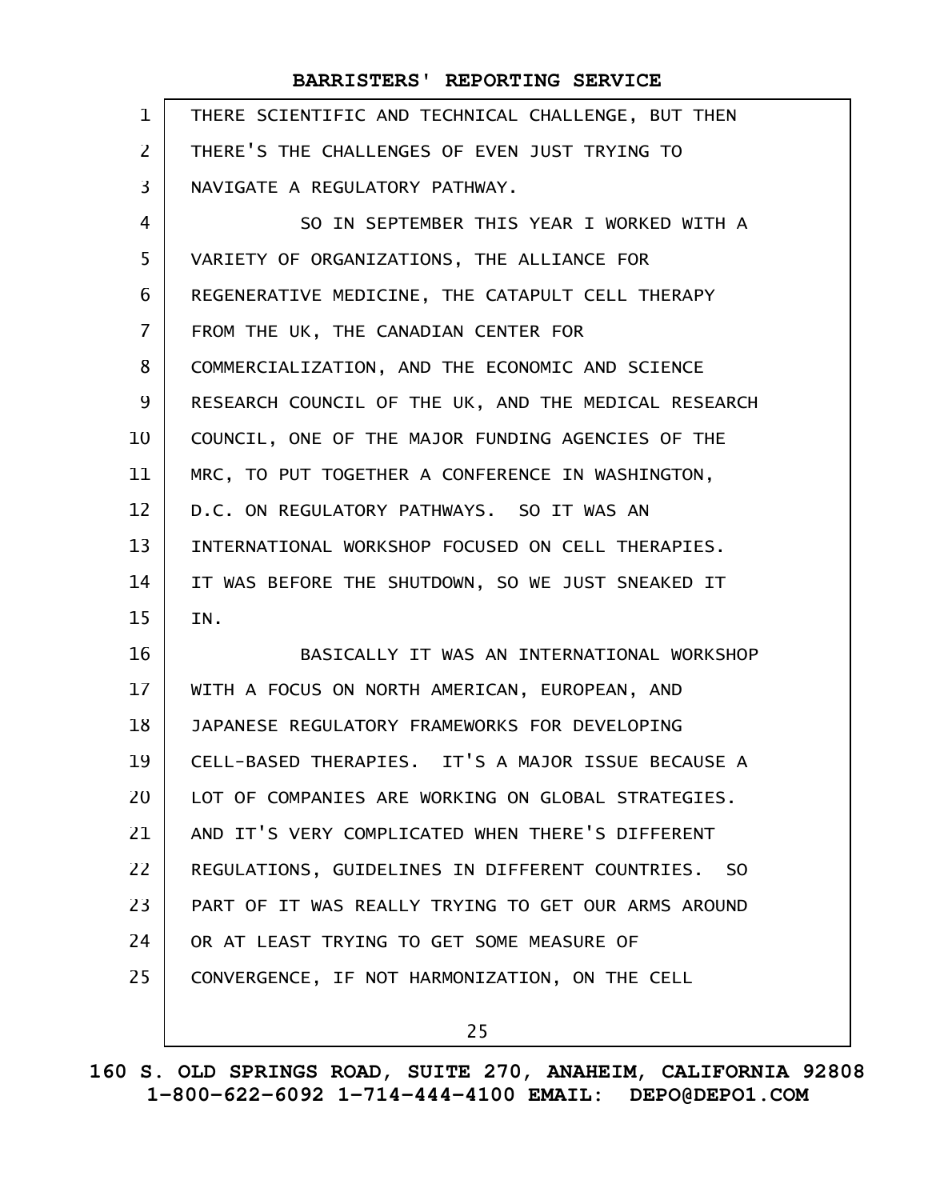THERE SCIENTIFIC AND TECHNICAL CHALLENGE, BUT THEN THERE'S THE CHALLENGES OF EVEN JUST TRYING TO NAVIGATE A REGULATORY PATHWAY.

SO IN SEPTEMBER THIS YEAR I WORKED WITH A VARIETY OF ORGANIZATIONS, THE ALLIANCE FOR REGENERATIVE MEDICINE, THE CATAPULT CELL THERAPY FROM THE UK, THE CANADIAN CENTER FOR COMMERCIALIZATION, AND THE ECONOMIC AND SCIENCE RESEARCH COUNCIL OF THE UK, AND THE MEDICAL RESEARCH COUNCIL, ONE OF THE MAJOR FUNDING AGENCIES OF THE MRC, TO PUT TOGETHER A CONFERENCE IN WASHINGTON, D.C. ON REGULATORY PATHWAYS. SO IT WAS AN INTERNATIONAL WORKSHOP FOCUSED ON CELL THERAPIES. IT WAS BEFORE THE SHUTDOWN, SO WE JUST SNEAKED IT IN.

BASICALLY IT WAS AN INTERNATIONAL WORKSHOP WITH A FOCUS ON NORTH AMERICAN, EUROPEAN, AND JAPANESE REGULATORY FRAMEWORKS FOR DEVELOPING CELL-BASED THERAPIES. IT'S A MAJOR ISSUE BECAUSE A LOT OF COMPANIES ARE WORKING ON GLOBAL STRATEGIES. AND IT'S VERY COMPLICATED WHEN THERE'S DIFFERENT REGULATIONS, GUIDELINES IN DIFFERENT COUNTRIES. SO PART OF IT WAS REALLY TRYING TO GET OUR ARMS AROUND OR AT LEAST TRYING TO GET SOME MEASURE OF CONVERGENCE, IF NOT HARMONIZATION, ON THE CELL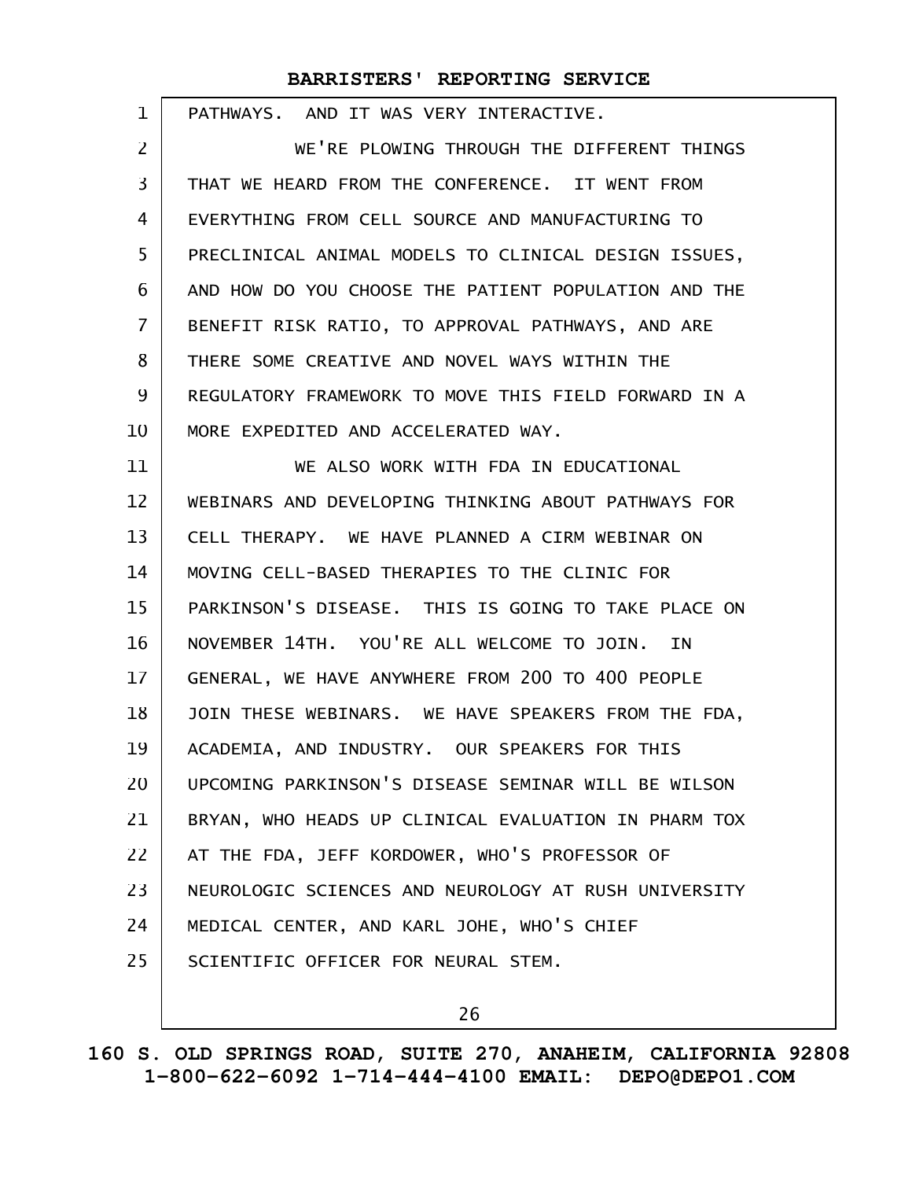PATHWAYS. AND IT WAS VERY INTERACTIVE.

WE'RE PLOWING THROUGH THE DIFFERENT THINGS THAT WE HEARD FROM THE CONFERENCE. IT WENT FROM EVERYTHING FROM CELL SOURCE AND MANUFACTURING TO PRECLINICAL ANIMAL MODELS TO CLINICAL DESIGN ISSUES, AND HOW DO YOU CHOOSE THE PATIENT POPULATION AND THE BENEFIT RISK RATIO, TO APPROVAL PATHWAYS, AND ARE THERE SOME CREATIVE AND NOVEL WAYS WITHIN THE REGULATORY FRAMEWORK TO MOVE THIS FIELD FORWARD IN A MORE EXPEDITED AND ACCELERATED WAY.

WE ALSO WORK WITH FDA IN EDUCATIONAL WEBINARS AND DEVELOPING THINKING ABOUT PATHWAYS FOR CELL THERAPY. WE HAVE PLANNED A CIRM WEBINAR ON MOVING CELL-BASED THERAPIES TO THE CLINIC FOR PARKINSON'S DISEASE. THIS IS GOING TO TAKE PLACE ON NOVEMBER 14TH. YOU'RE ALL WELCOME TO JOIN. IN GENERAL, WE HAVE ANYWHERE FROM 200 TO 400 PEOPLE JOIN THESE WEBINARS. WE HAVE SPEAKERS FROM THE FDA, ACADEMIA, AND INDUSTRY. OUR SPEAKERS FOR THIS UPCOMING PARKINSON'S DISEASE SEMINAR WILL BE WILSON BRYAN, WHO HEADS UP CLINICAL EVALUATION IN PHARM TOX AT THE FDA, JEFF KORDOWER, WHO'S PROFESSOR OF NEUROLOGIC SCIENCES AND NEUROLOGY AT RUSH UNIVERSITY MEDICAL CENTER, AND KARL JOHE, WHO'S CHIEF SCIENTIFIC OFFICER FOR NEURAL STEM.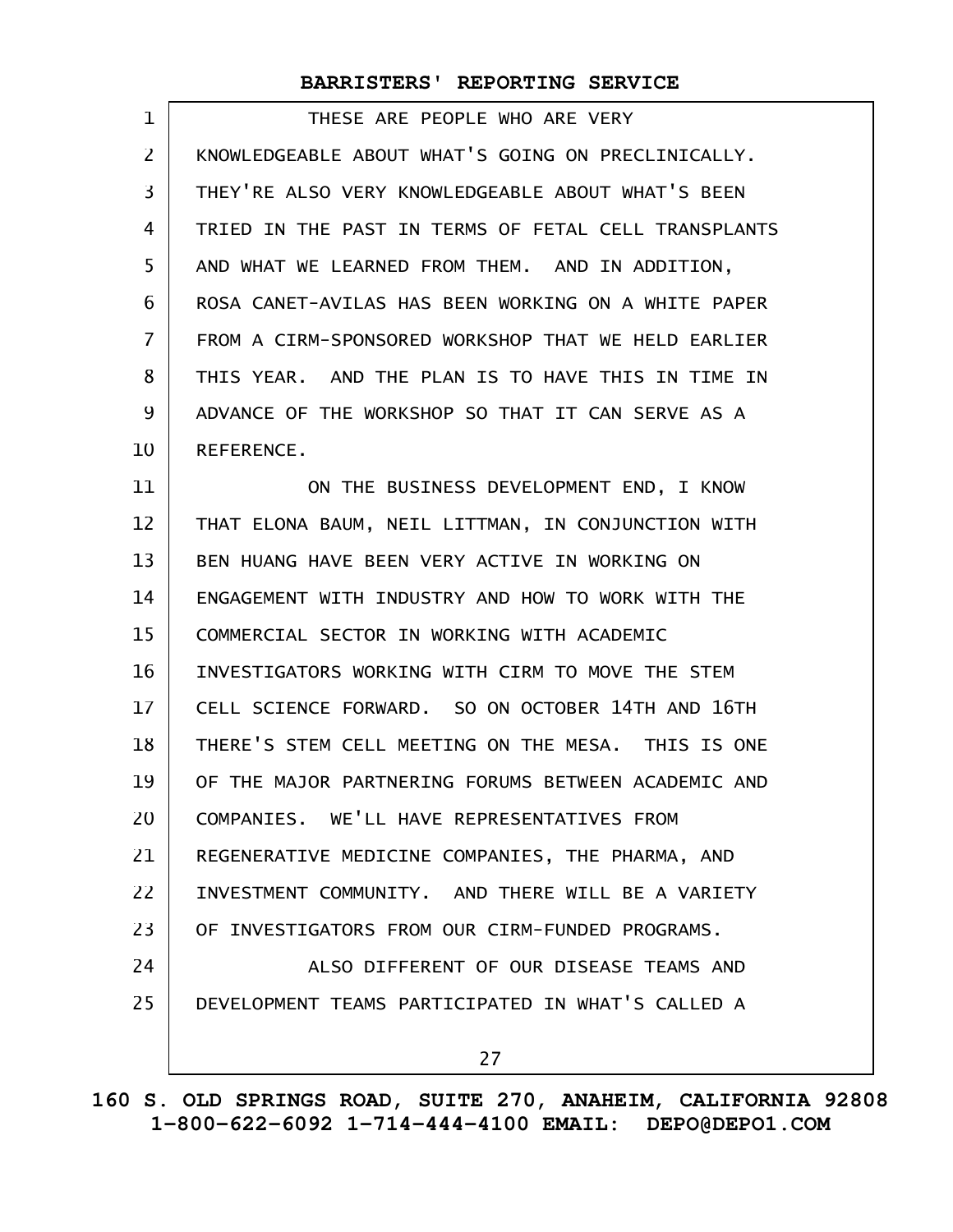THESE ARE PEOPLE WHO ARE VERY KNOWLEDGEABLE ABOUT WHAT'S GOING ON PRECLINICALLY. THEY'RE ALSO VERY KNOWLEDGEABLE ABOUT WHAT'S BEEN TRIED IN THE PAST IN TERMS OF FETAL CELL TRANSPLANTS AND WHAT WE LEARNED FROM THEM. AND IN ADDITION, ROSA CANET-AVILAS HAS BEEN WORKING ON A WHITE PAPER FROM A CIRM-SPONSORED WORKSHOP THAT WE HELD EARLIER THIS YEAR. AND THE PLAN IS TO HAVE THIS IN TIME IN ADVANCE OF THE WORKSHOP SO THAT IT CAN SERVE AS A REFERENCE.

ON THE BUSINESS DEVELOPMENT END, I KNOW THAT ELONA BAUM, NEIL LITTMAN, IN CONJUNCTION WITH BEN HUANG HAVE BEEN VERY ACTIVE IN WORKING ON ENGAGEMENT WITH INDUSTRY AND HOW TO WORK WITH THE COMMERCIAL SECTOR IN WORKING WITH ACADEMIC INVESTIGATORS WORKING WITH CIRM TO MOVE THE STEM CELL SCIENCE FORWARD. SO ON OCTOBER 14TH AND 16TH THERE'S STEM CELL MEETING ON THE MESA. THIS IS ONE OF THE MAJOR PARTNERING FORUMS BETWEEN ACADEMIC AND COMPANIES. WE'LL HAVE REPRESENTATIVES FROM REGENERATIVE MEDICINE COMPANIES, THE PHARMA, AND INVESTMENT COMMUNITY. AND THERE WILL BE A VARIETY OF INVESTIGATORS FROM OUR CIRM-FUNDED PROGRAMS.

ALSO DIFFERENT OF OUR DISEASE TEAMS AND DEVELOPMENT TEAMS PARTICIPATED IN WHAT'S CALLED A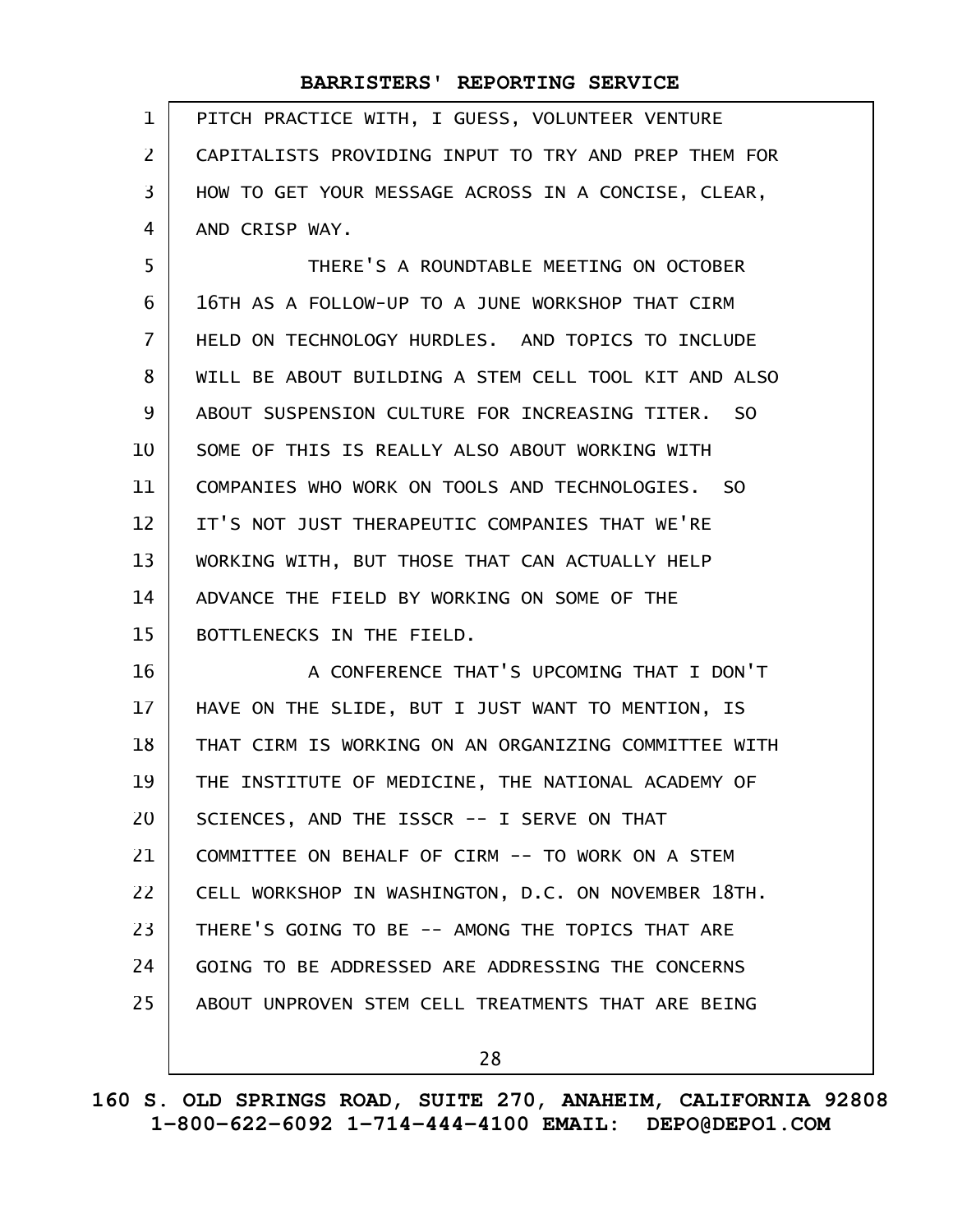PITCH PRACTICE WITH, I GUESS, VOLUNTEER VENTURE CAPITALISTS PROVIDING INPUT TO TRY AND PREP THEM FOR HOW TO GET YOUR MESSAGE ACROSS IN A CONCISE, CLEAR, AND CRISP WAY.

THERE'S A ROUNDTABLE MEETING ON OCTOBER 16TH AS A FOLLOW-UP TO A JUNE WORKSHOP THAT CIRM HELD ON TECHNOLOGY HURDLES. AND TOPICS TO INCLUDE WILL BE ABOUT BUILDING A STEM CELL TOOL KIT AND ALSO ABOUT SUSPENSION CULTURE FOR INCREASING TITER. SO SOME OF THIS IS REALLY ALSO ABOUT WORKING WITH COMPANIES WHO WORK ON TOOLS AND TECHNOLOGIES. SO IT'S NOT JUST THERAPEUTIC COMPANIES THAT WE'RE WORKING WITH, BUT THOSE THAT CAN ACTUALLY HELP ADVANCE THE FIELD BY WORKING ON SOME OF THE BOTTLENECKS IN THE FIELD.

A CONFERENCE THAT'S UPCOMING THAT I DON'T HAVE ON THE SLIDE, BUT I JUST WANT TO MENTION, IS THAT CIRM IS WORKING ON AN ORGANIZING COMMITTEE WITH THE INSTITUTE OF MEDICINE, THE NATIONAL ACADEMY OF SCIENCES, AND THE ISSCR -- I SERVE ON THAT COMMITTEE ON BEHALF OF CIRM -- TO WORK ON A STEM CELL WORKSHOP IN WASHINGTON, D.C. ON NOVEMBER 18TH. THERE'S GOING TO BE -- AMONG THE TOPICS THAT ARE GOING TO BE ADDRESSED ARE ADDRESSING THE CONCERNS ABOUT UNPROVEN STEM CELL TREATMENTS THAT ARE BEING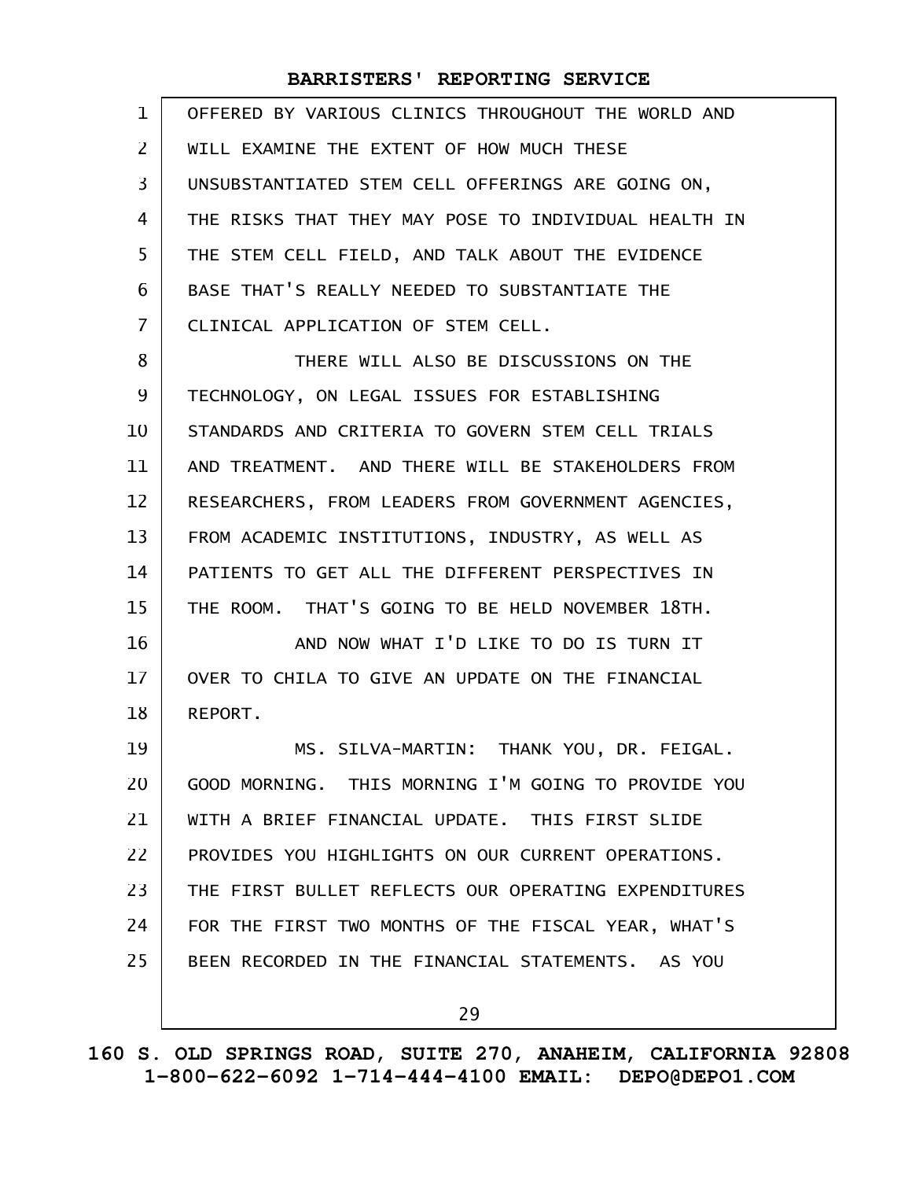OFFERED BY VARIOUS CLINICS THROUGHOUT THE WORLD AND WILL EXAMINE THE EXTENT OF HOW MUCH THESE UNSUBSTANTIATED STEM CELL OFFERINGS ARE GOING ON, THE RISKS THAT THEY MAY POSE TO INDIVIDUAL HEALTH IN THE STEM CELL FIELD, AND TALK ABOUT THE EVIDENCE BASE THAT'S REALLY NEEDED TO SUBSTANTIATE THE CLINICAL APPLICATION OF STEM CELL.

THERE WILL ALSO BE DISCUSSIONS ON THE TECHNOLOGY, ON LEGAL ISSUES FOR ESTABLISHING STANDARDS AND CRITERIA TO GOVERN STEM CELL TRIALS AND TREATMENT. AND THERE WILL BE STAKEHOLDERS FROM RESEARCHERS, FROM LEADERS FROM GOVERNMENT AGENCIES, FROM ACADEMIC INSTITUTIONS, INDUSTRY, AS WELL AS PATIENTS TO GET ALL THE DIFFERENT PERSPECTIVES IN THE ROOM. THAT'S GOING TO BE HELD NOVEMBER 18TH.

AND NOW WHAT I'D LIKE TO DO IS TURN IT OVER TO CHILA TO GIVE AN UPDATE ON THE FINANCIAL REPORT.

MS. SILVA-MARTIN: THANK YOU, DR. FEIGAL. GOOD MORNING. THIS MORNING I'M GOING TO PROVIDE YOU WITH A BRIEF FINANCIAL UPDATE. THIS FIRST SLIDE PROVIDES YOU HIGHLIGHTS ON OUR CURRENT OPERATIONS. THE FIRST BULLET REFLECTS OUR OPERATING EXPENDITURES FOR THE FIRST TWO MONTHS OF THE FISCAL YEAR, WHAT'S BEEN RECORDED IN THE FINANCIAL STATEMENTS. AS YOU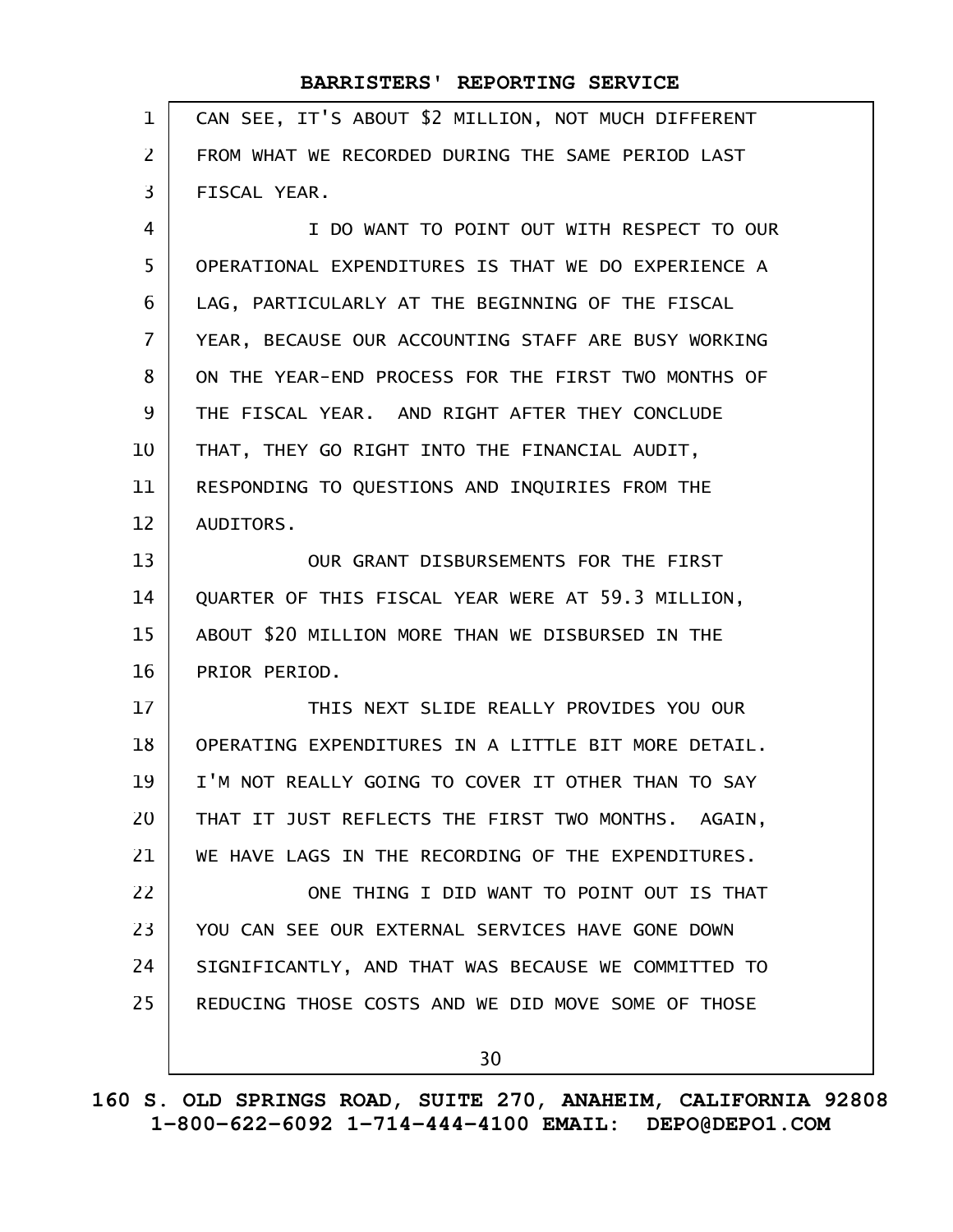CAN SEE, IT'S ABOUT $2 MILLION, NOT MUCH DIFFERENT FROM WHAT WE RECORDED DURING THE SAME PERIOD LAST FISCAL YEAR.

I DO WANT TO POINT OUT WITH RESPECT TO OUR OPERATIONAL EXPENDITURES IS THAT WE DO EXPERIENCE A LAG, PARTICULARLY AT THE BEGINNING OF THE FISCAL YEAR, BECAUSE OUR ACCOUNTING STAFF ARE BUSY WORKING ON THE YEAR-END PROCESS FOR THE FIRST TWO MONTHS OF THE FISCAL YEAR. AND RIGHT AFTER THEY CONCLUDE THAT, THEY GO RIGHT INTO THE FINANCIAL AUDIT, RESPONDING TO QUESTIONS AND INQUIRIES FROM THE AUDITORS.

OUR GRANT DISBURSEMENTS FOR THE FIRST QUARTER OF THIS FISCAL YEAR WERE AT 59.3 MILLION, ABOUT $20 MILLION MORE THAN WE DISBURSED IN THE PRIOR PERIOD.

THIS NEXT SLIDE REALLY PROVIDES YOU OUR OPERATING EXPENDITURES IN A LITTLE BIT MORE DETAIL. I'M NOT REALLY GOING TO COVER IT OTHER THAN TO SAY THAT IT JUST REFLECTS THE FIRST TWO MONTHS. AGAIN, WE HAVE LAGS IN THE RECORDING OF THE EXPENDITURES.

ONE THING I DID WANT TO POINT OUT IS THAT YOU CAN SEE OUR EXTERNAL SERVICES HAVE GONE DOWN SIGNIFICANTLY, AND THAT WAS BECAUSE WE COMMITTED TO REDUCING THOSE COSTS AND WE DID MOVE SOME OF THOSE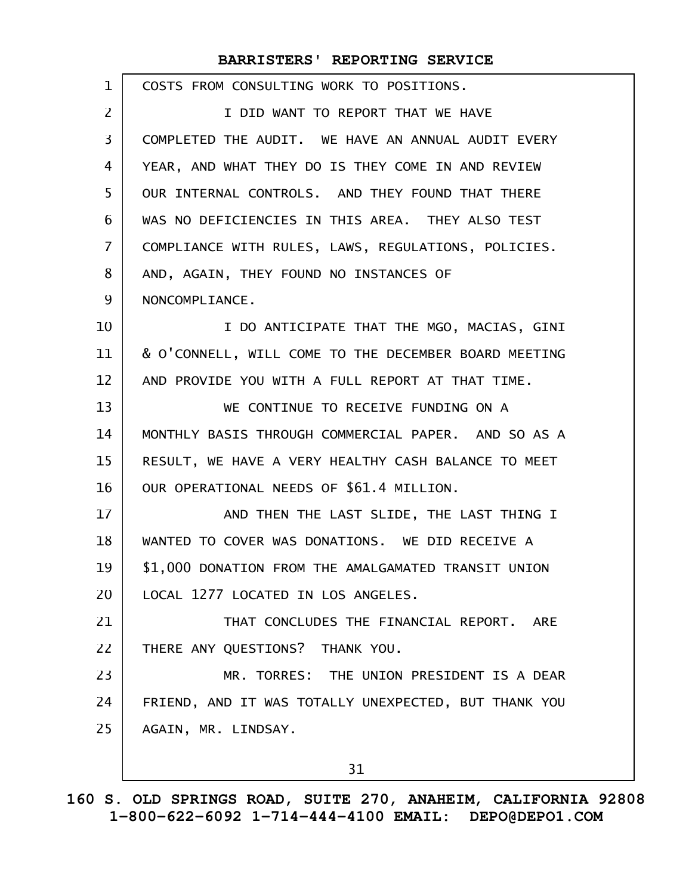COSTS FROM CONSULTING WORK TO POSITIONS.

I DID WANT TO REPORT THAT WE HAVE COMPLETED THE AUDIT. WE HAVE AN ANNUAL AUDIT EVERY YEAR, AND WHAT THEY DO IS THEY COME IN AND REVIEW OUR INTERNAL CONTROLS. AND THEY FOUND THAT THERE WAS NO DEFICIENCIES IN THIS AREA. THEY ALSO TEST COMPLIANCE WITH RULES, LAWS, REGULATIONS, POLICIES. AND, AGAIN, THEY FOUND NO INSTANCES OF NONCOMPLIANCE.

I DO ANTICIPATE THAT THE MGO, MACIAS, GINI & O'CONNELL, WILL COME TO THE DECEMBER BOARD MEETING AND PROVIDE YOU WITH A FULL REPORT AT THAT TIME.

WE CONTINUE TO RECEIVE FUNDING ON A MONTHLY BASIS THROUGH COMMERCIAL PAPER. AND SO AS A RESULT, WE HAVE A VERY HEALTHY CASH BALANCE TO MEET OUR OPERATIONAL NEEDS OF $61.4 MILLION.

AND THEN THE LAST SLIDE, THE LAST THING I WANTED TO COVER WAS DONATIONS. WE DID RECEIVE A $1,000 DONATION FROM THE AMALGAMATED TRANSIT UNION LOCAL 1277 LOCATED IN LOS ANGELES.

THAT CONCLUDES THE FINANCIAL REPORT. ARE THERE ANY QUESTIONS? THANK YOU.

MR. TORRES: THE UNION PRESIDENT IS A DEAR FRIEND, AND IT WAS TOTALLY UNEXPECTED, BUT THANK YOU AGAIN, MR. LINDSAY.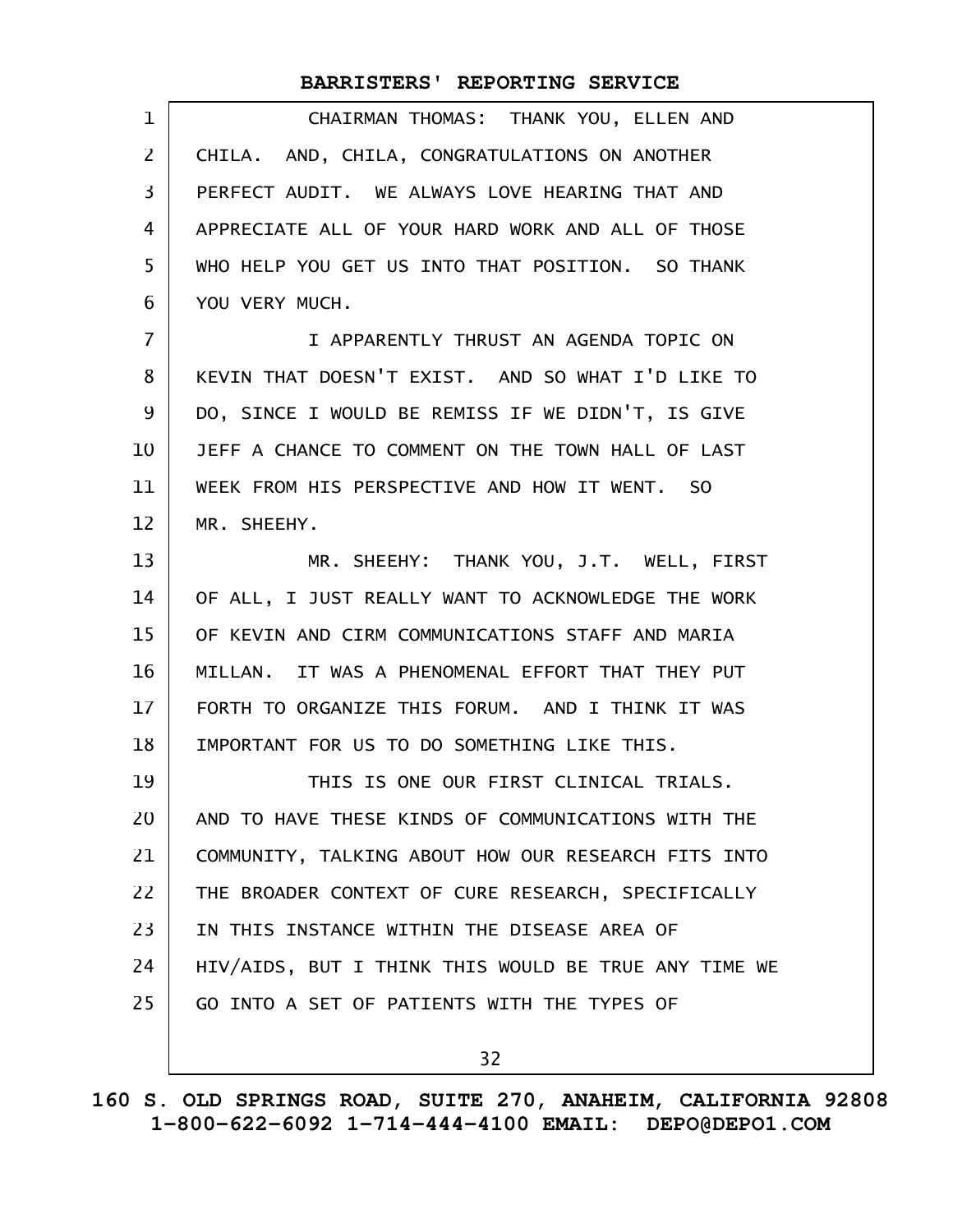CHAIRMAN THOMAS: THANK YOU, ELLEN AND CHILA. AND, CHILA, CONGRATULATIONS ON ANOTHER PERFECT AUDIT. WE ALWAYS LOVE HEARING THAT AND APPRECIATE ALL OF YOUR HARD WORK AND ALL OF THOSE WHO HELP YOU GET US INTO THAT POSITION. SO THANK YOU VERY MUCH.

I APPARENTLY THRUST AN AGENDA TOPIC ON KEVIN THAT DOESN'T EXIST. AND SO WHAT I'D LIKE TO DO, SINCE I WOULD BE REMISS IF WE DIDN'T, IS GIVE JEFF A CHANCE TO COMMENT ON THE TOWN HALL OF LAST WEEK FROM HIS PERSPECTIVE AND HOW IT WENT. SO MR. SHEEHY.

MR. SHEEHY: THANK YOU, J.T. WELL, FIRST OF ALL, I JUST REALLY WANT TO ACKNOWLEDGE THE WORK OF KEVIN AND CIRM COMMUNICATIONS STAFF AND MARIA MILLAN. IT WAS A PHENOMENAL EFFORT THAT THEY PUT FORTH TO ORGANIZE THIS FORUM. AND I THINK IT WAS IMPORTANT FOR US TO DO SOMETHING LIKE THIS.

THIS IS ONE OUR FIRST CLINICAL TRIALS. AND TO HAVE THESE KINDS OF COMMUNICATIONS WITH THE COMMUNITY, TALKING ABOUT HOW OUR RESEARCH FITS INTO THE BROADER CONTEXT OF CURE RESEARCH, SPECIFICALLY IN THIS INSTANCE WITHIN THE DISEASE AREA OF HIV/AIDS, BUT I THINK THIS WOULD BE TRUE ANY TIME WE GO INTO A SET OF PATIENTS WITH THE TYPES OF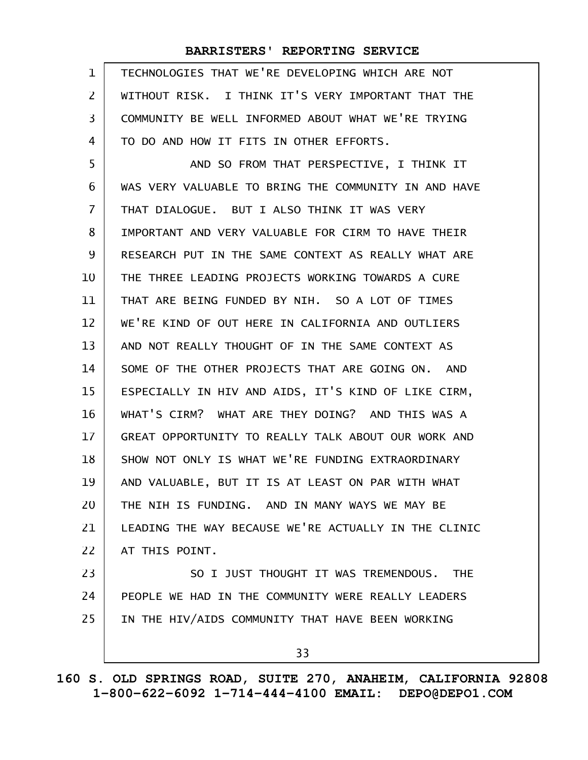TECHNOLOGIES THAT WE'RE DEVELOPING WHICH ARE NOT WITHOUT RISK. I THINK IT'S VERY IMPORTANT THAT THE COMMUNITY BE WELL INFORMED ABOUT WHAT WE'RE TRYING TO DO AND HOW IT FITS IN OTHER EFFORTS.

AND SO FROM THAT PERSPECTIVE, I THINK IT WAS VERY VALUABLE TO BRING THE COMMUNITY IN AND HAVE THAT DIALOGUE. BUT I ALSO THINK IT WAS VERY IMPORTANT AND VERY VALUABLE FOR CIRM TO HAVE THEIR RESEARCH PUT IN THE SAME CONTEXT AS REALLY WHAT ARE THE THREE LEADING PROJECTS WORKING TOWARDS A CURE THAT ARE BEING FUNDED BY NIH. SO A LOT OF TIMES WE'RE KIND OF OUT HERE IN CALIFORNIA AND OUTLIERS AND NOT REALLY THOUGHT OF IN THE SAME CONTEXT AS SOME OF THE OTHER PROJECTS THAT ARE GOING ON. AND ESPECIALLY IN HIV AND AIDS, IT'S KIND OF LIKE CIRM, WHAT'S CIRM? WHAT ARE THEY DOING? AND THIS WAS A GREAT OPPORTUNITY TO REALLY TALK ABOUT OUR WORK AND SHOW NOT ONLY IS WHAT WE'RE FUNDING EXTRAORDINARY AND VALUABLE, BUT IT IS AT LEAST ON PAR WITH WHAT THE NIH IS FUNDING. AND IN MANY WAYS WE MAY BE LEADING THE WAY BECAUSE WE'RE ACTUALLY IN THE CLINIC AT THIS POINT.

SO I JUST THOUGHT IT WAS TREMENDOUS. THE PEOPLE WE HAD IN THE COMMUNITY WERE REALLY LEADERS IN THE HIV/AIDS COMMUNITY THAT HAVE BEEN WORKING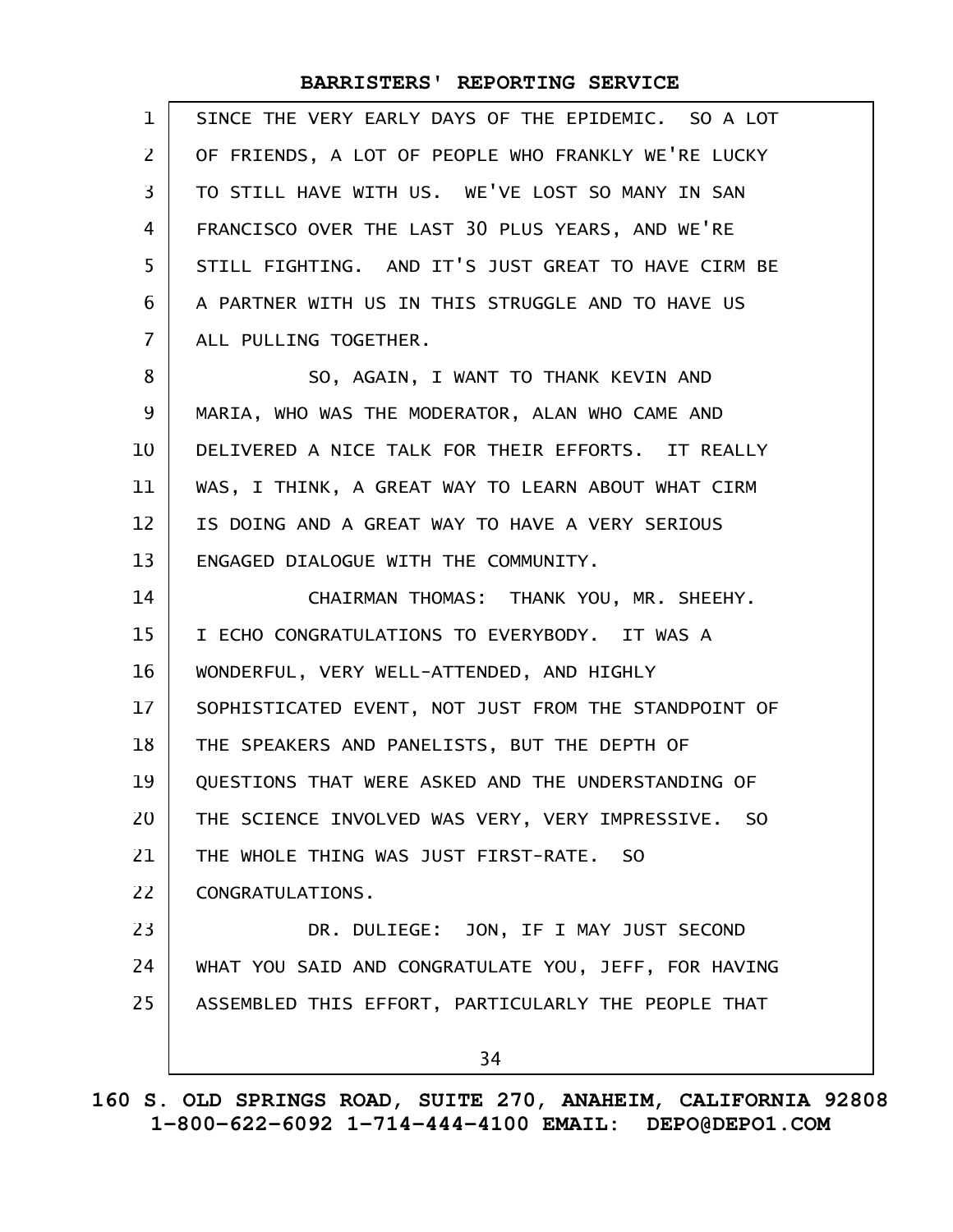SINCE THE VERY EARLY DAYS OF THE EPIDEMIC. SO A LOT OF FRIENDS, A LOT OF PEOPLE WHO FRANKLY WE'RE LUCKY TO STILL HAVE WITH US. WE'VE LOST SO MANY IN SAN FRANCISCO OVER THE LAST 30 PLUS YEARS, AND WE'RE STILL FIGHTING. AND IT'S JUST GREAT TO HAVE CIRM BE A PARTNER WITH US IN THIS STRUGGLE AND TO HAVE US ALL PULLING TOGETHER.

SO, AGAIN, I WANT TO THANK KEVIN AND MARIA, WHO WAS THE MODERATOR, ALAN WHO CAME AND DELIVERED A NICE TALK FOR THEIR EFFORTS. IT REALLY WAS, I THINK, A GREAT WAY TO LEARN ABOUT WHAT CIRM IS DOING AND A GREAT WAY TO HAVE A VERY SERIOUS ENGAGED DIALOGUE WITH THE COMMUNITY.

CHAIRMAN THOMAS: THANK YOU, MR. SHEEHY. I ECHO CONGRATULATIONS TO EVERYBODY. IT WAS A WONDERFUL, VERY WELL-ATTENDED, AND HIGHLY SOPHISTICATED EVENT, NOT JUST FROM THE STANDPOINT OF THE SPEAKERS AND PANELISTS, BUT THE DEPTH OF QUESTIONS THAT WERE ASKED AND THE UNDERSTANDING OF THE SCIENCE INVOLVED WAS VERY, VERY IMPRESSIVE. SO THE WHOLE THING WAS JUST FIRST-RATE. SO CONGRATULATIONS.

DR. DULIEGE: JON, IF I MAY JUST SECOND WHAT YOU SAID AND CONGRATULATE YOU, JEFF, FOR HAVING ASSEMBLED THIS EFFORT, PARTICULARLY THE PEOPLE THAT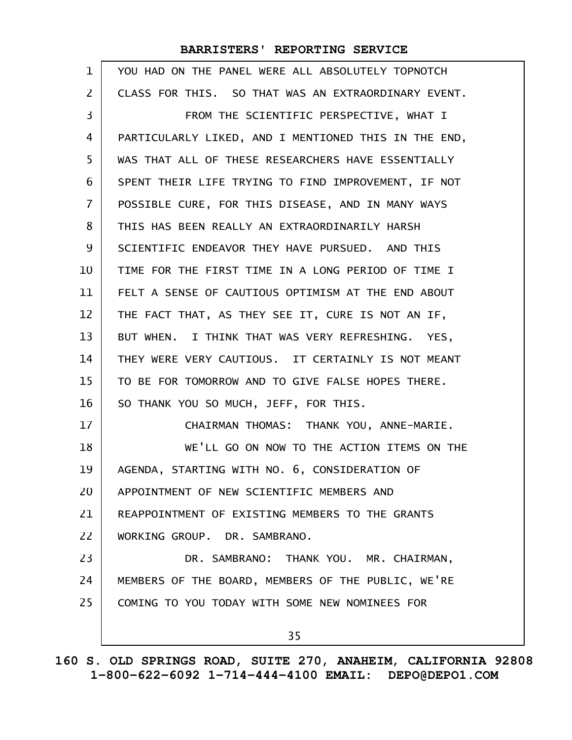YOU HAD ON THE PANEL WERE ALL ABSOLUTELY TOPNOTCH CLASS FOR THIS. SO THAT WAS AN EXTRAORDINARY EVENT.

FROM THE SCIENTIFIC PERSPECTIVE, WHAT I PARTICULARLY LIKED, AND I MENTIONED THIS IN THE END, WAS THAT ALL OF THESE RESEARCHERS HAVE ESSENTIALLY SPENT THEIR LIFE TRYING TO FIND IMPROVEMENT, IF NOT POSSIBLE CURE, FOR THIS DISEASE, AND IN MANY WAYS THIS HAS BEEN REALLY AN EXTRAORDINARILY HARSH SCIENTIFIC ENDEAVOR THEY HAVE PURSUED. AND THIS TIME FOR THE FIRST TIME IN A LONG PERIOD OF TIME I FELT A SENSE OF CAUTIOUS OPTIMISM AT THE END ABOUT THE FACT THAT, AS THEY SEE IT, CURE IS NOT AN IF, BUT WHEN. I THINK THAT WAS VERY REFRESHING. YES, THEY WERE VERY CAUTIOUS. IT CERTAINLY IS NOT MEANT TO BE FOR TOMORROW AND TO GIVE FALSE HOPES THERE. SO THANK YOU SO MUCH, JEFF, FOR THIS.

CHAIRMAN THOMAS: THANK YOU, ANNE-MARIE.

WE'LL GO ON NOW TO THE ACTION ITEMS ON THE AGENDA, STARTING WITH NO. 6, CONSIDERATION OF APPOINTMENT OF NEW SCIENTIFIC MEMBERS AND REAPPOINTMENT OF EXISTING MEMBERS TO THE GRANTS WORKING GROUP. DR. SAMBRANO.

DR. SAMBRANO: THANK YOU. MR. CHAIRMAN, MEMBERS OF THE BOARD, MEMBERS OF THE PUBLIC, WE'RE COMING TO YOU TODAY WITH SOME NEW NOMINEES FOR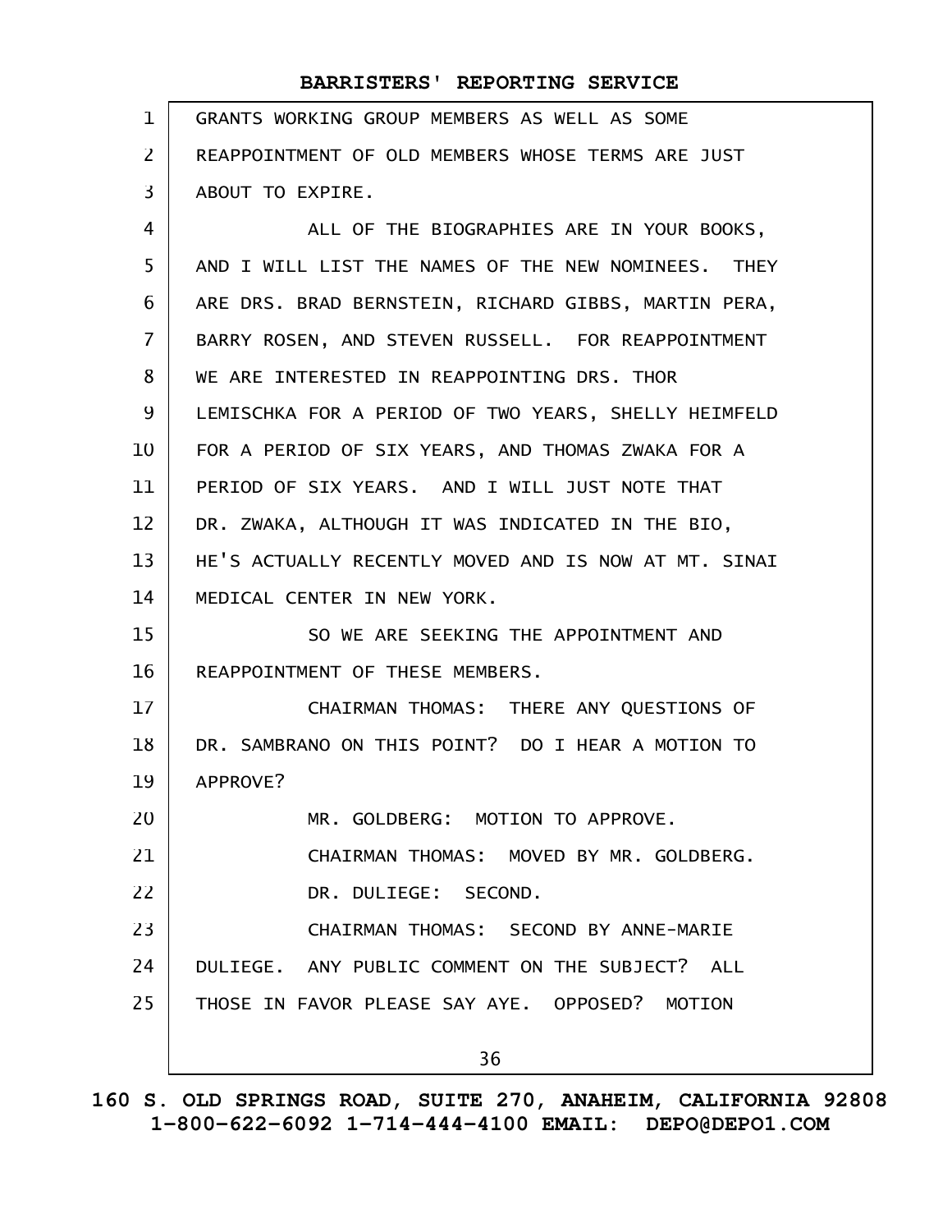GRANTS WORKING GROUP MEMBERS AS WELL AS SOME REAPPOINTMENT OF OLD MEMBERS WHOSE TERMS ARE JUST ABOUT TO EXPIRE.

ALL OF THE BIOGRAPHIES ARE IN YOUR BOOKS, AND I WILL LIST THE NAMES OF THE NEW NOMINEES. THEY ARE DRS. BRAD BERNSTEIN, RICHARD GIBBS, MARTIN PERA, BARRY ROSEN, AND STEVEN RUSSELL. FOR REAPPOINTMENT WE ARE INTERESTED IN REAPPOINTING DRS. THOR LEMISCHKA FOR A PERIOD OF TWO YEARS, SHELLY HEIMFELD FOR A PERIOD OF SIX YEARS, AND THOMAS ZWAKA FOR A PERIOD OF SIX YEARS. AND I WILL JUST NOTE THAT DR. ZWAKA, ALTHOUGH IT WAS INDICATED IN THE BIO, HE'S ACTUALLY RECENTLY MOVED AND IS NOW AT MT. SINAI MEDICAL CENTER IN NEW YORK.

SO WE ARE SEEKING THE APPOINTMENT AND REAPPOINTMENT OF THESE MEMBERS.

CHAIRMAN THOMAS: THERE ANY QUESTIONS OF DR. SAMBRANO ON THIS POINT? DO I HEAR A MOTION TO APPROVE?

MR. GOLDBERG: MOTION TO APPROVE.

CHAIRMAN THOMAS: MOVED BY MR. GOLDBERG.

DR. DULIEGE: SECOND.

CHAIRMAN THOMAS: SECOND BY ANNE-MARIE DULIEGE. ANY PUBLIC COMMENT ON THE SUBJECT? ALL THOSE IN FAVOR PLEASE SAY AYE. OPPOSED? MOTION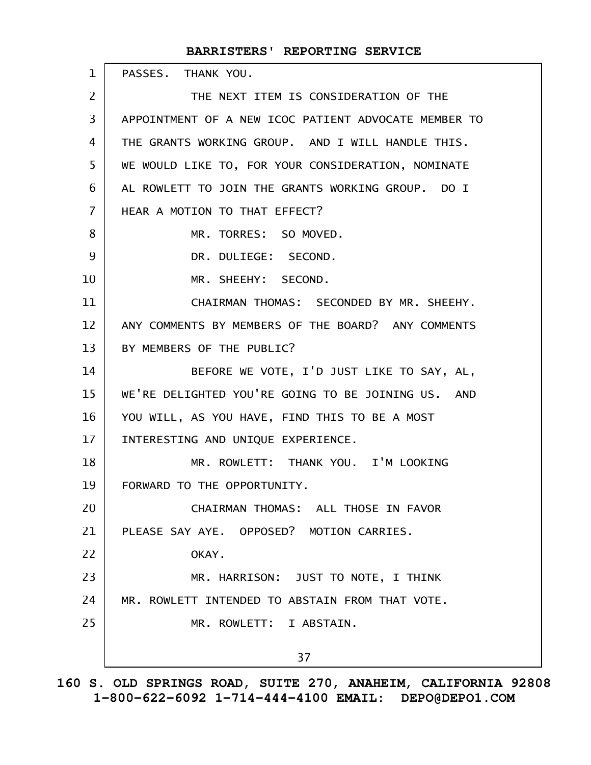PASSES. THANK YOU.

THE NEXT ITEM IS CONSIDERATION OF THE APPOINTMENT OF A NEW ICOC PATIENT ADVOCATE MEMBER TO THE GRANTS WORKING GROUP. AND I WILL HANDLE THIS. WE WOULD LIKE TO, FOR YOUR CONSIDERATION, NOMINATE AL ROWLETT TO JOIN THE GRANTS WORKING GROUP. DO I HEAR A MOTION TO THAT EFFECT?

MR. TORRES: SO MOVED.

DR. DULIEGE: SECOND.

MR. SHEEHY: SECOND.

CHAIRMAN THOMAS: SECONDED BY MR. SHEEHY. ANY COMMENTS BY MEMBERS OF THE BOARD? ANY COMMENTS BY MEMBERS OF THE PUBLIC?

BEFORE WE VOTE, I'D JUST LIKE TO SAY, AL, WE'RE DELIGHTED YOU'RE GOING TO BE JOINING US. AND YOU WILL, AS YOU HAVE, FIND THIS TO BE A MOST INTERESTING AND UNIQUE EXPERIENCE.

MR. ROWLETT: THANK YOU. I'M LOOKING FORWARD TO THE OPPORTUNITY.

CHAIRMAN THOMAS: ALL THOSE IN FAVOR PLEASE SAY AYE. OPPOSED? MOTION CARRIES.

OKAY.

MR. HARRISON: JUST TO NOTE, I THINK MR. ROWLETT INTENDED TO ABSTAIN FROM THAT VOTE.

MR. ROWLETT: I ABSTAIN.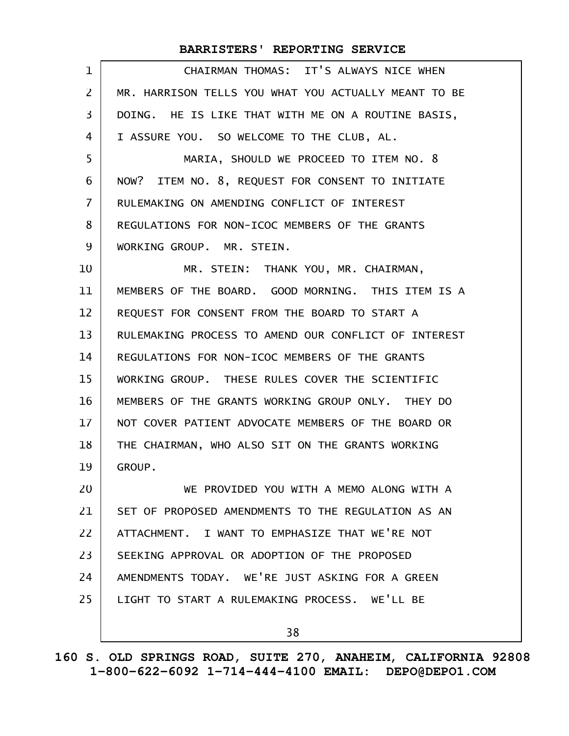CHAIRMAN THOMAS: IT'S ALWAYS NICE WHEN MR. HARRISON TELLS YOU WHAT YOU ACTUALLY MEANT TO BE DOING. HE IS LIKE THAT WITH ME ON A ROUTINE BASIS, I ASSURE YOU. SO WELCOME TO THE CLUB, AL.

MARIA, SHOULD WE PROCEED TO ITEM NO. 8 NOW? ITEM NO. 8, REQUEST FOR CONSENT TO INITIATE RULEMAKING ON AMENDING CONFLICT OF INTEREST REGULATIONS FOR NON-ICOC MEMBERS OF THE GRANTS WORKING GROUP. MR. STEIN.

MR. STEIN: THANK YOU, MR. CHAIRMAN, MEMBERS OF THE BOARD. GOOD MORNING. THIS ITEM IS A REQUEST FOR CONSENT FROM THE BOARD TO START A RULEMAKING PROCESS TO AMEND OUR CONFLICT OF INTEREST REGULATIONS FOR NON-ICOC MEMBERS OF THE GRANTS WORKING GROUP. THESE RULES COVER THE SCIENTIFIC MEMBERS OF THE GRANTS WORKING GROUP ONLY. THEY DO NOT COVER PATIENT ADVOCATE MEMBERS OF THE BOARD OR THE CHAIRMAN, WHO ALSO SIT ON THE GRANTS WORKING GROUP.

WE PROVIDED YOU WITH A MEMO ALONG WITH A SET OF PROPOSED AMENDMENTS TO THE REGULATION AS AN ATTACHMENT. I WANT TO EMPHASIZE THAT WE'RE NOT SEEKING APPROVAL OR ADOPTION OF THE PROPOSED AMENDMENTS TODAY. WE'RE JUST ASKING FOR A GREEN LIGHT TO START A RULEMAKING PROCESS. WE'LL BE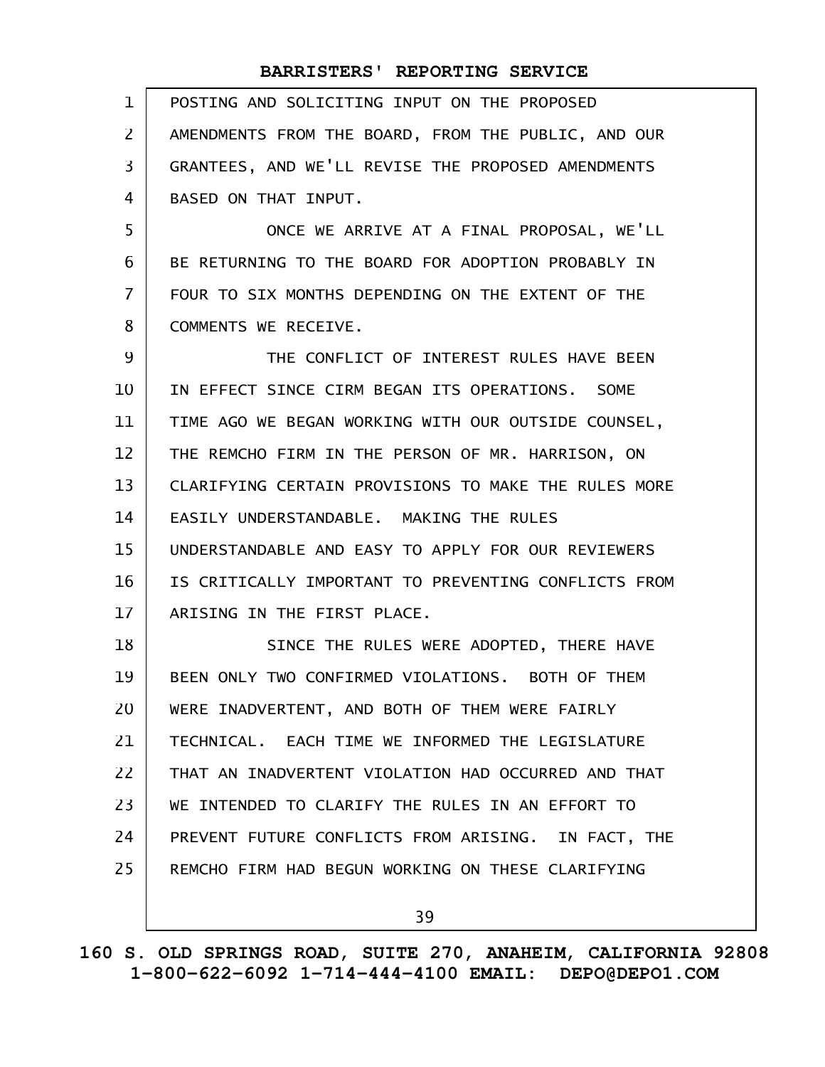POSTING AND SOLICITING INPUT ON THE PROPOSED AMENDMENTS FROM THE BOARD, FROM THE PUBLIC, AND OUR GRANTEES, AND WE'LL REVISE THE PROPOSED AMENDMENTS BASED ON THAT INPUT.

ONCE WE ARRIVE AT A FINAL PROPOSAL, WE'LL BE RETURNING TO THE BOARD FOR ADOPTION PROBABLY IN FOUR TO SIX MONTHS DEPENDING ON THE EXTENT OF THE COMMENTS WE RECEIVE.

THE CONFLICT OF INTEREST RULES HAVE BEEN IN EFFECT SINCE CIRM BEGAN ITS OPERATIONS. SOME TIME AGO WE BEGAN WORKING WITH OUR OUTSIDE COUNSEL, THE REMCHO FIRM IN THE PERSON OF MR. HARRISON, ON CLARIFYING CERTAIN PROVISIONS TO MAKE THE RULES MORE EASILY UNDERSTANDABLE. MAKING THE RULES UNDERSTANDABLE AND EASY TO APPLY FOR OUR REVIEWERS IS CRITICALLY IMPORTANT TO PREVENTING CONFLICTS FROM ARISING IN THE FIRST PLACE.

SINCE THE RULES WERE ADOPTED, THERE HAVE BEEN ONLY TWO CONFIRMED VIOLATIONS. BOTH OF THEM WERE INADVERTENT, AND BOTH OF THEM WERE FAIRLY TECHNICAL. EACH TIME WE INFORMED THE LEGISLATURE THAT AN INADVERTENT VIOLATION HAD OCCURRED AND THAT WE INTENDED TO CLARIFY THE RULES IN AN EFFORT TO PREVENT FUTURE CONFLICTS FROM ARISING. IN FACT, THE REMCHO FIRM HAD BEGUN WORKING ON THESE CLARIFYING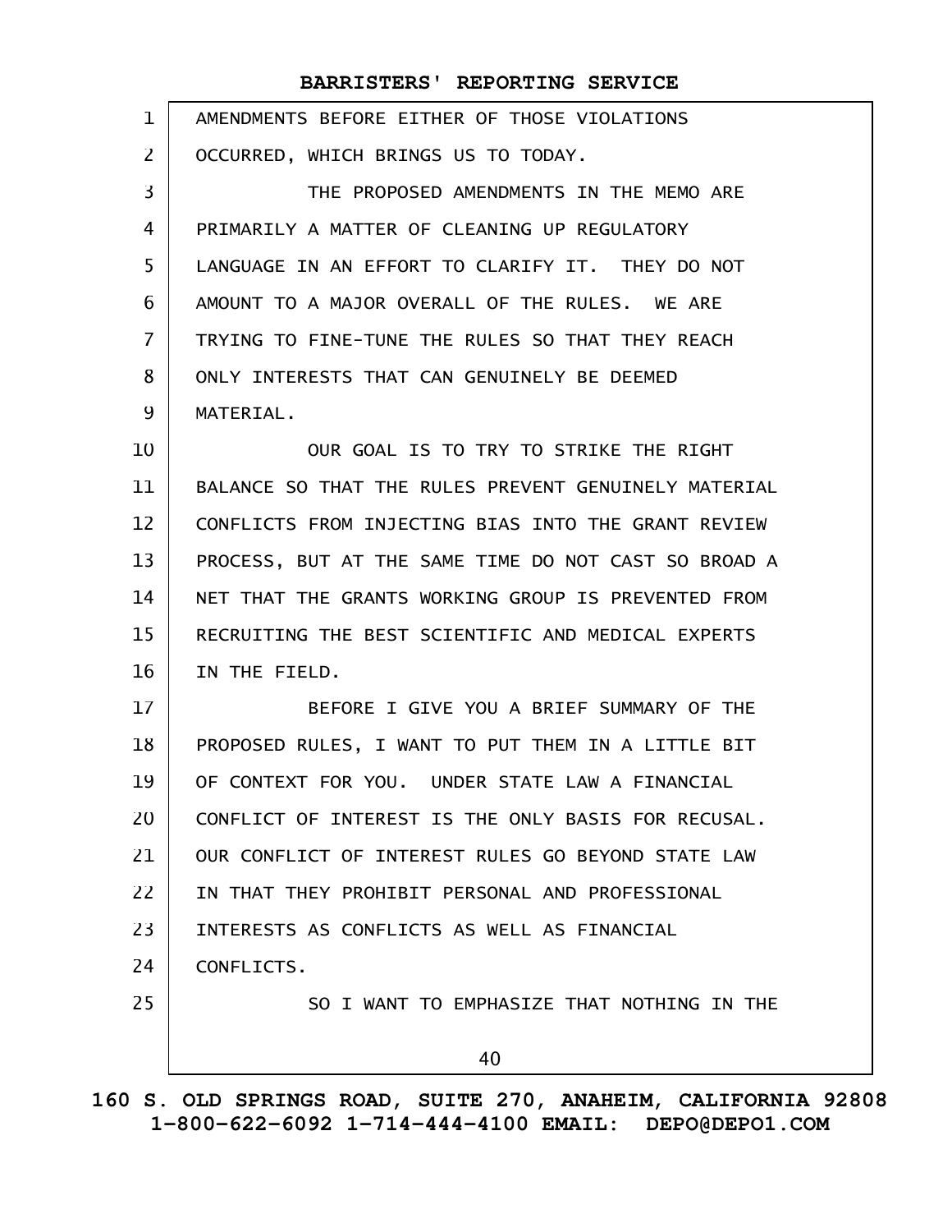AMENDMENTS BEFORE EITHER OF THOSE VIOLATIONS OCCURRED, WHICH BRINGS US TO TODAY.

THE PROPOSED AMENDMENTS IN THE MEMO ARE PRIMARILY A MATTER OF CLEANING UP REGULATORY LANGUAGE IN AN EFFORT TO CLARIFY IT. THEY DO NOT AMOUNT TO A MAJOR OVERALL OF THE RULES. WE ARE TRYING TO FINE-TUNE THE RULES SO THAT THEY REACH ONLY INTERESTS THAT CAN GENUINELY BE DEEMED MATERIAL.

OUR GOAL IS TO TRY TO STRIKE THE RIGHT BALANCE SO THAT THE RULES PREVENT GENUINELY MATERIAL CONFLICTS FROM INJECTING BIAS INTO THE GRANT REVIEW PROCESS, BUT AT THE SAME TIME DO NOT CAST SO BROAD A NET THAT THE GRANTS WORKING GROUP IS PREVENTED FROM RECRUITING THE BEST SCIENTIFIC AND MEDICAL EXPERTS IN THE FIELD.

BEFORE I GIVE YOU A BRIEF SUMMARY OF THE PROPOSED RULES, I WANT TO PUT THEM IN A LITTLE BIT OF CONTEXT FOR YOU. UNDER STATE LAW A FINANCIAL CONFLICT OF INTEREST IS THE ONLY BASIS FOR RECUSAL. OUR CONFLICT OF INTEREST RULES GO BEYOND STATE LAW IN THAT THEY PROHIBIT PERSONAL AND PROFESSIONAL INTERESTS AS CONFLICTS AS WELL AS FINANCIAL CONFLICTS.

SO I WANT TO EMPHASIZE THAT NOTHING IN THE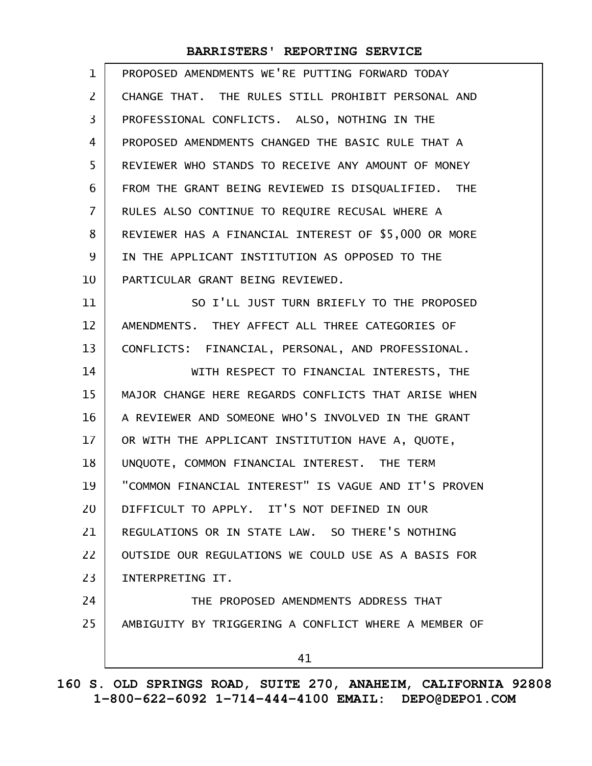PROPOSED AMENDMENTS WE'RE PUTTING FORWARD TODAY CHANGE THAT. THE RULES STILL PROHIBIT PERSONAL AND PROFESSIONAL CONFLICTS. ALSO, NOTHING IN THE PROPOSED AMENDMENTS CHANGED THE BASIC RULE THAT A REVIEWER WHO STANDS TO RECEIVE ANY AMOUNT OF MONEY FROM THE GRANT BEING REVIEWED IS DISQUALIFIED. THE RULES ALSO CONTINUE TO REQUIRE RECUSAL WHERE A REVIEWER HAS A FINANCIAL INTEREST OF $5,000 OR MORE IN THE APPLICANT INSTITUTION AS OPPOSED TO THE PARTICULAR GRANT BEING REVIEWED.

SO I'LL JUST TURN BRIEFLY TO THE PROPOSED AMENDMENTS. THEY AFFECT ALL THREE CATEGORIES OF CONFLICTS: FINANCIAL, PERSONAL, AND PROFESSIONAL.

WITH RESPECT TO FINANCIAL INTERESTS, THE MAJOR CHANGE HERE REGARDS CONFLICTS THAT ARISE WHEN A REVIEWER AND SOMEONE WHO'S INVOLVED IN THE GRANT OR WITH THE APPLICANT INSTITUTION HAVE A, QUOTE, UNQUOTE, COMMON FINANCIAL INTEREST. THE TERM "COMMON FINANCIAL INTEREST" IS VAGUE AND IT'S PROVEN DIFFICULT TO APPLY. IT'S NOT DEFINED IN OUR REGULATIONS OR IN STATE LAW. SO THERE'S NOTHING OUTSIDE OUR REGULATIONS WE COULD USE AS A BASIS FOR INTERPRETING IT.

THE PROPOSED AMENDMENTS ADDRESS THAT AMBIGUITY BY TRIGGERING A CONFLICT WHERE A MEMBER OF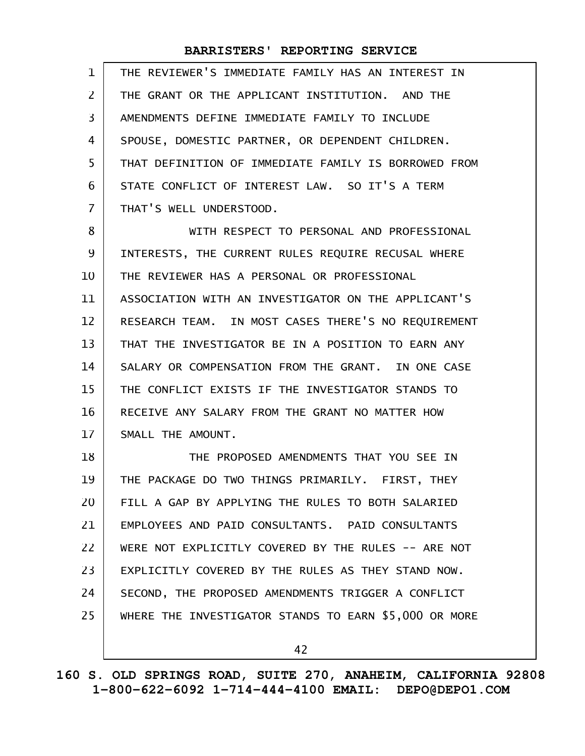THE REVIEWER'S IMMEDIATE FAMILY HAS AN INTEREST IN THE GRANT OR THE APPLICANT INSTITUTION. AND THE AMENDMENTS DEFINE IMMEDIATE FAMILY TO INCLUDE SPOUSE, DOMESTIC PARTNER, OR DEPENDENT CHILDREN. THAT DEFINITION OF IMMEDIATE FAMILY IS BORROWED FROM STATE CONFLICT OF INTEREST LAW. SO IT'S A TERM THAT'S WELL UNDERSTOOD.

WITH RESPECT TO PERSONAL AND PROFESSIONAL INTERESTS, THE CURRENT RULES REQUIRE RECUSAL WHERE THE REVIEWER HAS A PERSONAL OR PROFESSIONAL ASSOCIATION WITH AN INVESTIGATOR ON THE APPLICANT'S RESEARCH TEAM. IN MOST CASES THERE'S NO REQUIREMENT THAT THE INVESTIGATOR BE IN A POSITION TO EARN ANY SALARY OR COMPENSATION FROM THE GRANT. IN ONE CASE THE CONFLICT EXISTS IF THE INVESTIGATOR STANDS TO RECEIVE ANY SALARY FROM THE GRANT NO MATTER HOW SMALL THE AMOUNT.

THE PROPOSED AMENDMENTS THAT YOU SEE IN THE PACKAGE DO TWO THINGS PRIMARILY. FIRST, THEY FILL A GAP BY APPLYING THE RULES TO BOTH SALARIED EMPLOYEES AND PAID CONSULTANTS. PAID CONSULTANTS WERE NOT EXPLICITLY COVERED BY THE RULES -- ARE NOT EXPLICITLY COVERED BY THE RULES AS THEY STAND NOW. SECOND, THE PROPOSED AMENDMENTS TRIGGER A CONFLICT WHERE THE INVESTIGATOR STANDS TO EARN $5,000 OR MORE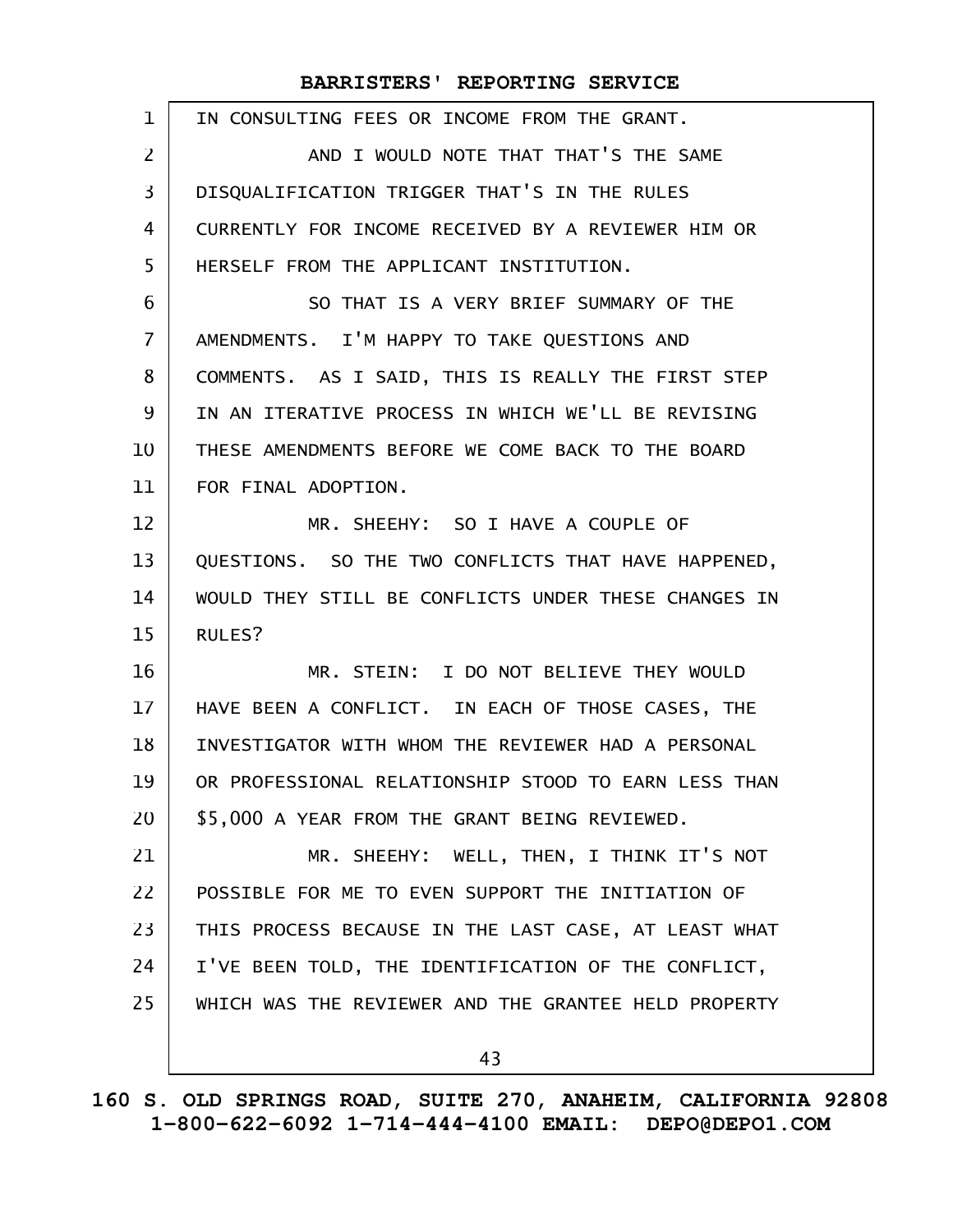IN CONSULTING FEES OR INCOME FROM THE GRANT.

AND I WOULD NOTE THAT THAT'S THE SAME DISQUALIFICATION TRIGGER THAT'S IN THE RULES CURRENTLY FOR INCOME RECEIVED BY A REVIEWER HIM OR HERSELF FROM THE APPLICANT INSTITUTION.

SO THAT IS A VERY BRIEF SUMMARY OF THE AMENDMENTS. I'M HAPPY TO TAKE QUESTIONS AND COMMENTS. AS I SAID, THIS IS REALLY THE FIRST STEP IN AN ITERATIVE PROCESS IN WHICH WE'LL BE REVISING THESE AMENDMENTS BEFORE WE COME BACK TO THE BOARD FOR FINAL ADOPTION.

MR. SHEEHY: SO I HAVE A COUPLE OF QUESTIONS. SO THE TWO CONFLICTS THAT HAVE HAPPENED, WOULD THEY STILL BE CONFLICTS UNDER THESE CHANGES IN RULES?

MR. STEIN: I DO NOT BELIEVE THEY WOULD HAVE BEEN A CONFLICT. IN EACH OF THOSE CASES, THE INVESTIGATOR WITH WHOM THE REVIEWER HAD A PERSONAL OR PROFESSIONAL RELATIONSHIP STOOD TO EARN LESS THAN $5,000 A YEAR FROM THE GRANT BEING REVIEWED.

MR. SHEEHY: WELL, THEN, I THINK IT'S NOT POSSIBLE FOR ME TO EVEN SUPPORT THE INITIATION OF THIS PROCESS BECAUSE IN THE LAST CASE, AT LEAST WHAT I'VE BEEN TOLD, THE IDENTIFICATION OF THE CONFLICT, WHICH WAS THE REVIEWER AND THE GRANTEE HELD PROPERTY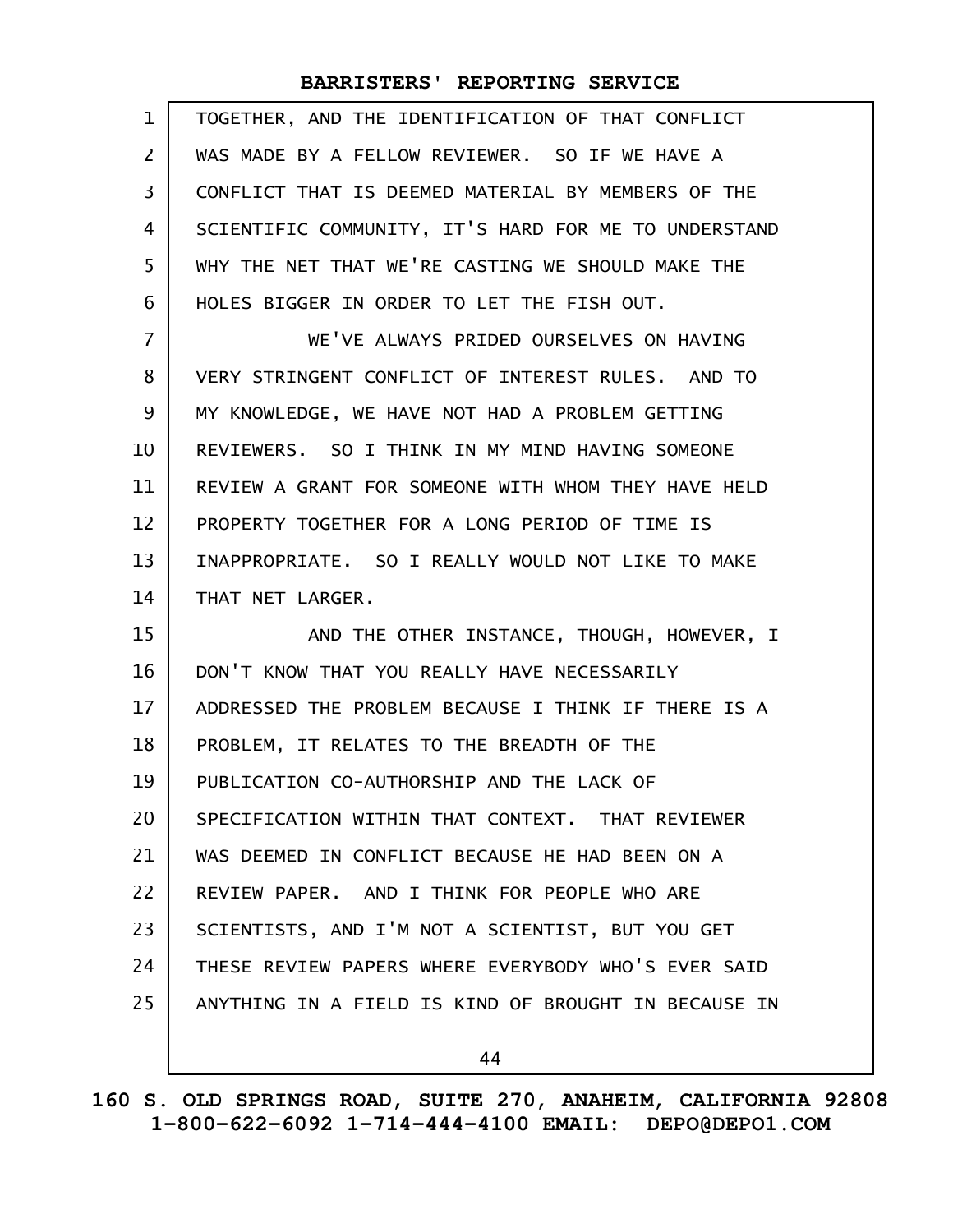TOGETHER, AND THE IDENTIFICATION OF THAT CONFLICT WAS MADE BY A FELLOW REVIEWER. SO IF WE HAVE A CONFLICT THAT IS DEEMED MATERIAL BY MEMBERS OF THE SCIENTIFIC COMMUNITY, IT'S HARD FOR ME TO UNDERSTAND WHY THE NET THAT WE'RE CASTING WE SHOULD MAKE THE HOLES BIGGER IN ORDER TO LET THE FISH OUT.

WE'VE ALWAYS PRIDED OURSELVES ON HAVING VERY STRINGENT CONFLICT OF INTEREST RULES. AND TO MY KNOWLEDGE, WE HAVE NOT HAD A PROBLEM GETTING REVIEWERS. SO I THINK IN MY MIND HAVING SOMEONE REVIEW A GRANT FOR SOMEONE WITH WHOM THEY HAVE HELD PROPERTY TOGETHER FOR A LONG PERIOD OF TIME IS INAPPROPRIATE. SO I REALLY WOULD NOT LIKE TO MAKE THAT NET LARGER.

AND THE OTHER INSTANCE, THOUGH, HOWEVER, I DON'T KNOW THAT YOU REALLY HAVE NECESSARILY ADDRESSED THE PROBLEM BECAUSE I THINK IF THERE IS A PROBLEM, IT RELATES TO THE BREADTH OF THE PUBLICATION CO-AUTHORSHIP AND THE LACK OF SPECIFICATION WITHIN THAT CONTEXT. THAT REVIEWER WAS DEEMED IN CONFLICT BECAUSE HE HAD BEEN ON A REVIEW PAPER. AND I THINK FOR PEOPLE WHO ARE SCIENTISTS, AND I'M NOT A SCIENTIST, BUT YOU GET THESE REVIEW PAPERS WHERE EVERYBODY WHO'S EVER SAID ANYTHING IN A FIELD IS KIND OF BROUGHT IN BECAUSE IN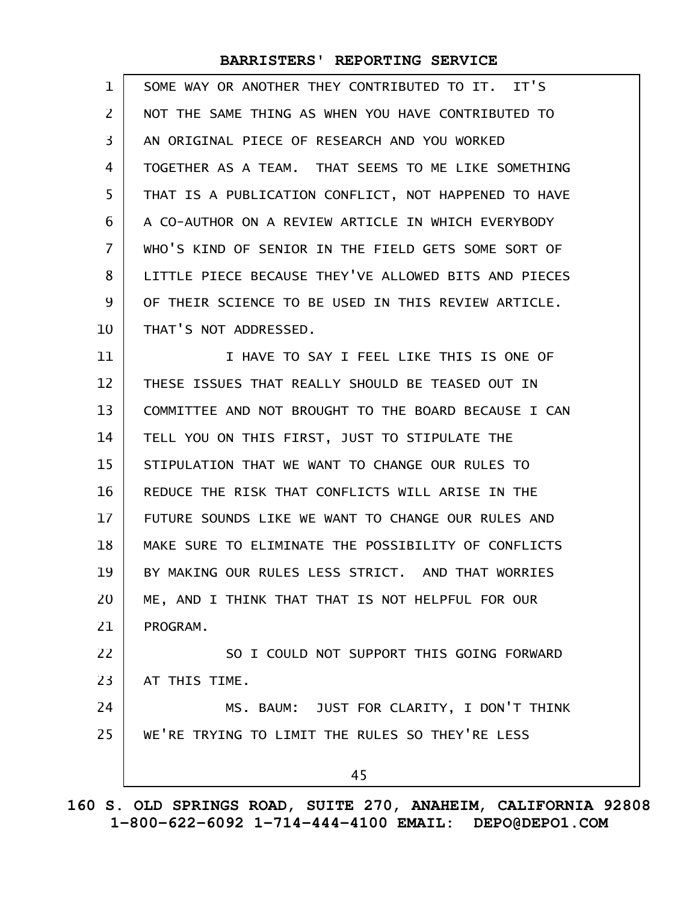SOME WAY OR ANOTHER THEY CONTRIBUTED TO IT. IT'S NOT THE SAME THING AS WHEN YOU HAVE CONTRIBUTED TO AN ORIGINAL PIECE OF RESEARCH AND YOU WORKED TOGETHER AS A TEAM. THAT SEEMS TO ME LIKE SOMETHING THAT IS A PUBLICATION CONFLICT, NOT HAPPENED TO HAVE A CO-AUTHOR ON A REVIEW ARTICLE IN WHICH EVERYBODY WHO'S KIND OF SENIOR IN THE FIELD GETS SOME SORT OF LITTLE PIECE BECAUSE THEY'VE ALLOWED BITS AND PIECES OF THEIR SCIENCE TO BE USED IN THIS REVIEW ARTICLE. THAT'S NOT ADDRESSED.

I HAVE TO SAY I FEEL LIKE THIS IS ONE OF THESE ISSUES THAT REALLY SHOULD BE TEASED OUT IN COMMITTEE AND NOT BROUGHT TO THE BOARD BECAUSE I CAN TELL YOU ON THIS FIRST, JUST TO STIPULATE THE STIPULATION THAT WE WANT TO CHANGE OUR RULES TO REDUCE THE RISK THAT CONFLICTS WILL ARISE IN THE FUTURE SOUNDS LIKE WE WANT TO CHANGE OUR RULES AND MAKE SURE TO ELIMINATE THE POSSIBILITY OF CONFLICTS BY MAKING OUR RULES LESS STRICT. AND THAT WORRIES ME, AND I THINK THAT THAT IS NOT HELPFUL FOR OUR PROGRAM.

SO I COULD NOT SUPPORT THIS GOING FORWARD AT THIS TIME.

MS. BAUM: JUST FOR CLARITY, I DON'T THINK WE'RE TRYING TO LIMIT THE RULES SO THEY'RE LESS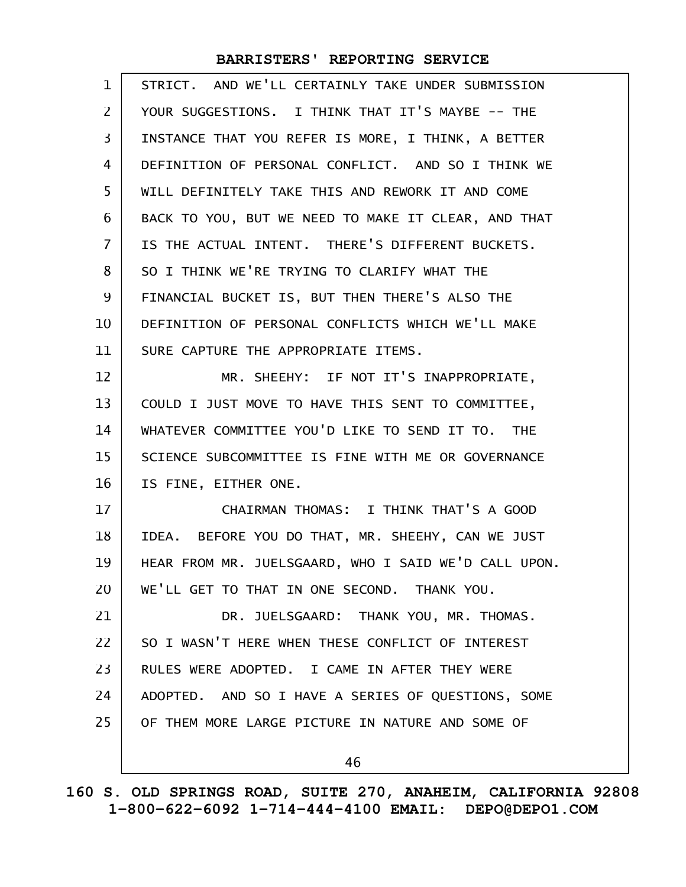STRICT. AND WE'LL CERTAINLY TAKE UNDER SUBMISSION YOUR SUGGESTIONS. I THINK THAT IT'S MAYBE -- THE INSTANCE THAT YOU REFER IS MORE, I THINK, A BETTER DEFINITION OF PERSONAL CONFLICT. AND SO I THINK WE WILL DEFINITELY TAKE THIS AND REWORK IT AND COME BACK TO YOU, BUT WE NEED TO MAKE IT CLEAR, AND THAT IS THE ACTUAL INTENT. THERE'S DIFFERENT BUCKETS. SO I THINK WE'RE TRYING TO CLARIFY WHAT THE FINANCIAL BUCKET IS, BUT THEN THERE'S ALSO THE DEFINITION OF PERSONAL CONFLICTS WHICH WE'LL MAKE SURE CAPTURE THE APPROPRIATE ITEMS.

MR. SHEEHY: IF NOT IT'S INAPPROPRIATE, COULD I JUST MOVE TO HAVE THIS SENT TO COMMITTEE, WHATEVER COMMITTEE YOU'D LIKE TO SEND IT TO. THE SCIENCE SUBCOMMITTEE IS FINE WITH ME OR GOVERNANCE IS FINE, EITHER ONE.

CHAIRMAN THOMAS: I THINK THAT'S A GOOD IDEA. BEFORE YOU DO THAT, MR. SHEEHY, CAN WE JUST HEAR FROM MR. JUELSGAARD, WHO I SAID WE'D CALL UPON. WE'LL GET TO THAT IN ONE SECOND. THANK YOU.

DR. JUELSGAARD: THANK YOU, MR. THOMAS. SO I WASN'T HERE WHEN THESE CONFLICT OF INTEREST RULES WERE ADOPTED. I CAME IN AFTER THEY WERE ADOPTED. AND SO I HAVE A SERIES OF QUESTIONS, SOME OF THEM MORE LARGE PICTURE IN NATURE AND SOME OF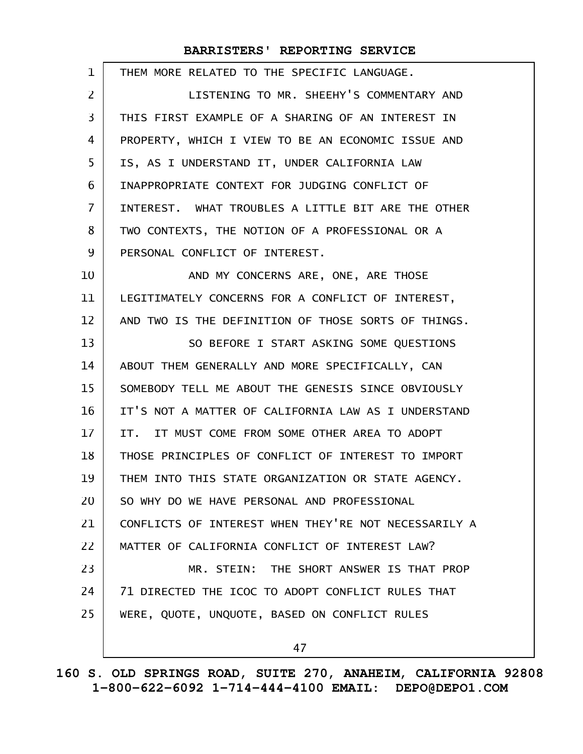THEM MORE RELATED TO THE SPECIFIC LANGUAGE.

LISTENING TO MR. SHEEHY'S COMMENTARY AND THIS FIRST EXAMPLE OF A SHARING OF AN INTEREST IN PROPERTY, WHICH I VIEW TO BE AN ECONOMIC ISSUE AND IS, AS I UNDERSTAND IT, UNDER CALIFORNIA LAW INAPPROPRIATE CONTEXT FOR JUDGING CONFLICT OF INTEREST. WHAT TROUBLES A LITTLE BIT ARE THE OTHER TWO CONTEXTS, THE NOTION OF A PROFESSIONAL OR A PERSONAL CONFLICT OF INTEREST.

AND MY CONCERNS ARE, ONE, ARE THOSE LEGITIMATELY CONCERNS FOR A CONFLICT OF INTEREST, AND TWO IS THE DEFINITION OF THOSE SORTS OF THINGS.

SO BEFORE I START ASKING SOME QUESTIONS ABOUT THEM GENERALLY AND MORE SPECIFICALLY, CAN SOMEBODY TELL ME ABOUT THE GENESIS SINCE OBVIOUSLY IT'S NOT A MATTER OF CALIFORNIA LAW AS I UNDERSTAND IT. IT MUST COME FROM SOME OTHER AREA TO ADOPT THOSE PRINCIPLES OF CONFLICT OF INTEREST TO IMPORT THEM INTO THIS STATE ORGANIZATION OR STATE AGENCY. SO WHY DO WE HAVE PERSONAL AND PROFESSIONAL CONFLICTS OF INTEREST WHEN THEY'RE NOT NECESSARILY A MATTER OF CALIFORNIA CONFLICT OF INTEREST LAW?

MR. STEIN: THE SHORT ANSWER IS THAT PROP 71 DIRECTED THE ICOC TO ADOPT CONFLICT RULES THAT WERE, QUOTE, UNQUOTE, BASED ON CONFLICT RULES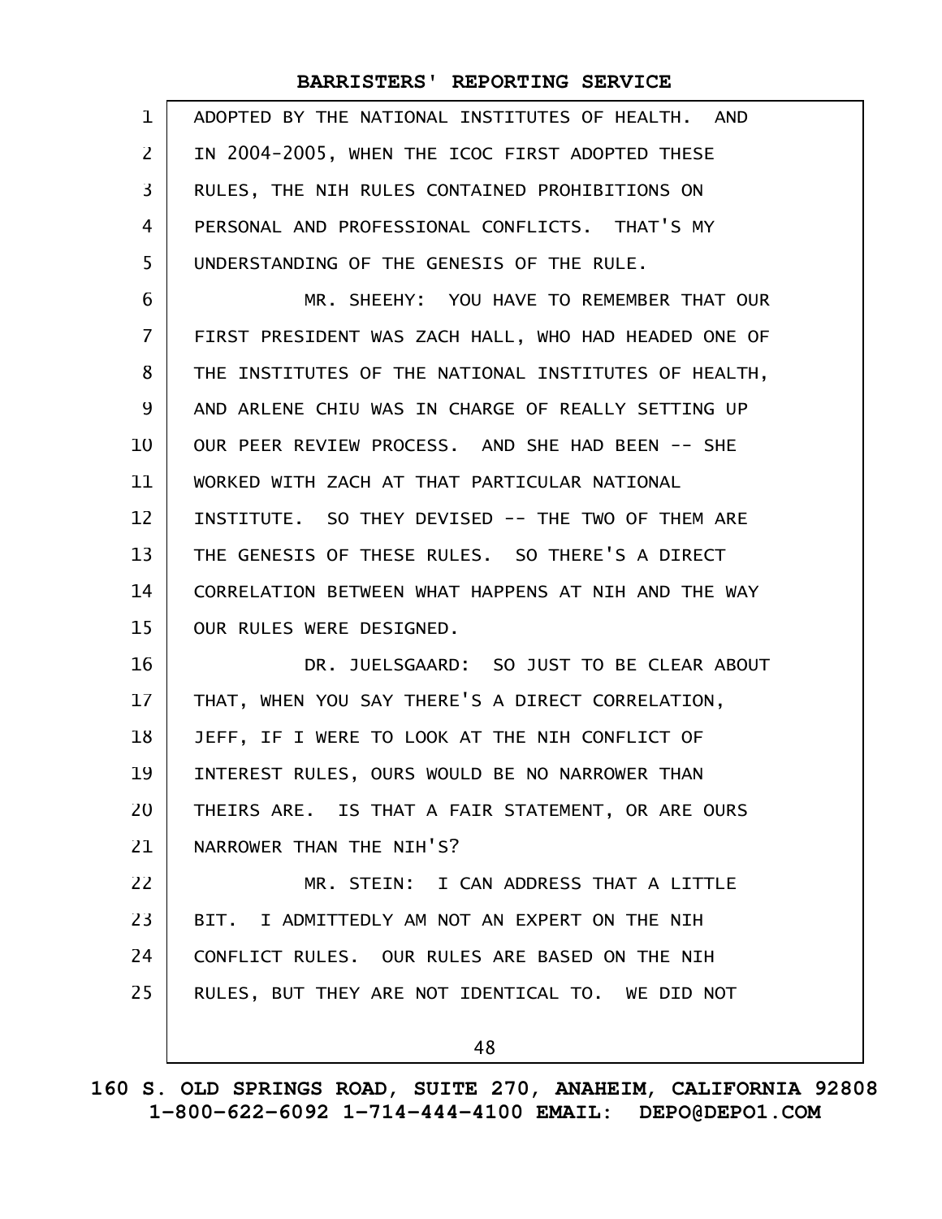ADOPTED BY THE NATIONAL INSTITUTES OF HEALTH. AND IN 2004-2005, WHEN THE ICOC FIRST ADOPTED THESE RULES, THE NIH RULES CONTAINED PROHIBITIONS ON PERSONAL AND PROFESSIONAL CONFLICTS. THAT'S MY UNDERSTANDING OF THE GENESIS OF THE RULE.

MR. SHEEHY: YOU HAVE TO REMEMBER THAT OUR FIRST PRESIDENT WAS ZACH HALL, WHO HAD HEADED ONE OF THE INSTITUTES OF THE NATIONAL INSTITUTES OF HEALTH, AND ARLENE CHIU WAS IN CHARGE OF REALLY SETTING UP OUR PEER REVIEW PROCESS. AND SHE HAD BEEN -- SHE WORKED WITH ZACH AT THAT PARTICULAR NATIONAL INSTITUTE. SO THEY DEVISED -- THE TWO OF THEM ARE THE GENESIS OF THESE RULES. SO THERE'S A DIRECT CORRELATION BETWEEN WHAT HAPPENS AT NIH AND THE WAY OUR RULES WERE DESIGNED.

DR. JUELSGAARD: SO JUST TO BE CLEAR ABOUT THAT, WHEN YOU SAY THERE'S A DIRECT CORRELATION, JEFF, IF I WERE TO LOOK AT THE NIH CONFLICT OF INTEREST RULES, OURS WOULD BE NO NARROWER THAN THEIRS ARE. IS THAT A FAIR STATEMENT, OR ARE OURS NARROWER THAN THE NIH'S?

MR. STEIN: I CAN ADDRESS THAT A LITTLE BIT. I ADMITTEDLY AM NOT AN EXPERT ON THE NIH CONFLICT RULES. OUR RULES ARE BASED ON THE NIH RULES, BUT THEY ARE NOT IDENTICAL TO. WE DID NOT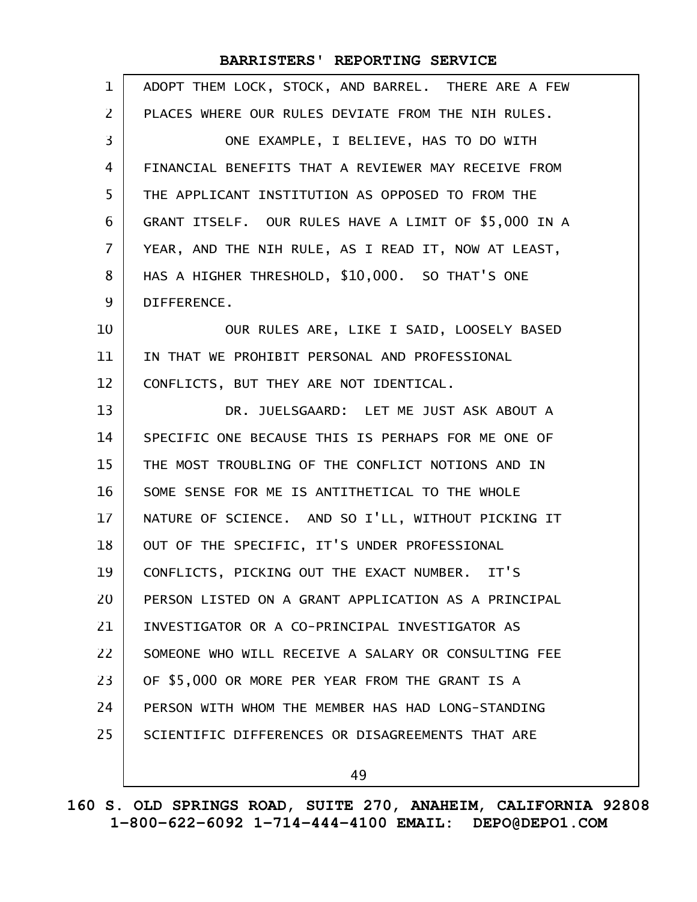ADOPT THEM LOCK, STOCK, AND BARREL. THERE ARE A FEW PLACES WHERE OUR RULES DEVIATE FROM THE NIH RULES.

ONE EXAMPLE, I BELIEVE, HAS TO DO WITH FINANCIAL BENEFITS THAT A REVIEWER MAY RECEIVE FROM THE APPLICANT INSTITUTION AS OPPOSED TO FROM THE GRANT ITSELF. OUR RULES HAVE A LIMIT OF $5,000 IN A YEAR, AND THE NIH RULE, AS I READ IT, NOW AT LEAST, HAS A HIGHER THRESHOLD, $10,000. SO THAT'S ONE DIFFERENCE.

OUR RULES ARE, LIKE I SAID, LOOSELY BASED IN THAT WE PROHIBIT PERSONAL AND PROFESSIONAL CONFLICTS, BUT THEY ARE NOT IDENTICAL.

DR. JUELSGAARD: LET ME JUST ASK ABOUT A SPECIFIC ONE BECAUSE THIS IS PERHAPS FOR ME ONE OF THE MOST TROUBLING OF THE CONFLICT NOTIONS AND IN SOME SENSE FOR ME IS ANTITHETICAL TO THE WHOLE NATURE OF SCIENCE. AND SO I'LL, WITHOUT PICKING IT OUT OF THE SPECIFIC, IT'S UNDER PROFESSIONAL CONFLICTS, PICKING OUT THE EXACT NUMBER. IT'S PERSON LISTED ON A GRANT APPLICATION AS A PRINCIPAL INVESTIGATOR OR A CO-PRINCIPAL INVESTIGATOR AS SOMEONE WHO WILL RECEIVE A SALARY OR CONSULTING FEE OF $5,000 OR MORE PER YEAR FROM THE GRANT IS A PERSON WITH WHOM THE MEMBER HAS HAD LONG-STANDING SCIENTIFIC DIFFERENCES OR DISAGREEMENTS THAT ARE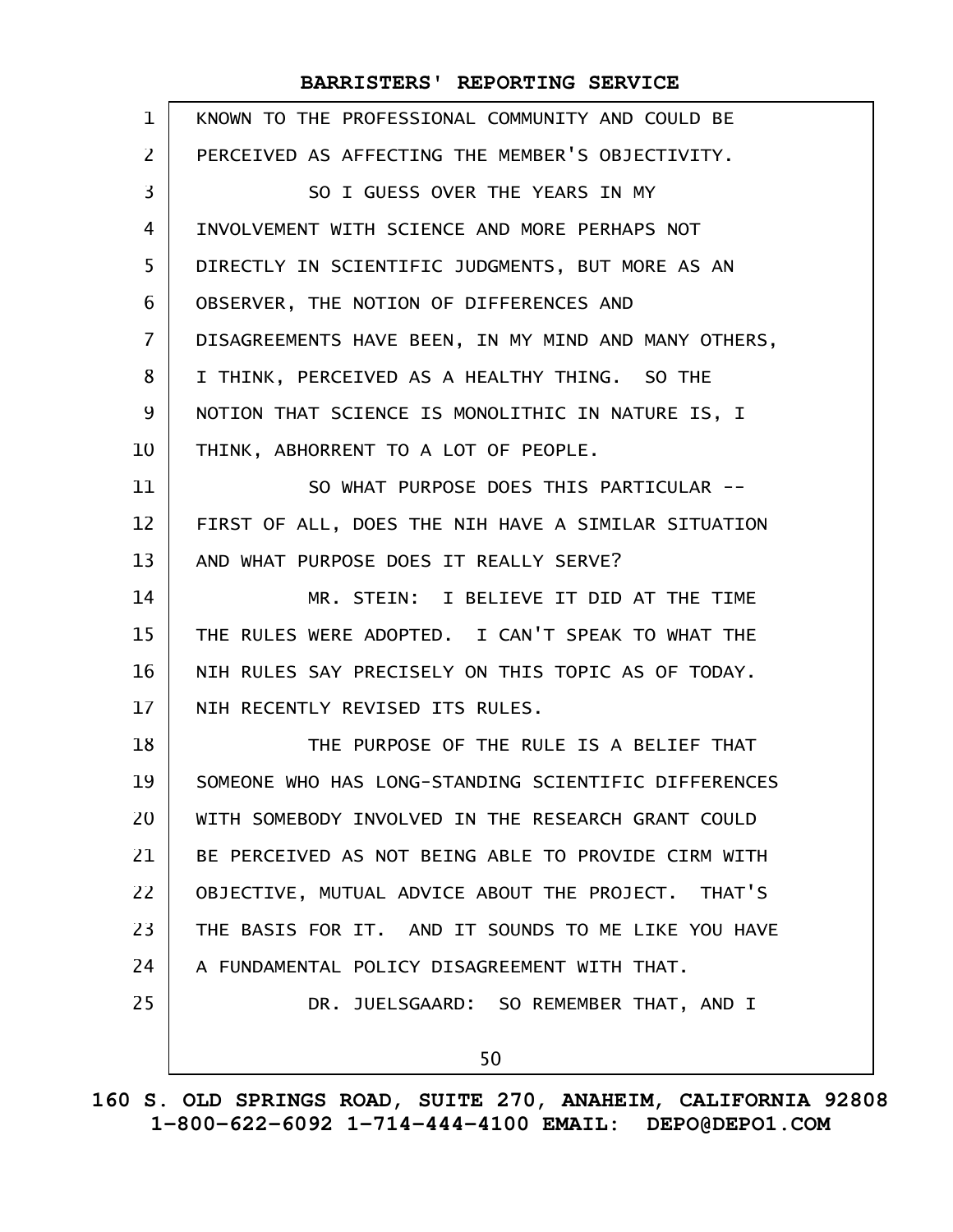KNOWN TO THE PROFESSIONAL COMMUNITY AND COULD BE PERCEIVED AS AFFECTING THE MEMBER'S OBJECTIVITY.

SO I GUESS OVER THE YEARS IN MY INVOLVEMENT WITH SCIENCE AND MORE PERHAPS NOT DIRECTLY IN SCIENTIFIC JUDGMENTS, BUT MORE AS AN OBSERVER, THE NOTION OF DIFFERENCES AND DISAGREEMENTS HAVE BEEN, IN MY MIND AND MANY OTHERS, I THINK, PERCEIVED AS A HEALTHY THING. SO THE NOTION THAT SCIENCE IS MONOLITHIC IN NATURE IS, I THINK, ABHORRENT TO A LOT OF PEOPLE.

SO WHAT PURPOSE DOES THIS PARTICULAR -- FIRST OF ALL, DOES THE NIH HAVE A SIMILAR SITUATION AND WHAT PURPOSE DOES IT REALLY SERVE?

MR. STEIN: I BELIEVE IT DID AT THE TIME THE RULES WERE ADOPTED. I CAN'T SPEAK TO WHAT THE NIH RULES SAY PRECISELY ON THIS TOPIC AS OF TODAY. NIH RECENTLY REVISED ITS RULES.

THE PURPOSE OF THE RULE IS A BELIEF THAT SOMEONE WHO HAS LONG-STANDING SCIENTIFIC DIFFERENCES WITH SOMEBODY INVOLVED IN THE RESEARCH GRANT COULD BE PERCEIVED AS NOT BEING ABLE TO PROVIDE CIRM WITH OBJECTIVE, MUTUAL ADVICE ABOUT THE PROJECT. THAT'S THE BASIS FOR IT. AND IT SOUNDS TO ME LIKE YOU HAVE A FUNDAMENTAL POLICY DISAGREEMENT WITH THAT.

DR. JUELSGAARD: SO REMEMBER THAT, AND I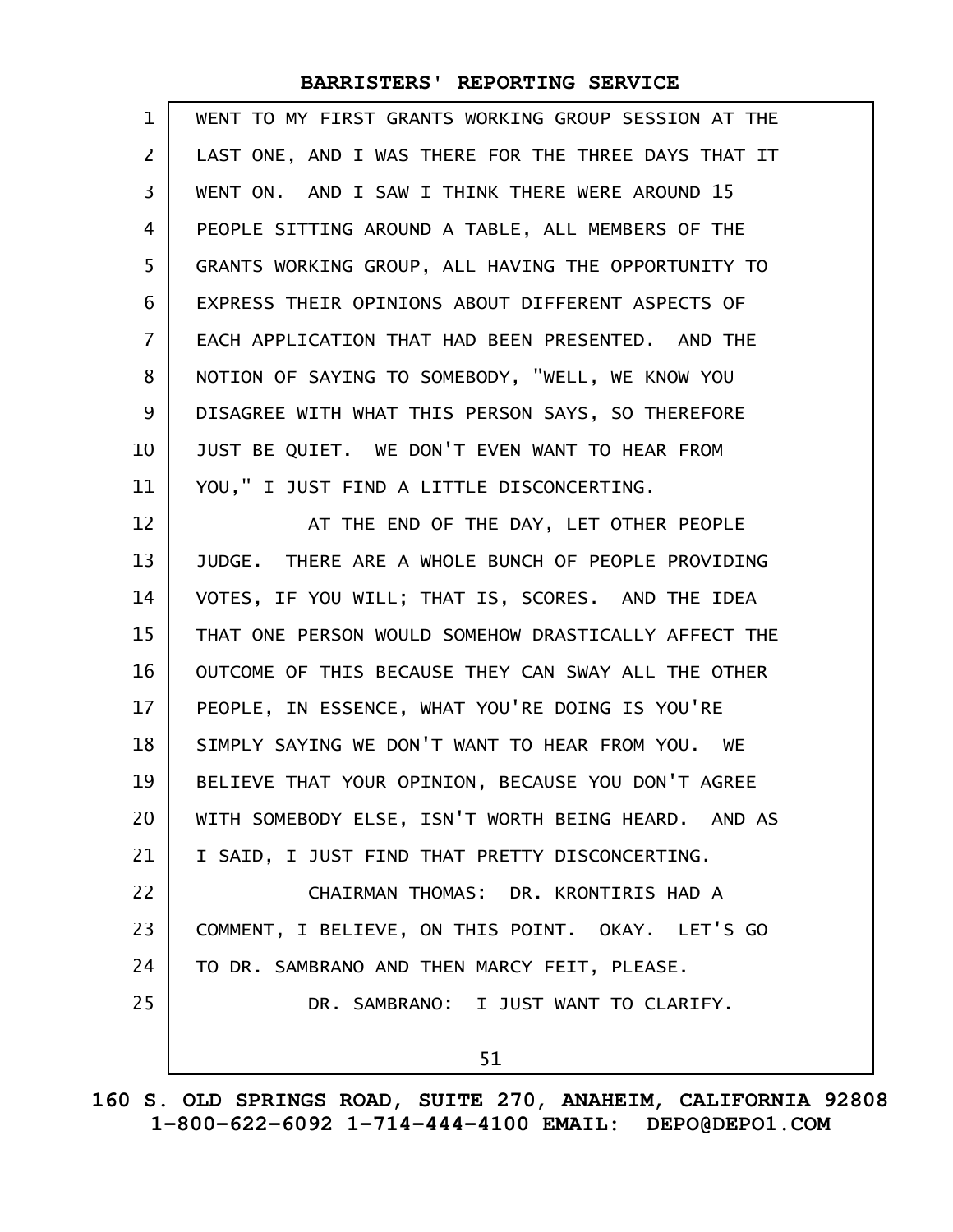WENT TO MY FIRST GRANTS WORKING GROUP SESSION AT THE LAST ONE, AND I WAS THERE FOR THE THREE DAYS THAT IT WENT ON. AND I SAW I THINK THERE WERE AROUND 15 PEOPLE SITTING AROUND A TABLE, ALL MEMBERS OF THE GRANTS WORKING GROUP, ALL HAVING THE OPPORTUNITY TO EXPRESS THEIR OPINIONS ABOUT DIFFERENT ASPECTS OF EACH APPLICATION THAT HAD BEEN PRESENTED. AND THE NOTION OF SAYING TO SOMEBODY, "WELL, WE KNOW YOU DISAGREE WITH WHAT THIS PERSON SAYS, SO THEREFORE JUST BE QUIET. WE DON'T EVEN WANT TO HEAR FROM YOU," I JUST FIND A LITTLE DISCONCERTING.

AT THE END OF THE DAY, LET OTHER PEOPLE JUDGE. THERE ARE A WHOLE BUNCH OF PEOPLE PROVIDING VOTES, IF YOU WILL; THAT IS, SCORES. AND THE IDEA THAT ONE PERSON WOULD SOMEHOW DRASTICALLY AFFECT THE OUTCOME OF THIS BECAUSE THEY CAN SWAY ALL THE OTHER PEOPLE, IN ESSENCE, WHAT YOU'RE DOING IS YOU'RE SIMPLY SAYING WE DON'T WANT TO HEAR FROM YOU. WE BELIEVE THAT YOUR OPINION, BECAUSE YOU DON'T AGREE WITH SOMEBODY ELSE, ISN'T WORTH BEING HEARD. AND AS I SAID, I JUST FIND THAT PRETTY DISCONCERTING.

CHAIRMAN THOMAS: DR. KRONTIRIS HAD A COMMENT, I BELIEVE, ON THIS POINT. OKAY. LET'S GO TO DR. SAMBRANO AND THEN MARCY FEIT, PLEASE.

DR. SAMBRANO: I JUST WANT TO CLARIFY.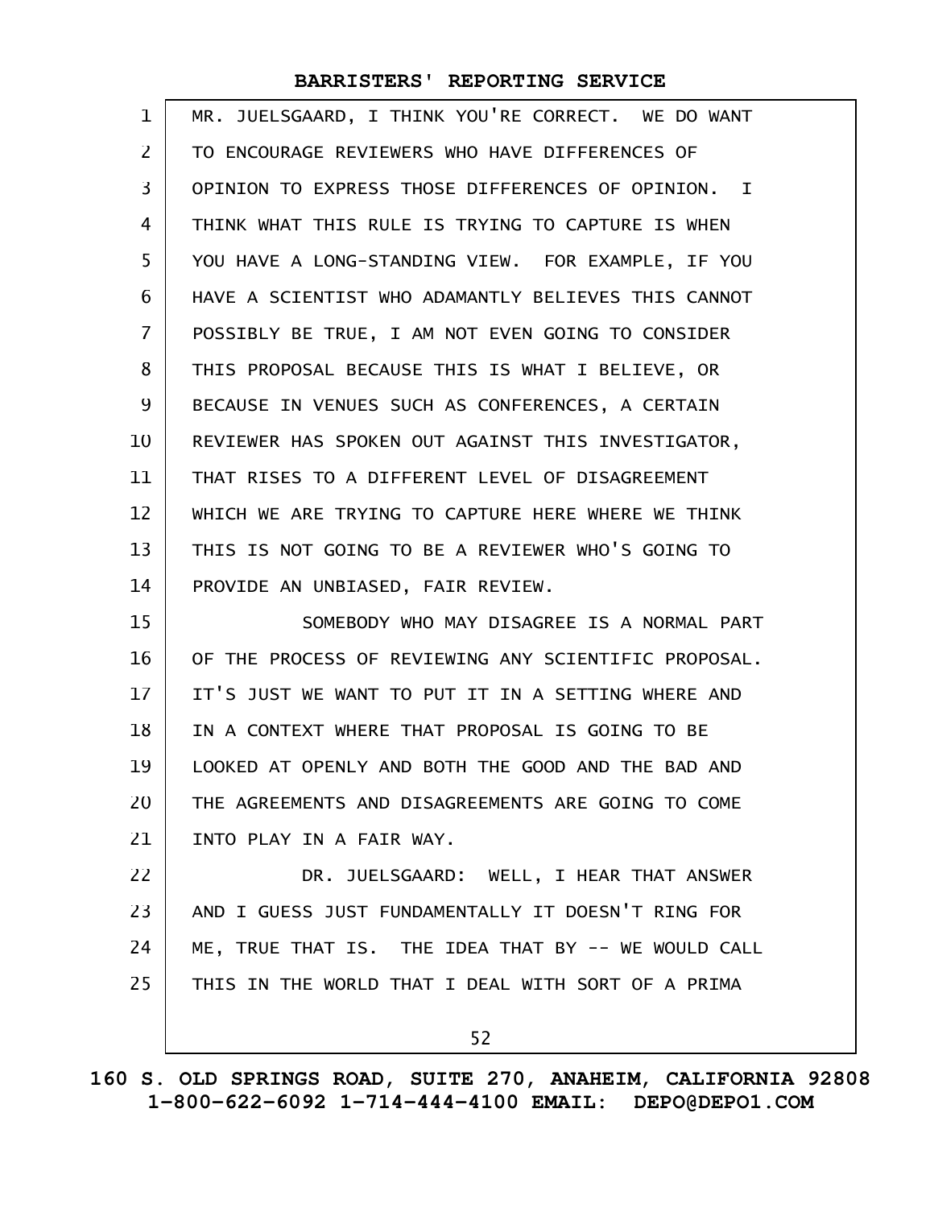MR. JUELSGAARD, I THINK YOU'RE CORRECT. WE DO WANT TO ENCOURAGE REVIEWERS WHO HAVE DIFFERENCES OF OPINION TO EXPRESS THOSE DIFFERENCES OF OPINION. I THINK WHAT THIS RULE IS TRYING TO CAPTURE IS WHEN YOU HAVE A LONG-STANDING VIEW. FOR EXAMPLE, IF YOU HAVE A SCIENTIST WHO ADAMANTLY BELIEVES THIS CANNOT POSSIBLY BE TRUE, I AM NOT EVEN GOING TO CONSIDER THIS PROPOSAL BECAUSE THIS IS WHAT I BELIEVE, OR BECAUSE IN VENUES SUCH AS CONFERENCES, A CERTAIN REVIEWER HAS SPOKEN OUT AGAINST THIS INVESTIGATOR, THAT RISES TO A DIFFERENT LEVEL OF DISAGREEMENT WHICH WE ARE TRYING TO CAPTURE HERE WHERE WE THINK THIS IS NOT GOING TO BE A REVIEWER WHO'S GOING TO PROVIDE AN UNBIASED, FAIR REVIEW.

SOMEBODY WHO MAY DISAGREE IS A NORMAL PART OF THE PROCESS OF REVIEWING ANY SCIENTIFIC PROPOSAL. IT'S JUST WE WANT TO PUT IT IN A SETTING WHERE AND IN A CONTEXT WHERE THAT PROPOSAL IS GOING TO BE LOOKED AT OPENLY AND BOTH THE GOOD AND THE BAD AND THE AGREEMENTS AND DISAGREEMENTS ARE GOING TO COME INTO PLAY IN A FAIR WAY.

DR. JUELSGAARD: WELL, I HEAR THAT ANSWER AND I GUESS JUST FUNDAMENTALLY IT DOESN'T RING FOR ME, TRUE THAT IS. THE IDEA THAT BY -- WE WOULD CALL THIS IN THE WORLD THAT I DEAL WITH SORT OF A PRIMA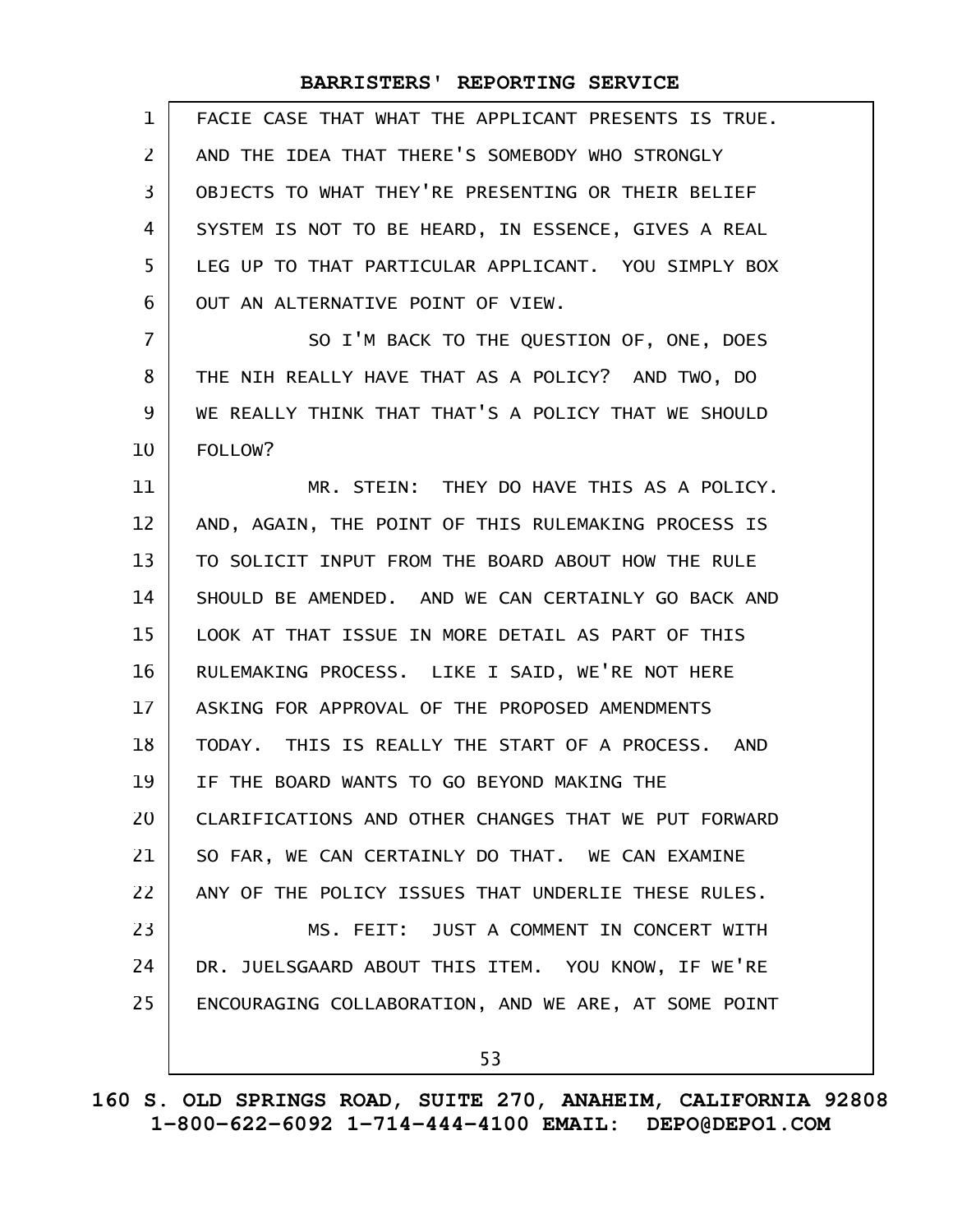FACIE CASE THAT WHAT THE APPLICANT PRESENTS IS TRUE. AND THE IDEA THAT THERE'S SOMEBODY WHO STRONGLY OBJECTS TO WHAT THEY'RE PRESENTING OR THEIR BELIEF SYSTEM IS NOT TO BE HEARD, IN ESSENCE, GIVES A REAL LEG UP TO THAT PARTICULAR APPLICANT. YOU SIMPLY BOX OUT AN ALTERNATIVE POINT OF VIEW.

SO I'M BACK TO THE QUESTION OF, ONE, DOES THE NIH REALLY HAVE THAT AS A POLICY? AND TWO, DO WE REALLY THINK THAT THAT'S A POLICY THAT WE SHOULD FOLLOW?

MR. STEIN: THEY DO HAVE THIS AS A POLICY. AND, AGAIN, THE POINT OF THIS RULEMAKING PROCESS IS TO SOLICIT INPUT FROM THE BOARD ABOUT HOW THE RULE SHOULD BE AMENDED. AND WE CAN CERTAINLY GO BACK AND LOOK AT THAT ISSUE IN MORE DETAIL AS PART OF THIS RULEMAKING PROCESS. LIKE I SAID, WE'RE NOT HERE ASKING FOR APPROVAL OF THE PROPOSED AMENDMENTS TODAY. THIS IS REALLY THE START OF A PROCESS. AND IF THE BOARD WANTS TO GO BEYOND MAKING THE CLARIFICATIONS AND OTHER CHANGES THAT WE PUT FORWARD SO FAR, WE CAN CERTAINLY DO THAT. WE CAN EXAMINE ANY OF THE POLICY ISSUES THAT UNDERLIE THESE RULES.

MS. FEIT: JUST A COMMENT IN CONCERT WITH DR. JUELSGAARD ABOUT THIS ITEM. YOU KNOW, IF WE'RE ENCOURAGING COLLABORATION, AND WE ARE, AT SOME POINT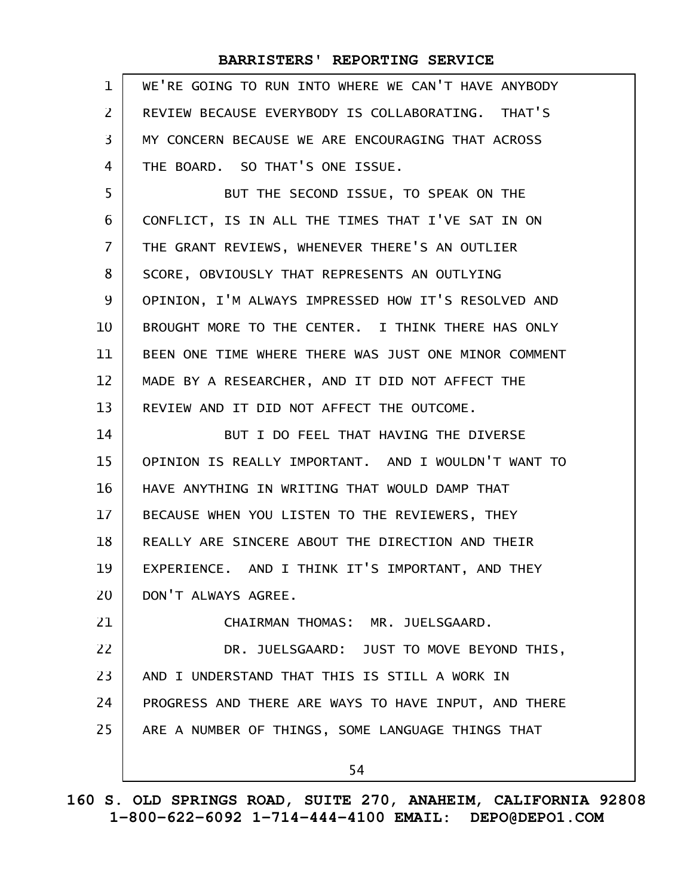WE'RE GOING TO RUN INTO WHERE WE CAN'T HAVE ANYBODY REVIEW BECAUSE EVERYBODY IS COLLABORATING. THAT'S MY CONCERN BECAUSE WE ARE ENCOURAGING THAT ACROSS THE BOARD. SO THAT'S ONE ISSUE.

BUT THE SECOND ISSUE, TO SPEAK ON THE CONFLICT, IS IN ALL THE TIMES THAT I'VE SAT IN ON THE GRANT REVIEWS, WHENEVER THERE'S AN OUTLIER SCORE, OBVIOUSLY THAT REPRESENTS AN OUTLYING OPINION, I'M ALWAYS IMPRESSED HOW IT'S RESOLVED AND BROUGHT MORE TO THE CENTER. I THINK THERE HAS ONLY BEEN ONE TIME WHERE THERE WAS JUST ONE MINOR COMMENT MADE BY A RESEARCHER, AND IT DID NOT AFFECT THE REVIEW AND IT DID NOT AFFECT THE OUTCOME.

BUT I DO FEEL THAT HAVING THE DIVERSE OPINION IS REALLY IMPORTANT. AND I WOULDN'T WANT TO HAVE ANYTHING IN WRITING THAT WOULD DAMP THAT BECAUSE WHEN YOU LISTEN TO THE REVIEWERS, THEY REALLY ARE SINCERE ABOUT THE DIRECTION AND THEIR EXPERIENCE. AND I THINK IT'S IMPORTANT, AND THEY DON'T ALWAYS AGREE.

CHAIRMAN THOMAS: MR. JUELSGAARD.

DR. JUELSGAARD: JUST TO MOVE BEYOND THIS, AND I UNDERSTAND THAT THIS IS STILL A WORK IN PROGRESS AND THERE ARE WAYS TO HAVE INPUT, AND THERE ARE A NUMBER OF THINGS, SOME LANGUAGE THINGS THAT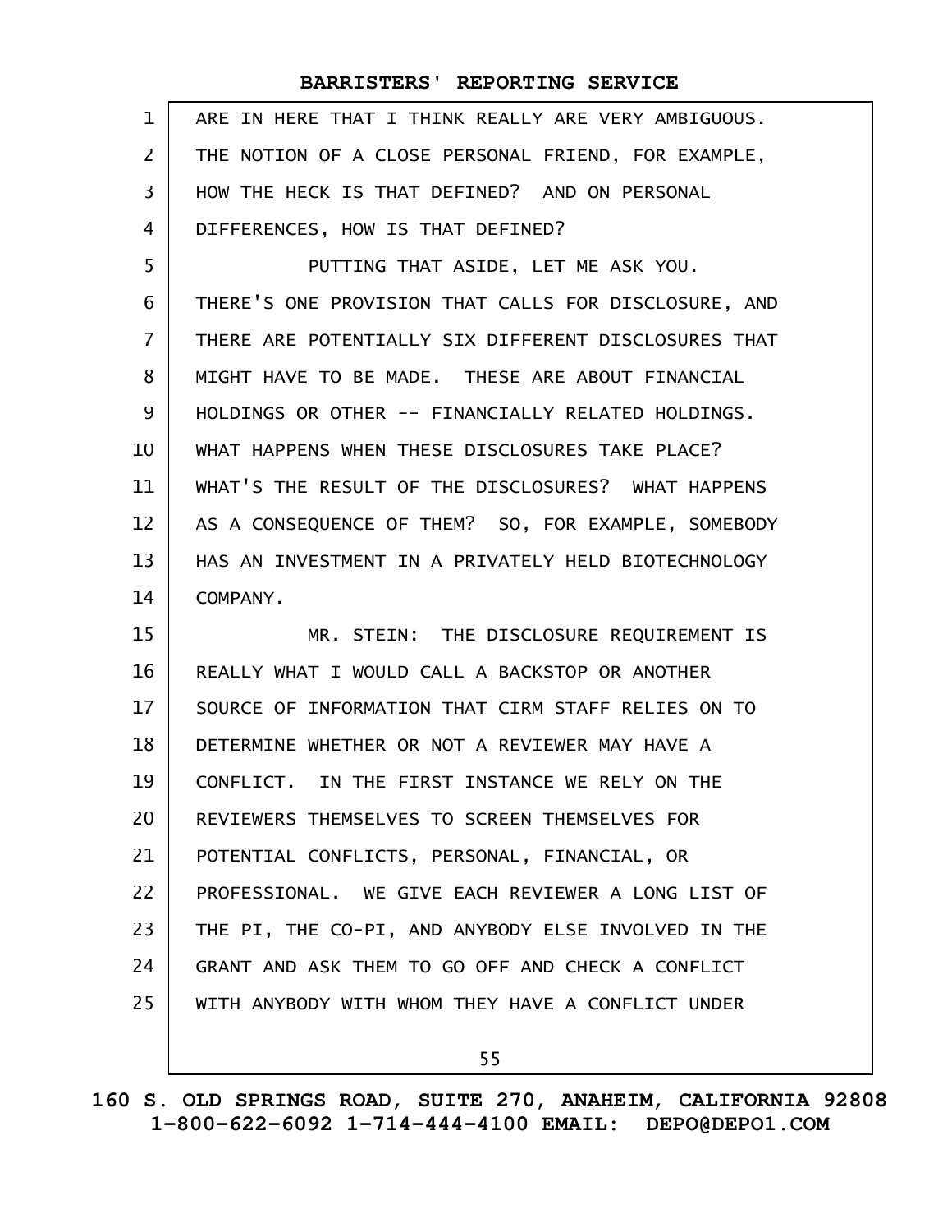ARE IN HERE THAT I THINK REALLY ARE VERY AMBIGUOUS. THE NOTION OF A CLOSE PERSONAL FRIEND, FOR EXAMPLE, HOW THE HECK IS THAT DEFINED? AND ON PERSONAL DIFFERENCES, HOW IS THAT DEFINED?

PUTTING THAT ASIDE, LET ME ASK YOU. THERE'S ONE PROVISION THAT CALLS FOR DISCLOSURE, AND THERE ARE POTENTIALLY SIX DIFFERENT DISCLOSURES THAT MIGHT HAVE TO BE MADE. THESE ARE ABOUT FINANCIAL HOLDINGS OR OTHER -- FINANCIALLY RELATED HOLDINGS. WHAT HAPPENS WHEN THESE DISCLOSURES TAKE PLACE? WHAT'S THE RESULT OF THE DISCLOSURES? WHAT HAPPENS AS A CONSEQUENCE OF THEM? SO, FOR EXAMPLE, SOMEBODY HAS AN INVESTMENT IN A PRIVATELY HELD BIOTECHNOLOGY COMPANY.

MR. STEIN: THE DISCLOSURE REQUIREMENT IS REALLY WHAT I WOULD CALL A BACKSTOP OR ANOTHER SOURCE OF INFORMATION THAT CIRM STAFF RELIES ON TO DETERMINE WHETHER OR NOT A REVIEWER MAY HAVE A CONFLICT. IN THE FIRST INSTANCE WE RELY ON THE REVIEWERS THEMSELVES TO SCREEN THEMSELVES FOR POTENTIAL CONFLICTS, PERSONAL, FINANCIAL, OR PROFESSIONAL. WE GIVE EACH REVIEWER A LONG LIST OF THE PI, THE CO-PI, AND ANYBODY ELSE INVOLVED IN THE GRANT AND ASK THEM TO GO OFF AND CHECK A CONFLICT WITH ANYBODY WITH WHOM THEY HAVE A CONFLICT UNDER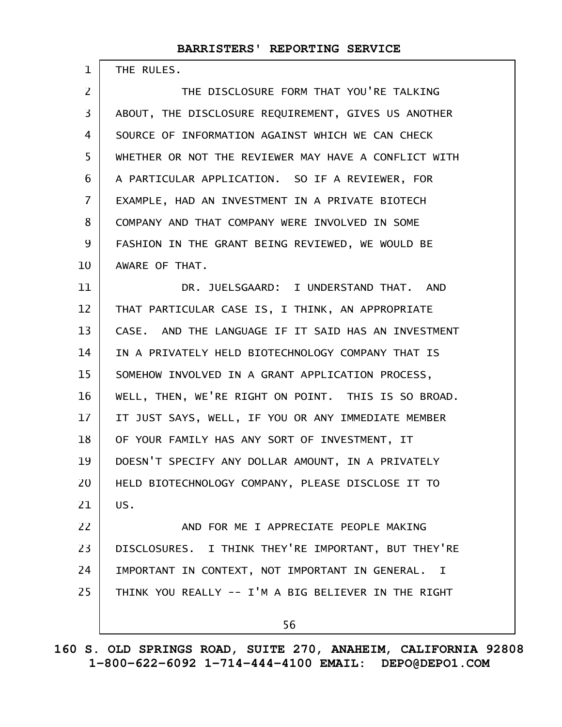THE RULES.

THE DISCLOSURE FORM THAT YOU'RE TALKING ABOUT, THE DISCLOSURE REQUIREMENT, GIVES US ANOTHER SOURCE OF INFORMATION AGAINST WHICH WE CAN CHECK WHETHER OR NOT THE REVIEWER MAY HAVE A CONFLICT WITH A PARTICULAR APPLICATION. SO IF A REVIEWER, FOR EXAMPLE, HAD AN INVESTMENT IN A PRIVATE BIOTECH COMPANY AND THAT COMPANY WERE INVOLVED IN SOME FASHION IN THE GRANT BEING REVIEWED, WE WOULD BE AWARE OF THAT.

DR. JUELSGAARD: I UNDERSTAND THAT. AND THAT PARTICULAR CASE IS, I THINK, AN APPROPRIATE CASE. AND THE LANGUAGE IF IT SAID HAS AN INVESTMENT IN A PRIVATELY HELD BIOTECHNOLOGY COMPANY THAT IS SOMEHOW INVOLVED IN A GRANT APPLICATION PROCESS, WELL, THEN, WE'RE RIGHT ON POINT. THIS IS SO BROAD. IT JUST SAYS, WELL, IF YOU OR ANY IMMEDIATE MEMBER OF YOUR FAMILY HAS ANY SORT OF INVESTMENT, IT DOESN'T SPECIFY ANY DOLLAR AMOUNT, IN A PRIVATELY HELD BIOTECHNOLOGY COMPANY, PLEASE DISCLOSE IT TO US.

AND FOR ME I APPRECIATE PEOPLE MAKING DISCLOSURES. I THINK THEY'RE IMPORTANT, BUT THEY'RE IMPORTANT IN CONTEXT, NOT IMPORTANT IN GENERAL. I THINK YOU REALLY -- I'M A BIG BELIEVER IN THE RIGHT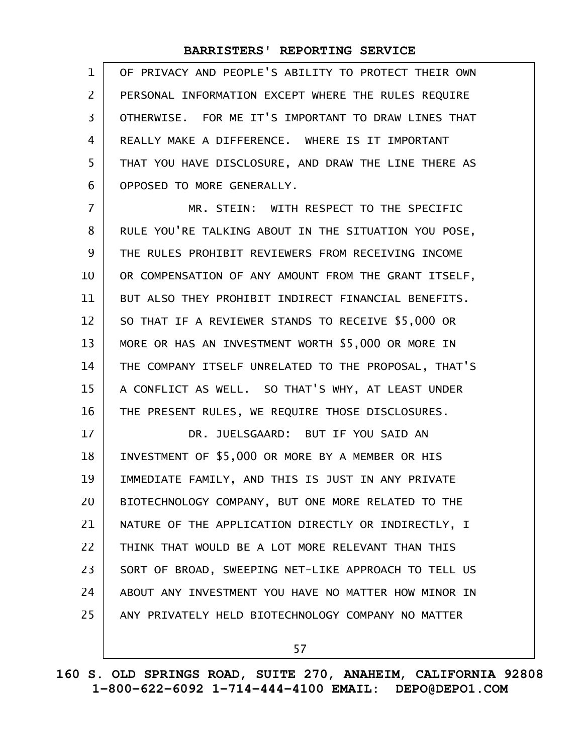OF PRIVACY AND PEOPLE'S ABILITY TO PROTECT THEIR OWN PERSONAL INFORMATION EXCEPT WHERE THE RULES REQUIRE OTHERWISE. FOR ME IT'S IMPORTANT TO DRAW LINES THAT REALLY MAKE A DIFFERENCE. WHERE IS IT IMPORTANT THAT YOU HAVE DISCLOSURE, AND DRAW THE LINE THERE AS OPPOSED TO MORE GENERALLY.

MR. STEIN: WITH RESPECT TO THE SPECIFIC RULE YOU'RE TALKING ABOUT IN THE SITUATION YOU POSE, THE RULES PROHIBIT REVIEWERS FROM RECEIVING INCOME OR COMPENSATION OF ANY AMOUNT FROM THE GRANT ITSELF, BUT ALSO THEY PROHIBIT INDIRECT FINANCIAL BENEFITS. SO THAT IF A REVIEWER STANDS TO RECEIVE $5,000 OR MORE OR HAS AN INVESTMENT WORTH $5,000 OR MORE IN THE COMPANY ITSELF UNRELATED TO THE PROPOSAL, THAT'S A CONFLICT AS WELL. SO THAT'S WHY, AT LEAST UNDER THE PRESENT RULES, WE REQUIRE THOSE DISCLOSURES.

DR. JUELSGAARD: BUT IF YOU SAID AN INVESTMENT OF $5,000 OR MORE BY A MEMBER OR HIS IMMEDIATE FAMILY, AND THIS IS JUST IN ANY PRIVATE BIOTECHNOLOGY COMPANY, BUT ONE MORE RELATED TO THE NATURE OF THE APPLICATION DIRECTLY OR INDIRECTLY, I THINK THAT WOULD BE A LOT MORE RELEVANT THAN THIS SORT OF BROAD, SWEEPING NET-LIKE APPROACH TO TELL US ABOUT ANY INVESTMENT YOU HAVE NO MATTER HOW MINOR IN ANY PRIVATELY HELD BIOTECHNOLOGY COMPANY NO MATTER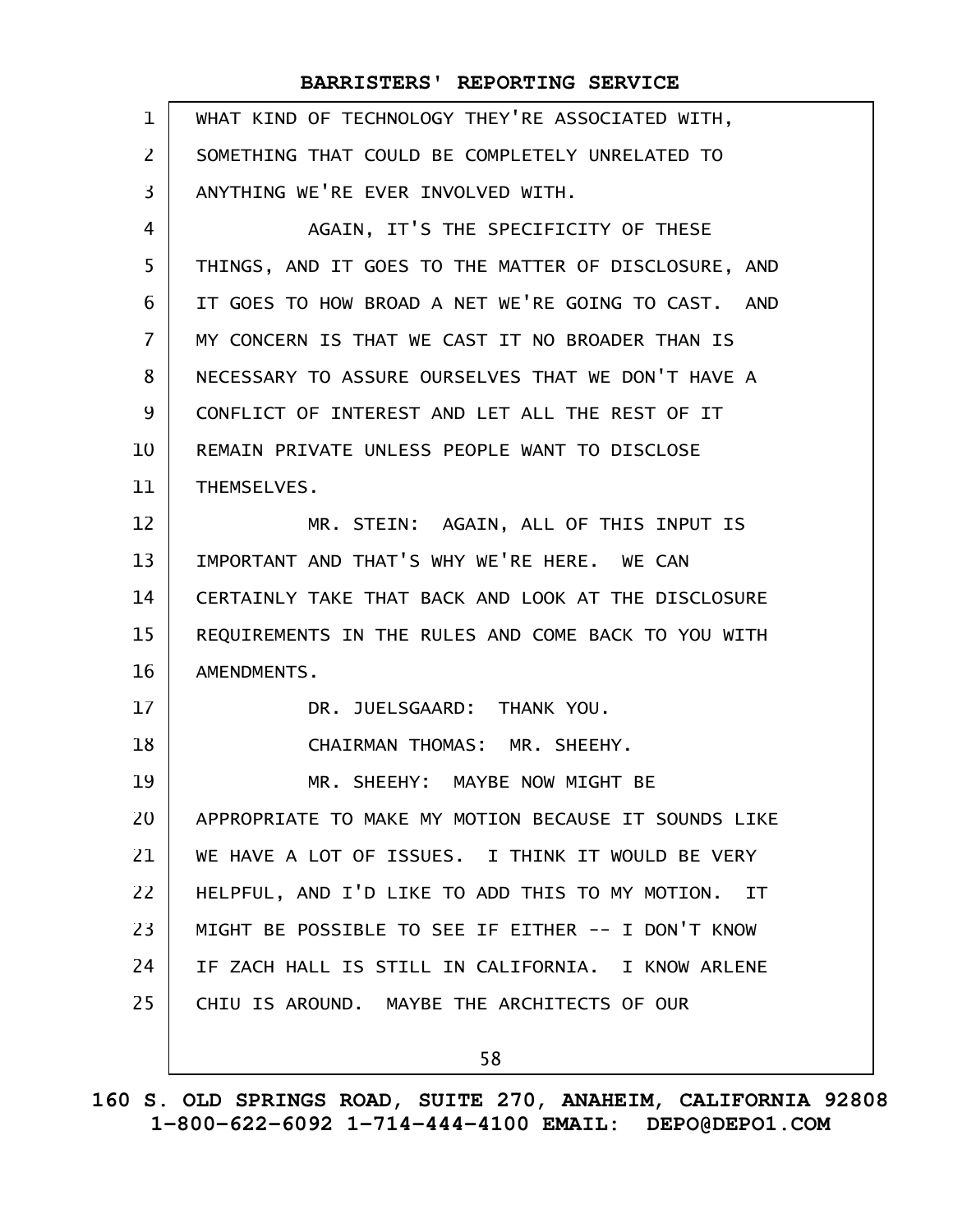WHAT KIND OF TECHNOLOGY THEY'RE ASSOCIATED WITH, SOMETHING THAT COULD BE COMPLETELY UNRELATED TO ANYTHING WE'RE EVER INVOLVED WITH.

AGAIN, IT'S THE SPECIFICITY OF THESE THINGS, AND IT GOES TO THE MATTER OF DISCLOSURE, AND IT GOES TO HOW BROAD A NET WE'RE GOING TO CAST. AND MY CONCERN IS THAT WE CAST IT NO BROADER THAN IS NECESSARY TO ASSURE OURSELVES THAT WE DON'T HAVE A CONFLICT OF INTEREST AND LET ALL THE REST OF IT REMAIN PRIVATE UNLESS PEOPLE WANT TO DISCLOSE THEMSELVES.

MR. STEIN: AGAIN, ALL OF THIS INPUT IS IMPORTANT AND THAT'S WHY WE'RE HERE. WE CAN CERTAINLY TAKE THAT BACK AND LOOK AT THE DISCLOSURE REQUIREMENTS IN THE RULES AND COME BACK TO YOU WITH AMENDMENTS.

DR. JUELSGAARD: THANK YOU.

CHAIRMAN THOMAS: MR. SHEEHY.

MR. SHEEHY: MAYBE NOW MIGHT BE APPROPRIATE TO MAKE MY MOTION BECAUSE IT SOUNDS LIKE WE HAVE A LOT OF ISSUES. I THINK IT WOULD BE VERY HELPFUL, AND I'D LIKE TO ADD THIS TO MY MOTION. IT MIGHT BE POSSIBLE TO SEE IF EITHER -- I DON'T KNOW IF ZACH HALL IS STILL IN CALIFORNIA. I KNOW ARLENE CHIU IS AROUND. MAYBE THE ARCHITECTS OF OUR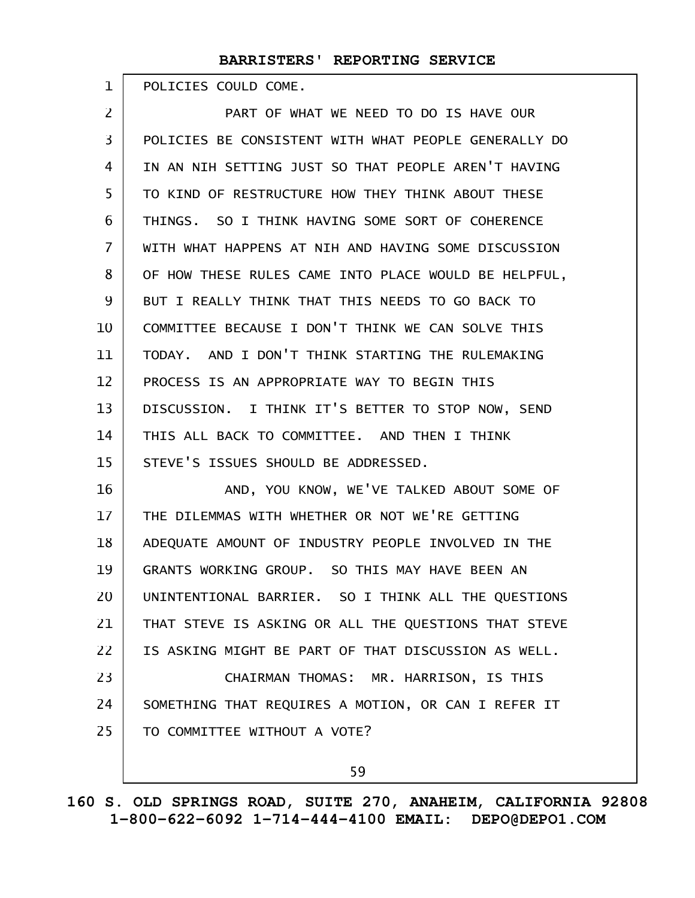POLICIES COULD COME.

PART OF WHAT WE NEED TO DO IS HAVE OUR POLICIES BE CONSISTENT WITH WHAT PEOPLE GENERALLY DO IN AN NIH SETTING JUST SO THAT PEOPLE AREN'T HAVING TO KIND OF RESTRUCTURE HOW THEY THINK ABOUT THESE THINGS. SO I THINK HAVING SOME SORT OF COHERENCE WITH WHAT HAPPENS AT NIH AND HAVING SOME DISCUSSION OF HOW THESE RULES CAME INTO PLACE WOULD BE HELPFUL, BUT I REALLY THINK THAT THIS NEEDS TO GO BACK TO COMMITTEE BECAUSE I DON'T THINK WE CAN SOLVE THIS TODAY. AND I DON'T THINK STARTING THE RULEMAKING PROCESS IS AN APPROPRIATE WAY TO BEGIN THIS DISCUSSION. I THINK IT'S BETTER TO STOP NOW, SEND THIS ALL BACK TO COMMITTEE. AND THEN I THINK STEVE'S ISSUES SHOULD BE ADDRESSED.

AND, YOU KNOW, WE'VE TALKED ABOUT SOME OF THE DILEMMAS WITH WHETHER OR NOT WE'RE GETTING ADEQUATE AMOUNT OF INDUSTRY PEOPLE INVOLVED IN THE GRANTS WORKING GROUP. SO THIS MAY HAVE BEEN AN UNINTENTIONAL BARRIER. SO I THINK ALL THE QUESTIONS THAT STEVE IS ASKING OR ALL THE QUESTIONS THAT STEVE IS ASKING MIGHT BE PART OF THAT DISCUSSION AS WELL.

CHAIRMAN THOMAS: MR. HARRISON, IS THIS SOMETHING THAT REQUIRES A MOTION, OR CAN I REFER IT TO COMMITTEE WITHOUT A VOTE?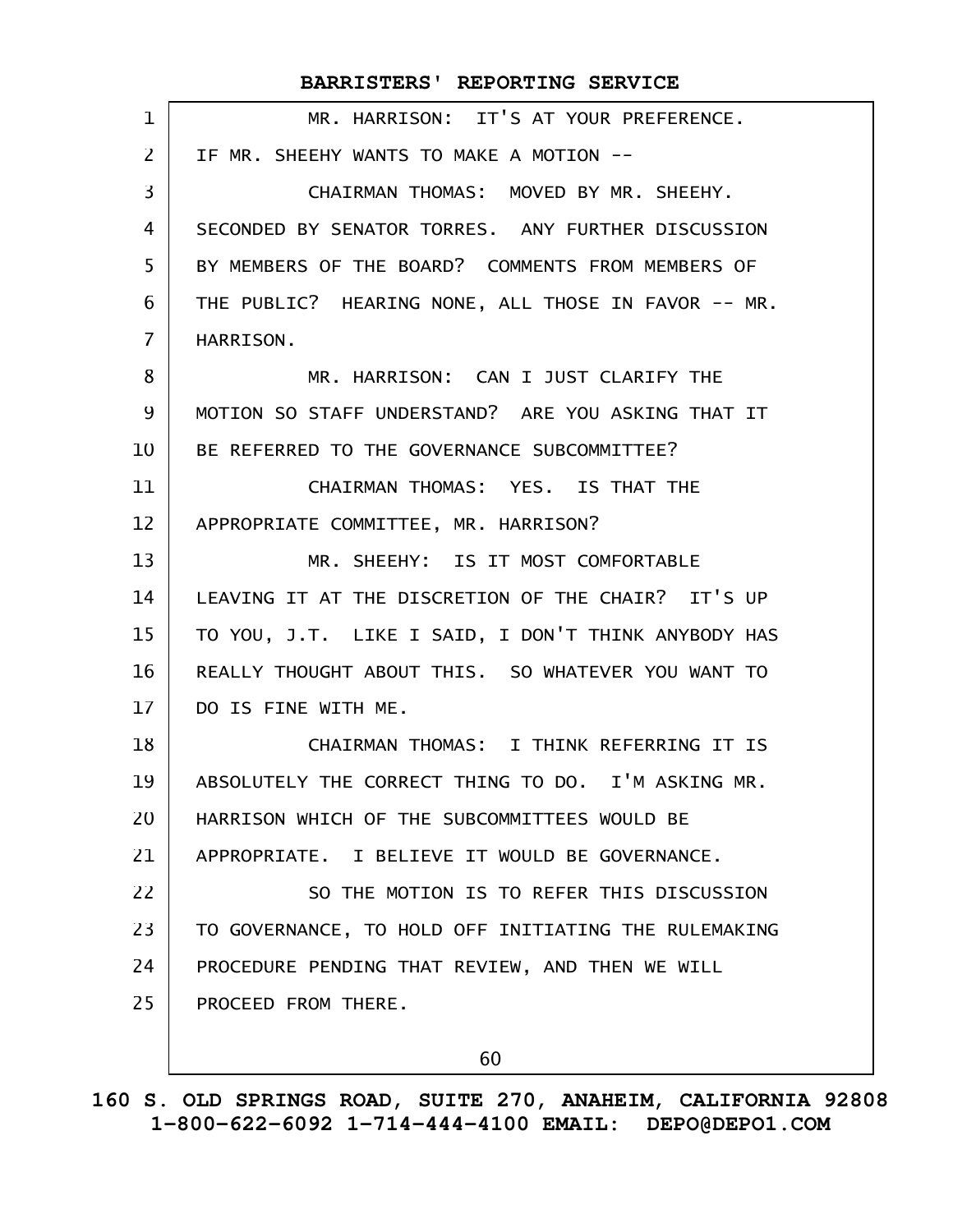MR. HARRISON: IT'S AT YOUR PREFERENCE. IF MR. SHEEHY WANTS TO MAKE A MOTION --

CHAIRMAN THOMAS: MOVED BY MR. SHEEHY. SECONDED BY SENATOR TORRES. ANY FURTHER DISCUSSION BY MEMBERS OF THE BOARD? COMMENTS FROM MEMBERS OF THE PUBLIC? HEARING NONE, ALL THOSE IN FAVOR -- MR. HARRISON.

MR. HARRISON: CAN I JUST CLARIFY THE MOTION SO STAFF UNDERSTAND? ARE YOU ASKING THAT IT BE REFERRED TO THE GOVERNANCE SUBCOMMITTEE?

CHAIRMAN THOMAS: YES. IS THAT THE APPROPRIATE COMMITTEE, MR. HARRISON?

MR. SHEEHY: IS IT MOST COMFORTABLE LEAVING IT AT THE DISCRETION OF THE CHAIR? IT'S UP TO YOU, J.T. LIKE I SAID, I DON'T THINK ANYBODY HAS REALLY THOUGHT ABOUT THIS. SO WHATEVER YOU WANT TO DO IS FINE WITH ME.

CHAIRMAN THOMAS: I THINK REFERRING IT IS ABSOLUTELY THE CORRECT THING TO DO. I'M ASKING MR. HARRISON WHICH OF THE SUBCOMMITTEES WOULD BE APPROPRIATE. I BELIEVE IT WOULD BE GOVERNANCE.

SO THE MOTION IS TO REFER THIS DISCUSSION TO GOVERNANCE, TO HOLD OFF INITIATING THE RULEMAKING PROCEDURE PENDING THAT REVIEW, AND THEN WE WILL PROCEED FROM THERE.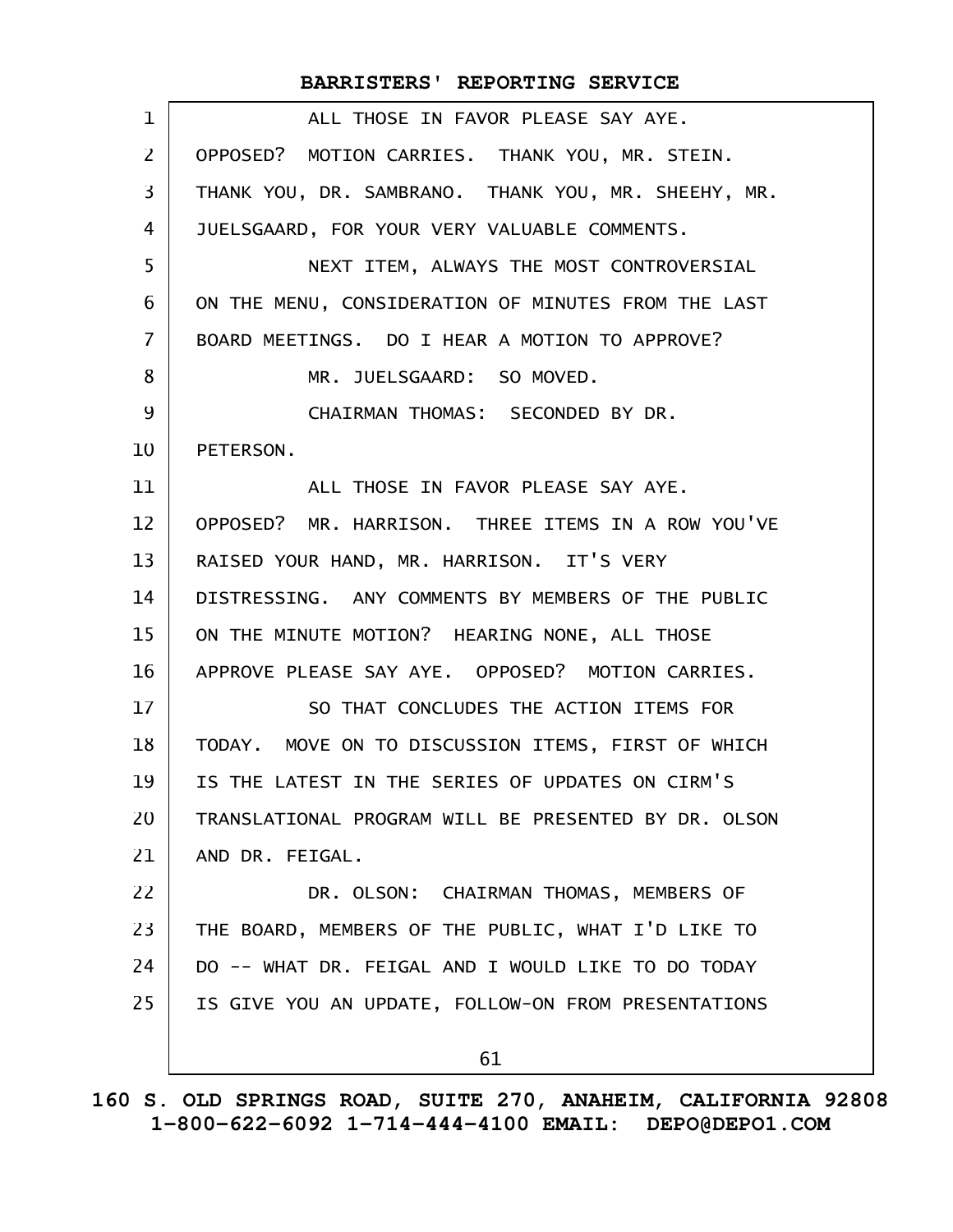ALL THOSE IN FAVOR PLEASE SAY AYE. OPPOSED? MOTION CARRIES. THANK YOU, MR. STEIN. THANK YOU, DR. SAMBRANO. THANK YOU, MR. SHEEHY, MR. JUELSGAARD, FOR YOUR VERY VALUABLE COMMENTS.

NEXT ITEM, ALWAYS THE MOST CONTROVERSIAL ON THE MENU, CONSIDERATION OF MINUTES FROM THE LAST BOARD MEETINGS. DO I HEAR A MOTION TO APPROVE?

MR. JUELSGAARD: SO MOVED.

CHAIRMAN THOMAS: SECONDED BY DR. PETERSON.

ALL THOSE IN FAVOR PLEASE SAY AYE. OPPOSED? MR. HARRISON. THREE ITEMS IN A ROW YOU'VE RAISED YOUR HAND, MR. HARRISON. IT'S VERY DISTRESSING. ANY COMMENTS BY MEMBERS OF THE PUBLIC ON THE MINUTE MOTION? HEARING NONE, ALL THOSE APPROVE PLEASE SAY AYE. OPPOSED? MOTION CARRIES.

SO THAT CONCLUDES THE ACTION ITEMS FOR TODAY. MOVE ON TO DISCUSSION ITEMS, FIRST OF WHICH IS THE LATEST IN THE SERIES OF UPDATES ON CIRM'S TRANSLATIONAL PROGRAM WILL BE PRESENTED BY DR. OLSON AND DR. FEIGAL.

DR. OLSON: CHAIRMAN THOMAS, MEMBERS OF THE BOARD, MEMBERS OF THE PUBLIC, WHAT I'D LIKE TO DO -- WHAT DR. FEIGAL AND I WOULD LIKE TO DO TODAY IS GIVE YOU AN UPDATE, FOLLOW-ON FROM PRESENTATIONS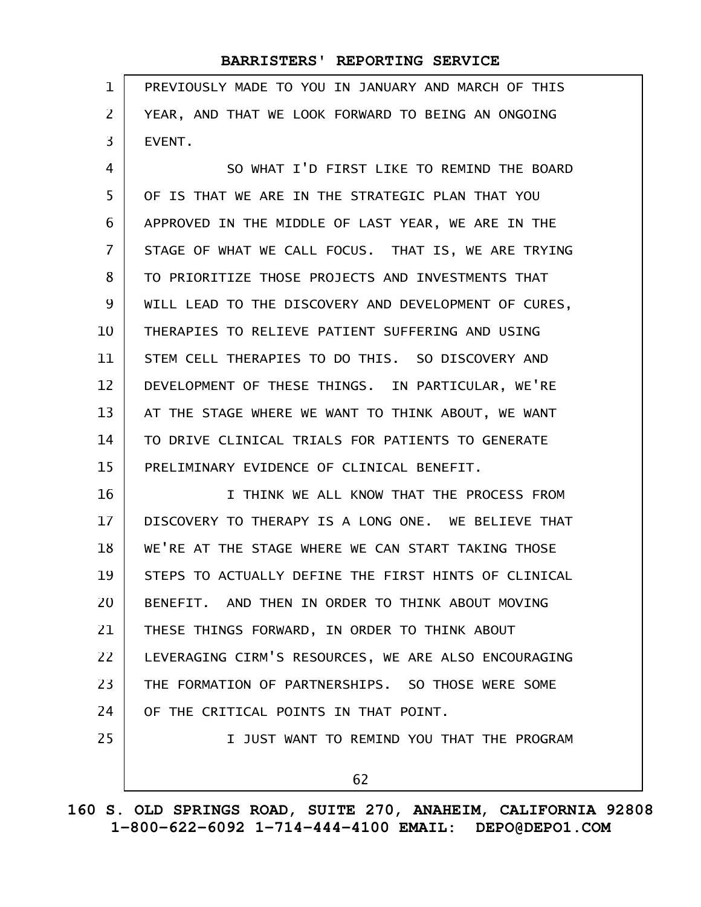PREVIOUSLY MADE TO YOU IN JANUARY AND MARCH OF THIS YEAR, AND THAT WE LOOK FORWARD TO BEING AN ONGOING EVENT.

SO WHAT I'D FIRST LIKE TO REMIND THE BOARD OF IS THAT WE ARE IN THE STRATEGIC PLAN THAT YOU APPROVED IN THE MIDDLE OF LAST YEAR, WE ARE IN THE STAGE OF WHAT WE CALL FOCUS. THAT IS, WE ARE TRYING TO PRIORITIZE THOSE PROJECTS AND INVESTMENTS THAT WILL LEAD TO THE DISCOVERY AND DEVELOPMENT OF CURES, THERAPIES TO RELIEVE PATIENT SUFFERING AND USING STEM CELL THERAPIES TO DO THIS. SO DISCOVERY AND DEVELOPMENT OF THESE THINGS. IN PARTICULAR, WE'RE AT THE STAGE WHERE WE WANT TO THINK ABOUT, WE WANT TO DRIVE CLINICAL TRIALS FOR PATIENTS TO GENERATE PRELIMINARY EVIDENCE OF CLINICAL BENEFIT.

I THINK WE ALL KNOW THAT THE PROCESS FROM DISCOVERY TO THERAPY IS A LONG ONE. WE BELIEVE THAT WE'RE AT THE STAGE WHERE WE CAN START TAKING THOSE STEPS TO ACTUALLY DEFINE THE FIRST HINTS OF CLINICAL BENEFIT. AND THEN IN ORDER TO THINK ABOUT MOVING THESE THINGS FORWARD, IN ORDER TO THINK ABOUT LEVERAGING CIRM'S RESOURCES, WE ARE ALSO ENCOURAGING THE FORMATION OF PARTNERSHIPS. SO THOSE WERE SOME OF THE CRITICAL POINTS IN THAT POINT.

I JUST WANT TO REMIND YOU THAT THE PROGRAM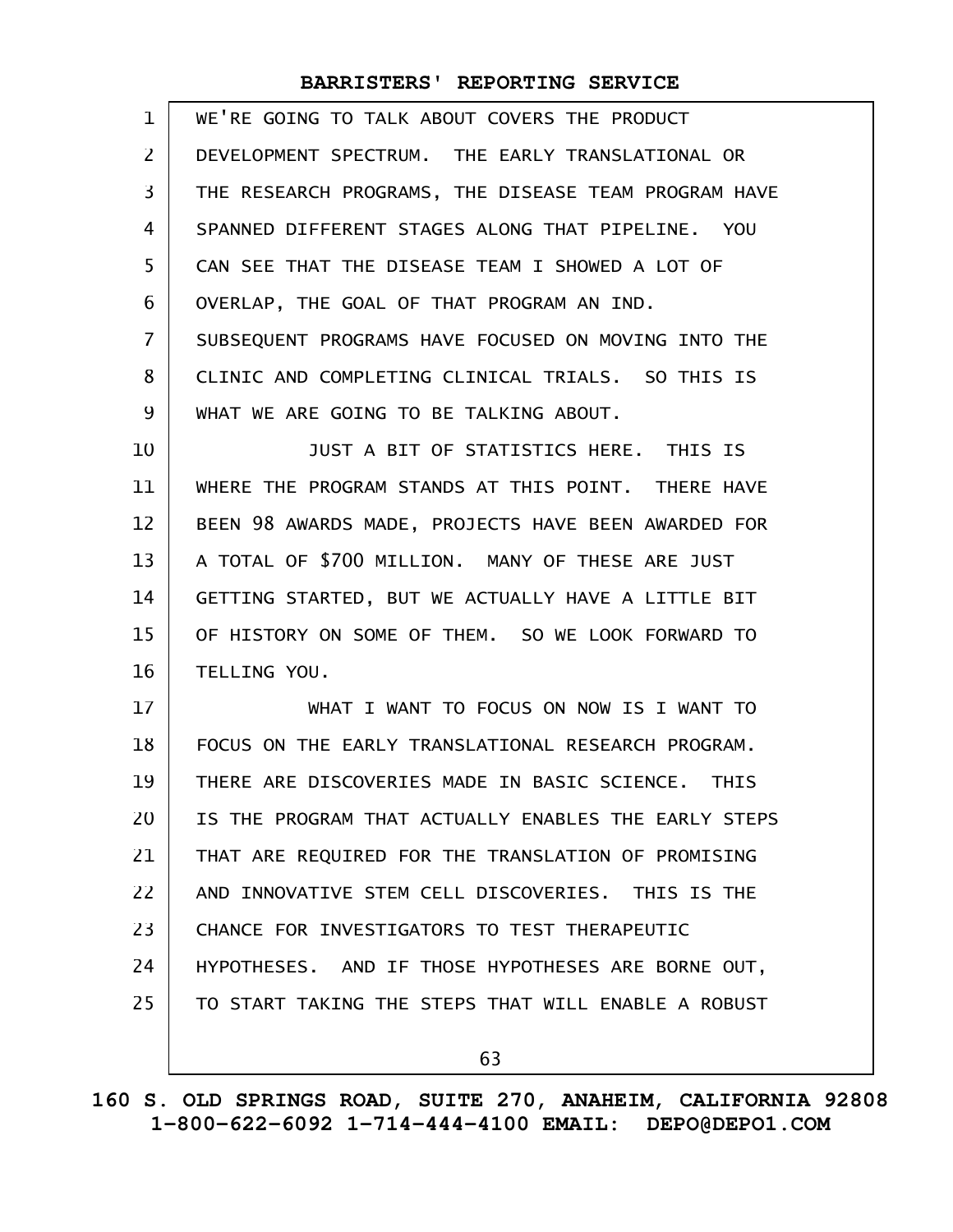WE'RE GOING TO TALK ABOUT COVERS THE PRODUCT DEVELOPMENT SPECTRUM. THE EARLY TRANSLATIONAL OR THE RESEARCH PROGRAMS, THE DISEASE TEAM PROGRAM HAVE SPANNED DIFFERENT STAGES ALONG THAT PIPELINE. YOU CAN SEE THAT THE DISEASE TEAM I SHOWED A LOT OF OVERLAP, THE GOAL OF THAT PROGRAM AN IND. SUBSEQUENT PROGRAMS HAVE FOCUSED ON MOVING INTO THE CLINIC AND COMPLETING CLINICAL TRIALS. SO THIS IS WHAT WE ARE GOING TO BE TALKING ABOUT.

JUST A BIT OF STATISTICS HERE. THIS IS WHERE THE PROGRAM STANDS AT THIS POINT. THERE HAVE BEEN 98 AWARDS MADE, PROJECTS HAVE BEEN AWARDED FOR A TOTAL OF $700 MILLION. MANY OF THESE ARE JUST GETTING STARTED, BUT WE ACTUALLY HAVE A LITTLE BIT OF HISTORY ON SOME OF THEM. SO WE LOOK FORWARD TO TELLING YOU.

WHAT I WANT TO FOCUS ON NOW IS I WANT TO FOCUS ON THE EARLY TRANSLATIONAL RESEARCH PROGRAM. THERE ARE DISCOVERIES MADE IN BASIC SCIENCE. THIS IS THE PROGRAM THAT ACTUALLY ENABLES THE EARLY STEPS THAT ARE REQUIRED FOR THE TRANSLATION OF PROMISING AND INNOVATIVE STEM CELL DISCOVERIES. THIS IS THE CHANCE FOR INVESTIGATORS TO TEST THERAPEUTIC HYPOTHESES. AND IF THOSE HYPOTHESES ARE BORNE OUT, TO START TAKING THE STEPS THAT WILL ENABLE A ROBUST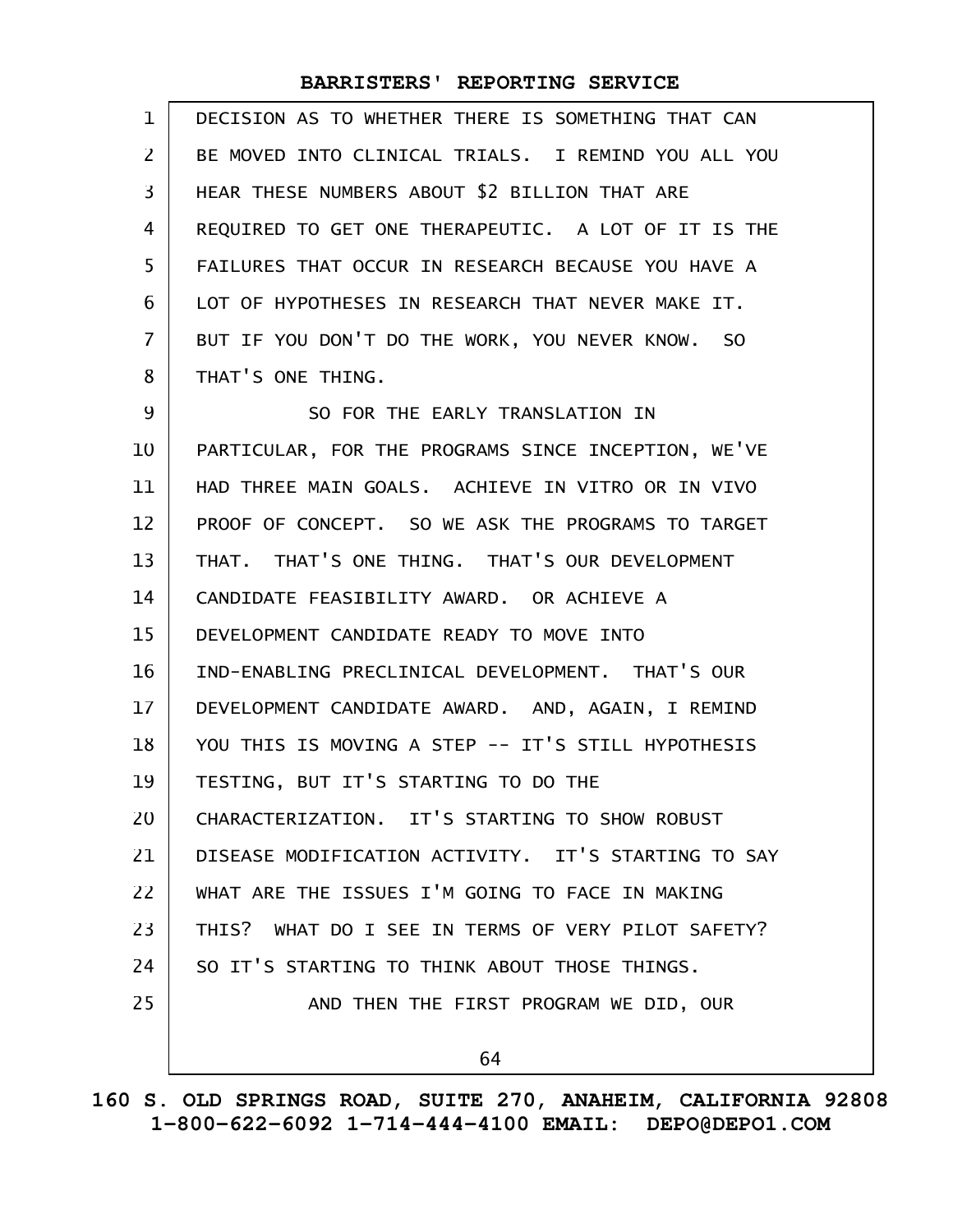DECISION AS TO WHETHER THERE IS SOMETHING THAT CAN BE MOVED INTO CLINICAL TRIALS. I REMIND YOU ALL YOU HEAR THESE NUMBERS ABOUT $2 BILLION THAT ARE REQUIRED TO GET ONE THERAPEUTIC. A LOT OF IT IS THE FAILURES THAT OCCUR IN RESEARCH BECAUSE YOU HAVE A LOT OF HYPOTHESES IN RESEARCH THAT NEVER MAKE IT. BUT IF YOU DON'T DO THE WORK, YOU NEVER KNOW. SO THAT'S ONE THING.

SO FOR THE EARLY TRANSLATION IN PARTICULAR, FOR THE PROGRAMS SINCE INCEPTION, WE'VE HAD THREE MAIN GOALS. ACHIEVE IN VITRO OR IN VIVO PROOF OF CONCEPT. SO WE ASK THE PROGRAMS TO TARGET THAT. THAT'S ONE THING. THAT'S OUR DEVELOPMENT CANDIDATE FEASIBILITY AWARD. OR ACHIEVE A DEVELOPMENT CANDIDATE READY TO MOVE INTO IND-ENABLING PRECLINICAL DEVELOPMENT. THAT'S OUR DEVELOPMENT CANDIDATE AWARD. AND, AGAIN, I REMIND YOU THIS IS MOVING A STEP -- IT'S STILL HYPOTHESIS TESTING, BUT IT'S STARTING TO DO THE CHARACTERIZATION. IT'S STARTING TO SHOW ROBUST DISEASE MODIFICATION ACTIVITY. IT'S STARTING TO SAY WHAT ARE THE ISSUES I'M GOING TO FACE IN MAKING THIS? WHAT DO I SEE IN TERMS OF VERY PILOT SAFETY? SO IT'S STARTING TO THINK ABOUT THOSE THINGS.

AND THEN THE FIRST PROGRAM WE DID, OUR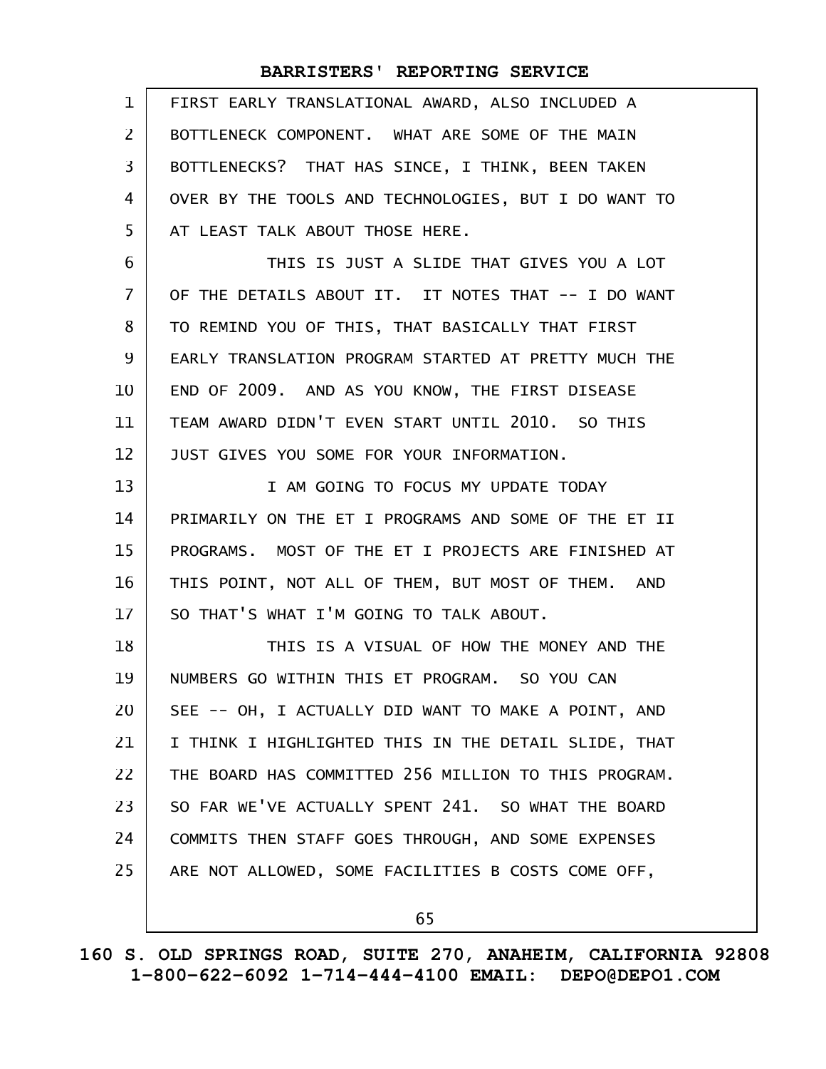FIRST EARLY TRANSLATIONAL AWARD, ALSO INCLUDED A BOTTLENECK COMPONENT. WHAT ARE SOME OF THE MAIN BOTTLENECKS? THAT HAS SINCE, I THINK, BEEN TAKEN OVER BY THE TOOLS AND TECHNOLOGIES, BUT I DO WANT TO AT LEAST TALK ABOUT THOSE HERE.

THIS IS JUST A SLIDE THAT GIVES YOU A LOT OF THE DETAILS ABOUT IT. IT NOTES THAT -- I DO WANT TO REMIND YOU OF THIS, THAT BASICALLY THAT FIRST EARLY TRANSLATION PROGRAM STARTED AT PRETTY MUCH THE END OF 2009. AND AS YOU KNOW, THE FIRST DISEASE TEAM AWARD DIDN'T EVEN START UNTIL 2010. SO THIS JUST GIVES YOU SOME FOR YOUR INFORMATION.

I AM GOING TO FOCUS MY UPDATE TODAY PRIMARILY ON THE ET I PROGRAMS AND SOME OF THE ET II PROGRAMS. MOST OF THE ET I PROJECTS ARE FINISHED AT THIS POINT, NOT ALL OF THEM, BUT MOST OF THEM. AND SO THAT'S WHAT I'M GOING TO TALK ABOUT.

THIS IS A VISUAL OF HOW THE MONEY AND THE NUMBERS GO WITHIN THIS ET PROGRAM. SO YOU CAN SEE -- OH, I ACTUALLY DID WANT TO MAKE A POINT, AND I THINK I HIGHLIGHTED THIS IN THE DETAIL SLIDE, THAT THE BOARD HAS COMMITTED 256 MILLION TO THIS PROGRAM. SO FAR WE'VE ACTUALLY SPENT 241. SO WHAT THE BOARD COMMITS THEN STAFF GOES THROUGH, AND SOME EXPENSES ARE NOT ALLOWED, SOME FACILITIES B COSTS COME OFF,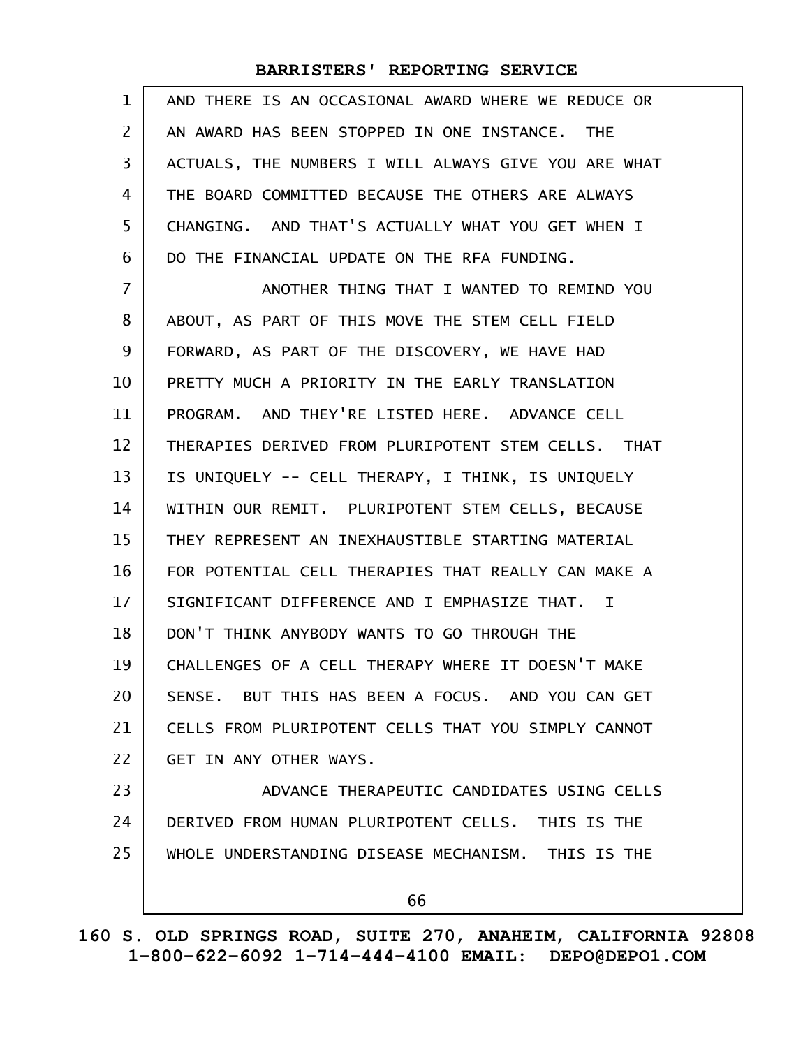AND THERE IS AN OCCASIONAL AWARD WHERE WE REDUCE OR AN AWARD HAS BEEN STOPPED IN ONE INSTANCE. THE ACTUALS, THE NUMBERS I WILL ALWAYS GIVE YOU ARE WHAT THE BOARD COMMITTED BECAUSE THE OTHERS ARE ALWAYS CHANGING. AND THAT'S ACTUALLY WHAT YOU GET WHEN I DO THE FINANCIAL UPDATE ON THE RFA FUNDING.

ANOTHER THING THAT I WANTED TO REMIND YOU ABOUT, AS PART OF THIS MOVE THE STEM CELL FIELD FORWARD, AS PART OF THE DISCOVERY, WE HAVE HAD PRETTY MUCH A PRIORITY IN THE EARLY TRANSLATION PROGRAM. AND THEY'RE LISTED HERE. ADVANCE CELL THERAPIES DERIVED FROM PLURIPOTENT STEM CELLS. THAT IS UNIQUELY -- CELL THERAPY, I THINK, IS UNIQUELY WITHIN OUR REMIT. PLURIPOTENT STEM CELLS, BECAUSE THEY REPRESENT AN INEXHAUSTIBLE STARTING MATERIAL FOR POTENTIAL CELL THERAPIES THAT REALLY CAN MAKE A SIGNIFICANT DIFFERENCE AND I EMPHASIZE THAT. I DON'T THINK ANYBODY WANTS TO GO THROUGH THE CHALLENGES OF A CELL THERAPY WHERE IT DOESN'T MAKE SENSE. BUT THIS HAS BEEN A FOCUS. AND YOU CAN GET CELLS FROM PLURIPOTENT CELLS THAT YOU SIMPLY CANNOT GET IN ANY OTHER WAYS.

ADVANCE THERAPEUTIC CANDIDATES USING CELLS DERIVED FROM HUMAN PLURIPOTENT CELLS. THIS IS THE WHOLE UNDERSTANDING DISEASE MECHANISM. THIS IS THE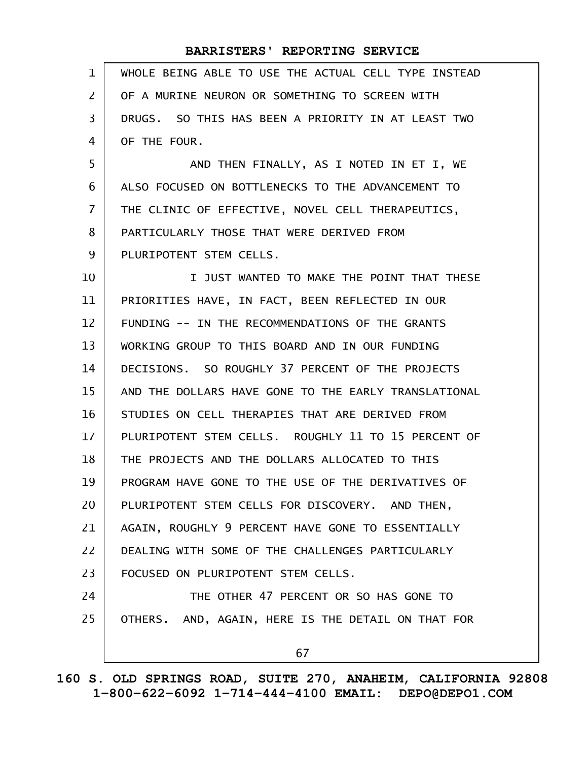WHOLE BEING ABLE TO USE THE ACTUAL CELL TYPE INSTEAD OF A MURINE NEURON OR SOMETHING TO SCREEN WITH DRUGS. SO THIS HAS BEEN A PRIORITY IN AT LEAST TWO OF THE FOUR.

AND THEN FINALLY, AS I NOTED IN ET I, WE ALSO FOCUSED ON BOTTLENECKS TO THE ADVANCEMENT TO THE CLINIC OF EFFECTIVE, NOVEL CELL THERAPEUTICS, PARTICULARLY THOSE THAT WERE DERIVED FROM PLURIPOTENT STEM CELLS.

I JUST WANTED TO MAKE THE POINT THAT THESE PRIORITIES HAVE, IN FACT, BEEN REFLECTED IN OUR FUNDING -- IN THE RECOMMENDATIONS OF THE GRANTS WORKING GROUP TO THIS BOARD AND IN OUR FUNDING DECISIONS. SO ROUGHLY 37 PERCENT OF THE PROJECTS AND THE DOLLARS HAVE GONE TO THE EARLY TRANSLATIONAL STUDIES ON CELL THERAPIES THAT ARE DERIVED FROM PLURIPOTENT STEM CELLS. ROUGHLY 11 TO 15 PERCENT OF THE PROJECTS AND THE DOLLARS ALLOCATED TO THIS PROGRAM HAVE GONE TO THE USE OF THE DERIVATIVES OF PLURIPOTENT STEM CELLS FOR DISCOVERY. AND THEN, AGAIN, ROUGHLY 9 PERCENT HAVE GONE TO ESSENTIALLY DEALING WITH SOME OF THE CHALLENGES PARTICULARLY FOCUSED ON PLURIPOTENT STEM CELLS.

THE OTHER 47 PERCENT OR SO HAS GONE TO OTHERS. AND, AGAIN, HERE IS THE DETAIL ON THAT FOR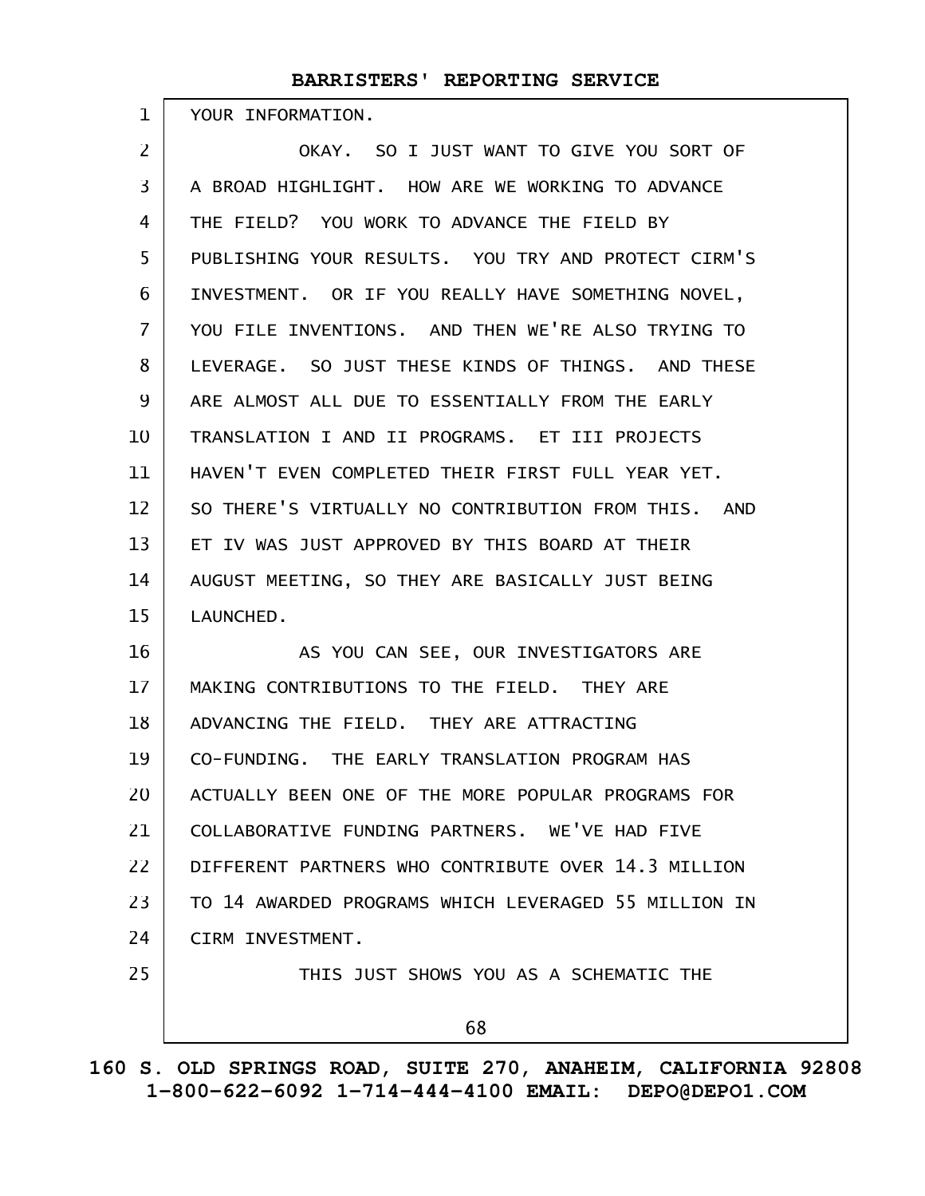YOUR INFORMATION.

OKAY. SO I JUST WANT TO GIVE YOU SORT OF A BROAD HIGHLIGHT. HOW ARE WE WORKING TO ADVANCE THE FIELD? YOU WORK TO ADVANCE THE FIELD BY PUBLISHING YOUR RESULTS. YOU TRY AND PROTECT CIRM'S INVESTMENT. OR IF YOU REALLY HAVE SOMETHING NOVEL, YOU FILE INVENTIONS. AND THEN WE'RE ALSO TRYING TO LEVERAGE. SO JUST THESE KINDS OF THINGS. AND THESE ARE ALMOST ALL DUE TO ESSENTIALLY FROM THE EARLY TRANSLATION I AND II PROGRAMS. ET III PROJECTS HAVEN'T EVEN COMPLETED THEIR FIRST FULL YEAR YET. SO THERE'S VIRTUALLY NO CONTRIBUTION FROM THIS. AND ET IV WAS JUST APPROVED BY THIS BOARD AT THEIR AUGUST MEETING, SO THEY ARE BASICALLY JUST BEING LAUNCHED.

AS YOU CAN SEE, OUR INVESTIGATORS ARE MAKING CONTRIBUTIONS TO THE FIELD. THEY ARE ADVANCING THE FIELD. THEY ARE ATTRACTING CO-FUNDING. THE EARLY TRANSLATION PROGRAM HAS ACTUALLY BEEN ONE OF THE MORE POPULAR PROGRAMS FOR COLLABORATIVE FUNDING PARTNERS. WE'VE HAD FIVE DIFFERENT PARTNERS WHO CONTRIBUTE OVER 14.3 MILLION TO 14 AWARDED PROGRAMS WHICH LEVERAGED 55 MILLION IN CIRM INVESTMENT.

THIS JUST SHOWS YOU AS A SCHEMATIC THE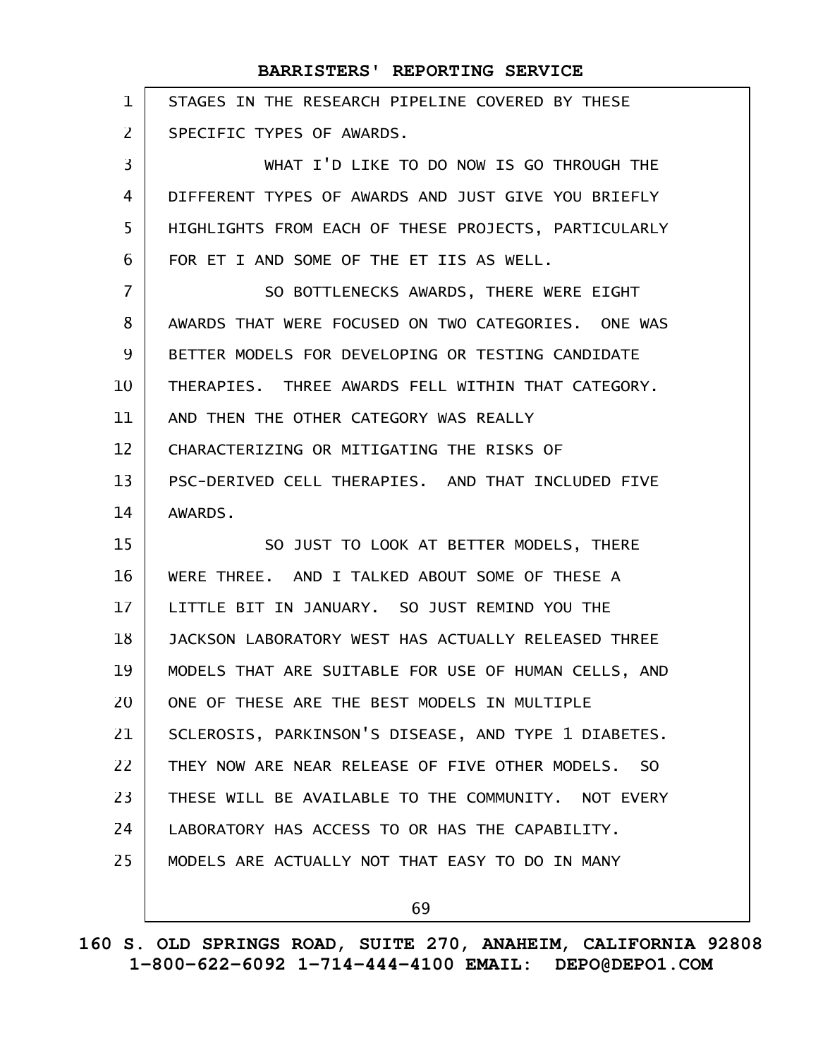STAGES IN THE RESEARCH PIPELINE COVERED BY THESE SPECIFIC TYPES OF AWARDS.

WHAT I'D LIKE TO DO NOW IS GO THROUGH THE DIFFERENT TYPES OF AWARDS AND JUST GIVE YOU BRIEFLY HIGHLIGHTS FROM EACH OF THESE PROJECTS, PARTICULARLY FOR ET I AND SOME OF THE ET IIS AS WELL.

SO BOTTLENECKS AWARDS, THERE WERE EIGHT AWARDS THAT WERE FOCUSED ON TWO CATEGORIES. ONE WAS BETTER MODELS FOR DEVELOPING OR TESTING CANDIDATE THERAPIES. THREE AWARDS FELL WITHIN THAT CATEGORY. AND THEN THE OTHER CATEGORY WAS REALLY CHARACTERIZING OR MITIGATING THE RISKS OF PSC-DERIVED CELL THERAPIES. AND THAT INCLUDED FIVE AWARDS.

SO JUST TO LOOK AT BETTER MODELS, THERE WERE THREE. AND I TALKED ABOUT SOME OF THESE A LITTLE BIT IN JANUARY. SO JUST REMIND YOU THE JACKSON LABORATORY WEST HAS ACTUALLY RELEASED THREE MODELS THAT ARE SUITABLE FOR USE OF HUMAN CELLS, AND ONE OF THESE ARE THE BEST MODELS IN MULTIPLE SCLEROSIS, PARKINSON'S DISEASE, AND TYPE 1 DIABETES. THEY NOW ARE NEAR RELEASE OF FIVE OTHER MODELS. SO THESE WILL BE AVAILABLE TO THE COMMUNITY. NOT EVERY LABORATORY HAS ACCESS TO OR HAS THE CAPABILITY. MODELS ARE ACTUALLY NOT THAT EASY TO DO IN MANY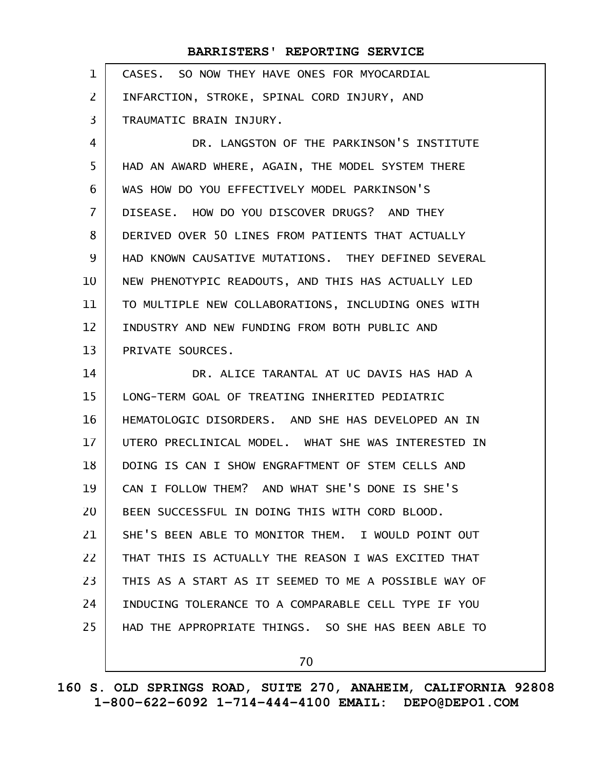CASES. SO NOW THEY HAVE ONES FOR MYOCARDIAL INFARCTION, STROKE, SPINAL CORD INJURY, AND TRAUMATIC BRAIN INJURY.

DR. LANGSTON OF THE PARKINSON'S INSTITUTE HAD AN AWARD WHERE, AGAIN, THE MODEL SYSTEM THERE WAS HOW DO YOU EFFECTIVELY MODEL PARKINSON'S DISEASE. HOW DO YOU DISCOVER DRUGS? AND THEY DERIVED OVER 50 LINES FROM PATIENTS THAT ACTUALLY HAD KNOWN CAUSATIVE MUTATIONS. THEY DEFINED SEVERAL NEW PHENOTYPIC READOUTS, AND THIS HAS ACTUALLY LED TO MULTIPLE NEW COLLABORATIONS, INCLUDING ONES WITH INDUSTRY AND NEW FUNDING FROM BOTH PUBLIC AND PRIVATE SOURCES.

DR. ALICE TARANTAL AT UC DAVIS HAS HAD A LONG-TERM GOAL OF TREATING INHERITED PEDIATRIC HEMATOLOGIC DISORDERS. AND SHE HAS DEVELOPED AN IN UTERO PRECLINICAL MODEL. WHAT SHE WAS INTERESTED IN DOING IS CAN I SHOW ENGRAFTMENT OF STEM CELLS AND CAN I FOLLOW THEM? AND WHAT SHE'S DONE IS SHE'S BEEN SUCCESSFUL IN DOING THIS WITH CORD BLOOD. SHE'S BEEN ABLE TO MONITOR THEM. I WOULD POINT OUT THAT THIS IS ACTUALLY THE REASON I WAS EXCITED THAT THIS AS A START AS IT SEEMED TO ME A POSSIBLE WAY OF INDUCING TOLERANCE TO A COMPARABLE CELL TYPE IF YOU HAD THE APPROPRIATE THINGS. SO SHE HAS BEEN ABLE TO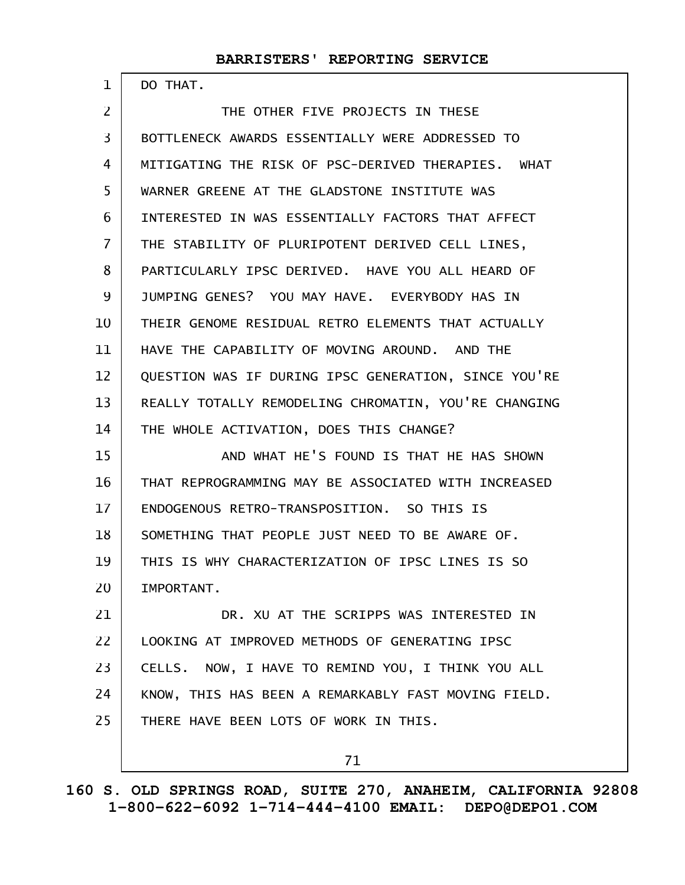DO THAT.

THE OTHER FIVE PROJECTS IN THESE BOTTLENECK AWARDS ESSENTIALLY WERE ADDRESSED TO MITIGATING THE RISK OF PSC-DERIVED THERAPIES. WHAT WARNER GREENE AT THE GLADSTONE INSTITUTE WAS INTERESTED IN WAS ESSENTIALLY FACTORS THAT AFFECT THE STABILITY OF PLURIPOTENT DERIVED CELL LINES, PARTICULARLY IPSC DERIVED. HAVE YOU ALL HEARD OF JUMPING GENES? YOU MAY HAVE. EVERYBODY HAS IN THEIR GENOME RESIDUAL RETRO ELEMENTS THAT ACTUALLY HAVE THE CAPABILITY OF MOVING AROUND. AND THE QUESTION WAS IF DURING IPSC GENERATION, SINCE YOU'RE REALLY TOTALLY REMODELING CHROMATIN, YOU'RE CHANGING THE WHOLE ACTIVATION, DOES THIS CHANGE?

AND WHAT HE'S FOUND IS THAT HE HAS SHOWN THAT REPROGRAMMING MAY BE ASSOCIATED WITH INCREASED ENDOGENOUS RETRO-TRANSPOSITION. SO THIS IS SOMETHING THAT PEOPLE JUST NEED TO BE AWARE OF. THIS IS WHY CHARACTERIZATION OF IPSC LINES IS SO IMPORTANT.

DR. XU AT THE SCRIPPS WAS INTERESTED IN LOOKING AT IMPROVED METHODS OF GENERATING IPSC CELLS. NOW, I HAVE TO REMIND YOU, I THINK YOU ALL KNOW, THIS HAS BEEN A REMARKABLY FAST MOVING FIELD. THERE HAVE BEEN LOTS OF WORK IN THIS.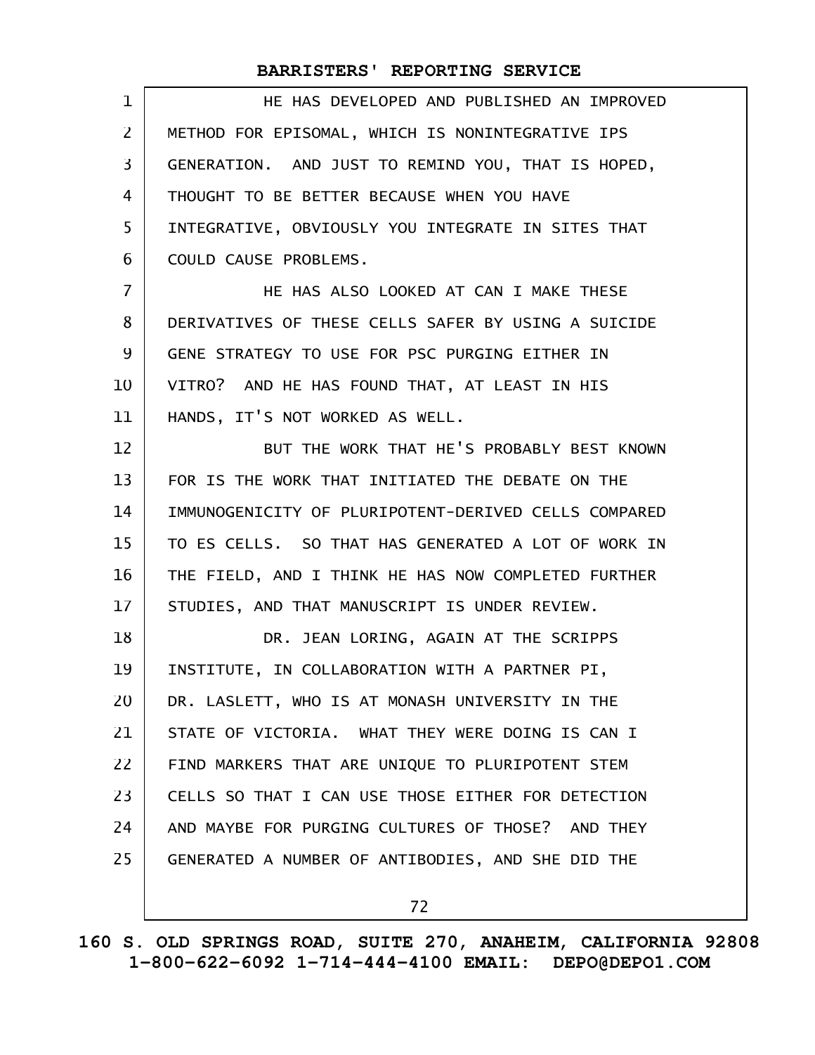HE HAS DEVELOPED AND PUBLISHED AN IMPROVED METHOD FOR EPISOMAL, WHICH IS NONINTEGRATIVE IPS GENERATION. AND JUST TO REMIND YOU, THAT IS HOPED, THOUGHT TO BE BETTER BECAUSE WHEN YOU HAVE INTEGRATIVE, OBVIOUSLY YOU INTEGRATE IN SITES THAT COULD CAUSE PROBLEMS.

HE HAS ALSO LOOKED AT CAN I MAKE THESE DERIVATIVES OF THESE CELLS SAFER BY USING A SUICIDE GENE STRATEGY TO USE FOR PSC PURGING EITHER IN VITRO? AND HE HAS FOUND THAT, AT LEAST IN HIS HANDS, IT'S NOT WORKED AS WELL.

BUT THE WORK THAT HE'S PROBABLY BEST KNOWN FOR IS THE WORK THAT INITIATED THE DEBATE ON THE IMMUNOGENICITY OF PLURIPOTENT-DERIVED CELLS COMPARED TO ES CELLS. SO THAT HAS GENERATED A LOT OF WORK IN THE FIELD, AND I THINK HE HAS NOW COMPLETED FURTHER STUDIES, AND THAT MANUSCRIPT IS UNDER REVIEW.

DR. JEAN LORING, AGAIN AT THE SCRIPPS INSTITUTE, IN COLLABORATION WITH A PARTNER PI, DR. LASLETT, WHO IS AT MONASH UNIVERSITY IN THE STATE OF VICTORIA. WHAT THEY WERE DOING IS CAN I FIND MARKERS THAT ARE UNIQUE TO PLURIPOTENT STEM CELLS SO THAT I CAN USE THOSE EITHER FOR DETECTION AND MAYBE FOR PURGING CULTURES OF THOSE? AND THEY GENERATED A NUMBER OF ANTIBODIES, AND SHE DID THE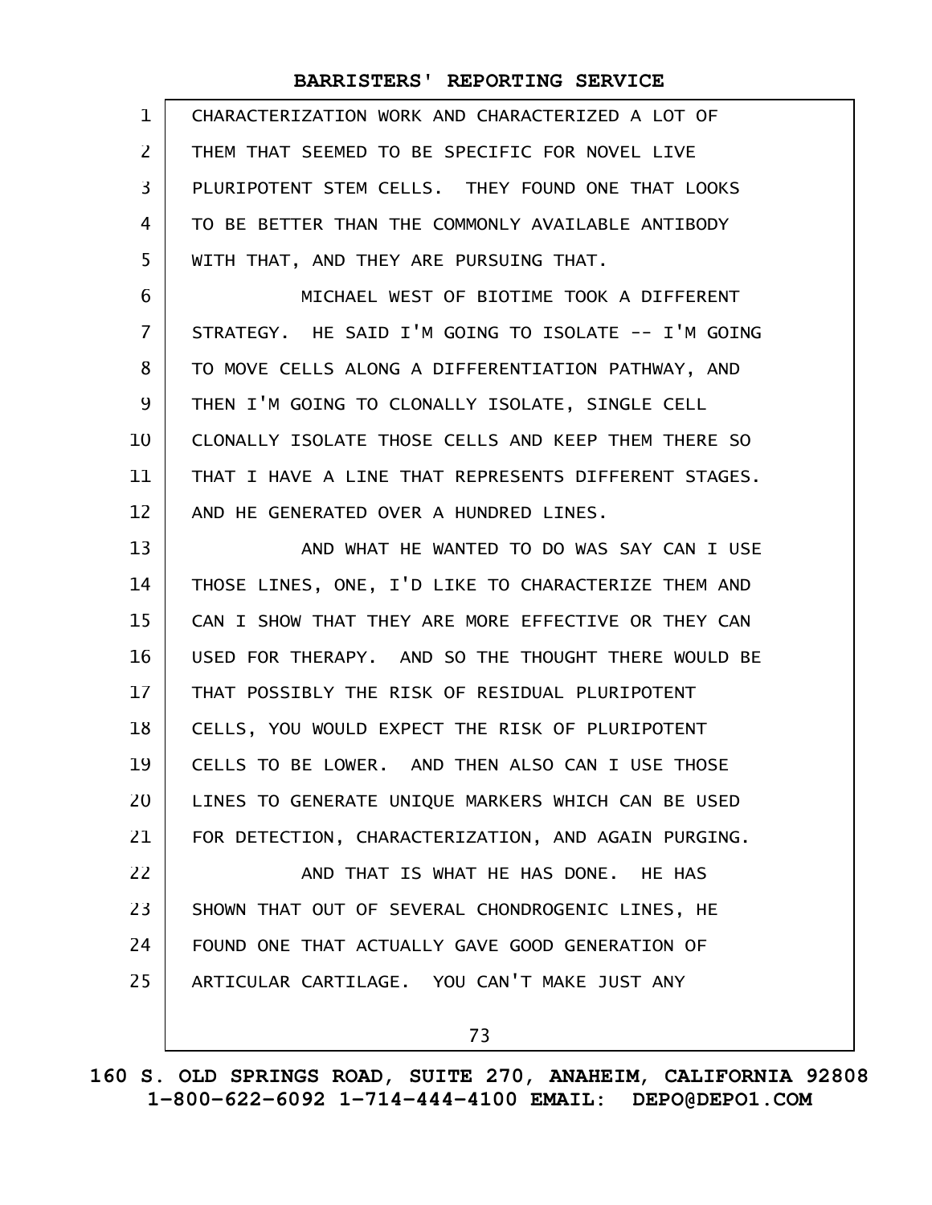CHARACTERIZATION WORK AND CHARACTERIZED A LOT OF THEM THAT SEEMED TO BE SPECIFIC FOR NOVEL LIVE PLURIPOTENT STEM CELLS. THEY FOUND ONE THAT LOOKS TO BE BETTER THAN THE COMMONLY AVAILABLE ANTIBODY WITH THAT, AND THEY ARE PURSUING THAT.

MICHAEL WEST OF BIOTIME TOOK A DIFFERENT STRATEGY. HE SAID I'M GOING TO ISOLATE -- I'M GOING TO MOVE CELLS ALONG A DIFFERENTIATION PATHWAY, AND THEN I'M GOING TO CLONALLY ISOLATE, SINGLE CELL CLONALLY ISOLATE THOSE CELLS AND KEEP THEM THERE SO THAT I HAVE A LINE THAT REPRESENTS DIFFERENT STAGES. AND HE GENERATED OVER A HUNDRED LINES.

AND WHAT HE WANTED TO DO WAS SAY CAN I USE THOSE LINES, ONE, I'D LIKE TO CHARACTERIZE THEM AND CAN I SHOW THAT THEY ARE MORE EFFECTIVE OR THEY CAN USED FOR THERAPY. AND SO THE THOUGHT THERE WOULD BE THAT POSSIBLY THE RISK OF RESIDUAL PLURIPOTENT CELLS, YOU WOULD EXPECT THE RISK OF PLURIPOTENT CELLS TO BE LOWER. AND THEN ALSO CAN I USE THOSE LINES TO GENERATE UNIQUE MARKERS WHICH CAN BE USED FOR DETECTION, CHARACTERIZATION, AND AGAIN PURGING.

AND THAT IS WHAT HE HAS DONE. HE HAS SHOWN THAT OUT OF SEVERAL CHONDROGENIC LINES, HE FOUND ONE THAT ACTUALLY GAVE GOOD GENERATION OF ARTICULAR CARTILAGE. YOU CAN'T MAKE JUST ANY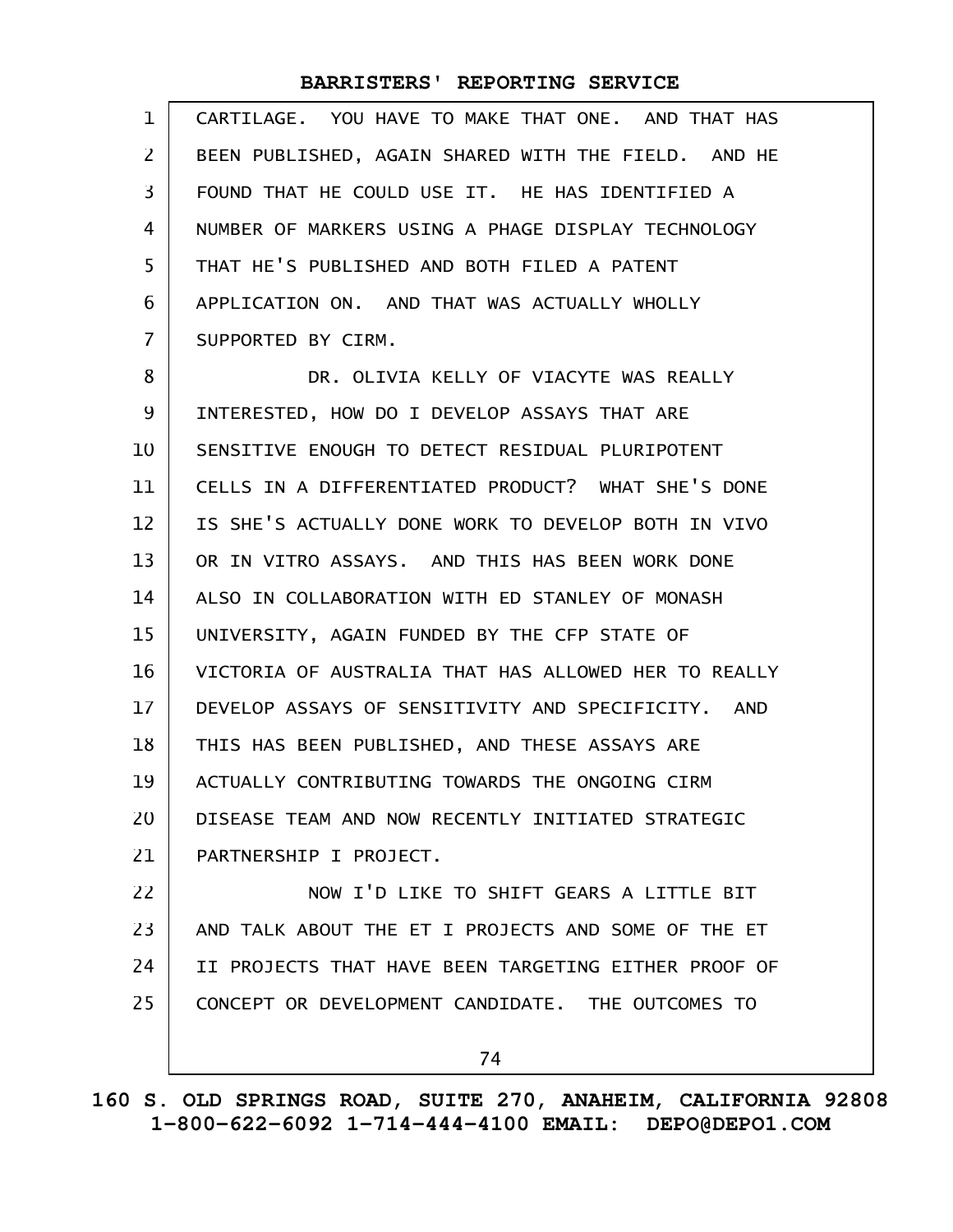CARTILAGE. YOU HAVE TO MAKE THAT ONE. AND THAT HAS BEEN PUBLISHED, AGAIN SHARED WITH THE FIELD. AND HE FOUND THAT HE COULD USE IT. HE HAS IDENTIFIED A NUMBER OF MARKERS USING A PHAGE DISPLAY TECHNOLOGY THAT HE'S PUBLISHED AND BOTH FILED A PATENT APPLICATION ON. AND THAT WAS ACTUALLY WHOLLY SUPPORTED BY CIRM.

DR. OLIVIA KELLY OF VIACYTE WAS REALLY INTERESTED, HOW DO I DEVELOP ASSAYS THAT ARE SENSITIVE ENOUGH TO DETECT RESIDUAL PLURIPOTENT CELLS IN A DIFFERENTIATED PRODUCT? WHAT SHE'S DONE IS SHE'S ACTUALLY DONE WORK TO DEVELOP BOTH IN VIVO OR IN VITRO ASSAYS. AND THIS HAS BEEN WORK DONE ALSO IN COLLABORATION WITH ED STANLEY OF MONASH UNIVERSITY, AGAIN FUNDED BY THE CFP STATE OF VICTORIA OF AUSTRALIA THAT HAS ALLOWED HER TO REALLY DEVELOP ASSAYS OF SENSITIVITY AND SPECIFICITY. AND THIS HAS BEEN PUBLISHED, AND THESE ASSAYS ARE ACTUALLY CONTRIBUTING TOWARDS THE ONGOING CIRM DISEASE TEAM AND NOW RECENTLY INITIATED STRATEGIC PARTNERSHIP I PROJECT.

NOW I'D LIKE TO SHIFT GEARS A LITTLE BIT AND TALK ABOUT THE ET I PROJECTS AND SOME OF THE ET II PROJECTS THAT HAVE BEEN TARGETING EITHER PROOF OF CONCEPT OR DEVELOPMENT CANDIDATE. THE OUTCOMES TO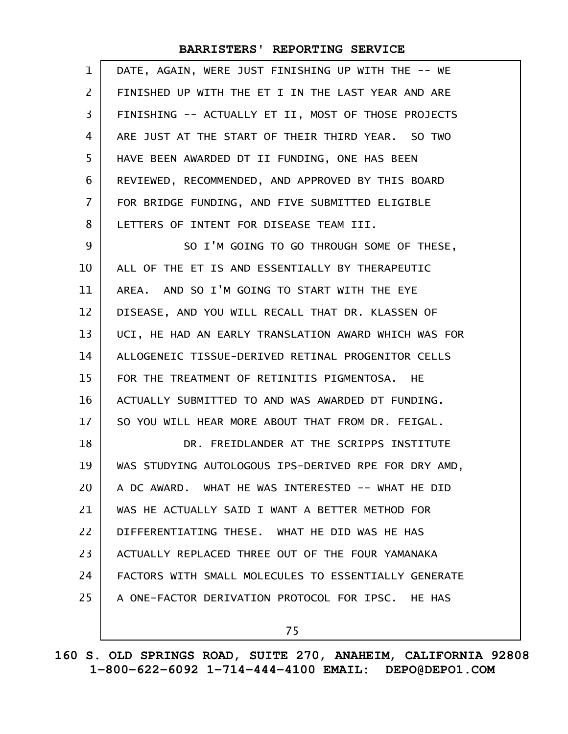DATE, AGAIN, WERE JUST FINISHING UP WITH THE -- WE FINISHED UP WITH THE ET I IN THE LAST YEAR AND ARE FINISHING -- ACTUALLY ET II, MOST OF THOSE PROJECTS ARE JUST AT THE START OF THEIR THIRD YEAR. SO TWO HAVE BEEN AWARDED DT II FUNDING, ONE HAS BEEN REVIEWED, RECOMMENDED, AND APPROVED BY THIS BOARD FOR BRIDGE FUNDING, AND FIVE SUBMITTED ELIGIBLE LETTERS OF INTENT FOR DISEASE TEAM III.

SO I'M GOING TO GO THROUGH SOME OF THESE, ALL OF THE ET IS AND ESSENTIALLY BY THERAPEUTIC AREA. AND SO I'M GOING TO START WITH THE EYE DISEASE, AND YOU WILL RECALL THAT DR. KLASSEN OF UCI, HE HAD AN EARLY TRANSLATION AWARD WHICH WAS FOR ALLOGENEIC TISSUE-DERIVED RETINAL PROGENITOR CELLS FOR THE TREATMENT OF RETINITIS PIGMENTOSA. HE ACTUALLY SUBMITTED TO AND WAS AWARDED DT FUNDING. SO YOU WILL HEAR MORE ABOUT THAT FROM DR. FEIGAL.

DR. FREIDLANDER AT THE SCRIPPS INSTITUTE WAS STUDYING AUTOLOGOUS IPS-DERIVED RPE FOR DRY AMD, A DC AWARD. WHAT HE WAS INTERESTED -- WHAT HE DID WAS HE ACTUALLY SAID I WANT A BETTER METHOD FOR DIFFERENTIATING THESE. WHAT HE DID WAS HE HAS ACTUALLY REPLACED THREE OUT OF THE FOUR YAMANAKA FACTORS WITH SMALL MOLECULES TO ESSENTIALLY GENERATE A ONE-FACTOR DERIVATION PROTOCOL FOR IPSC. HE HAS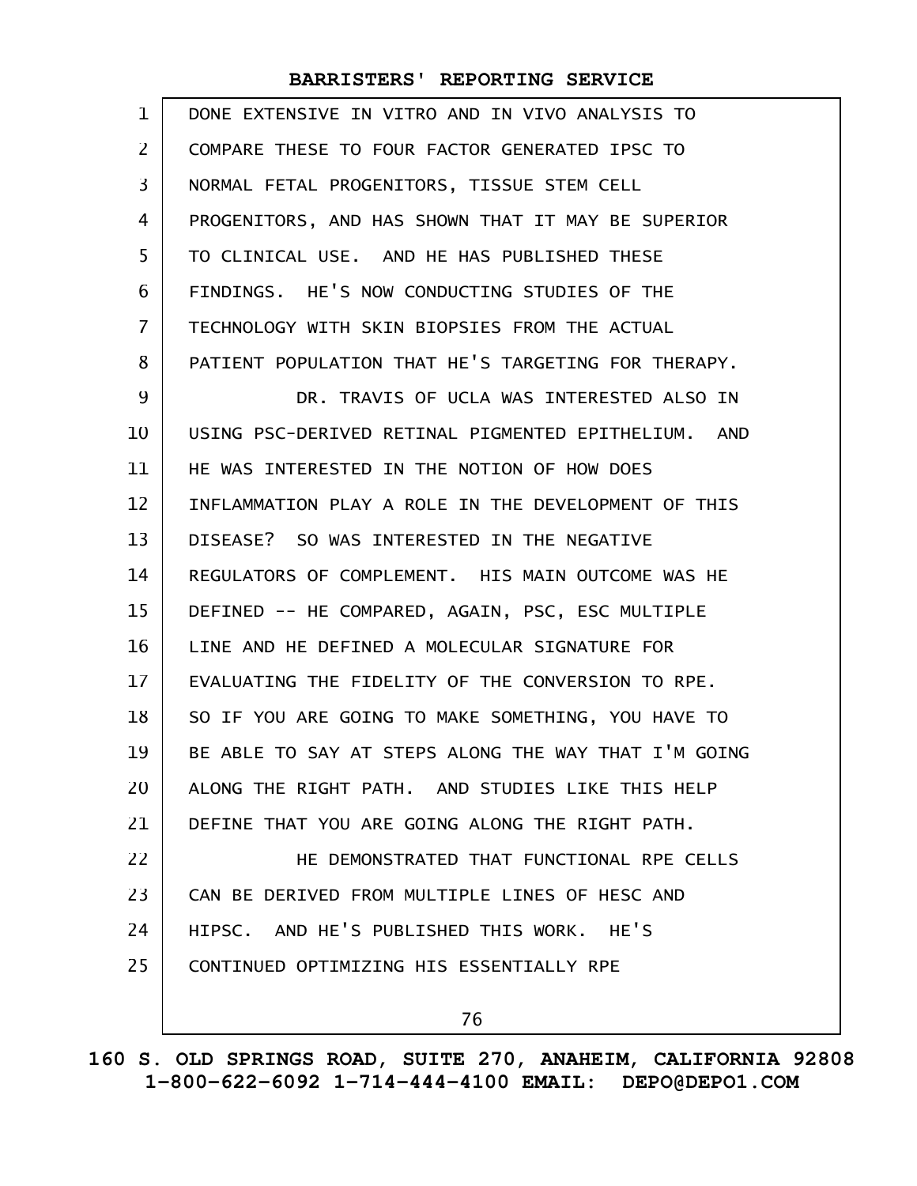DONE EXTENSIVE IN VITRO AND IN VIVO ANALYSIS TO COMPARE THESE TO FOUR FACTOR GENERATED IPSC TO NORMAL FETAL PROGENITORS, TISSUE STEM CELL PROGENITORS, AND HAS SHOWN THAT IT MAY BE SUPERIOR TO CLINICAL USE. AND HE HAS PUBLISHED THESE FINDINGS. HE'S NOW CONDUCTING STUDIES OF THE TECHNOLOGY WITH SKIN BIOPSIES FROM THE ACTUAL PATIENT POPULATION THAT HE'S TARGETING FOR THERAPY.

DR. TRAVIS OF UCLA WAS INTERESTED ALSO IN USING PSC-DERIVED RETINAL PIGMENTED EPITHELIUM. AND HE WAS INTERESTED IN THE NOTION OF HOW DOES INFLAMMATION PLAY A ROLE IN THE DEVELOPMENT OF THIS DISEASE? SO WAS INTERESTED IN THE NEGATIVE REGULATORS OF COMPLEMENT. HIS MAIN OUTCOME WAS HE DEFINED -- HE COMPARED, AGAIN, PSC, ESC MULTIPLE LINE AND HE DEFINED A MOLECULAR SIGNATURE FOR EVALUATING THE FIDELITY OF THE CONVERSION TO RPE. SO IF YOU ARE GOING TO MAKE SOMETHING, YOU HAVE TO BE ABLE TO SAY AT STEPS ALONG THE WAY THAT I'M GOING ALONG THE RIGHT PATH. AND STUDIES LIKE THIS HELP DEFINE THAT YOU ARE GOING ALONG THE RIGHT PATH.

HE DEMONSTRATED THAT FUNCTIONAL RPE CELLS CAN BE DERIVED FROM MULTIPLE LINES OF HESC AND HIPSC. AND HE'S PUBLISHED THIS WORK. HE'S CONTINUED OPTIMIZING HIS ESSENTIALLY RPE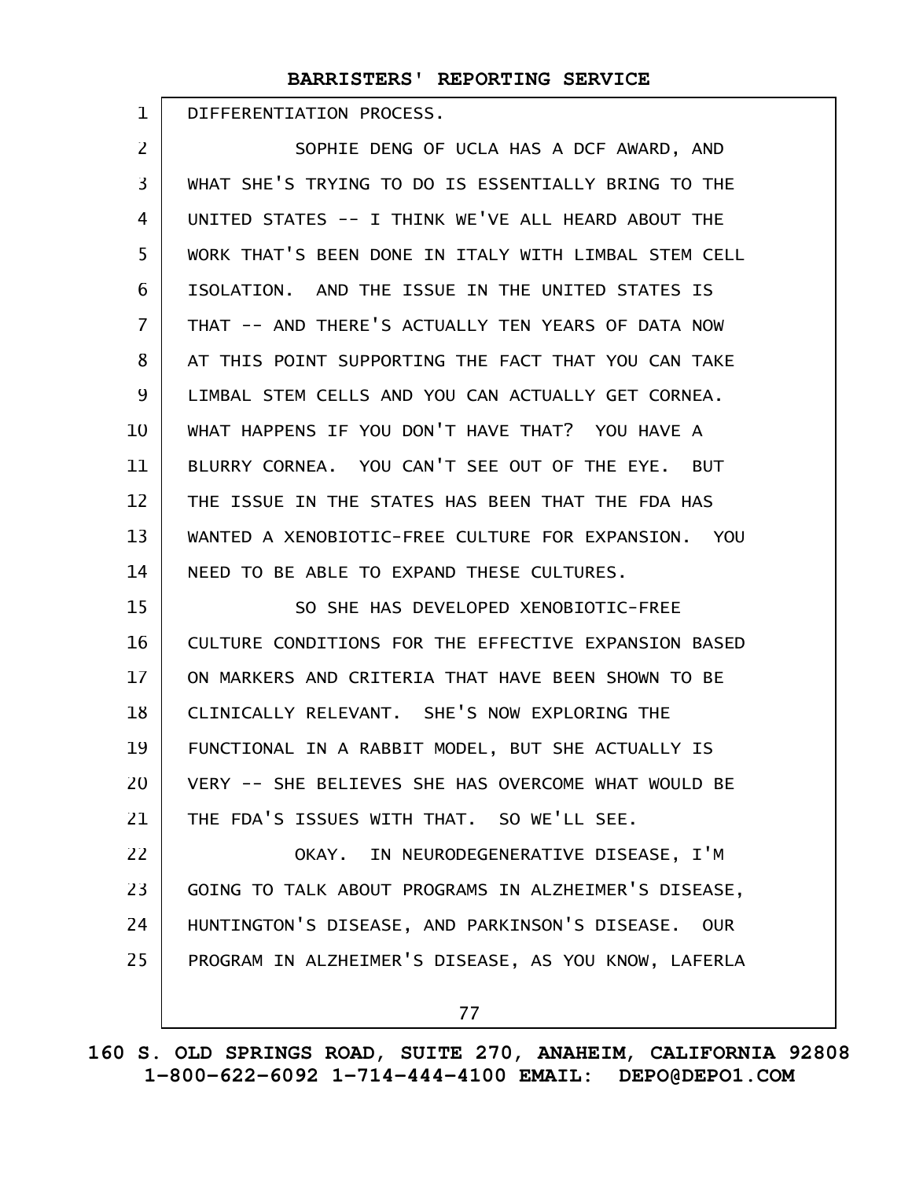DIFFERENTIATION PROCESS.

SOPHIE DENG OF UCLA HAS A DCF AWARD, AND WHAT SHE'S TRYING TO DO IS ESSENTIALLY BRING TO THE UNITED STATES -- I THINK WE'VE ALL HEARD ABOUT THE WORK THAT'S BEEN DONE IN ITALY WITH LIMBAL STEM CELL ISOLATION. AND THE ISSUE IN THE UNITED STATES IS THAT -- AND THERE'S ACTUALLY TEN YEARS OF DATA NOW AT THIS POINT SUPPORTING THE FACT THAT YOU CAN TAKE LIMBAL STEM CELLS AND YOU CAN ACTUALLY GET CORNEA. WHAT HAPPENS IF YOU DON'T HAVE THAT? YOU HAVE A BLURRY CORNEA. YOU CAN'T SEE OUT OF THE EYE. BUT THE ISSUE IN THE STATES HAS BEEN THAT THE FDA HAS WANTED A XENOBIOTIC-FREE CULTURE FOR EXPANSION. YOU NEED TO BE ABLE TO EXPAND THESE CULTURES.

SO SHE HAS DEVELOPED XENOBIOTIC-FREE CULTURE CONDITIONS FOR THE EFFECTIVE EXPANSION BASED ON MARKERS AND CRITERIA THAT HAVE BEEN SHOWN TO BE CLINICALLY RELEVANT. SHE'S NOW EXPLORING THE FUNCTIONAL IN A RABBIT MODEL, BUT SHE ACTUALLY IS VERY -- SHE BELIEVES SHE HAS OVERCOME WHAT WOULD BE THE FDA'S ISSUES WITH THAT. SO WE'LL SEE.

OKAY. IN NEURODEGENERATIVE DISEASE, I'M GOING TO TALK ABOUT PROGRAMS IN ALZHEIMER'S DISEASE, HUNTINGTON'S DISEASE, AND PARKINSON'S DISEASE. OUR PROGRAM IN ALZHEIMER'S DISEASE, AS YOU KNOW, LAFERLA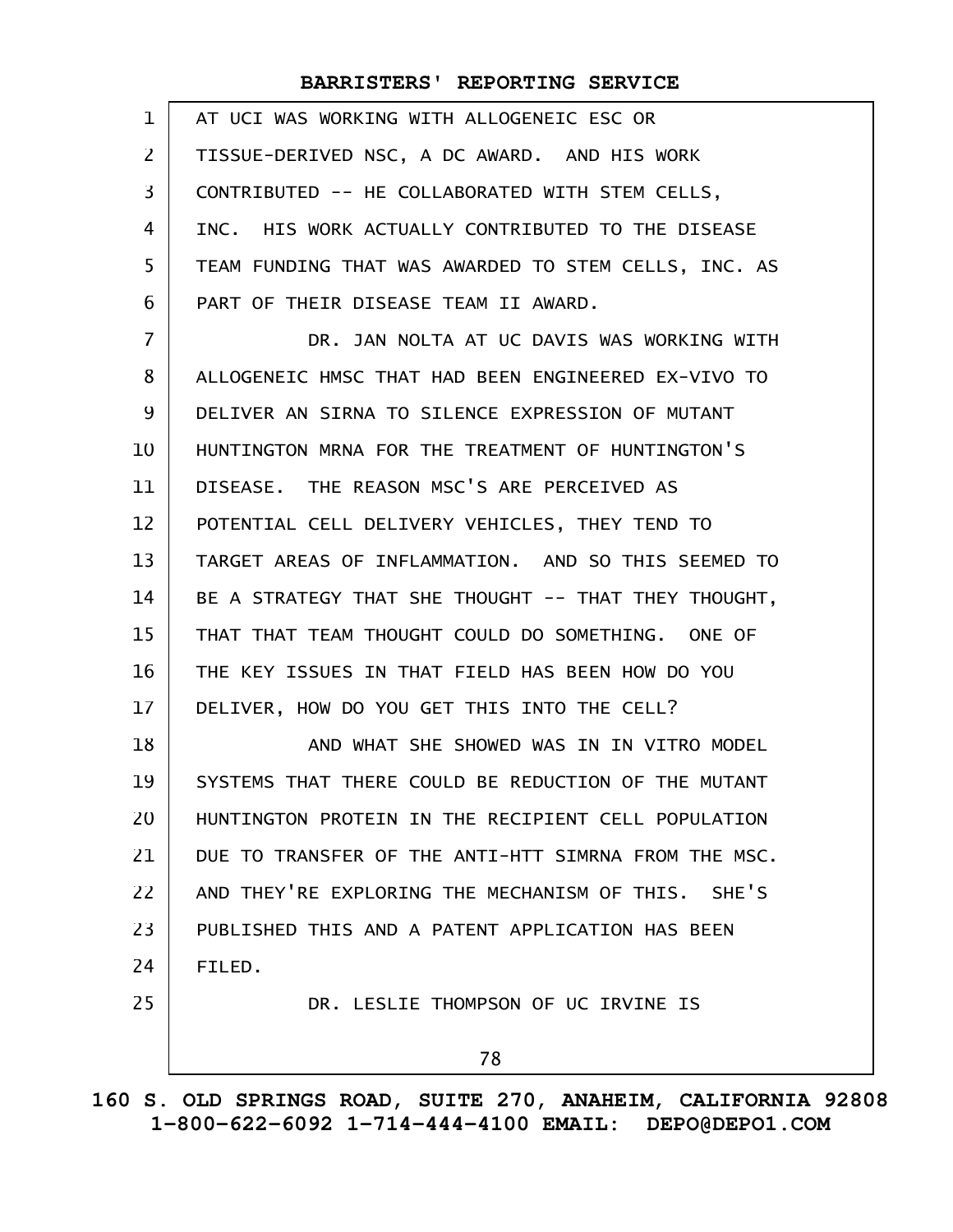AT UCI WAS WORKING WITH ALLOGENEIC ESC OR TISSUE-DERIVED NSC, A DC AWARD. AND HIS WORK CONTRIBUTED -- HE COLLABORATED WITH STEM CELLS, INC. HIS WORK ACTUALLY CONTRIBUTED TO THE DISEASE TEAM FUNDING THAT WAS AWARDED TO STEM CELLS, INC. AS PART OF THEIR DISEASE TEAM II AWARD.

DR. JAN NOLTA AT UC DAVIS WAS WORKING WITH ALLOGENEIC HMSC THAT HAD BEEN ENGINEERED EX-VIVO TO DELIVER AN SIRNA TO SILENCE EXPRESSION OF MUTANT HUNTINGTON MRNA FOR THE TREATMENT OF HUNTINGTON'S DISEASE. THE REASON MSC'S ARE PERCEIVED AS POTENTIAL CELL DELIVERY VEHICLES, THEY TEND TO TARGET AREAS OF INFLAMMATION. AND SO THIS SEEMED TO BE A STRATEGY THAT SHE THOUGHT -- THAT THEY THOUGHT, THAT THAT TEAM THOUGHT COULD DO SOMETHING. ONE OF THE KEY ISSUES IN THAT FIELD HAS BEEN HOW DO YOU DELIVER, HOW DO YOU GET THIS INTO THE CELL?

AND WHAT SHE SHOWED WAS IN IN VITRO MODEL SYSTEMS THAT THERE COULD BE REDUCTION OF THE MUTANT HUNTINGTON PROTEIN IN THE RECIPIENT CELL POPULATION DUE TO TRANSFER OF THE ANTI-HTT SIMRNA FROM THE MSC. AND THEY'RE EXPLORING THE MECHANISM OF THIS. SHE'S PUBLISHED THIS AND A PATENT APPLICATION HAS BEEN FILED.

DR. LESLIE THOMPSON OF UC IRVINE IS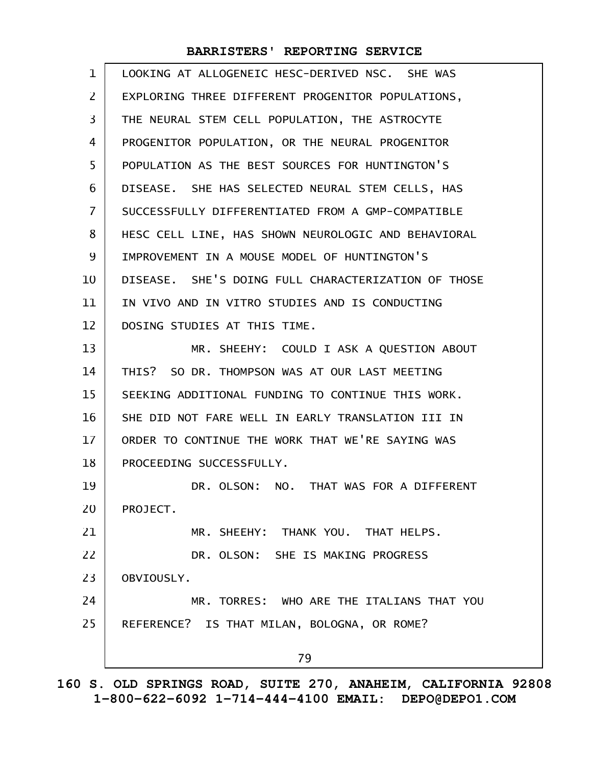LOOKING AT ALLOGENEIC HESC-DERIVED NSC. SHE WAS EXPLORING THREE DIFFERENT PROGENITOR POPULATIONS, THE NEURAL STEM CELL POPULATION, THE ASTROCYTE PROGENITOR POPULATION, OR THE NEURAL PROGENITOR POPULATION AS THE BEST SOURCES FOR HUNTINGTON'S DISEASE. SHE HAS SELECTED NEURAL STEM CELLS, HAS SUCCESSFULLY DIFFERENTIATED FROM A GMP-COMPATIBLE HESC CELL LINE, HAS SHOWN NEUROLOGIC AND BEHAVIORAL IMPROVEMENT IN A MOUSE MODEL OF HUNTINGTON'S DISEASE. SHE'S DOING FULL CHARACTERIZATION OF THOSE IN VIVO AND IN VITRO STUDIES AND IS CONDUCTING DOSING STUDIES AT THIS TIME.

MR. SHEEHY: COULD I ASK A QUESTION ABOUT THIS? SO DR. THOMPSON WAS AT OUR LAST MEETING SEEKING ADDITIONAL FUNDING TO CONTINUE THIS WORK. SHE DID NOT FARE WELL IN EARLY TRANSLATION III IN ORDER TO CONTINUE THE WORK THAT WE'RE SAYING WAS PROCEEDING SUCCESSFULLY.

DR. OLSON: NO. THAT WAS FOR A DIFFERENT PROJECT.

MR. SHEEHY: THANK YOU. THAT HELPS.

DR. OLSON: SHE IS MAKING PROGRESS OBVIOUSLY.

MR. TORRES: WHO ARE THE ITALIANS THAT YOU REFERENCE? IS THAT MILAN, BOLOGNA, OR ROME?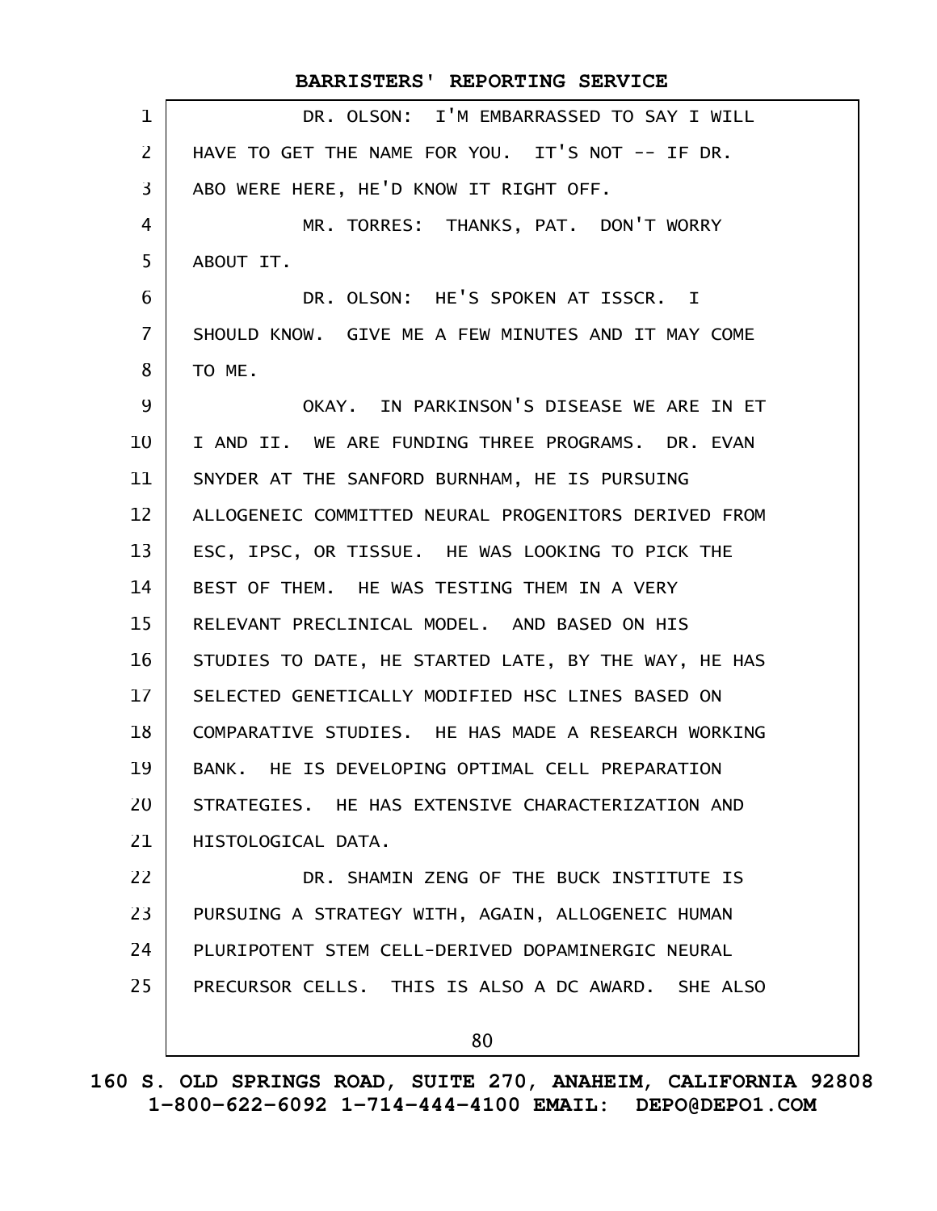DR. OLSON: I'M EMBARRASSED TO SAY I WILL HAVE TO GET THE NAME FOR YOU. IT'S NOT -- IF DR. ABO WERE HERE, HE'D KNOW IT RIGHT OFF.

MR. TORRES: THANKS, PAT. DON'T WORRY ABOUT IT.

DR. OLSON: HE'S SPOKEN AT ISSCR. I SHOULD KNOW. GIVE ME A FEW MINUTES AND IT MAY COME TO ME.

OKAY. IN PARKINSON'S DISEASE WE ARE IN ET I AND II. WE ARE FUNDING THREE PROGRAMS. DR. EVAN SNYDER AT THE SANFORD BURNHAM, HE IS PURSUING ALLOGENEIC COMMITTED NEURAL PROGENITORS DERIVED FROM ESC, IPSC, OR TISSUE. HE WAS LOOKING TO PICK THE BEST OF THEM. HE WAS TESTING THEM IN A VERY RELEVANT PRECLINICAL MODEL. AND BASED ON HIS STUDIES TO DATE, HE STARTED LATE, BY THE WAY, HE HAS SELECTED GENETICALLY MODIFIED HSC LINES BASED ON COMPARATIVE STUDIES. HE HAS MADE A RESEARCH WORKING BANK. HE IS DEVELOPING OPTIMAL CELL PREPARATION STRATEGIES. HE HAS EXTENSIVE CHARACTERIZATION AND HISTOLOGICAL DATA.

DR. SHAMIN ZENG OF THE BUCK INSTITUTE IS PURSUING A STRATEGY WITH, AGAIN, ALLOGENEIC HUMAN PLURIPOTENT STEM CELL-DERIVED DOPAMINERGIC NEURAL PRECURSOR CELLS. THIS IS ALSO A DC AWARD. SHE ALSO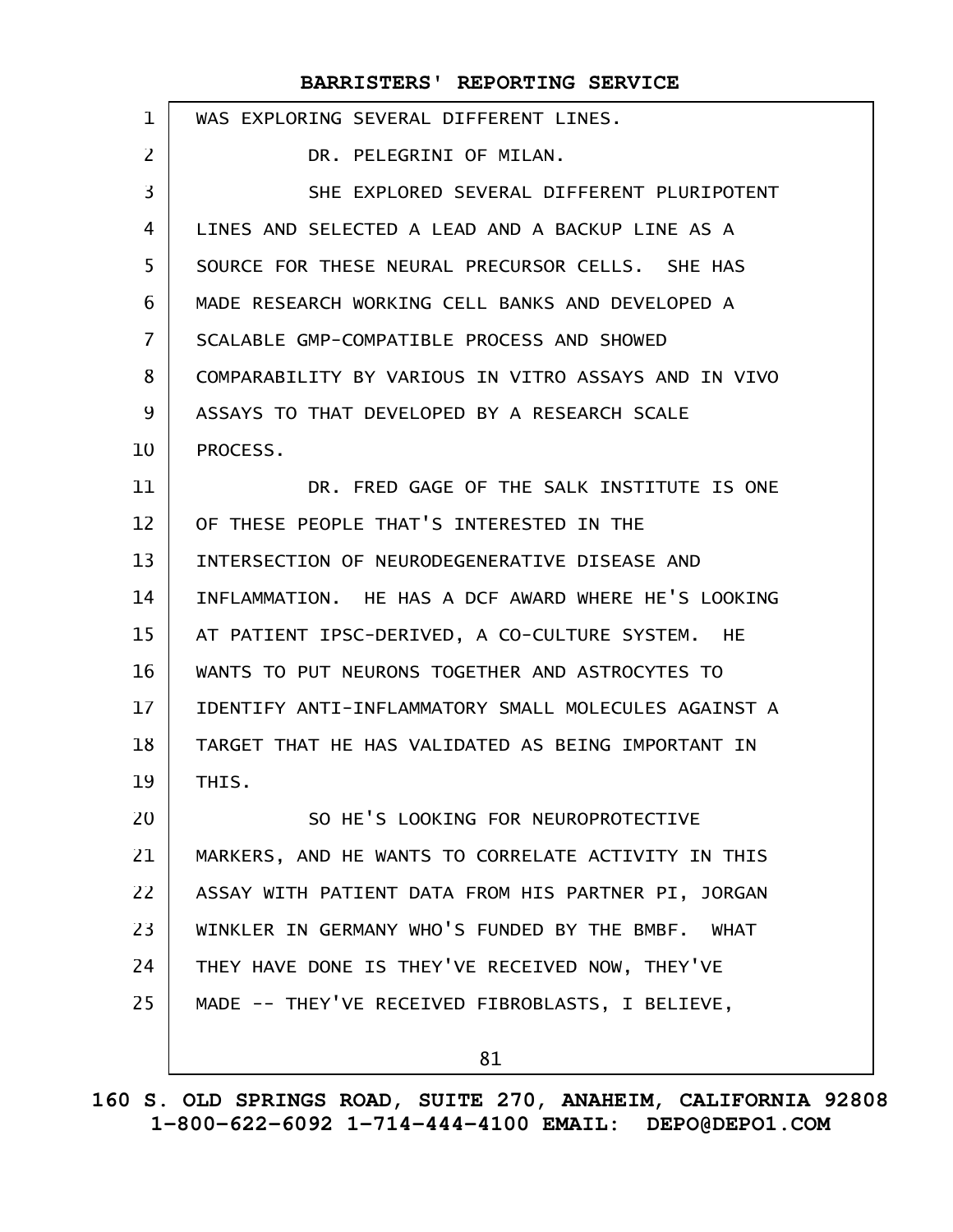WAS EXPLORING SEVERAL DIFFERENT LINES.

DR. PELEGRINI OF MILAN.

SHE EXPLORED SEVERAL DIFFERENT PLURIPOTENT LINES AND SELECTED A LEAD AND A BACKUP LINE AS A SOURCE FOR THESE NEURAL PRECURSOR CELLS. SHE HAS MADE RESEARCH WORKING CELL BANKS AND DEVELOPED A SCALABLE GMP-COMPATIBLE PROCESS AND SHOWED COMPARABILITY BY VARIOUS IN VITRO ASSAYS AND IN VIVO ASSAYS TO THAT DEVELOPED BY A RESEARCH SCALE PROCESS.

DR. FRED GAGE OF THE SALK INSTITUTE IS ONE OF THESE PEOPLE THAT'S INTERESTED IN THE INTERSECTION OF NEURODEGENERATIVE DISEASE AND INFLAMMATION. HE HAS A DCF AWARD WHERE HE'S LOOKING AT PATIENT IPSC-DERIVED, A CO-CULTURE SYSTEM. HE WANTS TO PUT NEURONS TOGETHER AND ASTROCYTES TO IDENTIFY ANTI-INFLAMMATORY SMALL MOLECULES AGAINST A TARGET THAT HE HAS VALIDATED AS BEING IMPORTANT IN THIS.

SO HE'S LOOKING FOR NEUROPROTECTIVE MARKERS, AND HE WANTS TO CORRELATE ACTIVITY IN THIS ASSAY WITH PATIENT DATA FROM HIS PARTNER PI, JORGAN WINKLER IN GERMANY WHO'S FUNDED BY THE BMBF. WHAT THEY HAVE DONE IS THEY'VE RECEIVED NOW, THEY'VE MADE -- THEY'VE RECEIVED FIBROBLASTS, I BELIEVE,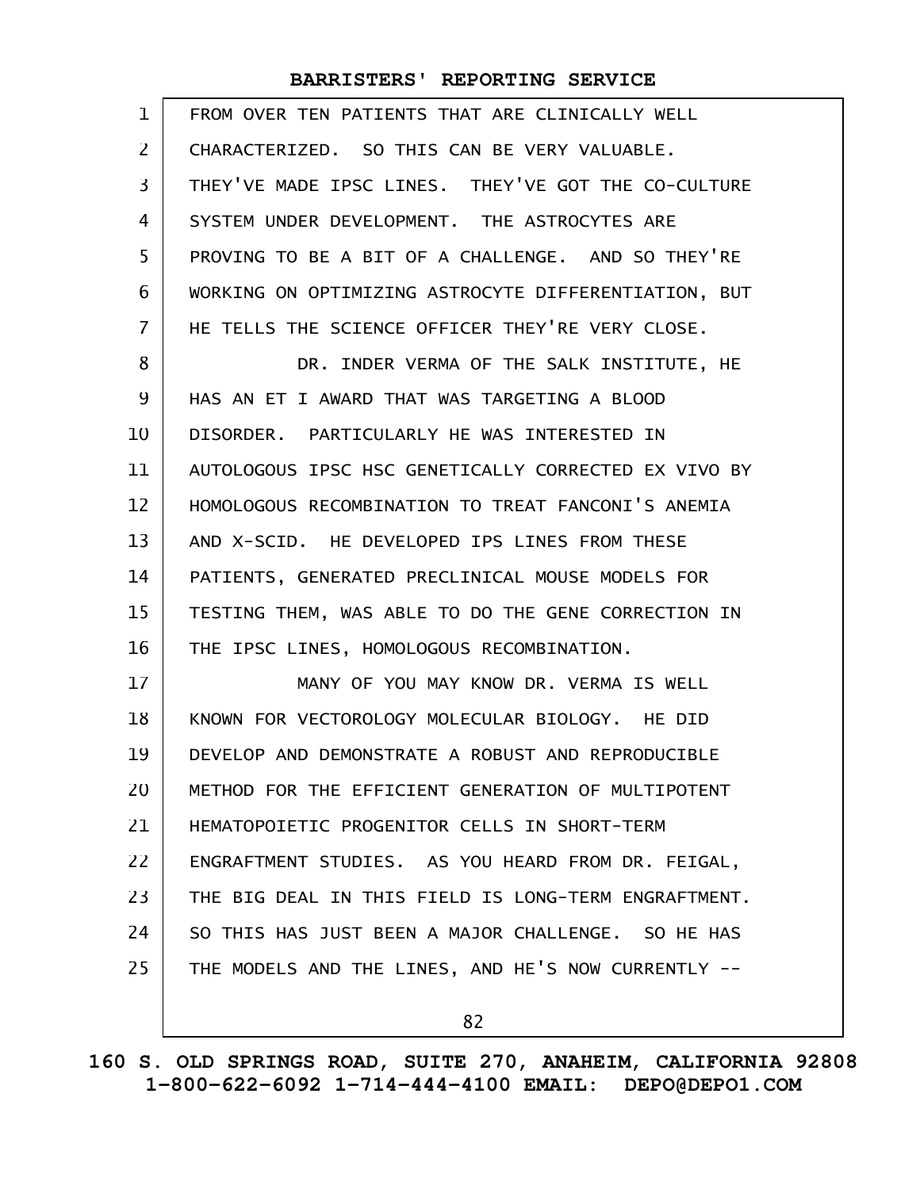FROM OVER TEN PATIENTS THAT ARE CLINICALLY WELL CHARACTERIZED. SO THIS CAN BE VERY VALUABLE. THEY'VE MADE IPSC LINES. THEY'VE GOT THE CO-CULTURE SYSTEM UNDER DEVELOPMENT. THE ASTROCYTES ARE PROVING TO BE A BIT OF A CHALLENGE. AND SO THEY'RE WORKING ON OPTIMIZING ASTROCYTE DIFFERENTIATION, BUT HE TELLS THE SCIENCE OFFICER THEY'RE VERY CLOSE.

DR. INDER VERMA OF THE SALK INSTITUTE, HE HAS AN ET I AWARD THAT WAS TARGETING A BLOOD DISORDER. PARTICULARLY HE WAS INTERESTED IN AUTOLOGOUS IPSC HSC GENETICALLY CORRECTED EX VIVO BY HOMOLOGOUS RECOMBINATION TO TREAT FANCONI'S ANEMIA AND X-SCID. HE DEVELOPED IPS LINES FROM THESE PATIENTS, GENERATED PRECLINICAL MOUSE MODELS FOR TESTING THEM, WAS ABLE TO DO THE GENE CORRECTION IN THE IPSC LINES, HOMOLOGOUS RECOMBINATION.

MANY OF YOU MAY KNOW DR. VERMA IS WELL KNOWN FOR VECTOROLOGY MOLECULAR BIOLOGY. HE DID DEVELOP AND DEMONSTRATE A ROBUST AND REPRODUCIBLE METHOD FOR THE EFFICIENT GENERATION OF MULTIPOTENT HEMATOPOIETIC PROGENITOR CELLS IN SHORT-TERM ENGRAFTMENT STUDIES. AS YOU HEARD FROM DR. FEIGAL, THE BIG DEAL IN THIS FIELD IS LONG-TERM ENGRAFTMENT. SO THIS HAS JUST BEEN A MAJOR CHALLENGE. SO HE HAS THE MODELS AND THE LINES, AND HE'S NOW CURRENTLY --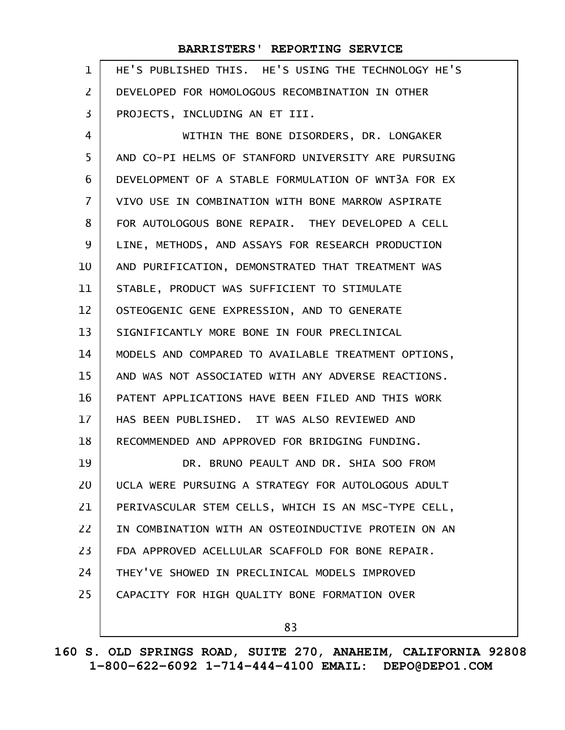HE'S PUBLISHED THIS. HE'S USING THE TECHNOLOGY HE'S DEVELOPED FOR HOMOLOGOUS RECOMBINATION IN OTHER PROJECTS, INCLUDING AN ET III.

WITHIN THE BONE DISORDERS, DR. LONGAKER AND CO-PI HELMS OF STANFORD UNIVERSITY ARE PURSUING DEVELOPMENT OF A STABLE FORMULATION OF WNT3A FOR EX VIVO USE IN COMBINATION WITH BONE MARROW ASPIRATE FOR AUTOLOGOUS BONE REPAIR. THEY DEVELOPED A CELL LINE, METHODS, AND ASSAYS FOR RESEARCH PRODUCTION AND PURIFICATION, DEMONSTRATED THAT TREATMENT WAS STABLE, PRODUCT WAS SUFFICIENT TO STIMULATE OSTEOGENIC GENE EXPRESSION, AND TO GENERATE SIGNIFICANTLY MORE BONE IN FOUR PRECLINICAL MODELS AND COMPARED TO AVAILABLE TREATMENT OPTIONS, AND WAS NOT ASSOCIATED WITH ANY ADVERSE REACTIONS. PATENT APPLICATIONS HAVE BEEN FILED AND THIS WORK HAS BEEN PUBLISHED. IT WAS ALSO REVIEWED AND RECOMMENDED AND APPROVED FOR BRIDGING FUNDING.

DR. BRUNO PEAULT AND DR. SHIA SOO FROM UCLA WERE PURSUING A STRATEGY FOR AUTOLOGOUS ADULT PERIVASCULAR STEM CELLS, WHICH IS AN MSC-TYPE CELL, IN COMBINATION WITH AN OSTEOINDUCTIVE PROTEIN ON AN FDA APPROVED ACELLULAR SCAFFOLD FOR BONE REPAIR. THEY'VE SHOWED IN PRECLINICAL MODELS IMPROVED CAPACITY FOR HIGH QUALITY BONE FORMATION OVER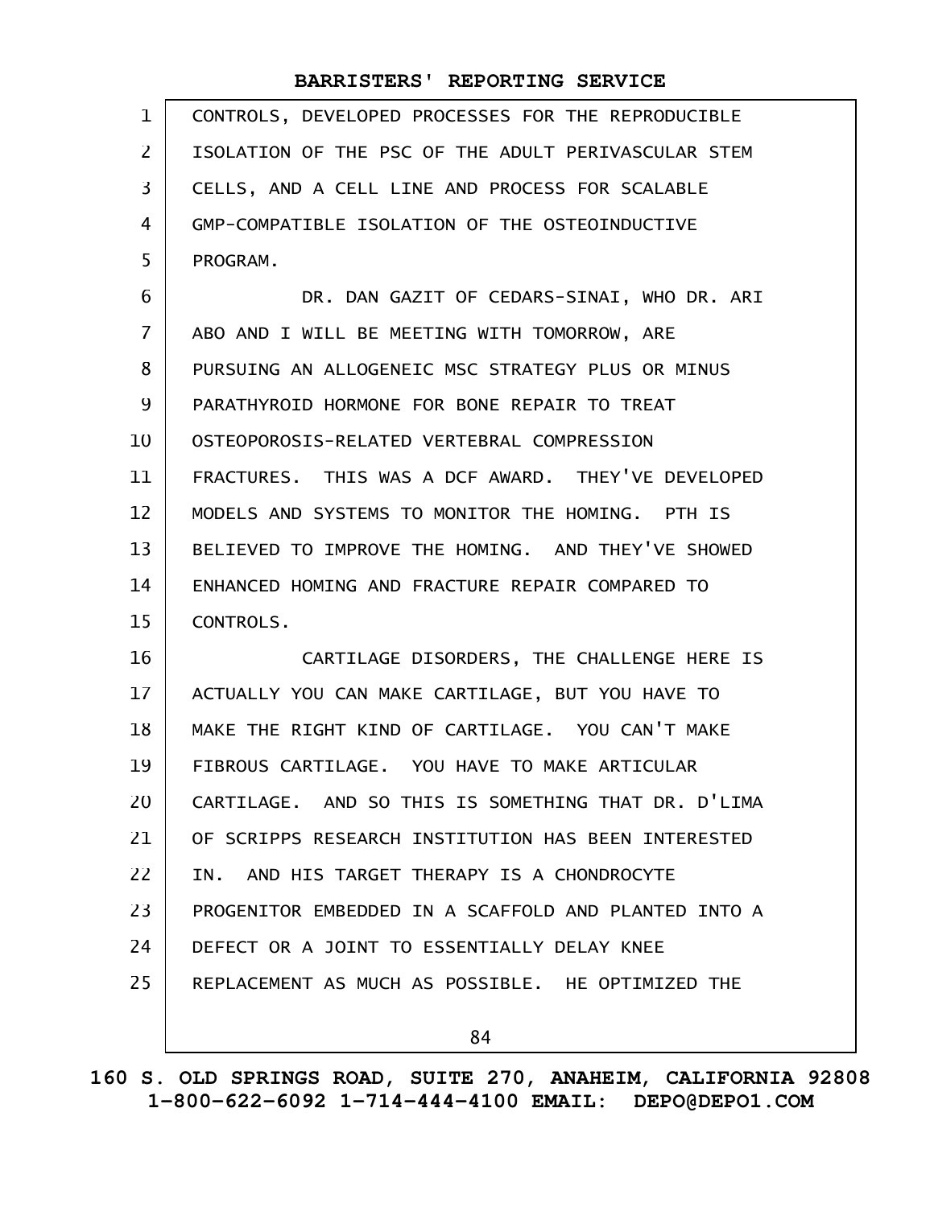CONTROLS, DEVELOPED PROCESSES FOR THE REPRODUCIBLE ISOLATION OF THE PSC OF THE ADULT PERIVASCULAR STEM CELLS, AND A CELL LINE AND PROCESS FOR SCALABLE GMP-COMPATIBLE ISOLATION OF THE OSTEOINDUCTIVE PROGRAM.

DR. DAN GAZIT OF CEDARS-SINAI, WHO DR. ARI ABO AND I WILL BE MEETING WITH TOMORROW, ARE PURSUING AN ALLOGENEIC MSC STRATEGY PLUS OR MINUS PARATHYROID HORMONE FOR BONE REPAIR TO TREAT OSTEOPOROSIS-RELATED VERTEBRAL COMPRESSION FRACTURES. THIS WAS A DCF AWARD. THEY'VE DEVELOPED MODELS AND SYSTEMS TO MONITOR THE HOMING. PTH IS BELIEVED TO IMPROVE THE HOMING. AND THEY'VE SHOWED ENHANCED HOMING AND FRACTURE REPAIR COMPARED TO CONTROLS.

CARTILAGE DISORDERS, THE CHALLENGE HERE IS ACTUALLY YOU CAN MAKE CARTILAGE, BUT YOU HAVE TO MAKE THE RIGHT KIND OF CARTILAGE. YOU CAN'T MAKE FIBROUS CARTILAGE. YOU HAVE TO MAKE ARTICULAR CARTILAGE. AND SO THIS IS SOMETHING THAT DR. D'LIMA OF SCRIPPS RESEARCH INSTITUTION HAS BEEN INTERESTED IN. AND HIS TARGET THERAPY IS A CHONDROCYTE PROGENITOR EMBEDDED IN A SCAFFOLD AND PLANTED INTO A DEFECT OR A JOINT TO ESSENTIALLY DELAY KNEE REPLACEMENT AS MUCH AS POSSIBLE. HE OPTIMIZED THE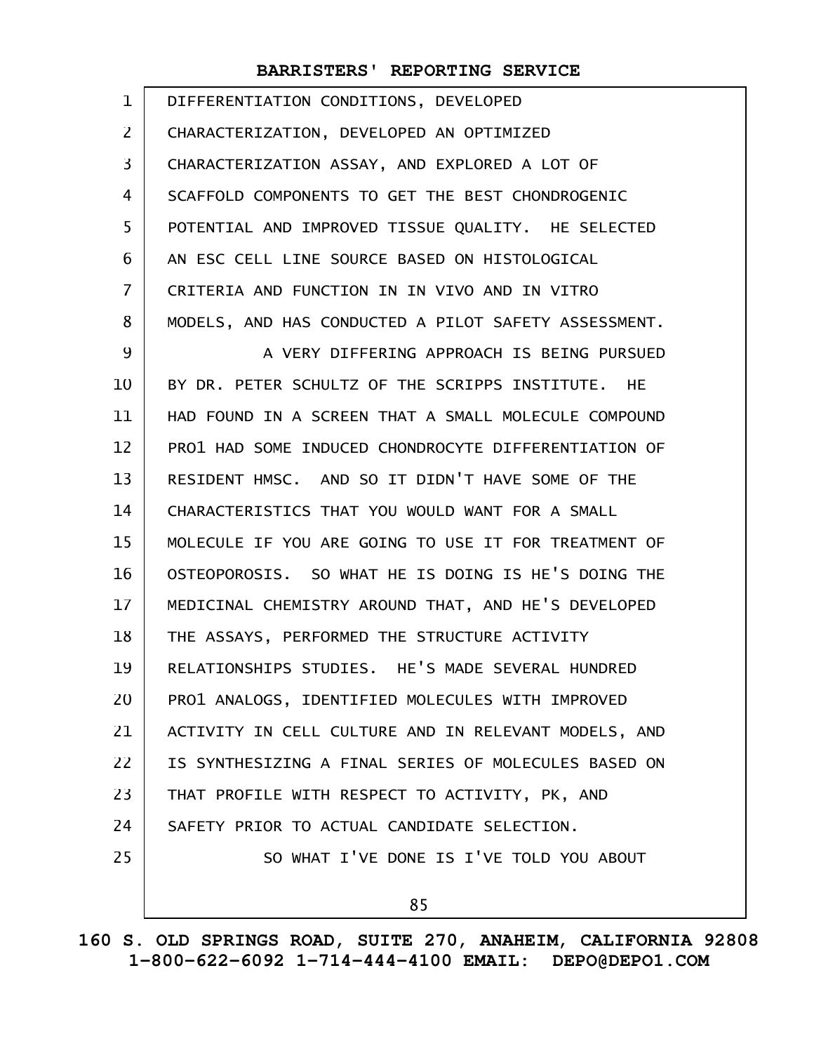DIFFERENTIATION CONDITIONS, DEVELOPED CHARACTERIZATION, DEVELOPED AN OPTIMIZED CHARACTERIZATION ASSAY, AND EXPLORED A LOT OF SCAFFOLD COMPONENTS TO GET THE BEST CHONDROGENIC POTENTIAL AND IMPROVED TISSUE QUALITY. HE SELECTED AN ESC CELL LINE SOURCE BASED ON HISTOLOGICAL CRITERIA AND FUNCTION IN IN VIVO AND IN VITRO MODELS, AND HAS CONDUCTED A PILOT SAFETY ASSESSMENT.

A VERY DIFFERING APPROACH IS BEING PURSUED BY DR. PETER SCHULTZ OF THE SCRIPPS INSTITUTE. HE HAD FOUND IN A SCREEN THAT A SMALL MOLECULE COMPOUND PRO1 HAD SOME INDUCED CHONDROCYTE DIFFERENTIATION OF RESIDENT HMSC. AND SO IT DIDN'T HAVE SOME OF THE CHARACTERISTICS THAT YOU WOULD WANT FOR A SMALL MOLECULE IF YOU ARE GOING TO USE IT FOR TREATMENT OF OSTEOPOROSIS. SO WHAT HE IS DOING IS HE'S DOING THE MEDICINAL CHEMISTRY AROUND THAT, AND HE'S DEVELOPED THE ASSAYS, PERFORMED THE STRUCTURE ACTIVITY RELATIONSHIPS STUDIES. HE'S MADE SEVERAL HUNDRED PRO1 ANALOGS, IDENTIFIED MOLECULES WITH IMPROVED ACTIVITY IN CELL CULTURE AND IN RELEVANT MODELS, AND IS SYNTHESIZING A FINAL SERIES OF MOLECULES BASED ON THAT PROFILE WITH RESPECT TO ACTIVITY, PK, AND SAFETY PRIOR TO ACTUAL CANDIDATE SELECTION.

SO WHAT I'VE DONE IS I'VE TOLD YOU ABOUT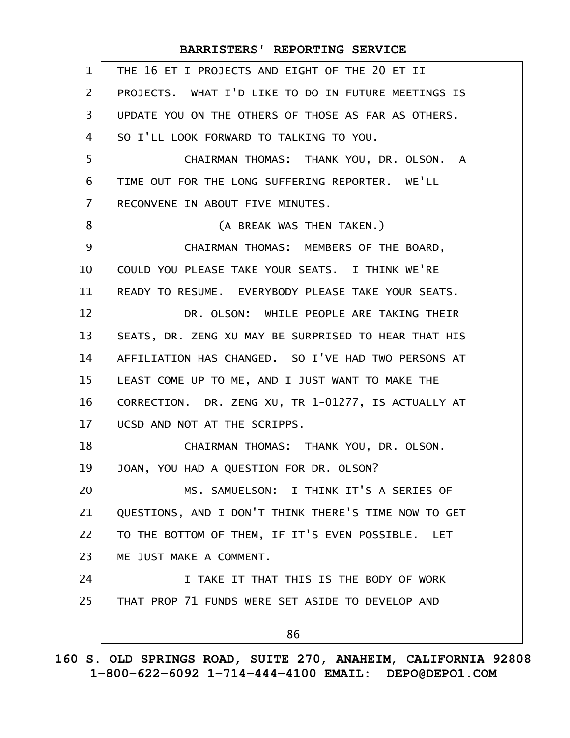THE 16 ET I PROJECTS AND EIGHT OF THE 20 ET II PROJECTS. WHAT I'D LIKE TO DO IN FUTURE MEETINGS IS UPDATE YOU ON THE OTHERS OF THOSE AS FAR AS OTHERS. SO I'LL LOOK FORWARD TO TALKING TO YOU.

CHAIRMAN THOMAS: THANK YOU, DR. OLSON. A TIME OUT FOR THE LONG SUFFERING REPORTER. WE'LL RECONVENE IN ABOUT FIVE MINUTES.

(A BREAK WAS THEN TAKEN.)

CHAIRMAN THOMAS: MEMBERS OF THE BOARD, COULD YOU PLEASE TAKE YOUR SEATS. I THINK WE'RE READY TO RESUME. EVERYBODY PLEASE TAKE YOUR SEATS.

DR. OLSON: WHILE PEOPLE ARE TAKING THEIR SEATS, DR. ZENG XU MAY BE SURPRISED TO HEAR THAT HIS AFFILIATION HAS CHANGED. SO I'VE HAD TWO PERSONS AT LEAST COME UP TO ME, AND I JUST WANT TO MAKE THE CORRECTION. DR. ZENG XU, TR 1-01277, IS ACTUALLY AT UCSD AND NOT AT THE SCRIPPS.

CHAIRMAN THOMAS: THANK YOU, DR. OLSON. JOAN, YOU HAD A QUESTION FOR DR. OLSON?

MS. SAMUELSON: I THINK IT'S A SERIES OF QUESTIONS, AND I DON'T THINK THERE'S TIME NOW TO GET TO THE BOTTOM OF THEM, IF IT'S EVEN POSSIBLE. LET ME JUST MAKE A COMMENT.

I TAKE IT THAT THIS IS THE BODY OF WORK THAT PROP 71 FUNDS WERE SET ASIDE TO DEVELOP AND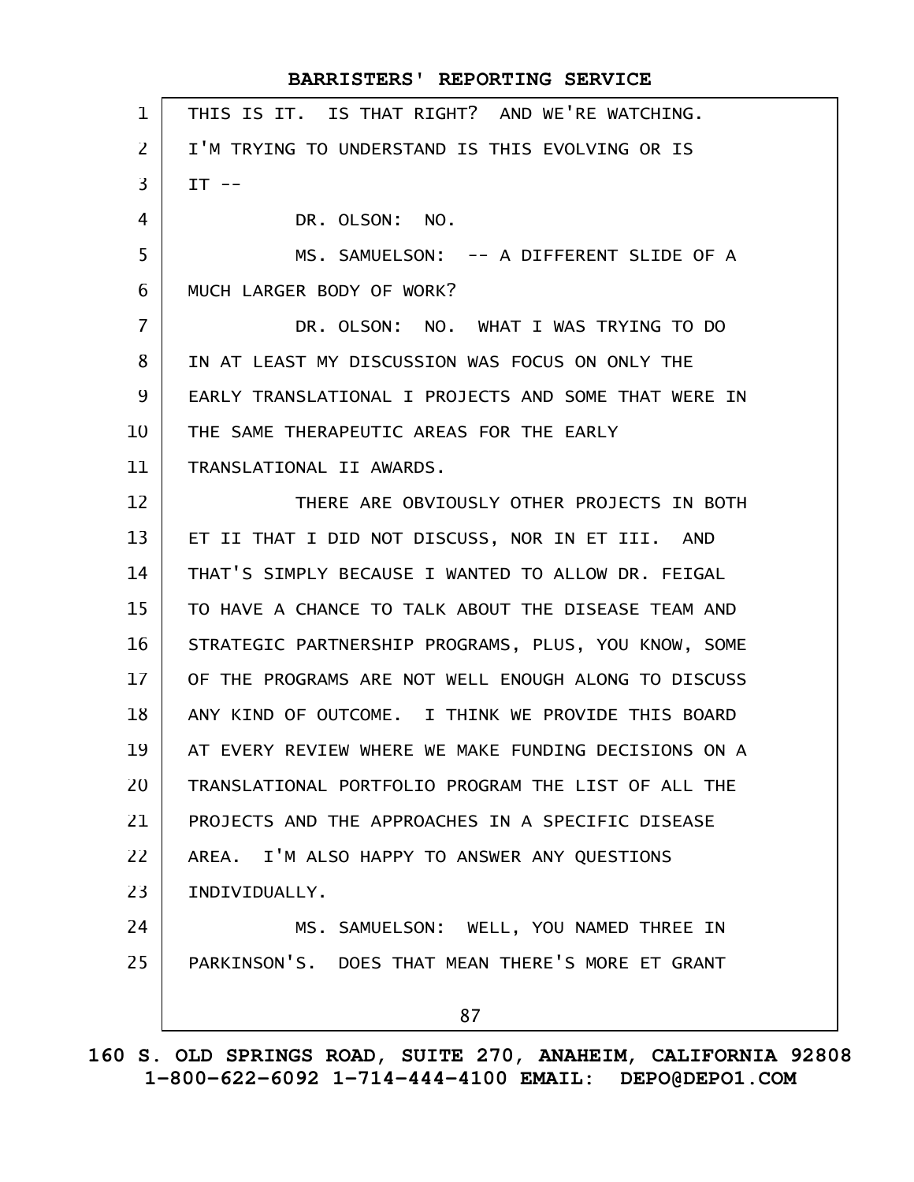THIS IS IT. IS THAT RIGHT? AND WE'RE WATCHING. I'M TRYING TO UNDERSTAND IS THIS EVOLVING OR IS IT --

DR. OLSON: NO.

MS. SAMUELSON: -- A DIFFERENT SLIDE OF A MUCH LARGER BODY OF WORK?

DR. OLSON: NO. WHAT I WAS TRYING TO DO IN AT LEAST MY DISCUSSION WAS FOCUS ON ONLY THE EARLY TRANSLATIONAL I PROJECTS AND SOME THAT WERE IN THE SAME THERAPEUTIC AREAS FOR THE EARLY TRANSLATIONAL II AWARDS.

THERE ARE OBVIOUSLY OTHER PROJECTS IN BOTH ET II THAT I DID NOT DISCUSS, NOR IN ET III. AND THAT'S SIMPLY BECAUSE I WANTED TO ALLOW DR. FEIGAL TO HAVE A CHANCE TO TALK ABOUT THE DISEASE TEAM AND STRATEGIC PARTNERSHIP PROGRAMS, PLUS, YOU KNOW, SOME OF THE PROGRAMS ARE NOT WELL ENOUGH ALONG TO DISCUSS ANY KIND OF OUTCOME. I THINK WE PROVIDE THIS BOARD AT EVERY REVIEW WHERE WE MAKE FUNDING DECISIONS ON A TRANSLATIONAL PORTFOLIO PROGRAM THE LIST OF ALL THE PROJECTS AND THE APPROACHES IN A SPECIFIC DISEASE AREA. I'M ALSO HAPPY TO ANSWER ANY QUESTIONS INDIVIDUALLY.

MS. SAMUELSON: WELL, YOU NAMED THREE IN PARKINSON'S. DOES THAT MEAN THERE'S MORE ET GRANT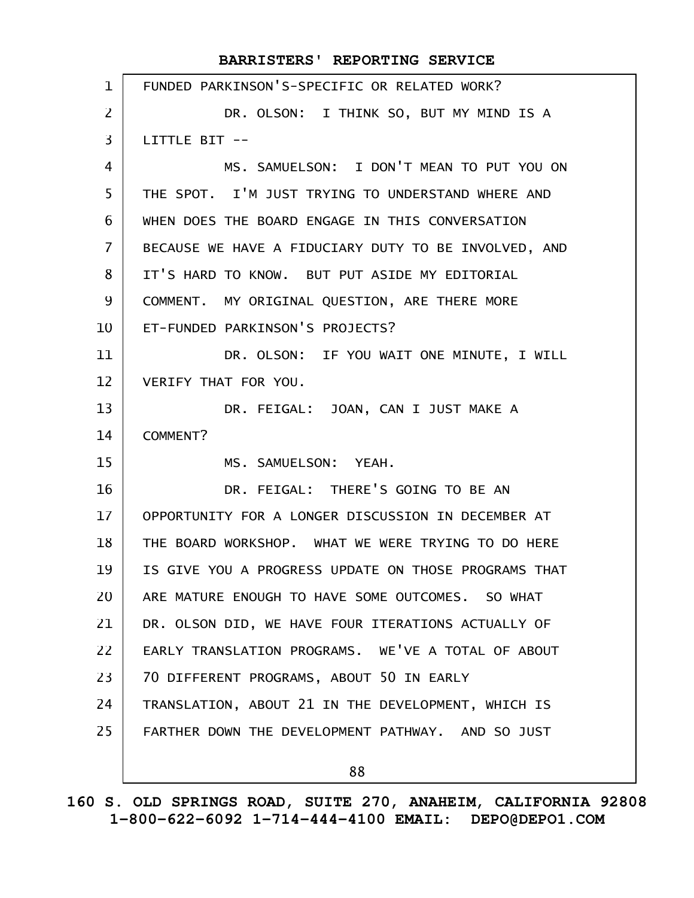FUNDED PARKINSON'S-SPECIFIC OR RELATED WORK?

DR. OLSON: I THINK SO, BUT MY MIND IS A LITTLE BIT --

MS. SAMUELSON: I DON'T MEAN TO PUT YOU ON THE SPOT. I'M JUST TRYING TO UNDERSTAND WHERE AND WHEN DOES THE BOARD ENGAGE IN THIS CONVERSATION BECAUSE WE HAVE A FIDUCIARY DUTY TO BE INVOLVED, AND IT'S HARD TO KNOW. BUT PUT ASIDE MY EDITORIAL COMMENT. MY ORIGINAL QUESTION, ARE THERE MORE ET-FUNDED PARKINSON'S PROJECTS?

DR. OLSON: IF YOU WAIT ONE MINUTE, I WILL VERIFY THAT FOR YOU.

DR. FEIGAL: JOAN, CAN I JUST MAKE A COMMENT?

MS. SAMUELSON: YEAH.

DR. FEIGAL: THERE'S GOING TO BE AN OPPORTUNITY FOR A LONGER DISCUSSION IN DECEMBER AT THE BOARD WORKSHOP. WHAT WE WERE TRYING TO DO HERE IS GIVE YOU A PROGRESS UPDATE ON THOSE PROGRAMS THAT ARE MATURE ENOUGH TO HAVE SOME OUTCOMES. SO WHAT DR. OLSON DID, WE HAVE FOUR ITERATIONS ACTUALLY OF EARLY TRANSLATION PROGRAMS. WE'VE A TOTAL OF ABOUT 70 DIFFERENT PROGRAMS, ABOUT 50 IN EARLY TRANSLATION, ABOUT 21 IN THE DEVELOPMENT, WHICH IS FARTHER DOWN THE DEVELOPMENT PATHWAY. AND SO JUST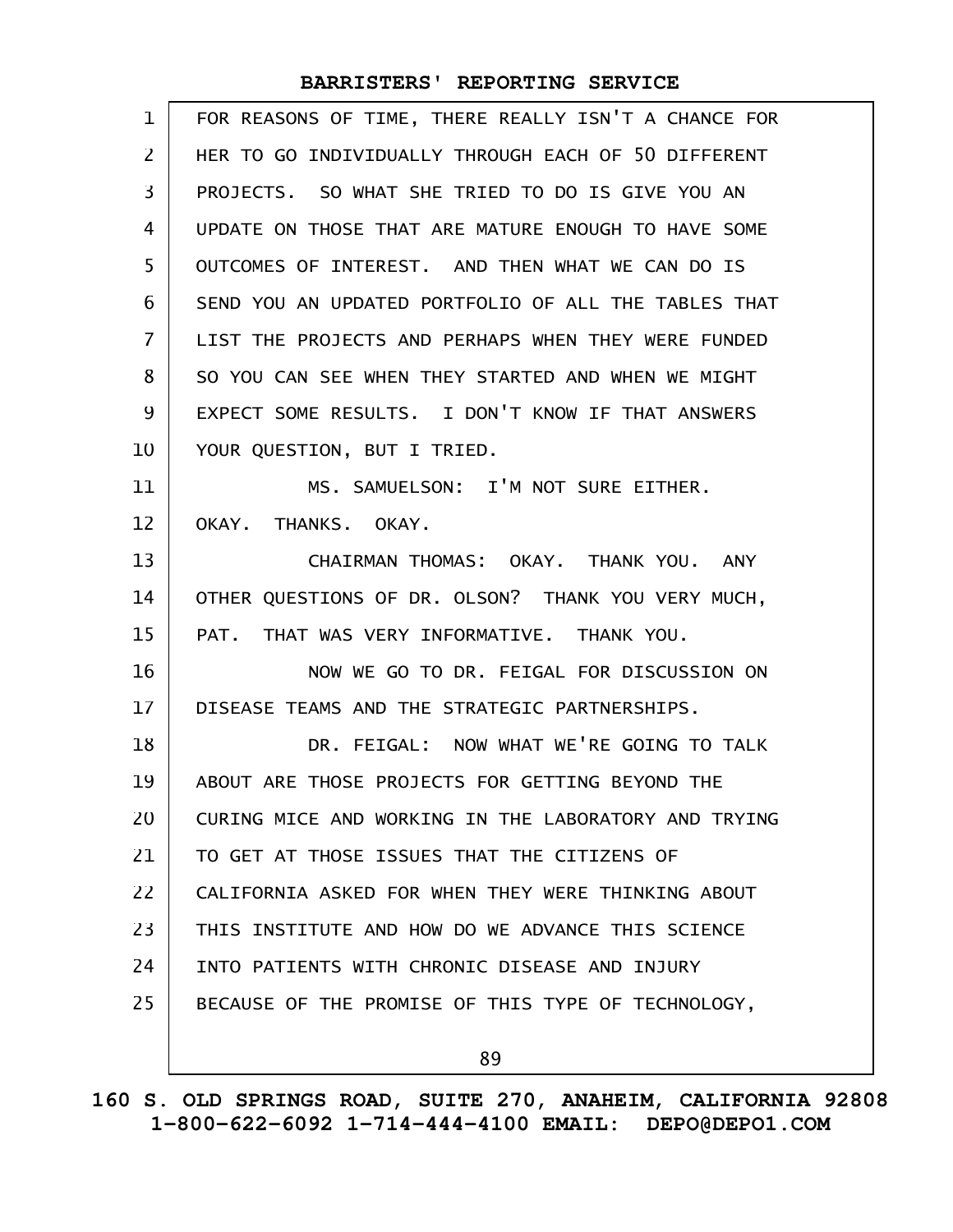FOR REASONS OF TIME, THERE REALLY ISN'T A CHANCE FOR HER TO GO INDIVIDUALLY THROUGH EACH OF 50 DIFFERENT PROJECTS. SO WHAT SHE TRIED TO DO IS GIVE YOU AN UPDATE ON THOSE THAT ARE MATURE ENOUGH TO HAVE SOME OUTCOMES OF INTEREST. AND THEN WHAT WE CAN DO IS SEND YOU AN UPDATED PORTFOLIO OF ALL THE TABLES THAT LIST THE PROJECTS AND PERHAPS WHEN THEY WERE FUNDED SO YOU CAN SEE WHEN THEY STARTED AND WHEN WE MIGHT EXPECT SOME RESULTS. I DON'T KNOW IF THAT ANSWERS YOUR QUESTION, BUT I TRIED.

MS. SAMUELSON: I'M NOT SURE EITHER. OKAY. THANKS. OKAY.

CHAIRMAN THOMAS: OKAY. THANK YOU. ANY OTHER QUESTIONS OF DR. OLSON? THANK YOU VERY MUCH, PAT. THAT WAS VERY INFORMATIVE. THANK YOU.

NOW WE GO TO DR. FEIGAL FOR DISCUSSION ON DISEASE TEAMS AND THE STRATEGIC PARTNERSHIPS.

DR. FEIGAL: NOW WHAT WE'RE GOING TO TALK ABOUT ARE THOSE PROJECTS FOR GETTING BEYOND THE CURING MICE AND WORKING IN THE LABORATORY AND TRYING TO GET AT THOSE ISSUES THAT THE CITIZENS OF CALIFORNIA ASKED FOR WHEN THEY WERE THINKING ABOUT THIS INSTITUTE AND HOW DO WE ADVANCE THIS SCIENCE INTO PATIENTS WITH CHRONIC DISEASE AND INJURY BECAUSE OF THE PROMISE OF THIS TYPE OF TECHNOLOGY,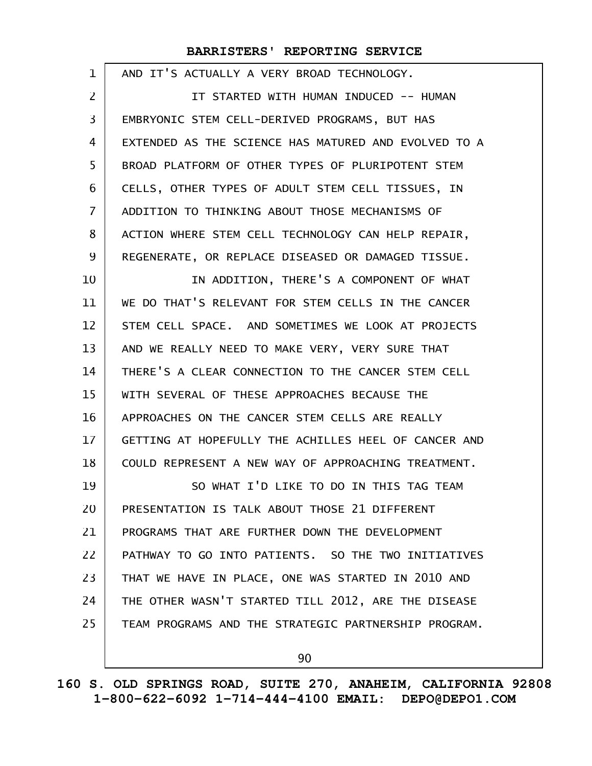AND IT'S ACTUALLY A VERY BROAD TECHNOLOGY.

IT STARTED WITH HUMAN INDUCED -- HUMAN EMBRYONIC STEM CELL-DERIVED PROGRAMS, BUT HAS EXTENDED AS THE SCIENCE HAS MATURED AND EVOLVED TO A BROAD PLATFORM OF OTHER TYPES OF PLURIPOTENT STEM CELLS, OTHER TYPES OF ADULT STEM CELL TISSUES, IN ADDITION TO THINKING ABOUT THOSE MECHANISMS OF ACTION WHERE STEM CELL TECHNOLOGY CAN HELP REPAIR, REGENERATE, OR REPLACE DISEASED OR DAMAGED TISSUE.

IN ADDITION, THERE'S A COMPONENT OF WHAT WE DO THAT'S RELEVANT FOR STEM CELLS IN THE CANCER STEM CELL SPACE. AND SOMETIMES WE LOOK AT PROJECTS AND WE REALLY NEED TO MAKE VERY, VERY SURE THAT THERE'S A CLEAR CONNECTION TO THE CANCER STEM CELL WITH SEVERAL OF THESE APPROACHES BECAUSE THE APPROACHES ON THE CANCER STEM CELLS ARE REALLY GETTING AT HOPEFULLY THE ACHILLES HEEL OF CANCER AND COULD REPRESENT A NEW WAY OF APPROACHING TREATMENT.

SO WHAT I'D LIKE TO DO IN THIS TAG TEAM PRESENTATION IS TALK ABOUT THOSE 21 DIFFERENT PROGRAMS THAT ARE FURTHER DOWN THE DEVELOPMENT PATHWAY TO GO INTO PATIENTS. SO THE TWO INITIATIVES THAT WE HAVE IN PLACE, ONE WAS STARTED IN 2010 AND THE OTHER WASN'T STARTED TILL 2012, ARE THE DISEASE TEAM PROGRAMS AND THE STRATEGIC PARTNERSHIP PROGRAM.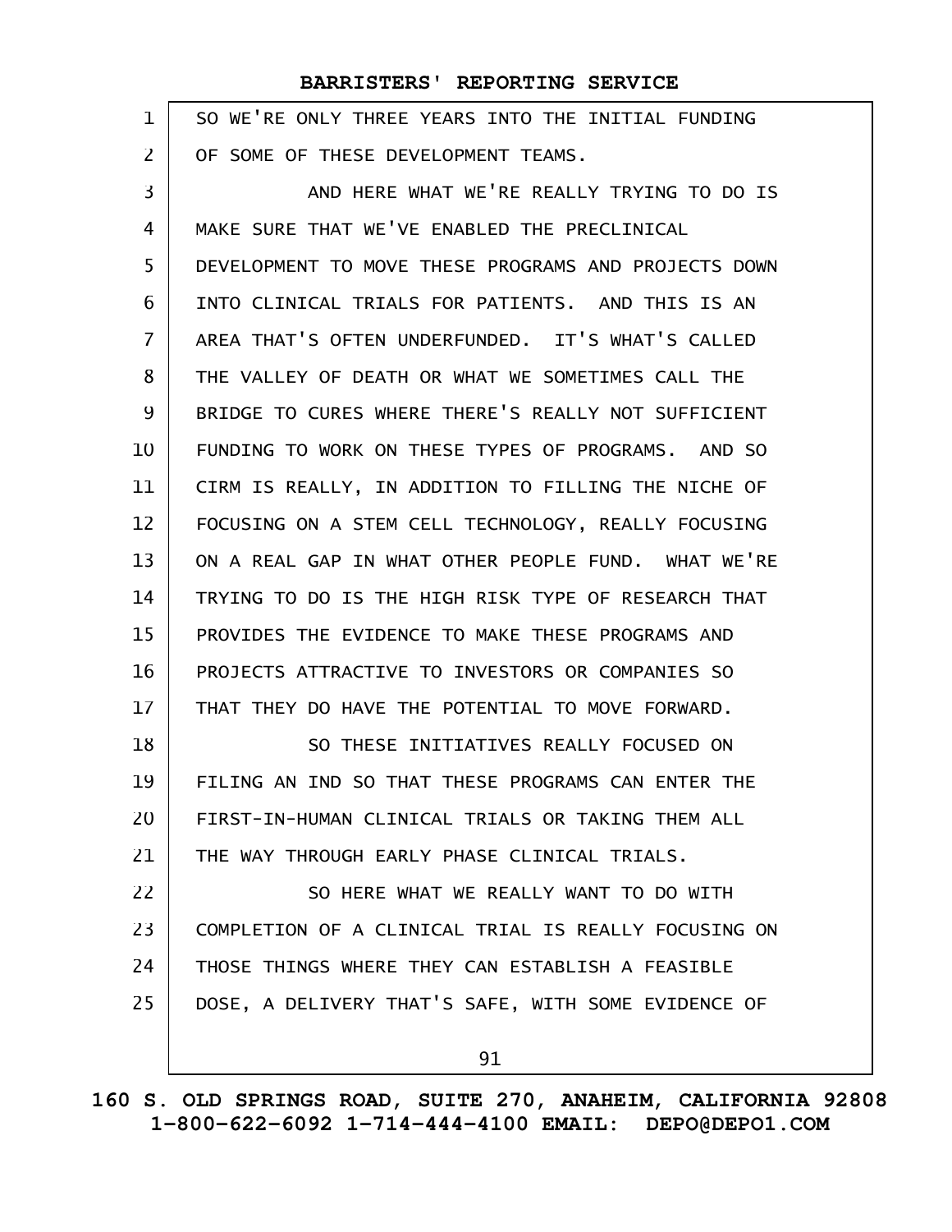SO WE'RE ONLY THREE YEARS INTO THE INITIAL FUNDING OF SOME OF THESE DEVELOPMENT TEAMS.

AND HERE WHAT WE'RE REALLY TRYING TO DO IS MAKE SURE THAT WE'VE ENABLED THE PRECLINICAL DEVELOPMENT TO MOVE THESE PROGRAMS AND PROJECTS DOWN INTO CLINICAL TRIALS FOR PATIENTS. AND THIS IS AN AREA THAT'S OFTEN UNDERFUNDED. IT'S WHAT'S CALLED THE VALLEY OF DEATH OR WHAT WE SOMETIMES CALL THE BRIDGE TO CURES WHERE THERE'S REALLY NOT SUFFICIENT FUNDING TO WORK ON THESE TYPES OF PROGRAMS. AND SO CIRM IS REALLY, IN ADDITION TO FILLING THE NICHE OF FOCUSING ON A STEM CELL TECHNOLOGY, REALLY FOCUSING ON A REAL GAP IN WHAT OTHER PEOPLE FUND. WHAT WE'RE TRYING TO DO IS THE HIGH RISK TYPE OF RESEARCH THAT PROVIDES THE EVIDENCE TO MAKE THESE PROGRAMS AND PROJECTS ATTRACTIVE TO INVESTORS OR COMPANIES SO THAT THEY DO HAVE THE POTENTIAL TO MOVE FORWARD.

SO THESE INITIATIVES REALLY FOCUSED ON FILING AN IND SO THAT THESE PROGRAMS CAN ENTER THE FIRST-IN-HUMAN CLINICAL TRIALS OR TAKING THEM ALL THE WAY THROUGH EARLY PHASE CLINICAL TRIALS.

SO HERE WHAT WE REALLY WANT TO DO WITH COMPLETION OF A CLINICAL TRIAL IS REALLY FOCUSING ON THOSE THINGS WHERE THEY CAN ESTABLISH A FEASIBLE DOSE, A DELIVERY THAT'S SAFE, WITH SOME EVIDENCE OF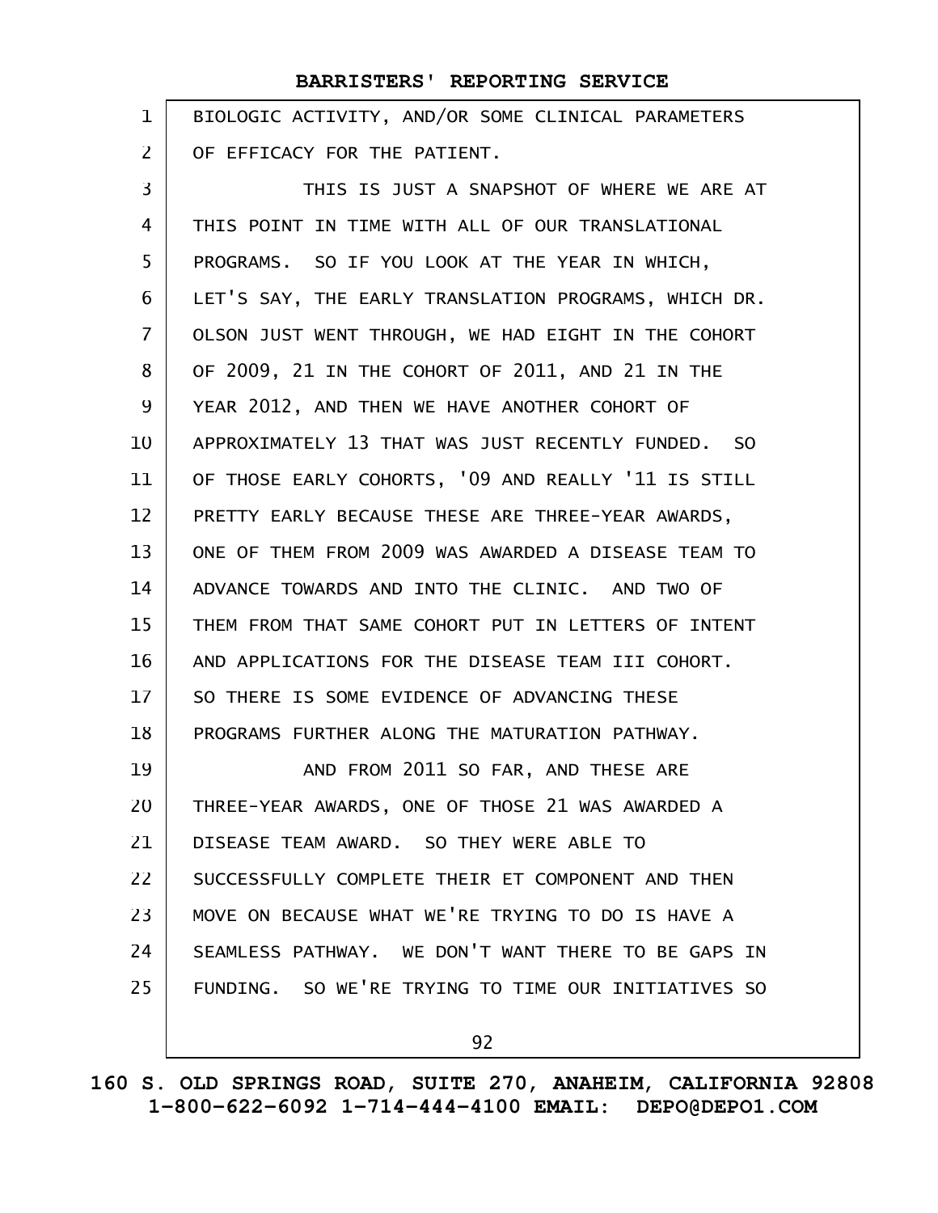BIOLOGIC ACTIVITY, AND/OR SOME CLINICAL PARAMETERS OF EFFICACY FOR THE PATIENT.

THIS IS JUST A SNAPSHOT OF WHERE WE ARE AT THIS POINT IN TIME WITH ALL OF OUR TRANSLATIONAL PROGRAMS. SO IF YOU LOOK AT THE YEAR IN WHICH, LET'S SAY, THE EARLY TRANSLATION PROGRAMS, WHICH DR. OLSON JUST WENT THROUGH, WE HAD EIGHT IN THE COHORT OF 2009, 21 IN THE COHORT OF 2011, AND 21 IN THE YEAR 2012, AND THEN WE HAVE ANOTHER COHORT OF APPROXIMATELY 13 THAT WAS JUST RECENTLY FUNDED. SO OF THOSE EARLY COHORTS, '09 AND REALLY '11 IS STILL PRETTY EARLY BECAUSE THESE ARE THREE-YEAR AWARDS, ONE OF THEM FROM 2009 WAS AWARDED A DISEASE TEAM TO ADVANCE TOWARDS AND INTO THE CLINIC. AND TWO OF THEM FROM THAT SAME COHORT PUT IN LETTERS OF INTENT AND APPLICATIONS FOR THE DISEASE TEAM III COHORT. SO THERE IS SOME EVIDENCE OF ADVANCING THESE PROGRAMS FURTHER ALONG THE MATURATION PATHWAY.

AND FROM 2011 SO FAR, AND THESE ARE THREE-YEAR AWARDS, ONE OF THOSE 21 WAS AWARDED A DISEASE TEAM AWARD. SO THEY WERE ABLE TO SUCCESSFULLY COMPLETE THEIR ET COMPONENT AND THEN MOVE ON BECAUSE WHAT WE'RE TRYING TO DO IS HAVE A SEAMLESS PATHWAY. WE DON'T WANT THERE TO BE GAPS IN FUNDING. SO WE'RE TRYING TO TIME OUR INITIATIVES SO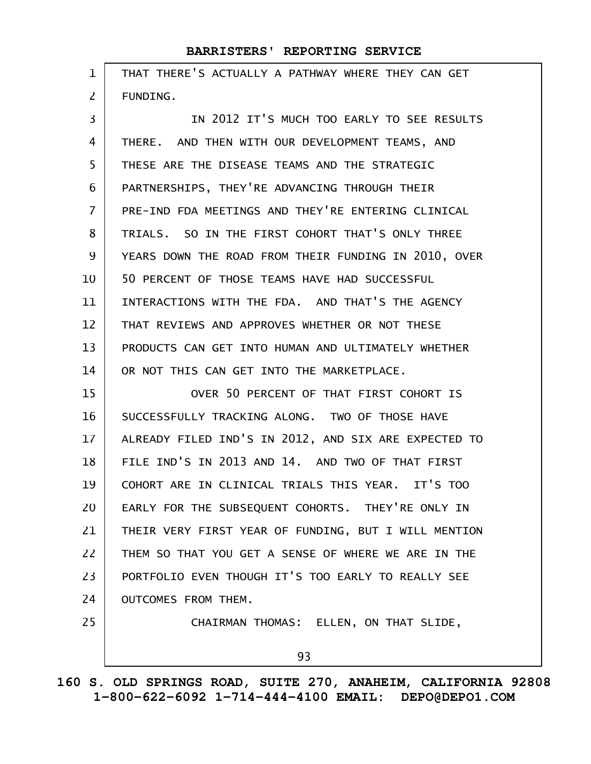THAT THERE'S ACTUALLY A PATHWAY WHERE THEY CAN GET FUNDING.

IN 2012 IT'S MUCH TOO EARLY TO SEE RESULTS THERE. AND THEN WITH OUR DEVELOPMENT TEAMS, AND THESE ARE THE DISEASE TEAMS AND THE STRATEGIC PARTNERSHIPS, THEY'RE ADVANCING THROUGH THEIR PRE-IND FDA MEETINGS AND THEY'RE ENTERING CLINICAL TRIALS. SO IN THE FIRST COHORT THAT'S ONLY THREE YEARS DOWN THE ROAD FROM THEIR FUNDING IN 2010, OVER 50 PERCENT OF THOSE TEAMS HAVE HAD SUCCESSFUL INTERACTIONS WITH THE FDA. AND THAT'S THE AGENCY THAT REVIEWS AND APPROVES WHETHER OR NOT THESE PRODUCTS CAN GET INTO HUMAN AND ULTIMATELY WHETHER OR NOT THIS CAN GET INTO THE MARKETPLACE.

OVER 50 PERCENT OF THAT FIRST COHORT IS SUCCESSFULLY TRACKING ALONG. TWO OF THOSE HAVE ALREADY FILED IND'S IN 2012, AND SIX ARE EXPECTED TO FILE IND'S IN 2013 AND 14. AND TWO OF THAT FIRST COHORT ARE IN CLINICAL TRIALS THIS YEAR. IT'S TOO EARLY FOR THE SUBSEQUENT COHORTS. THEY'RE ONLY IN THEIR VERY FIRST YEAR OF FUNDING, BUT I WILL MENTION THEM SO THAT YOU GET A SENSE OF WHERE WE ARE IN THE PORTFOLIO EVEN THOUGH IT'S TOO EARLY TO REALLY SEE OUTCOMES FROM THEM.

CHAIRMAN THOMAS: ELLEN, ON THAT SLIDE,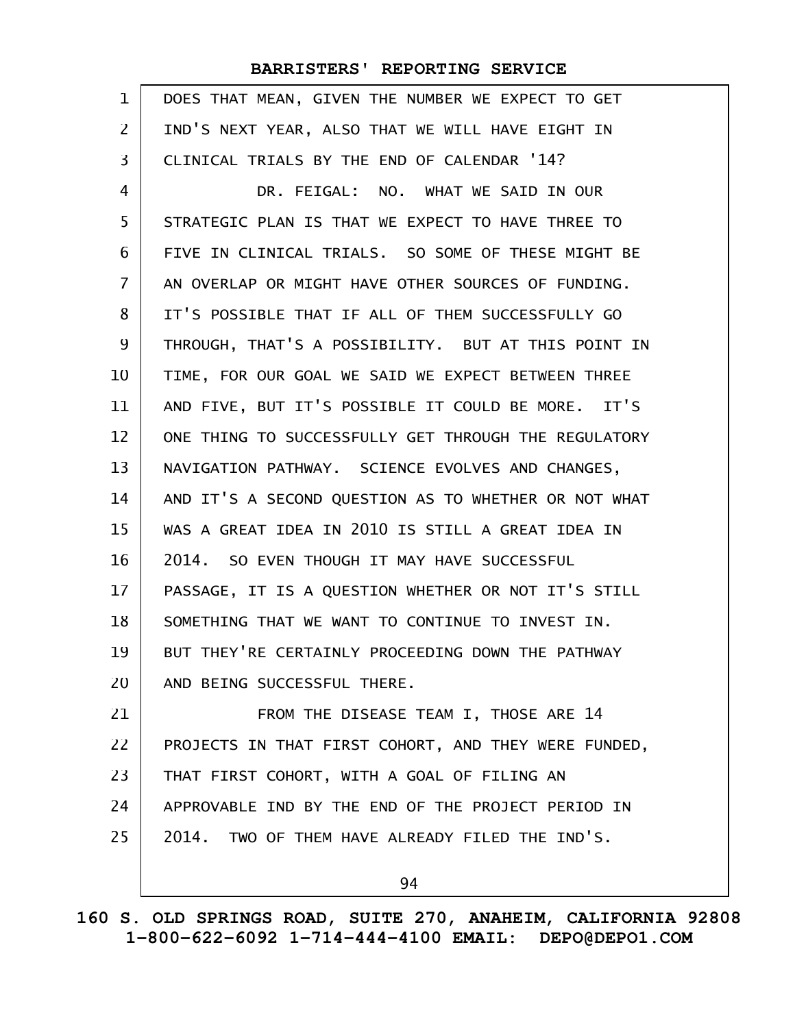DOES THAT MEAN, GIVEN THE NUMBER WE EXPECT TO GET IND'S NEXT YEAR, ALSO THAT WE WILL HAVE EIGHT IN CLINICAL TRIALS BY THE END OF CALENDAR '14?

DR. FEIGAL: NO. WHAT WE SAID IN OUR STRATEGIC PLAN IS THAT WE EXPECT TO HAVE THREE TO FIVE IN CLINICAL TRIALS. SO SOME OF THESE MIGHT BE AN OVERLAP OR MIGHT HAVE OTHER SOURCES OF FUNDING. IT'S POSSIBLE THAT IF ALL OF THEM SUCCESSFULLY GO THROUGH, THAT'S A POSSIBILITY. BUT AT THIS POINT IN TIME, FOR OUR GOAL WE SAID WE EXPECT BETWEEN THREE AND FIVE, BUT IT'S POSSIBLE IT COULD BE MORE. IT'S ONE THING TO SUCCESSFULLY GET THROUGH THE REGULATORY NAVIGATION PATHWAY. SCIENCE EVOLVES AND CHANGES, AND IT'S A SECOND QUESTION AS TO WHETHER OR NOT WHAT WAS A GREAT IDEA IN 2010 IS STILL A GREAT IDEA IN 2014. SO EVEN THOUGH IT MAY HAVE SUCCESSFUL PASSAGE, IT IS A QUESTION WHETHER OR NOT IT'S STILL SOMETHING THAT WE WANT TO CONTINUE TO INVEST IN. BUT THEY'RE CERTAINLY PROCEEDING DOWN THE PATHWAY AND BEING SUCCESSFUL THERE.

FROM THE DISEASE TEAM I, THOSE ARE 14 PROJECTS IN THAT FIRST COHORT, AND THEY WERE FUNDED, THAT FIRST COHORT, WITH A GOAL OF FILING AN APPROVABLE IND BY THE END OF THE PROJECT PERIOD IN 2014. TWO OF THEM HAVE ALREADY FILED THE IND'S.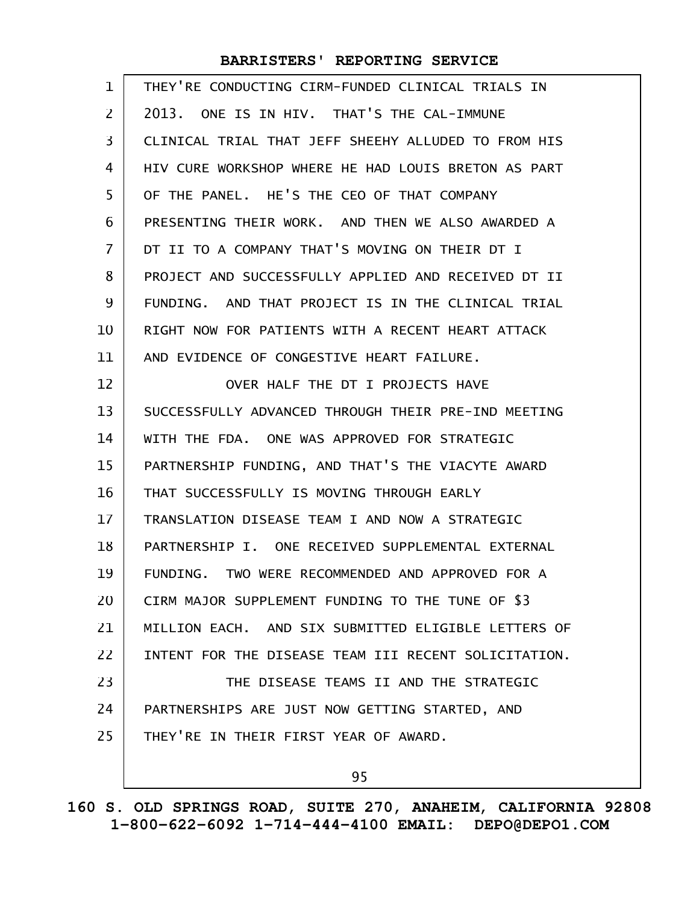THEY'RE CONDUCTING CIRM-FUNDED CLINICAL TRIALS IN 2013. ONE IS IN HIV. THAT'S THE CAL-IMMUNE CLINICAL TRIAL THAT JEFF SHEEHY ALLUDED TO FROM HIS HIV CURE WORKSHOP WHERE HE HAD LOUIS BRETON AS PART OF THE PANEL. HE'S THE CEO OF THAT COMPANY PRESENTING THEIR WORK. AND THEN WE ALSO AWARDED A DT II TO A COMPANY THAT'S MOVING ON THEIR DT I PROJECT AND SUCCESSFULLY APPLIED AND RECEIVED DT II FUNDING. AND THAT PROJECT IS IN THE CLINICAL TRIAL RIGHT NOW FOR PATIENTS WITH A RECENT HEART ATTACK AND EVIDENCE OF CONGESTIVE HEART FAILURE.

OVER HALF THE DT I PROJECTS HAVE SUCCESSFULLY ADVANCED THROUGH THEIR PRE-IND MEETING WITH THE FDA. ONE WAS APPROVED FOR STRATEGIC PARTNERSHIP FUNDING, AND THAT'S THE VIACYTE AWARD THAT SUCCESSFULLY IS MOVING THROUGH EARLY TRANSLATION DISEASE TEAM I AND NOW A STRATEGIC PARTNERSHIP I. ONE RECEIVED SUPPLEMENTAL EXTERNAL FUNDING. TWO WERE RECOMMENDED AND APPROVED FOR A CIRM MAJOR SUPPLEMENT FUNDING TO THE TUNE OF $3 MILLION EACH. AND SIX SUBMITTED ELIGIBLE LETTERS OF INTENT FOR THE DISEASE TEAM III RECENT SOLICITATION.

THE DISEASE TEAMS II AND THE STRATEGIC PARTNERSHIPS ARE JUST NOW GETTING STARTED, AND THEY'RE IN THEIR FIRST YEAR OF AWARD.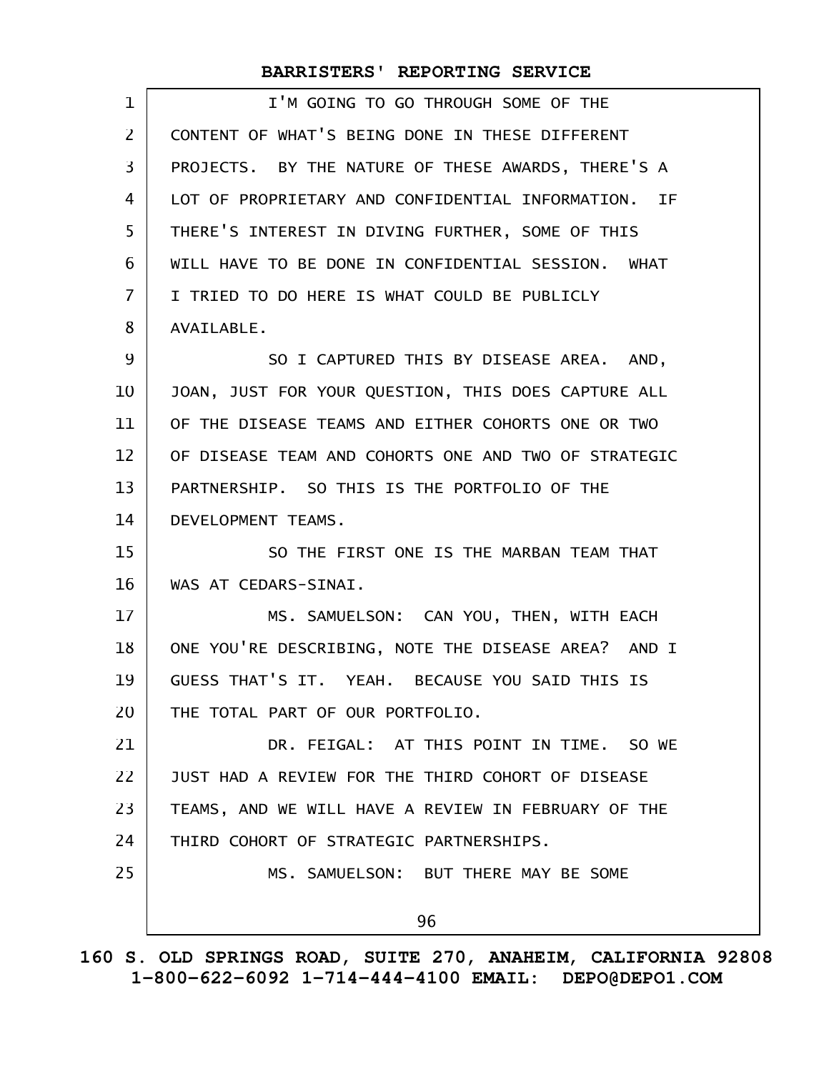I'M GOING TO GO THROUGH SOME OF THE CONTENT OF WHAT'S BEING DONE IN THESE DIFFERENT PROJECTS. BY THE NATURE OF THESE AWARDS, THERE'S A LOT OF PROPRIETARY AND CONFIDENTIAL INFORMATION. IF THERE'S INTEREST IN DIVING FURTHER, SOME OF THIS WILL HAVE TO BE DONE IN CONFIDENTIAL SESSION. WHAT I TRIED TO DO HERE IS WHAT COULD BE PUBLICLY AVAILABLE.

SO I CAPTURED THIS BY DISEASE AREA. AND, JOAN, JUST FOR YOUR QUESTION, THIS DOES CAPTURE ALL OF THE DISEASE TEAMS AND EITHER COHORTS ONE OR TWO OF DISEASE TEAM AND COHORTS ONE AND TWO OF STRATEGIC PARTNERSHIP. SO THIS IS THE PORTFOLIO OF THE DEVELOPMENT TEAMS.

SO THE FIRST ONE IS THE MARBAN TEAM THAT WAS AT CEDARS-SINAI.

MS. SAMUELSON: CAN YOU, THEN, WITH EACH ONE YOU'RE DESCRIBING, NOTE THE DISEASE AREA? AND I GUESS THAT'S IT. YEAH. BECAUSE YOU SAID THIS IS THE TOTAL PART OF OUR PORTFOLIO.

DR. FEIGAL: AT THIS POINT IN TIME. SO WE JUST HAD A REVIEW FOR THE THIRD COHORT OF DISEASE TEAMS, AND WE WILL HAVE A REVIEW IN FEBRUARY OF THE THIRD COHORT OF STRATEGIC PARTNERSHIPS.

MS. SAMUELSON: BUT THERE MAY BE SOME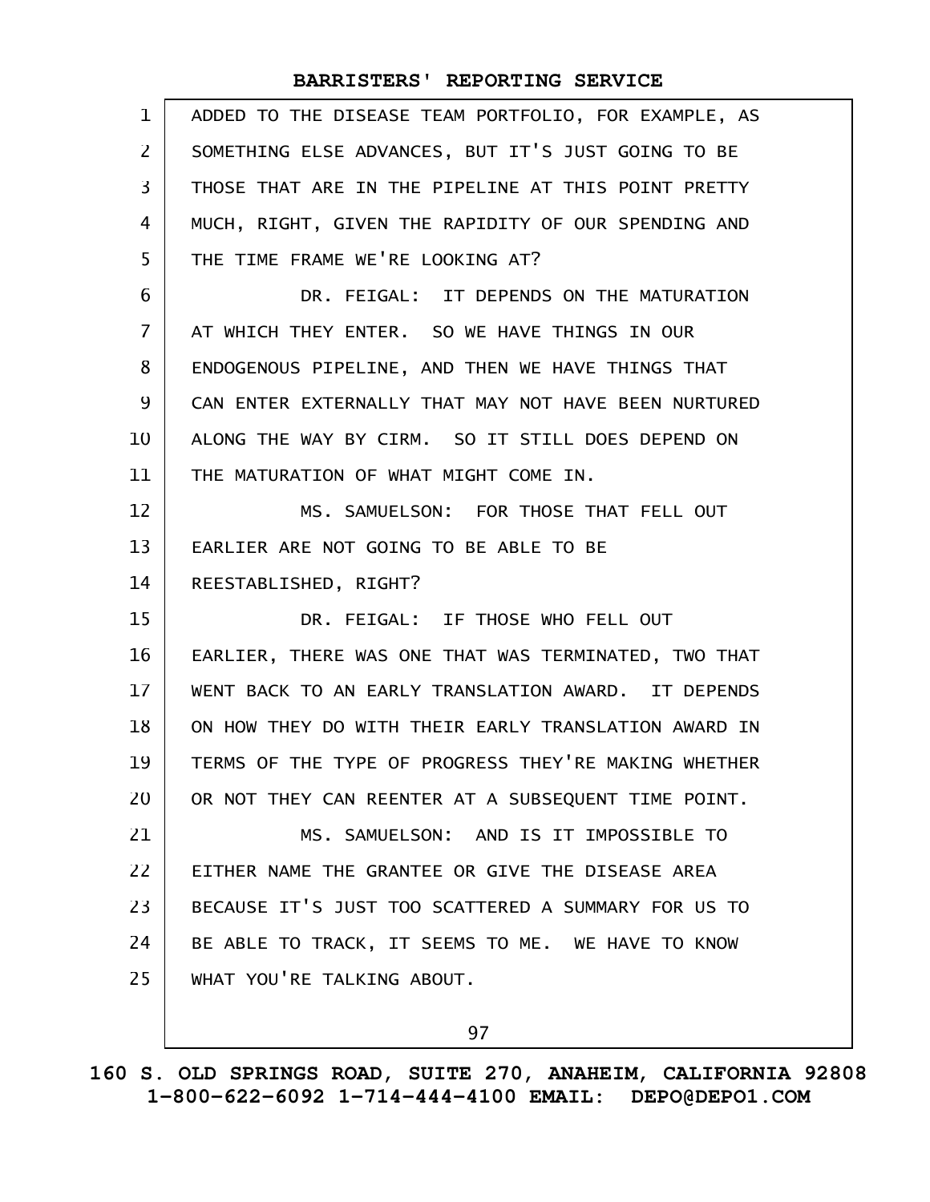ADDED TO THE DISEASE TEAM PORTFOLIO, FOR EXAMPLE, AS SOMETHING ELSE ADVANCES, BUT IT'S JUST GOING TO BE THOSE THAT ARE IN THE PIPELINE AT THIS POINT PRETTY MUCH, RIGHT, GIVEN THE RAPIDITY OF OUR SPENDING AND THE TIME FRAME WE'RE LOOKING AT?

DR. FEIGAL: IT DEPENDS ON THE MATURATION AT WHICH THEY ENTER. SO WE HAVE THINGS IN OUR ENDOGENOUS PIPELINE, AND THEN WE HAVE THINGS THAT CAN ENTER EXTERNALLY THAT MAY NOT HAVE BEEN NURTURED ALONG THE WAY BY CIRM. SO IT STILL DOES DEPEND ON THE MATURATION OF WHAT MIGHT COME IN.

MS. SAMUELSON: FOR THOSE THAT FELL OUT EARLIER ARE NOT GOING TO BE ABLE TO BE REESTABLISHED, RIGHT?

DR. FEIGAL: IF THOSE WHO FELL OUT EARLIER, THERE WAS ONE THAT WAS TERMINATED, TWO THAT WENT BACK TO AN EARLY TRANSLATION AWARD. IT DEPENDS ON HOW THEY DO WITH THEIR EARLY TRANSLATION AWARD IN TERMS OF THE TYPE OF PROGRESS THEY'RE MAKING WHETHER OR NOT THEY CAN REENTER AT A SUBSEQUENT TIME POINT.

MS. SAMUELSON: AND IS IT IMPOSSIBLE TO EITHER NAME THE GRANTEE OR GIVE THE DISEASE AREA BECAUSE IT'S JUST TOO SCATTERED A SUMMARY FOR US TO BE ABLE TO TRACK, IT SEEMS TO ME. WE HAVE TO KNOW WHAT YOU'RE TALKING ABOUT.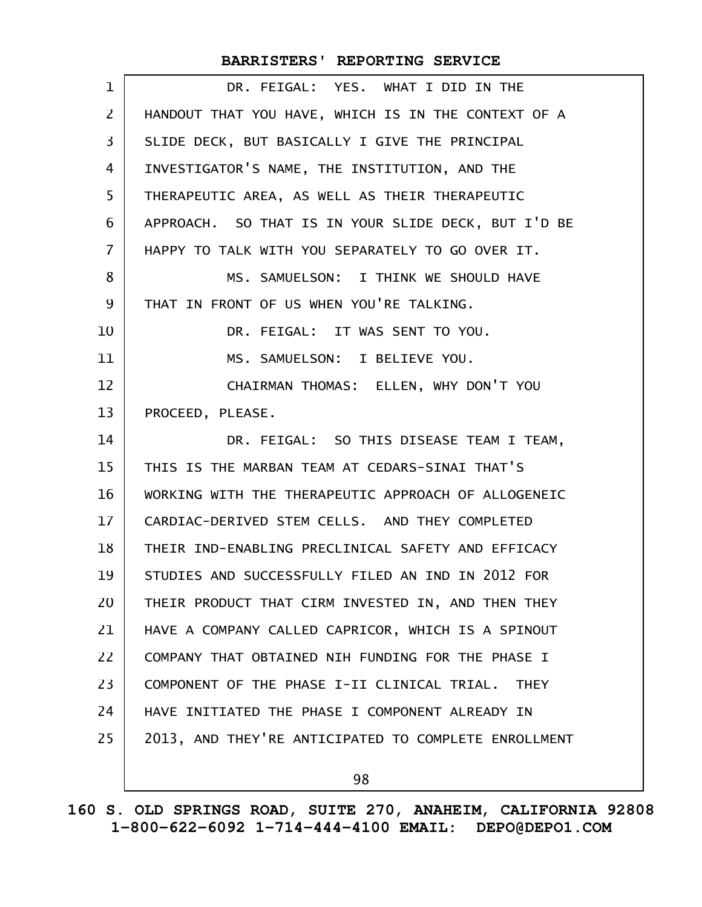DR. FEIGAL: YES. WHAT I DID IN THE HANDOUT THAT YOU HAVE, WHICH IS IN THE CONTEXT OF A SLIDE DECK, BUT BASICALLY I GIVE THE PRINCIPAL INVESTIGATOR'S NAME, THE INSTITUTION, AND THE THERAPEUTIC AREA, AS WELL AS THEIR THERAPEUTIC APPROACH. SO THAT IS IN YOUR SLIDE DECK, BUT I'D BE HAPPY TO TALK WITH YOU SEPARATELY TO GO OVER IT.

MS. SAMUELSON: I THINK WE SHOULD HAVE THAT IN FRONT OF US WHEN YOU'RE TALKING.

DR. FEIGAL: IT WAS SENT TO YOU.

MS. SAMUELSON: I BELIEVE YOU.

CHAIRMAN THOMAS: ELLEN, WHY DON'T YOU PROCEED, PLEASE.

DR. FEIGAL: SO THIS DISEASE TEAM I TEAM, THIS IS THE MARBAN TEAM AT CEDARS-SINAI THAT'S WORKING WITH THE THERAPEUTIC APPROACH OF ALLOGENEIC CARDIAC-DERIVED STEM CELLS. AND THEY COMPLETED THEIR IND-ENABLING PRECLINICAL SAFETY AND EFFICACY STUDIES AND SUCCESSFULLY FILED AN IND IN 2012 FOR THEIR PRODUCT THAT CIRM INVESTED IN, AND THEN THEY HAVE A COMPANY CALLED CAPRICOR, WHICH IS A SPINOUT COMPANY THAT OBTAINED NIH FUNDING FOR THE PHASE I COMPONENT OF THE PHASE I-II CLINICAL TRIAL. THEY HAVE INITIATED THE PHASE I COMPONENT ALREADY IN 2013, AND THEY'RE ANTICIPATED TO COMPLETE ENROLLMENT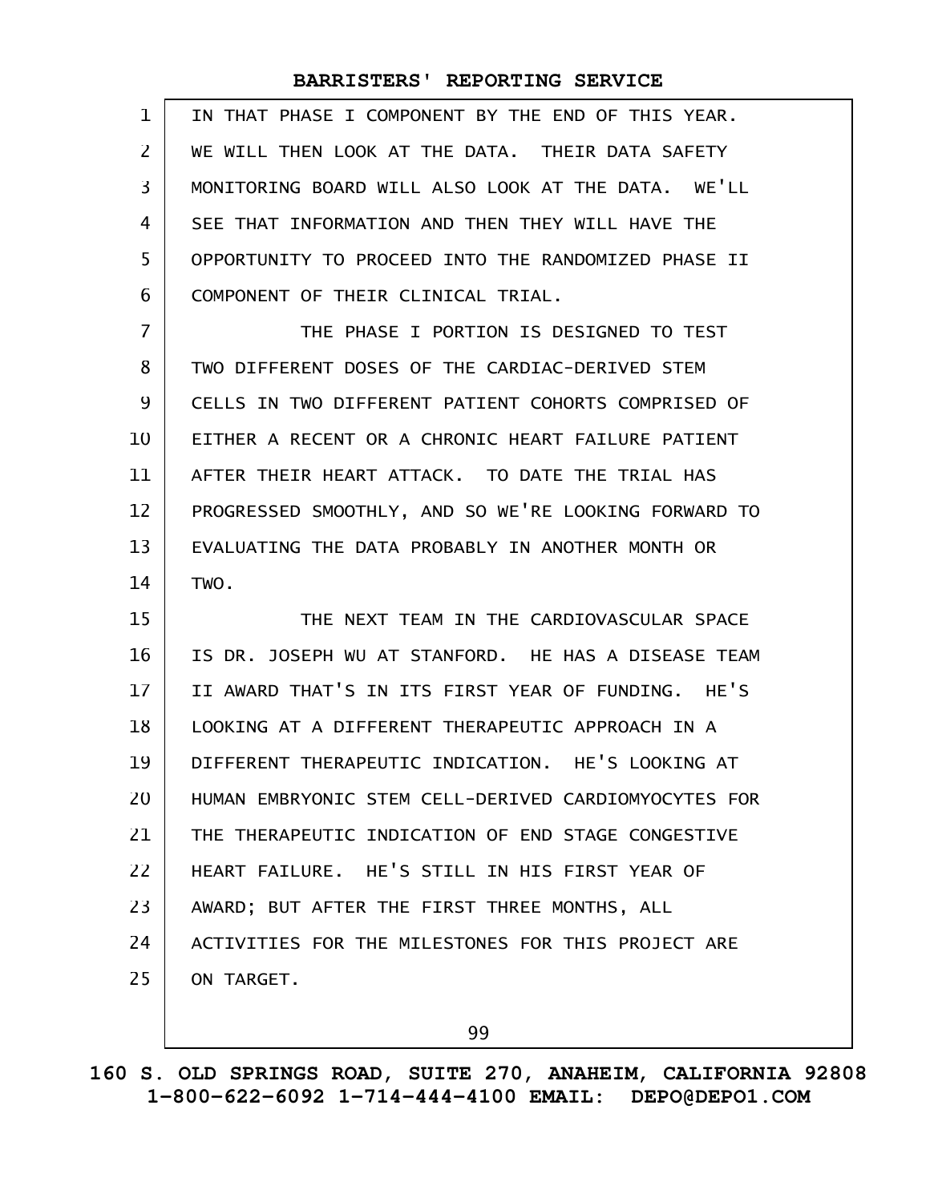IN THAT PHASE I COMPONENT BY THE END OF THIS YEAR. WE WILL THEN LOOK AT THE DATA. THEIR DATA SAFETY MONITORING BOARD WILL ALSO LOOK AT THE DATA. WE'LL SEE THAT INFORMATION AND THEN THEY WILL HAVE THE OPPORTUNITY TO PROCEED INTO THE RANDOMIZED PHASE II COMPONENT OF THEIR CLINICAL TRIAL.

THE PHASE I PORTION IS DESIGNED TO TEST TWO DIFFERENT DOSES OF THE CARDIAC-DERIVED STEM CELLS IN TWO DIFFERENT PATIENT COHORTS COMPRISED OF EITHER A RECENT OR A CHRONIC HEART FAILURE PATIENT AFTER THEIR HEART ATTACK. TO DATE THE TRIAL HAS PROGRESSED SMOOTHLY, AND SO WE'RE LOOKING FORWARD TO EVALUATING THE DATA PROBABLY IN ANOTHER MONTH OR TWO.

THE NEXT TEAM IN THE CARDIOVASCULAR SPACE IS DR. JOSEPH WU AT STANFORD. HE HAS A DISEASE TEAM II AWARD THAT'S IN ITS FIRST YEAR OF FUNDING. HE'S LOOKING AT A DIFFERENT THERAPEUTIC APPROACH IN A DIFFERENT THERAPEUTIC INDICATION. HE'S LOOKING AT HUMAN EMBRYONIC STEM CELL-DERIVED CARDIOMYOCYTES FOR THE THERAPEUTIC INDICATION OF END STAGE CONGESTIVE HEART FAILURE. HE'S STILL IN HIS FIRST YEAR OF AWARD; BUT AFTER THE FIRST THREE MONTHS, ALL ACTIVITIES FOR THE MILESTONES FOR THIS PROJECT ARE ON TARGET.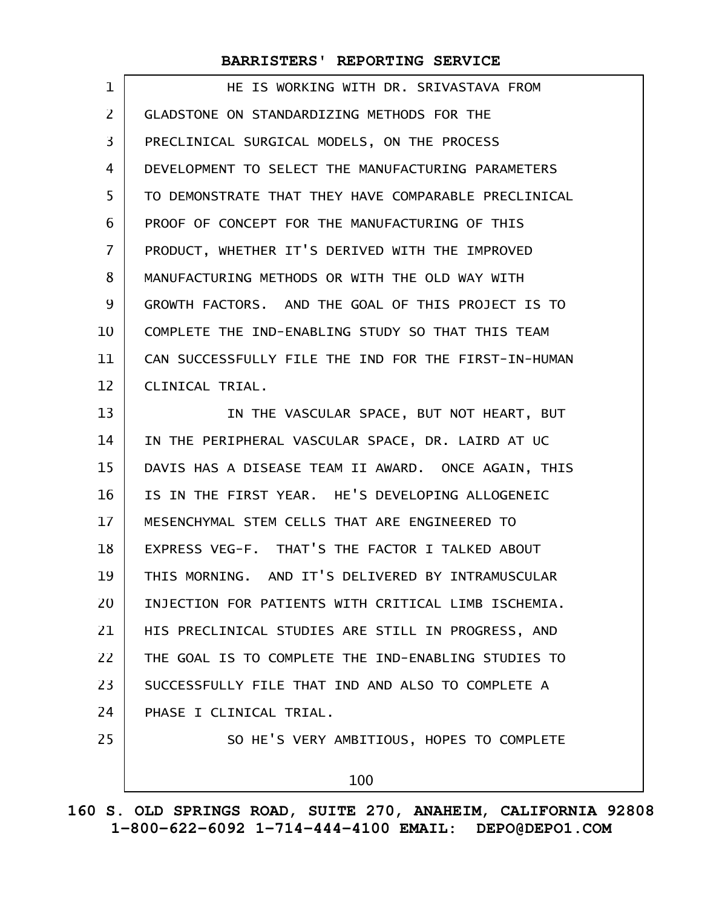HE IS WORKING WITH DR. SRIVASTAVA FROM GLADSTONE ON STANDARDIZING METHODS FOR THE PRECLINICAL SURGICAL MODELS, ON THE PROCESS DEVELOPMENT TO SELECT THE MANUFACTURING PARAMETERS TO DEMONSTRATE THAT THEY HAVE COMPARABLE PRECLINICAL PROOF OF CONCEPT FOR THE MANUFACTURING OF THIS PRODUCT, WHETHER IT'S DERIVED WITH THE IMPROVED MANUFACTURING METHODS OR WITH THE OLD WAY WITH GROWTH FACTORS. AND THE GOAL OF THIS PROJECT IS TO COMPLETE THE IND-ENABLING STUDY SO THAT THIS TEAM CAN SUCCESSFULLY FILE THE IND FOR THE FIRST-IN-HUMAN CLINICAL TRIAL.

IN THE VASCULAR SPACE, BUT NOT HEART, BUT IN THE PERIPHERAL VASCULAR SPACE, DR. LAIRD AT UC DAVIS HAS A DISEASE TEAM II AWARD. ONCE AGAIN, THIS IS IN THE FIRST YEAR. HE'S DEVELOPING ALLOGENEIC MESENCHYMAL STEM CELLS THAT ARE ENGINEERED TO EXPRESS VEG-F. THAT'S THE FACTOR I TALKED ABOUT THIS MORNING. AND IT'S DELIVERED BY INTRAMUSCULAR INJECTION FOR PATIENTS WITH CRITICAL LIMB ISCHEMIA. HIS PRECLINICAL STUDIES ARE STILL IN PROGRESS, AND THE GOAL IS TO COMPLETE THE IND-ENABLING STUDIES TO SUCCESSFULLY FILE THAT IND AND ALSO TO COMPLETE A PHASE I CLINICAL TRIAL.

SO HE'S VERY AMBITIOUS, HOPES TO COMPLETE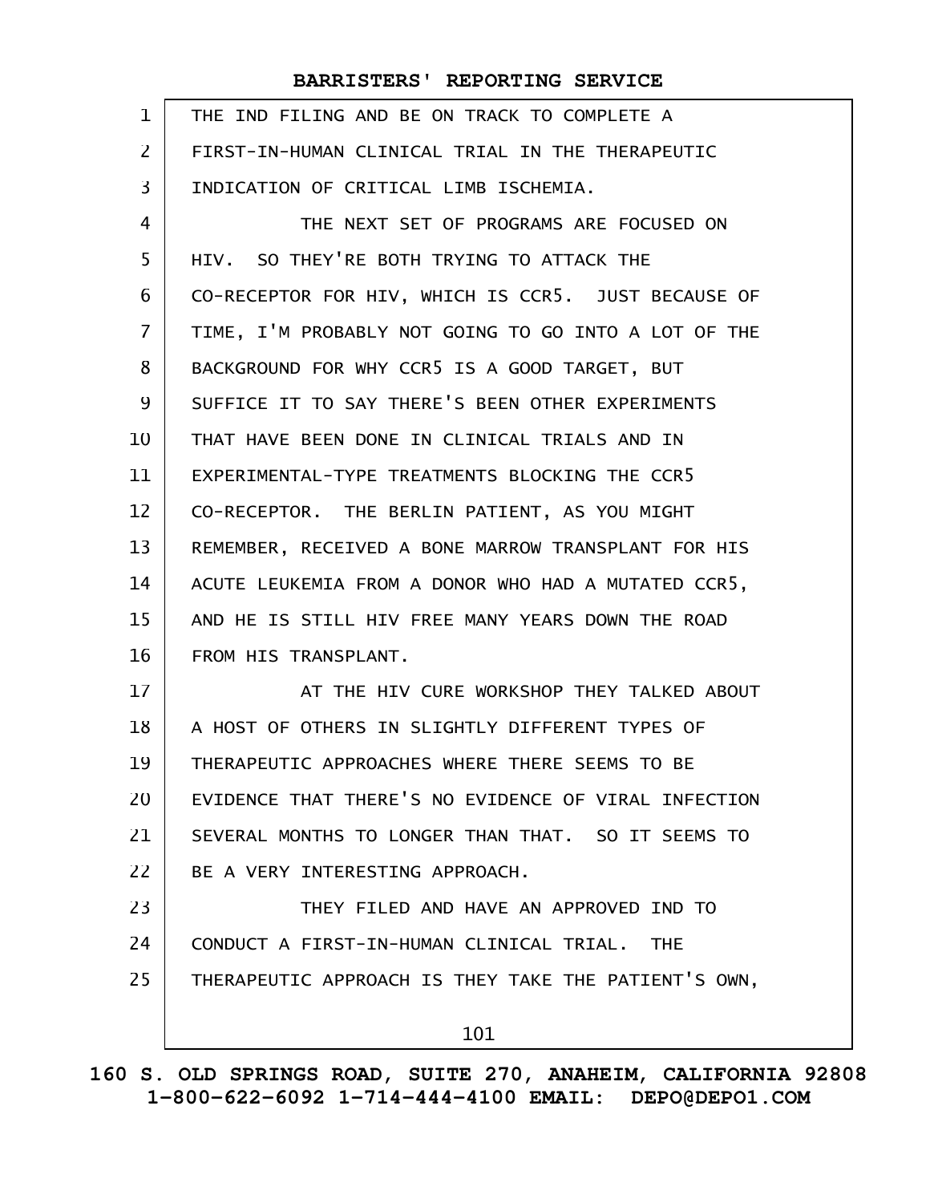THE IND FILING AND BE ON TRACK TO COMPLETE A FIRST-IN-HUMAN CLINICAL TRIAL IN THE THERAPEUTIC INDICATION OF CRITICAL LIMB ISCHEMIA.

THE NEXT SET OF PROGRAMS ARE FOCUSED ON HIV. SO THEY'RE BOTH TRYING TO ATTACK THE CO-RECEPTOR FOR HIV, WHICH IS CCR5. JUST BECAUSE OF TIME, I'M PROBABLY NOT GOING TO GO INTO A LOT OF THE BACKGROUND FOR WHY CCR5 IS A GOOD TARGET, BUT SUFFICE IT TO SAY THERE'S BEEN OTHER EXPERIMENTS THAT HAVE BEEN DONE IN CLINICAL TRIALS AND IN EXPERIMENTAL-TYPE TREATMENTS BLOCKING THE CCR5 CO-RECEPTOR. THE BERLIN PATIENT, AS YOU MIGHT REMEMBER, RECEIVED A BONE MARROW TRANSPLANT FOR HIS ACUTE LEUKEMIA FROM A DONOR WHO HAD A MUTATED CCR5, AND HE IS STILL HIV FREE MANY YEARS DOWN THE ROAD FROM HIS TRANSPLANT.

AT THE HIV CURE WORKSHOP THEY TALKED ABOUT A HOST OF OTHERS IN SLIGHTLY DIFFERENT TYPES OF THERAPEUTIC APPROACHES WHERE THERE SEEMS TO BE EVIDENCE THAT THERE'S NO EVIDENCE OF VIRAL INFECTION SEVERAL MONTHS TO LONGER THAN THAT. SO IT SEEMS TO BE A VERY INTERESTING APPROACH.

THEY FILED AND HAVE AN APPROVED IND TO CONDUCT A FIRST-IN-HUMAN CLINICAL TRIAL. THE THERAPEUTIC APPROACH IS THEY TAKE THE PATIENT'S OWN,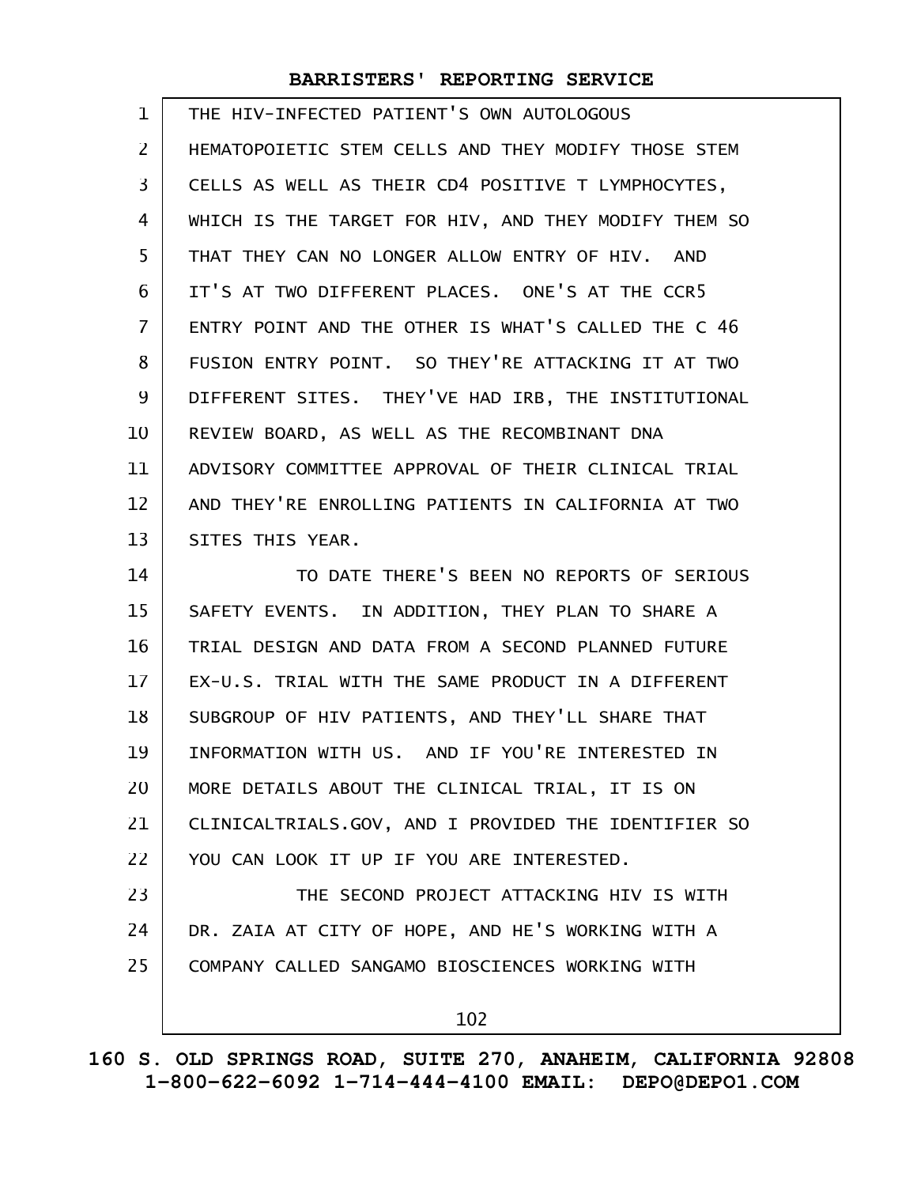THE HIV-INFECTED PATIENT'S OWN AUTOLOGOUS HEMATOPOIETIC STEM CELLS AND THEY MODIFY THOSE STEM CELLS AS WELL AS THEIR CD4 POSITIVE T LYMPHOCYTES, WHICH IS THE TARGET FOR HIV, AND THEY MODIFY THEM SO THAT THEY CAN NO LONGER ALLOW ENTRY OF HIV. AND IT'S AT TWO DIFFERENT PLACES. ONE'S AT THE CCR5 ENTRY POINT AND THE OTHER IS WHAT'S CALLED THE C 46 FUSION ENTRY POINT. SO THEY'RE ATTACKING IT AT TWO DIFFERENT SITES. THEY'VE HAD IRB, THE INSTITUTIONAL REVIEW BOARD, AS WELL AS THE RECOMBINANT DNA ADVISORY COMMITTEE APPROVAL OF THEIR CLINICAL TRIAL AND THEY'RE ENROLLING PATIENTS IN CALIFORNIA AT TWO SITES THIS YEAR.

TO DATE THERE'S BEEN NO REPORTS OF SERIOUS SAFETY EVENTS. IN ADDITION, THEY PLAN TO SHARE A TRIAL DESIGN AND DATA FROM A SECOND PLANNED FUTURE EX-U.S. TRIAL WITH THE SAME PRODUCT IN A DIFFERENT SUBGROUP OF HIV PATIENTS, AND THEY'LL SHARE THAT INFORMATION WITH US. AND IF YOU'RE INTERESTED IN MORE DETAILS ABOUT THE CLINICAL TRIAL, IT IS ON CLINICALTRIALS.GOV, AND I PROVIDED THE IDENTIFIER SO YOU CAN LOOK IT UP IF YOU ARE INTERESTED.

THE SECOND PROJECT ATTACKING HIV IS WITH DR. ZAIA AT CITY OF HOPE, AND HE'S WORKING WITH A COMPANY CALLED SANGAMO BIOSCIENCES WORKING WITH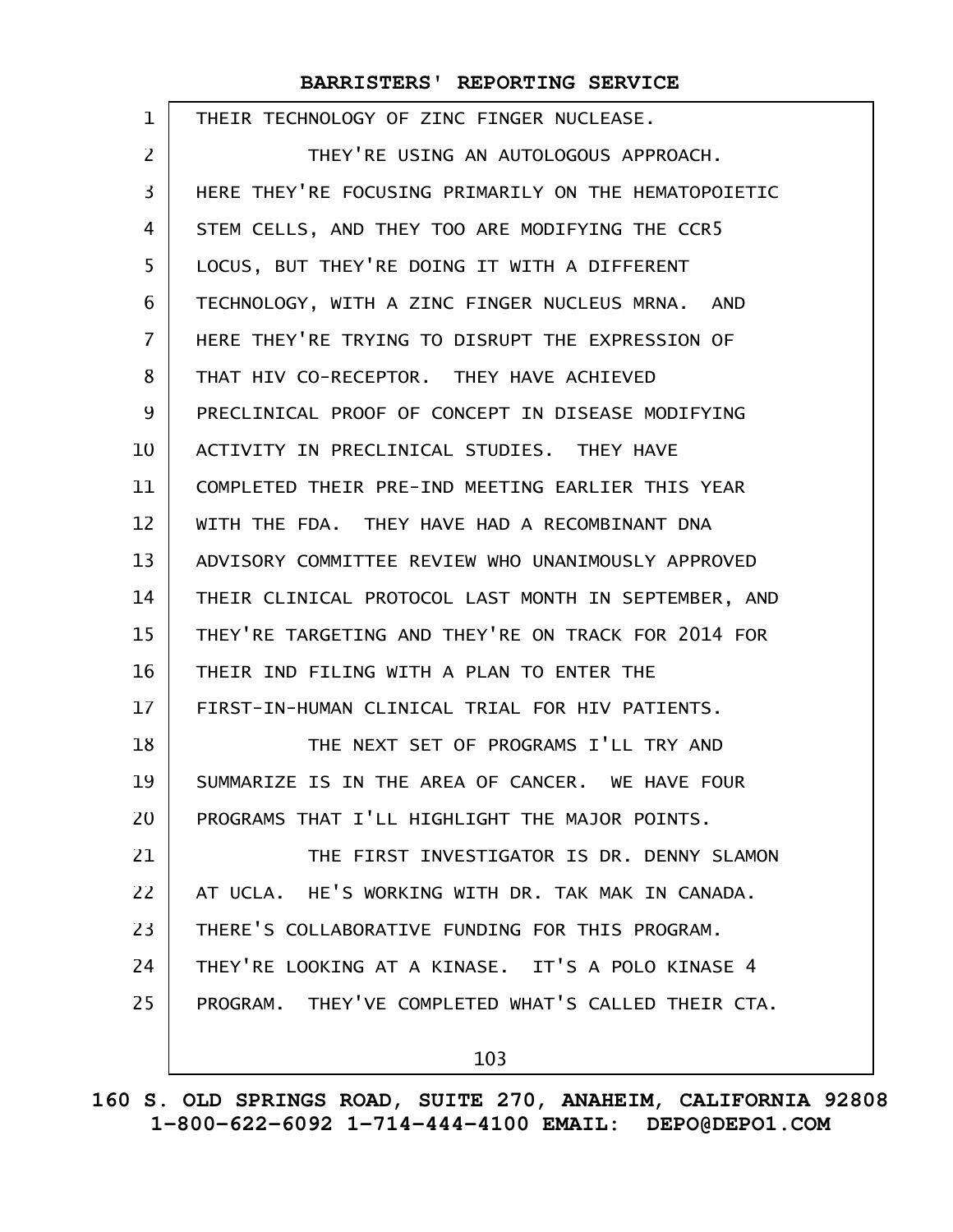THEIR TECHNOLOGY OF ZINC FINGER NUCLEASE.

THEY'RE USING AN AUTOLOGOUS APPROACH. HERE THEY'RE FOCUSING PRIMARILY ON THE HEMATOPOIETIC STEM CELLS, AND THEY TOO ARE MODIFYING THE CCR5 LOCUS, BUT THEY'RE DOING IT WITH A DIFFERENT TECHNOLOGY, WITH A ZINC FINGER NUCLEUS MRNA. AND HERE THEY'RE TRYING TO DISRUPT THE EXPRESSION OF THAT HIV CO-RECEPTOR. THEY HAVE ACHIEVED PRECLINICAL PROOF OF CONCEPT IN DISEASE MODIFYING ACTIVITY IN PRECLINICAL STUDIES. THEY HAVE COMPLETED THEIR PRE-IND MEETING EARLIER THIS YEAR WITH THE FDA. THEY HAVE HAD A RECOMBINANT DNA ADVISORY COMMITTEE REVIEW WHO UNANIMOUSLY APPROVED THEIR CLINICAL PROTOCOL LAST MONTH IN SEPTEMBER, AND THEY'RE TARGETING AND THEY'RE ON TRACK FOR 2014 FOR THEIR IND FILING WITH A PLAN TO ENTER THE FIRST-IN-HUMAN CLINICAL TRIAL FOR HIV PATIENTS.

THE NEXT SET OF PROGRAMS I'LL TRY AND SUMMARIZE IS IN THE AREA OF CANCER. WE HAVE FOUR PROGRAMS THAT I'LL HIGHLIGHT THE MAJOR POINTS.

THE FIRST INVESTIGATOR IS DR. DENNY SLAMON AT UCLA. HE'S WORKING WITH DR. TAK MAK IN CANADA. THERE'S COLLABORATIVE FUNDING FOR THIS PROGRAM. THEY'RE LOOKING AT A KINASE. IT'S A POLO KINASE 4 PROGRAM. THEY'VE COMPLETED WHAT'S CALLED THEIR CTA.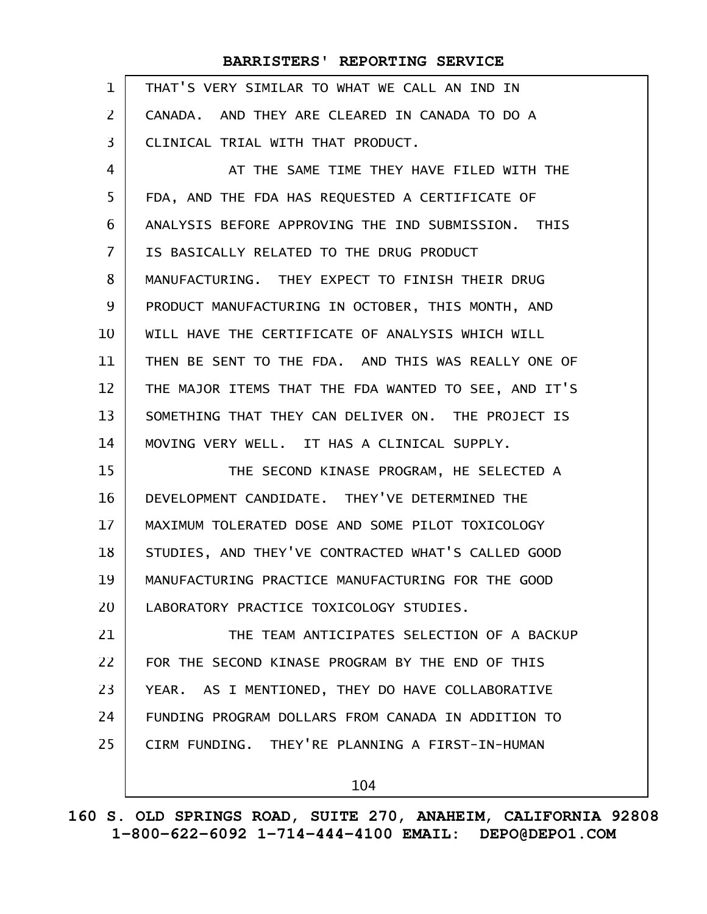THAT'S VERY SIMILAR TO WHAT WE CALL AN IND IN CANADA. AND THEY ARE CLEARED IN CANADA TO DO A CLINICAL TRIAL WITH THAT PRODUCT.

AT THE SAME TIME THEY HAVE FILED WITH THE FDA, AND THE FDA HAS REQUESTED A CERTIFICATE OF ANALYSIS BEFORE APPROVING THE IND SUBMISSION. THIS IS BASICALLY RELATED TO THE DRUG PRODUCT MANUFACTURING. THEY EXPECT TO FINISH THEIR DRUG PRODUCT MANUFACTURING IN OCTOBER, THIS MONTH, AND WILL HAVE THE CERTIFICATE OF ANALYSIS WHICH WILL THEN BE SENT TO THE FDA. AND THIS WAS REALLY ONE OF THE MAJOR ITEMS THAT THE FDA WANTED TO SEE, AND IT'S SOMETHING THAT THEY CAN DELIVER ON. THE PROJECT IS MOVING VERY WELL. IT HAS A CLINICAL SUPPLY.

THE SECOND KINASE PROGRAM, HE SELECTED A DEVELOPMENT CANDIDATE. THEY'VE DETERMINED THE MAXIMUM TOLERATED DOSE AND SOME PILOT TOXICOLOGY STUDIES, AND THEY'VE CONTRACTED WHAT'S CALLED GOOD MANUFACTURING PRACTICE MANUFACTURING FOR THE GOOD LABORATORY PRACTICE TOXICOLOGY STUDIES.

THE TEAM ANTICIPATES SELECTION OF A BACKUP FOR THE SECOND KINASE PROGRAM BY THE END OF THIS YEAR. AS I MENTIONED, THEY DO HAVE COLLABORATIVE FUNDING PROGRAM DOLLARS FROM CANADA IN ADDITION TO CIRM FUNDING. THEY'RE PLANNING A FIRST-IN-HUMAN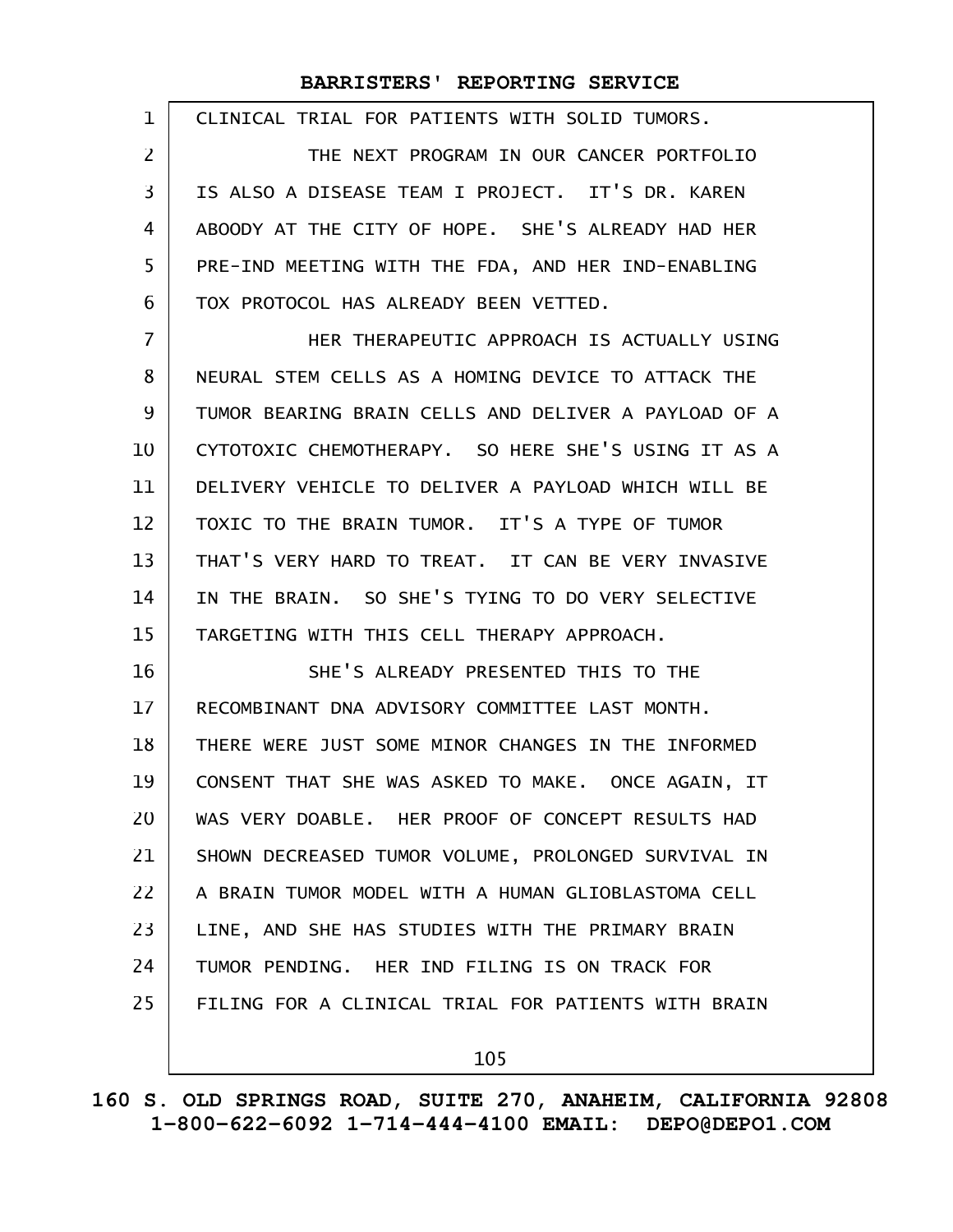CLINICAL TRIAL FOR PATIENTS WITH SOLID TUMORS.

THE NEXT PROGRAM IN OUR CANCER PORTFOLIO IS ALSO A DISEASE TEAM I PROJECT. IT'S DR. KAREN ABOODY AT THE CITY OF HOPE. SHE'S ALREADY HAD HER PRE-IND MEETING WITH THE FDA, AND HER IND-ENABLING TOX PROTOCOL HAS ALREADY BEEN VETTED.

HER THERAPEUTIC APPROACH IS ACTUALLY USING NEURAL STEM CELLS AS A HOMING DEVICE TO ATTACK THE TUMOR BEARING BRAIN CELLS AND DELIVER A PAYLOAD OF A CYTOTOXIC CHEMOTHERAPY. SO HERE SHE'S USING IT AS A DELIVERY VEHICLE TO DELIVER A PAYLOAD WHICH WILL BE TOXIC TO THE BRAIN TUMOR. IT'S A TYPE OF TUMOR THAT'S VERY HARD TO TREAT. IT CAN BE VERY INVASIVE IN THE BRAIN. SO SHE'S TYING TO DO VERY SELECTIVE TARGETING WITH THIS CELL THERAPY APPROACH.

SHE'S ALREADY PRESENTED THIS TO THE RECOMBINANT DNA ADVISORY COMMITTEE LAST MONTH. THERE WERE JUST SOME MINOR CHANGES IN THE INFORMED CONSENT THAT SHE WAS ASKED TO MAKE. ONCE AGAIN, IT WAS VERY DOABLE. HER PROOF OF CONCEPT RESULTS HAD SHOWN DECREASED TUMOR VOLUME, PROLONGED SURVIVAL IN A BRAIN TUMOR MODEL WITH A HUMAN GLIOBLASTOMA CELL LINE, AND SHE HAS STUDIES WITH THE PRIMARY BRAIN TUMOR PENDING. HER IND FILING IS ON TRACK FOR FILING FOR A CLINICAL TRIAL FOR PATIENTS WITH BRAIN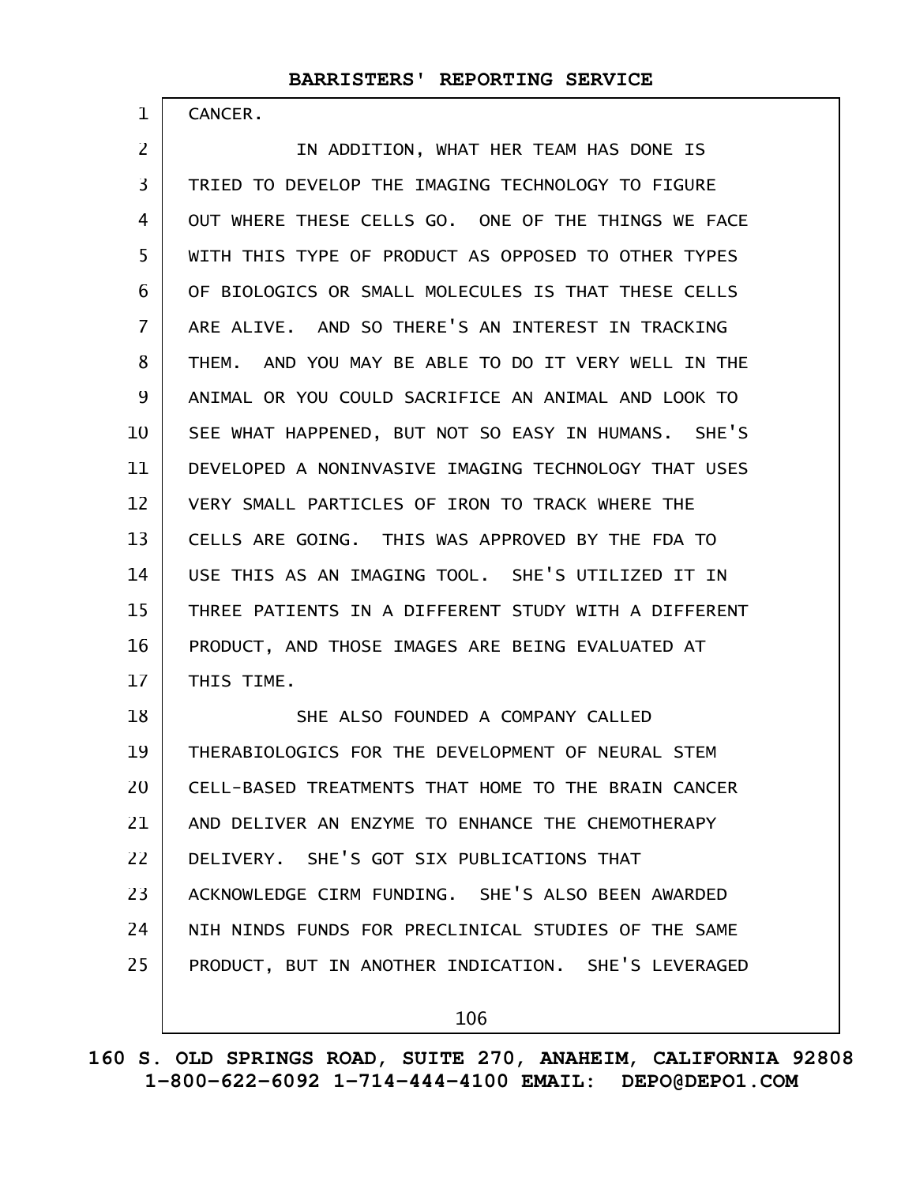CANCER.

IN ADDITION, WHAT HER TEAM HAS DONE IS TRIED TO DEVELOP THE IMAGING TECHNOLOGY TO FIGURE OUT WHERE THESE CELLS GO. ONE OF THE THINGS WE FACE WITH THIS TYPE OF PRODUCT AS OPPOSED TO OTHER TYPES OF BIOLOGICS OR SMALL MOLECULES IS THAT THESE CELLS ARE ALIVE. AND SO THERE'S AN INTEREST IN TRACKING THEM. AND YOU MAY BE ABLE TO DO IT VERY WELL IN THE ANIMAL OR YOU COULD SACRIFICE AN ANIMAL AND LOOK TO SEE WHAT HAPPENED, BUT NOT SO EASY IN HUMANS. SHE'S DEVELOPED A NONINVASIVE IMAGING TECHNOLOGY THAT USES VERY SMALL PARTICLES OF IRON TO TRACK WHERE THE CELLS ARE GOING. THIS WAS APPROVED BY THE FDA TO USE THIS AS AN IMAGING TOOL. SHE'S UTILIZED IT IN THREE PATIENTS IN A DIFFERENT STUDY WITH A DIFFERENT PRODUCT, AND THOSE IMAGES ARE BEING EVALUATED AT THIS TIME.

SHE ALSO FOUNDED A COMPANY CALLED THERABIOLOGICS FOR THE DEVELOPMENT OF NEURAL STEM CELL-BASED TREATMENTS THAT HOME TO THE BRAIN CANCER AND DELIVER AN ENZYME TO ENHANCE THE CHEMOTHERAPY DELIVERY. SHE'S GOT SIX PUBLICATIONS THAT ACKNOWLEDGE CIRM FUNDING. SHE'S ALSO BEEN AWARDED NIH NINDS FUNDS FOR PRECLINICAL STUDIES OF THE SAME PRODUCT, BUT IN ANOTHER INDICATION. SHE'S LEVERAGED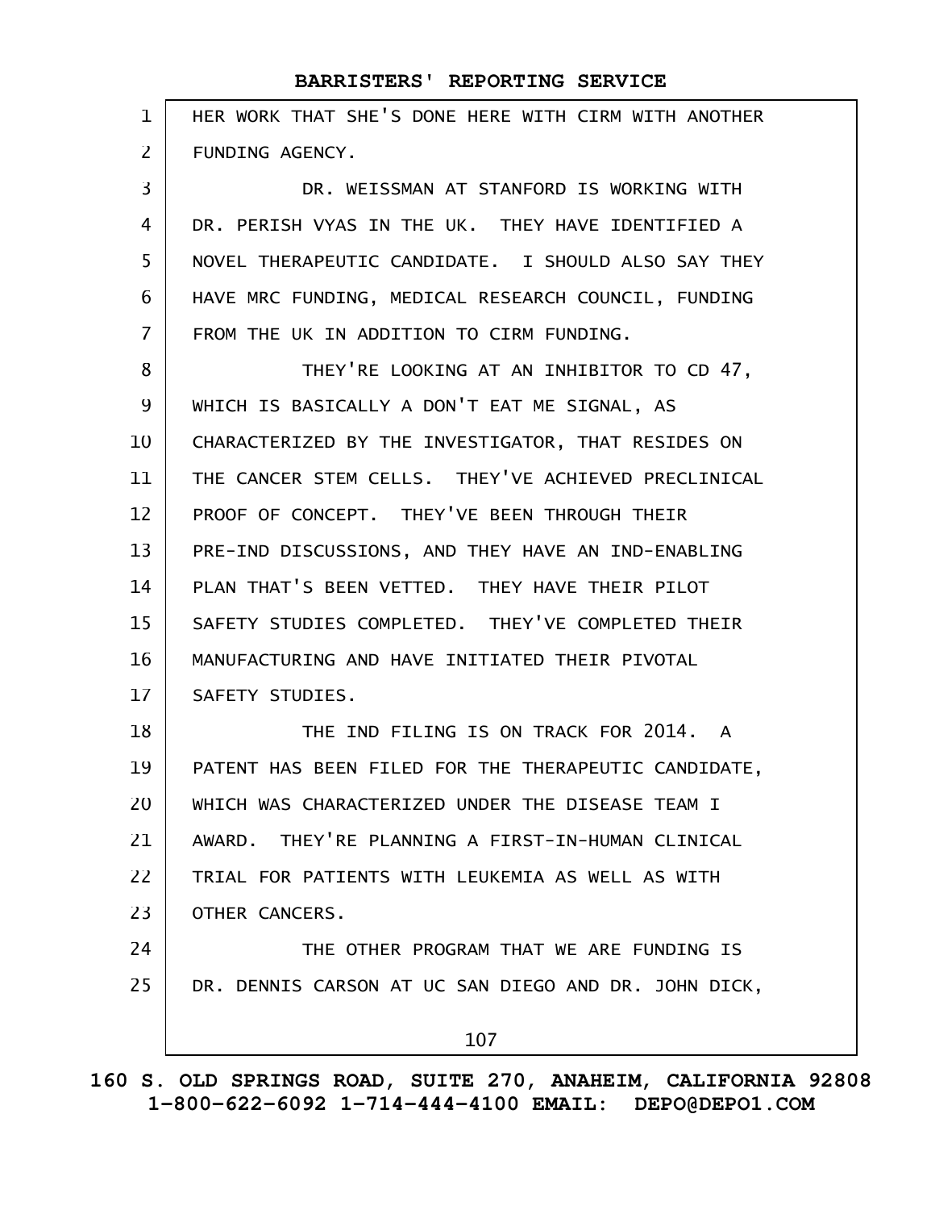HER WORK THAT SHE'S DONE HERE WITH CIRM WITH ANOTHER FUNDING AGENCY.

DR. WEISSMAN AT STANFORD IS WORKING WITH DR. PERISH VYAS IN THE UK. THEY HAVE IDENTIFIED A NOVEL THERAPEUTIC CANDIDATE. I SHOULD ALSO SAY THEY HAVE MRC FUNDING, MEDICAL RESEARCH COUNCIL, FUNDING FROM THE UK IN ADDITION TO CIRM FUNDING.

THEY'RE LOOKING AT AN INHIBITOR TO CD 47, WHICH IS BASICALLY A DON'T EAT ME SIGNAL, AS CHARACTERIZED BY THE INVESTIGATOR, THAT RESIDES ON THE CANCER STEM CELLS. THEY'VE ACHIEVED PRECLINICAL PROOF OF CONCEPT. THEY'VE BEEN THROUGH THEIR PRE-IND DISCUSSIONS, AND THEY HAVE AN IND-ENABLING PLAN THAT'S BEEN VETTED. THEY HAVE THEIR PILOT SAFETY STUDIES COMPLETED. THEY'VE COMPLETED THEIR MANUFACTURING AND HAVE INITIATED THEIR PIVOTAL SAFETY STUDIES.

THE IND FILING IS ON TRACK FOR 2014. A PATENT HAS BEEN FILED FOR THE THERAPEUTIC CANDIDATE, WHICH WAS CHARACTERIZED UNDER THE DISEASE TEAM I AWARD. THEY'RE PLANNING A FIRST-IN-HUMAN CLINICAL TRIAL FOR PATIENTS WITH LEUKEMIA AS WELL AS WITH OTHER CANCERS.

THE OTHER PROGRAM THAT WE ARE FUNDING IS DR. DENNIS CARSON AT UC SAN DIEGO AND DR. JOHN DICK,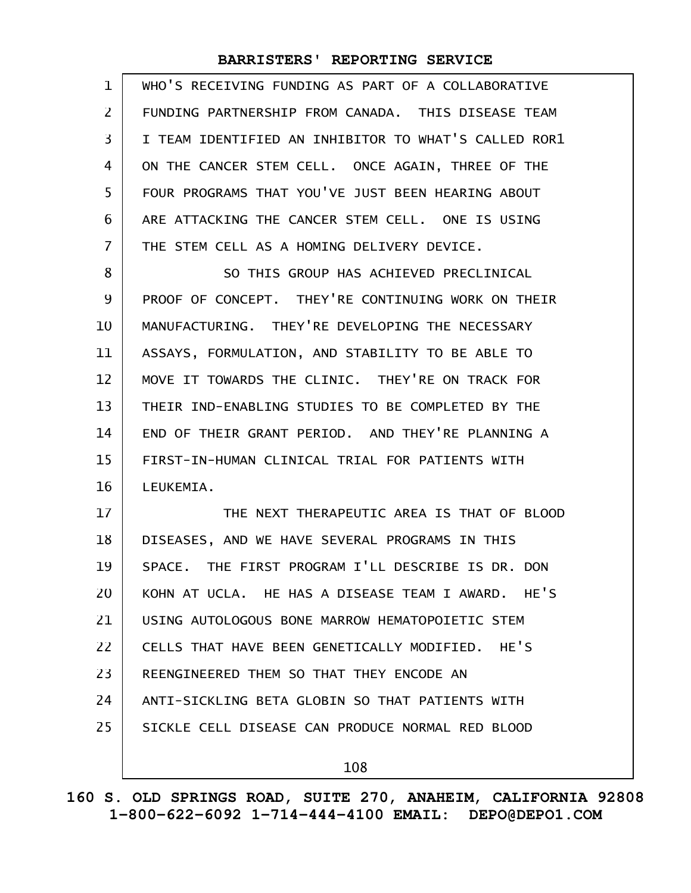WHO'S RECEIVING FUNDING AS PART OF A COLLABORATIVE FUNDING PARTNERSHIP FROM CANADA. THIS DISEASE TEAM I TEAM IDENTIFIED AN INHIBITOR TO WHAT'S CALLED ROR1 ON THE CANCER STEM CELL. ONCE AGAIN, THREE OF THE FOUR PROGRAMS THAT YOU'VE JUST BEEN HEARING ABOUT ARE ATTACKING THE CANCER STEM CELL. ONE IS USING THE STEM CELL AS A HOMING DELIVERY DEVICE.

SO THIS GROUP HAS ACHIEVED PRECLINICAL PROOF OF CONCEPT. THEY'RE CONTINUING WORK ON THEIR MANUFACTURING. THEY'RE DEVELOPING THE NECESSARY ASSAYS, FORMULATION, AND STABILITY TO BE ABLE TO MOVE IT TOWARDS THE CLINIC. THEY'RE ON TRACK FOR THEIR IND-ENABLING STUDIES TO BE COMPLETED BY THE END OF THEIR GRANT PERIOD. AND THEY'RE PLANNING A FIRST-IN-HUMAN CLINICAL TRIAL FOR PATIENTS WITH LEUKEMIA.

THE NEXT THERAPEUTIC AREA IS THAT OF BLOOD DISEASES, AND WE HAVE SEVERAL PROGRAMS IN THIS SPACE. THE FIRST PROGRAM I'LL DESCRIBE IS DR. DON KOHN AT UCLA. HE HAS A DISEASE TEAM I AWARD. HE'S USING AUTOLOGOUS BONE MARROW HEMATOPOIETIC STEM CELLS THAT HAVE BEEN GENETICALLY MODIFIED. HE'S REENGINEERED THEM SO THAT THEY ENCODE AN ANTI-SICKLING BETA GLOBIN SO THAT PATIENTS WITH SICKLE CELL DISEASE CAN PRODUCE NORMAL RED BLOOD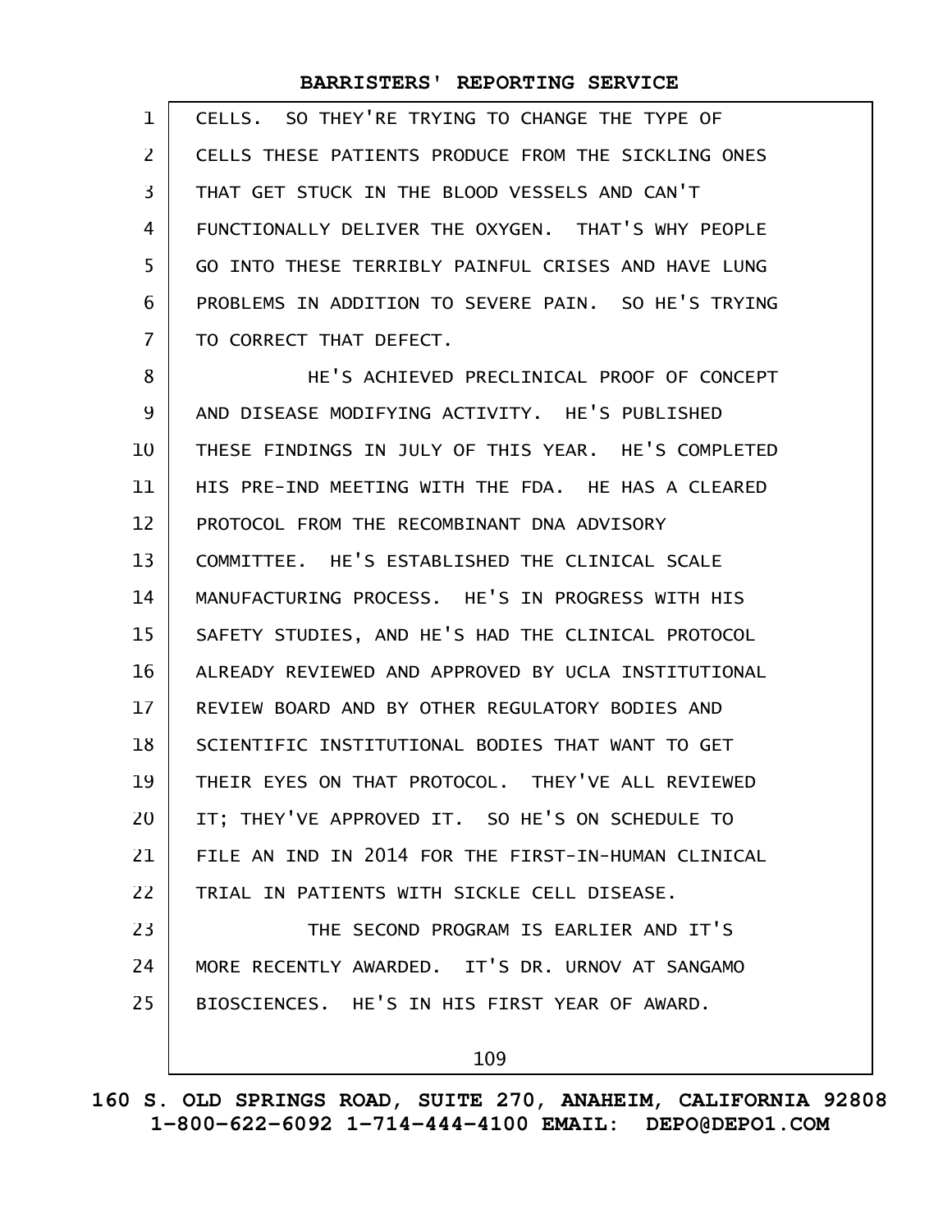CELLS. SO THEY'RE TRYING TO CHANGE THE TYPE OF CELLS THESE PATIENTS PRODUCE FROM THE SICKLING ONES THAT GET STUCK IN THE BLOOD VESSELS AND CAN'T FUNCTIONALLY DELIVER THE OXYGEN. THAT'S WHY PEOPLE GO INTO THESE TERRIBLY PAINFUL CRISES AND HAVE LUNG PROBLEMS IN ADDITION TO SEVERE PAIN. SO HE'S TRYING TO CORRECT THAT DEFECT.

HE'S ACHIEVED PRECLINICAL PROOF OF CONCEPT AND DISEASE MODIFYING ACTIVITY. HE'S PUBLISHED THESE FINDINGS IN JULY OF THIS YEAR. HE'S COMPLETED HIS PRE-IND MEETING WITH THE FDA. HE HAS A CLEARED PROTOCOL FROM THE RECOMBINANT DNA ADVISORY COMMITTEE. HE'S ESTABLISHED THE CLINICAL SCALE MANUFACTURING PROCESS. HE'S IN PROGRESS WITH HIS SAFETY STUDIES, AND HE'S HAD THE CLINICAL PROTOCOL ALREADY REVIEWED AND APPROVED BY UCLA INSTITUTIONAL REVIEW BOARD AND BY OTHER REGULATORY BODIES AND SCIENTIFIC INSTITUTIONAL BODIES THAT WANT TO GET THEIR EYES ON THAT PROTOCOL. THEY'VE ALL REVIEWED IT; THEY'VE APPROVED IT. SO HE'S ON SCHEDULE TO FILE AN IND IN 2014 FOR THE FIRST-IN-HUMAN CLINICAL TRIAL IN PATIENTS WITH SICKLE CELL DISEASE.

THE SECOND PROGRAM IS EARLIER AND IT'S MORE RECENTLY AWARDED. IT'S DR. URNOV AT SANGAMO BIOSCIENCES. HE'S IN HIS FIRST YEAR OF AWARD.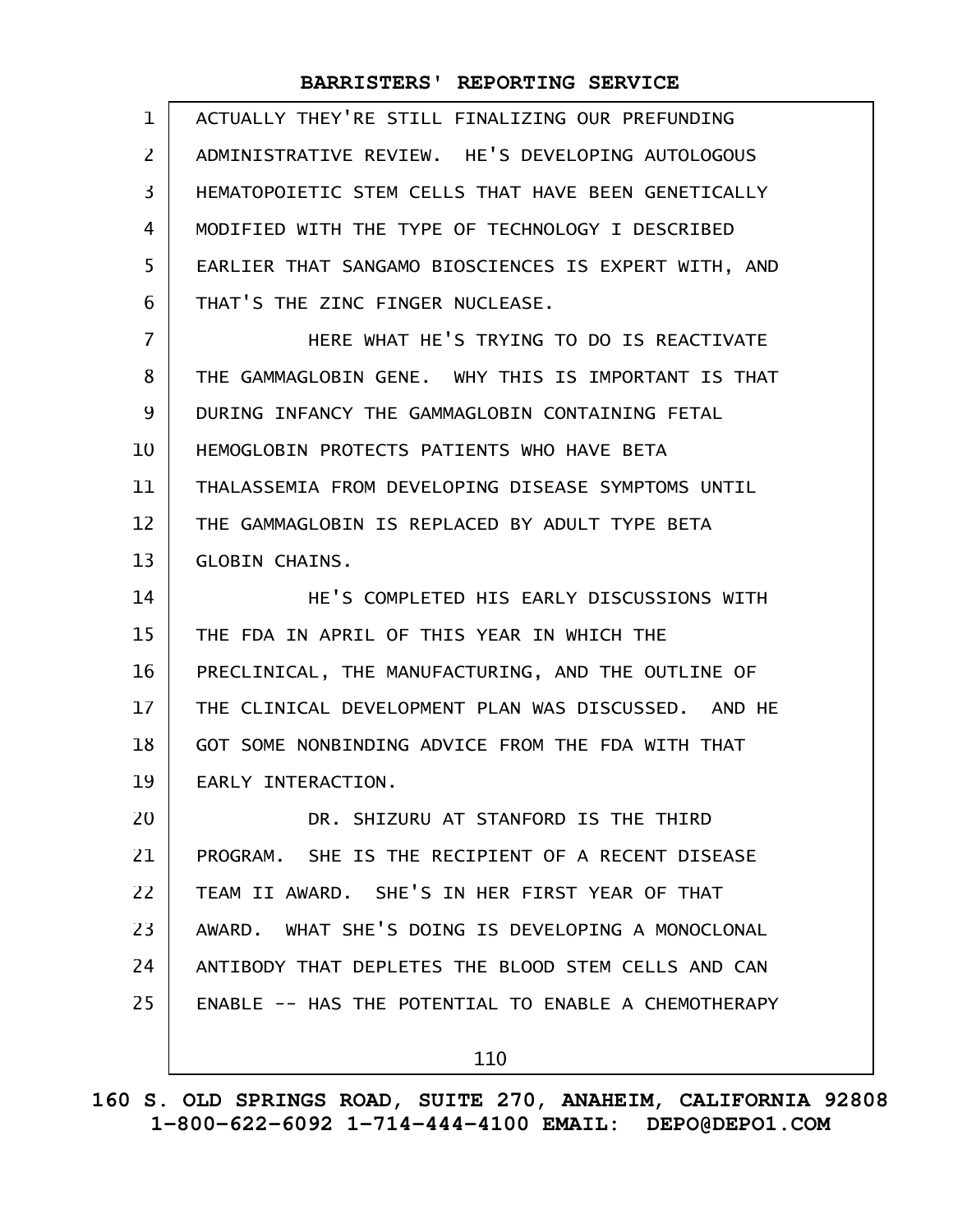ACTUALLY THEY'RE STILL FINALIZING OUR PREFUNDING ADMINISTRATIVE REVIEW. HE'S DEVELOPING AUTOLOGOUS HEMATOPOIETIC STEM CELLS THAT HAVE BEEN GENETICALLY MODIFIED WITH THE TYPE OF TECHNOLOGY I DESCRIBED EARLIER THAT SANGAMO BIOSCIENCES IS EXPERT WITH, AND THAT'S THE ZINC FINGER NUCLEASE.

HERE WHAT HE'S TRYING TO DO IS REACTIVATE THE GAMMAGLOBIN GENE. WHY THIS IS IMPORTANT IS THAT DURING INFANCY THE GAMMAGLOBIN CONTAINING FETAL HEMOGLOBIN PROTECTS PATIENTS WHO HAVE BETA THALASSEMIA FROM DEVELOPING DISEASE SYMPTOMS UNTIL THE GAMMAGLOBIN IS REPLACED BY ADULT TYPE BETA GLOBIN CHAINS.

HE'S COMPLETED HIS EARLY DISCUSSIONS WITH THE FDA IN APRIL OF THIS YEAR IN WHICH THE PRECLINICAL, THE MANUFACTURING, AND THE OUTLINE OF THE CLINICAL DEVELOPMENT PLAN WAS DISCUSSED. AND HE GOT SOME NONBINDING ADVICE FROM THE FDA WITH THAT EARLY INTERACTION.

DR. SHIZURU AT STANFORD IS THE THIRD PROGRAM. SHE IS THE RECIPIENT OF A RECENT DISEASE TEAM II AWARD. SHE'S IN HER FIRST YEAR OF THAT AWARD. WHAT SHE'S DOING IS DEVELOPING A MONOCLONAL ANTIBODY THAT DEPLETES THE BLOOD STEM CELLS AND CAN ENABLE -- HAS THE POTENTIAL TO ENABLE A CHEMOTHERAPY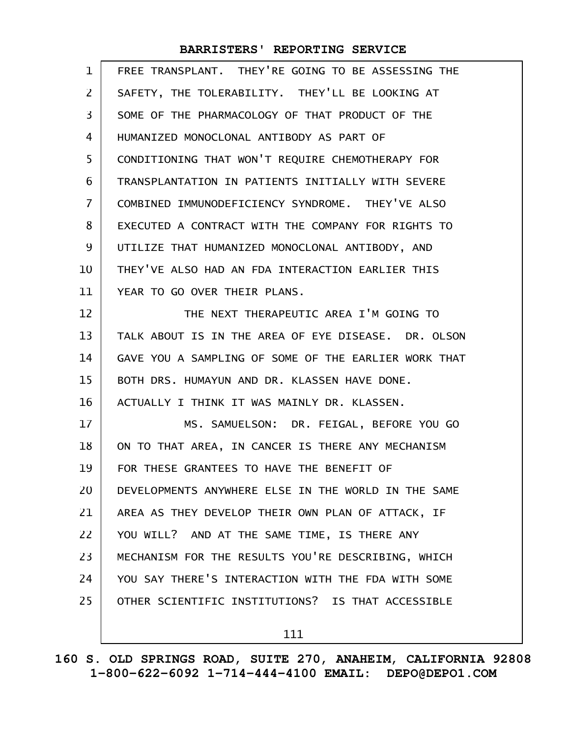FREE TRANSPLANT. THEY'RE GOING TO BE ASSESSING THE SAFETY, THE TOLERABILITY. THEY'LL BE LOOKING AT SOME OF THE PHARMACOLOGY OF THAT PRODUCT OF THE HUMANIZED MONOCLONAL ANTIBODY AS PART OF CONDITIONING THAT WON'T REQUIRE CHEMOTHERAPY FOR TRANSPLANTATION IN PATIENTS INITIALLY WITH SEVERE COMBINED IMMUNODEFICIENCY SYNDROME. THEY'VE ALSO EXECUTED A CONTRACT WITH THE COMPANY FOR RIGHTS TO UTILIZE THAT HUMANIZED MONOCLONAL ANTIBODY, AND THEY'VE ALSO HAD AN FDA INTERACTION EARLIER THIS YEAR TO GO OVER THEIR PLANS.

THE NEXT THERAPEUTIC AREA I'M GOING TO TALK ABOUT IS IN THE AREA OF EYE DISEASE. DR. OLSON GAVE YOU A SAMPLING OF SOME OF THE EARLIER WORK THAT BOTH DRS. HUMAYUN AND DR. KLASSEN HAVE DONE. ACTUALLY I THINK IT WAS MAINLY DR. KLASSEN.

MS. SAMUELSON: DR. FEIGAL, BEFORE YOU GO ON TO THAT AREA, IN CANCER IS THERE ANY MECHANISM FOR THESE GRANTEES TO HAVE THE BENEFIT OF DEVELOPMENTS ANYWHERE ELSE IN THE WORLD IN THE SAME AREA AS THEY DEVELOP THEIR OWN PLAN OF ATTACK, IF YOU WILL? AND AT THE SAME TIME, IS THERE ANY MECHANISM FOR THE RESULTS YOU'RE DESCRIBING, WHICH YOU SAY THERE'S INTERACTION WITH THE FDA WITH SOME OTHER SCIENTIFIC INSTITUTIONS? IS THAT ACCESSIBLE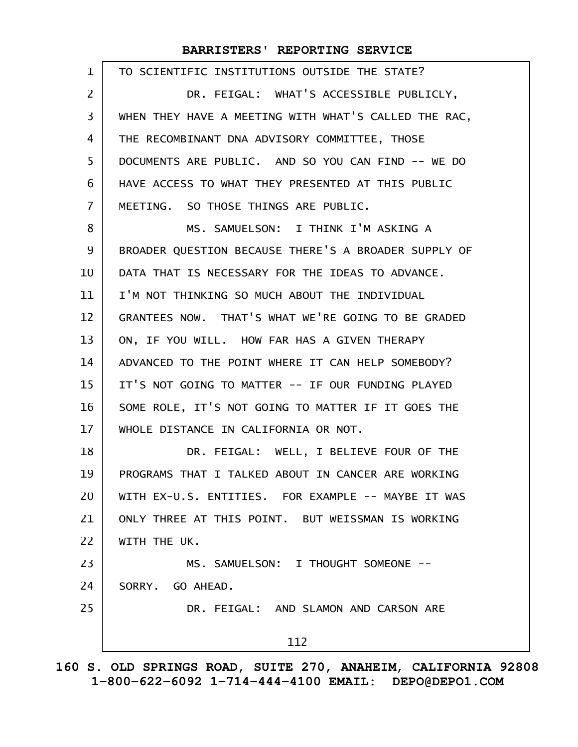TO SCIENTIFIC INSTITUTIONS OUTSIDE THE STATE?

DR. FEIGAL: WHAT'S ACCESSIBLE PUBLICLY, WHEN THEY HAVE A MEETING WITH WHAT'S CALLED THE RAC, THE RECOMBINANT DNA ADVISORY COMMITTEE, THOSE DOCUMENTS ARE PUBLIC. AND SO YOU CAN FIND -- WE DO HAVE ACCESS TO WHAT THEY PRESENTED AT THIS PUBLIC MEETING. SO THOSE THINGS ARE PUBLIC.

MS. SAMUELSON: I THINK I'M ASKING A BROADER QUESTION BECAUSE THERE'S A BROADER SUPPLY OF DATA THAT IS NECESSARY FOR THE IDEAS TO ADVANCE. I'M NOT THINKING SO MUCH ABOUT THE INDIVIDUAL GRANTEES NOW. THAT'S WHAT WE'RE GOING TO BE GRADED ON, IF YOU WILL. HOW FAR HAS A GIVEN THERAPY ADVANCED TO THE POINT WHERE IT CAN HELP SOMEBODY? IT'S NOT GOING TO MATTER -- IF OUR FUNDING PLAYED SOME ROLE, IT'S NOT GOING TO MATTER IF IT GOES THE WHOLE DISTANCE IN CALIFORNIA OR NOT.

DR. FEIGAL: WELL, I BELIEVE FOUR OF THE PROGRAMS THAT I TALKED ABOUT IN CANCER ARE WORKING WITH EX-U.S. ENTITIES. FOR EXAMPLE -- MAYBE IT WAS ONLY THREE AT THIS POINT. BUT WEISSMAN IS WORKING WITH THE UK.

MS. SAMUELSON: I THOUGHT SOMEONE -- SORRY. GO AHEAD.

DR. FEIGAL: AND SLAMON AND CARSON ARE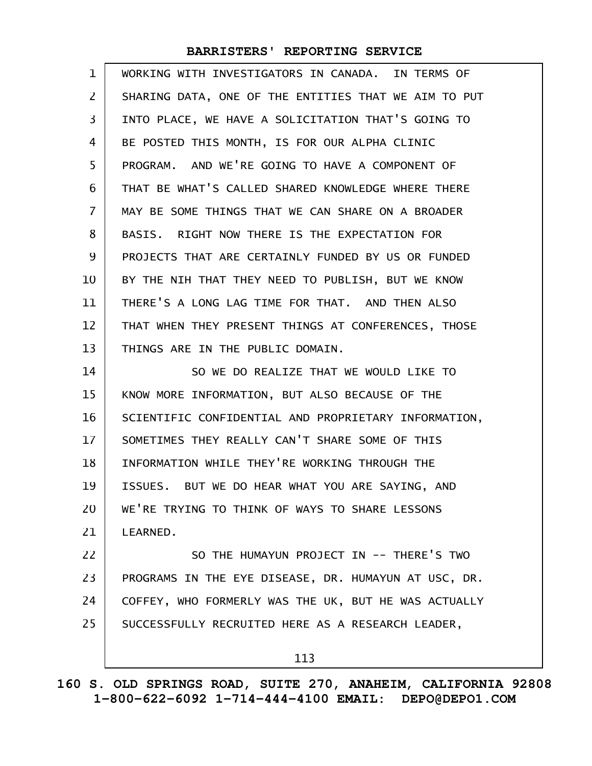WORKING WITH INVESTIGATORS IN CANADA. IN TERMS OF SHARING DATA, ONE OF THE ENTITIES THAT WE AIM TO PUT INTO PLACE, WE HAVE A SOLICITATION THAT'S GOING TO BE POSTED THIS MONTH, IS FOR OUR ALPHA CLINIC PROGRAM. AND WE'RE GOING TO HAVE A COMPONENT OF THAT BE WHAT'S CALLED SHARED KNOWLEDGE WHERE THERE MAY BE SOME THINGS THAT WE CAN SHARE ON A BROADER BASIS. RIGHT NOW THERE IS THE EXPECTATION FOR PROJECTS THAT ARE CERTAINLY FUNDED BY US OR FUNDED BY THE NIH THAT THEY NEED TO PUBLISH, BUT WE KNOW THERE'S A LONG LAG TIME FOR THAT. AND THEN ALSO THAT WHEN THEY PRESENT THINGS AT CONFERENCES, THOSE THINGS ARE IN THE PUBLIC DOMAIN.

SO WE DO REALIZE THAT WE WOULD LIKE TO KNOW MORE INFORMATION, BUT ALSO BECAUSE OF THE SCIENTIFIC CONFIDENTIAL AND PROPRIETARY INFORMATION, SOMETIMES THEY REALLY CAN'T SHARE SOME OF THIS INFORMATION WHILE THEY'RE WORKING THROUGH THE ISSUES. BUT WE DO HEAR WHAT YOU ARE SAYING, AND WE'RE TRYING TO THINK OF WAYS TO SHARE LESSONS LEARNED.

SO THE HUMAYUN PROJECT IN -- THERE'S TWO PROGRAMS IN THE EYE DISEASE, DR. HUMAYUN AT USC, DR. COFFEY, WHO FORMERLY WAS THE UK, BUT HE WAS ACTUALLY SUCCESSFULLY RECRUITED HERE AS A RESEARCH LEADER,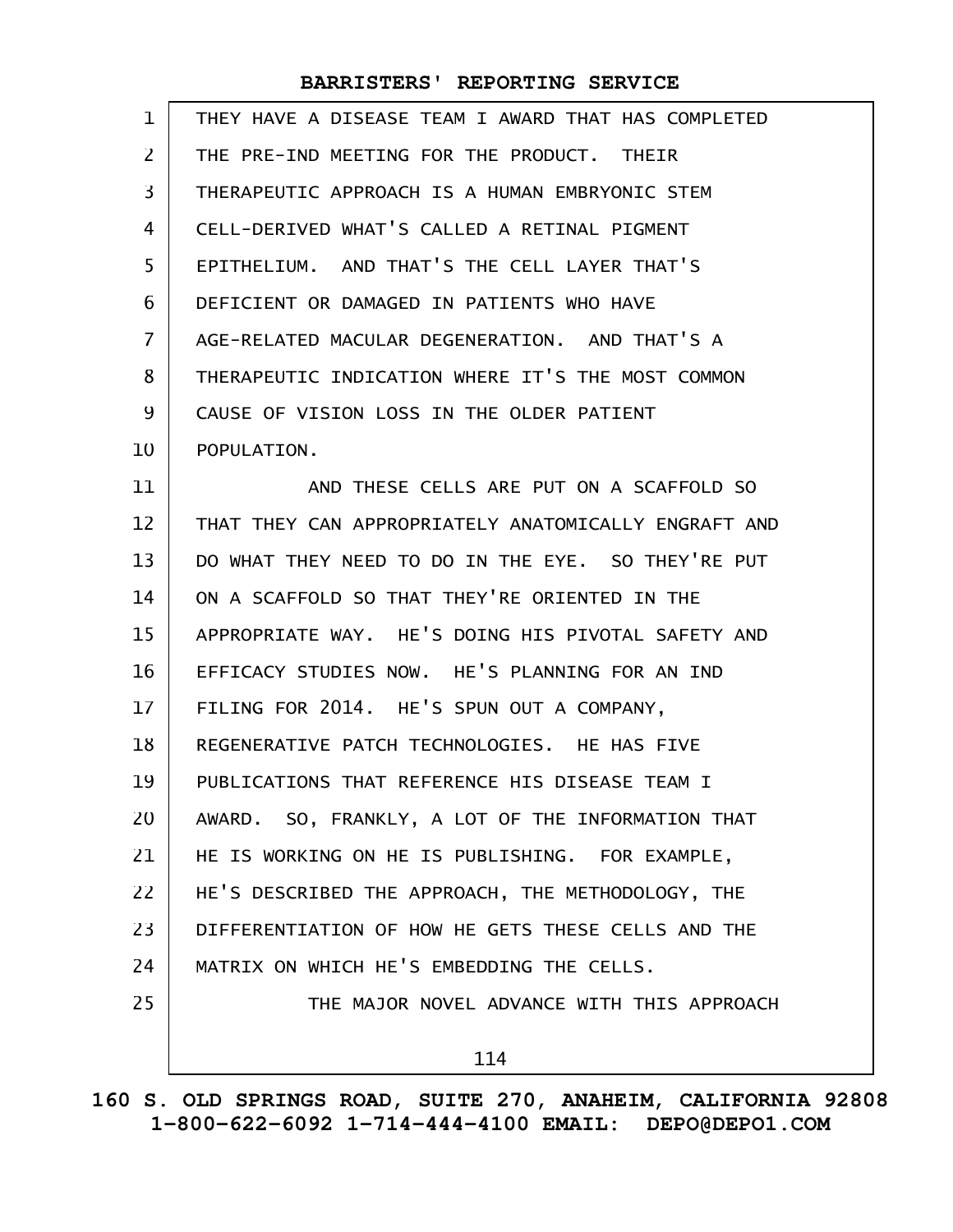THEY HAVE A DISEASE TEAM I AWARD THAT HAS COMPLETED THE PRE-IND MEETING FOR THE PRODUCT. THEIR THERAPEUTIC APPROACH IS A HUMAN EMBRYONIC STEM CELL-DERIVED WHAT'S CALLED A RETINAL PIGMENT EPITHELIUM. AND THAT'S THE CELL LAYER THAT'S DEFICIENT OR DAMAGED IN PATIENTS WHO HAVE AGE-RELATED MACULAR DEGENERATION. AND THAT'S A THERAPEUTIC INDICATION WHERE IT'S THE MOST COMMON CAUSE OF VISION LOSS IN THE OLDER PATIENT POPULATION.

AND THESE CELLS ARE PUT ON A SCAFFOLD SO THAT THEY CAN APPROPRIATELY ANATOMICALLY ENGRAFT AND DO WHAT THEY NEED TO DO IN THE EYE. SO THEY'RE PUT ON A SCAFFOLD SO THAT THEY'RE ORIENTED IN THE APPROPRIATE WAY. HE'S DOING HIS PIVOTAL SAFETY AND EFFICACY STUDIES NOW. HE'S PLANNING FOR AN IND FILING FOR 2014. HE'S SPUN OUT A COMPANY, REGENERATIVE PATCH TECHNOLOGIES. HE HAS FIVE PUBLICATIONS THAT REFERENCE HIS DISEASE TEAM I AWARD. SO, FRANKLY, A LOT OF THE INFORMATION THAT HE IS WORKING ON HE IS PUBLISHING. FOR EXAMPLE, HE'S DESCRIBED THE APPROACH, THE METHODOLOGY, THE DIFFERENTIATION OF HOW HE GETS THESE CELLS AND THE MATRIX ON WHICH HE'S EMBEDDING THE CELLS.

THE MAJOR NOVEL ADVANCE WITH THIS APPROACH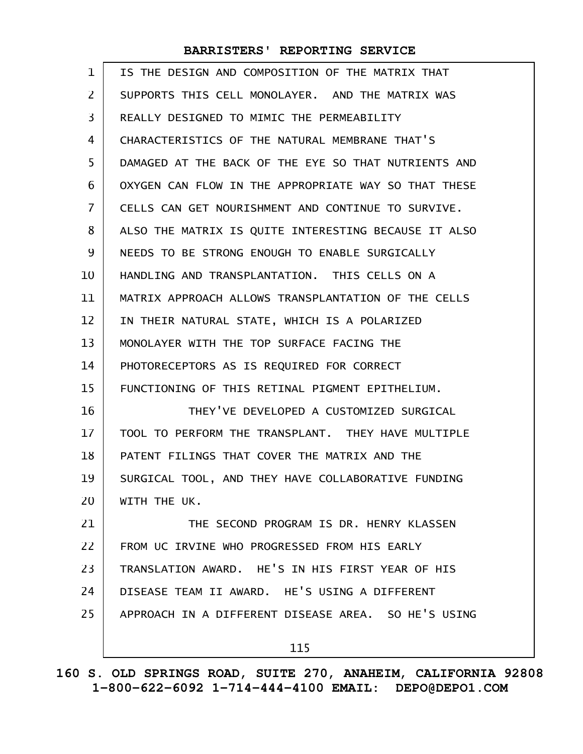IS THE DESIGN AND COMPOSITION OF THE MATRIX THAT SUPPORTS THIS CELL MONOLAYER. AND THE MATRIX WAS REALLY DESIGNED TO MIMIC THE PERMEABILITY CHARACTERISTICS OF THE NATURAL MEMBRANE THAT'S DAMAGED AT THE BACK OF THE EYE SO THAT NUTRIENTS AND OXYGEN CAN FLOW IN THE APPROPRIATE WAY SO THAT THESE CELLS CAN GET NOURISHMENT AND CONTINUE TO SURVIVE. ALSO THE MATRIX IS QUITE INTERESTING BECAUSE IT ALSO NEEDS TO BE STRONG ENOUGH TO ENABLE SURGICALLY HANDLING AND TRANSPLANTATION. THIS CELLS ON A MATRIX APPROACH ALLOWS TRANSPLANTATION OF THE CELLS IN THEIR NATURAL STATE, WHICH IS A POLARIZED MONOLAYER WITH THE TOP SURFACE FACING THE PHOTORECEPTORS AS IS REQUIRED FOR CORRECT FUNCTIONING OF THIS RETINAL PIGMENT EPITHELIUM.

THEY'VE DEVELOPED A CUSTOMIZED SURGICAL TOOL TO PERFORM THE TRANSPLANT. THEY HAVE MULTIPLE PATENT FILINGS THAT COVER THE MATRIX AND THE SURGICAL TOOL, AND THEY HAVE COLLABORATIVE FUNDING WITH THE UK.

THE SECOND PROGRAM IS DR. HENRY KLASSEN FROM UC IRVINE WHO PROGRESSED FROM HIS EARLY TRANSLATION AWARD. HE'S IN HIS FIRST YEAR OF HIS DISEASE TEAM II AWARD. HE'S USING A DIFFERENT APPROACH IN A DIFFERENT DISEASE AREA. SO HE'S USING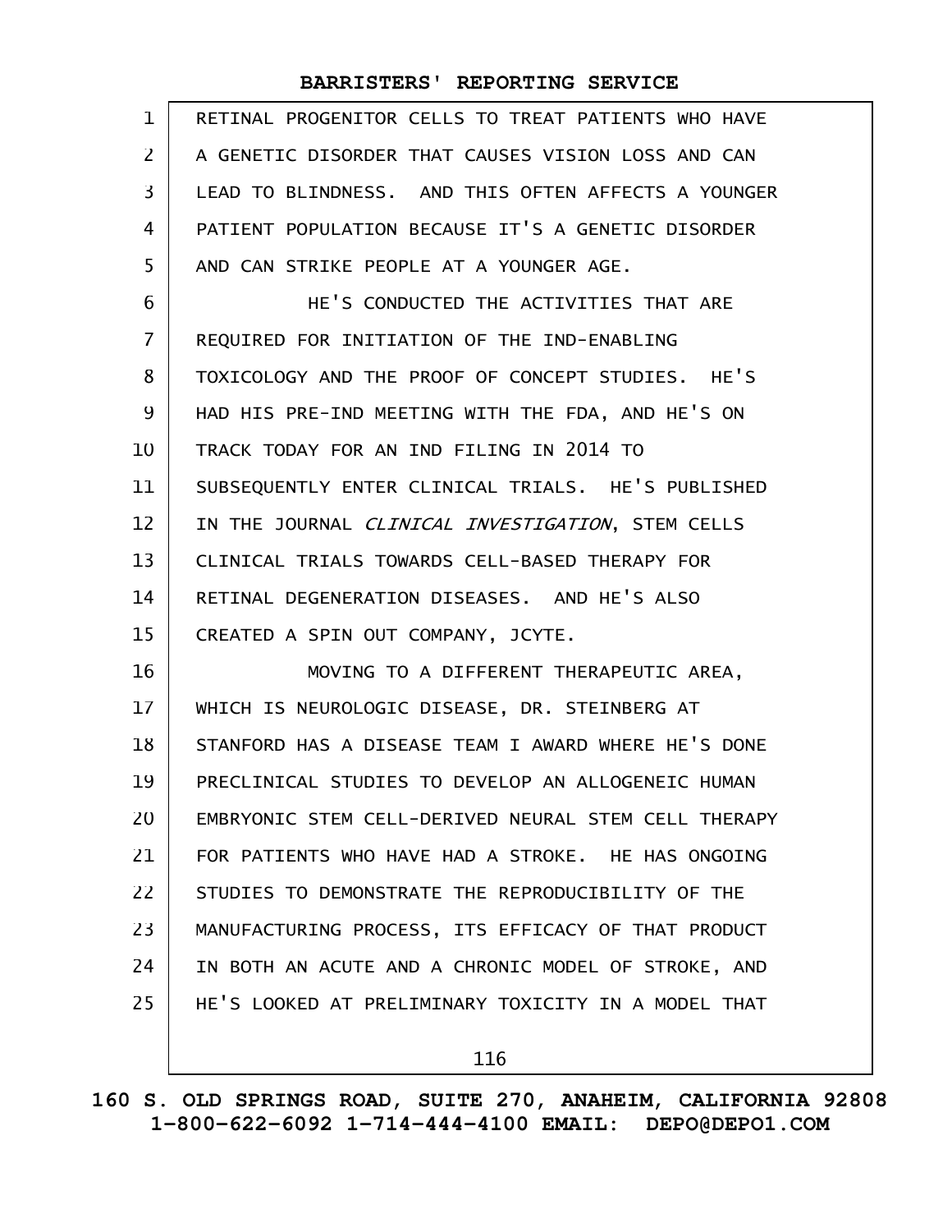RETINAL PROGENITOR CELLS TO TREAT PATIENTS WHO HAVE A GENETIC DISORDER THAT CAUSES VISION LOSS AND CAN LEAD TO BLINDNESS. AND THIS OFTEN AFFECTS A YOUNGER PATIENT POPULATION BECAUSE IT'S A GENETIC DISORDER AND CAN STRIKE PEOPLE AT A YOUNGER AGE.

HE'S CONDUCTED THE ACTIVITIES THAT ARE REQUIRED FOR INITIATION OF THE IND-ENABLING TOXICOLOGY AND THE PROOF OF CONCEPT STUDIES. HE'S HAD HIS PRE-IND MEETING WITH THE FDA, AND HE'S ON TRACK TODAY FOR AN IND FILING IN 2014 TO SUBSEQUENTLY ENTER CLINICAL TRIALS. HE'S PUBLISHED IN THE JOURNAL *CLINICAL INVESTIGATION*, STEM CELLS CLINICAL TRIALS TOWARDS CELL-BASED THERAPY FOR RETINAL DEGENERATION DISEASES. AND HE'S ALSO CREATED A SPIN OUT COMPANY, JCYTE.

MOVING TO A DIFFERENT THERAPEUTIC AREA, WHICH IS NEUROLOGIC DISEASE, DR. STEINBERG AT STANFORD HAS A DISEASE TEAM I AWARD WHERE HE'S DONE PRECLINICAL STUDIES TO DEVELOP AN ALLOGENEIC HUMAN EMBRYONIC STEM CELL-DERIVED NEURAL STEM CELL THERAPY FOR PATIENTS WHO HAVE HAD A STROKE. HE HAS ONGOING STUDIES TO DEMONSTRATE THE REPRODUCIBILITY OF THE MANUFACTURING PROCESS, ITS EFFICACY OF THAT PRODUCT IN BOTH AN ACUTE AND A CHRONIC MODEL OF STROKE, AND HE'S LOOKED AT PRELIMINARY TOXICITY IN A MODEL THAT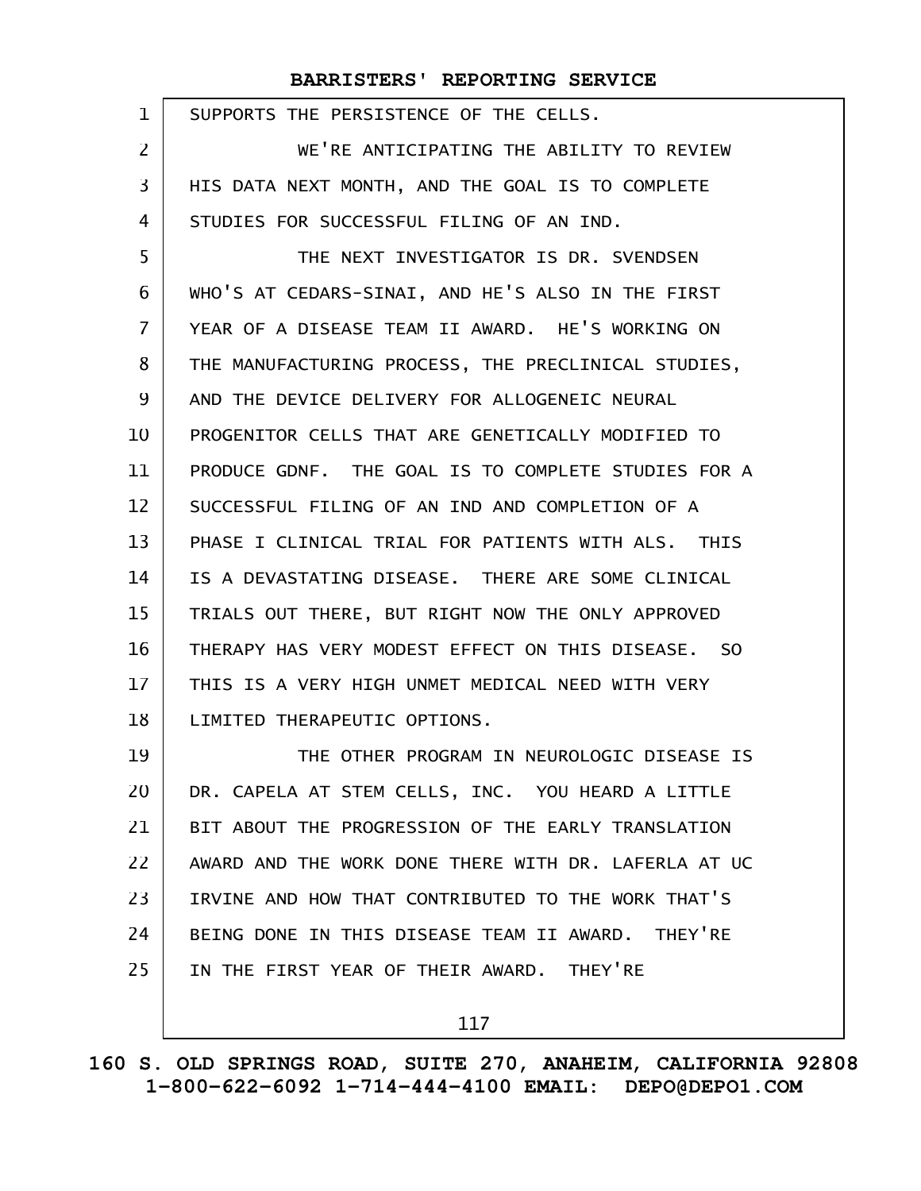SUPPORTS THE PERSISTENCE OF THE CELLS.

WE'RE ANTICIPATING THE ABILITY TO REVIEW HIS DATA NEXT MONTH, AND THE GOAL IS TO COMPLETE STUDIES FOR SUCCESSFUL FILING OF AN IND.

THE NEXT INVESTIGATOR IS DR. SVENDSEN WHO'S AT CEDARS-SINAI, AND HE'S ALSO IN THE FIRST YEAR OF A DISEASE TEAM II AWARD. HE'S WORKING ON THE MANUFACTURING PROCESS, THE PRECLINICAL STUDIES, AND THE DEVICE DELIVERY FOR ALLOGENEIC NEURAL PROGENITOR CELLS THAT ARE GENETICALLY MODIFIED TO PRODUCE GDNF. THE GOAL IS TO COMPLETE STUDIES FOR A SUCCESSFUL FILING OF AN IND AND COMPLETION OF A PHASE I CLINICAL TRIAL FOR PATIENTS WITH ALS. THIS IS A DEVASTATING DISEASE. THERE ARE SOME CLINICAL TRIALS OUT THERE, BUT RIGHT NOW THE ONLY APPROVED THERAPY HAS VERY MODEST EFFECT ON THIS DISEASE. SO THIS IS A VERY HIGH UNMET MEDICAL NEED WITH VERY LIMITED THERAPEUTIC OPTIONS.

THE OTHER PROGRAM IN NEUROLOGIC DISEASE IS DR. CAPELA AT STEM CELLS, INC. YOU HEARD A LITTLE BIT ABOUT THE PROGRESSION OF THE EARLY TRANSLATION AWARD AND THE WORK DONE THERE WITH DR. LAFERLA AT UC IRVINE AND HOW THAT CONTRIBUTED TO THE WORK THAT'S BEING DONE IN THIS DISEASE TEAM II AWARD. THEY'RE IN THE FIRST YEAR OF THEIR AWARD. THEY'RE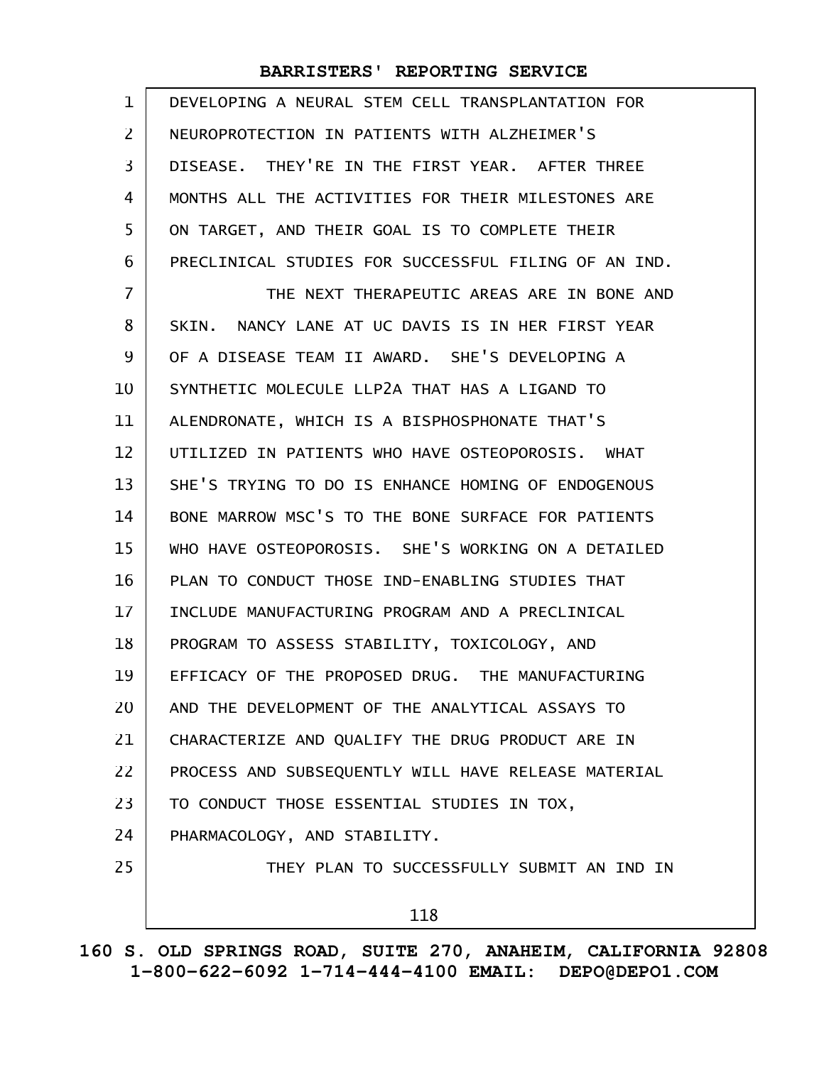DEVELOPING A NEURAL STEM CELL TRANSPLANTATION FOR NEUROPROTECTION IN PATIENTS WITH ALZHEIMER'S DISEASE. THEY'RE IN THE FIRST YEAR. AFTER THREE MONTHS ALL THE ACTIVITIES FOR THEIR MILESTONES ARE ON TARGET, AND THEIR GOAL IS TO COMPLETE THEIR PRECLINICAL STUDIES FOR SUCCESSFUL FILING OF AN IND.

THE NEXT THERAPEUTIC AREAS ARE IN BONE AND SKIN. NANCY LANE AT UC DAVIS IS IN HER FIRST YEAR OF A DISEASE TEAM II AWARD. SHE'S DEVELOPING A SYNTHETIC MOLECULE LLP2A THAT HAS A LIGAND TO ALENDRONATE, WHICH IS A BISPHOSPHONATE THAT'S UTILIZED IN PATIENTS WHO HAVE OSTEOPOROSIS. WHAT SHE'S TRYING TO DO IS ENHANCE HOMING OF ENDOGENOUS BONE MARROW MSC'S TO THE BONE SURFACE FOR PATIENTS WHO HAVE OSTEOPOROSIS. SHE'S WORKING ON A DETAILED PLAN TO CONDUCT THOSE IND-ENABLING STUDIES THAT INCLUDE MANUFACTURING PROGRAM AND A PRECLINICAL PROGRAM TO ASSESS STABILITY, TOXICOLOGY, AND EFFICACY OF THE PROPOSED DRUG. THE MANUFACTURING AND THE DEVELOPMENT OF THE ANALYTICAL ASSAYS TO CHARACTERIZE AND QUALIFY THE DRUG PRODUCT ARE IN PROCESS AND SUBSEQUENTLY WILL HAVE RELEASE MATERIAL TO CONDUCT THOSE ESSENTIAL STUDIES IN TOX, PHARMACOLOGY, AND STABILITY.

THEY PLAN TO SUCCESSFULLY SUBMIT AN IND IN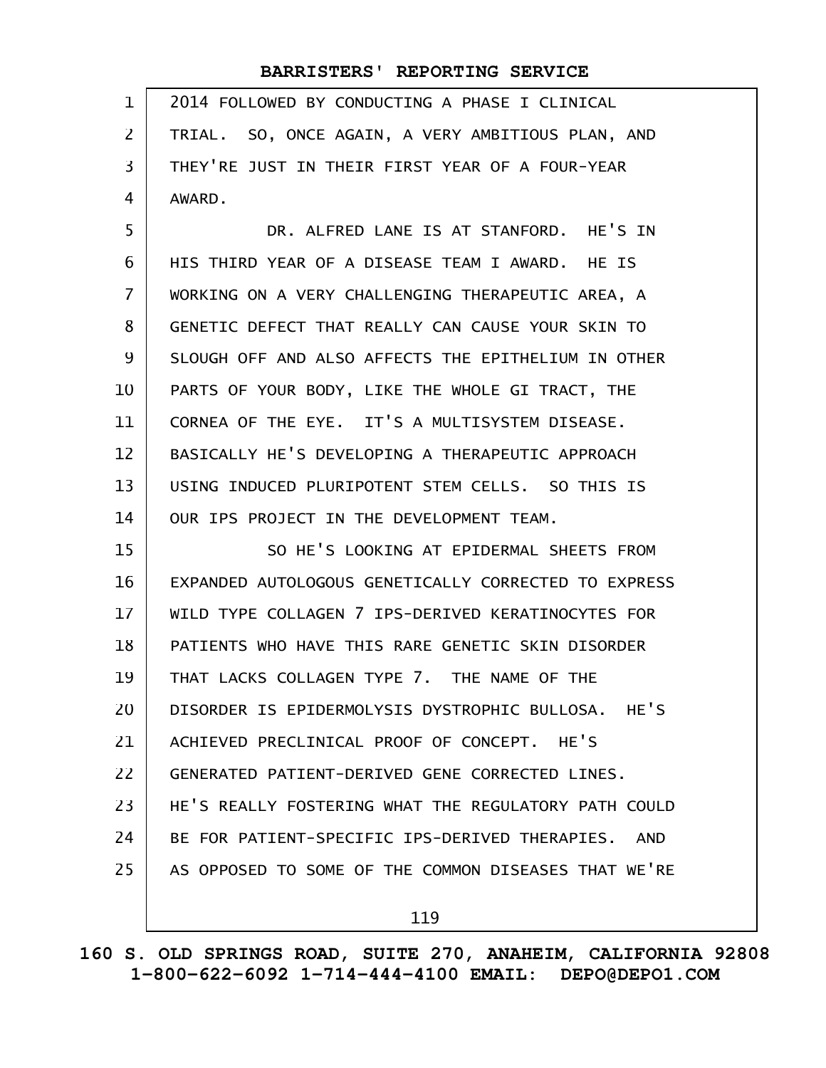2014 FOLLOWED BY CONDUCTING A PHASE I CLINICAL TRIAL. SO, ONCE AGAIN, A VERY AMBITIOUS PLAN, AND THEY'RE JUST IN THEIR FIRST YEAR OF A FOUR-YEAR AWARD.

DR. ALFRED LANE IS AT STANFORD. HE'S IN HIS THIRD YEAR OF A DISEASE TEAM I AWARD. HE IS WORKING ON A VERY CHALLENGING THERAPEUTIC AREA, A GENETIC DEFECT THAT REALLY CAN CAUSE YOUR SKIN TO SLOUGH OFF AND ALSO AFFECTS THE EPITHELIUM IN OTHER PARTS OF YOUR BODY, LIKE THE WHOLE GI TRACT, THE CORNEA OF THE EYE. IT'S A MULTISYSTEM DISEASE. BASICALLY HE'S DEVELOPING A THERAPEUTIC APPROACH USING INDUCED PLURIPOTENT STEM CELLS. SO THIS IS OUR IPS PROJECT IN THE DEVELOPMENT TEAM.

SO HE'S LOOKING AT EPIDERMAL SHEETS FROM EXPANDED AUTOLOGOUS GENETICALLY CORRECTED TO EXPRESS WILD TYPE COLLAGEN 7 IPS-DERIVED KERATINOCYTES FOR PATIENTS WHO HAVE THIS RARE GENETIC SKIN DISORDER THAT LACKS COLLAGEN TYPE 7. THE NAME OF THE DISORDER IS EPIDERMOLYSIS DYSTROPHIC BULLOSA. HE'S ACHIEVED PRECLINICAL PROOF OF CONCEPT. HE'S GENERATED PATIENT-DERIVED GENE CORRECTED LINES. HE'S REALLY FOSTERING WHAT THE REGULATORY PATH COULD BE FOR PATIENT-SPECIFIC IPS-DERIVED THERAPIES. AND AS OPPOSED TO SOME OF THE COMMON DISEASES THAT WE'RE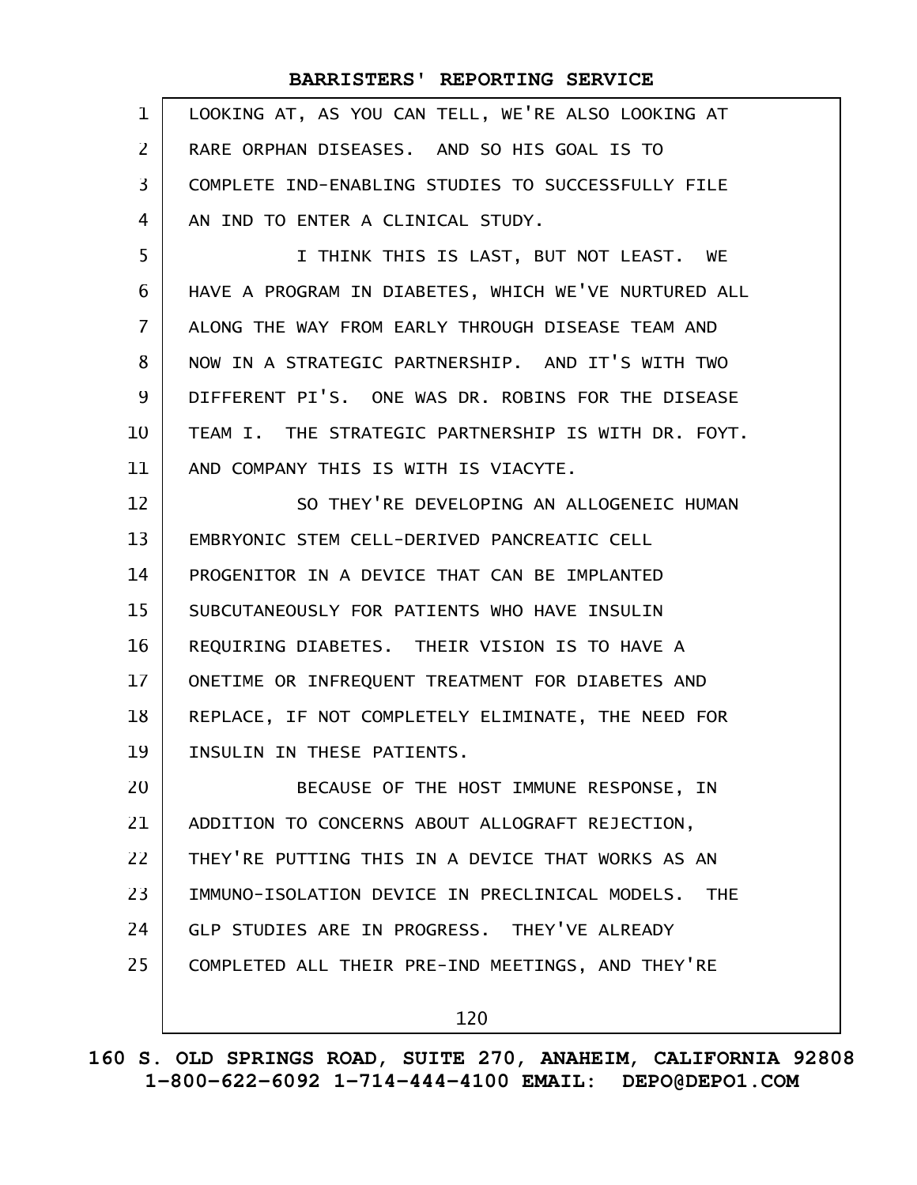LOOKING AT, AS YOU CAN TELL, WE'RE ALSO LOOKING AT RARE ORPHAN DISEASES. AND SO HIS GOAL IS TO COMPLETE IND-ENABLING STUDIES TO SUCCESSFULLY FILE AN IND TO ENTER A CLINICAL STUDY.

I THINK THIS IS LAST, BUT NOT LEAST. WE HAVE A PROGRAM IN DIABETES, WHICH WE'VE NURTURED ALL ALONG THE WAY FROM EARLY THROUGH DISEASE TEAM AND NOW IN A STRATEGIC PARTNERSHIP. AND IT'S WITH TWO DIFFERENT PI'S. ONE WAS DR. ROBINS FOR THE DISEASE TEAM I. THE STRATEGIC PARTNERSHIP IS WITH DR. FOYT. AND COMPANY THIS IS WITH IS VIACYTE.

SO THEY'RE DEVELOPING AN ALLOGENEIC HUMAN EMBRYONIC STEM CELL-DERIVED PANCREATIC CELL PROGENITOR IN A DEVICE THAT CAN BE IMPLANTED SUBCUTANEOUSLY FOR PATIENTS WHO HAVE INSULIN REQUIRING DIABETES. THEIR VISION IS TO HAVE A ONETIME OR INFREQUENT TREATMENT FOR DIABETES AND REPLACE, IF NOT COMPLETELY ELIMINATE, THE NEED FOR INSULIN IN THESE PATIENTS.

BECAUSE OF THE HOST IMMUNE RESPONSE, IN ADDITION TO CONCERNS ABOUT ALLOGRAFT REJECTION, THEY'RE PUTTING THIS IN A DEVICE THAT WORKS AS AN IMMUNO-ISOLATION DEVICE IN PRECLINICAL MODELS. THE GLP STUDIES ARE IN PROGRESS. THEY'VE ALREADY COMPLETED ALL THEIR PRE-IND MEETINGS, AND THEY'RE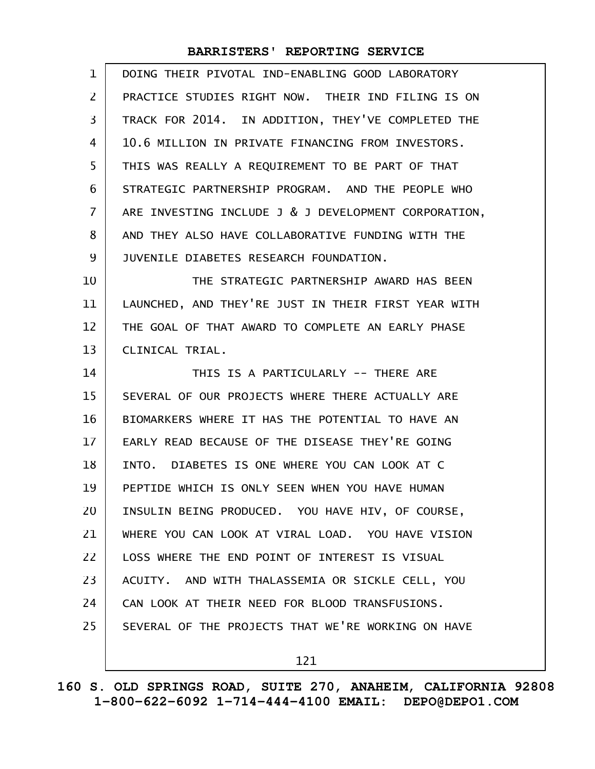DOING THEIR PIVOTAL IND-ENABLING GOOD LABORATORY PRACTICE STUDIES RIGHT NOW. THEIR IND FILING IS ON TRACK FOR 2014. IN ADDITION, THEY'VE COMPLETED THE 10.6 MILLION IN PRIVATE FINANCING FROM INVESTORS. THIS WAS REALLY A REQUIREMENT TO BE PART OF THAT STRATEGIC PARTNERSHIP PROGRAM. AND THE PEOPLE WHO ARE INVESTING INCLUDE J & J DEVELOPMENT CORPORATION, AND THEY ALSO HAVE COLLABORATIVE FUNDING WITH THE JUVENILE DIABETES RESEARCH FOUNDATION.

THE STRATEGIC PARTNERSHIP AWARD HAS BEEN LAUNCHED, AND THEY'RE JUST IN THEIR FIRST YEAR WITH THE GOAL OF THAT AWARD TO COMPLETE AN EARLY PHASE CLINICAL TRIAL.

THIS IS A PARTICULARLY -- THERE ARE SEVERAL OF OUR PROJECTS WHERE THERE ACTUALLY ARE BIOMARKERS WHERE IT HAS THE POTENTIAL TO HAVE AN EARLY READ BECAUSE OF THE DISEASE THEY'RE GOING INTO. DIABETES IS ONE WHERE YOU CAN LOOK AT C PEPTIDE WHICH IS ONLY SEEN WHEN YOU HAVE HUMAN INSULIN BEING PRODUCED. YOU HAVE HIV, OF COURSE, WHERE YOU CAN LOOK AT VIRAL LOAD. YOU HAVE VISION LOSS WHERE THE END POINT OF INTEREST IS VISUAL ACUITY. AND WITH THALASSEMIA OR SICKLE CELL, YOU CAN LOOK AT THEIR NEED FOR BLOOD TRANSFUSIONS. SEVERAL OF THE PROJECTS THAT WE'RE WORKING ON HAVE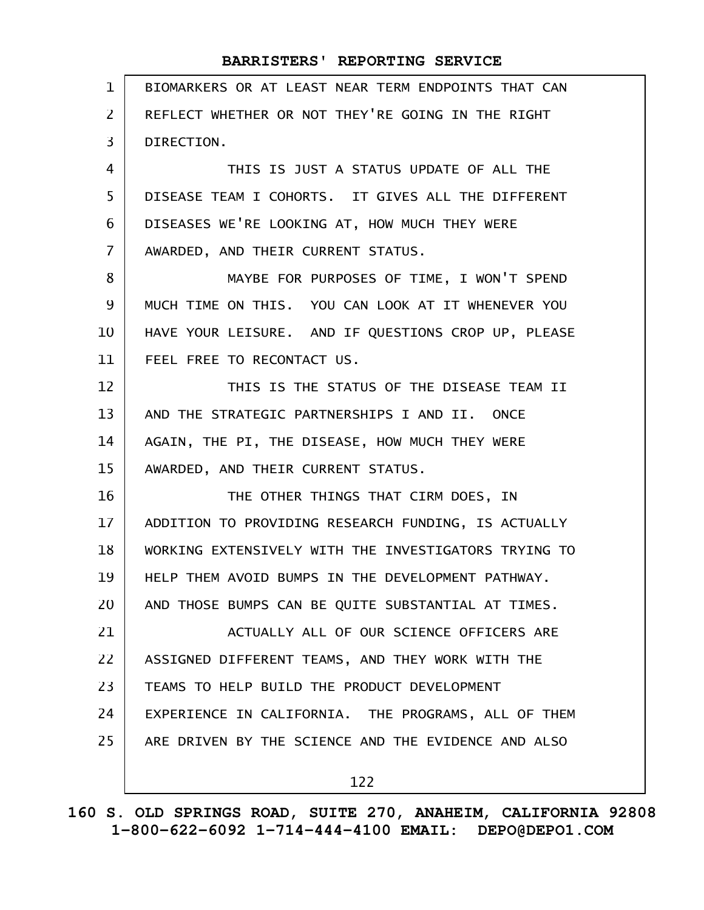BIOMARKERS OR AT LEAST NEAR TERM ENDPOINTS THAT CAN REFLECT WHETHER OR NOT THEY'RE GOING IN THE RIGHT DIRECTION.

THIS IS JUST A STATUS UPDATE OF ALL THE DISEASE TEAM I COHORTS. IT GIVES ALL THE DIFFERENT DISEASES WE'RE LOOKING AT, HOW MUCH THEY WERE AWARDED, AND THEIR CURRENT STATUS.

MAYBE FOR PURPOSES OF TIME, I WON'T SPEND MUCH TIME ON THIS. YOU CAN LOOK AT IT WHENEVER YOU HAVE YOUR LEISURE. AND IF QUESTIONS CROP UP, PLEASE FEEL FREE TO RECONTACT US.

THIS IS THE STATUS OF THE DISEASE TEAM II AND THE STRATEGIC PARTNERSHIPS I AND II. ONCE AGAIN, THE PI, THE DISEASE, HOW MUCH THEY WERE AWARDED, AND THEIR CURRENT STATUS.

THE OTHER THINGS THAT CIRM DOES, IN ADDITION TO PROVIDING RESEARCH FUNDING, IS ACTUALLY WORKING EXTENSIVELY WITH THE INVESTIGATORS TRYING TO HELP THEM AVOID BUMPS IN THE DEVELOPMENT PATHWAY. AND THOSE BUMPS CAN BE QUITE SUBSTANTIAL AT TIMES.

ACTUALLY ALL OF OUR SCIENCE OFFICERS ARE ASSIGNED DIFFERENT TEAMS, AND THEY WORK WITH THE TEAMS TO HELP BUILD THE PRODUCT DEVELOPMENT EXPERIENCE IN CALIFORNIA. THE PROGRAMS, ALL OF THEM ARE DRIVEN BY THE SCIENCE AND THE EVIDENCE AND ALSO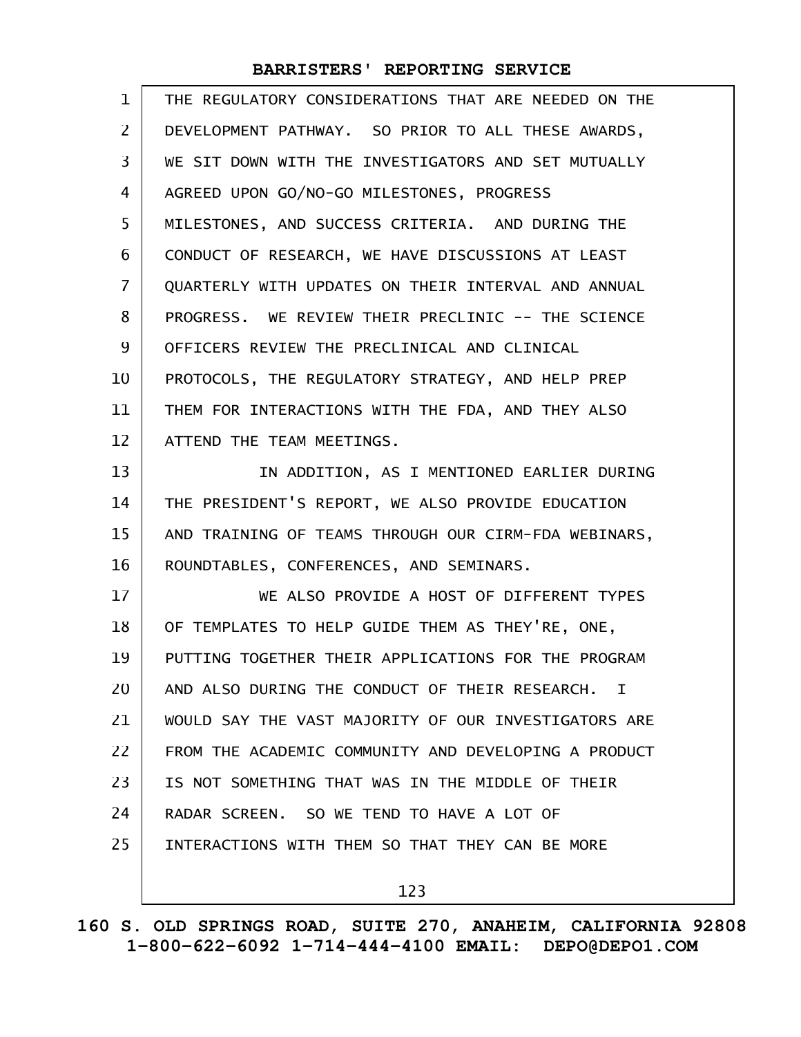THE REGULATORY CONSIDERATIONS THAT ARE NEEDED ON THE DEVELOPMENT PATHWAY. SO PRIOR TO ALL THESE AWARDS, WE SIT DOWN WITH THE INVESTIGATORS AND SET MUTUALLY AGREED UPON GO/NO-GO MILESTONES, PROGRESS MILESTONES, AND SUCCESS CRITERIA. AND DURING THE CONDUCT OF RESEARCH, WE HAVE DISCUSSIONS AT LEAST QUARTERLY WITH UPDATES ON THEIR INTERVAL AND ANNUAL PROGRESS. WE REVIEW THEIR PRECLINIC -- THE SCIENCE OFFICERS REVIEW THE PRECLINICAL AND CLINICAL PROTOCOLS, THE REGULATORY STRATEGY, AND HELP PREP THEM FOR INTERACTIONS WITH THE FDA, AND THEY ALSO ATTEND THE TEAM MEETINGS.

IN ADDITION, AS I MENTIONED EARLIER DURING THE PRESIDENT'S REPORT, WE ALSO PROVIDE EDUCATION AND TRAINING OF TEAMS THROUGH OUR CIRM-FDA WEBINARS, ROUNDTABLES, CONFERENCES, AND SEMINARS.

WE ALSO PROVIDE A HOST OF DIFFERENT TYPES OF TEMPLATES TO HELP GUIDE THEM AS THEY'RE, ONE, PUTTING TOGETHER THEIR APPLICATIONS FOR THE PROGRAM AND ALSO DURING THE CONDUCT OF THEIR RESEARCH. I WOULD SAY THE VAST MAJORITY OF OUR INVESTIGATORS ARE FROM THE ACADEMIC COMMUNITY AND DEVELOPING A PRODUCT IS NOT SOMETHING THAT WAS IN THE MIDDLE OF THEIR RADAR SCREEN. SO WE TEND TO HAVE A LOT OF INTERACTIONS WITH THEM SO THAT THEY CAN BE MORE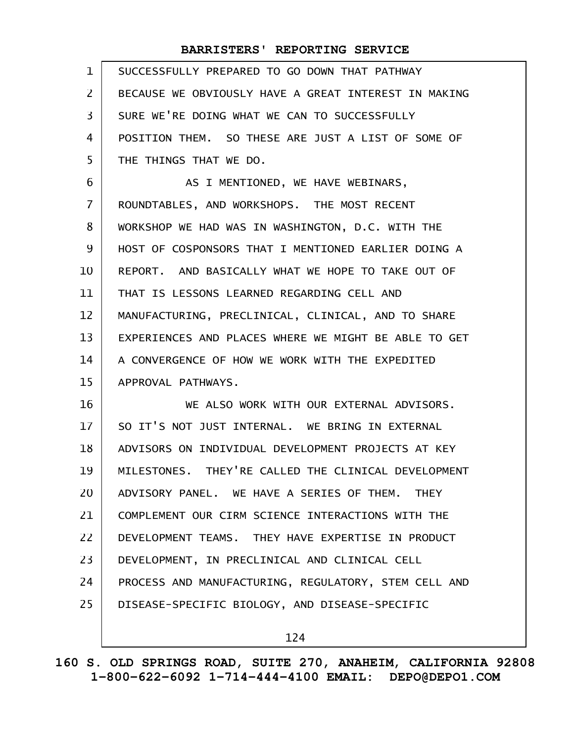SUCCESSFULLY PREPARED TO GO DOWN THAT PATHWAY BECAUSE WE OBVIOUSLY HAVE A GREAT INTEREST IN MAKING SURE WE'RE DOING WHAT WE CAN TO SUCCESSFULLY POSITION THEM. SO THESE ARE JUST A LIST OF SOME OF THE THINGS THAT WE DO.

AS I MENTIONED, WE HAVE WEBINARS, ROUNDTABLES, AND WORKSHOPS. THE MOST RECENT WORKSHOP WE HAD WAS IN WASHINGTON, D.C. WITH THE HOST OF COSPONSORS THAT I MENTIONED EARLIER DOING A REPORT. AND BASICALLY WHAT WE HOPE TO TAKE OUT OF THAT IS LESSONS LEARNED REGARDING CELL AND MANUFACTURING, PRECLINICAL, CLINICAL, AND TO SHARE EXPERIENCES AND PLACES WHERE WE MIGHT BE ABLE TO GET A CONVERGENCE OF HOW WE WORK WITH THE EXPEDITED APPROVAL PATHWAYS.

WE ALSO WORK WITH OUR EXTERNAL ADVISORS. SO IT'S NOT JUST INTERNAL. WE BRING IN EXTERNAL ADVISORS ON INDIVIDUAL DEVELOPMENT PROJECTS AT KEY MILESTONES. THEY'RE CALLED THE CLINICAL DEVELOPMENT ADVISORY PANEL. WE HAVE A SERIES OF THEM. THEY COMPLEMENT OUR CIRM SCIENCE INTERACTIONS WITH THE DEVELOPMENT TEAMS. THEY HAVE EXPERTISE IN PRODUCT DEVELOPMENT, IN PRECLINICAL AND CLINICAL CELL PROCESS AND MANUFACTURING, REGULATORY, STEM CELL AND DISEASE-SPECIFIC BIOLOGY, AND DISEASE-SPECIFIC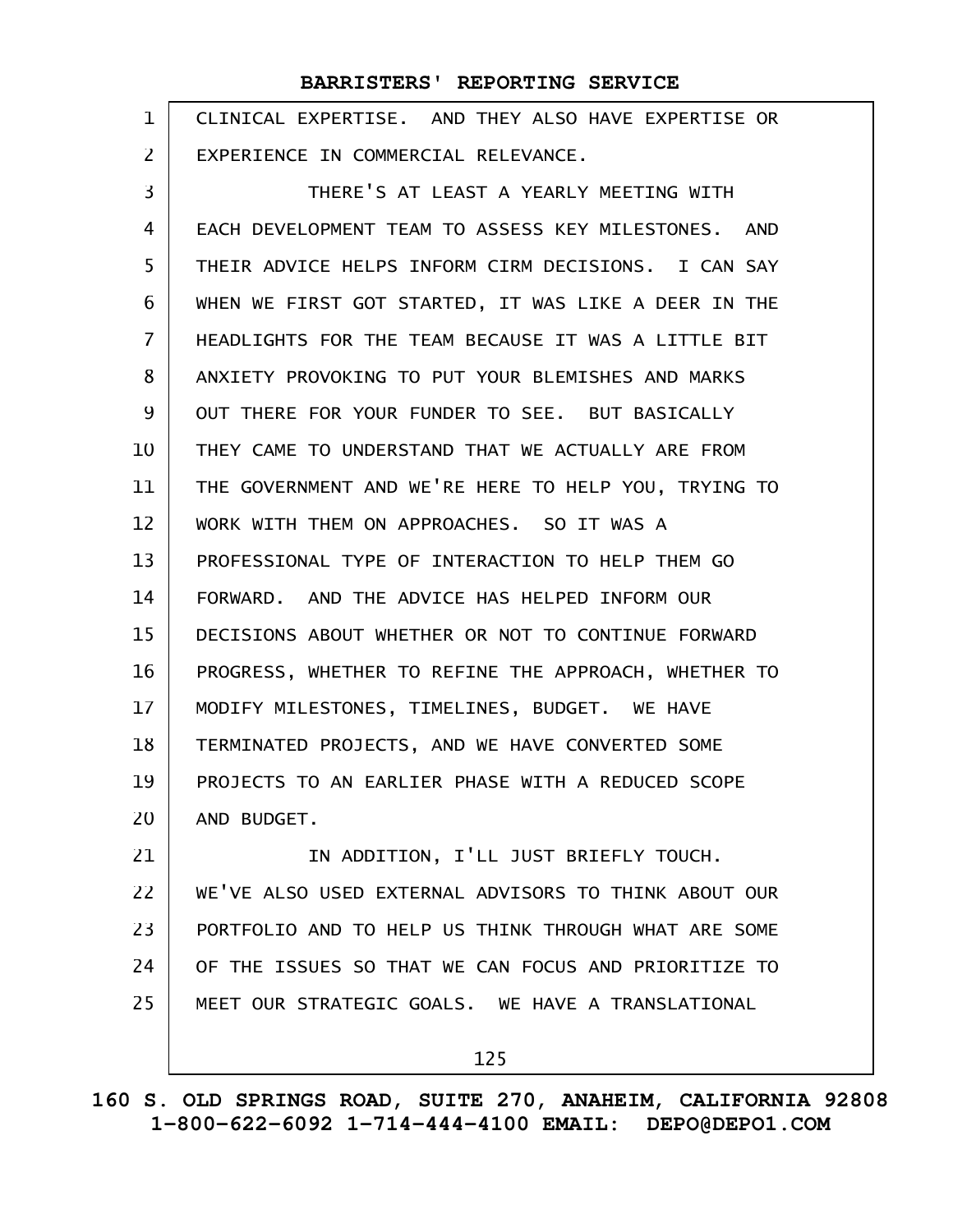CLINICAL EXPERTISE. AND THEY ALSO HAVE EXPERTISE OR EXPERIENCE IN COMMERCIAL RELEVANCE.

THERE'S AT LEAST A YEARLY MEETING WITH EACH DEVELOPMENT TEAM TO ASSESS KEY MILESTONES. AND THEIR ADVICE HELPS INFORM CIRM DECISIONS. I CAN SAY WHEN WE FIRST GOT STARTED, IT WAS LIKE A DEER IN THE HEADLIGHTS FOR THE TEAM BECAUSE IT WAS A LITTLE BIT ANXIETY PROVOKING TO PUT YOUR BLEMISHES AND MARKS OUT THERE FOR YOUR FUNDER TO SEE. BUT BASICALLY THEY CAME TO UNDERSTAND THAT WE ACTUALLY ARE FROM THE GOVERNMENT AND WE'RE HERE TO HELP YOU, TRYING TO WORK WITH THEM ON APPROACHES. SO IT WAS A PROFESSIONAL TYPE OF INTERACTION TO HELP THEM GO FORWARD. AND THE ADVICE HAS HELPED INFORM OUR DECISIONS ABOUT WHETHER OR NOT TO CONTINUE FORWARD PROGRESS, WHETHER TO REFINE THE APPROACH, WHETHER TO MODIFY MILESTONES, TIMELINES, BUDGET. WE HAVE TERMINATED PROJECTS, AND WE HAVE CONVERTED SOME PROJECTS TO AN EARLIER PHASE WITH A REDUCED SCOPE AND BUDGET.

IN ADDITION, I'LL JUST BRIEFLY TOUCH. WE'VE ALSO USED EXTERNAL ADVISORS TO THINK ABOUT OUR PORTFOLIO AND TO HELP US THINK THROUGH WHAT ARE SOME OF THE ISSUES SO THAT WE CAN FOCUS AND PRIORITIZE TO MEET OUR STRATEGIC GOALS. WE HAVE A TRANSLATIONAL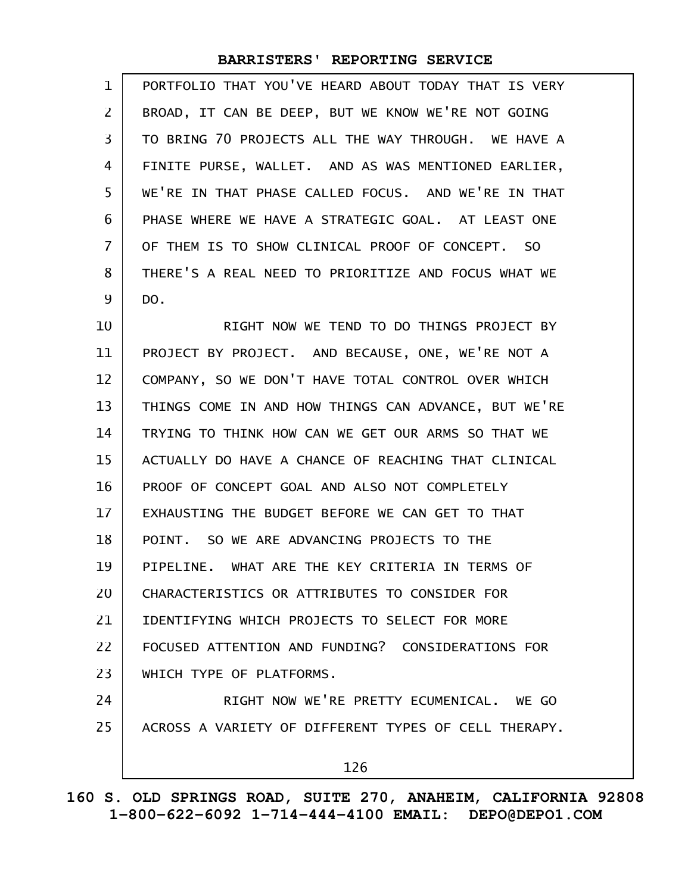PORTFOLIO THAT YOU'VE HEARD ABOUT TODAY THAT IS VERY BROAD, IT CAN BE DEEP, BUT WE KNOW WE'RE NOT GOING TO BRING 70 PROJECTS ALL THE WAY THROUGH. WE HAVE A FINITE PURSE, WALLET. AND AS WAS MENTIONED EARLIER, WE'RE IN THAT PHASE CALLED FOCUS. AND WE'RE IN THAT PHASE WHERE WE HAVE A STRATEGIC GOAL. AT LEAST ONE OF THEM IS TO SHOW CLINICAL PROOF OF CONCEPT. SO THERE'S A REAL NEED TO PRIORITIZE AND FOCUS WHAT WE DO.

RIGHT NOW WE TEND TO DO THINGS PROJECT BY PROJECT BY PROJECT. AND BECAUSE, ONE, WE'RE NOT A COMPANY, SO WE DON'T HAVE TOTAL CONTROL OVER WHICH THINGS COME IN AND HOW THINGS CAN ADVANCE, BUT WE'RE TRYING TO THINK HOW CAN WE GET OUR ARMS SO THAT WE ACTUALLY DO HAVE A CHANCE OF REACHING THAT CLINICAL PROOF OF CONCEPT GOAL AND ALSO NOT COMPLETELY EXHAUSTING THE BUDGET BEFORE WE CAN GET TO THAT POINT. SO WE ARE ADVANCING PROJECTS TO THE PIPELINE. WHAT ARE THE KEY CRITERIA IN TERMS OF CHARACTERISTICS OR ATTRIBUTES TO CONSIDER FOR IDENTIFYING WHICH PROJECTS TO SELECT FOR MORE FOCUSED ATTENTION AND FUNDING? CONSIDERATIONS FOR WHICH TYPE OF PLATFORMS.

RIGHT NOW WE'RE PRETTY ECUMENICAL. WE GO ACROSS A VARIETY OF DIFFERENT TYPES OF CELL THERAPY.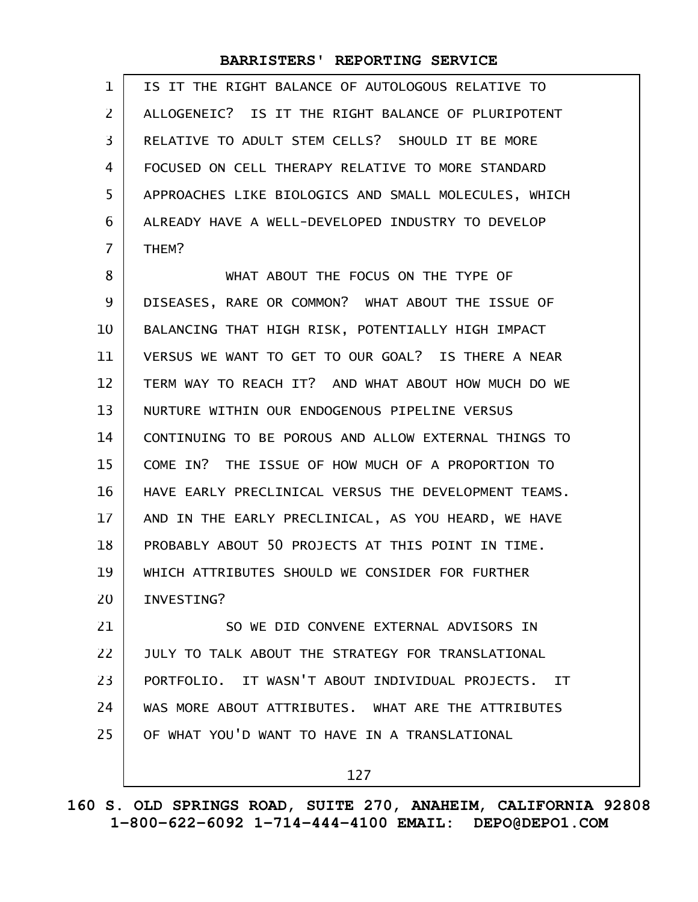IS IT THE RIGHT BALANCE OF AUTOLOGOUS RELATIVE TO ALLOGENEIC? IS IT THE RIGHT BALANCE OF PLURIPOTENT RELATIVE TO ADULT STEM CELLS? SHOULD IT BE MORE FOCUSED ON CELL THERAPY RELATIVE TO MORE STANDARD APPROACHES LIKE BIOLOGICS AND SMALL MOLECULES, WHICH ALREADY HAVE A WELL-DEVELOPED INDUSTRY TO DEVELOP THEM?

WHAT ABOUT THE FOCUS ON THE TYPE OF DISEASES, RARE OR COMMON? WHAT ABOUT THE ISSUE OF BALANCING THAT HIGH RISK, POTENTIALLY HIGH IMPACT VERSUS WE WANT TO GET TO OUR GOAL? IS THERE A NEAR TERM WAY TO REACH IT? AND WHAT ABOUT HOW MUCH DO WE NURTURE WITHIN OUR ENDOGENOUS PIPELINE VERSUS CONTINUING TO BE POROUS AND ALLOW EXTERNAL THINGS TO COME IN? THE ISSUE OF HOW MUCH OF A PROPORTION TO HAVE EARLY PRECLINICAL VERSUS THE DEVELOPMENT TEAMS. AND IN THE EARLY PRECLINICAL, AS YOU HEARD, WE HAVE PROBABLY ABOUT 50 PROJECTS AT THIS POINT IN TIME. WHICH ATTRIBUTES SHOULD WE CONSIDER FOR FURTHER INVESTING?

SO WE DID CONVENE EXTERNAL ADVISORS IN JULY TO TALK ABOUT THE STRATEGY FOR TRANSLATIONAL PORTFOLIO. IT WASN'T ABOUT INDIVIDUAL PROJECTS. IT WAS MORE ABOUT ATTRIBUTES. WHAT ARE THE ATTRIBUTES OF WHAT YOU'D WANT TO HAVE IN A TRANSLATIONAL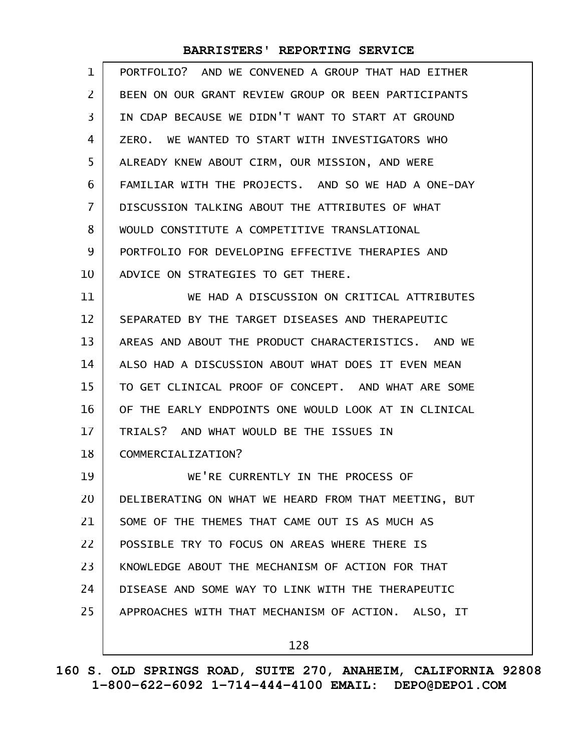PORTFOLIO? AND WE CONVENED A GROUP THAT HAD EITHER BEEN ON OUR GRANT REVIEW GROUP OR BEEN PARTICIPANTS IN CDAP BECAUSE WE DIDN'T WANT TO START AT GROUND ZERO. WE WANTED TO START WITH INVESTIGATORS WHO ALREADY KNEW ABOUT CIRM, OUR MISSION, AND WERE FAMILIAR WITH THE PROJECTS. AND SO WE HAD A ONE-DAY DISCUSSION TALKING ABOUT THE ATTRIBUTES OF WHAT WOULD CONSTITUTE A COMPETITIVE TRANSLATIONAL PORTFOLIO FOR DEVELOPING EFFECTIVE THERAPIES AND ADVICE ON STRATEGIES TO GET THERE.

WE HAD A DISCUSSION ON CRITICAL ATTRIBUTES SEPARATED BY THE TARGET DISEASES AND THERAPEUTIC AREAS AND ABOUT THE PRODUCT CHARACTERISTICS. AND WE ALSO HAD A DISCUSSION ABOUT WHAT DOES IT EVEN MEAN TO GET CLINICAL PROOF OF CONCEPT. AND WHAT ARE SOME OF THE EARLY ENDPOINTS ONE WOULD LOOK AT IN CLINICAL TRIALS? AND WHAT WOULD BE THE ISSUES IN COMMERCIALIZATION?

WE'RE CURRENTLY IN THE PROCESS OF DELIBERATING ON WHAT WE HEARD FROM THAT MEETING, BUT SOME OF THE THEMES THAT CAME OUT IS AS MUCH AS POSSIBLE TRY TO FOCUS ON AREAS WHERE THERE IS KNOWLEDGE ABOUT THE MECHANISM OF ACTION FOR THAT DISEASE AND SOME WAY TO LINK WITH THE THERAPEUTIC APPROACHES WITH THAT MECHANISM OF ACTION. ALSO, IT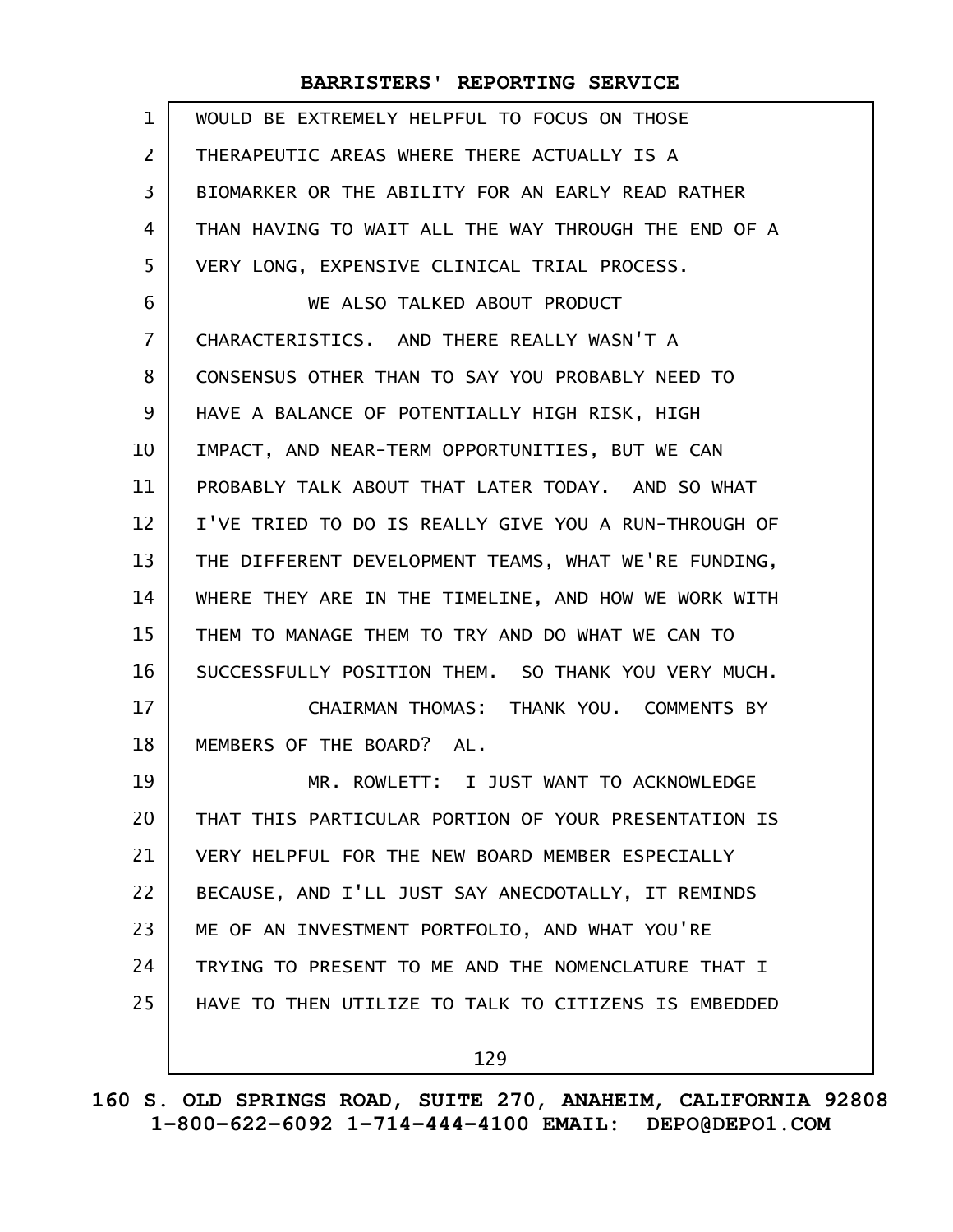WOULD BE EXTREMELY HELPFUL TO FOCUS ON THOSE THERAPEUTIC AREAS WHERE THERE ACTUALLY IS A BIOMARKER OR THE ABILITY FOR AN EARLY READ RATHER THAN HAVING TO WAIT ALL THE WAY THROUGH THE END OF A VERY LONG, EXPENSIVE CLINICAL TRIAL PROCESS.

WE ALSO TALKED ABOUT PRODUCT CHARACTERISTICS. AND THERE REALLY WASN'T A CONSENSUS OTHER THAN TO SAY YOU PROBABLY NEED TO HAVE A BALANCE OF POTENTIALLY HIGH RISK, HIGH IMPACT, AND NEAR-TERM OPPORTUNITIES, BUT WE CAN PROBABLY TALK ABOUT THAT LATER TODAY. AND SO WHAT I'VE TRIED TO DO IS REALLY GIVE YOU A RUN-THROUGH OF THE DIFFERENT DEVELOPMENT TEAMS, WHAT WE'RE FUNDING, WHERE THEY ARE IN THE TIMELINE, AND HOW WE WORK WITH THEM TO MANAGE THEM TO TRY AND DO WHAT WE CAN TO SUCCESSFULLY POSITION THEM. SO THANK YOU VERY MUCH.

CHAIRMAN THOMAS: THANK YOU. COMMENTS BY MEMBERS OF THE BOARD? AL.

MR. ROWLETT: I JUST WANT TO ACKNOWLEDGE THAT THIS PARTICULAR PORTION OF YOUR PRESENTATION IS VERY HELPFUL FOR THE NEW BOARD MEMBER ESPECIALLY BECAUSE, AND I'LL JUST SAY ANECDOTALLY, IT REMINDS ME OF AN INVESTMENT PORTFOLIO, AND WHAT YOU'RE TRYING TO PRESENT TO ME AND THE NOMENCLATURE THAT I HAVE TO THEN UTILIZE TO TALK TO CITIZENS IS EMBEDDED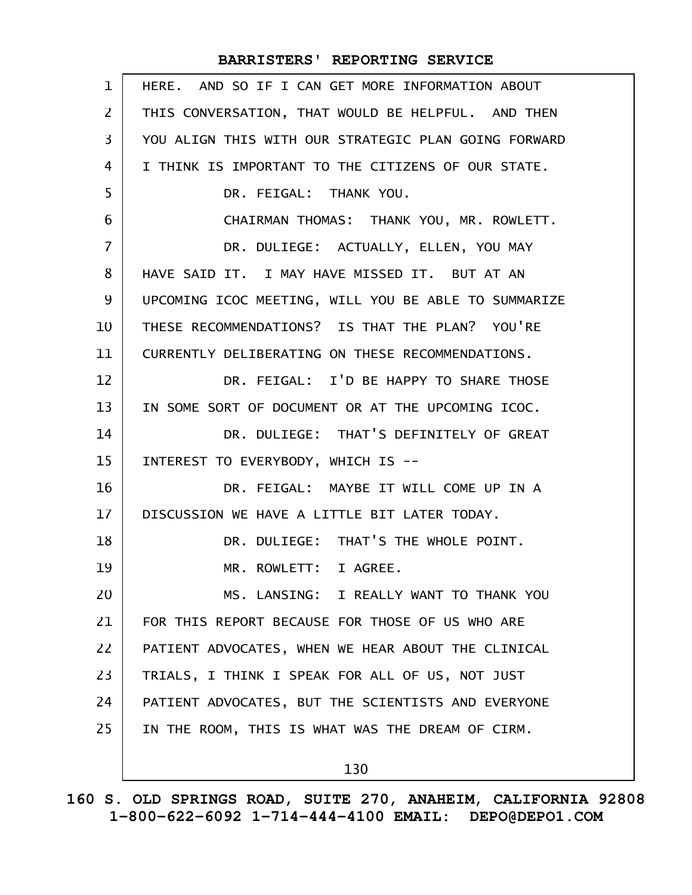HERE. AND SO IF I CAN GET MORE INFORMATION ABOUT THIS CONVERSATION, THAT WOULD BE HELPFUL. AND THEN YOU ALIGN THIS WITH OUR STRATEGIC PLAN GOING FORWARD I THINK IS IMPORTANT TO THE CITIZENS OF OUR STATE.

DR. FEIGAL: THANK YOU.

CHAIRMAN THOMAS: THANK YOU, MR. ROWLETT.

DR. DULIEGE: ACTUALLY, ELLEN, YOU MAY HAVE SAID IT. I MAY HAVE MISSED IT. BUT AT AN UPCOMING ICOC MEETING, WILL YOU BE ABLE TO SUMMARIZE THESE RECOMMENDATIONS? IS THAT THE PLAN? YOU'RE CURRENTLY DELIBERATING ON THESE RECOMMENDATIONS.

DR. FEIGAL: I'D BE HAPPY TO SHARE THOSE IN SOME SORT OF DOCUMENT OR AT THE UPCOMING ICOC.

DR. DULIEGE: THAT'S DEFINITELY OF GREAT INTEREST TO EVERYBODY, WHICH IS --

DR. FEIGAL: MAYBE IT WILL COME UP IN A DISCUSSION WE HAVE A LITTLE BIT LATER TODAY.

DR. DULIEGE: THAT'S THE WHOLE POINT.

MR. ROWLETT: I AGREE.

MS. LANSING: I REALLY WANT TO THANK YOU FOR THIS REPORT BECAUSE FOR THOSE OF US WHO ARE PATIENT ADVOCATES, WHEN WE HEAR ABOUT THE CLINICAL TRIALS, I THINK I SPEAK FOR ALL OF US, NOT JUST PATIENT ADVOCATES, BUT THE SCIENTISTS AND EVERYONE IN THE ROOM, THIS IS WHAT WAS THE DREAM OF CIRM.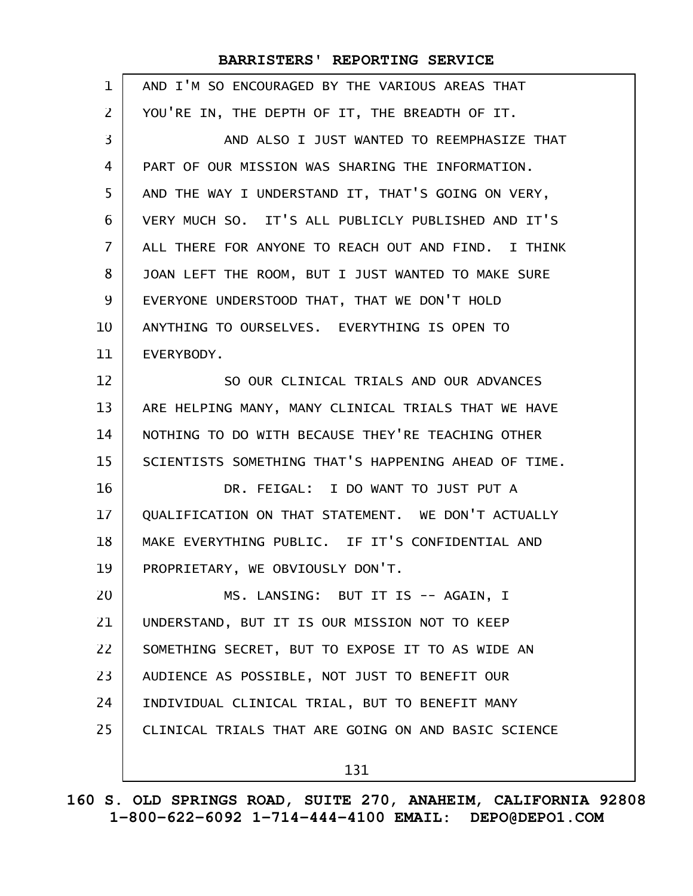AND I'M SO ENCOURAGED BY THE VARIOUS AREAS THAT YOU'RE IN, THE DEPTH OF IT, THE BREADTH OF IT.

AND ALSO I JUST WANTED TO REEMPHASIZE THAT PART OF OUR MISSION WAS SHARING THE INFORMATION. AND THE WAY I UNDERSTAND IT, THAT'S GOING ON VERY, VERY MUCH SO. IT'S ALL PUBLICLY PUBLISHED AND IT'S ALL THERE FOR ANYONE TO REACH OUT AND FIND. I THINK JOAN LEFT THE ROOM, BUT I JUST WANTED TO MAKE SURE EVERYONE UNDERSTOOD THAT, THAT WE DON'T HOLD ANYTHING TO OURSELVES. EVERYTHING IS OPEN TO EVERYBODY.

SO OUR CLINICAL TRIALS AND OUR ADVANCES ARE HELPING MANY, MANY CLINICAL TRIALS THAT WE HAVE NOTHING TO DO WITH BECAUSE THEY'RE TEACHING OTHER SCIENTISTS SOMETHING THAT'S HAPPENING AHEAD OF TIME.

DR. FEIGAL: I DO WANT TO JUST PUT A QUALIFICATION ON THAT STATEMENT. WE DON'T ACTUALLY MAKE EVERYTHING PUBLIC. IF IT'S CONFIDENTIAL AND PROPRIETARY, WE OBVIOUSLY DON'T.

MS. LANSING: BUT IT IS -- AGAIN, I UNDERSTAND, BUT IT IS OUR MISSION NOT TO KEEP SOMETHING SECRET, BUT TO EXPOSE IT TO AS WIDE AN AUDIENCE AS POSSIBLE, NOT JUST TO BENEFIT OUR INDIVIDUAL CLINICAL TRIAL, BUT TO BENEFIT MANY CLINICAL TRIALS THAT ARE GOING ON AND BASIC SCIENCE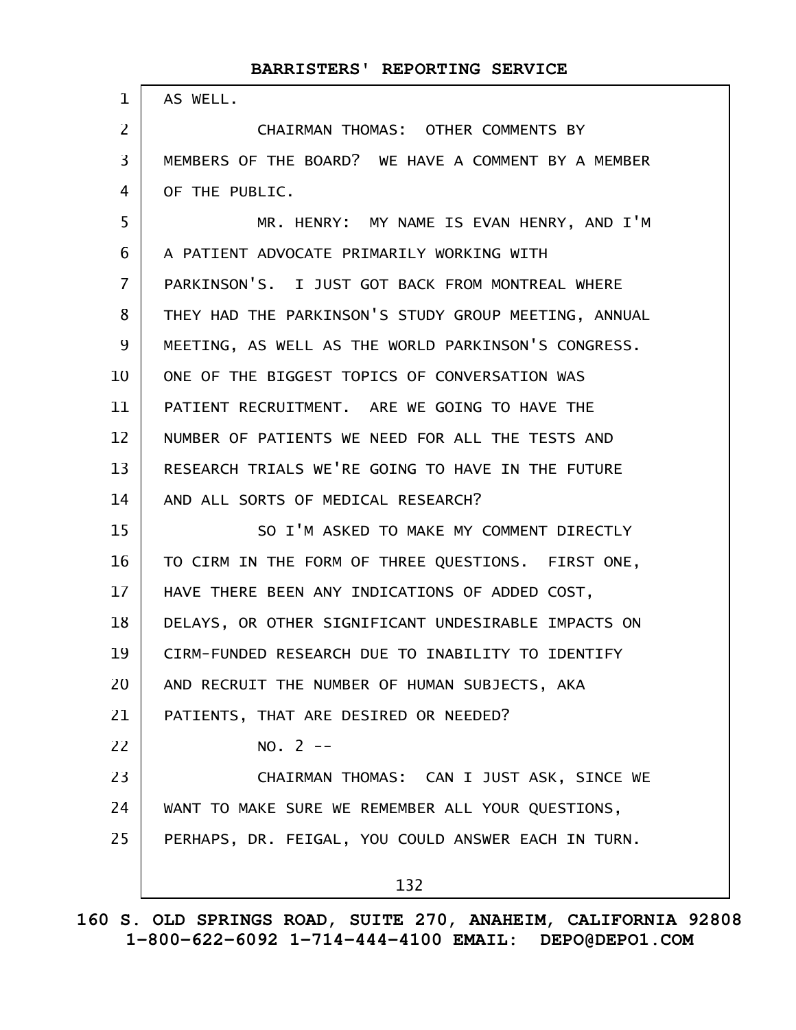AS WELL.

CHAIRMAN THOMAS: OTHER COMMENTS BY MEMBERS OF THE BOARD? WE HAVE A COMMENT BY A MEMBER OF THE PUBLIC.

MR. HENRY: MY NAME IS EVAN HENRY, AND I'M A PATIENT ADVOCATE PRIMARILY WORKING WITH PARKINSON'S. I JUST GOT BACK FROM MONTREAL WHERE THEY HAD THE PARKINSON'S STUDY GROUP MEETING, ANNUAL MEETING, AS WELL AS THE WORLD PARKINSON'S CONGRESS. ONE OF THE BIGGEST TOPICS OF CONVERSATION WAS PATIENT RECRUITMENT. ARE WE GOING TO HAVE THE NUMBER OF PATIENTS WE NEED FOR ALL THE TESTS AND RESEARCH TRIALS WE'RE GOING TO HAVE IN THE FUTURE AND ALL SORTS OF MEDICAL RESEARCH?

SO I'M ASKED TO MAKE MY COMMENT DIRECTLY TO CIRM IN THE FORM OF THREE QUESTIONS. FIRST ONE, HAVE THERE BEEN ANY INDICATIONS OF ADDED COST, DELAYS, OR OTHER SIGNIFICANT UNDESIRABLE IMPACTS ON CIRM-FUNDED RESEARCH DUE TO INABILITY TO IDENTIFY AND RECRUIT THE NUMBER OF HUMAN SUBJECTS, AKA PATIENTS, THAT ARE DESIRED OR NEEDED?

NO. 2 --

CHAIRMAN THOMAS: CAN I JUST ASK, SINCE WE WANT TO MAKE SURE WE REMEMBER ALL YOUR QUESTIONS, PERHAPS, DR. FEIGAL, YOU COULD ANSWER EACH IN TURN.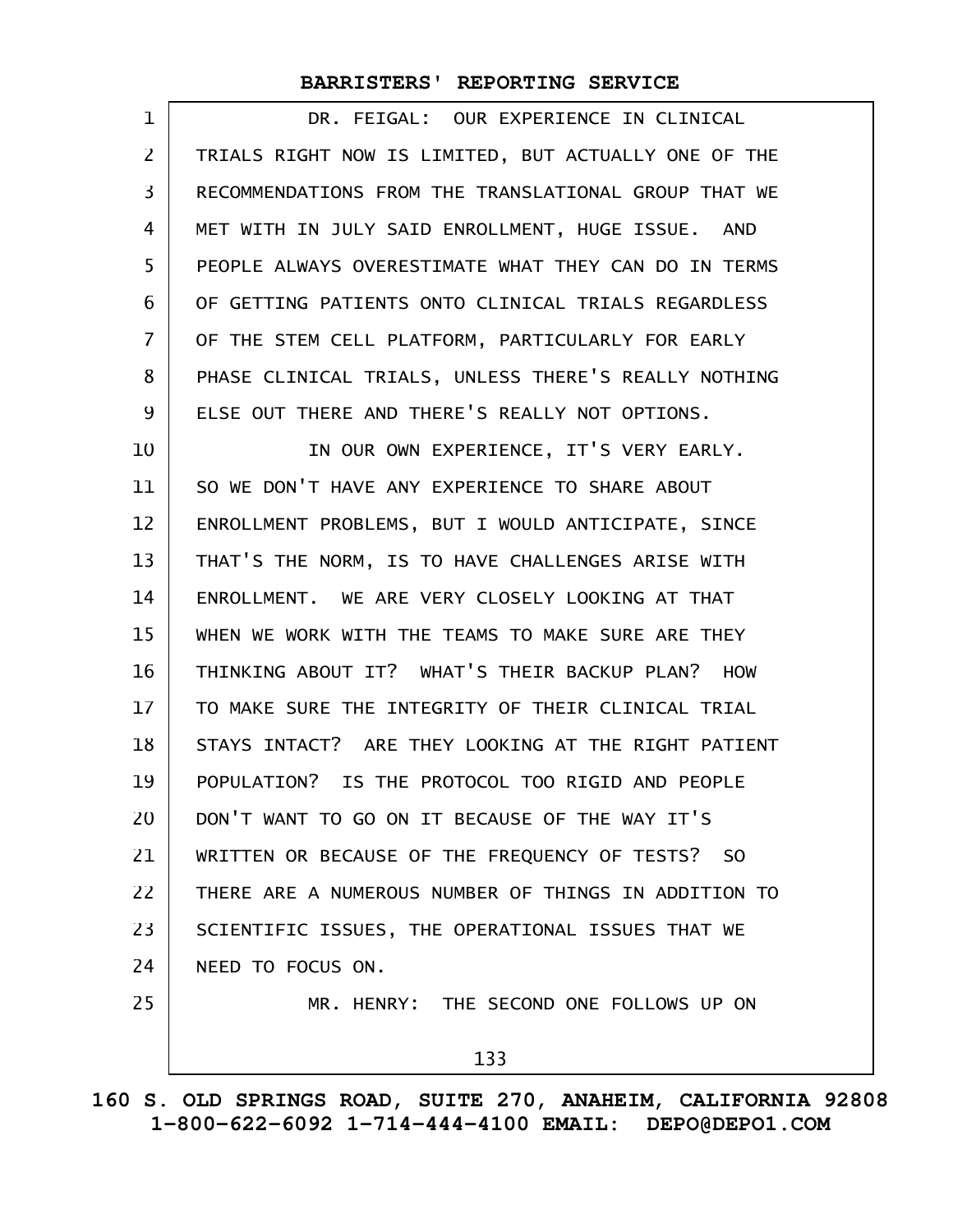DR. FEIGAL: OUR EXPERIENCE IN CLINICAL TRIALS RIGHT NOW IS LIMITED, BUT ACTUALLY ONE OF THE RECOMMENDATIONS FROM THE TRANSLATIONAL GROUP THAT WE MET WITH IN JULY SAID ENROLLMENT, HUGE ISSUE. AND PEOPLE ALWAYS OVERESTIMATE WHAT THEY CAN DO IN TERMS OF GETTING PATIENTS ONTO CLINICAL TRIALS REGARDLESS OF THE STEM CELL PLATFORM, PARTICULARLY FOR EARLY PHASE CLINICAL TRIALS, UNLESS THERE'S REALLY NOTHING ELSE OUT THERE AND THERE'S REALLY NOT OPTIONS.

IN OUR OWN EXPERIENCE, IT'S VERY EARLY. SO WE DON'T HAVE ANY EXPERIENCE TO SHARE ABOUT ENROLLMENT PROBLEMS, BUT I WOULD ANTICIPATE, SINCE THAT'S THE NORM, IS TO HAVE CHALLENGES ARISE WITH ENROLLMENT. WE ARE VERY CLOSELY LOOKING AT THAT WHEN WE WORK WITH THE TEAMS TO MAKE SURE ARE THEY THINKING ABOUT IT? WHAT'S THEIR BACKUP PLAN? HOW TO MAKE SURE THE INTEGRITY OF THEIR CLINICAL TRIAL STAYS INTACT? ARE THEY LOOKING AT THE RIGHT PATIENT POPULATION? IS THE PROTOCOL TOO RIGID AND PEOPLE DON'T WANT TO GO ON IT BECAUSE OF THE WAY IT'S WRITTEN OR BECAUSE OF THE FREQUENCY OF TESTS? SO THERE ARE A NUMEROUS NUMBER OF THINGS IN ADDITION TO SCIENTIFIC ISSUES, THE OPERATIONAL ISSUES THAT WE NEED TO FOCUS ON.

MR. HENRY: THE SECOND ONE FOLLOWS UP ON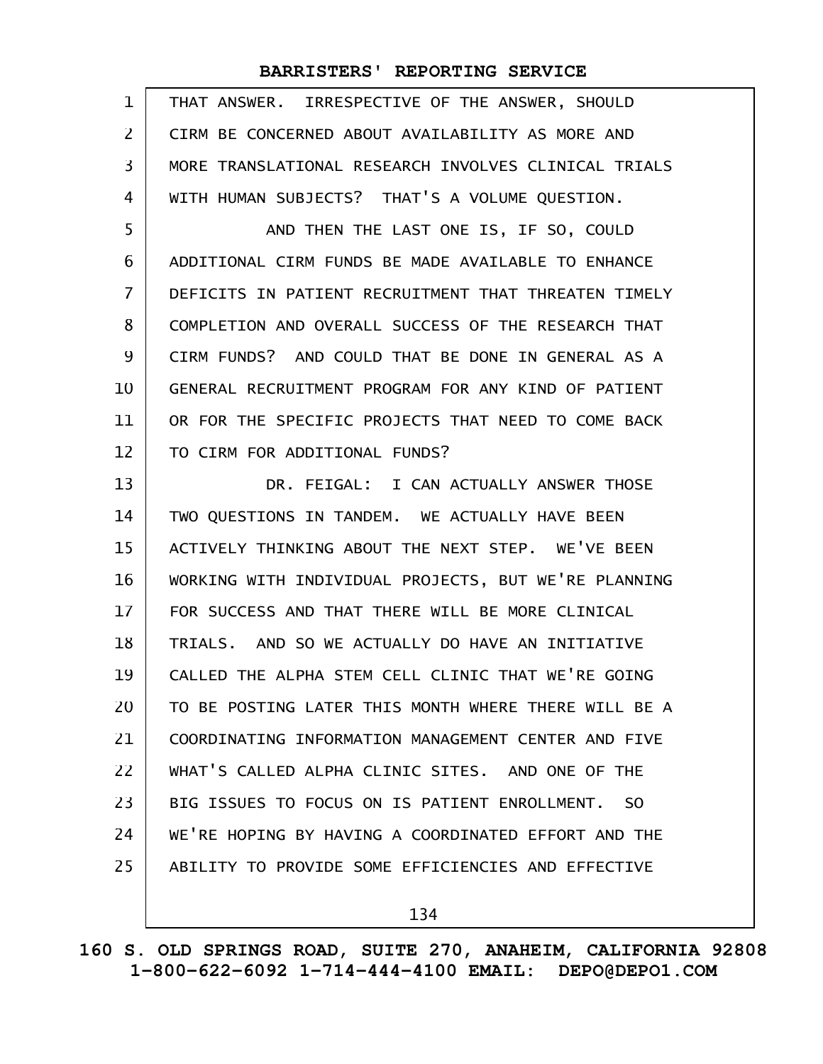THAT ANSWER. IRRESPECTIVE OF THE ANSWER, SHOULD CIRM BE CONCERNED ABOUT AVAILABILITY AS MORE AND MORE TRANSLATIONAL RESEARCH INVOLVES CLINICAL TRIALS WITH HUMAN SUBJECTS? THAT'S A VOLUME QUESTION.

AND THEN THE LAST ONE IS, IF SO, COULD ADDITIONAL CIRM FUNDS BE MADE AVAILABLE TO ENHANCE DEFICITS IN PATIENT RECRUITMENT THAT THREATEN TIMELY COMPLETION AND OVERALL SUCCESS OF THE RESEARCH THAT CIRM FUNDS? AND COULD THAT BE DONE IN GENERAL AS A GENERAL RECRUITMENT PROGRAM FOR ANY KIND OF PATIENT OR FOR THE SPECIFIC PROJECTS THAT NEED TO COME BACK TO CIRM FOR ADDITIONAL FUNDS?

DR. FEIGAL: I CAN ACTUALLY ANSWER THOSE TWO QUESTIONS IN TANDEM. WE ACTUALLY HAVE BEEN ACTIVELY THINKING ABOUT THE NEXT STEP. WE'VE BEEN WORKING WITH INDIVIDUAL PROJECTS, BUT WE'RE PLANNING FOR SUCCESS AND THAT THERE WILL BE MORE CLINICAL TRIALS. AND SO WE ACTUALLY DO HAVE AN INITIATIVE CALLED THE ALPHA STEM CELL CLINIC THAT WE'RE GOING TO BE POSTING LATER THIS MONTH WHERE THERE WILL BE A COORDINATING INFORMATION MANAGEMENT CENTER AND FIVE WHAT'S CALLED ALPHA CLINIC SITES. AND ONE OF THE BIG ISSUES TO FOCUS ON IS PATIENT ENROLLMENT. SO WE'RE HOPING BY HAVING A COORDINATED EFFORT AND THE ABILITY TO PROVIDE SOME EFFICIENCIES AND EFFECTIVE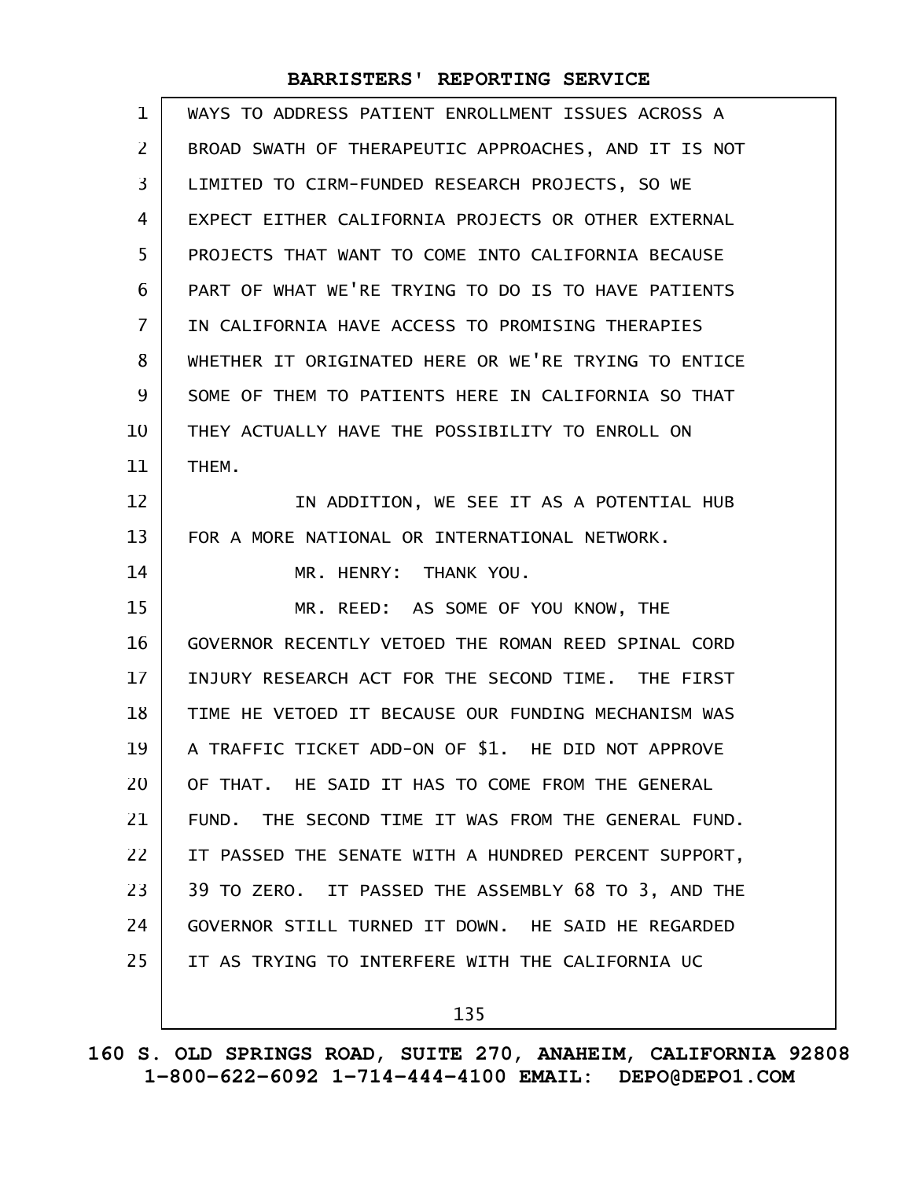WAYS TO ADDRESS PATIENT ENROLLMENT ISSUES ACROSS A BROAD SWATH OF THERAPEUTIC APPROACHES, AND IT IS NOT LIMITED TO CIRM-FUNDED RESEARCH PROJECTS, SO WE EXPECT EITHER CALIFORNIA PROJECTS OR OTHER EXTERNAL PROJECTS THAT WANT TO COME INTO CALIFORNIA BECAUSE PART OF WHAT WE'RE TRYING TO DO IS TO HAVE PATIENTS IN CALIFORNIA HAVE ACCESS TO PROMISING THERAPIES WHETHER IT ORIGINATED HERE OR WE'RE TRYING TO ENTICE SOME OF THEM TO PATIENTS HERE IN CALIFORNIA SO THAT THEY ACTUALLY HAVE THE POSSIBILITY TO ENROLL ON THEM.

IN ADDITION, WE SEE IT AS A POTENTIAL HUB FOR A MORE NATIONAL OR INTERNATIONAL NETWORK.

MR. HENRY: THANK YOU.

MR. REED: AS SOME OF YOU KNOW, THE GOVERNOR RECENTLY VETOED THE ROMAN REED SPINAL CORD INJURY RESEARCH ACT FOR THE SECOND TIME. THE FIRST TIME HE VETOED IT BECAUSE OUR FUNDING MECHANISM WAS A TRAFFIC TICKET ADD-ON OF $1. HE DID NOT APPROVE OF THAT. HE SAID IT HAS TO COME FROM THE GENERAL FUND. THE SECOND TIME IT WAS FROM THE GENERAL FUND. IT PASSED THE SENATE WITH A HUNDRED PERCENT SUPPORT, 39 TO ZERO. IT PASSED THE ASSEMBLY 68 TO 3, AND THE GOVERNOR STILL TURNED IT DOWN. HE SAID HE REGARDED IT AS TRYING TO INTERFERE WITH THE CALIFORNIA UC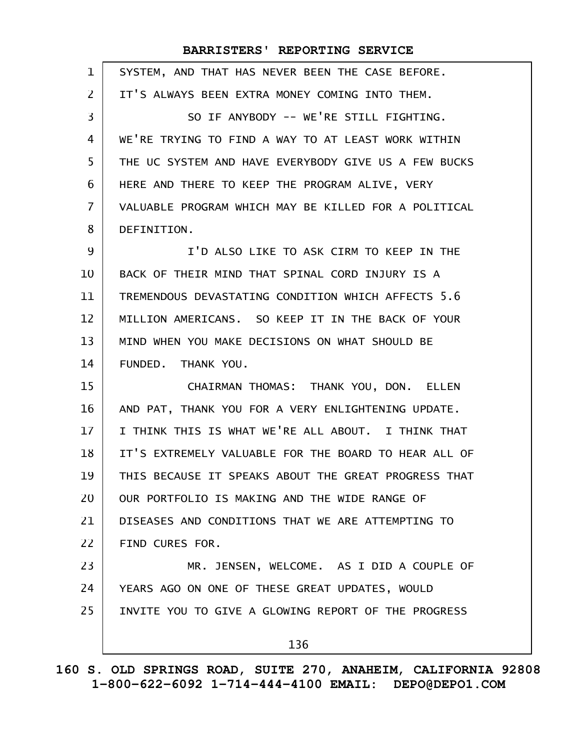SYSTEM, AND THAT HAS NEVER BEEN THE CASE BEFORE. IT'S ALWAYS BEEN EXTRA MONEY COMING INTO THEM.

SO IF ANYBODY -- WE'RE STILL FIGHTING. WE'RE TRYING TO FIND A WAY TO AT LEAST WORK WITHIN THE UC SYSTEM AND HAVE EVERYBODY GIVE US A FEW BUCKS HERE AND THERE TO KEEP THE PROGRAM ALIVE, VERY VALUABLE PROGRAM WHICH MAY BE KILLED FOR A POLITICAL DEFINITION.

I'D ALSO LIKE TO ASK CIRM TO KEEP IN THE BACK OF THEIR MIND THAT SPINAL CORD INJURY IS A TREMENDOUS DEVASTATING CONDITION WHICH AFFECTS 5.6 MILLION AMERICANS. SO KEEP IT IN THE BACK OF YOUR MIND WHEN YOU MAKE DECISIONS ON WHAT SHOULD BE FUNDED. THANK YOU.

CHAIRMAN THOMAS: THANK YOU, DON. ELLEN AND PAT, THANK YOU FOR A VERY ENLIGHTENING UPDATE. I THINK THIS IS WHAT WE'RE ALL ABOUT. I THINK THAT IT'S EXTREMELY VALUABLE FOR THE BOARD TO HEAR ALL OF THIS BECAUSE IT SPEAKS ABOUT THE GREAT PROGRESS THAT OUR PORTFOLIO IS MAKING AND THE WIDE RANGE OF DISEASES AND CONDITIONS THAT WE ARE ATTEMPTING TO FIND CURES FOR.

MR. JENSEN, WELCOME. AS I DID A COUPLE OF YEARS AGO ON ONE OF THESE GREAT UPDATES, WOULD INVITE YOU TO GIVE A GLOWING REPORT OF THE PROGRESS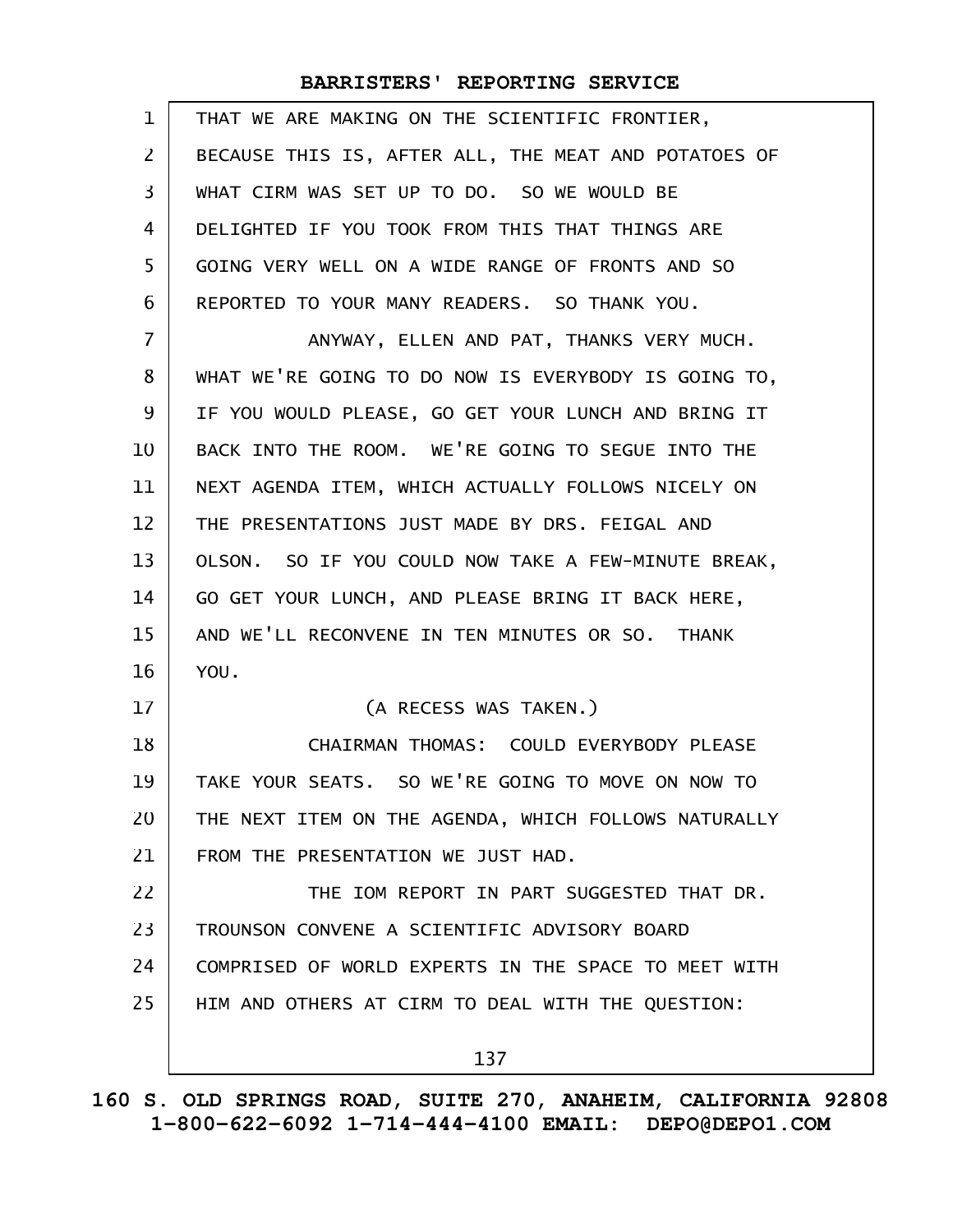THAT WE ARE MAKING ON THE SCIENTIFIC FRONTIER, BECAUSE THIS IS, AFTER ALL, THE MEAT AND POTATOES OF WHAT CIRM WAS SET UP TO DO. SO WE WOULD BE DELIGHTED IF YOU TOOK FROM THIS THAT THINGS ARE GOING VERY WELL ON A WIDE RANGE OF FRONTS AND SO REPORTED TO YOUR MANY READERS. SO THANK YOU.

ANYWAY, ELLEN AND PAT, THANKS VERY MUCH. WHAT WE'RE GOING TO DO NOW IS EVERYBODY IS GOING TO, IF YOU WOULD PLEASE, GO GET YOUR LUNCH AND BRING IT BACK INTO THE ROOM. WE'RE GOING TO SEGUE INTO THE NEXT AGENDA ITEM, WHICH ACTUALLY FOLLOWS NICELY ON THE PRESENTATIONS JUST MADE BY DRS. FEIGAL AND OLSON. SO IF YOU COULD NOW TAKE A FEW-MINUTE BREAK, GO GET YOUR LUNCH, AND PLEASE BRING IT BACK HERE, AND WE'LL RECONVENE IN TEN MINUTES OR SO. THANK YOU.

(A RECESS WAS TAKEN.)

CHAIRMAN THOMAS: COULD EVERYBODY PLEASE TAKE YOUR SEATS. SO WE'RE GOING TO MOVE ON NOW TO THE NEXT ITEM ON THE AGENDA, WHICH FOLLOWS NATURALLY FROM THE PRESENTATION WE JUST HAD.

THE IOM REPORT IN PART SUGGESTED THAT DR. TROUNSON CONVENE A SCIENTIFIC ADVISORY BOARD COMPRISED OF WORLD EXPERTS IN THE SPACE TO MEET WITH HIM AND OTHERS AT CIRM TO DEAL WITH THE QUESTION: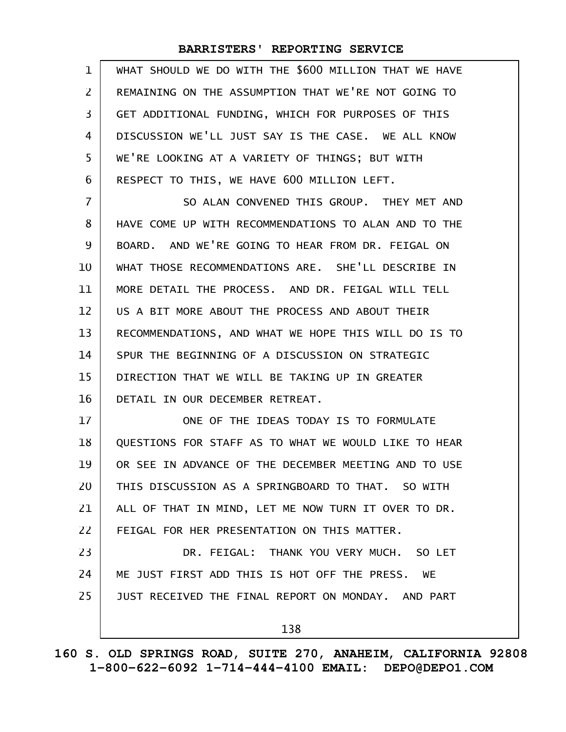WHAT SHOULD WE DO WITH THE $600 MILLION THAT WE HAVE REMAINING ON THE ASSUMPTION THAT WE'RE NOT GOING TO GET ADDITIONAL FUNDING, WHICH FOR PURPOSES OF THIS DISCUSSION WE'LL JUST SAY IS THE CASE. WE ALL KNOW WE'RE LOOKING AT A VARIETY OF THINGS; BUT WITH RESPECT TO THIS, WE HAVE 600 MILLION LEFT.

SO ALAN CONVENED THIS GROUP. THEY MET AND HAVE COME UP WITH RECOMMENDATIONS TO ALAN AND TO THE BOARD. AND WE'RE GOING TO HEAR FROM DR. FEIGAL ON WHAT THOSE RECOMMENDATIONS ARE. SHE'LL DESCRIBE IN MORE DETAIL THE PROCESS. AND DR. FEIGAL WILL TELL US A BIT MORE ABOUT THE PROCESS AND ABOUT THEIR RECOMMENDATIONS, AND WHAT WE HOPE THIS WILL DO IS TO SPUR THE BEGINNING OF A DISCUSSION ON STRATEGIC DIRECTION THAT WE WILL BE TAKING UP IN GREATER DETAIL IN OUR DECEMBER RETREAT.

ONE OF THE IDEAS TODAY IS TO FORMULATE QUESTIONS FOR STAFF AS TO WHAT WE WOULD LIKE TO HEAR OR SEE IN ADVANCE OF THE DECEMBER MEETING AND TO USE THIS DISCUSSION AS A SPRINGBOARD TO THAT. SO WITH ALL OF THAT IN MIND, LET ME NOW TURN IT OVER TO DR. FEIGAL FOR HER PRESENTATION ON THIS MATTER.

DR. FEIGAL: THANK YOU VERY MUCH. SO LET ME JUST FIRST ADD THIS IS HOT OFF THE PRESS. WE JUST RECEIVED THE FINAL REPORT ON MONDAY. AND PART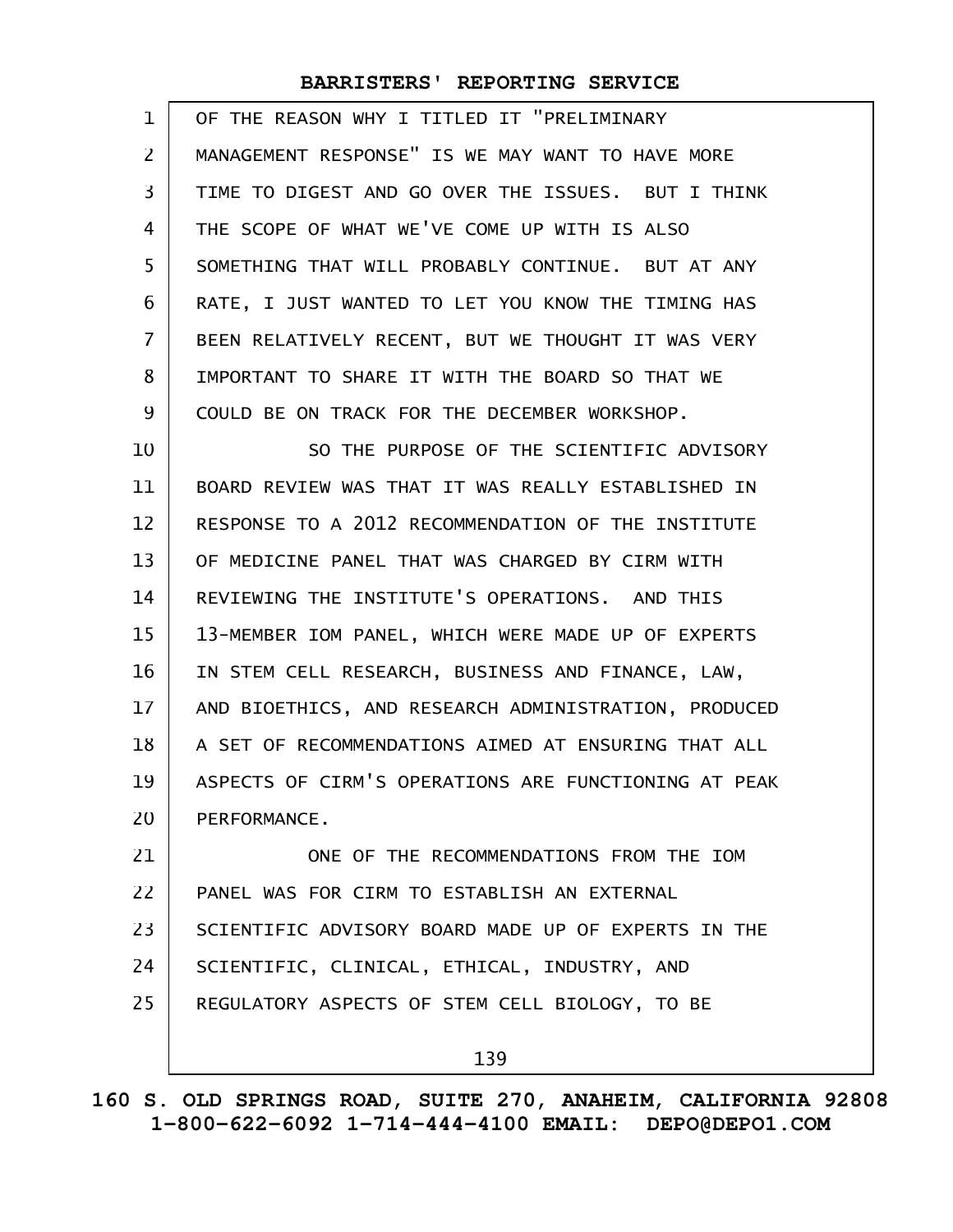OF THE REASON WHY I TITLED IT "PRELIMINARY MANAGEMENT RESPONSE" IS WE MAY WANT TO HAVE MORE TIME TO DIGEST AND GO OVER THE ISSUES. BUT I THINK THE SCOPE OF WHAT WE'VE COME UP WITH IS ALSO SOMETHING THAT WILL PROBABLY CONTINUE. BUT AT ANY RATE, I JUST WANTED TO LET YOU KNOW THE TIMING HAS BEEN RELATIVELY RECENT, BUT WE THOUGHT IT WAS VERY IMPORTANT TO SHARE IT WITH THE BOARD SO THAT WE COULD BE ON TRACK FOR THE DECEMBER WORKSHOP.

SO THE PURPOSE OF THE SCIENTIFIC ADVISORY BOARD REVIEW WAS THAT IT WAS REALLY ESTABLISHED IN RESPONSE TO A 2012 RECOMMENDATION OF THE INSTITUTE OF MEDICINE PANEL THAT WAS CHARGED BY CIRM WITH REVIEWING THE INSTITUTE'S OPERATIONS. AND THIS 13-MEMBER IOM PANEL, WHICH WERE MADE UP OF EXPERTS IN STEM CELL RESEARCH, BUSINESS AND FINANCE, LAW, AND BIOETHICS, AND RESEARCH ADMINISTRATION, PRODUCED A SET OF RECOMMENDATIONS AIMED AT ENSURING THAT ALL ASPECTS OF CIRM'S OPERATIONS ARE FUNCTIONING AT PEAK PERFORMANCE.

ONE OF THE RECOMMENDATIONS FROM THE IOM PANEL WAS FOR CIRM TO ESTABLISH AN EXTERNAL SCIENTIFIC ADVISORY BOARD MADE UP OF EXPERTS IN THE SCIENTIFIC, CLINICAL, ETHICAL, INDUSTRY, AND REGULATORY ASPECTS OF STEM CELL BIOLOGY, TO BE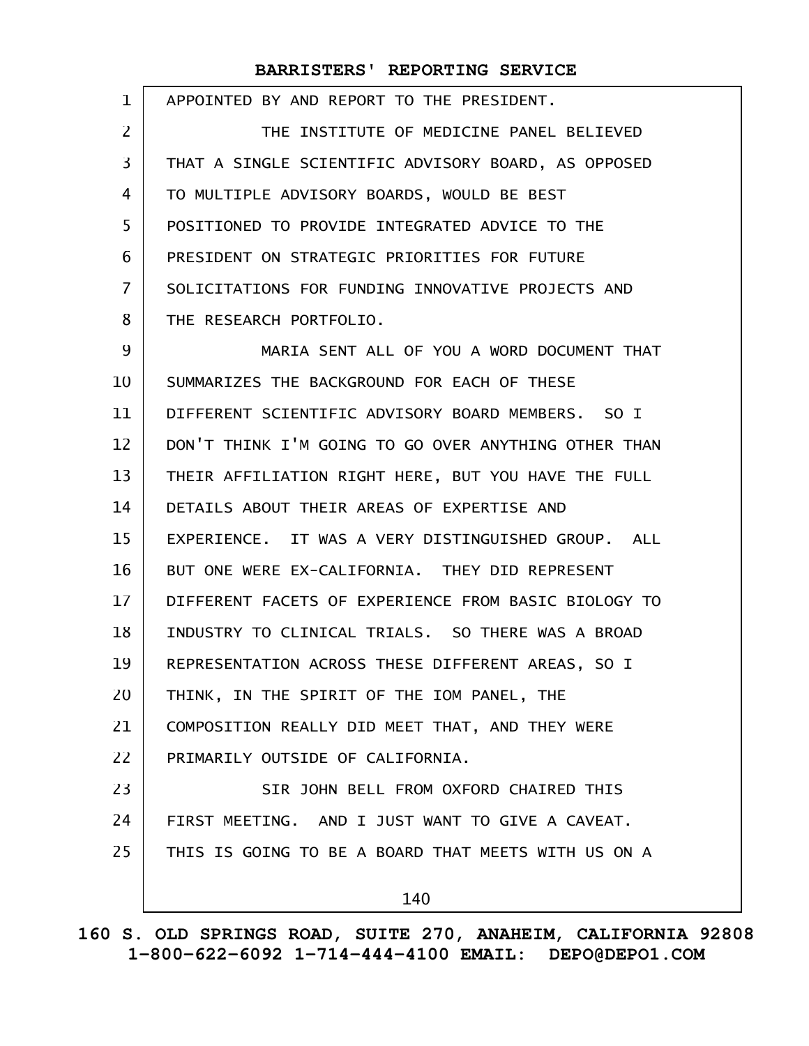APPOINTED BY AND REPORT TO THE PRESIDENT.

THE INSTITUTE OF MEDICINE PANEL BELIEVED THAT A SINGLE SCIENTIFIC ADVISORY BOARD, AS OPPOSED TO MULTIPLE ADVISORY BOARDS, WOULD BE BEST POSITIONED TO PROVIDE INTEGRATED ADVICE TO THE PRESIDENT ON STRATEGIC PRIORITIES FOR FUTURE SOLICITATIONS FOR FUNDING INNOVATIVE PROJECTS AND THE RESEARCH PORTFOLIO.

MARIA SENT ALL OF YOU A WORD DOCUMENT THAT SUMMARIZES THE BACKGROUND FOR EACH OF THESE DIFFERENT SCIENTIFIC ADVISORY BOARD MEMBERS. SO I DON'T THINK I'M GOING TO GO OVER ANYTHING OTHER THAN THEIR AFFILIATION RIGHT HERE, BUT YOU HAVE THE FULL DETAILS ABOUT THEIR AREAS OF EXPERTISE AND EXPERIENCE. IT WAS A VERY DISTINGUISHED GROUP. ALL BUT ONE WERE EX-CALIFORNIA. THEY DID REPRESENT DIFFERENT FACETS OF EXPERIENCE FROM BASIC BIOLOGY TO INDUSTRY TO CLINICAL TRIALS. SO THERE WAS A BROAD REPRESENTATION ACROSS THESE DIFFERENT AREAS, SO I THINK, IN THE SPIRIT OF THE IOM PANEL, THE COMPOSITION REALLY DID MEET THAT, AND THEY WERE PRIMARILY OUTSIDE OF CALIFORNIA.

SIR JOHN BELL FROM OXFORD CHAIRED THIS FIRST MEETING. AND I JUST WANT TO GIVE A CAVEAT. THIS IS GOING TO BE A BOARD THAT MEETS WITH US ON A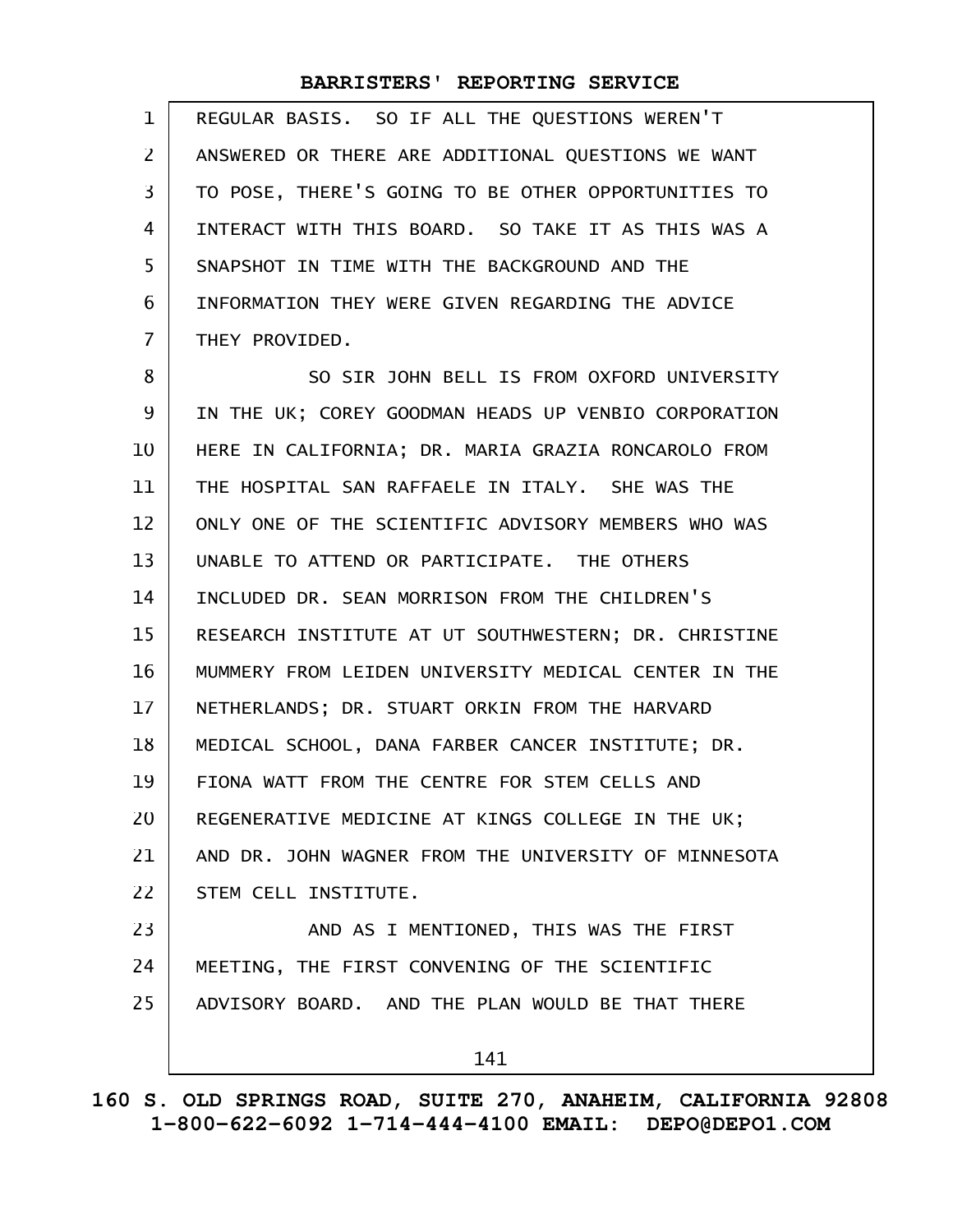REGULAR BASIS. SO IF ALL THE QUESTIONS WEREN'T ANSWERED OR THERE ARE ADDITIONAL QUESTIONS WE WANT TO POSE, THERE'S GOING TO BE OTHER OPPORTUNITIES TO INTERACT WITH THIS BOARD. SO TAKE IT AS THIS WAS A SNAPSHOT IN TIME WITH THE BACKGROUND AND THE INFORMATION THEY WERE GIVEN REGARDING THE ADVICE THEY PROVIDED.

SO SIR JOHN BELL IS FROM OXFORD UNIVERSITY IN THE UK; COREY GOODMAN HEADS UP VENBIO CORPORATION HERE IN CALIFORNIA; DR. MARIA GRAZIA RONCAROLO FROM THE HOSPITAL SAN RAFFAELE IN ITALY. SHE WAS THE ONLY ONE OF THE SCIENTIFIC ADVISORY MEMBERS WHO WAS UNABLE TO ATTEND OR PARTICIPATE. THE OTHERS INCLUDED DR. SEAN MORRISON FROM THE CHILDREN'S RESEARCH INSTITUTE AT UT SOUTHWESTERN; DR. CHRISTINE MUMMERY FROM LEIDEN UNIVERSITY MEDICAL CENTER IN THE NETHERLANDS; DR. STUART ORKIN FROM THE HARVARD MEDICAL SCHOOL, DANA FARBER CANCER INSTITUTE; DR. FIONA WATT FROM THE CENTRE FOR STEM CELLS AND REGENERATIVE MEDICINE AT KINGS COLLEGE IN THE UK; AND DR. JOHN WAGNER FROM THE UNIVERSITY OF MINNESOTA STEM CELL INSTITUTE.

AND AS I MENTIONED, THIS WAS THE FIRST MEETING, THE FIRST CONVENING OF THE SCIENTIFIC ADVISORY BOARD. AND THE PLAN WOULD BE THAT THERE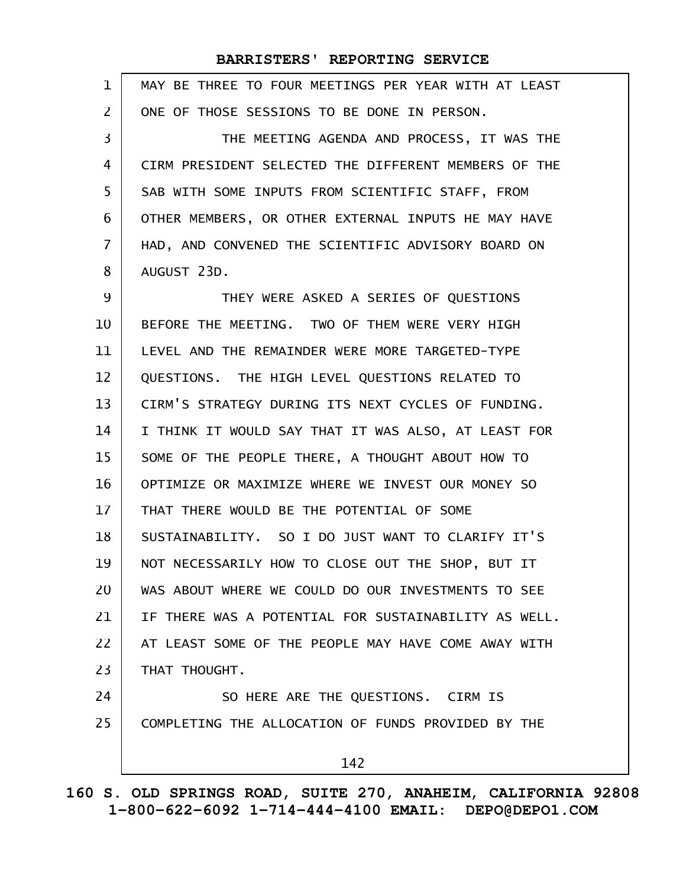MAY BE THREE TO FOUR MEETINGS PER YEAR WITH AT LEAST ONE OF THOSE SESSIONS TO BE DONE IN PERSON.

THE MEETING AGENDA AND PROCESS, IT WAS THE CIRM PRESIDENT SELECTED THE DIFFERENT MEMBERS OF THE SAB WITH SOME INPUTS FROM SCIENTIFIC STAFF, FROM OTHER MEMBERS, OR OTHER EXTERNAL INPUTS HE MAY HAVE HAD, AND CONVENED THE SCIENTIFIC ADVISORY BOARD ON AUGUST 23D.

THEY WERE ASKED A SERIES OF QUESTIONS BEFORE THE MEETING. TWO OF THEM WERE VERY HIGH LEVEL AND THE REMAINDER WERE MORE TARGETED-TYPE QUESTIONS. THE HIGH LEVEL QUESTIONS RELATED TO CIRM'S STRATEGY DURING ITS NEXT CYCLES OF FUNDING. I THINK IT WOULD SAY THAT IT WAS ALSO, AT LEAST FOR SOME OF THE PEOPLE THERE, A THOUGHT ABOUT HOW TO OPTIMIZE OR MAXIMIZE WHERE WE INVEST OUR MONEY SO THAT THERE WOULD BE THE POTENTIAL OF SOME SUSTAINABILITY. SO I DO JUST WANT TO CLARIFY IT'S NOT NECESSARILY HOW TO CLOSE OUT THE SHOP, BUT IT WAS ABOUT WHERE WE COULD DO OUR INVESTMENTS TO SEE IF THERE WAS A POTENTIAL FOR SUSTAINABILITY AS WELL. AT LEAST SOME OF THE PEOPLE MAY HAVE COME AWAY WITH THAT THOUGHT.

SO HERE ARE THE QUESTIONS. CIRM IS COMPLETING THE ALLOCATION OF FUNDS PROVIDED BY THE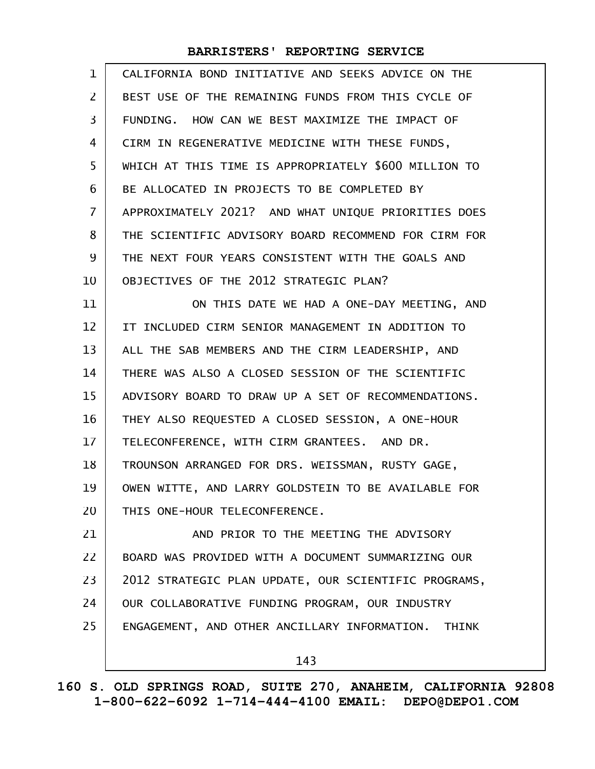CALIFORNIA BOND INITIATIVE AND SEEKS ADVICE ON THE BEST USE OF THE REMAINING FUNDS FROM THIS CYCLE OF FUNDING. HOW CAN WE BEST MAXIMIZE THE IMPACT OF CIRM IN REGENERATIVE MEDICINE WITH THESE FUNDS, WHICH AT THIS TIME IS APPROPRIATELY $600 MILLION TO BE ALLOCATED IN PROJECTS TO BE COMPLETED BY APPROXIMATELY 2021? AND WHAT UNIQUE PRIORITIES DOES THE SCIENTIFIC ADVISORY BOARD RECOMMEND FOR CIRM FOR THE NEXT FOUR YEARS CONSISTENT WITH THE GOALS AND OBJECTIVES OF THE 2012 STRATEGIC PLAN?

ON THIS DATE WE HAD A ONE-DAY MEETING, AND IT INCLUDED CIRM SENIOR MANAGEMENT IN ADDITION TO ALL THE SAB MEMBERS AND THE CIRM LEADERSHIP, AND THERE WAS ALSO A CLOSED SESSION OF THE SCIENTIFIC ADVISORY BOARD TO DRAW UP A SET OF RECOMMENDATIONS. THEY ALSO REQUESTED A CLOSED SESSION, A ONE-HOUR TELECONFERENCE, WITH CIRM GRANTEES. AND DR. TROUNSON ARRANGED FOR DRS. WEISSMAN, RUSTY GAGE, OWEN WITTE, AND LARRY GOLDSTEIN TO BE AVAILABLE FOR THIS ONE-HOUR TELECONFERENCE.

AND PRIOR TO THE MEETING THE ADVISORY BOARD WAS PROVIDED WITH A DOCUMENT SUMMARIZING OUR 2012 STRATEGIC PLAN UPDATE, OUR SCIENTIFIC PROGRAMS, OUR COLLABORATIVE FUNDING PROGRAM, OUR INDUSTRY ENGAGEMENT, AND OTHER ANCILLARY INFORMATION. THINK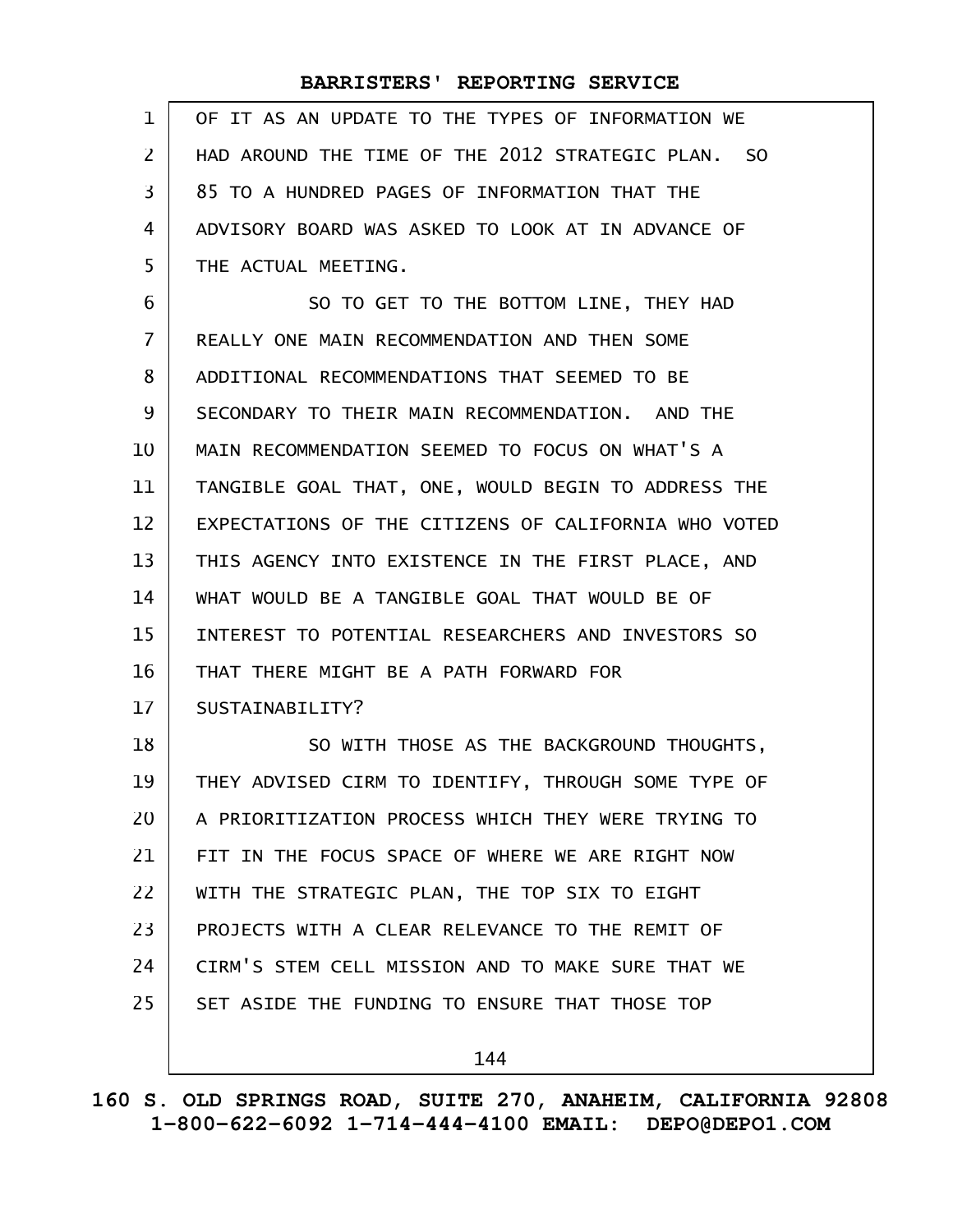OF IT AS AN UPDATE TO THE TYPES OF INFORMATION WE HAD AROUND THE TIME OF THE 2012 STRATEGIC PLAN. SO 85 TO A HUNDRED PAGES OF INFORMATION THAT THE ADVISORY BOARD WAS ASKED TO LOOK AT IN ADVANCE OF THE ACTUAL MEETING.

SO TO GET TO THE BOTTOM LINE, THEY HAD REALLY ONE MAIN RECOMMENDATION AND THEN SOME ADDITIONAL RECOMMENDATIONS THAT SEEMED TO BE SECONDARY TO THEIR MAIN RECOMMENDATION. AND THE MAIN RECOMMENDATION SEEMED TO FOCUS ON WHAT'S A TANGIBLE GOAL THAT, ONE, WOULD BEGIN TO ADDRESS THE EXPECTATIONS OF THE CITIZENS OF CALIFORNIA WHO VOTED THIS AGENCY INTO EXISTENCE IN THE FIRST PLACE, AND WHAT WOULD BE A TANGIBLE GOAL THAT WOULD BE OF INTEREST TO POTENTIAL RESEARCHERS AND INVESTORS SO THAT THERE MIGHT BE A PATH FORWARD FOR SUSTAINABILITY?

SO WITH THOSE AS THE BACKGROUND THOUGHTS, THEY ADVISED CIRM TO IDENTIFY, THROUGH SOME TYPE OF A PRIORITIZATION PROCESS WHICH THEY WERE TRYING TO FIT IN THE FOCUS SPACE OF WHERE WE ARE RIGHT NOW WITH THE STRATEGIC PLAN, THE TOP SIX TO EIGHT PROJECTS WITH A CLEAR RELEVANCE TO THE REMIT OF CIRM'S STEM CELL MISSION AND TO MAKE SURE THAT WE SET ASIDE THE FUNDING TO ENSURE THAT THOSE TOP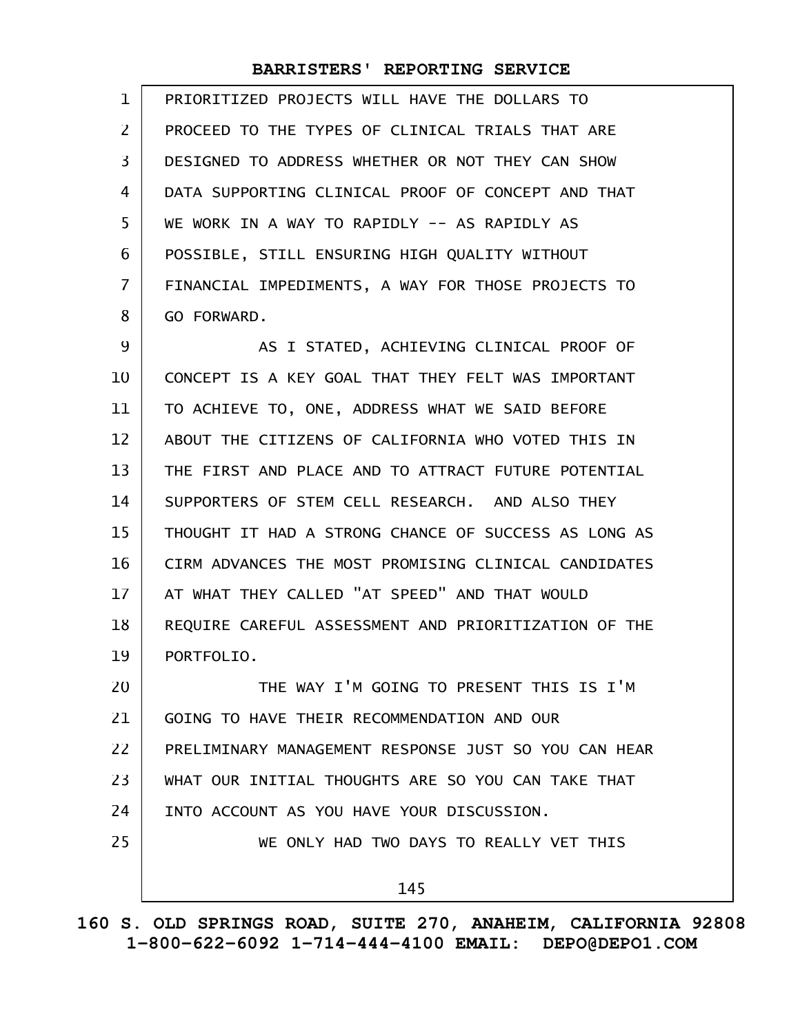PRIORITIZED PROJECTS WILL HAVE THE DOLLARS TO PROCEED TO THE TYPES OF CLINICAL TRIALS THAT ARE DESIGNED TO ADDRESS WHETHER OR NOT THEY CAN SHOW DATA SUPPORTING CLINICAL PROOF OF CONCEPT AND THAT WE WORK IN A WAY TO RAPIDLY -- AS RAPIDLY AS POSSIBLE, STILL ENSURING HIGH QUALITY WITHOUT FINANCIAL IMPEDIMENTS, A WAY FOR THOSE PROJECTS TO GO FORWARD.

AS I STATED, ACHIEVING CLINICAL PROOF OF CONCEPT IS A KEY GOAL THAT THEY FELT WAS IMPORTANT TO ACHIEVE TO, ONE, ADDRESS WHAT WE SAID BEFORE ABOUT THE CITIZENS OF CALIFORNIA WHO VOTED THIS IN THE FIRST AND PLACE AND TO ATTRACT FUTURE POTENTIAL SUPPORTERS OF STEM CELL RESEARCH. AND ALSO THEY THOUGHT IT HAD A STRONG CHANCE OF SUCCESS AS LONG AS CIRM ADVANCES THE MOST PROMISING CLINICAL CANDIDATES AT WHAT THEY CALLED "AT SPEED" AND THAT WOULD REQUIRE CAREFUL ASSESSMENT AND PRIORITIZATION OF THE PORTFOLIO.

THE WAY I'M GOING TO PRESENT THIS IS I'M GOING TO HAVE THEIR RECOMMENDATION AND OUR PRELIMINARY MANAGEMENT RESPONSE JUST SO YOU CAN HEAR WHAT OUR INITIAL THOUGHTS ARE SO YOU CAN TAKE THAT INTO ACCOUNT AS YOU HAVE YOUR DISCUSSION.

WE ONLY HAD TWO DAYS TO REALLY VET THIS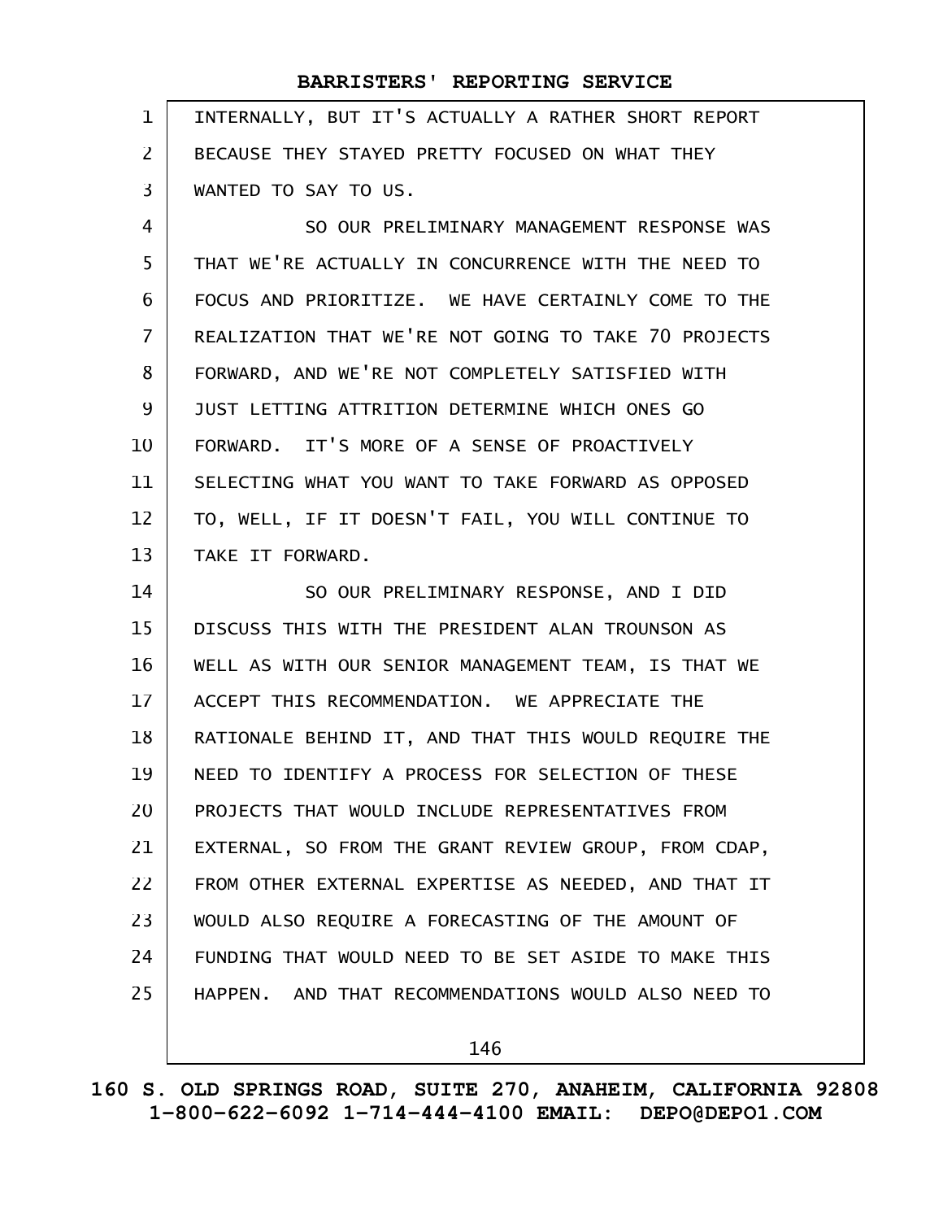INTERNALLY, BUT IT'S ACTUALLY A RATHER SHORT REPORT BECAUSE THEY STAYED PRETTY FOCUSED ON WHAT THEY WANTED TO SAY TO US.

SO OUR PRELIMINARY MANAGEMENT RESPONSE WAS THAT WE'RE ACTUALLY IN CONCURRENCE WITH THE NEED TO FOCUS AND PRIORITIZE. WE HAVE CERTAINLY COME TO THE REALIZATION THAT WE'RE NOT GOING TO TAKE 70 PROJECTS FORWARD, AND WE'RE NOT COMPLETELY SATISFIED WITH JUST LETTING ATTRITION DETERMINE WHICH ONES GO FORWARD. IT'S MORE OF A SENSE OF PROACTIVELY SELECTING WHAT YOU WANT TO TAKE FORWARD AS OPPOSED TO, WELL, IF IT DOESN'T FAIL, YOU WILL CONTINUE TO TAKE IT FORWARD.

SO OUR PRELIMINARY RESPONSE, AND I DID DISCUSS THIS WITH THE PRESIDENT ALAN TROUNSON AS WELL AS WITH OUR SENIOR MANAGEMENT TEAM, IS THAT WE ACCEPT THIS RECOMMENDATION. WE APPRECIATE THE RATIONALE BEHIND IT, AND THAT THIS WOULD REQUIRE THE NEED TO IDENTIFY A PROCESS FOR SELECTION OF THESE PROJECTS THAT WOULD INCLUDE REPRESENTATIVES FROM EXTERNAL, SO FROM THE GRANT REVIEW GROUP, FROM CDAP, FROM OTHER EXTERNAL EXPERTISE AS NEEDED, AND THAT IT WOULD ALSO REQUIRE A FORECASTING OF THE AMOUNT OF FUNDING THAT WOULD NEED TO BE SET ASIDE TO MAKE THIS HAPPEN. AND THAT RECOMMENDATIONS WOULD ALSO NEED TO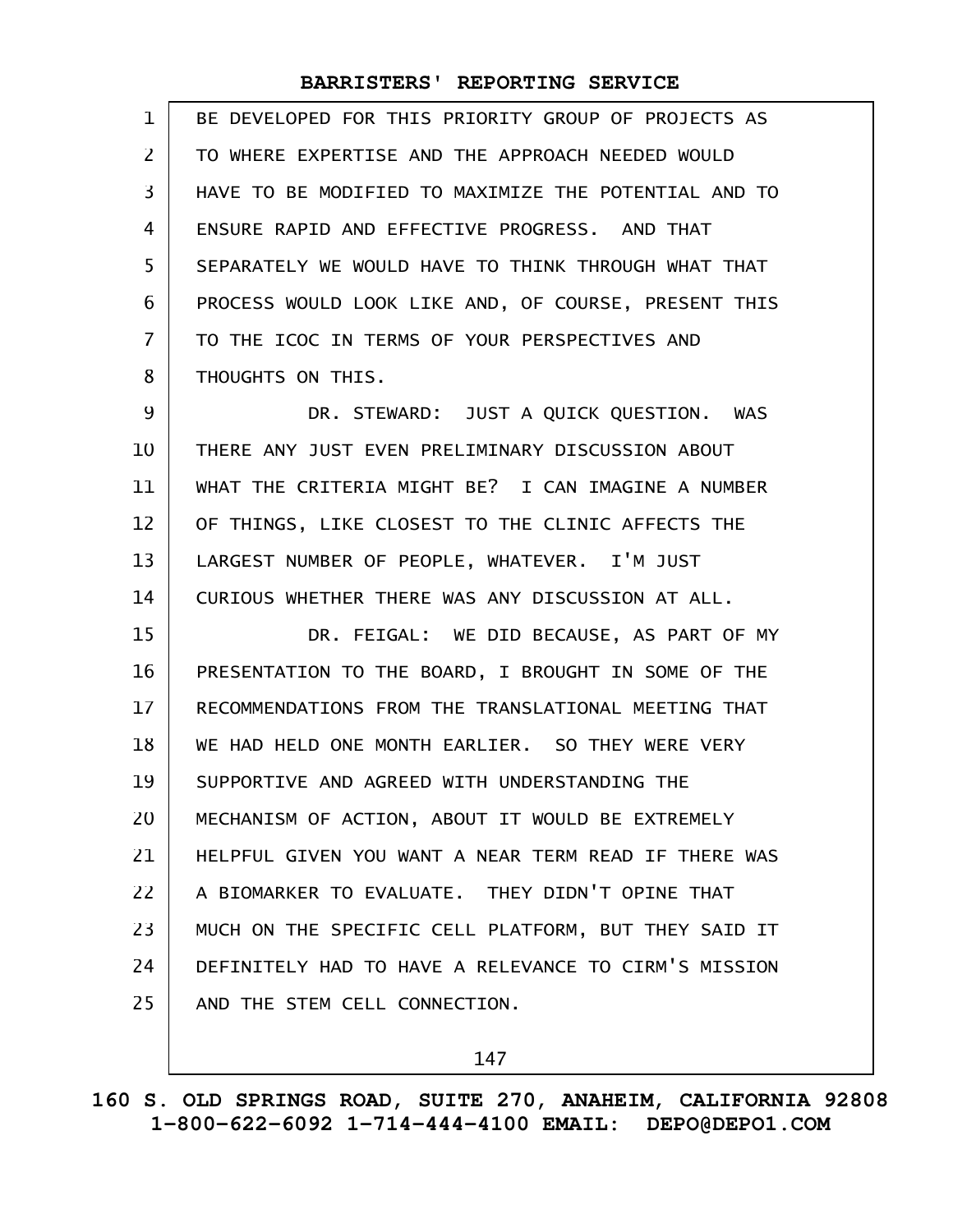BE DEVELOPED FOR THIS PRIORITY GROUP OF PROJECTS AS TO WHERE EXPERTISE AND THE APPROACH NEEDED WOULD HAVE TO BE MODIFIED TO MAXIMIZE THE POTENTIAL AND TO ENSURE RAPID AND EFFECTIVE PROGRESS. AND THAT SEPARATELY WE WOULD HAVE TO THINK THROUGH WHAT THAT PROCESS WOULD LOOK LIKE AND, OF COURSE, PRESENT THIS TO THE ICOC IN TERMS OF YOUR PERSPECTIVES AND THOUGHTS ON THIS.

DR. STEWARD: JUST A QUICK QUESTION. WAS THERE ANY JUST EVEN PRELIMINARY DISCUSSION ABOUT WHAT THE CRITERIA MIGHT BE? I CAN IMAGINE A NUMBER OF THINGS, LIKE CLOSEST TO THE CLINIC AFFECTS THE LARGEST NUMBER OF PEOPLE, WHATEVER. I'M JUST CURIOUS WHETHER THERE WAS ANY DISCUSSION AT ALL.

DR. FEIGAL: WE DID BECAUSE, AS PART OF MY PRESENTATION TO THE BOARD, I BROUGHT IN SOME OF THE RECOMMENDATIONS FROM THE TRANSLATIONAL MEETING THAT WE HAD HELD ONE MONTH EARLIER. SO THEY WERE VERY SUPPORTIVE AND AGREED WITH UNDERSTANDING THE MECHANISM OF ACTION, ABOUT IT WOULD BE EXTREMELY HELPFUL GIVEN YOU WANT A NEAR TERM READ IF THERE WAS A BIOMARKER TO EVALUATE. THEY DIDN'T OPINE THAT MUCH ON THE SPECIFIC CELL PLATFORM, BUT THEY SAID IT DEFINITELY HAD TO HAVE A RELEVANCE TO CIRM'S MISSION AND THE STEM CELL CONNECTION.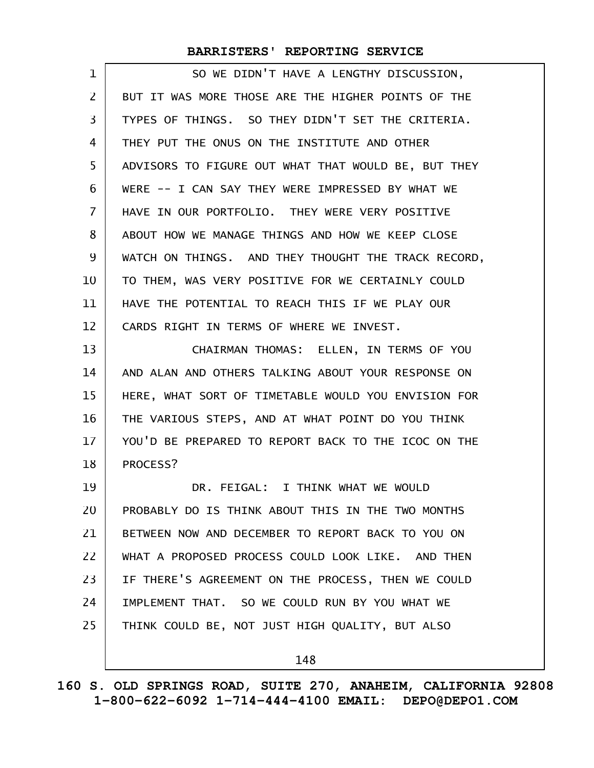SO WE DIDN'T HAVE A LENGTHY DISCUSSION, BUT IT WAS MORE THOSE ARE THE HIGHER POINTS OF THE TYPES OF THINGS. SO THEY DIDN'T SET THE CRITERIA. THEY PUT THE ONUS ON THE INSTITUTE AND OTHER ADVISORS TO FIGURE OUT WHAT THAT WOULD BE, BUT THEY WERE -- I CAN SAY THEY WERE IMPRESSED BY WHAT WE HAVE IN OUR PORTFOLIO. THEY WERE VERY POSITIVE ABOUT HOW WE MANAGE THINGS AND HOW WE KEEP CLOSE WATCH ON THINGS. AND THEY THOUGHT THE TRACK RECORD, TO THEM, WAS VERY POSITIVE FOR WE CERTAINLY COULD HAVE THE POTENTIAL TO REACH THIS IF WE PLAY OUR CARDS RIGHT IN TERMS OF WHERE WE INVEST.

CHAIRMAN THOMAS: ELLEN, IN TERMS OF YOU AND ALAN AND OTHERS TALKING ABOUT YOUR RESPONSE ON HERE, WHAT SORT OF TIMETABLE WOULD YOU ENVISION FOR THE VARIOUS STEPS, AND AT WHAT POINT DO YOU THINK YOU'D BE PREPARED TO REPORT BACK TO THE ICOC ON THE PROCESS?

DR. FEIGAL: I THINK WHAT WE WOULD PROBABLY DO IS THINK ABOUT THIS IN THE TWO MONTHS BETWEEN NOW AND DECEMBER TO REPORT BACK TO YOU ON WHAT A PROPOSED PROCESS COULD LOOK LIKE. AND THEN IF THERE'S AGREEMENT ON THE PROCESS, THEN WE COULD IMPLEMENT THAT. SO WE COULD RUN BY YOU WHAT WE THINK COULD BE, NOT JUST HIGH QUALITY, BUT ALSO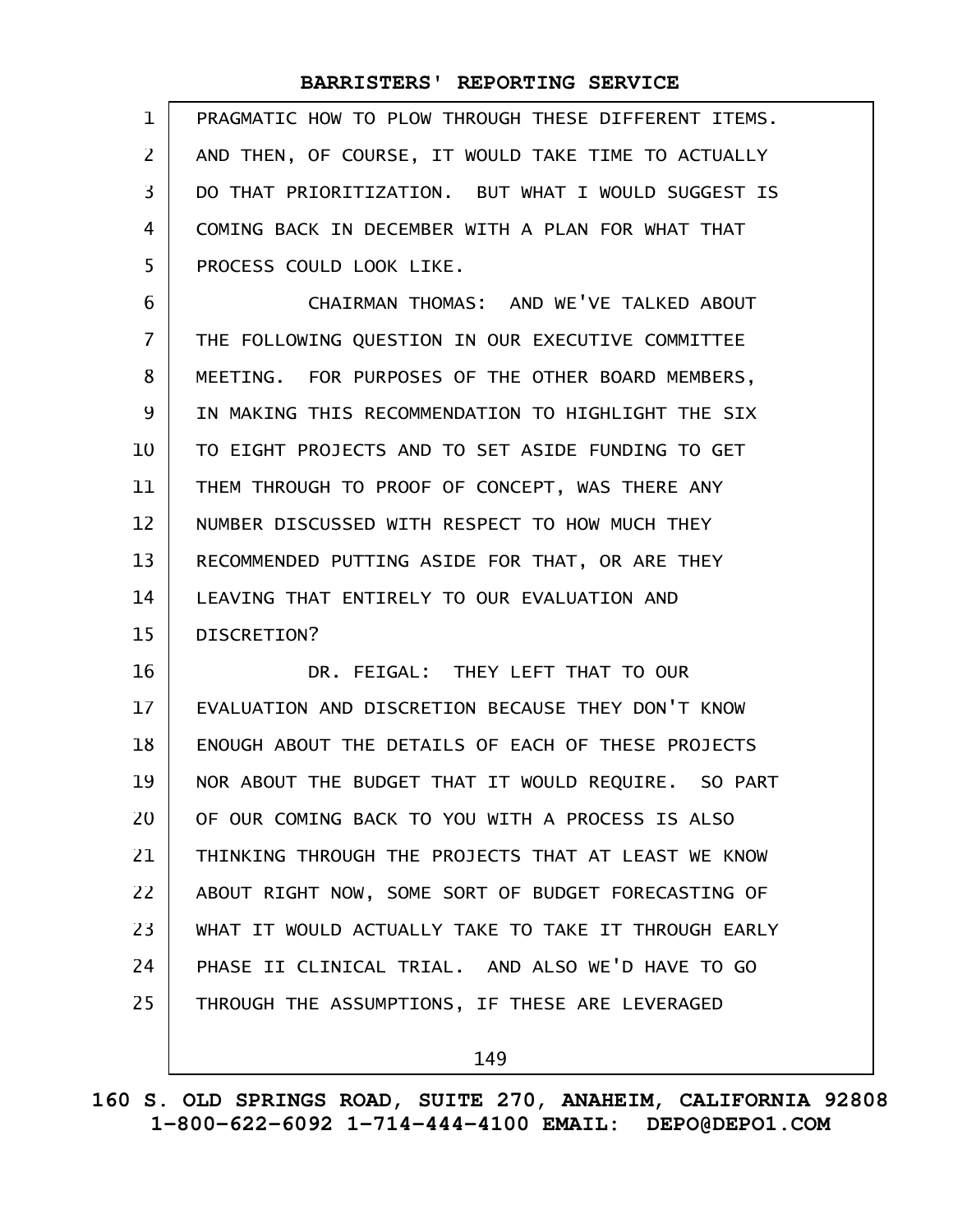PRAGMATIC HOW TO PLOW THROUGH THESE DIFFERENT ITEMS. AND THEN, OF COURSE, IT WOULD TAKE TIME TO ACTUALLY DO THAT PRIORITIZATION. BUT WHAT I WOULD SUGGEST IS COMING BACK IN DECEMBER WITH A PLAN FOR WHAT THAT PROCESS COULD LOOK LIKE.

CHAIRMAN THOMAS: AND WE'VE TALKED ABOUT THE FOLLOWING QUESTION IN OUR EXECUTIVE COMMITTEE MEETING. FOR PURPOSES OF THE OTHER BOARD MEMBERS, IN MAKING THIS RECOMMENDATION TO HIGHLIGHT THE SIX TO EIGHT PROJECTS AND TO SET ASIDE FUNDING TO GET THEM THROUGH TO PROOF OF CONCEPT, WAS THERE ANY NUMBER DISCUSSED WITH RESPECT TO HOW MUCH THEY RECOMMENDED PUTTING ASIDE FOR THAT, OR ARE THEY LEAVING THAT ENTIRELY TO OUR EVALUATION AND DISCRETION?

DR. FEIGAL: THEY LEFT THAT TO OUR EVALUATION AND DISCRETION BECAUSE THEY DON'T KNOW ENOUGH ABOUT THE DETAILS OF EACH OF THESE PROJECTS NOR ABOUT THE BUDGET THAT IT WOULD REQUIRE. SO PART OF OUR COMING BACK TO YOU WITH A PROCESS IS ALSO THINKING THROUGH THE PROJECTS THAT AT LEAST WE KNOW ABOUT RIGHT NOW, SOME SORT OF BUDGET FORECASTING OF WHAT IT WOULD ACTUALLY TAKE TO TAKE IT THROUGH EARLY PHASE II CLINICAL TRIAL. AND ALSO WE'D HAVE TO GO THROUGH THE ASSUMPTIONS, IF THESE ARE LEVERAGED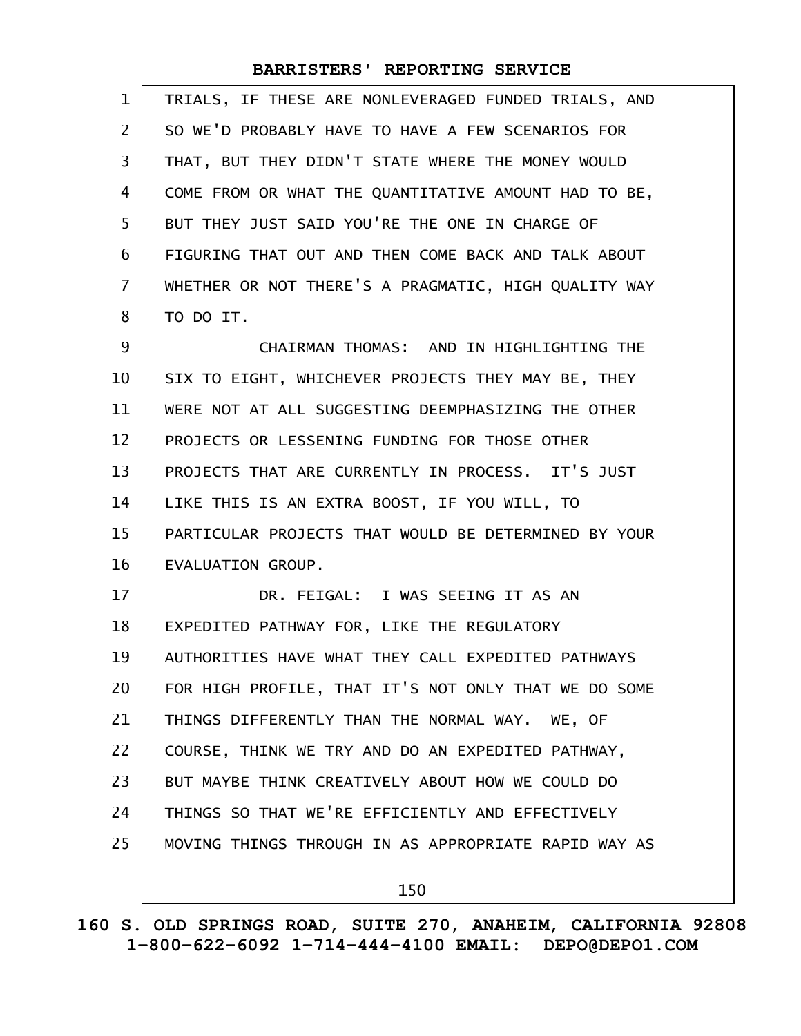TRIALS, IF THESE ARE NONLEVERAGED FUNDED TRIALS, AND SO WE'D PROBABLY HAVE TO HAVE A FEW SCENARIOS FOR THAT, BUT THEY DIDN'T STATE WHERE THE MONEY WOULD COME FROM OR WHAT THE QUANTITATIVE AMOUNT HAD TO BE, BUT THEY JUST SAID YOU'RE THE ONE IN CHARGE OF FIGURING THAT OUT AND THEN COME BACK AND TALK ABOUT WHETHER OR NOT THERE'S A PRAGMATIC, HIGH QUALITY WAY TO DO IT.

CHAIRMAN THOMAS: AND IN HIGHLIGHTING THE SIX TO EIGHT, WHICHEVER PROJECTS THEY MAY BE, THEY WERE NOT AT ALL SUGGESTING DEEMPHASIZING THE OTHER PROJECTS OR LESSENING FUNDING FOR THOSE OTHER PROJECTS THAT ARE CURRENTLY IN PROCESS. IT'S JUST LIKE THIS IS AN EXTRA BOOST, IF YOU WILL, TO PARTICULAR PROJECTS THAT WOULD BE DETERMINED BY YOUR EVALUATION GROUP.

DR. FEIGAL: I WAS SEEING IT AS AN EXPEDITED PATHWAY FOR, LIKE THE REGULATORY AUTHORITIES HAVE WHAT THEY CALL EXPEDITED PATHWAYS FOR HIGH PROFILE, THAT IT'S NOT ONLY THAT WE DO SOME THINGS DIFFERENTLY THAN THE NORMAL WAY. WE, OF COURSE, THINK WE TRY AND DO AN EXPEDITED PATHWAY, BUT MAYBE THINK CREATIVELY ABOUT HOW WE COULD DO THINGS SO THAT WE'RE EFFICIENTLY AND EFFECTIVELY MOVING THINGS THROUGH IN AS APPROPRIATE RAPID WAY AS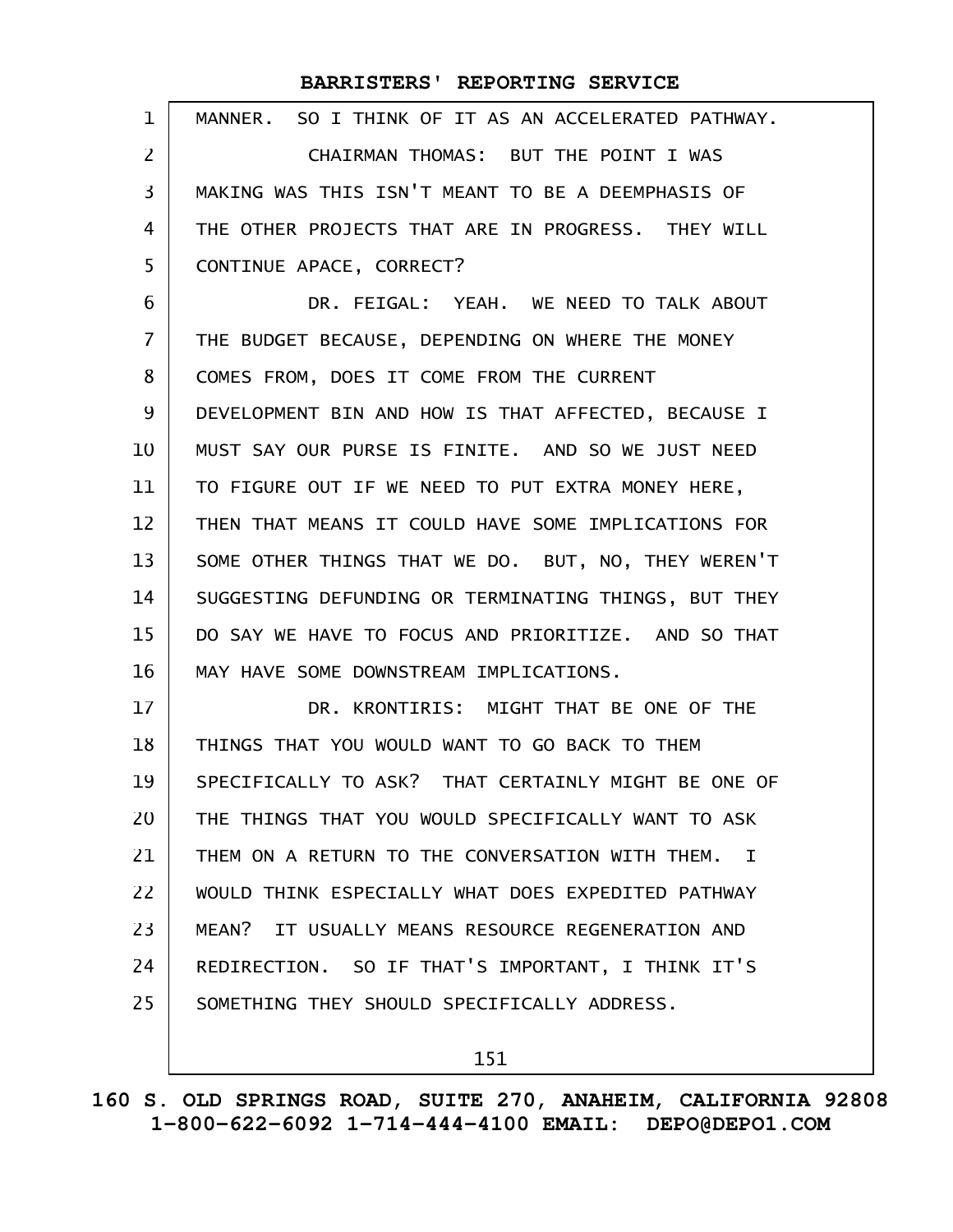MANNER. SO I THINK OF IT AS AN ACCELERATED PATHWAY.

CHAIRMAN THOMAS: BUT THE POINT I WAS MAKING WAS THIS ISN'T MEANT TO BE A DEEMPHASIS OF THE OTHER PROJECTS THAT ARE IN PROGRESS. THEY WILL CONTINUE APACE, CORRECT?

DR. FEIGAL: YEAH. WE NEED TO TALK ABOUT THE BUDGET BECAUSE, DEPENDING ON WHERE THE MONEY COMES FROM, DOES IT COME FROM THE CURRENT DEVELOPMENT BIN AND HOW IS THAT AFFECTED, BECAUSE I MUST SAY OUR PURSE IS FINITE. AND SO WE JUST NEED TO FIGURE OUT IF WE NEED TO PUT EXTRA MONEY HERE, THEN THAT MEANS IT COULD HAVE SOME IMPLICATIONS FOR SOME OTHER THINGS THAT WE DO. BUT, NO, THEY WEREN'T SUGGESTING DEFUNDING OR TERMINATING THINGS, BUT THEY DO SAY WE HAVE TO FOCUS AND PRIORITIZE. AND SO THAT MAY HAVE SOME DOWNSTREAM IMPLICATIONS.

DR. KRONTIRIS: MIGHT THAT BE ONE OF THE THINGS THAT YOU WOULD WANT TO GO BACK TO THEM SPECIFICALLY TO ASK? THAT CERTAINLY MIGHT BE ONE OF THE THINGS THAT YOU WOULD SPECIFICALLY WANT TO ASK THEM ON A RETURN TO THE CONVERSATION WITH THEM. I WOULD THINK ESPECIALLY WHAT DOES EXPEDITED PATHWAY MEAN? IT USUALLY MEANS RESOURCE REGENERATION AND REDIRECTION. SO IF THAT'S IMPORTANT, I THINK IT'S SOMETHING THEY SHOULD SPECIFICALLY ADDRESS.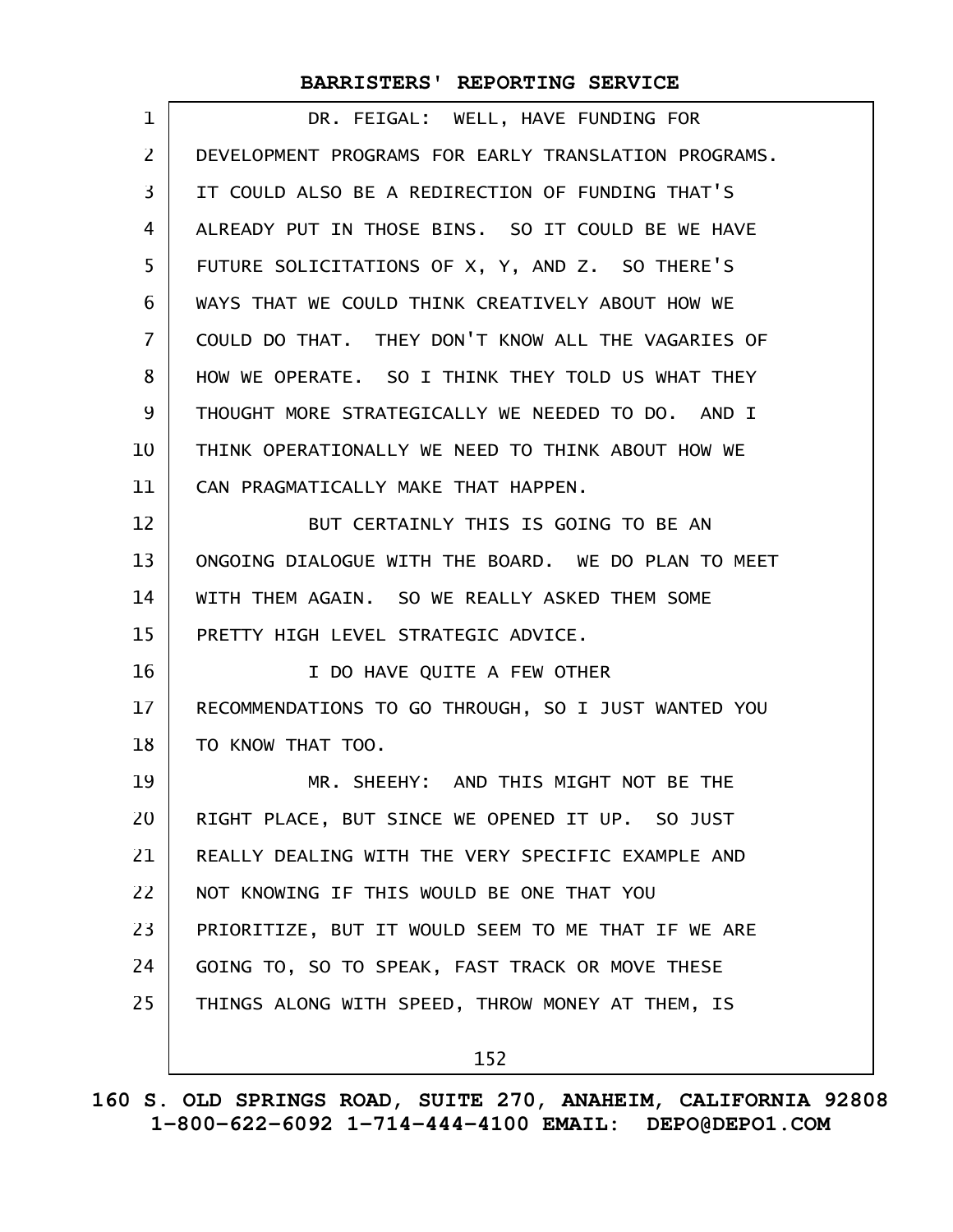DR. FEIGAL: WELL, HAVE FUNDING FOR DEVELOPMENT PROGRAMS FOR EARLY TRANSLATION PROGRAMS. IT COULD ALSO BE A REDIRECTION OF FUNDING THAT'S ALREADY PUT IN THOSE BINS. SO IT COULD BE WE HAVE FUTURE SOLICITATIONS OF X, Y, AND Z. SO THERE'S WAYS THAT WE COULD THINK CREATIVELY ABOUT HOW WE COULD DO THAT. THEY DON'T KNOW ALL THE VAGARIES OF HOW WE OPERATE. SO I THINK THEY TOLD US WHAT THEY THOUGHT MORE STRATEGICALLY WE NEEDED TO DO. AND I THINK OPERATIONALLY WE NEED TO THINK ABOUT HOW WE CAN PRAGMATICALLY MAKE THAT HAPPEN.

BUT CERTAINLY THIS IS GOING TO BE AN ONGOING DIALOGUE WITH THE BOARD. WE DO PLAN TO MEET WITH THEM AGAIN. SO WE REALLY ASKED THEM SOME PRETTY HIGH LEVEL STRATEGIC ADVICE.

I DO HAVE QUITE A FEW OTHER RECOMMENDATIONS TO GO THROUGH, SO I JUST WANTED YOU TO KNOW THAT TOO.

MR. SHEEHY: AND THIS MIGHT NOT BE THE RIGHT PLACE, BUT SINCE WE OPENED IT UP. SO JUST REALLY DEALING WITH THE VERY SPECIFIC EXAMPLE AND NOT KNOWING IF THIS WOULD BE ONE THAT YOU PRIORITIZE, BUT IT WOULD SEEM TO ME THAT IF WE ARE GOING TO, SO TO SPEAK, FAST TRACK OR MOVE THESE THINGS ALONG WITH SPEED, THROW MONEY AT THEM, IS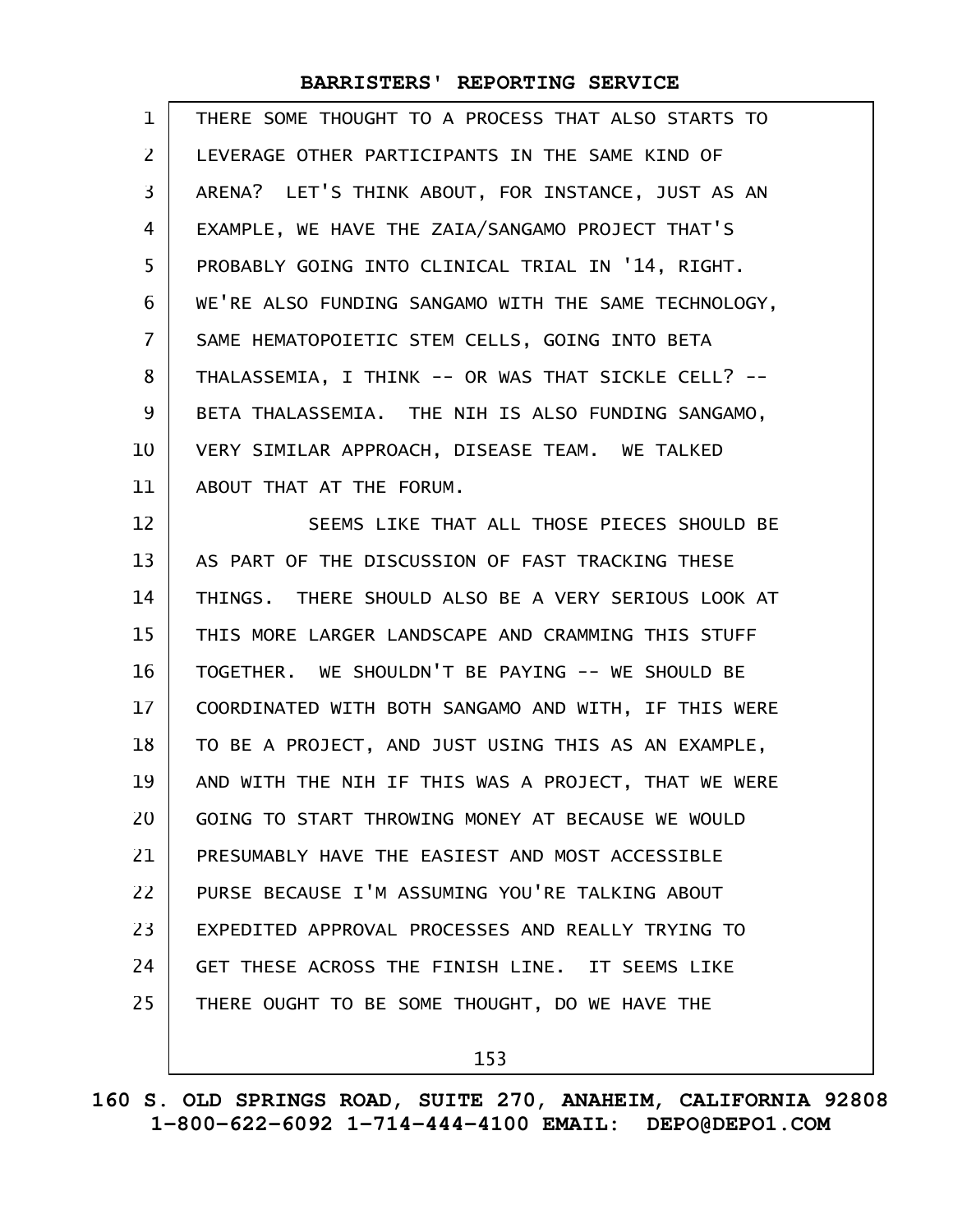THERE SOME THOUGHT TO A PROCESS THAT ALSO STARTS TO LEVERAGE OTHER PARTICIPANTS IN THE SAME KIND OF ARENA? LET'S THINK ABOUT, FOR INSTANCE, JUST AS AN EXAMPLE, WE HAVE THE ZAIA/SANGAMO PROJECT THAT'S PROBABLY GOING INTO CLINICAL TRIAL IN '14, RIGHT. WE'RE ALSO FUNDING SANGAMO WITH THE SAME TECHNOLOGY, SAME HEMATOPOIETIC STEM CELLS, GOING INTO BETA THALASSEMIA, I THINK -- OR WAS THAT SICKLE CELL? -- BETA THALASSEMIA. THE NIH IS ALSO FUNDING SANGAMO, VERY SIMILAR APPROACH, DISEASE TEAM. WE TALKED ABOUT THAT AT THE FORUM.

SEEMS LIKE THAT ALL THOSE PIECES SHOULD BE AS PART OF THE DISCUSSION OF FAST TRACKING THESE THINGS. THERE SHOULD ALSO BE A VERY SERIOUS LOOK AT THIS MORE LARGER LANDSCAPE AND CRAMMING THIS STUFF TOGETHER. WE SHOULDN'T BE PAYING -- WE SHOULD BE COORDINATED WITH BOTH SANGAMO AND WITH, IF THIS WERE TO BE A PROJECT, AND JUST USING THIS AS AN EXAMPLE, AND WITH THE NIH IF THIS WAS A PROJECT, THAT WE WERE GOING TO START THROWING MONEY AT BECAUSE WE WOULD PRESUMABLY HAVE THE EASIEST AND MOST ACCESSIBLE PURSE BECAUSE I'M ASSUMING YOU'RE TALKING ABOUT EXPEDITED APPROVAL PROCESSES AND REALLY TRYING TO GET THESE ACROSS THE FINISH LINE. IT SEEMS LIKE THERE OUGHT TO BE SOME THOUGHT, DO WE HAVE THE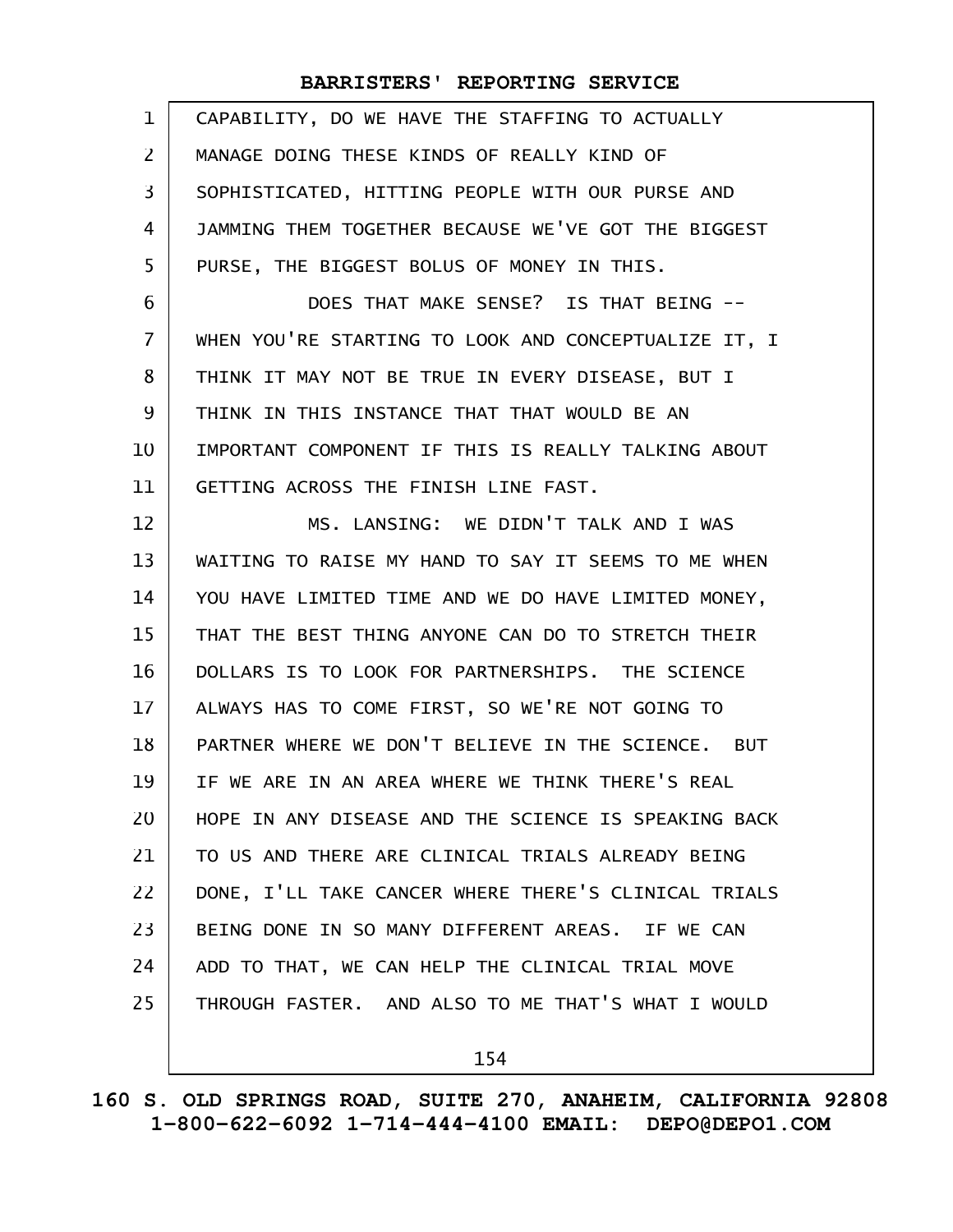CAPABILITY, DO WE HAVE THE STAFFING TO ACTUALLY MANAGE DOING THESE KINDS OF REALLY KIND OF SOPHISTICATED, HITTING PEOPLE WITH OUR PURSE AND JAMMING THEM TOGETHER BECAUSE WE'VE GOT THE BIGGEST PURSE, THE BIGGEST BOLUS OF MONEY IN THIS.

DOES THAT MAKE SENSE? IS THAT BEING -- WHEN YOU'RE STARTING TO LOOK AND CONCEPTUALIZE IT, I THINK IT MAY NOT BE TRUE IN EVERY DISEASE, BUT I THINK IN THIS INSTANCE THAT THAT WOULD BE AN IMPORTANT COMPONENT IF THIS IS REALLY TALKING ABOUT GETTING ACROSS THE FINISH LINE FAST.

MS. LANSING: WE DIDN'T TALK AND I WAS WAITING TO RAISE MY HAND TO SAY IT SEEMS TO ME WHEN YOU HAVE LIMITED TIME AND WE DO HAVE LIMITED MONEY, THAT THE BEST THING ANYONE CAN DO TO STRETCH THEIR DOLLARS IS TO LOOK FOR PARTNERSHIPS. THE SCIENCE ALWAYS HAS TO COME FIRST, SO WE'RE NOT GOING TO PARTNER WHERE WE DON'T BELIEVE IN THE SCIENCE. BUT IF WE ARE IN AN AREA WHERE WE THINK THERE'S REAL HOPE IN ANY DISEASE AND THE SCIENCE IS SPEAKING BACK TO US AND THERE ARE CLINICAL TRIALS ALREADY BEING DONE, I'LL TAKE CANCER WHERE THERE'S CLINICAL TRIALS BEING DONE IN SO MANY DIFFERENT AREAS. IF WE CAN ADD TO THAT, WE CAN HELP THE CLINICAL TRIAL MOVE THROUGH FASTER. AND ALSO TO ME THAT'S WHAT I WOULD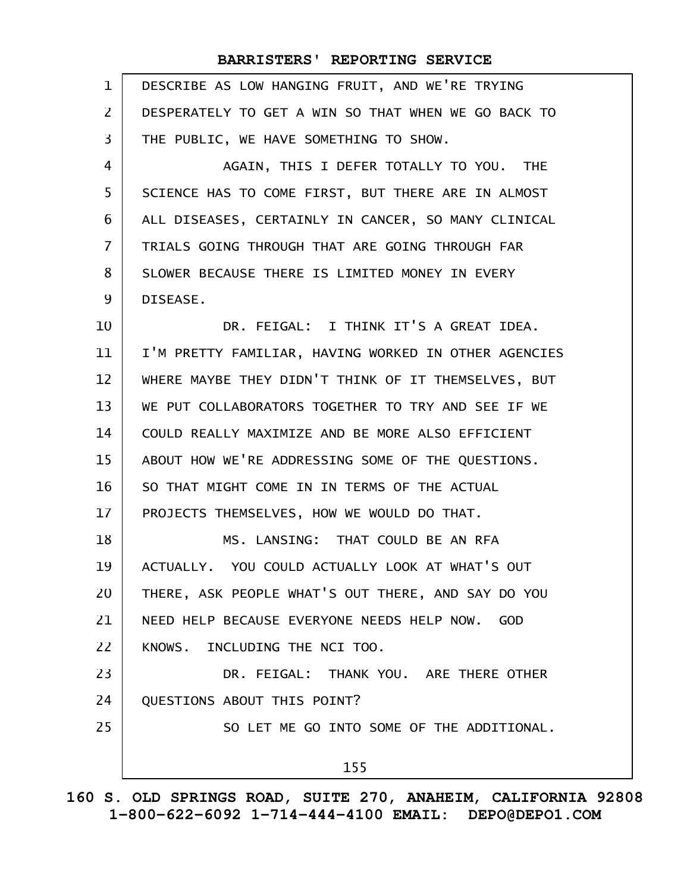DESCRIBE AS LOW HANGING FRUIT, AND WE'RE TRYING DESPERATELY TO GET A WIN SO THAT WHEN WE GO BACK TO THE PUBLIC, WE HAVE SOMETHING TO SHOW.

AGAIN, THIS I DEFER TOTALLY TO YOU. THE SCIENCE HAS TO COME FIRST, BUT THERE ARE IN ALMOST ALL DISEASES, CERTAINLY IN CANCER, SO MANY CLINICAL TRIALS GOING THROUGH THAT ARE GOING THROUGH FAR SLOWER BECAUSE THERE IS LIMITED MONEY IN EVERY DISEASE.

DR. FEIGAL: I THINK IT'S A GREAT IDEA. I'M PRETTY FAMILIAR, HAVING WORKED IN OTHER AGENCIES WHERE MAYBE THEY DIDN'T THINK OF IT THEMSELVES, BUT WE PUT COLLABORATORS TOGETHER TO TRY AND SEE IF WE COULD REALLY MAXIMIZE AND BE MORE ALSO EFFICIENT ABOUT HOW WE'RE ADDRESSING SOME OF THE QUESTIONS. SO THAT MIGHT COME IN IN TERMS OF THE ACTUAL PROJECTS THEMSELVES, HOW WE WOULD DO THAT.

MS. LANSING: THAT COULD BE AN RFA ACTUALLY. YOU COULD ACTUALLY LOOK AT WHAT'S OUT THERE, ASK PEOPLE WHAT'S OUT THERE, AND SAY DO YOU NEED HELP BECAUSE EVERYONE NEEDS HELP NOW. GOD KNOWS. INCLUDING THE NCI TOO.

DR. FEIGAL: THANK YOU. ARE THERE OTHER QUESTIONS ABOUT THIS POINT?

SO LET ME GO INTO SOME OF THE ADDITIONAL.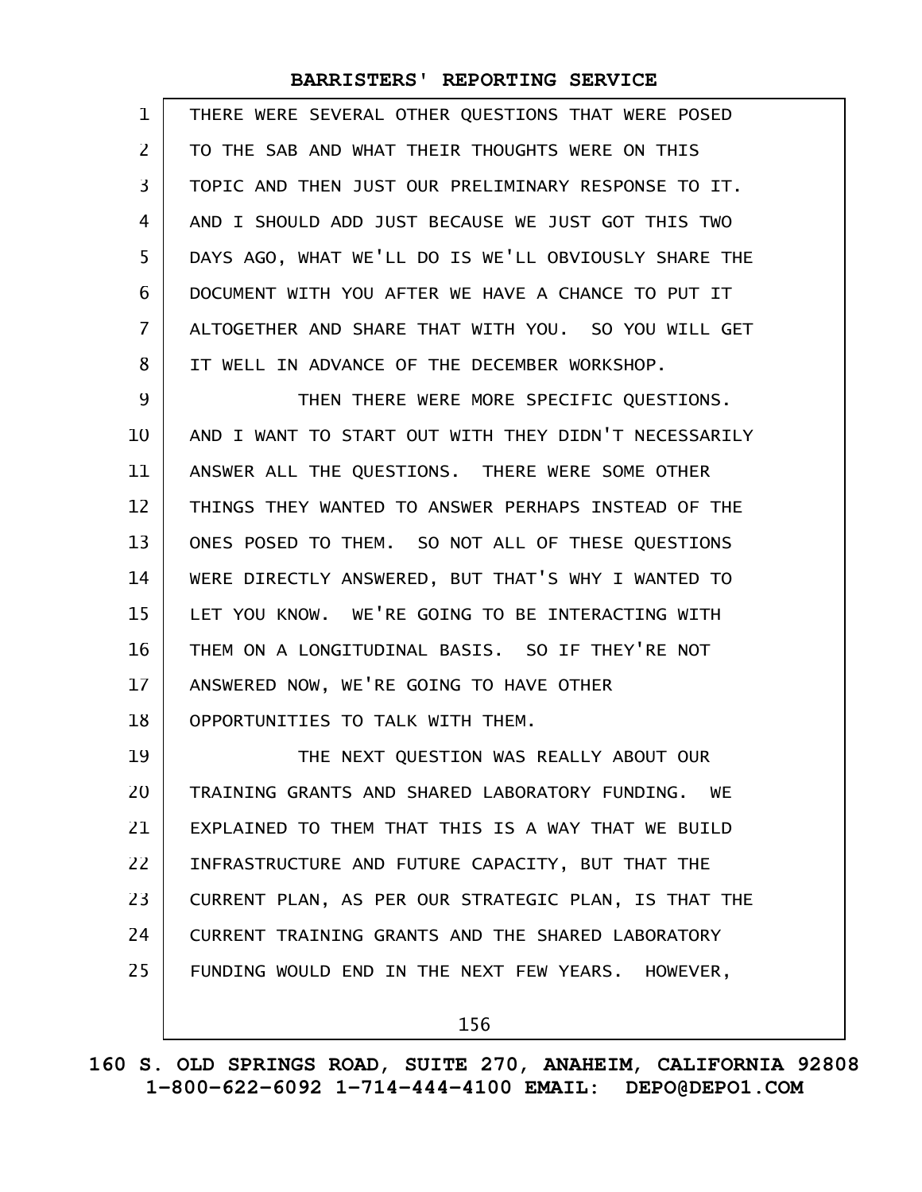THERE WERE SEVERAL OTHER QUESTIONS THAT WERE POSED TO THE SAB AND WHAT THEIR THOUGHTS WERE ON THIS TOPIC AND THEN JUST OUR PRELIMINARY RESPONSE TO IT. AND I SHOULD ADD JUST BECAUSE WE JUST GOT THIS TWO DAYS AGO, WHAT WE'LL DO IS WE'LL OBVIOUSLY SHARE THE DOCUMENT WITH YOU AFTER WE HAVE A CHANCE TO PUT IT ALTOGETHER AND SHARE THAT WITH YOU. SO YOU WILL GET IT WELL IN ADVANCE OF THE DECEMBER WORKSHOP.

THEN THERE WERE MORE SPECIFIC QUESTIONS. AND I WANT TO START OUT WITH THEY DIDN'T NECESSARILY ANSWER ALL THE QUESTIONS. THERE WERE SOME OTHER THINGS THEY WANTED TO ANSWER PERHAPS INSTEAD OF THE ONES POSED TO THEM. SO NOT ALL OF THESE QUESTIONS WERE DIRECTLY ANSWERED, BUT THAT'S WHY I WANTED TO LET YOU KNOW. WE'RE GOING TO BE INTERACTING WITH THEM ON A LONGITUDINAL BASIS. SO IF THEY'RE NOT ANSWERED NOW, WE'RE GOING TO HAVE OTHER OPPORTUNITIES TO TALK WITH THEM.

THE NEXT QUESTION WAS REALLY ABOUT OUR TRAINING GRANTS AND SHARED LABORATORY FUNDING. WE EXPLAINED TO THEM THAT THIS IS A WAY THAT WE BUILD INFRASTRUCTURE AND FUTURE CAPACITY, BUT THAT THE CURRENT PLAN, AS PER OUR STRATEGIC PLAN, IS THAT THE CURRENT TRAINING GRANTS AND THE SHARED LABORATORY FUNDING WOULD END IN THE NEXT FEW YEARS. HOWEVER,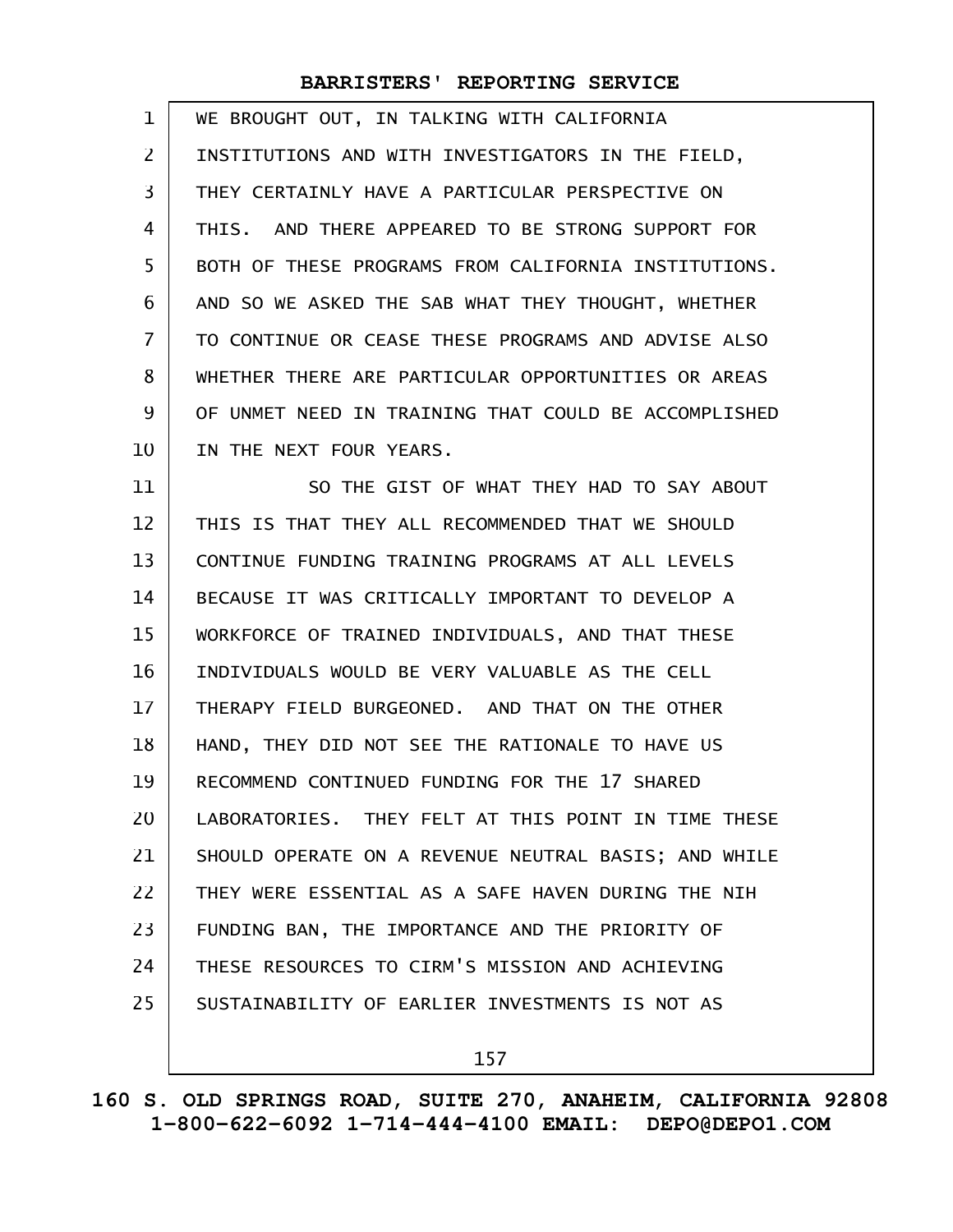WE BROUGHT OUT, IN TALKING WITH CALIFORNIA INSTITUTIONS AND WITH INVESTIGATORS IN THE FIELD, THEY CERTAINLY HAVE A PARTICULAR PERSPECTIVE ON THIS. AND THERE APPEARED TO BE STRONG SUPPORT FOR BOTH OF THESE PROGRAMS FROM CALIFORNIA INSTITUTIONS. AND SO WE ASKED THE SAB WHAT THEY THOUGHT, WHETHER TO CONTINUE OR CEASE THESE PROGRAMS AND ADVISE ALSO WHETHER THERE ARE PARTICULAR OPPORTUNITIES OR AREAS OF UNMET NEED IN TRAINING THAT COULD BE ACCOMPLISHED IN THE NEXT FOUR YEARS.

SO THE GIST OF WHAT THEY HAD TO SAY ABOUT THIS IS THAT THEY ALL RECOMMENDED THAT WE SHOULD CONTINUE FUNDING TRAINING PROGRAMS AT ALL LEVELS BECAUSE IT WAS CRITICALLY IMPORTANT TO DEVELOP A WORKFORCE OF TRAINED INDIVIDUALS, AND THAT THESE INDIVIDUALS WOULD BE VERY VALUABLE AS THE CELL THERAPY FIELD BURGEONED. AND THAT ON THE OTHER HAND, THEY DID NOT SEE THE RATIONALE TO HAVE US RECOMMEND CONTINUED FUNDING FOR THE 17 SHARED LABORATORIES. THEY FELT AT THIS POINT IN TIME THESE SHOULD OPERATE ON A REVENUE NEUTRAL BASIS; AND WHILE THEY WERE ESSENTIAL AS A SAFE HAVEN DURING THE NIH FUNDING BAN, THE IMPORTANCE AND THE PRIORITY OF THESE RESOURCES TO CIRM'S MISSION AND ACHIEVING SUSTAINABILITY OF EARLIER INVESTMENTS IS NOT AS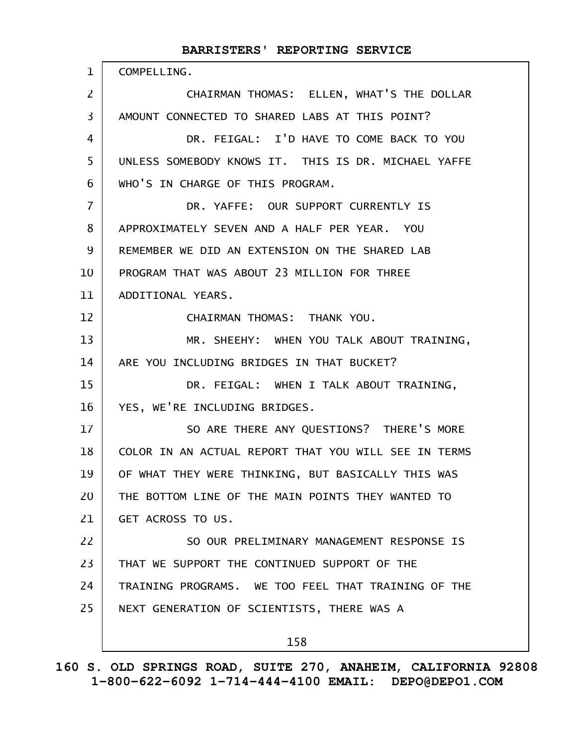COMPELLING.

CHAIRMAN THOMAS: ELLEN, WHAT'S THE DOLLAR AMOUNT CONNECTED TO SHARED LABS AT THIS POINT?

DR. FEIGAL: I'D HAVE TO COME BACK TO YOU UNLESS SOMEBODY KNOWS IT. THIS IS DR. MICHAEL YAFFE WHO'S IN CHARGE OF THIS PROGRAM.

DR. YAFFE: OUR SUPPORT CURRENTLY IS APPROXIMATELY SEVEN AND A HALF PER YEAR. YOU REMEMBER WE DID AN EXTENSION ON THE SHARED LAB PROGRAM THAT WAS ABOUT 23 MILLION FOR THREE ADDITIONAL YEARS.

CHAIRMAN THOMAS: THANK YOU.

MR. SHEEHY: WHEN YOU TALK ABOUT TRAINING, ARE YOU INCLUDING BRIDGES IN THAT BUCKET?

DR. FEIGAL: WHEN I TALK ABOUT TRAINING, YES, WE'RE INCLUDING BRIDGES.

SO ARE THERE ANY QUESTIONS? THERE'S MORE COLOR IN AN ACTUAL REPORT THAT YOU WILL SEE IN TERMS OF WHAT THEY WERE THINKING, BUT BASICALLY THIS WAS THE BOTTOM LINE OF THE MAIN POINTS THEY WANTED TO GET ACROSS TO US.

SO OUR PRELIMINARY MANAGEMENT RESPONSE IS THAT WE SUPPORT THE CONTINUED SUPPORT OF THE TRAINING PROGRAMS. WE TOO FEEL THAT TRAINING OF THE NEXT GENERATION OF SCIENTISTS, THERE WAS A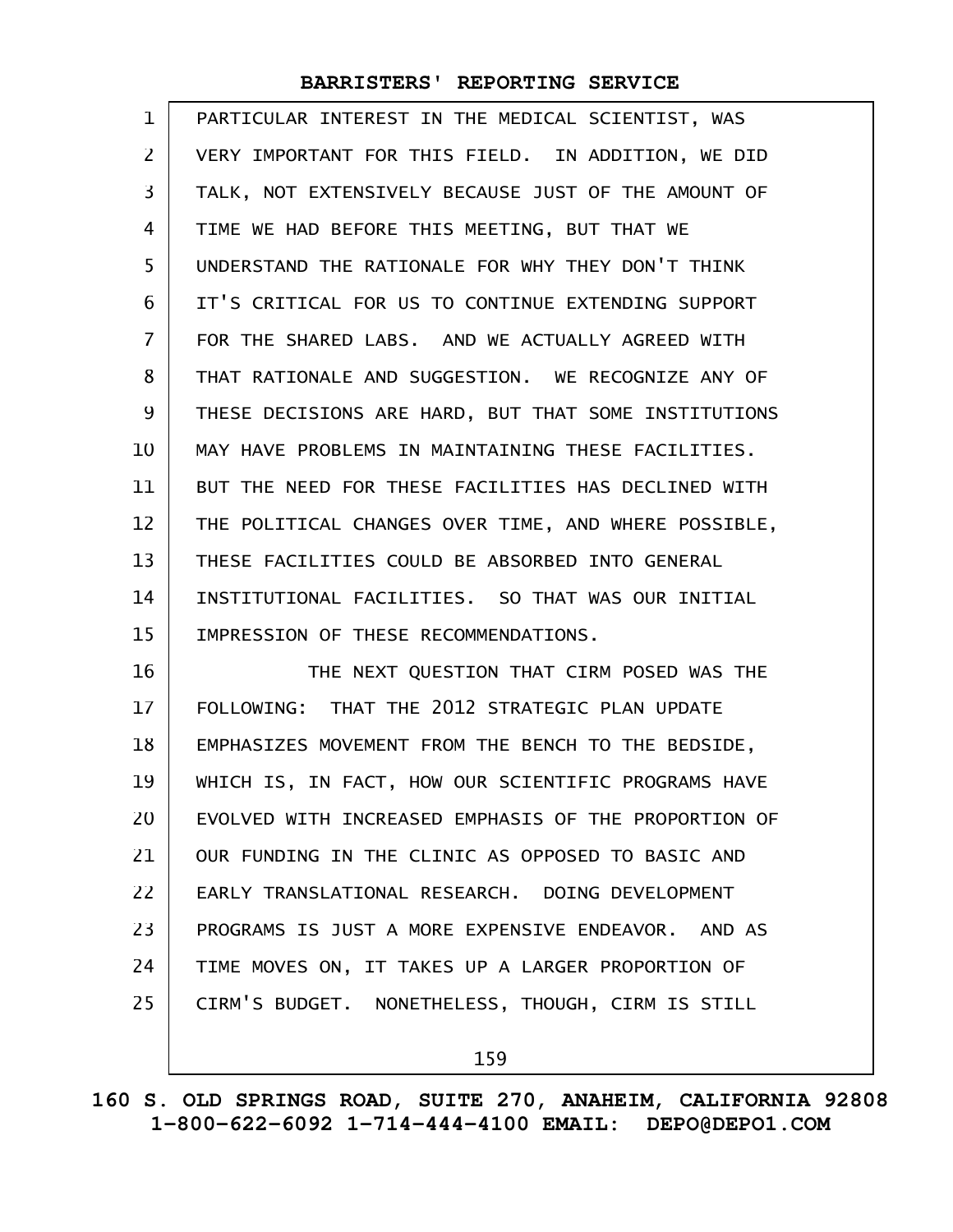PARTICULAR INTEREST IN THE MEDICAL SCIENTIST, WAS VERY IMPORTANT FOR THIS FIELD. IN ADDITION, WE DID TALK, NOT EXTENSIVELY BECAUSE JUST OF THE AMOUNT OF TIME WE HAD BEFORE THIS MEETING, BUT THAT WE UNDERSTAND THE RATIONALE FOR WHY THEY DON'T THINK IT'S CRITICAL FOR US TO CONTINUE EXTENDING SUPPORT FOR THE SHARED LABS. AND WE ACTUALLY AGREED WITH THAT RATIONALE AND SUGGESTION. WE RECOGNIZE ANY OF THESE DECISIONS ARE HARD, BUT THAT SOME INSTITUTIONS MAY HAVE PROBLEMS IN MAINTAINING THESE FACILITIES. BUT THE NEED FOR THESE FACILITIES HAS DECLINED WITH THE POLITICAL CHANGES OVER TIME, AND WHERE POSSIBLE, THESE FACILITIES COULD BE ABSORBED INTO GENERAL INSTITUTIONAL FACILITIES. SO THAT WAS OUR INITIAL IMPRESSION OF THESE RECOMMENDATIONS.

THE NEXT QUESTION THAT CIRM POSED WAS THE FOLLOWING: THAT THE 2012 STRATEGIC PLAN UPDATE EMPHASIZES MOVEMENT FROM THE BENCH TO THE BEDSIDE, WHICH IS, IN FACT, HOW OUR SCIENTIFIC PROGRAMS HAVE EVOLVED WITH INCREASED EMPHASIS OF THE PROPORTION OF OUR FUNDING IN THE CLINIC AS OPPOSED TO BASIC AND EARLY TRANSLATIONAL RESEARCH. DOING DEVELOPMENT PROGRAMS IS JUST A MORE EXPENSIVE ENDEAVOR. AND AS TIME MOVES ON, IT TAKES UP A LARGER PROPORTION OF CIRM'S BUDGET. NONETHELESS, THOUGH, CIRM IS STILL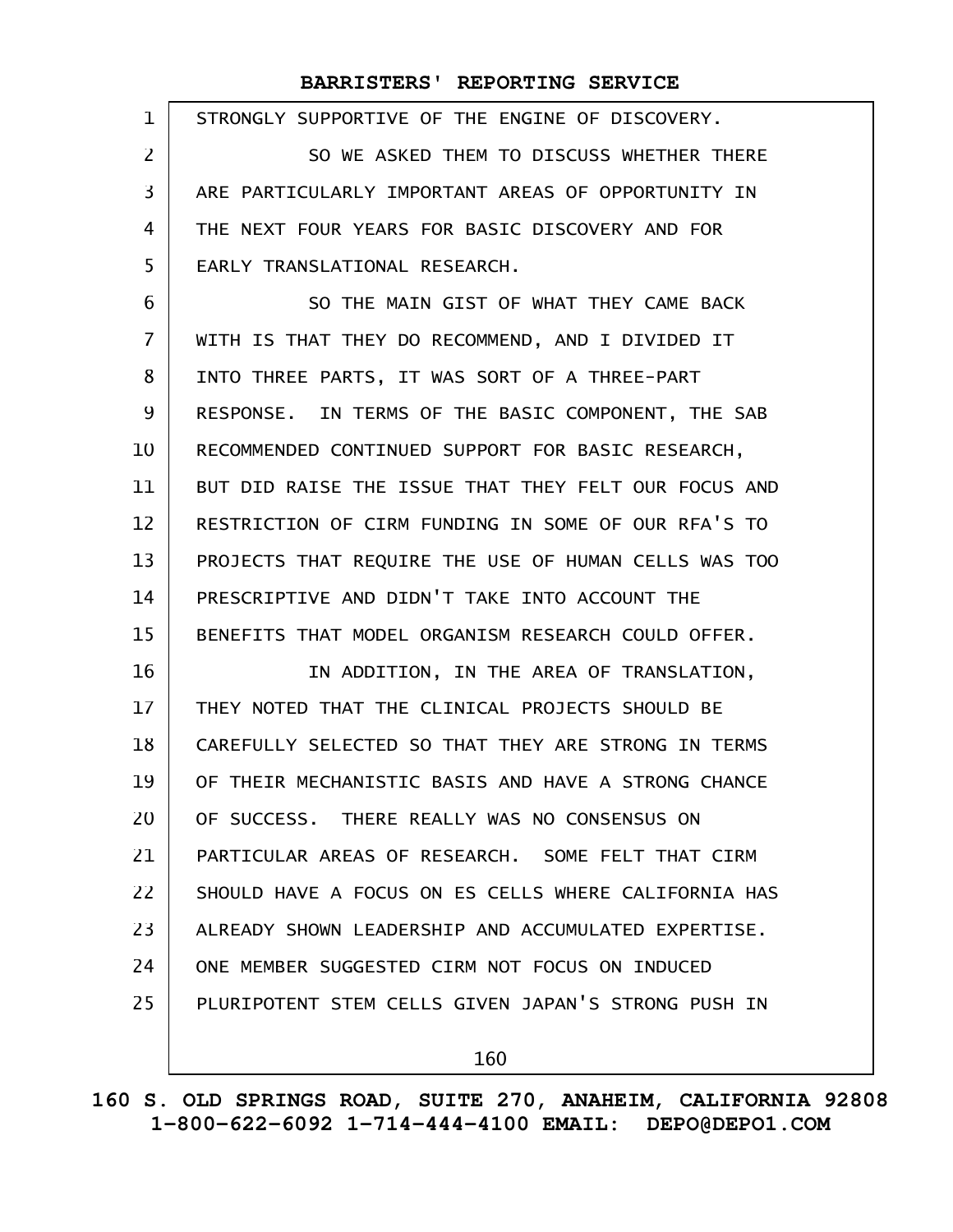STRONGLY SUPPORTIVE OF THE ENGINE OF DISCOVERY.

SO WE ASKED THEM TO DISCUSS WHETHER THERE ARE PARTICULARLY IMPORTANT AREAS OF OPPORTUNITY IN THE NEXT FOUR YEARS FOR BASIC DISCOVERY AND FOR EARLY TRANSLATIONAL RESEARCH.

SO THE MAIN GIST OF WHAT THEY CAME BACK WITH IS THAT THEY DO RECOMMEND, AND I DIVIDED IT INTO THREE PARTS, IT WAS SORT OF A THREE-PART RESPONSE. IN TERMS OF THE BASIC COMPONENT, THE SAB RECOMMENDED CONTINUED SUPPORT FOR BASIC RESEARCH, BUT DID RAISE THE ISSUE THAT THEY FELT OUR FOCUS AND RESTRICTION OF CIRM FUNDING IN SOME OF OUR RFA'S TO PROJECTS THAT REQUIRE THE USE OF HUMAN CELLS WAS TOO PRESCRIPTIVE AND DIDN'T TAKE INTO ACCOUNT THE BENEFITS THAT MODEL ORGANISM RESEARCH COULD OFFER.

IN ADDITION, IN THE AREA OF TRANSLATION, THEY NOTED THAT THE CLINICAL PROJECTS SHOULD BE CAREFULLY SELECTED SO THAT THEY ARE STRONG IN TERMS OF THEIR MECHANISTIC BASIS AND HAVE A STRONG CHANCE OF SUCCESS. THERE REALLY WAS NO CONSENSUS ON PARTICULAR AREAS OF RESEARCH. SOME FELT THAT CIRM SHOULD HAVE A FOCUS ON ES CELLS WHERE CALIFORNIA HAS ALREADY SHOWN LEADERSHIP AND ACCUMULATED EXPERTISE. ONE MEMBER SUGGESTED CIRM NOT FOCUS ON INDUCED PLURIPOTENT STEM CELLS GIVEN JAPAN'S STRONG PUSH IN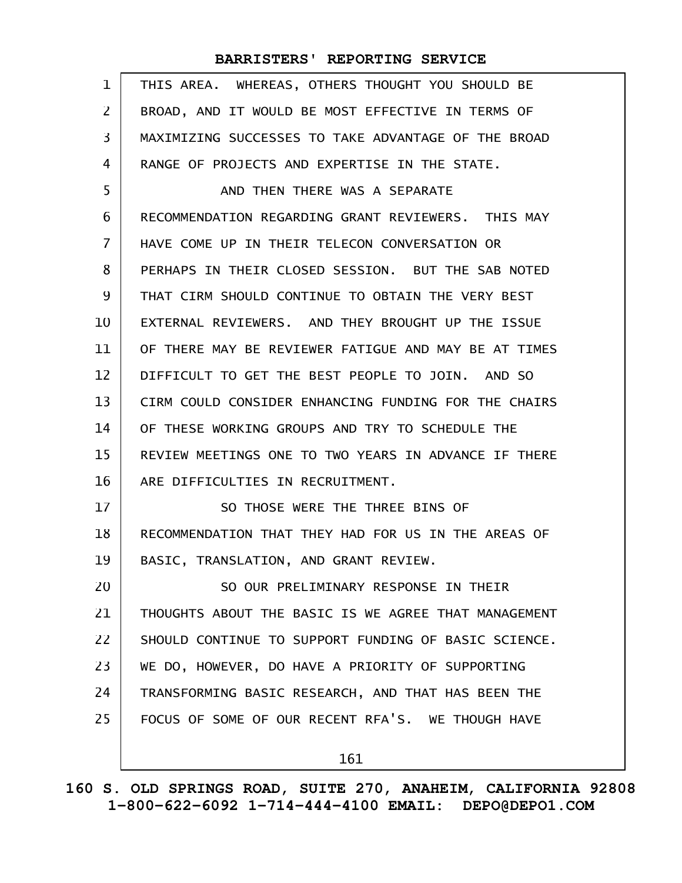THIS AREA. WHEREAS, OTHERS THOUGHT YOU SHOULD BE BROAD, AND IT WOULD BE MOST EFFECTIVE IN TERMS OF MAXIMIZING SUCCESSES TO TAKE ADVANTAGE OF THE BROAD RANGE OF PROJECTS AND EXPERTISE IN THE STATE.

AND THEN THERE WAS A SEPARATE RECOMMENDATION REGARDING GRANT REVIEWERS. THIS MAY HAVE COME UP IN THEIR TELECON CONVERSATION OR PERHAPS IN THEIR CLOSED SESSION. BUT THE SAB NOTED THAT CIRM SHOULD CONTINUE TO OBTAIN THE VERY BEST EXTERNAL REVIEWERS. AND THEY BROUGHT UP THE ISSUE OF THERE MAY BE REVIEWER FATIGUE AND MAY BE AT TIMES DIFFICULT TO GET THE BEST PEOPLE TO JOIN. AND SO CIRM COULD CONSIDER ENHANCING FUNDING FOR THE CHAIRS OF THESE WORKING GROUPS AND TRY TO SCHEDULE THE REVIEW MEETINGS ONE TO TWO YEARS IN ADVANCE IF THERE ARE DIFFICULTIES IN RECRUITMENT.

SO THOSE WERE THE THREE BINS OF RECOMMENDATION THAT THEY HAD FOR US IN THE AREAS OF BASIC, TRANSLATION, AND GRANT REVIEW.

SO OUR PRELIMINARY RESPONSE IN THEIR THOUGHTS ABOUT THE BASIC IS WE AGREE THAT MANAGEMENT SHOULD CONTINUE TO SUPPORT FUNDING OF BASIC SCIENCE. WE DO, HOWEVER, DO HAVE A PRIORITY OF SUPPORTING TRANSFORMING BASIC RESEARCH, AND THAT HAS BEEN THE FOCUS OF SOME OF OUR RECENT RFA'S. WE THOUGH HAVE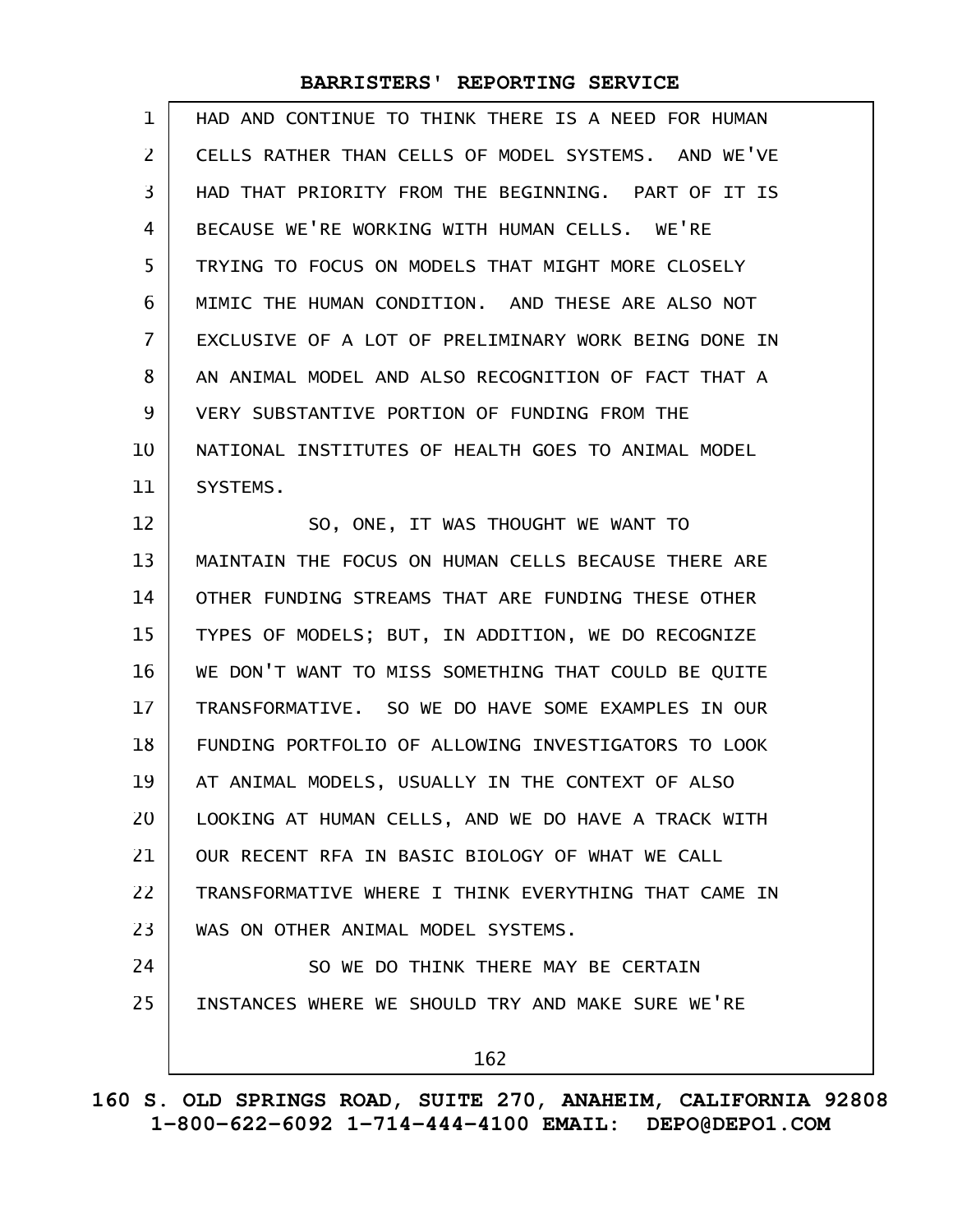HAD AND CONTINUE TO THINK THERE IS A NEED FOR HUMAN CELLS RATHER THAN CELLS OF MODEL SYSTEMS. AND WE'VE HAD THAT PRIORITY FROM THE BEGINNING. PART OF IT IS BECAUSE WE'RE WORKING WITH HUMAN CELLS. WE'RE TRYING TO FOCUS ON MODELS THAT MIGHT MORE CLOSELY MIMIC THE HUMAN CONDITION. AND THESE ARE ALSO NOT EXCLUSIVE OF A LOT OF PRELIMINARY WORK BEING DONE IN AN ANIMAL MODEL AND ALSO RECOGNITION OF FACT THAT A VERY SUBSTANTIVE PORTION OF FUNDING FROM THE NATIONAL INSTITUTES OF HEALTH GOES TO ANIMAL MODEL SYSTEMS.

SO, ONE, IT WAS THOUGHT WE WANT TO MAINTAIN THE FOCUS ON HUMAN CELLS BECAUSE THERE ARE OTHER FUNDING STREAMS THAT ARE FUNDING THESE OTHER TYPES OF MODELS; BUT, IN ADDITION, WE DO RECOGNIZE WE DON'T WANT TO MISS SOMETHING THAT COULD BE QUITE TRANSFORMATIVE. SO WE DO HAVE SOME EXAMPLES IN OUR FUNDING PORTFOLIO OF ALLOWING INVESTIGATORS TO LOOK AT ANIMAL MODELS, USUALLY IN THE CONTEXT OF ALSO LOOKING AT HUMAN CELLS, AND WE DO HAVE A TRACK WITH OUR RECENT RFA IN BASIC BIOLOGY OF WHAT WE CALL TRANSFORMATIVE WHERE I THINK EVERYTHING THAT CAME IN WAS ON OTHER ANIMAL MODEL SYSTEMS.

SO WE DO THINK THERE MAY BE CERTAIN INSTANCES WHERE WE SHOULD TRY AND MAKE SURE WE'RE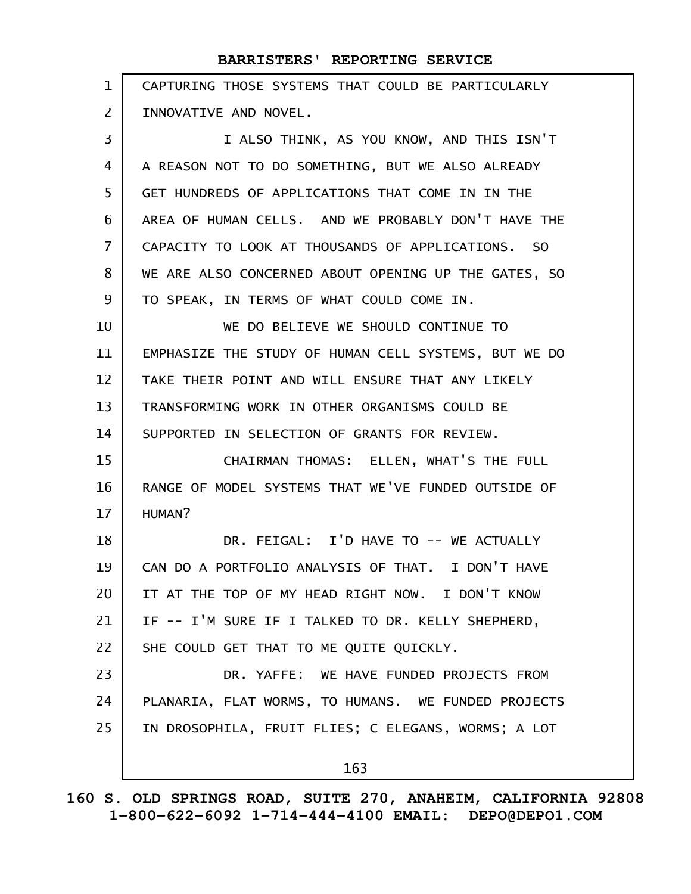CAPTURING THOSE SYSTEMS THAT COULD BE PARTICULARLY INNOVATIVE AND NOVEL.

I ALSO THINK, AS YOU KNOW, AND THIS ISN'T A REASON NOT TO DO SOMETHING, BUT WE ALSO ALREADY GET HUNDREDS OF APPLICATIONS THAT COME IN IN THE AREA OF HUMAN CELLS. AND WE PROBABLY DON'T HAVE THE CAPACITY TO LOOK AT THOUSANDS OF APPLICATIONS. SO WE ARE ALSO CONCERNED ABOUT OPENING UP THE GATES, SO TO SPEAK, IN TERMS OF WHAT COULD COME IN.

WE DO BELIEVE WE SHOULD CONTINUE TO EMPHASIZE THE STUDY OF HUMAN CELL SYSTEMS, BUT WE DO TAKE THEIR POINT AND WILL ENSURE THAT ANY LIKELY TRANSFORMING WORK IN OTHER ORGANISMS COULD BE SUPPORTED IN SELECTION OF GRANTS FOR REVIEW.

CHAIRMAN THOMAS: ELLEN, WHAT'S THE FULL RANGE OF MODEL SYSTEMS THAT WE'VE FUNDED OUTSIDE OF HUMAN?

DR. FEIGAL: I'D HAVE TO -- WE ACTUALLY CAN DO A PORTFOLIO ANALYSIS OF THAT. I DON'T HAVE IT AT THE TOP OF MY HEAD RIGHT NOW. I DON'T KNOW IF -- I'M SURE IF I TALKED TO DR. KELLY SHEPHERD, SHE COULD GET THAT TO ME QUITE QUICKLY.

DR. YAFFE: WE HAVE FUNDED PROJECTS FROM PLANARIA, FLAT WORMS, TO HUMANS. WE FUNDED PROJECTS IN DROSOPHILA, FRUIT FLIES; C ELEGANS, WORMS; A LOT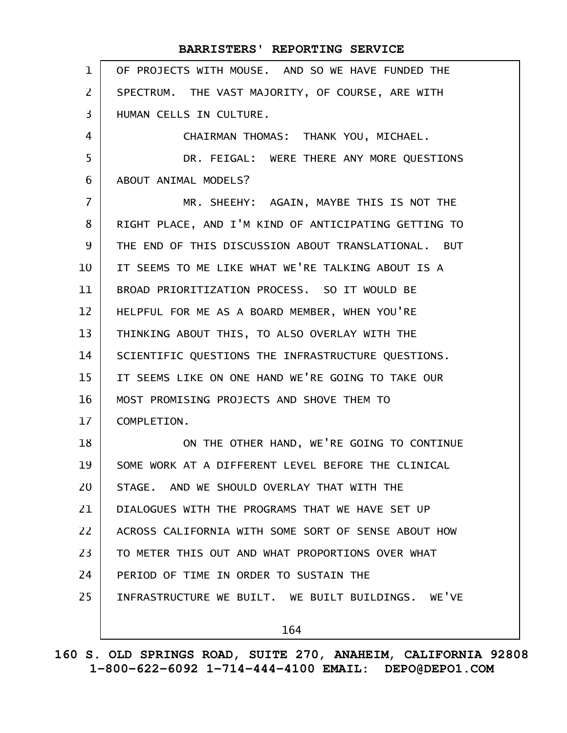OF PROJECTS WITH MOUSE. AND SO WE HAVE FUNDED THE SPECTRUM. THE VAST MAJORITY, OF COURSE, ARE WITH HUMAN CELLS IN CULTURE.

CHAIRMAN THOMAS: THANK YOU, MICHAEL.

DR. FEIGAL: WERE THERE ANY MORE QUESTIONS ABOUT ANIMAL MODELS?

MR. SHEEHY: AGAIN, MAYBE THIS IS NOT THE RIGHT PLACE, AND I'M KIND OF ANTICIPATING GETTING TO THE END OF THIS DISCUSSION ABOUT TRANSLATIONAL. BUT IT SEEMS TO ME LIKE WHAT WE'RE TALKING ABOUT IS A BROAD PRIORITIZATION PROCESS. SO IT WOULD BE HELPFUL FOR ME AS A BOARD MEMBER, WHEN YOU'RE THINKING ABOUT THIS, TO ALSO OVERLAY WITH THE SCIENTIFIC QUESTIONS THE INFRASTRUCTURE QUESTIONS. IT SEEMS LIKE ON ONE HAND WE'RE GOING TO TAKE OUR MOST PROMISING PROJECTS AND SHOVE THEM TO COMPLETION.

ON THE OTHER HAND, WE'RE GOING TO CONTINUE SOME WORK AT A DIFFERENT LEVEL BEFORE THE CLINICAL STAGE. AND WE SHOULD OVERLAY THAT WITH THE DIALOGUES WITH THE PROGRAMS THAT WE HAVE SET UP ACROSS CALIFORNIA WITH SOME SORT OF SENSE ABOUT HOW TO METER THIS OUT AND WHAT PROPORTIONS OVER WHAT PERIOD OF TIME IN ORDER TO SUSTAIN THE INFRASTRUCTURE WE BUILT. WE BUILT BUILDINGS. WE'VE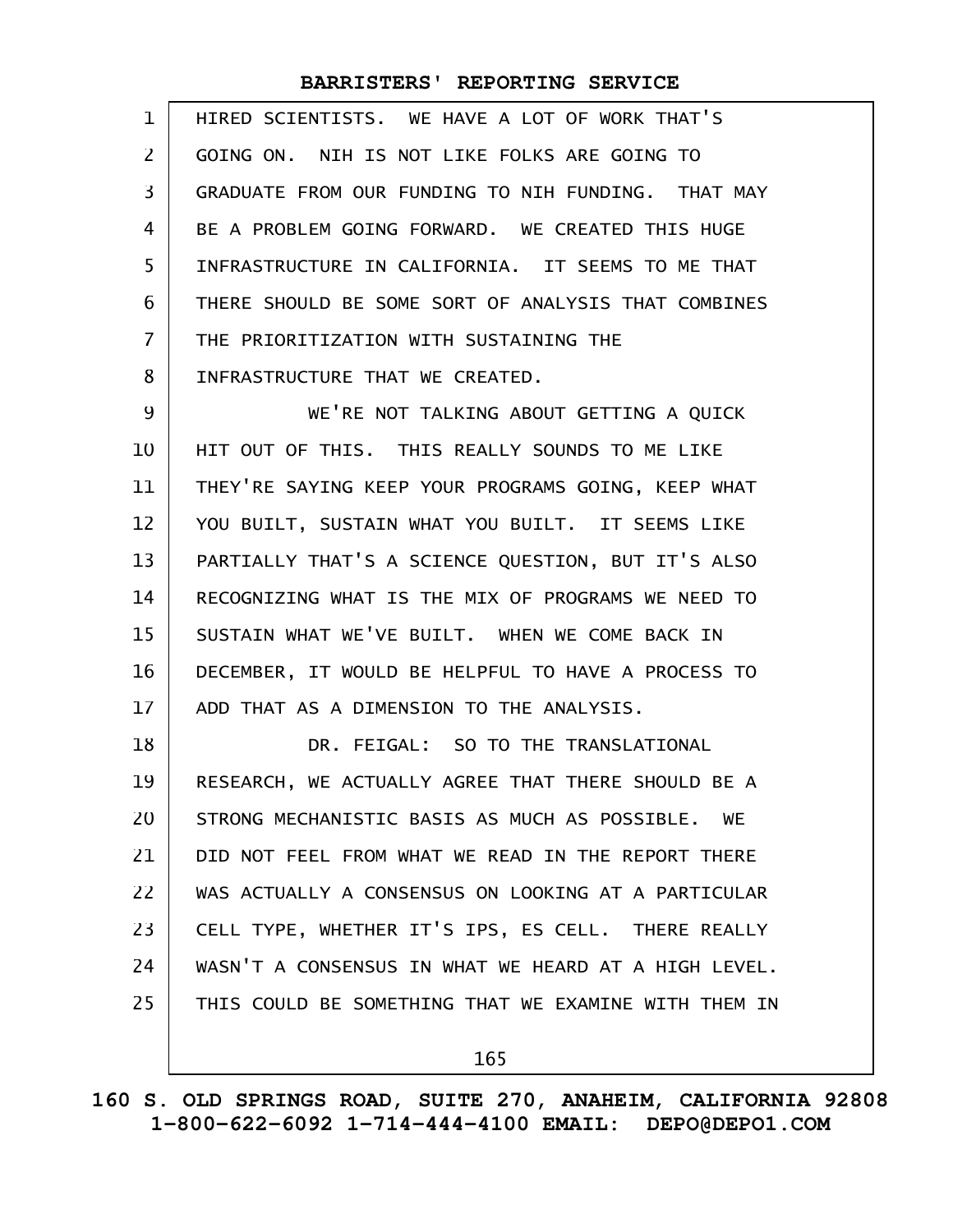HIRED SCIENTISTS. WE HAVE A LOT OF WORK THAT'S GOING ON. NIH IS NOT LIKE FOLKS ARE GOING TO GRADUATE FROM OUR FUNDING TO NIH FUNDING. THAT MAY BE A PROBLEM GOING FORWARD. WE CREATED THIS HUGE INFRASTRUCTURE IN CALIFORNIA. IT SEEMS TO ME THAT THERE SHOULD BE SOME SORT OF ANALYSIS THAT COMBINES THE PRIORITIZATION WITH SUSTAINING THE INFRASTRUCTURE THAT WE CREATED.

WE'RE NOT TALKING ABOUT GETTING A QUICK HIT OUT OF THIS. THIS REALLY SOUNDS TO ME LIKE THEY'RE SAYING KEEP YOUR PROGRAMS GOING, KEEP WHAT YOU BUILT, SUSTAIN WHAT YOU BUILT. IT SEEMS LIKE PARTIALLY THAT'S A SCIENCE QUESTION, BUT IT'S ALSO RECOGNIZING WHAT IS THE MIX OF PROGRAMS WE NEED TO SUSTAIN WHAT WE'VE BUILT. WHEN WE COME BACK IN DECEMBER, IT WOULD BE HELPFUL TO HAVE A PROCESS TO ADD THAT AS A DIMENSION TO THE ANALYSIS.

DR. FEIGAL: SO TO THE TRANSLATIONAL RESEARCH, WE ACTUALLY AGREE THAT THERE SHOULD BE A STRONG MECHANISTIC BASIS AS MUCH AS POSSIBLE. WE DID NOT FEEL FROM WHAT WE READ IN THE REPORT THERE WAS ACTUALLY A CONSENSUS ON LOOKING AT A PARTICULAR CELL TYPE, WHETHER IT'S IPS, ES CELL. THERE REALLY WASN'T A CONSENSUS IN WHAT WE HEARD AT A HIGH LEVEL. THIS COULD BE SOMETHING THAT WE EXAMINE WITH THEM IN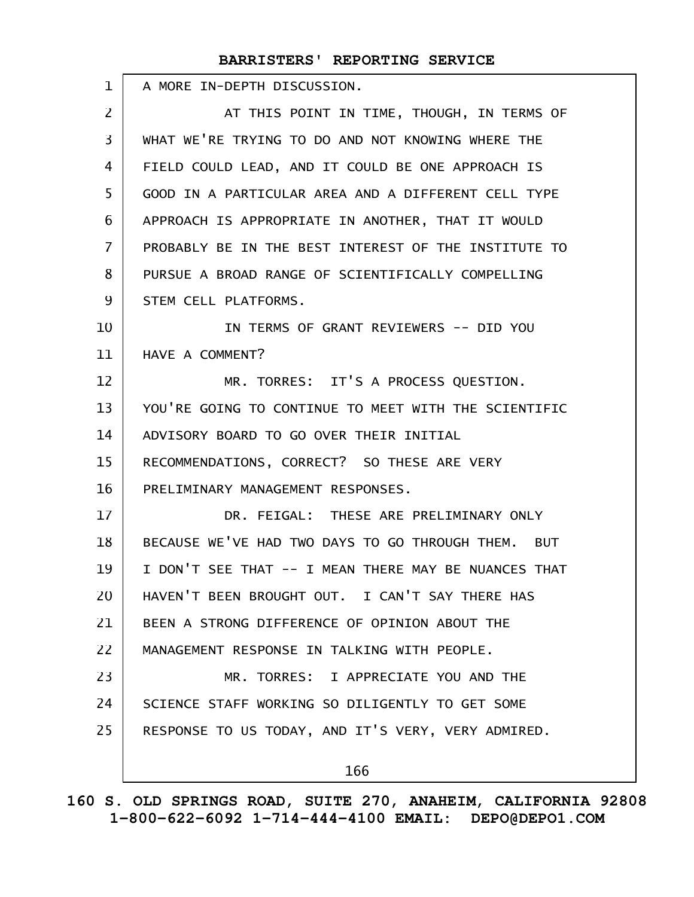A MORE IN-DEPTH DISCUSSION.

AT THIS POINT IN TIME, THOUGH, IN TERMS OF WHAT WE'RE TRYING TO DO AND NOT KNOWING WHERE THE FIELD COULD LEAD, AND IT COULD BE ONE APPROACH IS GOOD IN A PARTICULAR AREA AND A DIFFERENT CELL TYPE APPROACH IS APPROPRIATE IN ANOTHER, THAT IT WOULD PROBABLY BE IN THE BEST INTEREST OF THE INSTITUTE TO PURSUE A BROAD RANGE OF SCIENTIFICALLY COMPELLING STEM CELL PLATFORMS.

IN TERMS OF GRANT REVIEWERS -- DID YOU HAVE A COMMENT?

MR. TORRES: IT'S A PROCESS QUESTION. YOU'RE GOING TO CONTINUE TO MEET WITH THE SCIENTIFIC ADVISORY BOARD TO GO OVER THEIR INITIAL RECOMMENDATIONS, CORRECT? SO THESE ARE VERY PRELIMINARY MANAGEMENT RESPONSES.

DR. FEIGAL: THESE ARE PRELIMINARY ONLY BECAUSE WE'VE HAD TWO DAYS TO GO THROUGH THEM. BUT I DON'T SEE THAT -- I MEAN THERE MAY BE NUANCES THAT HAVEN'T BEEN BROUGHT OUT. I CAN'T SAY THERE HAS BEEN A STRONG DIFFERENCE OF OPINION ABOUT THE MANAGEMENT RESPONSE IN TALKING WITH PEOPLE.

MR. TORRES: I APPRECIATE YOU AND THE SCIENCE STAFF WORKING SO DILIGENTLY TO GET SOME RESPONSE TO US TODAY, AND IT'S VERY, VERY ADMIRED.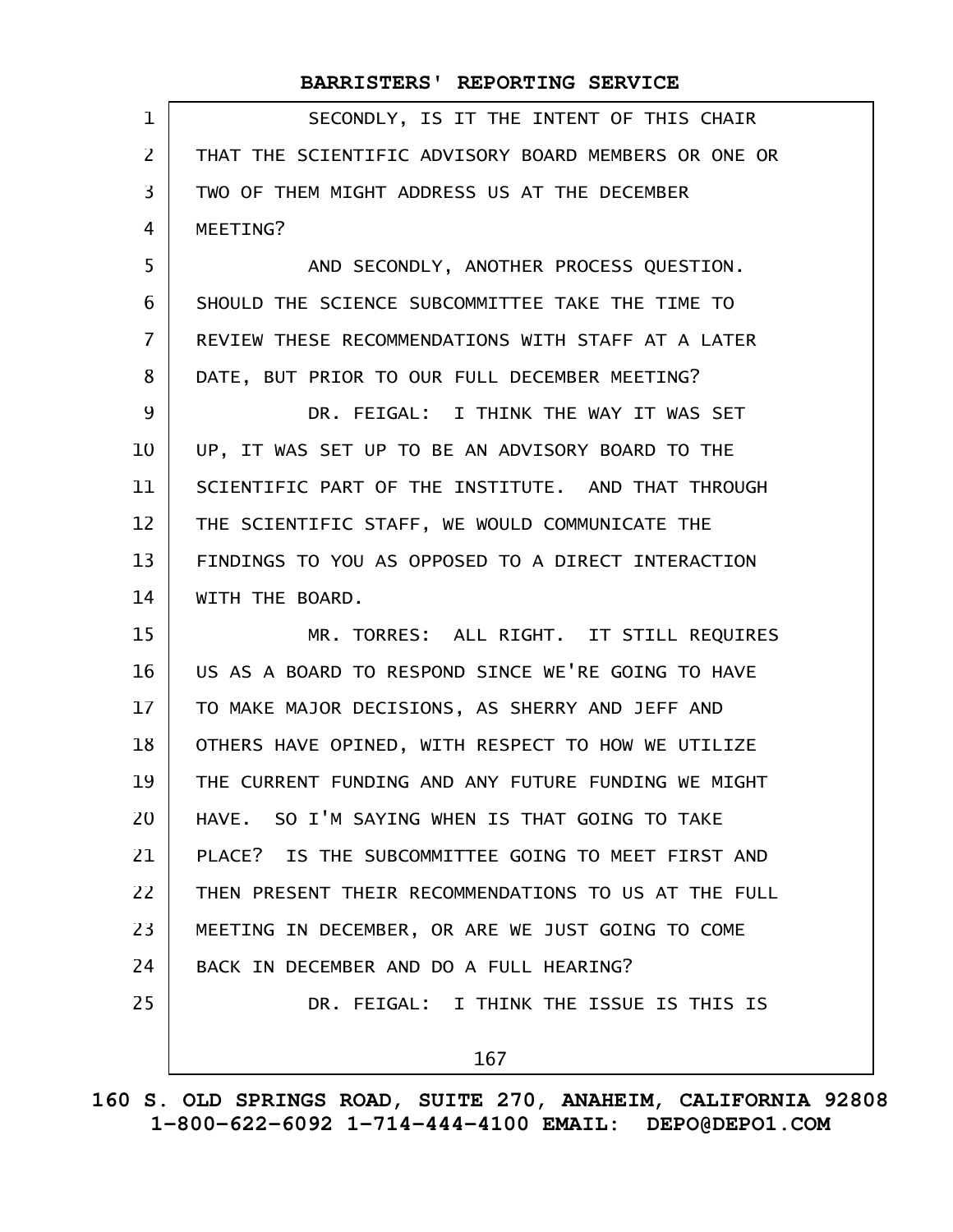SECONDLY, IS IT THE INTENT OF THIS CHAIR THAT THE SCIENTIFIC ADVISORY BOARD MEMBERS OR ONE OR TWO OF THEM MIGHT ADDRESS US AT THE DECEMBER MEETING?

AND SECONDLY, ANOTHER PROCESS QUESTION. SHOULD THE SCIENCE SUBCOMMITTEE TAKE THE TIME TO REVIEW THESE RECOMMENDATIONS WITH STAFF AT A LATER DATE, BUT PRIOR TO OUR FULL DECEMBER MEETING?

DR. FEIGAL: I THINK THE WAY IT WAS SET UP, IT WAS SET UP TO BE AN ADVISORY BOARD TO THE SCIENTIFIC PART OF THE INSTITUTE. AND THAT THROUGH THE SCIENTIFIC STAFF, WE WOULD COMMUNICATE THE FINDINGS TO YOU AS OPPOSED TO A DIRECT INTERACTION WITH THE BOARD.

MR. TORRES: ALL RIGHT. IT STILL REQUIRES US AS A BOARD TO RESPOND SINCE WE'RE GOING TO HAVE TO MAKE MAJOR DECISIONS, AS SHERRY AND JEFF AND OTHERS HAVE OPINED, WITH RESPECT TO HOW WE UTILIZE THE CURRENT FUNDING AND ANY FUTURE FUNDING WE MIGHT HAVE. SO I'M SAYING WHEN IS THAT GOING TO TAKE PLACE? IS THE SUBCOMMITTEE GOING TO MEET FIRST AND THEN PRESENT THEIR RECOMMENDATIONS TO US AT THE FULL MEETING IN DECEMBER, OR ARE WE JUST GOING TO COME BACK IN DECEMBER AND DO A FULL HEARING?

DR. FEIGAL: I THINK THE ISSUE IS THIS IS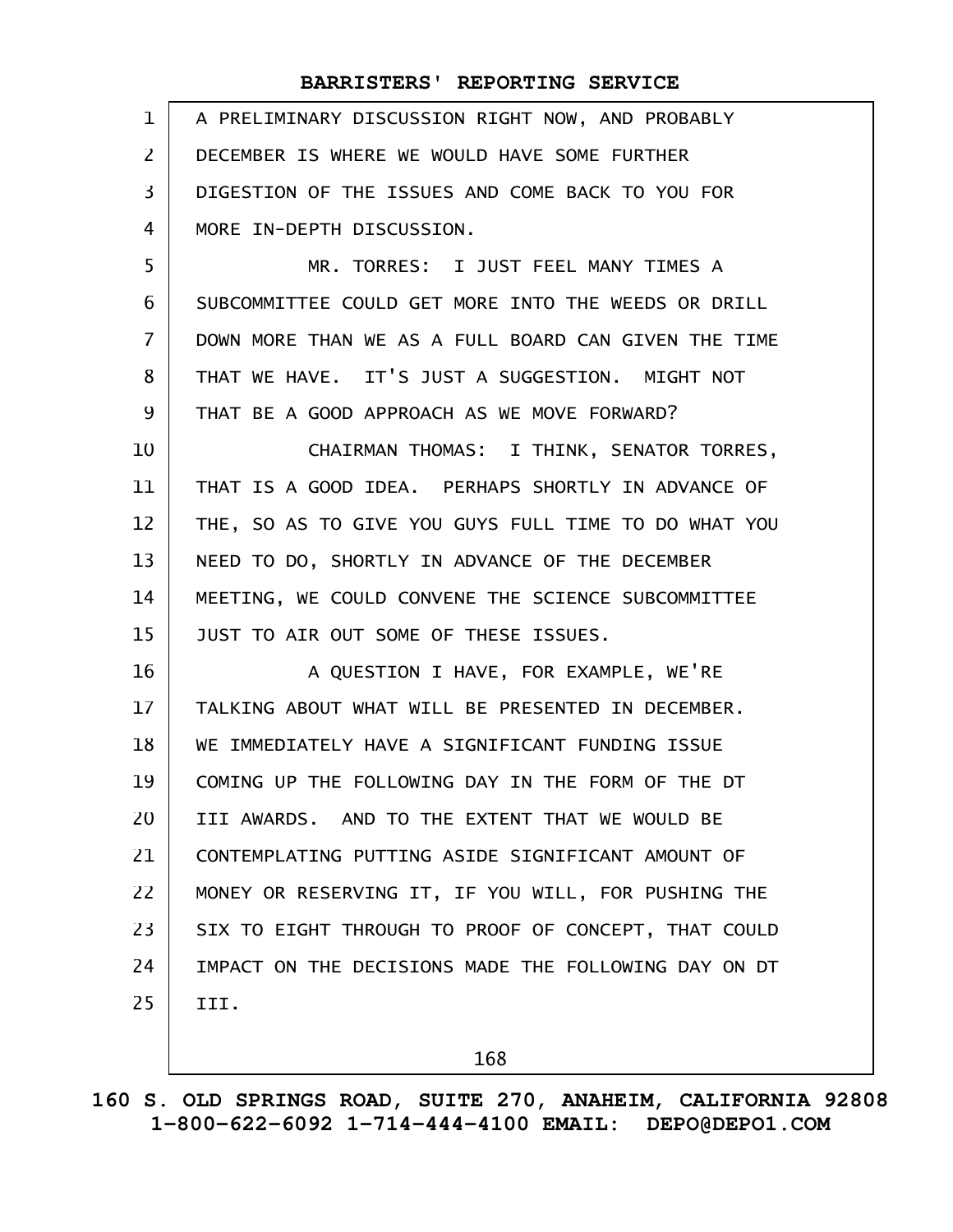A PRELIMINARY DISCUSSION RIGHT NOW, AND PROBABLY DECEMBER IS WHERE WE WOULD HAVE SOME FURTHER DIGESTION OF THE ISSUES AND COME BACK TO YOU FOR MORE IN-DEPTH DISCUSSION.

MR. TORRES: I JUST FEEL MANY TIMES A SUBCOMMITTEE COULD GET MORE INTO THE WEEDS OR DRILL DOWN MORE THAN WE AS A FULL BOARD CAN GIVEN THE TIME THAT WE HAVE. IT'S JUST A SUGGESTION. MIGHT NOT THAT BE A GOOD APPROACH AS WE MOVE FORWARD?

CHAIRMAN THOMAS: I THINK, SENATOR TORRES, THAT IS A GOOD IDEA. PERHAPS SHORTLY IN ADVANCE OF THE, SO AS TO GIVE YOU GUYS FULL TIME TO DO WHAT YOU NEED TO DO, SHORTLY IN ADVANCE OF THE DECEMBER MEETING, WE COULD CONVENE THE SCIENCE SUBCOMMITTEE JUST TO AIR OUT SOME OF THESE ISSUES.

A QUESTION I HAVE, FOR EXAMPLE, WE'RE TALKING ABOUT WHAT WILL BE PRESENTED IN DECEMBER. WE IMMEDIATELY HAVE A SIGNIFICANT FUNDING ISSUE COMING UP THE FOLLOWING DAY IN THE FORM OF THE DT III AWARDS. AND TO THE EXTENT THAT WE WOULD BE CONTEMPLATING PUTTING ASIDE SIGNIFICANT AMOUNT OF MONEY OR RESERVING IT, IF YOU WILL, FOR PUSHING THE SIX TO EIGHT THROUGH TO PROOF OF CONCEPT, THAT COULD IMPACT ON THE DECISIONS MADE THE FOLLOWING DAY ON DT III.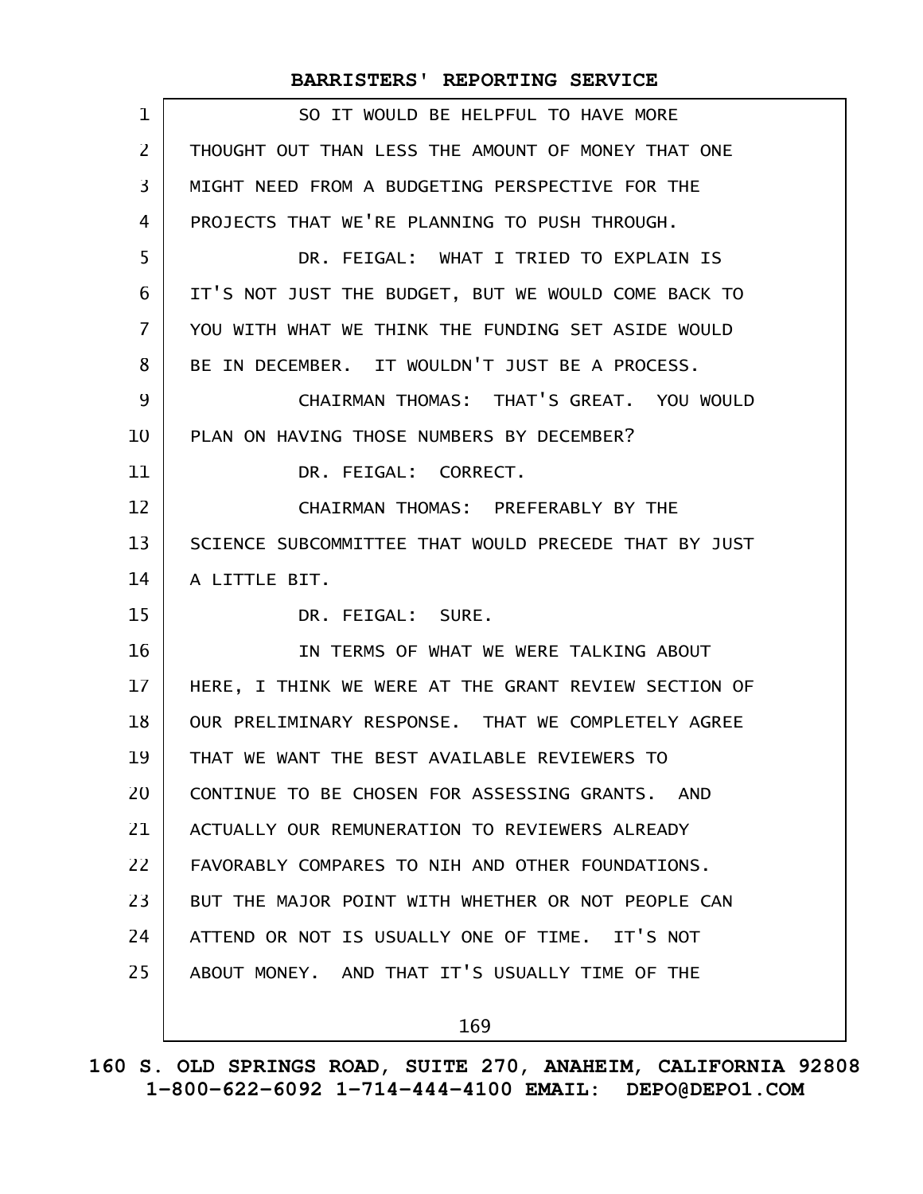SO IT WOULD BE HELPFUL TO HAVE MORE THOUGHT OUT THAN LESS THE AMOUNT OF MONEY THAT ONE MIGHT NEED FROM A BUDGETING PERSPECTIVE FOR THE PROJECTS THAT WE'RE PLANNING TO PUSH THROUGH.

DR. FEIGAL: WHAT I TRIED TO EXPLAIN IS IT'S NOT JUST THE BUDGET, BUT WE WOULD COME BACK TO YOU WITH WHAT WE THINK THE FUNDING SET ASIDE WOULD BE IN DECEMBER. IT WOULDN'T JUST BE A PROCESS.

CHAIRMAN THOMAS: THAT'S GREAT. YOU WOULD PLAN ON HAVING THOSE NUMBERS BY DECEMBER?

DR. FEIGAL: CORRECT.

CHAIRMAN THOMAS: PREFERABLY BY THE SCIENCE SUBCOMMITTEE THAT WOULD PRECEDE THAT BY JUST A LITTLE BIT.

DR. FEIGAL: SURE.

IN TERMS OF WHAT WE WERE TALKING ABOUT HERE, I THINK WE WERE AT THE GRANT REVIEW SECTION OF OUR PRELIMINARY RESPONSE. THAT WE COMPLETELY AGREE THAT WE WANT THE BEST AVAILABLE REVIEWERS TO CONTINUE TO BE CHOSEN FOR ASSESSING GRANTS. AND ACTUALLY OUR REMUNERATION TO REVIEWERS ALREADY FAVORABLY COMPARES TO NIH AND OTHER FOUNDATIONS. BUT THE MAJOR POINT WITH WHETHER OR NOT PEOPLE CAN ATTEND OR NOT IS USUALLY ONE OF TIME. IT'S NOT ABOUT MONEY. AND THAT IT'S USUALLY TIME OF THE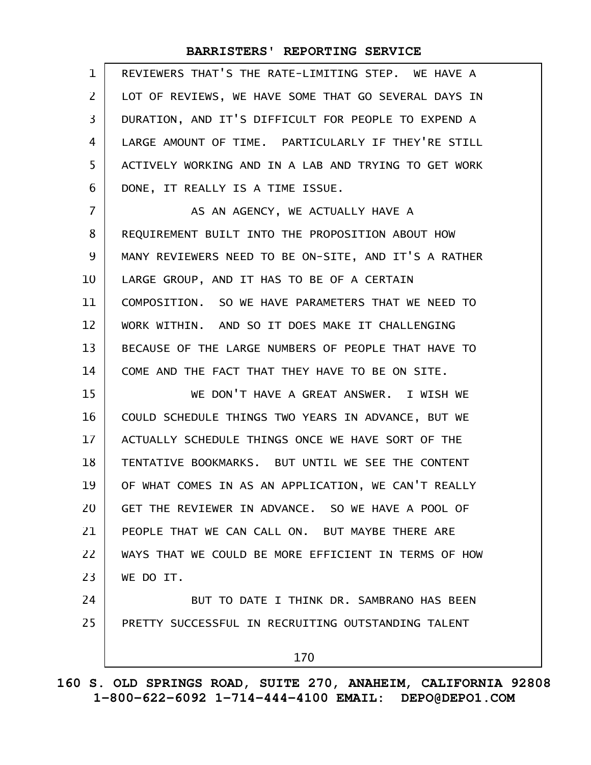REVIEWERS THAT'S THE RATE-LIMITING STEP. WE HAVE A LOT OF REVIEWS, WE HAVE SOME THAT GO SEVERAL DAYS IN DURATION, AND IT'S DIFFICULT FOR PEOPLE TO EXPEND A LARGE AMOUNT OF TIME. PARTICULARLY IF THEY'RE STILL ACTIVELY WORKING AND IN A LAB AND TRYING TO GET WORK DONE, IT REALLY IS A TIME ISSUE.

AS AN AGENCY, WE ACTUALLY HAVE A REQUIREMENT BUILT INTO THE PROPOSITION ABOUT HOW MANY REVIEWERS NEED TO BE ON-SITE, AND IT'S A RATHER LARGE GROUP, AND IT HAS TO BE OF A CERTAIN COMPOSITION. SO WE HAVE PARAMETERS THAT WE NEED TO WORK WITHIN. AND SO IT DOES MAKE IT CHALLENGING BECAUSE OF THE LARGE NUMBERS OF PEOPLE THAT HAVE TO COME AND THE FACT THAT THEY HAVE TO BE ON SITE.

WE DON'T HAVE A GREAT ANSWER. I WISH WE COULD SCHEDULE THINGS TWO YEARS IN ADVANCE, BUT WE ACTUALLY SCHEDULE THINGS ONCE WE HAVE SORT OF THE TENTATIVE BOOKMARKS. BUT UNTIL WE SEE THE CONTENT OF WHAT COMES IN AS AN APPLICATION, WE CAN'T REALLY GET THE REVIEWER IN ADVANCE. SO WE HAVE A POOL OF PEOPLE THAT WE CAN CALL ON. BUT MAYBE THERE ARE WAYS THAT WE COULD BE MORE EFFICIENT IN TERMS OF HOW WE DO IT.

BUT TO DATE I THINK DR. SAMBRANO HAS BEEN PRETTY SUCCESSFUL IN RECRUITING OUTSTANDING TALENT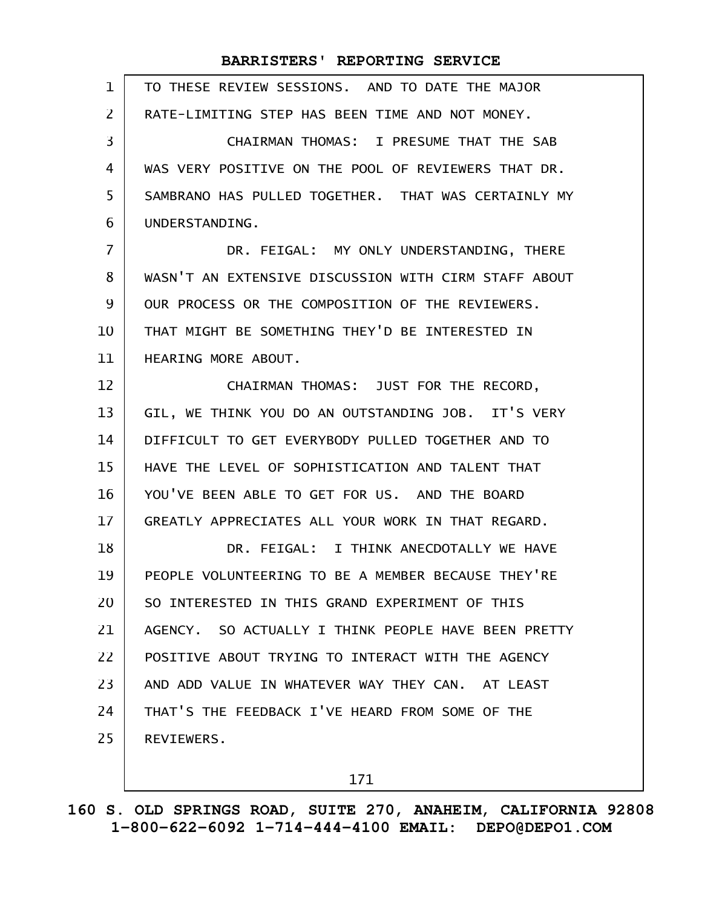TO THESE REVIEW SESSIONS. AND TO DATE THE MAJOR RATE-LIMITING STEP HAS BEEN TIME AND NOT MONEY.

CHAIRMAN THOMAS: I PRESUME THAT THE SAB WAS VERY POSITIVE ON THE POOL OF REVIEWERS THAT DR. SAMBRANO HAS PULLED TOGETHER. THAT WAS CERTAINLY MY UNDERSTANDING.

DR. FEIGAL: MY ONLY UNDERSTANDING, THERE WASN'T AN EXTENSIVE DISCUSSION WITH CIRM STAFF ABOUT OUR PROCESS OR THE COMPOSITION OF THE REVIEWERS. THAT MIGHT BE SOMETHING THEY'D BE INTERESTED IN HEARING MORE ABOUT.

CHAIRMAN THOMAS: JUST FOR THE RECORD, GIL, WE THINK YOU DO AN OUTSTANDING JOB. IT'S VERY DIFFICULT TO GET EVERYBODY PULLED TOGETHER AND TO HAVE THE LEVEL OF SOPHISTICATION AND TALENT THAT YOU'VE BEEN ABLE TO GET FOR US. AND THE BOARD GREATLY APPRECIATES ALL YOUR WORK IN THAT REGARD.

DR. FEIGAL: I THINK ANECDOTALLY WE HAVE PEOPLE VOLUNTEERING TO BE A MEMBER BECAUSE THEY'RE SO INTERESTED IN THIS GRAND EXPERIMENT OF THIS AGENCY. SO ACTUALLY I THINK PEOPLE HAVE BEEN PRETTY POSITIVE ABOUT TRYING TO INTERACT WITH THE AGENCY AND ADD VALUE IN WHATEVER WAY THEY CAN. AT LEAST THAT'S THE FEEDBACK I'VE HEARD FROM SOME OF THE REVIEWERS.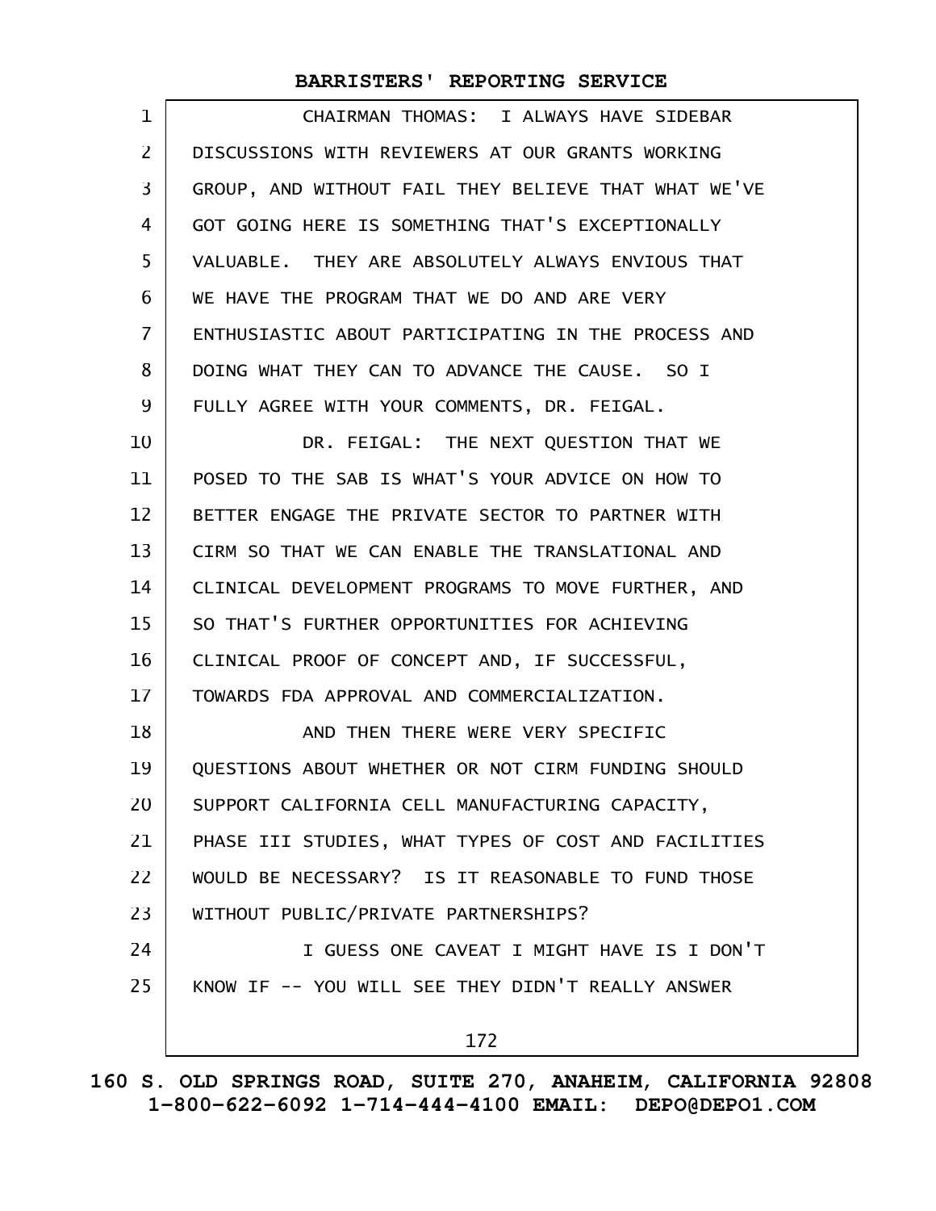CHAIRMAN THOMAS: I ALWAYS HAVE SIDEBAR DISCUSSIONS WITH REVIEWERS AT OUR GRANTS WORKING GROUP, AND WITHOUT FAIL THEY BELIEVE THAT WHAT WE'VE GOT GOING HERE IS SOMETHING THAT'S EXCEPTIONALLY VALUABLE. THEY ARE ABSOLUTELY ALWAYS ENVIOUS THAT WE HAVE THE PROGRAM THAT WE DO AND ARE VERY ENTHUSIASTIC ABOUT PARTICIPATING IN THE PROCESS AND DOING WHAT THEY CAN TO ADVANCE THE CAUSE. SO I FULLY AGREE WITH YOUR COMMENTS, DR. FEIGAL.

DR. FEIGAL: THE NEXT QUESTION THAT WE POSED TO THE SAB IS WHAT'S YOUR ADVICE ON HOW TO BETTER ENGAGE THE PRIVATE SECTOR TO PARTNER WITH CIRM SO THAT WE CAN ENABLE THE TRANSLATIONAL AND CLINICAL DEVELOPMENT PROGRAMS TO MOVE FURTHER, AND SO THAT'S FURTHER OPPORTUNITIES FOR ACHIEVING CLINICAL PROOF OF CONCEPT AND, IF SUCCESSFUL, TOWARDS FDA APPROVAL AND COMMERCIALIZATION.

AND THEN THERE WERE VERY SPECIFIC QUESTIONS ABOUT WHETHER OR NOT CIRM FUNDING SHOULD SUPPORT CALIFORNIA CELL MANUFACTURING CAPACITY, PHASE III STUDIES, WHAT TYPES OF COST AND FACILITIES WOULD BE NECESSARY? IS IT REASONABLE TO FUND THOSE WITHOUT PUBLIC/PRIVATE PARTNERSHIPS?

I GUESS ONE CAVEAT I MIGHT HAVE IS I DON'T KNOW IF -- YOU WILL SEE THEY DIDN'T REALLY ANSWER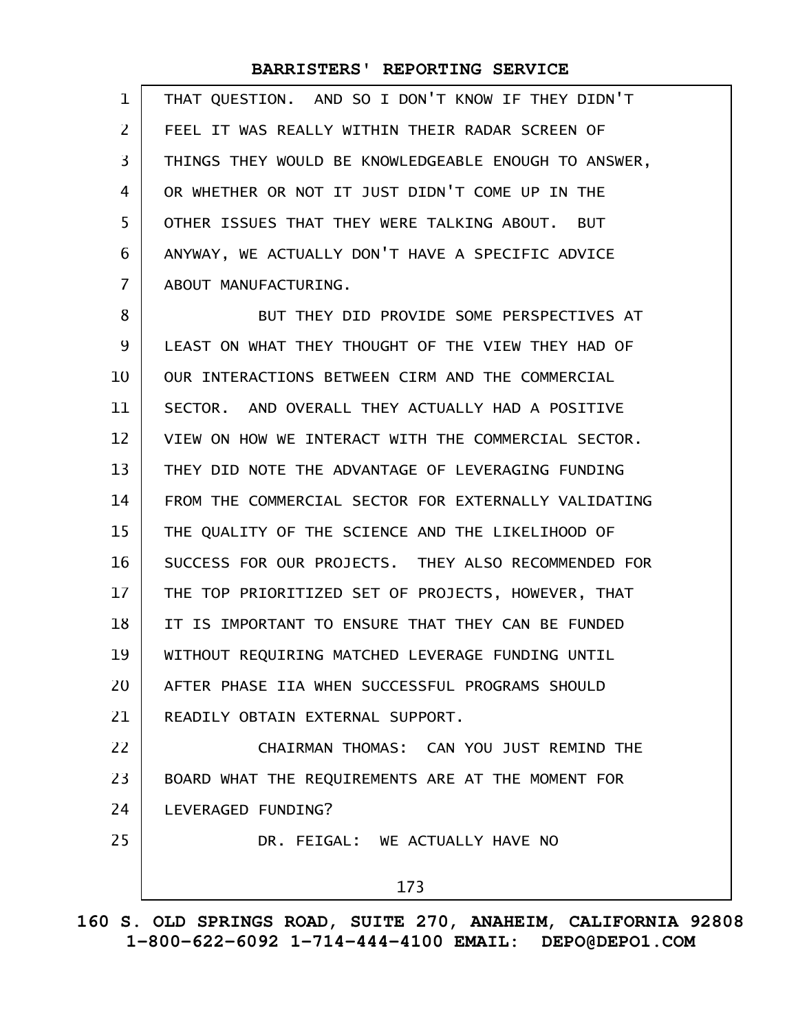THAT QUESTION. AND SO I DON'T KNOW IF THEY DIDN'T FEEL IT WAS REALLY WITHIN THEIR RADAR SCREEN OF THINGS THEY WOULD BE KNOWLEDGEABLE ENOUGH TO ANSWER, OR WHETHER OR NOT IT JUST DIDN'T COME UP IN THE OTHER ISSUES THAT THEY WERE TALKING ABOUT. BUT ANYWAY, WE ACTUALLY DON'T HAVE A SPECIFIC ADVICE ABOUT MANUFACTURING.

BUT THEY DID PROVIDE SOME PERSPECTIVES AT LEAST ON WHAT THEY THOUGHT OF THE VIEW THEY HAD OF OUR INTERACTIONS BETWEEN CIRM AND THE COMMERCIAL SECTOR. AND OVERALL THEY ACTUALLY HAD A POSITIVE VIEW ON HOW WE INTERACT WITH THE COMMERCIAL SECTOR. THEY DID NOTE THE ADVANTAGE OF LEVERAGING FUNDING FROM THE COMMERCIAL SECTOR FOR EXTERNALLY VALIDATING THE QUALITY OF THE SCIENCE AND THE LIKELIHOOD OF SUCCESS FOR OUR PROJECTS. THEY ALSO RECOMMENDED FOR THE TOP PRIORITIZED SET OF PROJECTS, HOWEVER, THAT IT IS IMPORTANT TO ENSURE THAT THEY CAN BE FUNDED WITHOUT REQUIRING MATCHED LEVERAGE FUNDING UNTIL AFTER PHASE IIA WHEN SUCCESSFUL PROGRAMS SHOULD READILY OBTAIN EXTERNAL SUPPORT.

CHAIRMAN THOMAS: CAN YOU JUST REMIND THE BOARD WHAT THE REQUIREMENTS ARE AT THE MOMENT FOR LEVERAGED FUNDING?

DR. FEIGAL: WE ACTUALLY HAVE NO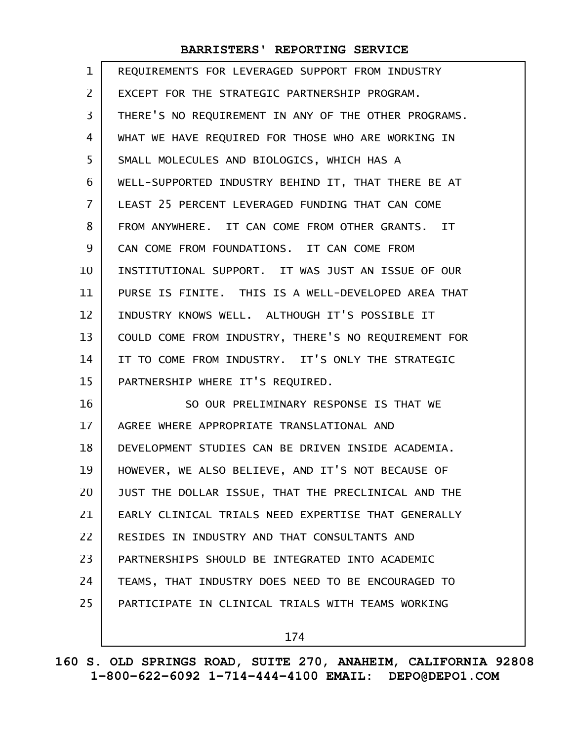REQUIREMENTS FOR LEVERAGED SUPPORT FROM INDUSTRY EXCEPT FOR THE STRATEGIC PARTNERSHIP PROGRAM. THERE'S NO REQUIREMENT IN ANY OF THE OTHER PROGRAMS. WHAT WE HAVE REQUIRED FOR THOSE WHO ARE WORKING IN SMALL MOLECULES AND BIOLOGICS, WHICH HAS A WELL-SUPPORTED INDUSTRY BEHIND IT, THAT THERE BE AT LEAST 25 PERCENT LEVERAGED FUNDING THAT CAN COME FROM ANYWHERE. IT CAN COME FROM OTHER GRANTS. IT CAN COME FROM FOUNDATIONS. IT CAN COME FROM INSTITUTIONAL SUPPORT. IT WAS JUST AN ISSUE OF OUR PURSE IS FINITE. THIS IS A WELL-DEVELOPED AREA THAT INDUSTRY KNOWS WELL. ALTHOUGH IT'S POSSIBLE IT COULD COME FROM INDUSTRY, THERE'S NO REQUIREMENT FOR IT TO COME FROM INDUSTRY. IT'S ONLY THE STRATEGIC PARTNERSHIP WHERE IT'S REQUIRED.

SO OUR PRELIMINARY RESPONSE IS THAT WE AGREE WHERE APPROPRIATE TRANSLATIONAL AND DEVELOPMENT STUDIES CAN BE DRIVEN INSIDE ACADEMIA. HOWEVER, WE ALSO BELIEVE, AND IT'S NOT BECAUSE OF JUST THE DOLLAR ISSUE, THAT THE PRECLINICAL AND THE EARLY CLINICAL TRIALS NEED EXPERTISE THAT GENERALLY RESIDES IN INDUSTRY AND THAT CONSULTANTS AND PARTNERSHIPS SHOULD BE INTEGRATED INTO ACADEMIC TEAMS, THAT INDUSTRY DOES NEED TO BE ENCOURAGED TO PARTICIPATE IN CLINICAL TRIALS WITH TEAMS WORKING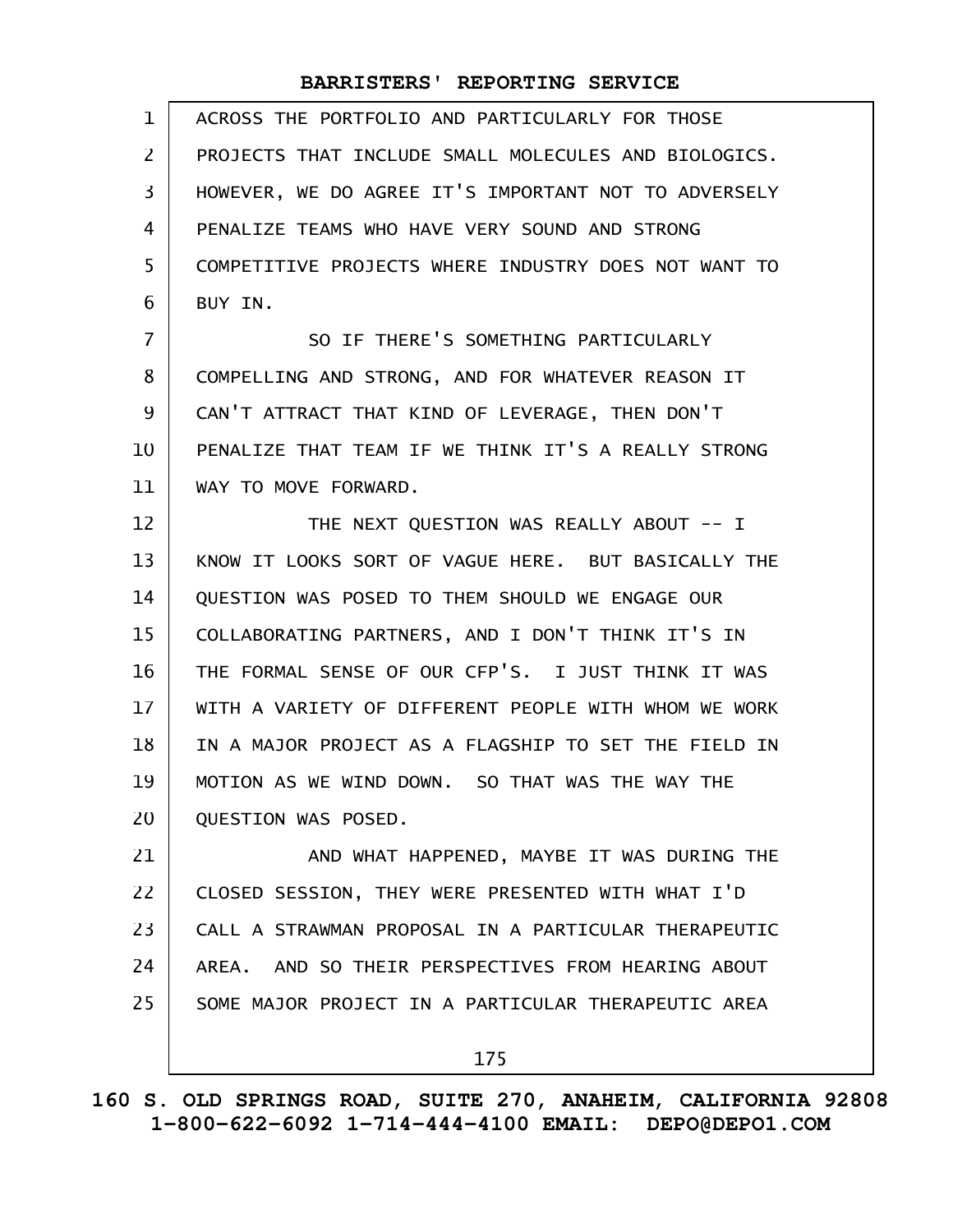ACROSS THE PORTFOLIO AND PARTICULARLY FOR THOSE PROJECTS THAT INCLUDE SMALL MOLECULES AND BIOLOGICS. HOWEVER, WE DO AGREE IT'S IMPORTANT NOT TO ADVERSELY PENALIZE TEAMS WHO HAVE VERY SOUND AND STRONG COMPETITIVE PROJECTS WHERE INDUSTRY DOES NOT WANT TO BUY IN.

SO IF THERE'S SOMETHING PARTICULARLY COMPELLING AND STRONG, AND FOR WHATEVER REASON IT CAN'T ATTRACT THAT KIND OF LEVERAGE, THEN DON'T PENALIZE THAT TEAM IF WE THINK IT'S A REALLY STRONG WAY TO MOVE FORWARD.

THE NEXT QUESTION WAS REALLY ABOUT -- I KNOW IT LOOKS SORT OF VAGUE HERE. BUT BASICALLY THE QUESTION WAS POSED TO THEM SHOULD WE ENGAGE OUR COLLABORATING PARTNERS, AND I DON'T THINK IT'S IN THE FORMAL SENSE OF OUR CFP'S. I JUST THINK IT WAS WITH A VARIETY OF DIFFERENT PEOPLE WITH WHOM WE WORK IN A MAJOR PROJECT AS A FLAGSHIP TO SET THE FIELD IN MOTION AS WE WIND DOWN. SO THAT WAS THE WAY THE QUESTION WAS POSED.

AND WHAT HAPPENED, MAYBE IT WAS DURING THE CLOSED SESSION, THEY WERE PRESENTED WITH WHAT I'D CALL A STRAWMAN PROPOSAL IN A PARTICULAR THERAPEUTIC AREA. AND SO THEIR PERSPECTIVES FROM HEARING ABOUT SOME MAJOR PROJECT IN A PARTICULAR THERAPEUTIC AREA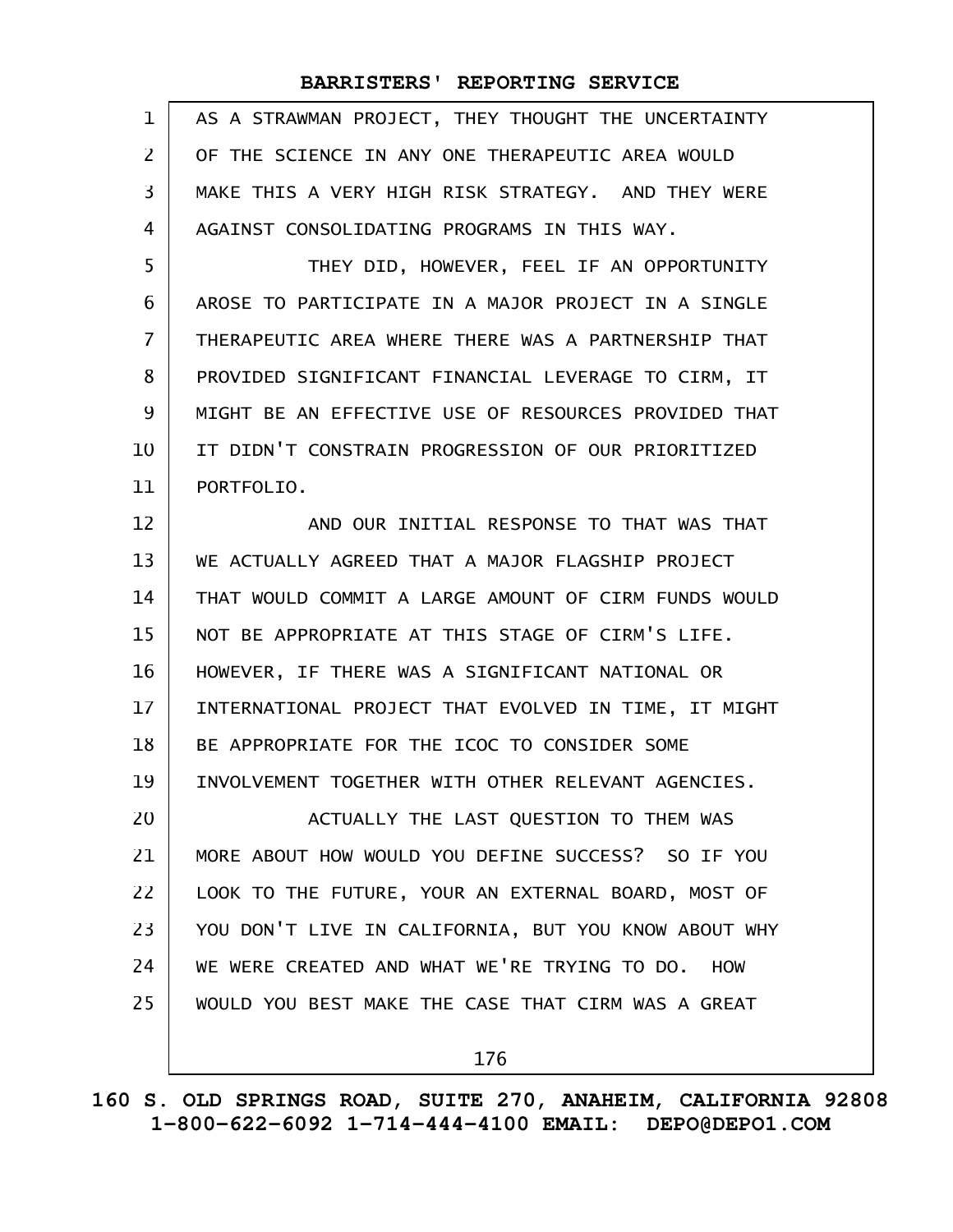AS A STRAWMAN PROJECT, THEY THOUGHT THE UNCERTAINTY OF THE SCIENCE IN ANY ONE THERAPEUTIC AREA WOULD MAKE THIS A VERY HIGH RISK STRATEGY. AND THEY WERE AGAINST CONSOLIDATING PROGRAMS IN THIS WAY.

THEY DID, HOWEVER, FEEL IF AN OPPORTUNITY AROSE TO PARTICIPATE IN A MAJOR PROJECT IN A SINGLE THERAPEUTIC AREA WHERE THERE WAS A PARTNERSHIP THAT PROVIDED SIGNIFICANT FINANCIAL LEVERAGE TO CIRM, IT MIGHT BE AN EFFECTIVE USE OF RESOURCES PROVIDED THAT IT DIDN'T CONSTRAIN PROGRESSION OF OUR PRIORITIZED PORTFOLIO.

AND OUR INITIAL RESPONSE TO THAT WAS THAT WE ACTUALLY AGREED THAT A MAJOR FLAGSHIP PROJECT THAT WOULD COMMIT A LARGE AMOUNT OF CIRM FUNDS WOULD NOT BE APPROPRIATE AT THIS STAGE OF CIRM'S LIFE. HOWEVER, IF THERE WAS A SIGNIFICANT NATIONAL OR INTERNATIONAL PROJECT THAT EVOLVED IN TIME, IT MIGHT BE APPROPRIATE FOR THE ICOC TO CONSIDER SOME INVOLVEMENT TOGETHER WITH OTHER RELEVANT AGENCIES.

ACTUALLY THE LAST QUESTION TO THEM WAS MORE ABOUT HOW WOULD YOU DEFINE SUCCESS? SO IF YOU LOOK TO THE FUTURE, YOUR AN EXTERNAL BOARD, MOST OF YOU DON'T LIVE IN CALIFORNIA, BUT YOU KNOW ABOUT WHY WE WERE CREATED AND WHAT WE'RE TRYING TO DO. HOW WOULD YOU BEST MAKE THE CASE THAT CIRM WAS A GREAT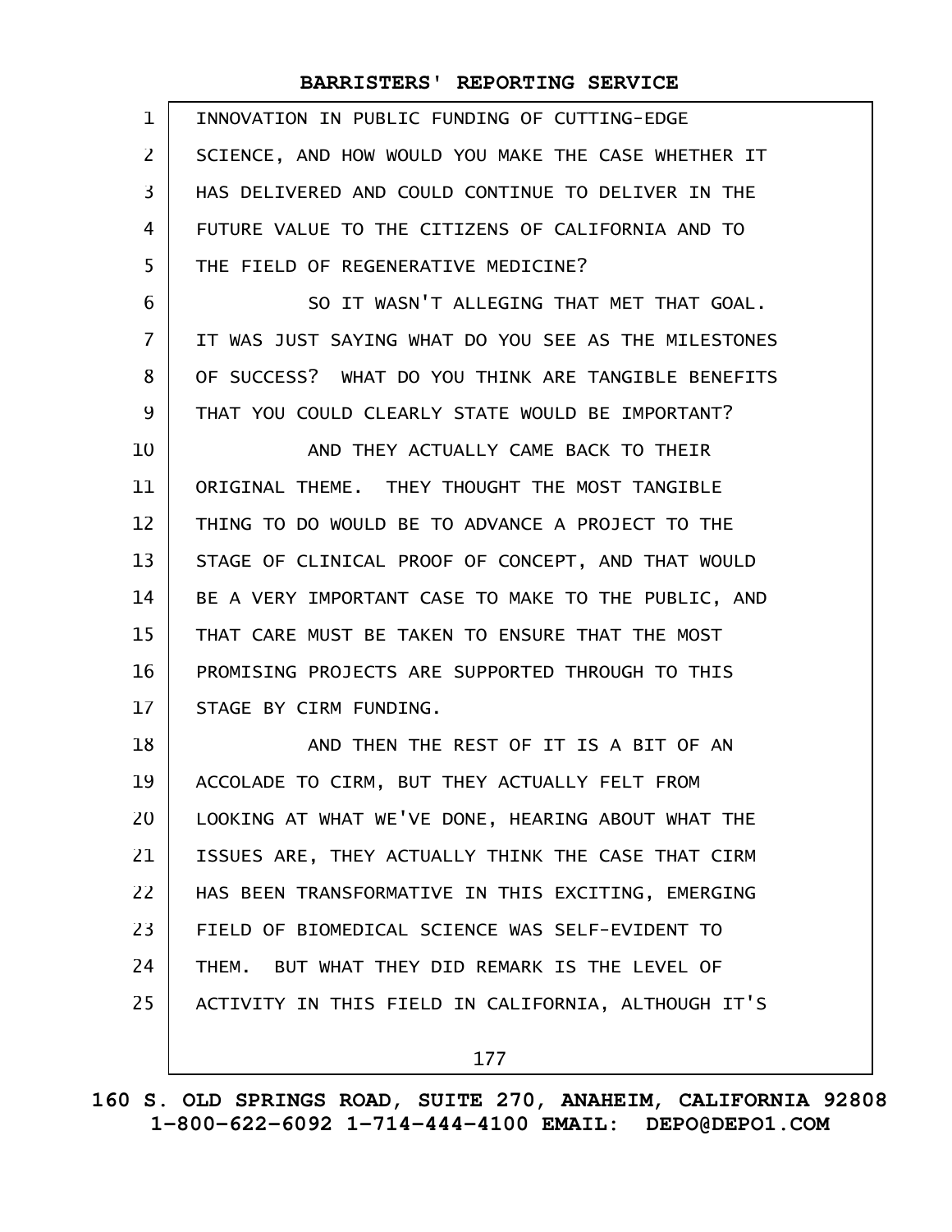INNOVATION IN PUBLIC FUNDING OF CUTTING-EDGE SCIENCE, AND HOW WOULD YOU MAKE THE CASE WHETHER IT HAS DELIVERED AND COULD CONTINUE TO DELIVER IN THE FUTURE VALUE TO THE CITIZENS OF CALIFORNIA AND TO THE FIELD OF REGENERATIVE MEDICINE?

SO IT WASN'T ALLEGING THAT MET THAT GOAL. IT WAS JUST SAYING WHAT DO YOU SEE AS THE MILESTONES OF SUCCESS? WHAT DO YOU THINK ARE TANGIBLE BENEFITS THAT YOU COULD CLEARLY STATE WOULD BE IMPORTANT?

AND THEY ACTUALLY CAME BACK TO THEIR ORIGINAL THEME. THEY THOUGHT THE MOST TANGIBLE THING TO DO WOULD BE TO ADVANCE A PROJECT TO THE STAGE OF CLINICAL PROOF OF CONCEPT, AND THAT WOULD BE A VERY IMPORTANT CASE TO MAKE TO THE PUBLIC, AND THAT CARE MUST BE TAKEN TO ENSURE THAT THE MOST PROMISING PROJECTS ARE SUPPORTED THROUGH TO THIS STAGE BY CIRM FUNDING.

AND THEN THE REST OF IT IS A BIT OF AN ACCOLADE TO CIRM, BUT THEY ACTUALLY FELT FROM LOOKING AT WHAT WE'VE DONE, HEARING ABOUT WHAT THE ISSUES ARE, THEY ACTUALLY THINK THE CASE THAT CIRM HAS BEEN TRANSFORMATIVE IN THIS EXCITING, EMERGING FIELD OF BIOMEDICAL SCIENCE WAS SELF-EVIDENT TO THEM. BUT WHAT THEY DID REMARK IS THE LEVEL OF ACTIVITY IN THIS FIELD IN CALIFORNIA, ALTHOUGH IT'S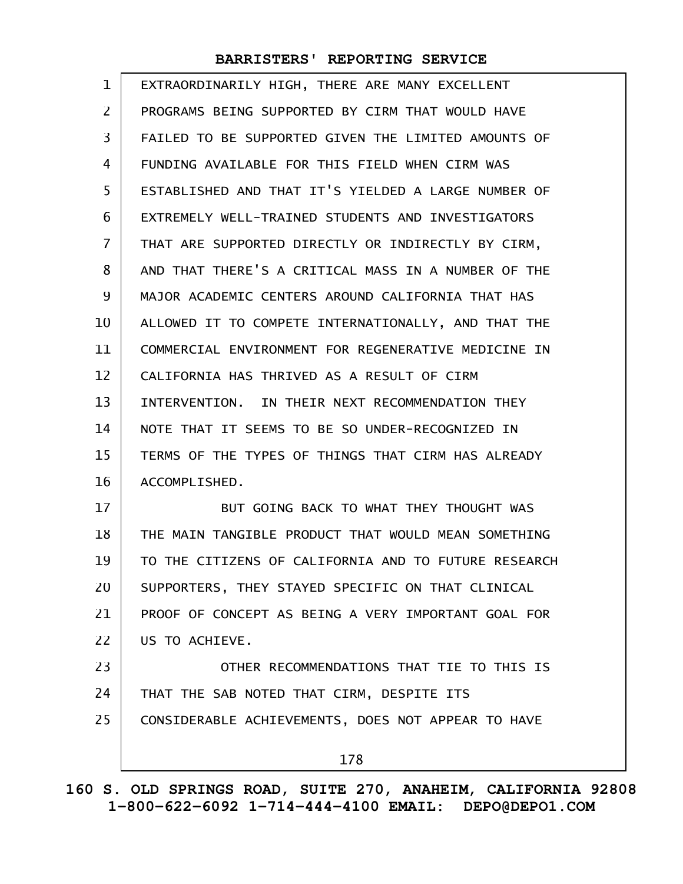EXTRAORDINARILY HIGH, THERE ARE MANY EXCELLENT PROGRAMS BEING SUPPORTED BY CIRM THAT WOULD HAVE FAILED TO BE SUPPORTED GIVEN THE LIMITED AMOUNTS OF FUNDING AVAILABLE FOR THIS FIELD WHEN CIRM WAS ESTABLISHED AND THAT IT'S YIELDED A LARGE NUMBER OF EXTREMELY WELL-TRAINED STUDENTS AND INVESTIGATORS THAT ARE SUPPORTED DIRECTLY OR INDIRECTLY BY CIRM, AND THAT THERE'S A CRITICAL MASS IN A NUMBER OF THE MAJOR ACADEMIC CENTERS AROUND CALIFORNIA THAT HAS ALLOWED IT TO COMPETE INTERNATIONALLY, AND THAT THE COMMERCIAL ENVIRONMENT FOR REGENERATIVE MEDICINE IN CALIFORNIA HAS THRIVED AS A RESULT OF CIRM INTERVENTION. IN THEIR NEXT RECOMMENDATION THEY NOTE THAT IT SEEMS TO BE SO UNDER-RECOGNIZED IN TERMS OF THE TYPES OF THINGS THAT CIRM HAS ALREADY ACCOMPLISHED.

BUT GOING BACK TO WHAT THEY THOUGHT WAS THE MAIN TANGIBLE PRODUCT THAT WOULD MEAN SOMETHING TO THE CITIZENS OF CALIFORNIA AND TO FUTURE RESEARCH SUPPORTERS, THEY STAYED SPECIFIC ON THAT CLINICAL PROOF OF CONCEPT AS BEING A VERY IMPORTANT GOAL FOR US TO ACHIEVE.

OTHER RECOMMENDATIONS THAT TIE TO THIS IS THAT THE SAB NOTED THAT CIRM, DESPITE ITS CONSIDERABLE ACHIEVEMENTS, DOES NOT APPEAR TO HAVE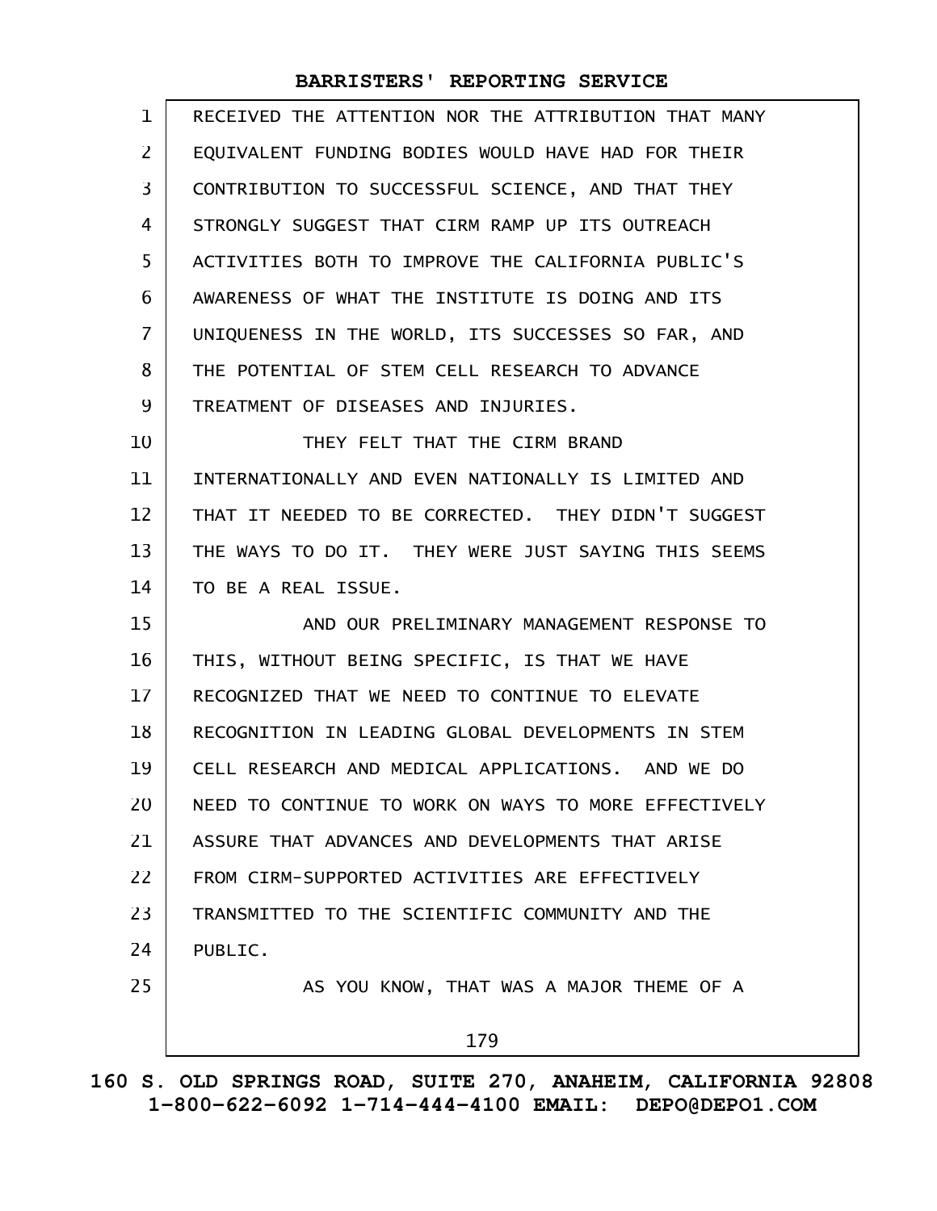RECEIVED THE ATTENTION NOR THE ATTRIBUTION THAT MANY EQUIVALENT FUNDING BODIES WOULD HAVE HAD FOR THEIR CONTRIBUTION TO SUCCESSFUL SCIENCE, AND THAT THEY STRONGLY SUGGEST THAT CIRM RAMP UP ITS OUTREACH ACTIVITIES BOTH TO IMPROVE THE CALIFORNIA PUBLIC'S AWARENESS OF WHAT THE INSTITUTE IS DOING AND ITS UNIQUENESS IN THE WORLD, ITS SUCCESSES SO FAR, AND THE POTENTIAL OF STEM CELL RESEARCH TO ADVANCE TREATMENT OF DISEASES AND INJURIES.

THEY FELT THAT THE CIRM BRAND INTERNATIONALLY AND EVEN NATIONALLY IS LIMITED AND THAT IT NEEDED TO BE CORRECTED. THEY DIDN'T SUGGEST THE WAYS TO DO IT. THEY WERE JUST SAYING THIS SEEMS TO BE A REAL ISSUE.

AND OUR PRELIMINARY MANAGEMENT RESPONSE TO THIS, WITHOUT BEING SPECIFIC, IS THAT WE HAVE RECOGNIZED THAT WE NEED TO CONTINUE TO ELEVATE RECOGNITION IN LEADING GLOBAL DEVELOPMENTS IN STEM CELL RESEARCH AND MEDICAL APPLICATIONS. AND WE DO NEED TO CONTINUE TO WORK ON WAYS TO MORE EFFECTIVELY ASSURE THAT ADVANCES AND DEVELOPMENTS THAT ARISE FROM CIRM-SUPPORTED ACTIVITIES ARE EFFECTIVELY TRANSMITTED TO THE SCIENTIFIC COMMUNITY AND THE PUBLIC.

AS YOU KNOW, THAT WAS A MAJOR THEME OF A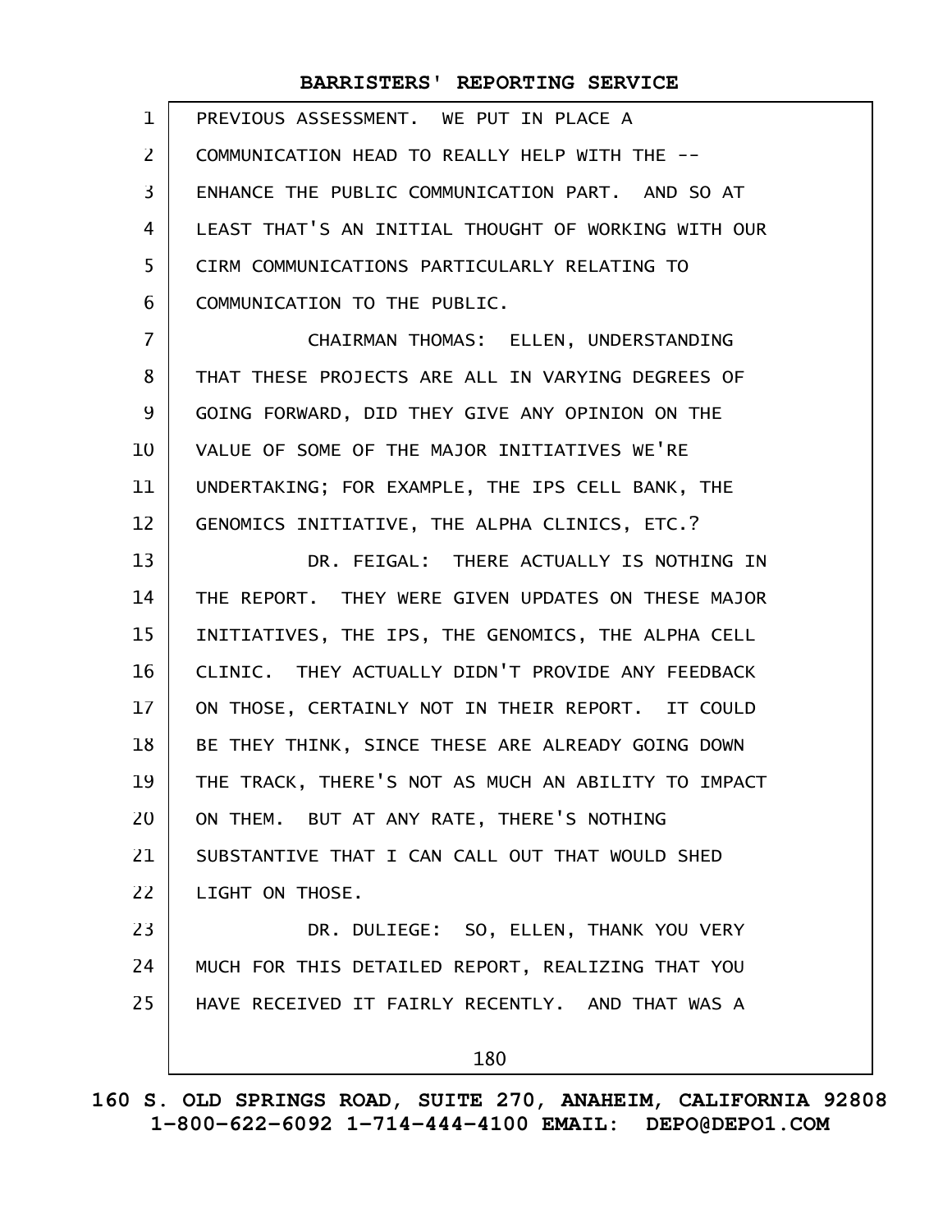PREVIOUS ASSESSMENT. WE PUT IN PLACE A COMMUNICATION HEAD TO REALLY HELP WITH THE -- ENHANCE THE PUBLIC COMMUNICATION PART. AND SO AT LEAST THAT'S AN INITIAL THOUGHT OF WORKING WITH OUR CIRM COMMUNICATIONS PARTICULARLY RELATING TO COMMUNICATION TO THE PUBLIC.

CHAIRMAN THOMAS: ELLEN, UNDERSTANDING THAT THESE PROJECTS ARE ALL IN VARYING DEGREES OF GOING FORWARD, DID THEY GIVE ANY OPINION ON THE VALUE OF SOME OF THE MAJOR INITIATIVES WE'RE UNDERTAKING; FOR EXAMPLE, THE IPS CELL BANK, THE GENOMICS INITIATIVE, THE ALPHA CLINICS, ETC.?

DR. FEIGAL: THERE ACTUALLY IS NOTHING IN THE REPORT. THEY WERE GIVEN UPDATES ON THESE MAJOR INITIATIVES, THE IPS, THE GENOMICS, THE ALPHA CELL CLINIC. THEY ACTUALLY DIDN'T PROVIDE ANY FEEDBACK ON THOSE, CERTAINLY NOT IN THEIR REPORT. IT COULD BE THEY THINK, SINCE THESE ARE ALREADY GOING DOWN THE TRACK, THERE'S NOT AS MUCH AN ABILITY TO IMPACT ON THEM. BUT AT ANY RATE, THERE'S NOTHING SUBSTANTIVE THAT I CAN CALL OUT THAT WOULD SHED LIGHT ON THOSE.

DR. DULIEGE: SO, ELLEN, THANK YOU VERY MUCH FOR THIS DETAILED REPORT, REALIZING THAT YOU HAVE RECEIVED IT FAIRLY RECENTLY. AND THAT WAS A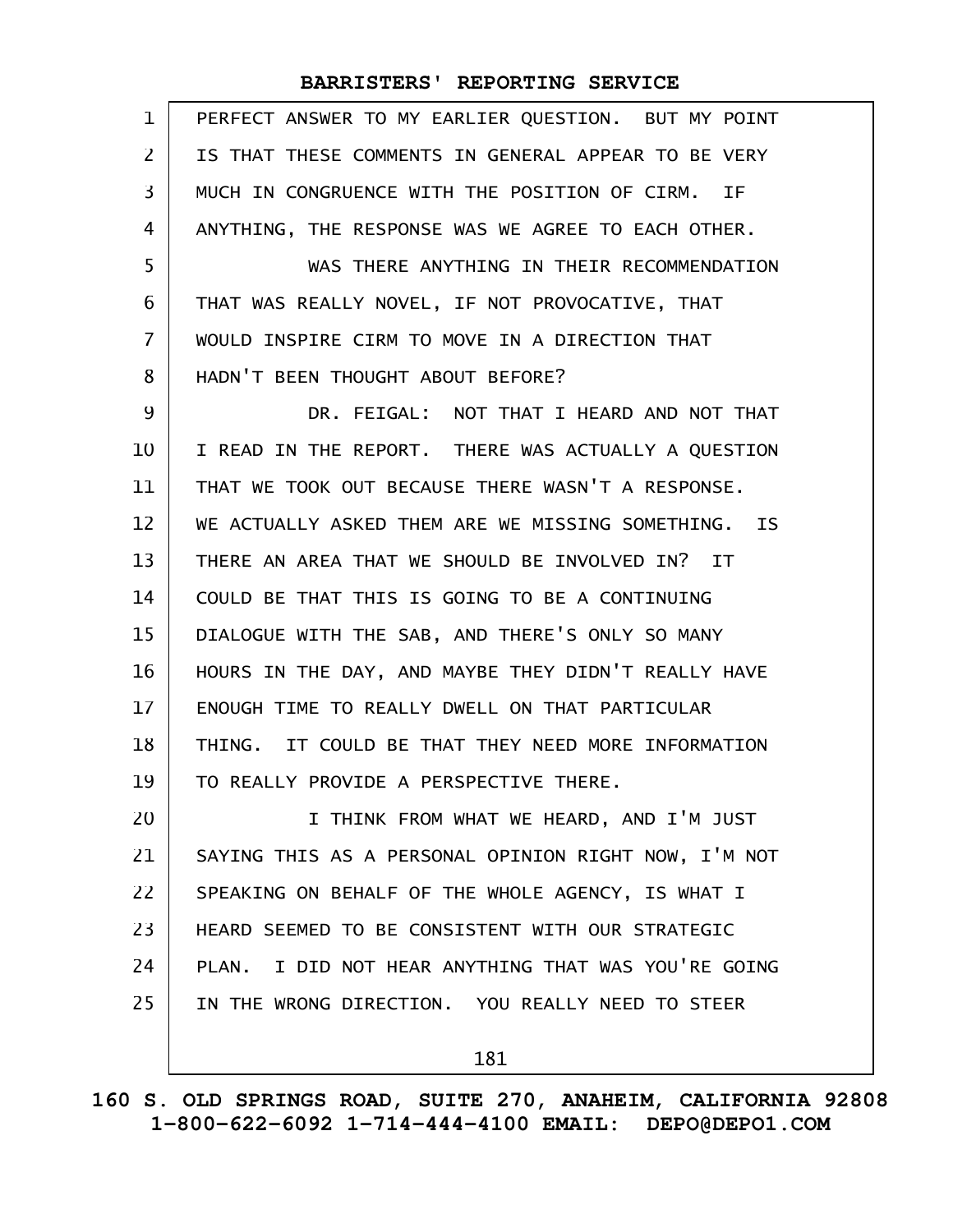PERFECT ANSWER TO MY EARLIER QUESTION. BUT MY POINT IS THAT THESE COMMENTS IN GENERAL APPEAR TO BE VERY MUCH IN CONGRUENCE WITH THE POSITION OF CIRM. IF ANYTHING, THE RESPONSE WAS WE AGREE TO EACH OTHER.

WAS THERE ANYTHING IN THEIR RECOMMENDATION THAT WAS REALLY NOVEL, IF NOT PROVOCATIVE, THAT WOULD INSPIRE CIRM TO MOVE IN A DIRECTION THAT HADN'T BEEN THOUGHT ABOUT BEFORE?

DR. FEIGAL: NOT THAT I HEARD AND NOT THAT I READ IN THE REPORT. THERE WAS ACTUALLY A QUESTION THAT WE TOOK OUT BECAUSE THERE WASN'T A RESPONSE. WE ACTUALLY ASKED THEM ARE WE MISSING SOMETHING. IS THERE AN AREA THAT WE SHOULD BE INVOLVED IN? IT COULD BE THAT THIS IS GOING TO BE A CONTINUING DIALOGUE WITH THE SAB, AND THERE'S ONLY SO MANY HOURS IN THE DAY, AND MAYBE THEY DIDN'T REALLY HAVE ENOUGH TIME TO REALLY DWELL ON THAT PARTICULAR THING. IT COULD BE THAT THEY NEED MORE INFORMATION TO REALLY PROVIDE A PERSPECTIVE THERE.

I THINK FROM WHAT WE HEARD, AND I'M JUST SAYING THIS AS A PERSONAL OPINION RIGHT NOW, I'M NOT SPEAKING ON BEHALF OF THE WHOLE AGENCY, IS WHAT I HEARD SEEMED TO BE CONSISTENT WITH OUR STRATEGIC PLAN. I DID NOT HEAR ANYTHING THAT WAS YOU'RE GOING IN THE WRONG DIRECTION. YOU REALLY NEED TO STEER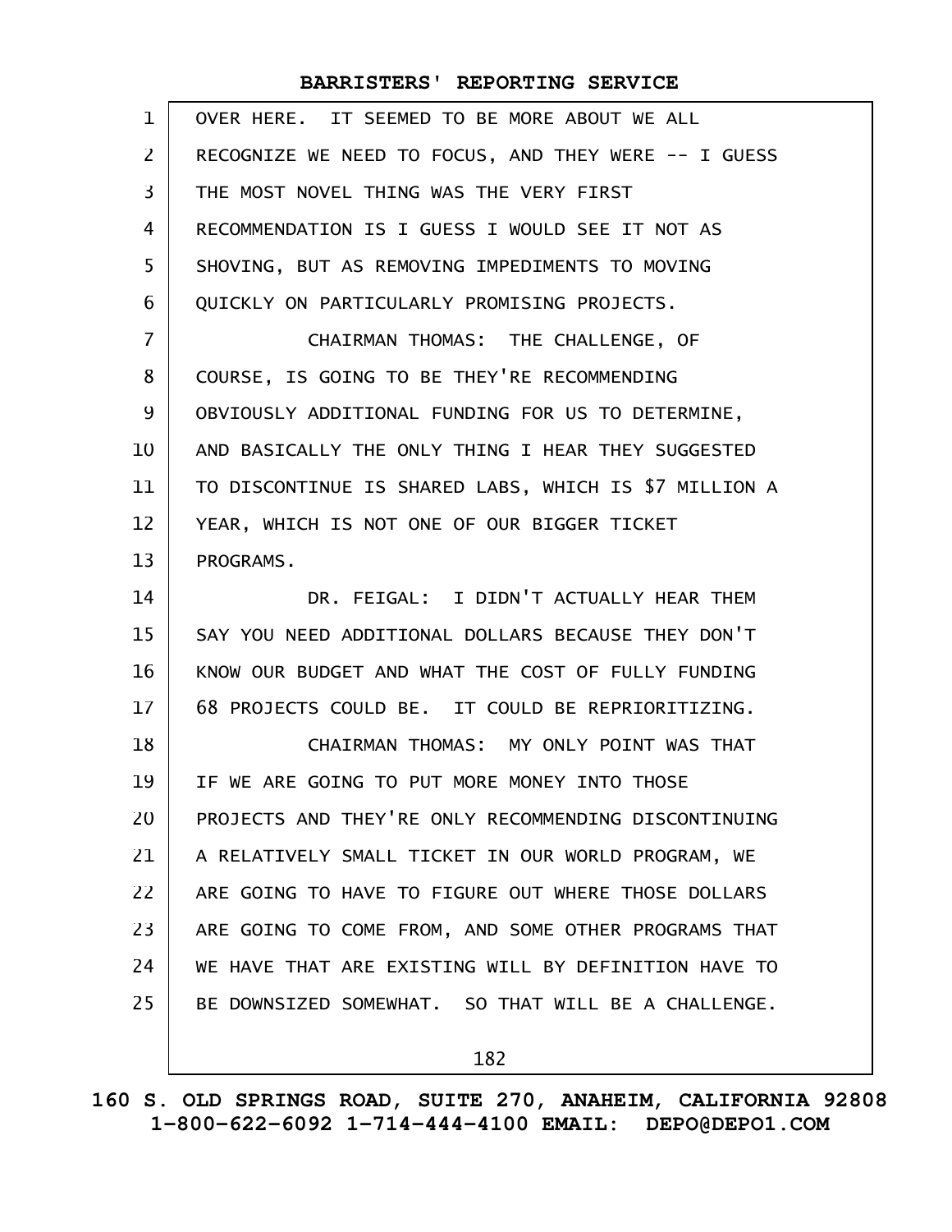OVER HERE. IT SEEMED TO BE MORE ABOUT WE ALL RECOGNIZE WE NEED TO FOCUS, AND THEY WERE -- I GUESS THE MOST NOVEL THING WAS THE VERY FIRST RECOMMENDATION IS I GUESS I WOULD SEE IT NOT AS SHOVING, BUT AS REMOVING IMPEDIMENTS TO MOVING QUICKLY ON PARTICULARLY PROMISING PROJECTS.

CHAIRMAN THOMAS: THE CHALLENGE, OF COURSE, IS GOING TO BE THEY'RE RECOMMENDING OBVIOUSLY ADDITIONAL FUNDING FOR US TO DETERMINE, AND BASICALLY THE ONLY THING I HEAR THEY SUGGESTED TO DISCONTINUE IS SHARED LABS, WHICH IS $7 MILLION A YEAR, WHICH IS NOT ONE OF OUR BIGGER TICKET PROGRAMS.

DR. FEIGAL: I DIDN'T ACTUALLY HEAR THEM SAY YOU NEED ADDITIONAL DOLLARS BECAUSE THEY DON'T KNOW OUR BUDGET AND WHAT THE COST OF FULLY FUNDING 68 PROJECTS COULD BE. IT COULD BE REPRIORITIZING.

CHAIRMAN THOMAS: MY ONLY POINT WAS THAT IF WE ARE GOING TO PUT MORE MONEY INTO THOSE PROJECTS AND THEY'RE ONLY RECOMMENDING DISCONTINUING A RELATIVELY SMALL TICKET IN OUR WORLD PROGRAM, WE ARE GOING TO HAVE TO FIGURE OUT WHERE THOSE DOLLARS ARE GOING TO COME FROM, AND SOME OTHER PROGRAMS THAT WE HAVE THAT ARE EXISTING WILL BY DEFINITION HAVE TO BE DOWNSIZED SOMEWHAT. SO THAT WILL BE A CHALLENGE.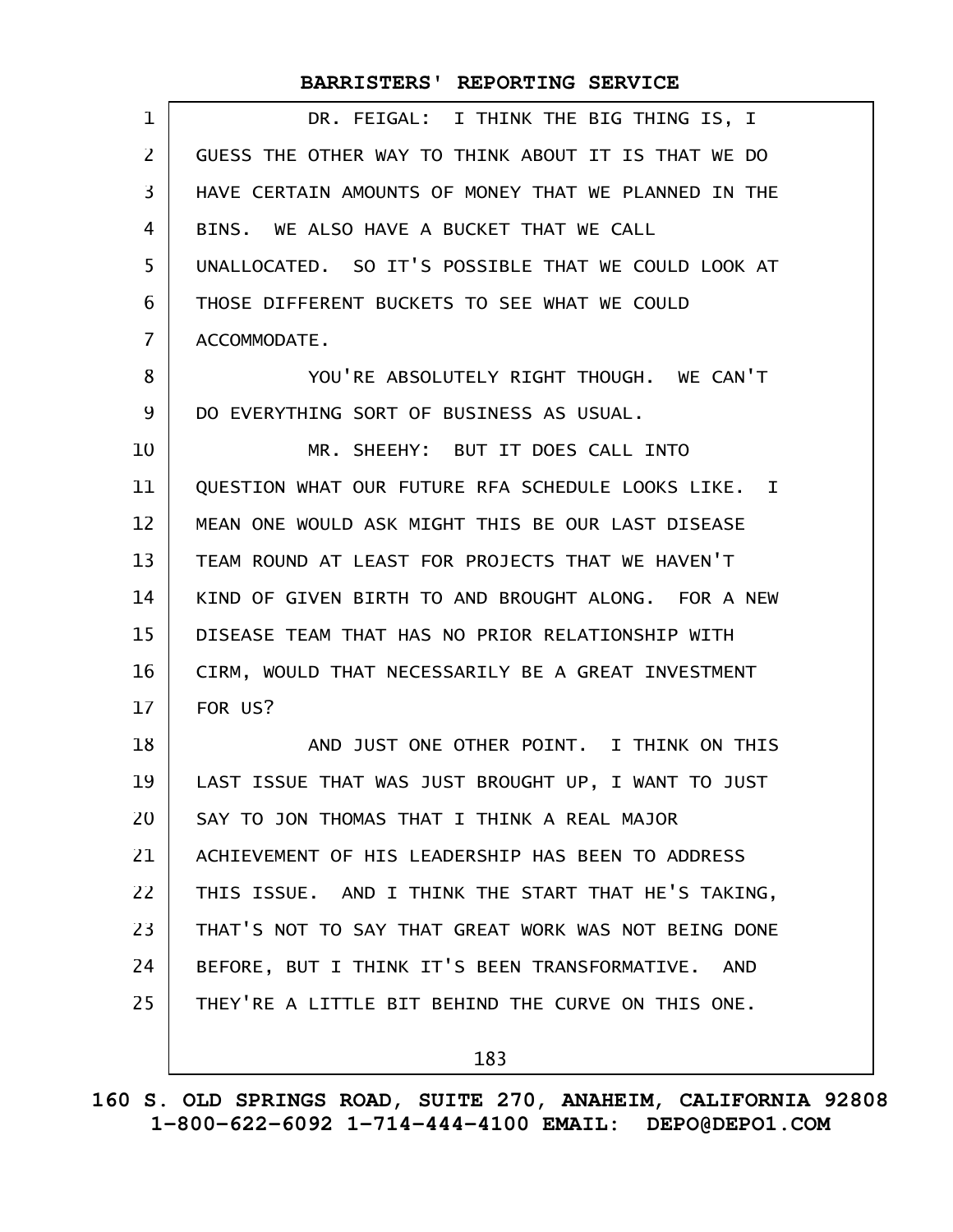DR. FEIGAL: I THINK THE BIG THING IS, I GUESS THE OTHER WAY TO THINK ABOUT IT IS THAT WE DO HAVE CERTAIN AMOUNTS OF MONEY THAT WE PLANNED IN THE BINS. WE ALSO HAVE A BUCKET THAT WE CALL UNALLOCATED. SO IT'S POSSIBLE THAT WE COULD LOOK AT THOSE DIFFERENT BUCKETS TO SEE WHAT WE COULD ACCOMMODATE.

YOU'RE ABSOLUTELY RIGHT THOUGH. WE CAN'T DO EVERYTHING SORT OF BUSINESS AS USUAL.

MR. SHEEHY: BUT IT DOES CALL INTO QUESTION WHAT OUR FUTURE RFA SCHEDULE LOOKS LIKE. I MEAN ONE WOULD ASK MIGHT THIS BE OUR LAST DISEASE TEAM ROUND AT LEAST FOR PROJECTS THAT WE HAVEN'T KIND OF GIVEN BIRTH TO AND BROUGHT ALONG. FOR A NEW DISEASE TEAM THAT HAS NO PRIOR RELATIONSHIP WITH CIRM, WOULD THAT NECESSARILY BE A GREAT INVESTMENT FOR US?

AND JUST ONE OTHER POINT. I THINK ON THIS LAST ISSUE THAT WAS JUST BROUGHT UP, I WANT TO JUST SAY TO JON THOMAS THAT I THINK A REAL MAJOR ACHIEVEMENT OF HIS LEADERSHIP HAS BEEN TO ADDRESS THIS ISSUE. AND I THINK THE START THAT HE'S TAKING, THAT'S NOT TO SAY THAT GREAT WORK WAS NOT BEING DONE BEFORE, BUT I THINK IT'S BEEN TRANSFORMATIVE. AND THEY'RE A LITTLE BIT BEHIND THE CURVE ON THIS ONE.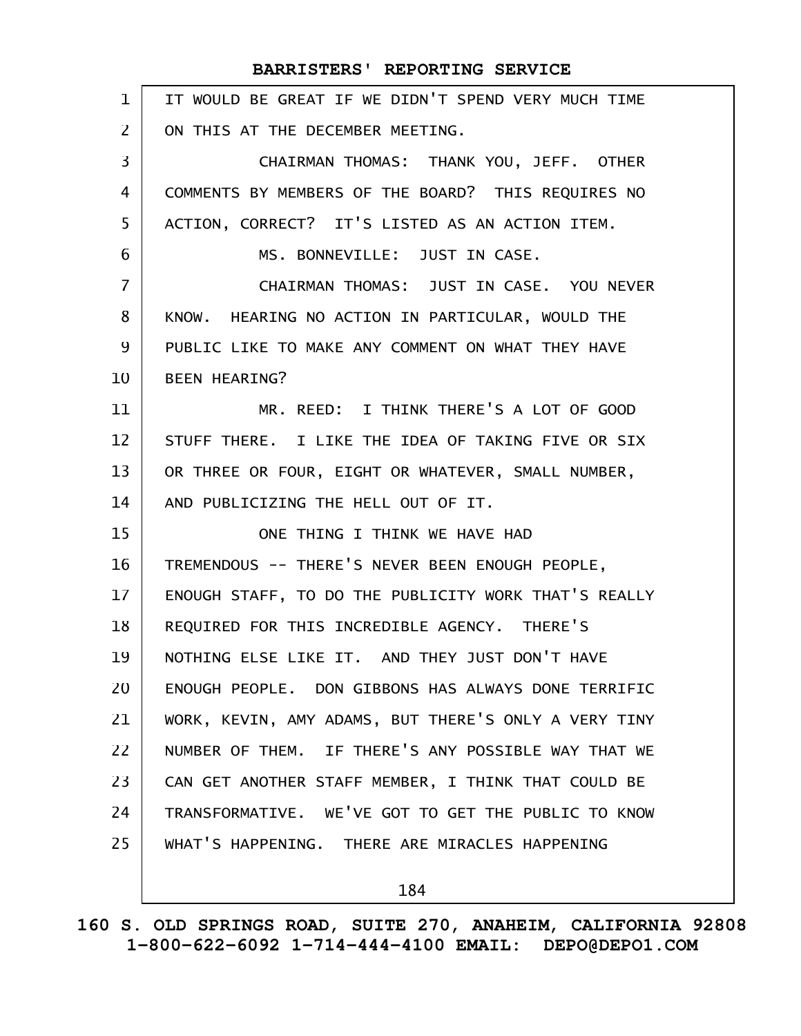IT WOULD BE GREAT IF WE DIDN'T SPEND VERY MUCH TIME ON THIS AT THE DECEMBER MEETING.

CHAIRMAN THOMAS: THANK YOU, JEFF. OTHER COMMENTS BY MEMBERS OF THE BOARD? THIS REQUIRES NO ACTION, CORRECT? IT'S LISTED AS AN ACTION ITEM.

MS. BONNEVILLE: JUST IN CASE.

CHAIRMAN THOMAS: JUST IN CASE. YOU NEVER KNOW. HEARING NO ACTION IN PARTICULAR, WOULD THE PUBLIC LIKE TO MAKE ANY COMMENT ON WHAT THEY HAVE BEEN HEARING?

MR. REED: I THINK THERE'S A LOT OF GOOD STUFF THERE. I LIKE THE IDEA OF TAKING FIVE OR SIX OR THREE OR FOUR, EIGHT OR WHATEVER, SMALL NUMBER, AND PUBLICIZING THE HELL OUT OF IT.

ONE THING I THINK WE HAVE HAD TREMENDOUS -- THERE'S NEVER BEEN ENOUGH PEOPLE, ENOUGH STAFF, TO DO THE PUBLICITY WORK THAT'S REALLY REQUIRED FOR THIS INCREDIBLE AGENCY. THERE'S NOTHING ELSE LIKE IT. AND THEY JUST DON'T HAVE ENOUGH PEOPLE. DON GIBBONS HAS ALWAYS DONE TERRIFIC WORK, KEVIN, AMY ADAMS, BUT THERE'S ONLY A VERY TINY NUMBER OF THEM. IF THERE'S ANY POSSIBLE WAY THAT WE CAN GET ANOTHER STAFF MEMBER, I THINK THAT COULD BE TRANSFORMATIVE. WE'VE GOT TO GET THE PUBLIC TO KNOW WHAT'S HAPPENING. THERE ARE MIRACLES HAPPENING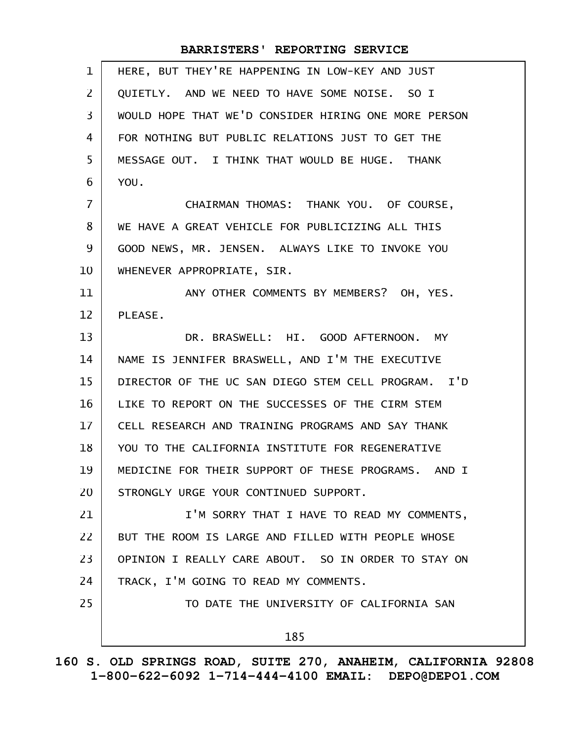HERE, BUT THEY'RE HAPPENING IN LOW-KEY AND JUST QUIETLY. AND WE NEED TO HAVE SOME NOISE. SO I WOULD HOPE THAT WE'D CONSIDER HIRING ONE MORE PERSON FOR NOTHING BUT PUBLIC RELATIONS JUST TO GET THE MESSAGE OUT. I THINK THAT WOULD BE HUGE. THANK YOU.

CHAIRMAN THOMAS: THANK YOU. OF COURSE, WE HAVE A GREAT VEHICLE FOR PUBLICIZING ALL THIS GOOD NEWS, MR. JENSEN. ALWAYS LIKE TO INVOKE YOU WHENEVER APPROPRIATE, SIR.

ANY OTHER COMMENTS BY MEMBERS? OH, YES. PLEASE.

DR. BRASWELL: HI. GOOD AFTERNOON. MY NAME IS JENNIFER BRASWELL, AND I'M THE EXECUTIVE DIRECTOR OF THE UC SAN DIEGO STEM CELL PROGRAM. I'D LIKE TO REPORT ON THE SUCCESSES OF THE CIRM STEM CELL RESEARCH AND TRAINING PROGRAMS AND SAY THANK YOU TO THE CALIFORNIA INSTITUTE FOR REGENERATIVE MEDICINE FOR THEIR SUPPORT OF THESE PROGRAMS. AND I STRONGLY URGE YOUR CONTINUED SUPPORT.

I'M SORRY THAT I HAVE TO READ MY COMMENTS, BUT THE ROOM IS LARGE AND FILLED WITH PEOPLE WHOSE OPINION I REALLY CARE ABOUT. SO IN ORDER TO STAY ON TRACK, I'M GOING TO READ MY COMMENTS.

TO DATE THE UNIVERSITY OF CALIFORNIA SAN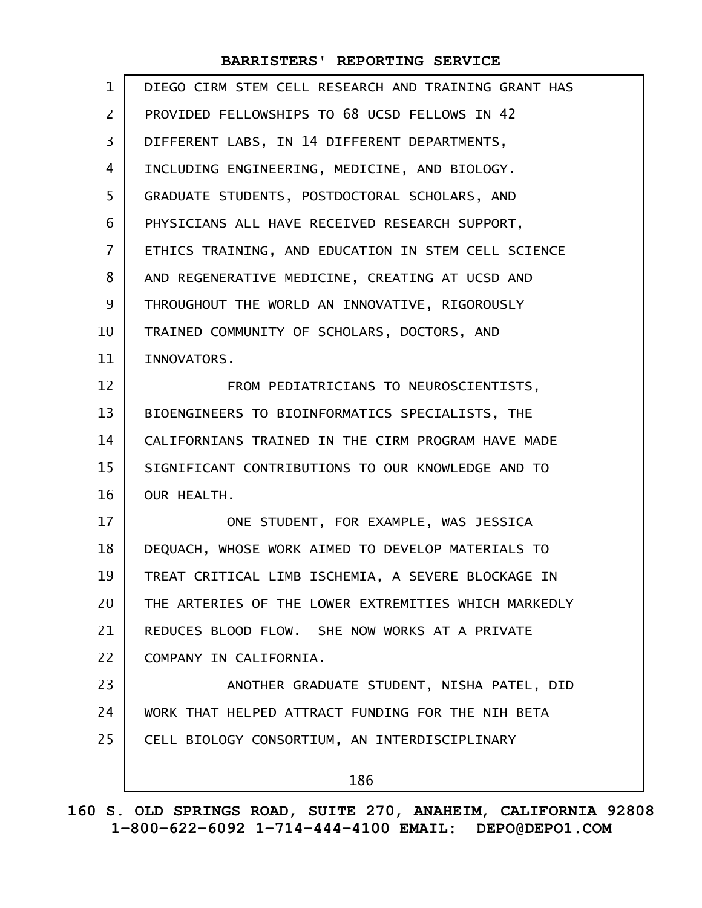DIEGO CIRM STEM CELL RESEARCH AND TRAINING GRANT HAS PROVIDED FELLOWSHIPS TO 68 UCSD FELLOWS IN 42 DIFFERENT LABS, IN 14 DIFFERENT DEPARTMENTS, INCLUDING ENGINEERING, MEDICINE, AND BIOLOGY. GRADUATE STUDENTS, POSTDOCTORAL SCHOLARS, AND PHYSICIANS ALL HAVE RECEIVED RESEARCH SUPPORT, ETHICS TRAINING, AND EDUCATION IN STEM CELL SCIENCE AND REGENERATIVE MEDICINE, CREATING AT UCSD AND THROUGHOUT THE WORLD AN INNOVATIVE, RIGOROUSLY TRAINED COMMUNITY OF SCHOLARS, DOCTORS, AND INNOVATORS.

FROM PEDIATRICIANS TO NEUROSCIENTISTS, BIOENGINEERS TO BIOINFORMATICS SPECIALISTS, THE CALIFORNIANS TRAINED IN THE CIRM PROGRAM HAVE MADE SIGNIFICANT CONTRIBUTIONS TO OUR KNOWLEDGE AND TO OUR HEALTH.

ONE STUDENT, FOR EXAMPLE, WAS JESSICA DEQUACH, WHOSE WORK AIMED TO DEVELOP MATERIALS TO TREAT CRITICAL LIMB ISCHEMIA, A SEVERE BLOCKAGE IN THE ARTERIES OF THE LOWER EXTREMITIES WHICH MARKEDLY REDUCES BLOOD FLOW. SHE NOW WORKS AT A PRIVATE COMPANY IN CALIFORNIA.

ANOTHER GRADUATE STUDENT, NISHA PATEL, DID WORK THAT HELPED ATTRACT FUNDING FOR THE NIH BETA CELL BIOLOGY CONSORTIUM, AN INTERDISCIPLINARY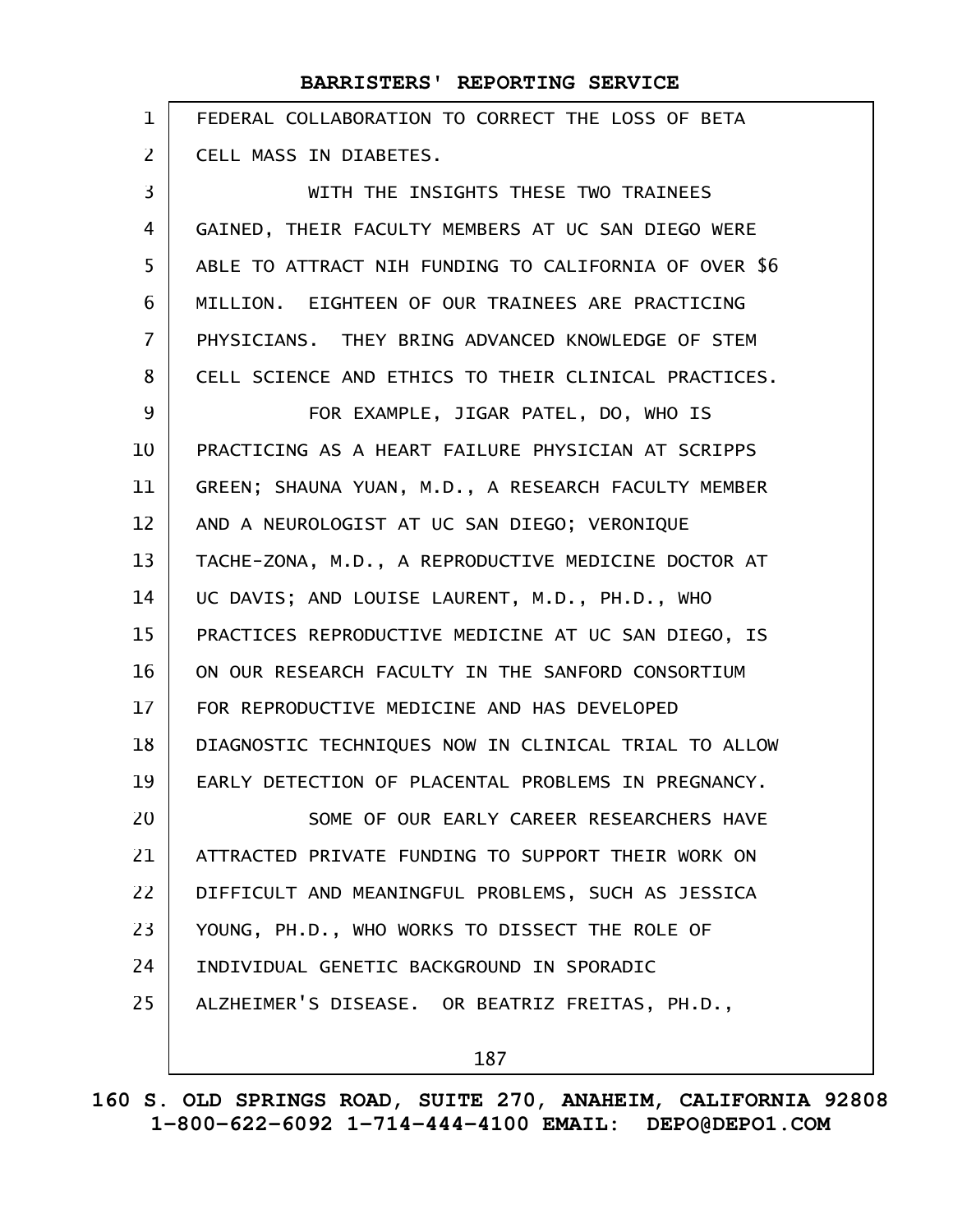FEDERAL COLLABORATION TO CORRECT THE LOSS OF BETA CELL MASS IN DIABETES.

WITH THE INSIGHTS THESE TWO TRAINEES GAINED, THEIR FACULTY MEMBERS AT UC SAN DIEGO WERE ABLE TO ATTRACT NIH FUNDING TO CALIFORNIA OF OVER $6 MILLION. EIGHTEEN OF OUR TRAINEES ARE PRACTICING PHYSICIANS. THEY BRING ADVANCED KNOWLEDGE OF STEM CELL SCIENCE AND ETHICS TO THEIR CLINICAL PRACTICES.

FOR EXAMPLE, JIGAR PATEL, DO, WHO IS PRACTICING AS A HEART FAILURE PHYSICIAN AT SCRIPPS GREEN; SHAUNA YUAN, M.D., A RESEARCH FACULTY MEMBER AND A NEUROLOGIST AT UC SAN DIEGO; VERONIQUE TACHE-ZONA, M.D., A REPRODUCTIVE MEDICINE DOCTOR AT UC DAVIS; AND LOUISE LAURENT, M.D., PH.D., WHO PRACTICES REPRODUCTIVE MEDICINE AT UC SAN DIEGO, IS ON OUR RESEARCH FACULTY IN THE SANFORD CONSORTIUM FOR REPRODUCTIVE MEDICINE AND HAS DEVELOPED DIAGNOSTIC TECHNIQUES NOW IN CLINICAL TRIAL TO ALLOW EARLY DETECTION OF PLACENTAL PROBLEMS IN PREGNANCY.

SOME OF OUR EARLY CAREER RESEARCHERS HAVE ATTRACTED PRIVATE FUNDING TO SUPPORT THEIR WORK ON DIFFICULT AND MEANINGFUL PROBLEMS, SUCH AS JESSICA YOUNG, PH.D., WHO WORKS TO DISSECT THE ROLE OF INDIVIDUAL GENETIC BACKGROUND IN SPORADIC ALZHEIMER'S DISEASE. OR BEATRIZ FREITAS, PH.D.,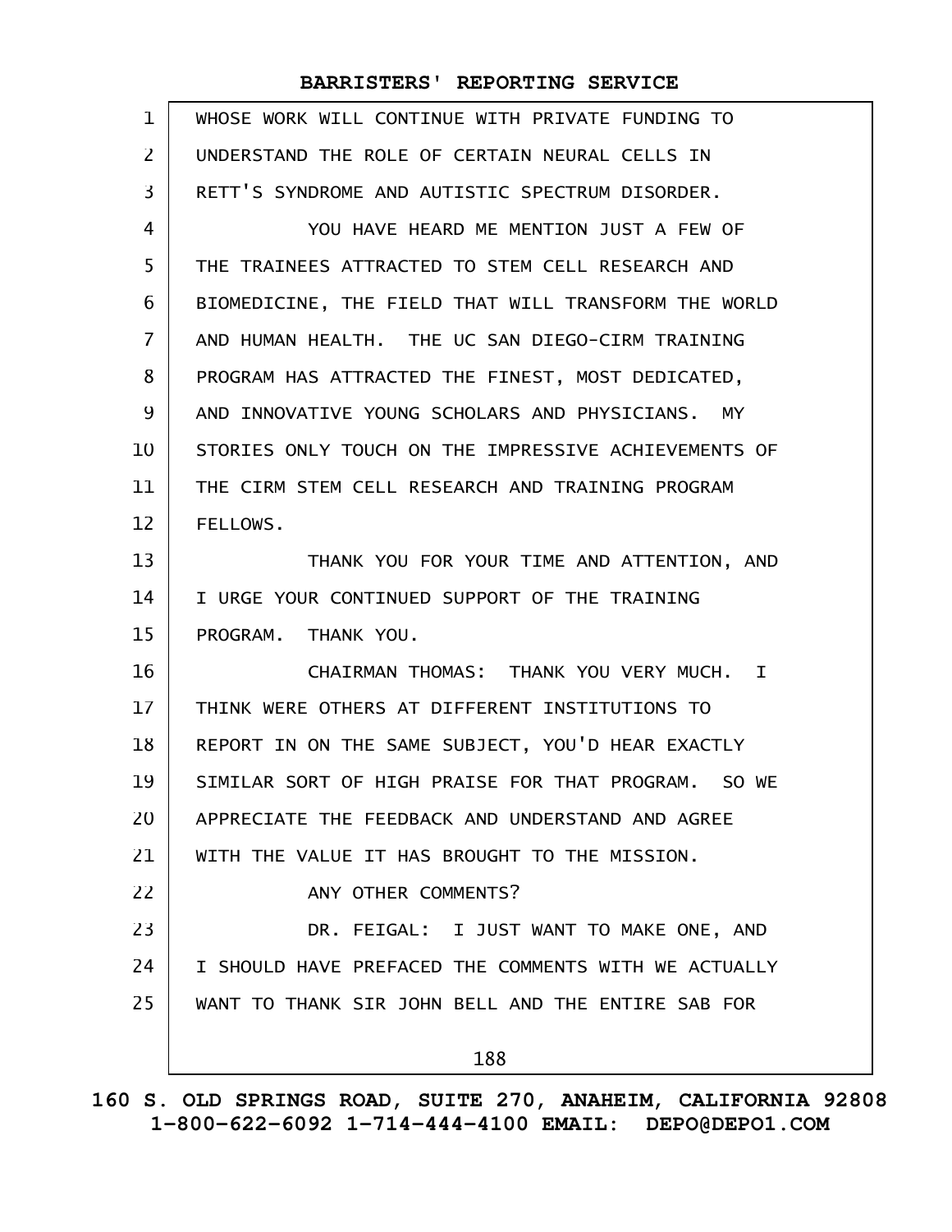WHOSE WORK WILL CONTINUE WITH PRIVATE FUNDING TO UNDERSTAND THE ROLE OF CERTAIN NEURAL CELLS IN RETT'S SYNDROME AND AUTISTIC SPECTRUM DISORDER.

YOU HAVE HEARD ME MENTION JUST A FEW OF THE TRAINEES ATTRACTED TO STEM CELL RESEARCH AND BIOMEDICINE, THE FIELD THAT WILL TRANSFORM THE WORLD AND HUMAN HEALTH. THE UC SAN DIEGO-CIRM TRAINING PROGRAM HAS ATTRACTED THE FINEST, MOST DEDICATED, AND INNOVATIVE YOUNG SCHOLARS AND PHYSICIANS. MY STORIES ONLY TOUCH ON THE IMPRESSIVE ACHIEVEMENTS OF THE CIRM STEM CELL RESEARCH AND TRAINING PROGRAM FELLOWS.

THANK YOU FOR YOUR TIME AND ATTENTION, AND I URGE YOUR CONTINUED SUPPORT OF THE TRAINING PROGRAM. THANK YOU.

CHAIRMAN THOMAS: THANK YOU VERY MUCH. I THINK WERE OTHERS AT DIFFERENT INSTITUTIONS TO REPORT IN ON THE SAME SUBJECT, YOU'D HEAR EXACTLY SIMILAR SORT OF HIGH PRAISE FOR THAT PROGRAM. SO WE APPRECIATE THE FEEDBACK AND UNDERSTAND AND AGREE WITH THE VALUE IT HAS BROUGHT TO THE MISSION.

ANY OTHER COMMENTS?

DR. FEIGAL: I JUST WANT TO MAKE ONE, AND I SHOULD HAVE PREFACED THE COMMENTS WITH WE ACTUALLY WANT TO THANK SIR JOHN BELL AND THE ENTIRE SAB FOR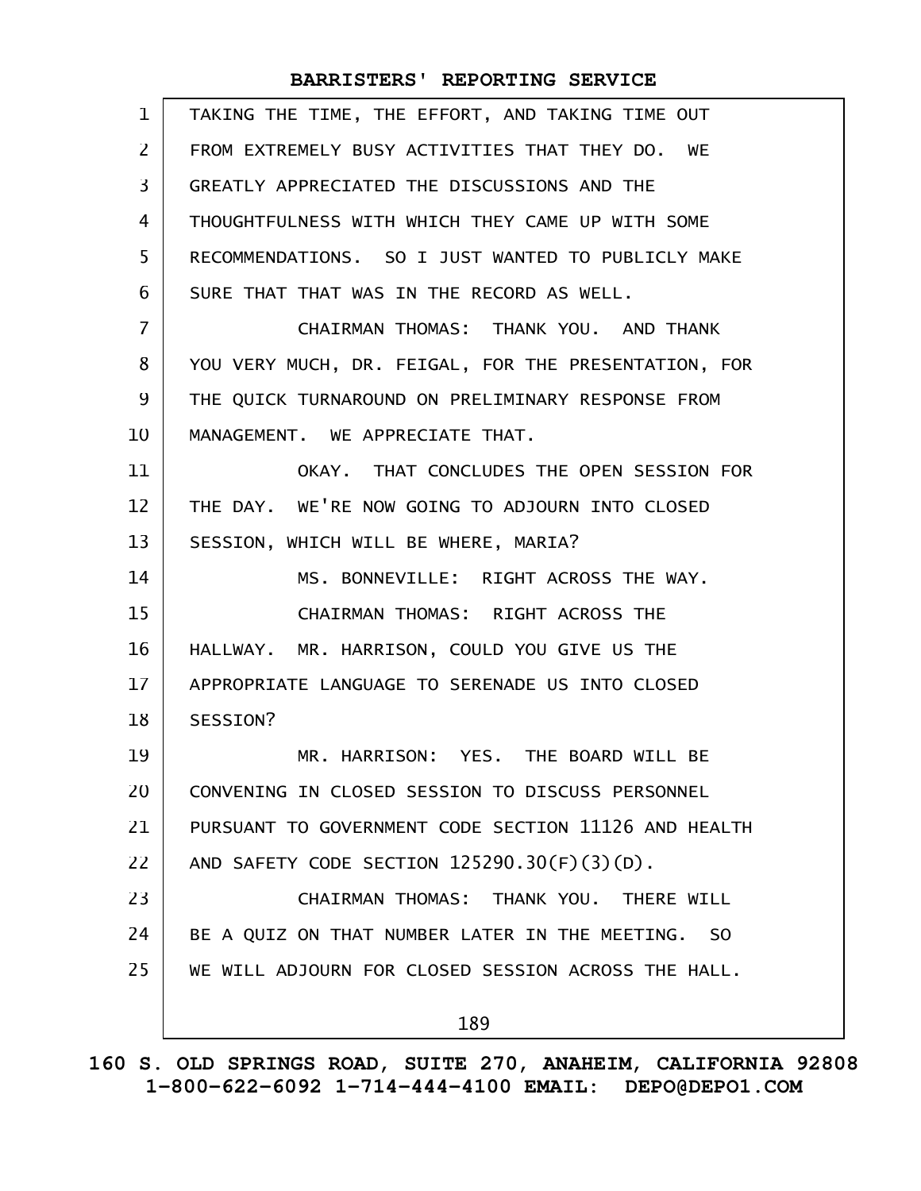TAKING THE TIME, THE EFFORT, AND TAKING TIME OUT FROM EXTREMELY BUSY ACTIVITIES THAT THEY DO. WE GREATLY APPRECIATED THE DISCUSSIONS AND THE THOUGHTFULNESS WITH WHICH THEY CAME UP WITH SOME RECOMMENDATIONS. SO I JUST WANTED TO PUBLICLY MAKE SURE THAT THAT WAS IN THE RECORD AS WELL.

CHAIRMAN THOMAS: THANK YOU. AND THANK YOU VERY MUCH, DR. FEIGAL, FOR THE PRESENTATION, FOR THE QUICK TURNAROUND ON PRELIMINARY RESPONSE FROM MANAGEMENT. WE APPRECIATE THAT.

OKAY. THAT CONCLUDES THE OPEN SESSION FOR THE DAY. WE'RE NOW GOING TO ADJOURN INTO CLOSED SESSION, WHICH WILL BE WHERE, MARIA?

MS. BONNEVILLE: RIGHT ACROSS THE WAY.

CHAIRMAN THOMAS: RIGHT ACROSS THE HALLWAY. MR. HARRISON, COULD YOU GIVE US THE APPROPRIATE LANGUAGE TO SERENADE US INTO CLOSED SESSION?

MR. HARRISON: YES. THE BOARD WILL BE CONVENING IN CLOSED SESSION TO DISCUSS PERSONNEL PURSUANT TO GOVERNMENT CODE SECTION 11126 AND HEALTH AND SAFETY CODE SECTION 125290.30(F)(3)(D).

CHAIRMAN THOMAS: THANK YOU. THERE WILL BE A QUIZ ON THAT NUMBER LATER IN THE MEETING. SO WE WILL ADJOURN FOR CLOSED SESSION ACROSS THE HALL.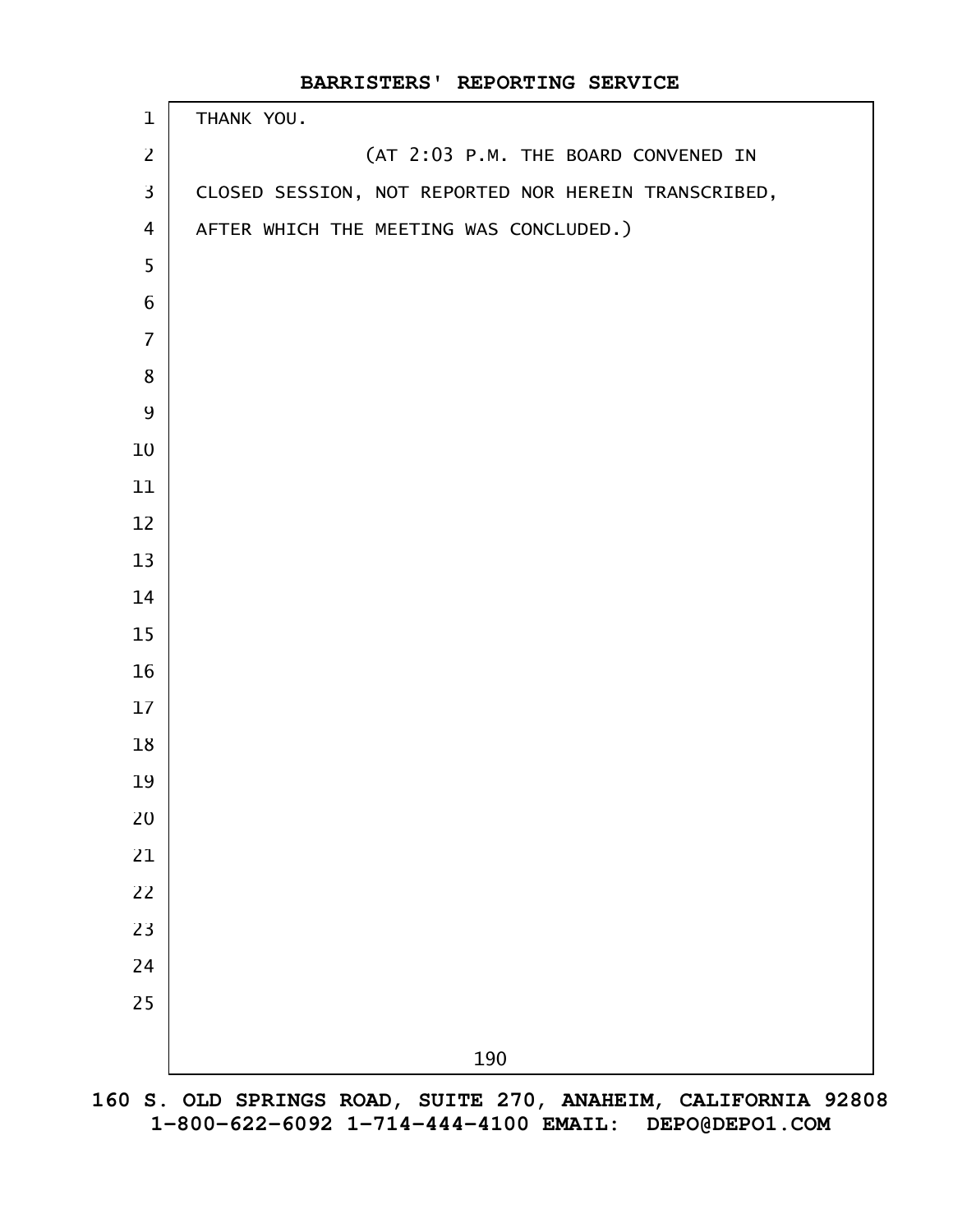THANK YOU.

(AT 2:03 P.M. THE BOARD CONVENED IN CLOSED SESSION, NOT REPORTED NOR HEREIN TRANSCRIBED, AFTER WHICH THE MEETING WAS CONCLUDED.)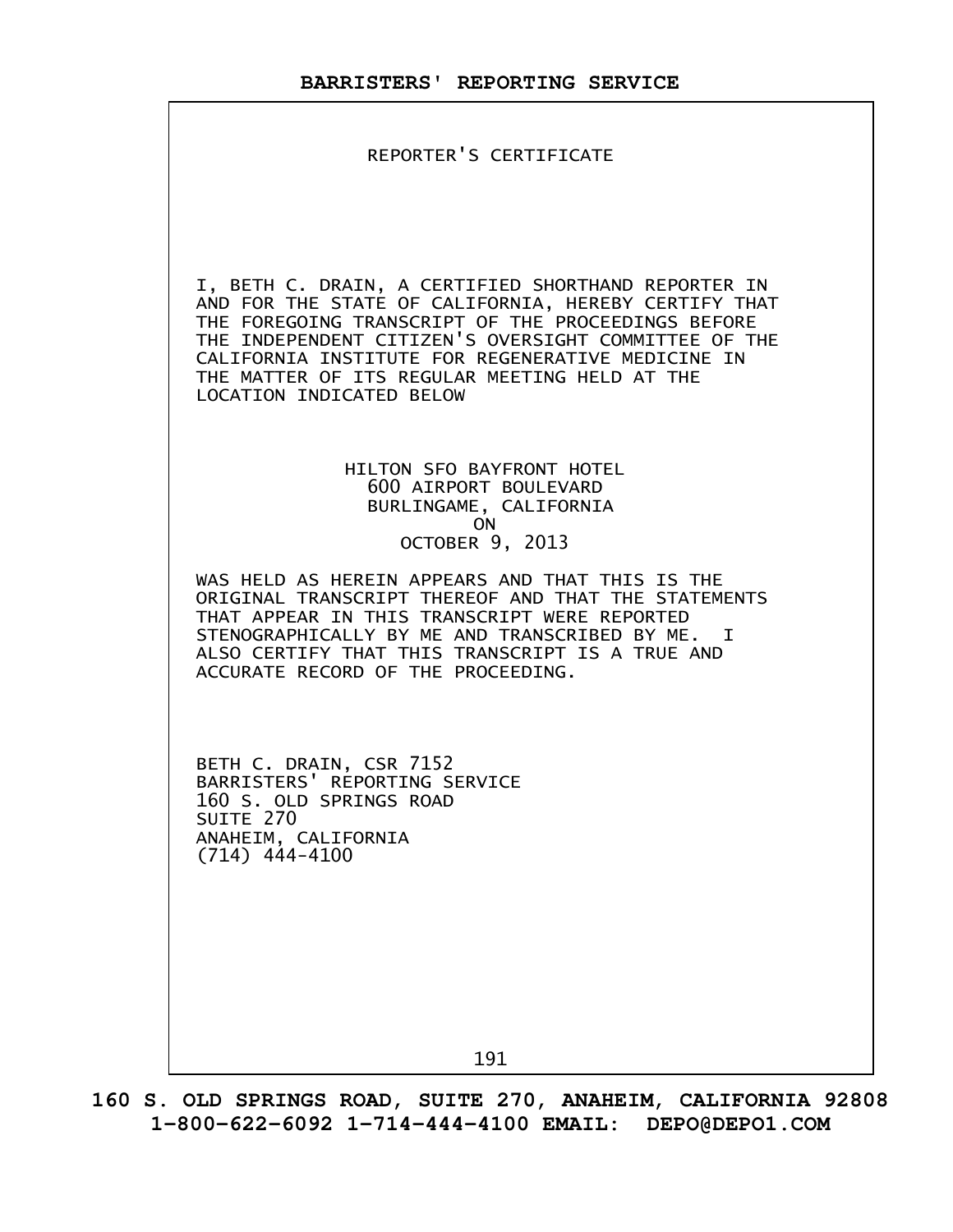# REPORTER'S CERTIFICATE

I, BETH C. DRAIN, A CERTIFIED SHORTHAND REPORTER IN AND FOR THE STATE OF CALIFORNIA, HEREBY CERTIFY THAT THE FOREGOING TRANSCRIPT OF THE PROCEEDINGS BEFORE THE INDEPENDENT CITIZEN'S OVERSIGHT COMMITTEE OF THE CALIFORNIA INSTITUTE FOR REGENERATIVE MEDICINE IN THE MATTER OF ITS REGULAR MEETING HELD AT THE LOCATION INDICATED BELOW

HILTON SFO BAYFRONT HOTEL
600 AIRPORT BOULEVARD
BURLINGAME, CALIFORNIA
ON
OCTOBER 9, 2013

WAS HELD AS HEREIN APPEARS AND THAT THIS IS THE ORIGINAL TRANSCRIPT THEREOF AND THAT THE STATEMENTS THAT APPEAR IN THIS TRANSCRIPT WERE REPORTED STENOGRAPHICALLY BY ME AND TRANSCRIBED BY ME. I ALSO CERTIFY THAT THIS TRANSCRIPT IS A TRUE AND ACCURATE RECORD OF THE PROCEEDING.

BETH C. DRAIN, CSR 7152
BARRISTERS' REPORTING SERVICE
160 S. OLD SPRINGS ROAD
SUITE 270
ANAHEIM, CALIFORNIA
(714) 444-4100